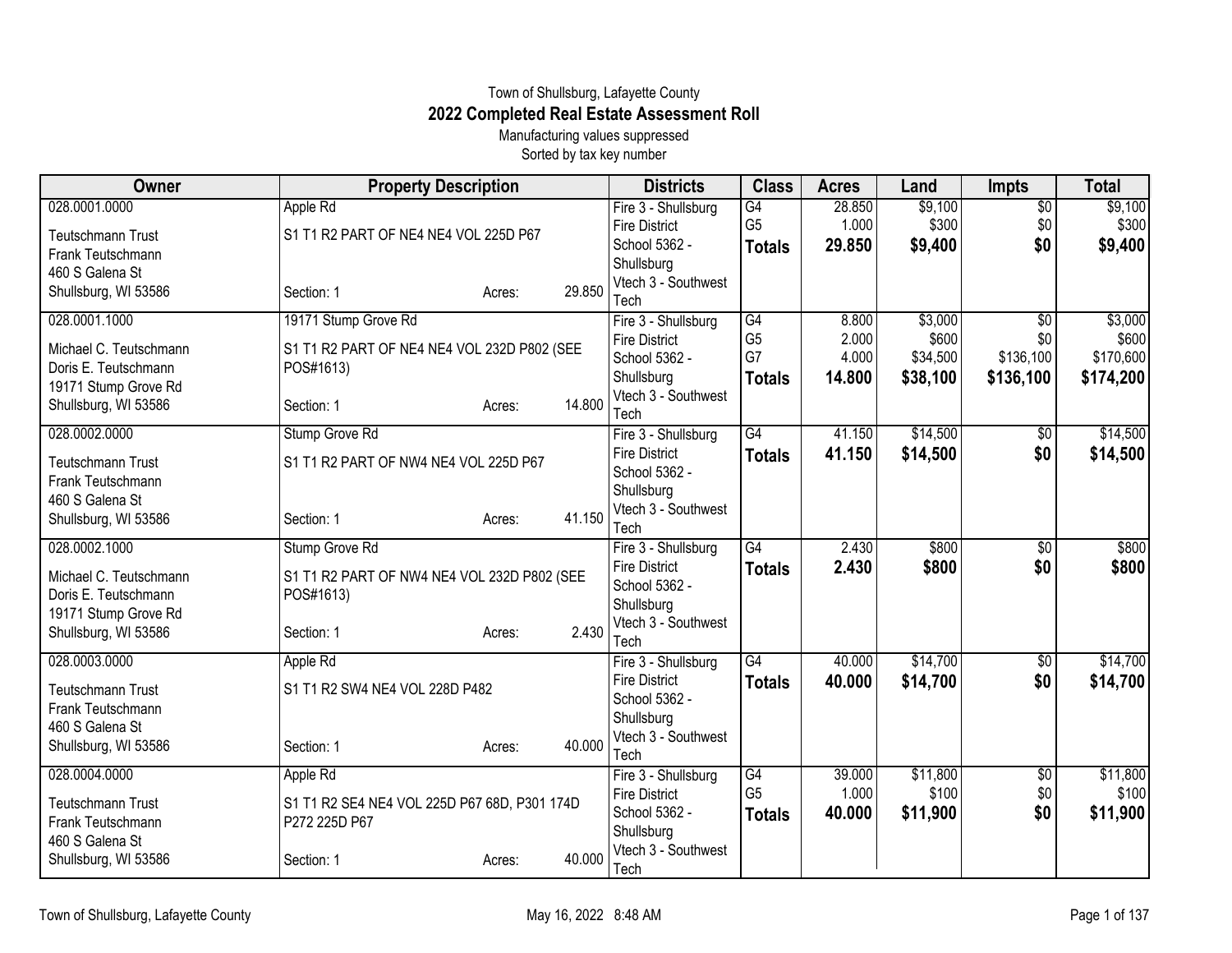Town of Shullsburg, Lafayette County

# 2022 Completed Real Estate Assessment Roll

Manufacturing values suppressed

Sorted by tax key number

| Owner | Property Description | Districts | Class | Acres | Land | Impts | Total |
|---|---|---|---|---|---|---|---|
| 028.0001.0000<br>Teutschmann Trust<br>Frank Teutschmann<br>460 S Galena St<br>Shullsburg, WI 53586 | Apple Rd<br>S1 T1 R2 PART OF NE4 NE4 VOL 225D P67<br>Section: 1 Acres: 29.850 | Fire 3 - Shullsburg Fire District<br>School 5362 - Shullsburg<br>Vtech 3 - Southwest Tech | G4<br>G5<br>**Totals** | 28.850<br>1.000<br>**29.850** | $9,100<br>$300<br>**$9,400** | $0<br>$0<br>**$0** | $9,100<br>$300<br>**$9,400** |
| 028.0001.1000<br>Michael C. Teutschmann<br>Doris E. Teutschmann<br>19171 Stump Grove Rd<br>Shullsburg, WI 53586 | 19171 Stump Grove Rd<br>S1 T1 R2 PART OF NE4 NE4 VOL 232D P802 (SEE POS#1613)<br>Section: 1 Acres: 14.800 | Fire 3 - Shullsburg Fire District<br>School 5362 - Shullsburg<br>Vtech 3 - Southwest Tech | G4<br>G5<br>G7<br>**Totals** | 8.800<br>2.000<br>4.000<br>**14.800** | $3,000<br>$600<br>$34,500<br>**$38,100** | $0<br>$0<br>$136,100<br>**$136,100** | $3,000<br>$600<br>$170,600<br>**$174,200** |
| 028.0002.0000<br>Teutschmann Trust<br>Frank Teutschmann<br>460 S Galena St<br>Shullsburg, WI 53586 | Stump Grove Rd<br>S1 T1 R2 PART OF NW4 NE4 VOL 225D P67<br>Section: 1 Acres: 41.150 | Fire 3 - Shullsburg Fire District<br>School 5362 - Shullsburg<br>Vtech 3 - Southwest Tech | G4<br>**Totals** | 41.150<br>**41.150** | $14,500<br>**$14,500** | $0<br>**$0** | $14,500<br>**$14,500** |
| 028.0002.1000<br>Michael C. Teutschmann<br>Doris E. Teutschmann<br>19171 Stump Grove Rd<br>Shullsburg, WI 53586 | Stump Grove Rd<br>S1 T1 R2 PART OF NW4 NE4 VOL 232D P802 (SEE POS#1613)<br>Section: 1 Acres: 2.430 | Fire 3 - Shullsburg Fire District<br>School 5362 - Shullsburg<br>Vtech 3 - Southwest Tech | G4<br>**Totals** | 2.430<br>**2.430** | $800<br>**$800** | $0<br>**$0** | $800<br>**$800** |
| 028.0003.0000<br>Teutschmann Trust<br>Frank Teutschmann<br>460 S Galena St<br>Shullsburg, WI 53586 | Apple Rd<br>S1 T1 R2 SW4 NE4 VOL 228D P482<br>Section: 1 Acres: 40.000 | Fire 3 - Shullsburg Fire District<br>School 5362 - Shullsburg<br>Vtech 3 - Southwest Tech | G4<br>**Totals** | 40.000<br>**40.000** | $14,700<br>**$14,700** | $0<br>**$0** | $14,700<br>**$14,700** |
| 028.0004.0000<br>Teutschmann Trust<br>Frank Teutschmann<br>460 S Galena St<br>Shullsburg, WI 53586 | Apple Rd<br>S1 T1 R2 SE4 NE4 VOL 225D P67 68D, P301 174D P272 225D P67<br>Section: 1 Acres: 40.000 | Fire 3 - Shullsburg Fire District<br>School 5362 - Shullsburg<br>Vtech 3 - Southwest Tech | G4<br>G5<br>**Totals** | 39.000<br>1.000<br>**40.000** | $11,800<br>$100<br>**$11,900** | $0<br>$0<br>**$0** | $11,800<br>$100<br>**$11,900** |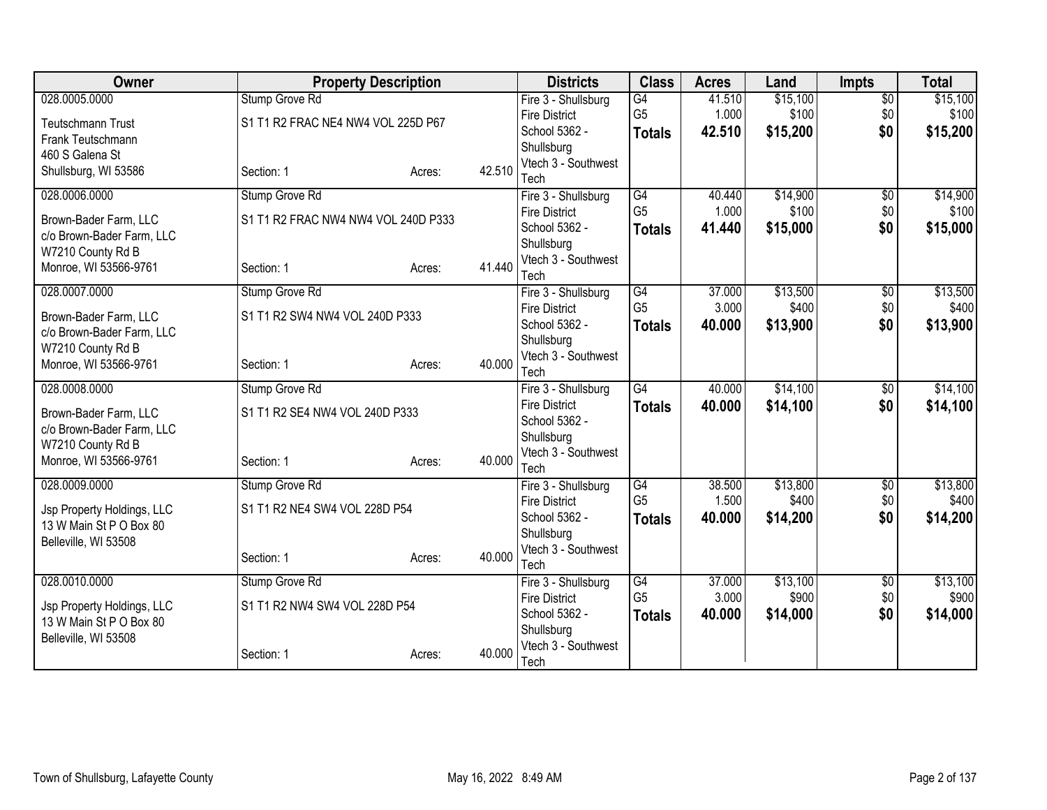| Owner | Property Description | | | Districts | Class | Acres | Land | Impts | Total |
|---|---|---|---|---|---|---|---|---|---|
| 028.0005.0000 | Stump Grove Rd | | | Fire 3 - Shullsburg Fire District | G4 | 41.510 | $15,100 | $0 | $15,100 |
| Teutschmann Trust<br>Frank Teutschmann<br>460 S Galena St<br>Shullsburg, WI 53586 | S1 T1 R2 FRAC NE4 NW4 VOL 225D P67 | | | School 5362 - Shullsburg | G5 | 1.000 | $100 | $0 | $100 |
| | Section: 1 | Acres: | 42.510 | Vtech 3 - Southwest Tech | **Totals** | **42.510** | **$15,200** | **$0** | **$15,200** |
| 028.0006.0000 | Stump Grove Rd | | | Fire 3 - Shullsburg Fire District | G4 | 40.440 | $14,900 | $0 | $14,900 |
| Brown-Bader Farm, LLC<br>c/o Brown-Bader Farm, LLC<br>W7210 County Rd B<br>Monroe, WI 53566-9761 | S1 T1 R2 FRAC NW4 NW4 VOL 240D P333 | | | School 5362 - Shullsburg | G5 | 1.000 | $100 | $0 | $100 |
| | Section: 1 | Acres: | 41.440 | Vtech 3 - Southwest Tech | **Totals** | **41.440** | **$15,000** | **$0** | **$15,000** |
| 028.0007.0000 | Stump Grove Rd | | | Fire 3 - Shullsburg Fire District | G4 | 37.000 | $13,500 | $0 | $13,500 |
| Brown-Bader Farm, LLC<br>c/o Brown-Bader Farm, LLC<br>W7210 County Rd B<br>Monroe, WI 53566-9761 | S1 T1 R2 SW4 NW4 VOL 240D P333 | | | School 5362 - Shullsburg | G5 | 3.000 | $400 | $0 | $400 |
| | Section: 1 | Acres: | 40.000 | Vtech 3 - Southwest Tech | **Totals** | **40.000** | **$13,900** | **$0** | **$13,900** |
| 028.0008.0000 | Stump Grove Rd | | | Fire 3 - Shullsburg Fire District | G4 | 40.000 | $14,100 | $0 | $14,100 |
| Brown-Bader Farm, LLC<br>c/o Brown-Bader Farm, LLC<br>W7210 County Rd B<br>Monroe, WI 53566-9761 | S1 T1 R2 SE4 NW4 VOL 240D P333 | | | School 5362 - Shullsburg | **Totals** | **40.000** | **$14,100** | **$0** | **$14,100** |
| | Section: 1 | Acres: | 40.000 | Vtech 3 - Southwest Tech | | | | | |
| 028.0009.0000 | Stump Grove Rd | | | Fire 3 - Shullsburg Fire District | G4 | 38.500 | $13,800 | $0 | $13,800 |
| Jsp Property Holdings, LLC<br>13 W Main St P O Box 80<br>Belleville, WI 53508 | S1 T1 R2 NE4 SW4 VOL 228D P54 | | | School 5362 - Shullsburg | G5 | 1.500 | $400 | $0 | $400 |
| | Section: 1 | Acres: | 40.000 | Vtech 3 - Southwest Tech | **Totals** | **40.000** | **$14,200** | **$0** | **$14,200** |
| 028.0010.0000 | Stump Grove Rd | | | Fire 3 - Shullsburg Fire District | G4 | 37.000 | $13,100 | $0 | $13,100 |
| Jsp Property Holdings, LLC<br>13 W Main St P O Box 80<br>Belleville, WI 53508 | S1 T1 R2 NW4 SW4 VOL 228D P54 | | | School 5362 - Shullsburg | G5 | 3.000 | $900 | $0 | $900 |
| | Section: 1 | Acres: | 40.000 | Vtech 3 - Southwest Tech | **Totals** | **40.000** | **$14,000** | **$0** | **$14,000** |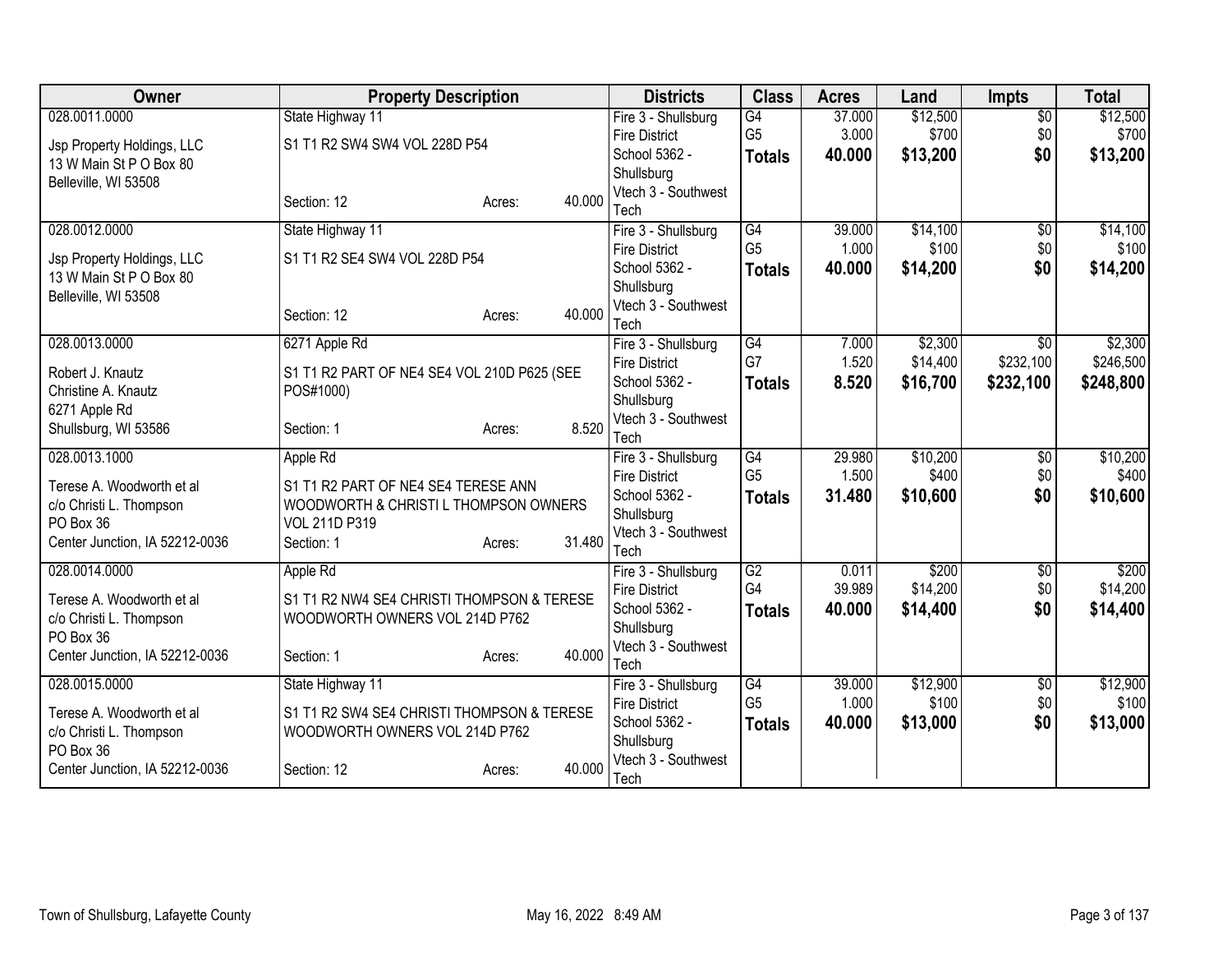| Owner | Property Description | | | Districts | Class | Acres | Land | Impts | Total |
|---|---|---|---|---|---|---|---|---|---|
| 028.0011.0000 | State Highway 11 | | | Fire 3 - Shullsburg Fire District | G4 | 37.000 | $12,500 | $0 | $12,500 |
| Jsp Property Holdings, LLC<br>13 W Main St P O Box 80<br>Belleville, WI 53508 | S1 T1 R2 SW4 SW4 VOL 228D P54 | | | School 5362 - Shullsburg | G5 | 3.000 | $700 | $0 | $700 |
| | Section: 12 | Acres: | 40.000 | Vtech 3 - Southwest Tech | **Totals** | **40.000** | **$13,200** | **$0** | **$13,200** |
| 028.0012.0000 | State Highway 11 | | | Fire 3 - Shullsburg Fire District | G4 | 39.000 | $14,100 | $0 | $14,100 |
| Jsp Property Holdings, LLC<br>13 W Main St P O Box 80<br>Belleville, WI 53508 | S1 T1 R2 SE4 SW4 VOL 228D P54 | | | School 5362 - Shullsburg | G5 | 1.000 | $100 | $0 | $100 |
| | Section: 12 | Acres: | 40.000 | Vtech 3 - Southwest Tech | **Totals** | **40.000** | **$14,200** | **$0** | **$14,200** |
| 028.0013.0000 | 6271 Apple Rd | | | Fire 3 - Shullsburg Fire District | G4 | 7.000 | $2,300 | $0 | $2,300 |
| Robert J. Knautz<br>Christine A. Knautz<br>6271 Apple Rd<br>Shullsburg, WI 53586 | S1 T1 R2 PART OF NE4 SE4 VOL 210D P625 (SEE POS#1000) | | | School 5362 - Shullsburg | G7 | 1.520 | $14,400 | $232,100 | $246,500 |
| | Section: 1 | Acres: | 8.520 | Vtech 3 - Southwest Tech | **Totals** | **8.520** | **$16,700** | **$232,100** | **$248,800** |
| 028.0013.1000 | Apple Rd | | | Fire 3 - Shullsburg Fire District | G4 | 29.980 | $10,200 | $0 | $10,200 |
| Terese A. Woodworth et al<br>c/o Christi L. Thompson<br>PO Box 36<br>Center Junction, IA 52212-0036 | S1 T1 R2 PART OF NE4 SE4 TERESE ANN WOODWORTH & CHRISTI L THOMPSON OWNERS VOL 211D P319 | | | School 5362 - Shullsburg | G5 | 1.500 | $400 | $0 | $400 |
| | Section: 1 | Acres: | 31.480 | Vtech 3 - Southwest Tech | **Totals** | **31.480** | **$10,600** | **$0** | **$10,600** |
| 028.0014.0000 | Apple Rd | | | Fire 3 - Shullsburg Fire District | G2 | 0.011 | $200 | $0 | $200 |
| Terese A. Woodworth et al<br>c/o Christi L. Thompson<br>PO Box 36<br>Center Junction, IA 52212-0036 | S1 T1 R2 NW4 SE4 CHRISTI THOMPSON & TERESE WOODWORTH OWNERS VOL 214D P762 | | | School 5362 - Shullsburg | G4 | 39.989 | $14,200 | $0 | $14,200 |
| | Section: 1 | Acres: | 40.000 | Vtech 3 - Southwest Tech | **Totals** | **40.000** | **$14,400** | **$0** | **$14,400** |
| 028.0015.0000 | State Highway 11 | | | Fire 3 - Shullsburg Fire District | G4 | 39.000 | $12,900 | $0 | $12,900 |
| Terese A. Woodworth et al<br>c/o Christi L. Thompson<br>PO Box 36<br>Center Junction, IA 52212-0036 | S1 T1 R2 SW4 SE4 CHRISTI THOMPSON & TERESE WOODWORTH OWNERS VOL 214D P762 | | | School 5362 - Shullsburg | G5 | 1.000 | $100 | $0 | $100 |
| | Section: 12 | Acres: | 40.000 | Vtech 3 - Southwest Tech | **Totals** | **40.000** | **$13,000** | **$0** | **$13,000** |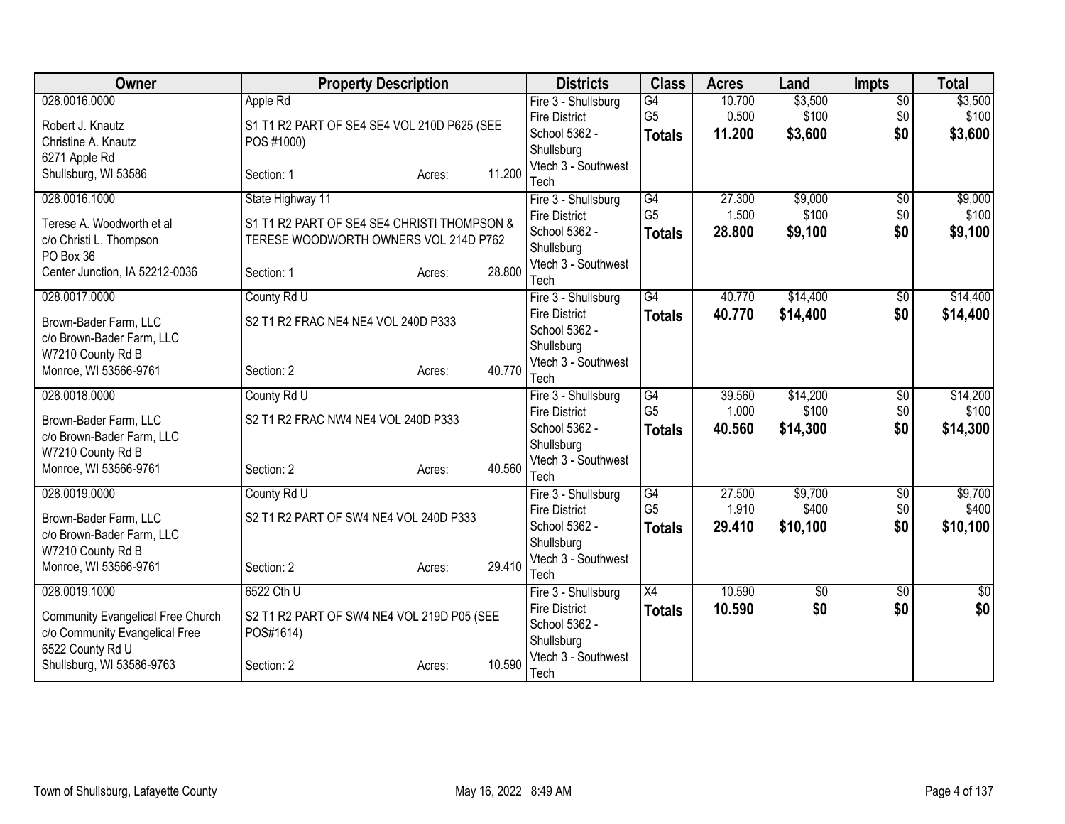| Owner | Property Description | Districts | Class | Acres | Land | Impts | Total |
|---|---|---|---|---|---|---|---|
| 028.0016.0000<br>Robert J. Knautz<br>Christine A. Knautz<br>6271 Apple Rd<br>Shullsburg, WI 53586 | Apple Rd<br>S1 T1 R2 PART OF SE4 SE4 VOL 210D P625 (SEE POS #1000)<br>Section: 1 Acres: 11.200 | Fire 3 - Shullsburg Fire District<br>School 5362 - Shullsburg<br>Vtech 3 - Southwest Tech | G4<br>G5<br>**Totals** | 10.700<br>0.500<br>**11.200** | $3,500<br>$100<br>**$3,600** | $0<br>$0<br>**$0** | $3,500<br>$100<br>**$3,600** |
| 028.0016.1000<br>Terese A. Woodworth et al<br>c/o Christi L. Thompson<br>PO Box 36<br>Center Junction, IA 52212-0036 | State Highway 11<br>S1 T1 R2 PART OF SE4 SE4 CHRISTI THOMPSON & TERESE WOODWORTH OWNERS VOL 214D P762<br>Section: 1 Acres: 28.800 | Fire 3 - Shullsburg Fire District<br>School 5362 - Shullsburg<br>Vtech 3 - Southwest Tech | G4<br>G5<br>**Totals** | 27.300<br>1.500<br>**28.800** | $9,000<br>$100<br>**$9,100** | $0<br>$0<br>**$0** | $9,000<br>$100<br>**$9,100** |
| 028.0017.0000<br>Brown-Bader Farm, LLC<br>c/o Brown-Bader Farm, LLC<br>W7210 County Rd B<br>Monroe, WI 53566-9761 | County Rd U<br>S2 T1 R2 FRAC NE4 NE4 VOL 240D P333<br>Section: 2 Acres: 40.770 | Fire 3 - Shullsburg Fire District<br>School 5362 - Shullsburg<br>Vtech 3 - Southwest Tech | G4<br>**Totals** | 40.770<br>**40.770** | $14,400<br>**$14,400** | $0<br>**$0** | $14,400<br>**$14,400** |
| 028.0018.0000<br>Brown-Bader Farm, LLC<br>c/o Brown-Bader Farm, LLC<br>W7210 County Rd B<br>Monroe, WI 53566-9761 | County Rd U<br>S2 T1 R2 FRAC NW4 NE4 VOL 240D P333<br>Section: 2 Acres: 40.560 | Fire 3 - Shullsburg Fire District<br>School 5362 - Shullsburg<br>Vtech 3 - Southwest Tech | G4<br>G5<br>**Totals** | 39.560<br>1.000<br>**40.560** | $14,200<br>$100<br>**$14,300** | $0<br>$0<br>**$0** | $14,200<br>$100<br>**$14,300** |
| 028.0019.0000<br>Brown-Bader Farm, LLC<br>c/o Brown-Bader Farm, LLC<br>W7210 County Rd B<br>Monroe, WI 53566-9761 | County Rd U<br>S2 T1 R2 PART OF SW4 NE4 VOL 240D P333<br>Section: 2 Acres: 29.410 | Fire 3 - Shullsburg Fire District<br>School 5362 - Shullsburg<br>Vtech 3 - Southwest Tech | G4<br>G5<br>**Totals** | 27.500<br>1.910<br>**29.410** | $9,700<br>$400<br>**$10,100** | $0<br>$0<br>**$0** | $9,700<br>$400<br>**$10,100** |
| 028.0019.1000<br>Community Evangelical Free Church<br>c/o Community Evangelical Free<br>6522 County Rd U<br>Shullsburg, WI 53586-9763 | 6522 Cth U<br>S2 T1 R2 PART OF SW4 NE4 VOL 219D P05 (SEE POS#1614)<br>Section: 2 Acres: 10.590 | Fire 3 - Shullsburg Fire District<br>School 5362 - Shullsburg<br>Vtech 3 - Southwest Tech | X4<br>**Totals** | 10.590<br>**10.590** | $0<br>**$0** | $0<br>**$0** | $0<br>**$0** |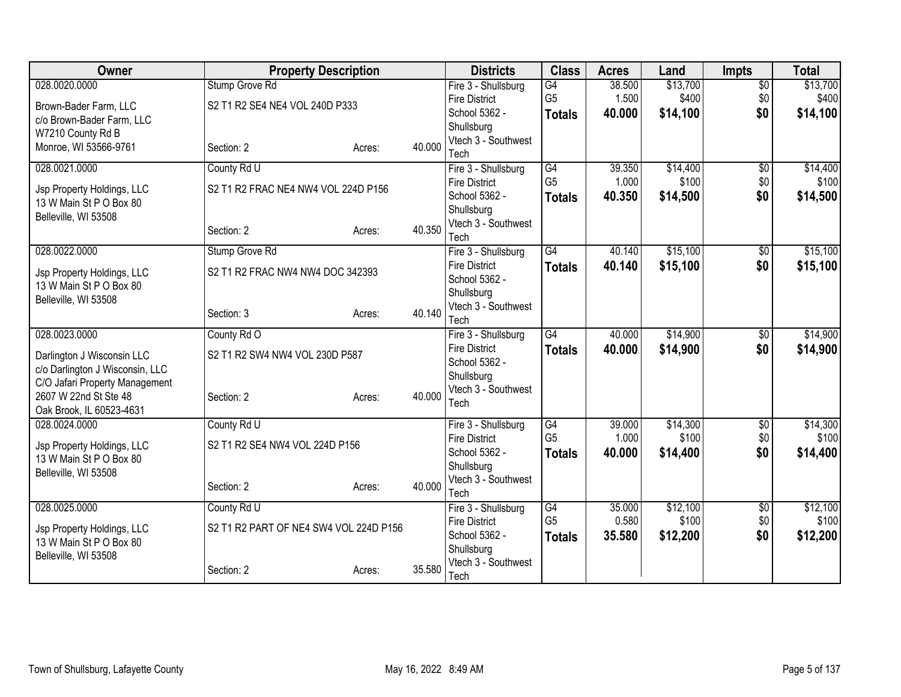| Owner | Property Description | | | Districts | Class | Acres | Land | Impts | Total |
|---|---|---|---|---|---|---|---|---|---|
| 028.0020.0000<br><br>Brown-Bader Farm, LLC<br>c/o Brown-Bader Farm, LLC<br>W7210 County Rd B<br>Monroe, WI 53566-9761 | Stump Grove Rd<br><br>S2 T1 R2 SE4 NE4 VOL 240D P333<br><br>Section: 2 | Acres: | 40.000 | Fire 3 - Shullsburg Fire District<br>School 5362 - Shullsburg<br>Vtech 3 - Southwest Tech | G4<br>G5<br>**Totals** | 38.500<br>1.500<br>**40.000** | $13,700<br>$400<br>**$14,100** | $0<br>$0<br>**$0** | $13,700<br>$400<br>**$14,100** |
| 028.0021.0000<br><br>Jsp Property Holdings, LLC<br>13 W Main St P O Box 80<br>Belleville, WI 53508 | County Rd U<br><br>S2 T1 R2 FRAC NE4 NW4 VOL 224D P156<br><br>Section: 2 | Acres: | 40.350 | Fire 3 - Shullsburg Fire District<br>School 5362 - Shullsburg<br>Vtech 3 - Southwest Tech | G4<br>G5<br>**Totals** | 39.350<br>1.000<br>**40.350** | $14,400<br>$100<br>**$14,500** | $0<br>$0<br>**$0** | $14,400<br>$100<br>**$14,500** |
| 028.0022.0000<br><br>Jsp Property Holdings, LLC<br>13 W Main St P O Box 80<br>Belleville, WI 53508 | Stump Grove Rd<br><br>S2 T1 R2 FRAC NW4 NW4 DOC 342393<br><br>Section: 3 | Acres: | 40.140 | Fire 3 - Shullsburg Fire District<br>School 5362 - Shullsburg<br>Vtech 3 - Southwest Tech | G4<br>**Totals** | 40.140<br>**40.140** | $15,100<br>**$15,100** | $0<br>**$0** | $15,100<br>**$15,100** |
| 028.0023.0000<br><br>Darlington J Wisconsin LLC<br>c/o Darlington J Wisconsin, LLC<br>C/O Jafari Property Management<br>2607 W 22nd St Ste 48<br>Oak Brook, IL 60523-4631 | County Rd O<br><br>S2 T1 R2 SW4 NW4 VOL 230D P587<br><br>Section: 2 | Acres: | 40.000 | Fire 3 - Shullsburg Fire District<br>School 5362 - Shullsburg<br>Vtech 3 - Southwest Tech | G4<br>**Totals** | 40.000<br>**40.000** | $14,900<br>**$14,900** | $0<br>**$0** | $14,900<br>**$14,900** |
| 028.0024.0000<br><br>Jsp Property Holdings, LLC<br>13 W Main St P O Box 80<br>Belleville, WI 53508 | County Rd U<br><br>S2 T1 R2 SE4 NW4 VOL 224D P156<br><br>Section: 2 | Acres: | 40.000 | Fire 3 - Shullsburg Fire District<br>School 5362 - Shullsburg<br>Vtech 3 - Southwest Tech | G4<br>G5<br>**Totals** | 39.000<br>1.000<br>**40.000** | $14,300<br>$100<br>**$14,400** | $0<br>$0<br>**$0** | $14,300<br>$100<br>**$14,400** |
| 028.0025.0000<br><br>Jsp Property Holdings, LLC<br>13 W Main St P O Box 80<br>Belleville, WI 53508 | County Rd U<br><br>S2 T1 R2 PART OF NE4 SW4 VOL 224D P156<br><br>Section: 2 | Acres: | 35.580 | Fire 3 - Shullsburg Fire District<br>School 5362 - Shullsburg<br>Vtech 3 - Southwest Tech | G4<br>G5<br>**Totals** | 35.000<br>0.580<br>**35.580** | $12,100<br>$100<br>**$12,200** | $0<br>$0<br>**$0** | $12,100<br>$100<br>**$12,200** |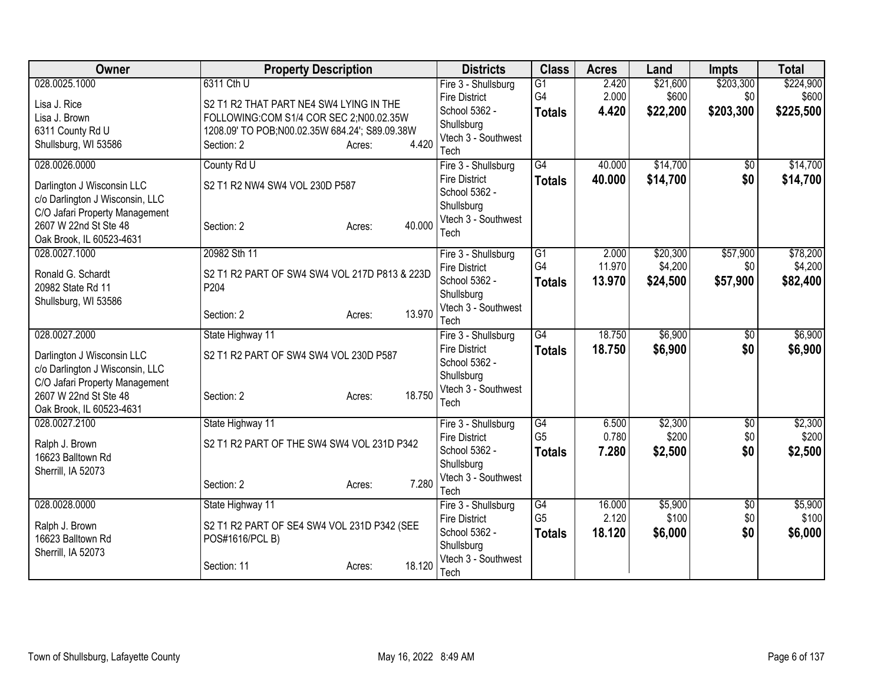| Owner | Property Description | Districts | Class | Acres | Land | Impts | Total |
|---|---|---|---|---|---|---|---|
| 028.0025.1000<br><br>Lisa J. Rice<br>Lisa J. Brown<br>6311 County Rd U<br>Shullsburg, WI 53586 | 6311 Cth U<br><br>S2 T1 R2 THAT PART NE4 SW4 LYING IN THE FOLLOWING:COM S1/4 COR SEC 2;N00.02.35W 1208.09' TO POB;N00.02.35W 684.24'; S89.09.38W<br>Section: 2 Acres: 4.420 | Fire 3 - Shullsburg Fire District<br>School 5362 - Shullsburg<br>Vtech 3 - Southwest Tech | G1<br>G4<br>**Totals** | 2.420<br>2.000<br>**4.420** | $21,600<br>$600<br>**$22,200** | $203,300<br>$0<br>**$203,300** | $224,900<br>$600<br>**$225,500** |
| 028.0026.0000<br><br>Darlington J Wisconsin LLC<br>c/o Darlington J Wisconsin, LLC<br>C/O Jafari Property Management<br>2607 W 22nd St Ste 48<br>Oak Brook, IL 60523-4631 | County Rd U<br><br>S2 T1 R2 NW4 SW4 VOL 230D P587<br><br>Section: 2 Acres: 40.000 | Fire 3 - Shullsburg Fire District<br>School 5362 - Shullsburg<br>Vtech 3 - Southwest Tech | G4<br>**Totals** | 40.000<br>**40.000** | $14,700<br>**$14,700** | $0<br>**$0** | $14,700<br>**$14,700** |
| 028.0027.1000<br><br>Ronald G. Schardt<br>20982 State Rd 11<br>Shullsburg, WI 53586 | 20982 Sth 11<br><br>S2 T1 R2 PART OF SW4 SW4 VOL 217D P813 & 223D P204<br><br>Section: 2 Acres: 13.970 | Fire 3 - Shullsburg Fire District<br>School 5362 - Shullsburg<br>Vtech 3 - Southwest Tech | G1<br>G4<br>**Totals** | 2.000<br>11.970<br>**13.970** | $20,300<br>$4,200<br>**$24,500** | $57,900<br>$0<br>**$57,900** | $78,200<br>$4,200<br>**$82,400** |
| 028.0027.2000<br><br>Darlington J Wisconsin LLC<br>c/o Darlington J Wisconsin, LLC<br>C/O Jafari Property Management<br>2607 W 22nd St Ste 48<br>Oak Brook, IL 60523-4631 | State Highway 11<br><br>S2 T1 R2 PART OF SW4 SW4 VOL 230D P587<br><br>Section: 2 Acres: 18.750 | Fire 3 - Shullsburg Fire District<br>School 5362 - Shullsburg<br>Vtech 3 - Southwest Tech | G4<br>**Totals** | 18.750<br>**18.750** | $6,900<br>**$6,900** | $0<br>**$0** | $6,900<br>**$6,900** |
| 028.0027.2100<br><br>Ralph J. Brown<br>16623 Balltown Rd<br>Sherrill, IA 52073 | State Highway 11<br><br>S2 T1 R2 PART OF THE SW4 SW4 VOL 231D P342<br><br>Section: 2 Acres: 7.280 | Fire 3 - Shullsburg Fire District<br>School 5362 - Shullsburg<br>Vtech 3 - Southwest Tech | G4<br>G5<br>**Totals** | 6.500<br>0.780<br>**7.280** | $2,300<br>$200<br>**$2,500** | $0<br>$0<br>**$0** | $2,300<br>$200<br>**$2,500** |
| 028.0028.0000<br><br>Ralph J. Brown<br>16623 Balltown Rd<br>Sherrill, IA 52073 | State Highway 11<br><br>S2 T1 R2 PART OF SE4 SW4 VOL 231D P342 (SEE POS#1616/PCL B)<br><br>Section: 11 Acres: 18.120 | Fire 3 - Shullsburg Fire District<br>School 5362 - Shullsburg<br>Vtech 3 - Southwest Tech | G4<br>G5<br>**Totals** | 16.000<br>2.120<br>**18.120** | $5,900<br>$100<br>**$6,000** | $0<br>$0<br>**$0** | $5,900<br>$100<br>**$6,000** |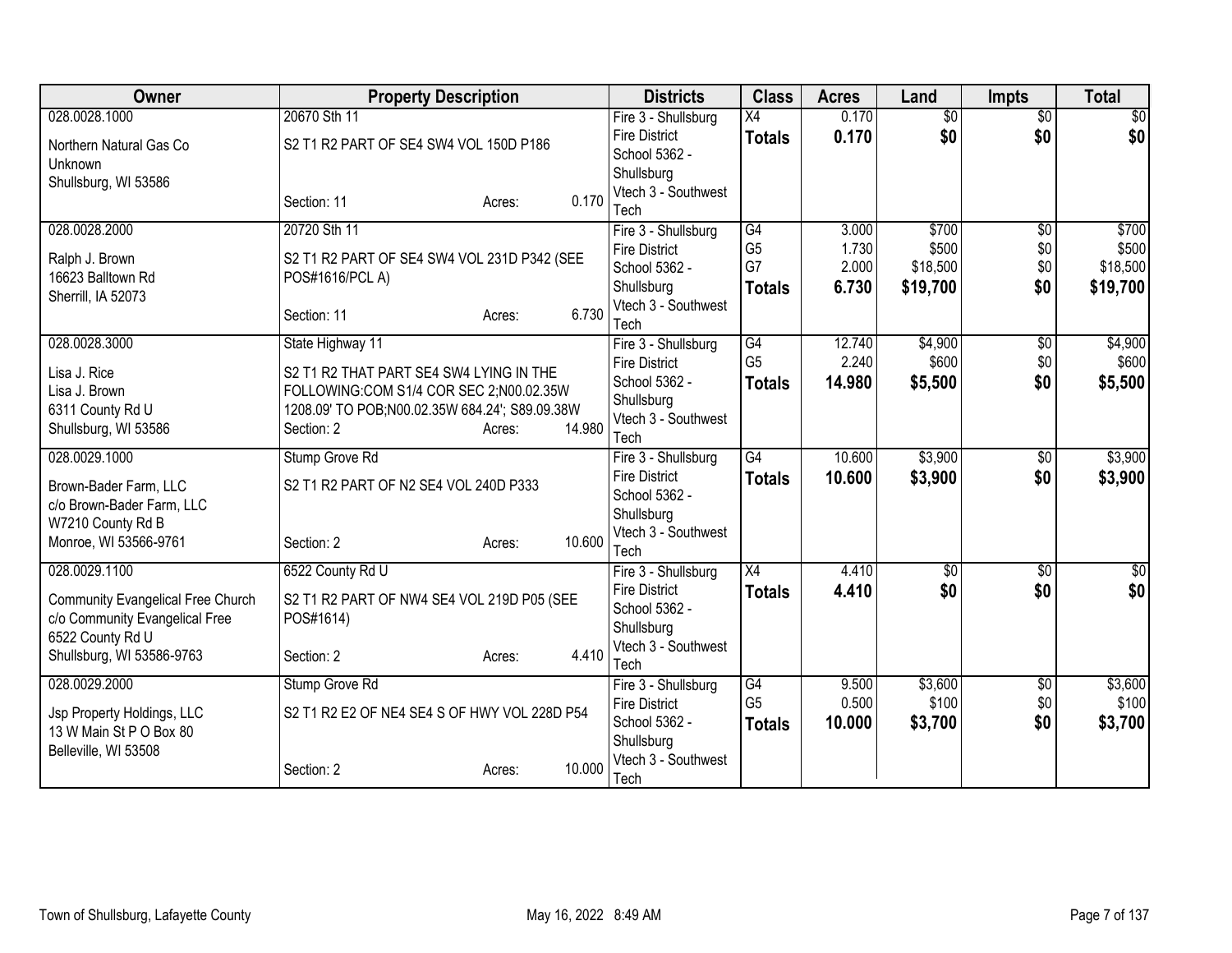| Owner | Property Description | Districts | Class | Acres | Land | Impts | Total |
|---|---|---|---|---|---|---|---|
| 028.0028.1000<br>Northern Natural Gas Co<br>Unknown<br>Shullsburg, WI 53586 | 20670 Sth 11<br>S2 T1 R2 PART OF SE4 SW4 VOL 150D P186<br>Section: 11 Acres: 0.170 | Fire 3 - Shullsburg Fire District<br>School 5362 - Shullsburg<br>Vtech 3 - Southwest Tech | X4<br>**Totals** | 0.170<br>**0.170** | $0<br>**$0** | $0<br>**$0** | $0<br>**$0** |
| 028.0028.2000<br>Ralph J. Brown<br>16623 Balltown Rd<br>Sherrill, IA 52073 | 20720 Sth 11<br>S2 T1 R2 PART OF SE4 SW4 VOL 231D P342 (SEE POS#1616/PCL A)<br>Section: 11 Acres: 6.730 | Fire 3 - Shullsburg Fire District<br>School 5362 - Shullsburg<br>Vtech 3 - Southwest Tech | G4<br>G5<br>G7<br>**Totals** | 3.000<br>1.730<br>2.000<br>**6.730** | $700<br>$500<br>$18,500<br>**$19,700** | $0<br>$0<br>$0<br>**$0** | $700<br>$500<br>$18,500<br>**$19,700** |
| 028.0028.3000<br>Lisa J. Rice<br>Lisa J. Brown<br>6311 County Rd U<br>Shullsburg, WI 53586 | State Highway 11<br>S2 T1 R2 THAT PART SE4 SW4 LYING IN THE FOLLOWING:COM S1/4 COR SEC 2;N00.02.35W 1208.09' TO POB;N00.02.35W 684.24'; S89.09.38W<br>Section: 2 Acres: 14.980 | Fire 3 - Shullsburg Fire District<br>School 5362 - Shullsburg<br>Vtech 3 - Southwest Tech | G4<br>G5<br>**Totals** | 12.740<br>2.240<br>**14.980** | $4,900<br>$600<br>**$5,500** | $0<br>$0<br>**$0** | $4,900<br>$600<br>**$5,500** |
| 028.0029.1000<br>Brown-Bader Farm, LLC<br>c/o Brown-Bader Farm, LLC<br>W7210 County Rd B<br>Monroe, WI 53566-9761 | Stump Grove Rd<br>S2 T1 R2 PART OF N2 SE4 VOL 240D P333<br>Section: 2 Acres: 10.600 | Fire 3 - Shullsburg Fire District<br>School 5362 - Shullsburg<br>Vtech 3 - Southwest Tech | G4<br>**Totals** | 10.600<br>**10.600** | $3,900<br>**$3,900** | $0<br>**$0** | $3,900<br>**$3,900** |
| 028.0029.1100<br>Community Evangelical Free Church<br>c/o Community Evangelical Free<br>6522 County Rd U<br>Shullsburg, WI 53586-9763 | 6522 County Rd U<br>S2 T1 R2 PART OF NW4 SE4 VOL 219D P05 (SEE POS#1614)<br>Section: 2 Acres: 4.410 | Fire 3 - Shullsburg Fire District<br>School 5362 - Shullsburg<br>Vtech 3 - Southwest Tech | X4<br>**Totals** | 4.410<br>**4.410** | $0<br>**$0** | $0<br>**$0** | $0<br>**$0** |
| 028.0029.2000<br>Jsp Property Holdings, LLC<br>13 W Main St P O Box 80<br>Belleville, WI 53508 | Stump Grove Rd<br>S2 T1 R2 E2 OF NE4 SE4 S OF HWY VOL 228D P54<br>Section: 2 Acres: 10.000 | Fire 3 - Shullsburg Fire District<br>School 5362 - Shullsburg<br>Vtech 3 - Southwest Tech | G4<br>G5<br>**Totals** | 9.500<br>0.500<br>**10.000** | $3,600<br>$100<br>**$3,700** | $0<br>$0<br>**$0** | $3,600<br>$100<br>**$3,700** |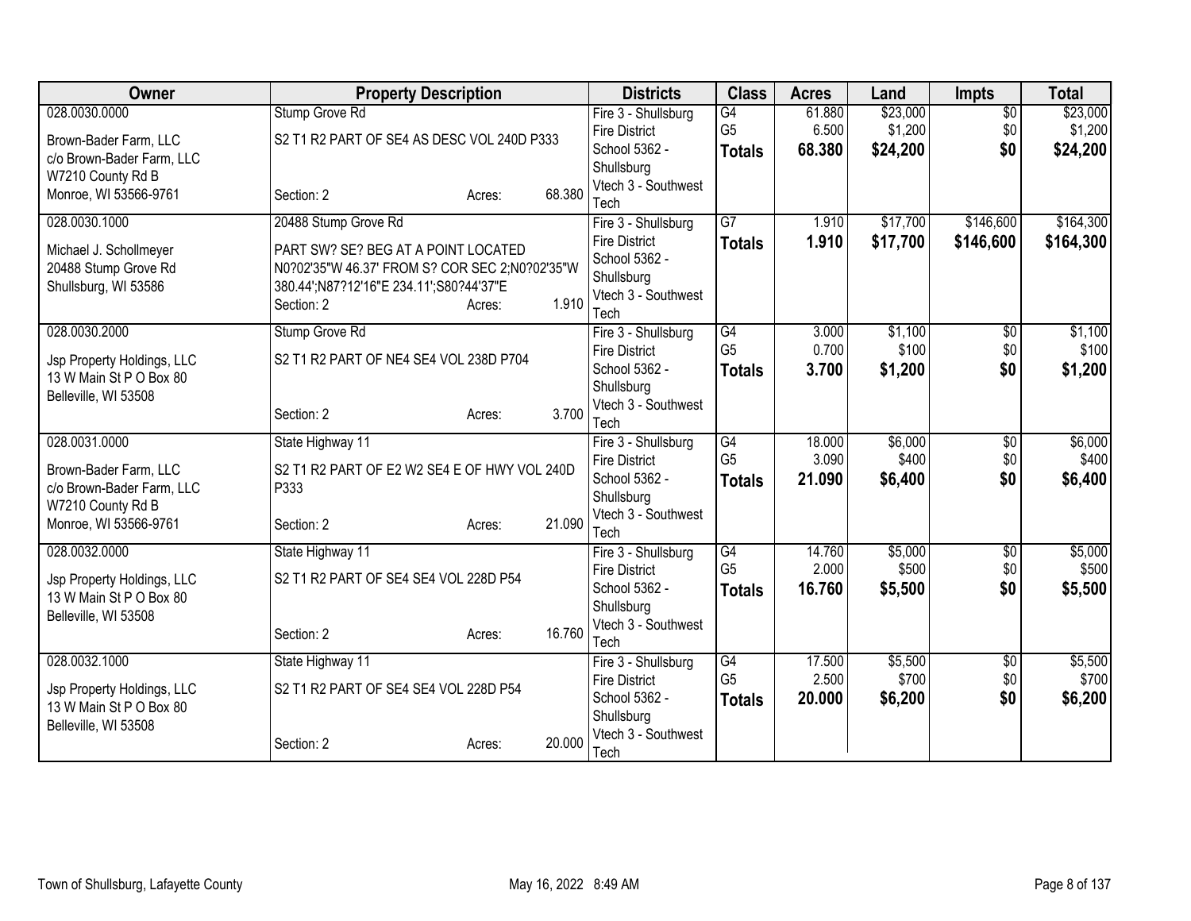| Owner | Property Description | Districts | Class | Acres | Land | Impts | Total |
|---|---|---|---|---|---|---|---|
| 028.0030.0000<br>Brown-Bader Farm, LLC<br>c/o Brown-Bader Farm, LLC<br>W7210 County Rd B<br>Monroe, WI 53566-9761 | Stump Grove Rd<br>S2 T1 R2 PART OF SE4 AS DESC VOL 240D P333<br>Section: 2 Acres: 68.380 | Fire 3 - Shullsburg Fire District<br>School 5362 - Shullsburg<br>Vtech 3 - Southwest Tech | G4<br>G5<br>**Totals** | 61.880<br>6.500<br>**68.380** | $23,000<br>$1,200<br>**$24,200** | $0<br>$0<br>**$0** | $23,000<br>$1,200<br>**$24,200** |
| 028.0030.1000<br>Michael J. Schollmeyer<br>20488 Stump Grove Rd<br>Shullsburg, WI 53586 | 20488 Stump Grove Rd<br>PART SW? SE? BEG AT A POINT LOCATED N0?02'35"W 46.37' FROM S? COR SEC 2;N0?02'35"W 380.44';N87?12'16"E 234.11';S80?44'37"E<br>Section: 2 Acres: 1.910 | Fire 3 - Shullsburg Fire District<br>School 5362 - Shullsburg<br>Vtech 3 - Southwest Tech | G7<br>**Totals** | 1.910<br>**1.910** | $17,700<br>**$17,700** | $146,600<br>**$146,600** | $164,300<br>**$164,300** |
| 028.0030.2000<br>Jsp Property Holdings, LLC<br>13 W Main St P O Box 80<br>Belleville, WI 53508 | Stump Grove Rd<br>S2 T1 R2 PART OF NE4 SE4 VOL 238D P704<br>Section: 2 Acres: 3.700 | Fire 3 - Shullsburg Fire District<br>School 5362 - Shullsburg<br>Vtech 3 - Southwest Tech | G4<br>G5<br>**Totals** | 3.000<br>0.700<br>**3.700** | $1,100<br>$100<br>**$1,200** | $0<br>$0<br>**$0** | $1,100<br>$100<br>**$1,200** |
| 028.0031.0000<br>Brown-Bader Farm, LLC<br>c/o Brown-Bader Farm, LLC<br>W7210 County Rd B<br>Monroe, WI 53566-9761 | State Highway 11<br>S2 T1 R2 PART OF E2 W2 SE4 E OF HWY VOL 240D P333<br>Section: 2 Acres: 21.090 | Fire 3 - Shullsburg Fire District<br>School 5362 - Shullsburg<br>Vtech 3 - Southwest Tech | G4<br>G5<br>**Totals** | 18.000<br>3.090<br>**21.090** | $6,000<br>$400<br>**$6,400** | $0<br>$0<br>**$0** | $6,000<br>$400<br>**$6,400** |
| 028.0032.0000<br>Jsp Property Holdings, LLC<br>13 W Main St P O Box 80<br>Belleville, WI 53508 | State Highway 11<br>S2 T1 R2 PART OF SE4 SE4 VOL 228D P54<br>Section: 2 Acres: 16.760 | Fire 3 - Shullsburg Fire District<br>School 5362 - Shullsburg<br>Vtech 3 - Southwest Tech | G4<br>G5<br>**Totals** | 14.760<br>2.000<br>**16.760** | $5,000<br>$500<br>**$5,500** | $0<br>$0<br>**$0** | $5,000<br>$500<br>**$5,500** |
| 028.0032.1000<br>Jsp Property Holdings, LLC<br>13 W Main St P O Box 80<br>Belleville, WI 53508 | State Highway 11<br>S2 T1 R2 PART OF SE4 SE4 VOL 228D P54<br>Section: 2 Acres: 20.000 | Fire 3 - Shullsburg Fire District<br>School 5362 - Shullsburg<br>Vtech 3 - Southwest Tech | G4<br>G5<br>**Totals** | 17.500<br>2.500<br>**20.000** | $5,500<br>$700<br>**$6,200** | $0<br>$0<br>**$0** | $5,500<br>$700<br>**$6,200** |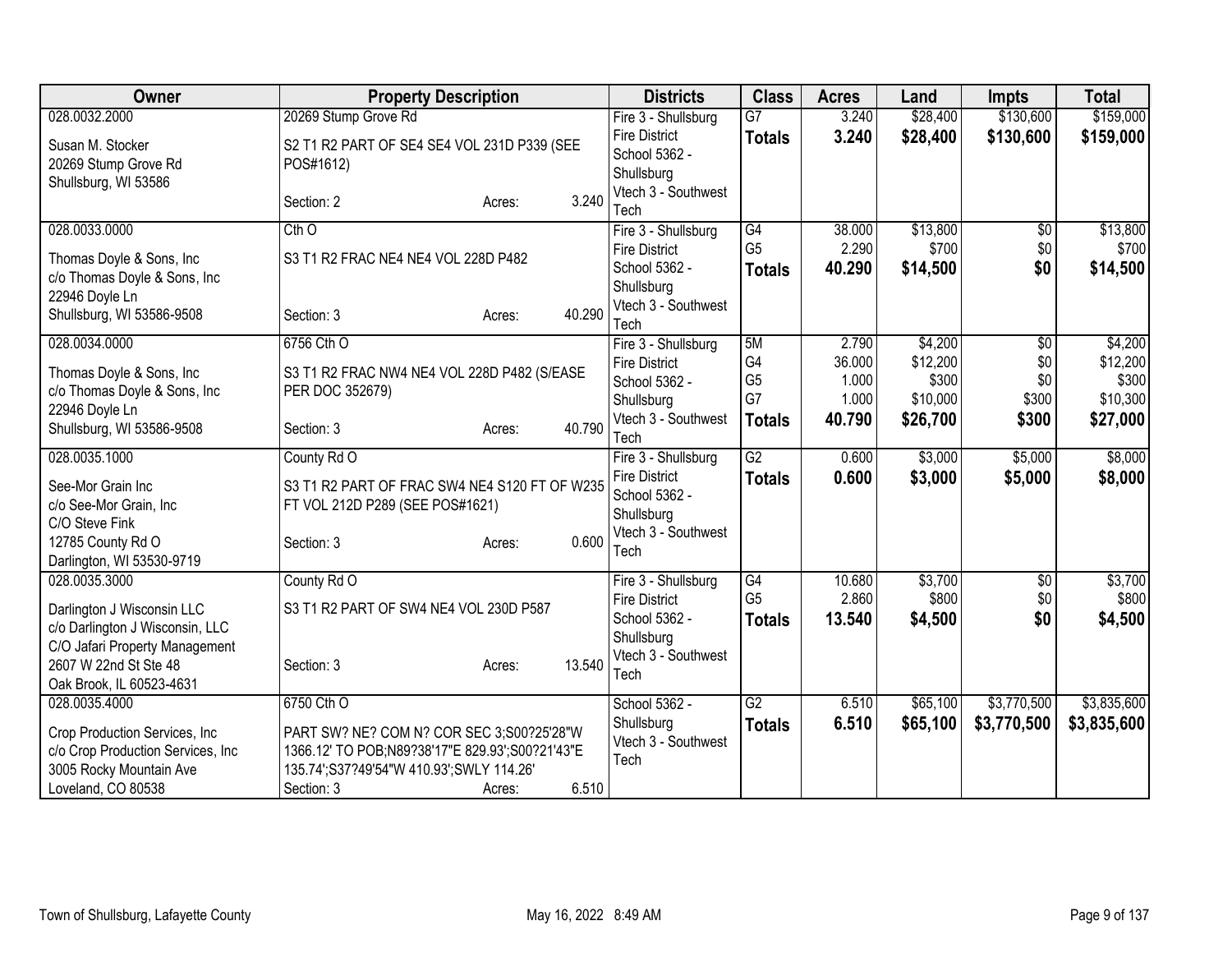| Owner | Property Description | Districts | Class | Acres | Land | Impts | Total |
|---|---|---|---|---|---|---|---|
| 028.0032.2000<br><br>Susan M. Stocker<br>20269 Stump Grove Rd<br>Shullsburg, WI 53586 | 20269 Stump Grove Rd<br><br>S2 T1 R2 PART OF SE4 SE4 VOL 231D P339 (SEE POS#1612)<br><br>Section: 2 Acres: 3.240 | Fire 3 - Shullsburg Fire District<br>School 5362 - Shullsburg<br>Vtech 3 - Southwest Tech | G7<br>**Totals** | 3.240<br>**3.240** | $28,400<br>**$28,400** | $130,600<br>**$130,600** | $159,000<br>**$159,000** |
| 028.0033.0000<br><br>Thomas Doyle & Sons, Inc<br>c/o Thomas Doyle & Sons, Inc<br>22946 Doyle Ln<br>Shullsburg, WI 53586-9508 | Cth O<br><br>S3 T1 R2 FRAC NE4 NE4 VOL 228D P482<br><br>Section: 3 Acres: 40.290 | Fire 3 - Shullsburg Fire District<br>School 5362 - Shullsburg<br>Vtech 3 - Southwest Tech | G4<br>G5<br>**Totals** | 38.000<br>2.290<br>**40.290** | $13,800<br>$700<br>**$14,500** | $0<br>$0<br>**$0** | $13,800<br>$700<br>**$14,500** |
| 028.0034.0000<br><br>Thomas Doyle & Sons, Inc<br>c/o Thomas Doyle & Sons, Inc<br>22946 Doyle Ln<br>Shullsburg, WI 53586-9508 | 6756 Cth O<br><br>S3 T1 R2 FRAC NW4 NE4 VOL 228D P482 (S/EASE PER DOC 352679)<br><br>Section: 3 Acres: 40.790 | Fire 3 - Shullsburg Fire District<br>School 5362 - Shullsburg<br>Vtech 3 - Southwest Tech | 5M<br>G4<br>G5<br>G7<br>**Totals** | 2.790<br>36.000<br>1.000<br>1.000<br>**40.790** | $4,200<br>$12,200<br>$300<br>$10,000<br>**$26,700** | $0<br>$0<br>$0<br>$300<br>**$300** | $4,200<br>$12,200<br>$300<br>$10,300<br>**$27,000** |
| 028.0035.1000<br><br>See-Mor Grain Inc<br>c/o See-Mor Grain, Inc<br>C/O Steve Fink<br>12785 County Rd O<br>Darlington, WI 53530-9719 | County Rd O<br><br>S3 T1 R2 PART OF FRAC SW4 NE4 S120 FT OF W235 FT VOL 212D P289 (SEE POS#1621)<br><br>Section: 3 Acres: 0.600 | Fire 3 - Shullsburg Fire District<br>School 5362 - Shullsburg<br>Vtech 3 - Southwest Tech | G2<br>**Totals** | 0.600<br>**0.600** | $3,000<br>**$3,000** | $5,000<br>**$5,000** | $8,000<br>**$8,000** |
| 028.0035.3000<br><br>Darlington J Wisconsin LLC<br>c/o Darlington J Wisconsin, LLC<br>C/O Jafari Property Management<br>2607 W 22nd St Ste 48<br>Oak Brook, IL 60523-4631 | County Rd O<br><br>S3 T1 R2 PART OF SW4 NE4 VOL 230D P587<br><br>Section: 3 Acres: 13.540 | Fire 3 - Shullsburg Fire District<br>School 5362 - Shullsburg<br>Vtech 3 - Southwest Tech | G4<br>G5<br>**Totals** | 10.680<br>2.860<br>**13.540** | $3,700<br>$800<br>**$4,500** | $0<br>$0<br>**$0** | $3,700<br>$800<br>**$4,500** |
| 028.0035.4000<br><br>Crop Production Services, Inc<br>c/o Crop Production Services, Inc<br>3005 Rocky Mountain Ave<br>Loveland, CO 80538 | 6750 Cth O<br><br>PART SW? NE? COM N? COR SEC 3;S00?25'28"W 1366.12' TO POB;N89?38'17"E 829.93';S00?21'43"E 135.74';S37?49'54"W 410.93';SWLY 114.26'<br>Section: 3 Acres: 6.510 | School 5362 - Shullsburg<br>Vtech 3 - Southwest Tech | G2<br>**Totals** | 6.510<br>**6.510** | $65,100<br>**$65,100** | $3,770,500<br>**$3,770,500** | $3,835,600<br>**$3,835,600** |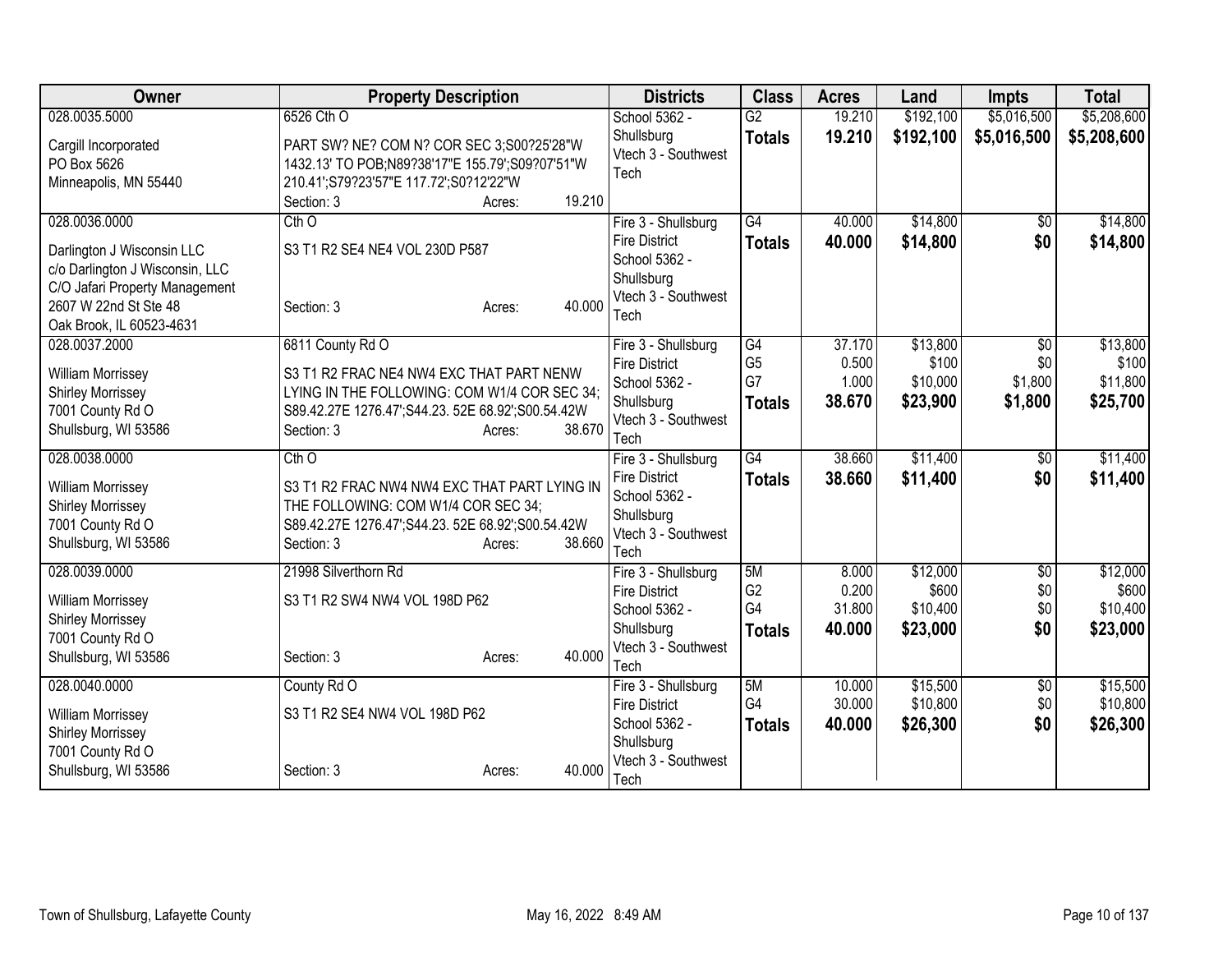| Owner | Property Description | Districts | Class | Acres | Land | Impts | Total |
|---|---|---|---|---|---|---|---|
| 028.0035.5000<br><br>Cargill Incorporated<br>PO Box 5626<br>Minneapolis, MN 55440 | 6526 Cth O<br><br>PART SW? NE? COM N? COR SEC 3;S00?25'28"W 1432.13' TO POB;N89?38'17"E 155.79';S09?07'51"W 210.41';S79?23'57"E 117.72';S0?12'22"W<br>Section: 3 Acres: 19.210 | School 5362 - Shullsburg<br>Vtech 3 - Southwest Tech | G2<br>**Totals** | 19.210<br>**19.210** | $192,100<br>**$192,100** | $5,016,500<br>**$5,016,500** | $5,208,600<br>**$5,208,600** |
| 028.0036.0000<br><br>Darlington J Wisconsin LLC<br>c/o Darlington J Wisconsin, LLC<br>C/O Jafari Property Management<br>2607 W 22nd St Ste 48<br>Oak Brook, IL 60523-4631 | Cth O<br><br>S3 T1 R2 SE4 NE4 VOL 230D P587<br><br>Section: 3 Acres: 40.000 | Fire 3 - Shullsburg Fire District<br>School 5362 - Shullsburg<br>Vtech 3 - Southwest Tech | G4<br>**Totals** | 40.000<br>**40.000** | $14,800<br>**$14,800** | $0<br>**$0** | $14,800<br>**$14,800** |
| 028.0037.2000<br><br>William Morrissey<br>Shirley Morrissey<br>7001 County Rd O<br>Shullsburg, WI 53586 | 6811 County Rd O<br><br>S3 T1 R2 FRAC NE4 NW4 EXC THAT PART NENW LYING IN THE FOLLOWING: COM W1/4 COR SEC 34; S89.42.27E 1276.47';S44.23. 52E 68.92';S00.54.42W<br>Section: 3 Acres: 38.670 | Fire 3 - Shullsburg Fire District<br>School 5362 - Shullsburg<br>Vtech 3 - Southwest Tech | G4<br>G5<br>G7<br>**Totals** | 37.170<br>0.500<br>1.000<br>**38.670** | $13,800<br>$100<br>$10,000<br>**$23,900** | $0<br>$0<br>$1,800<br>**$1,800** | $13,800<br>$100<br>$11,800<br>**$25,700** |
| 028.0038.0000<br><br>William Morrissey<br>Shirley Morrissey<br>7001 County Rd O<br>Shullsburg, WI 53586 | Cth O<br><br>S3 T1 R2 FRAC NW4 NW4 EXC THAT PART LYING IN THE FOLLOWING: COM W1/4 COR SEC 34; S89.42.27E 1276.47';S44.23. 52E 68.92';S00.54.42W<br>Section: 3 Acres: 38.660 | Fire 3 - Shullsburg Fire District<br>School 5362 - Shullsburg<br>Vtech 3 - Southwest Tech | G4<br>**Totals** | 38.660<br>**38.660** | $11,400<br>**$11,400** | $0<br>**$0** | $11,400<br>**$11,400** |
| 028.0039.0000<br><br>William Morrissey<br>Shirley Morrissey<br>7001 County Rd O<br>Shullsburg, WI 53586 | 21998 Silverthorn Rd<br><br>S3 T1 R2 SW4 NW4 VOL 198D P62<br><br>Section: 3 Acres: 40.000 | Fire 3 - Shullsburg Fire District<br>School 5362 - Shullsburg<br>Vtech 3 - Southwest Tech | 5M<br>G2<br>G4<br>**Totals** | 8.000<br>0.200<br>31.800<br>**40.000** | $12,000<br>$600<br>$10,400<br>**$23,000** | $0<br>$0<br>$0<br>**$0** | $12,000<br>$600<br>$10,400<br>**$23,000** |
| 028.0040.0000<br><br>William Morrissey<br>Shirley Morrissey<br>7001 County Rd O<br>Shullsburg, WI 53586 | County Rd O<br><br>S3 T1 R2 SE4 NW4 VOL 198D P62<br><br>Section: 3 Acres: 40.000 | Fire 3 - Shullsburg Fire District<br>School 5362 - Shullsburg<br>Vtech 3 - Southwest Tech | 5M<br>G4<br>**Totals** | 10.000<br>30.000<br>**40.000** | $15,500<br>$10,800<br>**$26,300** | $0<br>$0<br>**$0** | $15,500<br>$10,800<br>**$26,300** |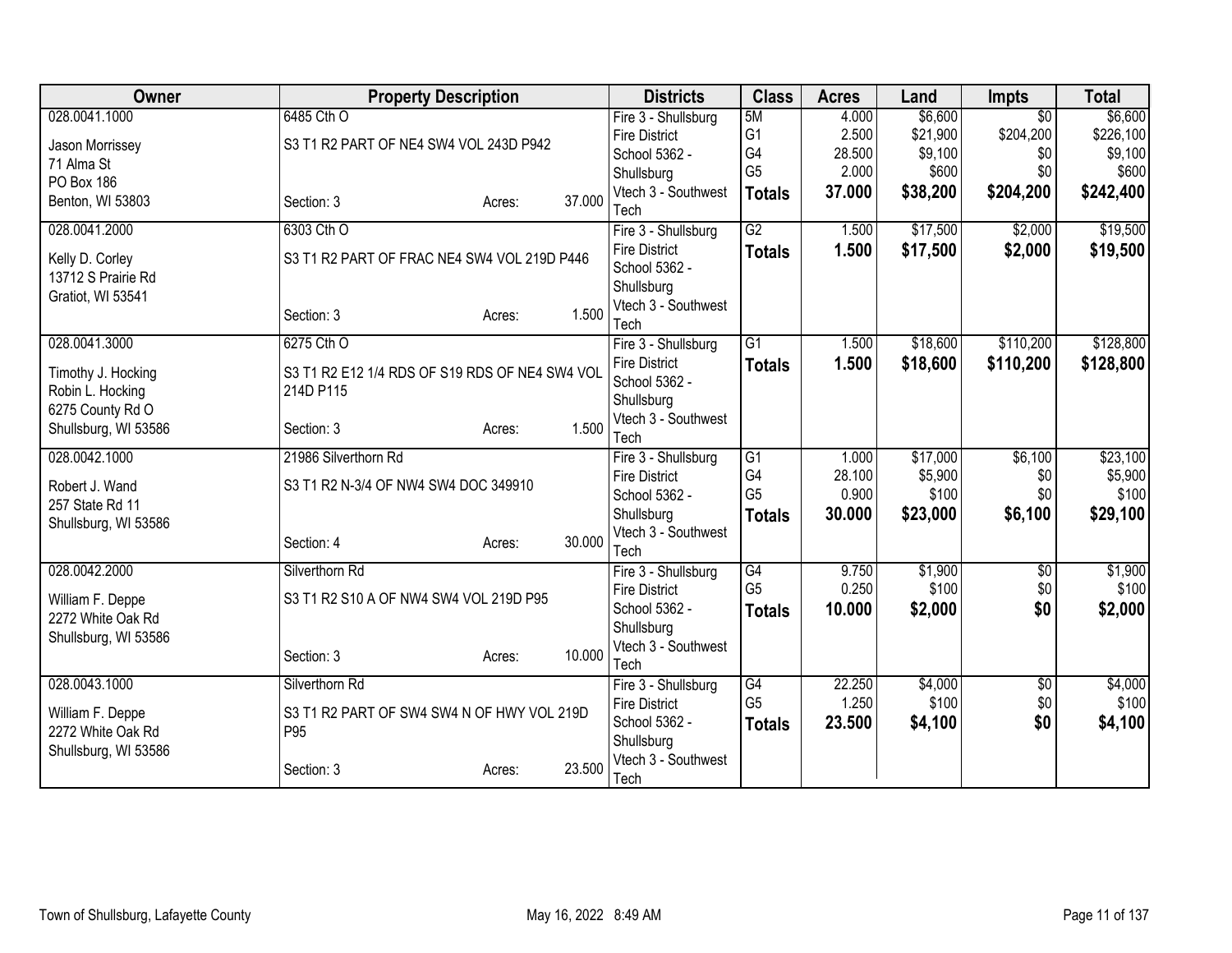| Owner | Property Description | | | Districts | Class | Acres | Land | Impts | Total |
|---|---|---|---|---|---|---|---|---|---|
| 028.0041.1000<br>Jason Morrissey<br>71 Alma St<br>PO Box 186<br>Benton, WI 53803 | 6485 Cth O<br>S3 T1 R2 PART OF NE4 SW4 VOL 243D P942<br>Section: 3 | Acres: | 37.000 | Fire 3 - Shullsburg Fire District<br>School 5362 - Shullsburg<br>Vtech 3 - Southwest Tech | 5M<br>G1<br>G4<br>G5<br>**Totals** | 4.000<br>2.500<br>28.500<br>2.000<br>**37.000** | $6,600<br>$21,900<br>$9,100<br>$600<br>**$38,200** | $0<br>$204,200<br>$0<br>$0<br>**$204,200** | $6,600<br>$226,100<br>$9,100<br>$600<br>**$242,400** |
| 028.0041.2000<br>Kelly D. Corley<br>13712 S Prairie Rd<br>Gratiot, WI 53541 | 6303 Cth O<br>S3 T1 R2 PART OF FRAC NE4 SW4 VOL 219D P446<br>Section: 3 | Acres: | 1.500 | Fire 3 - Shullsburg Fire District<br>School 5362 - Shullsburg<br>Vtech 3 - Southwest Tech | G2<br>**Totals** | 1.500<br>**1.500** | $17,500<br>**$17,500** | $2,000<br>**$2,000** | $19,500<br>**$19,500** |
| 028.0041.3000<br>Timothy J. Hocking<br>Robin L. Hocking<br>6275 County Rd O<br>Shullsburg, WI 53586 | 6275 Cth O<br>S3 T1 R2 E12 1/4 RDS OF S19 RDS OF NE4 SW4 VOL 214D P115<br>Section: 3 | Acres: | 1.500 | Fire 3 - Shullsburg Fire District<br>School 5362 - Shullsburg<br>Vtech 3 - Southwest Tech | G1<br>**Totals** | 1.500<br>**1.500** | $18,600<br>**$18,600** | $110,200<br>**$110,200** | $128,800<br>**$128,800** |
| 028.0042.1000<br>Robert J. Wand<br>257 State Rd 11<br>Shullsburg, WI 53586 | 21986 Silverthorn Rd<br>S3 T1 R2 N-3/4 OF NW4 SW4 DOC 349910<br>Section: 4 | Acres: | 30.000 | Fire 3 - Shullsburg Fire District<br>School 5362 - Shullsburg<br>Vtech 3 - Southwest Tech | G1<br>G4<br>G5<br>**Totals** | 1.000<br>28.100<br>0.900<br>**30.000** | $17,000<br>$5,900<br>$100<br>**$23,000** | $6,100<br>$0<br>$0<br>**$6,100** | $23,100<br>$5,900<br>$100<br>**$29,100** |
| 028.0042.2000<br>William F. Deppe<br>2272 White Oak Rd<br>Shullsburg, WI 53586 | Silverthorn Rd<br>S3 T1 R2 S10 A OF NW4 SW4 VOL 219D P95<br>Section: 3 | Acres: | 10.000 | Fire 3 - Shullsburg Fire District<br>School 5362 - Shullsburg<br>Vtech 3 - Southwest Tech | G4<br>G5<br>**Totals** | 9.750<br>0.250<br>**10.000** | $1,900<br>$100<br>**$2,000** | $0<br>$0<br>**$0** | $1,900<br>$100<br>**$2,000** |
| 028.0043.1000<br>William F. Deppe<br>2272 White Oak Rd<br>Shullsburg, WI 53586 | Silverthorn Rd<br>S3 T1 R2 PART OF SW4 SW4 N OF HWY VOL 219D P95<br>Section: 3 | Acres: | 23.500 | Fire 3 - Shullsburg Fire District<br>School 5362 - Shullsburg<br>Vtech 3 - Southwest Tech | G4<br>G5<br>**Totals** | 22.250<br>1.250<br>**23.500** | $4,000<br>$100<br>**$4,100** | $0<br>$0<br>**$0** | $4,000<br>$100<br>**$4,100** |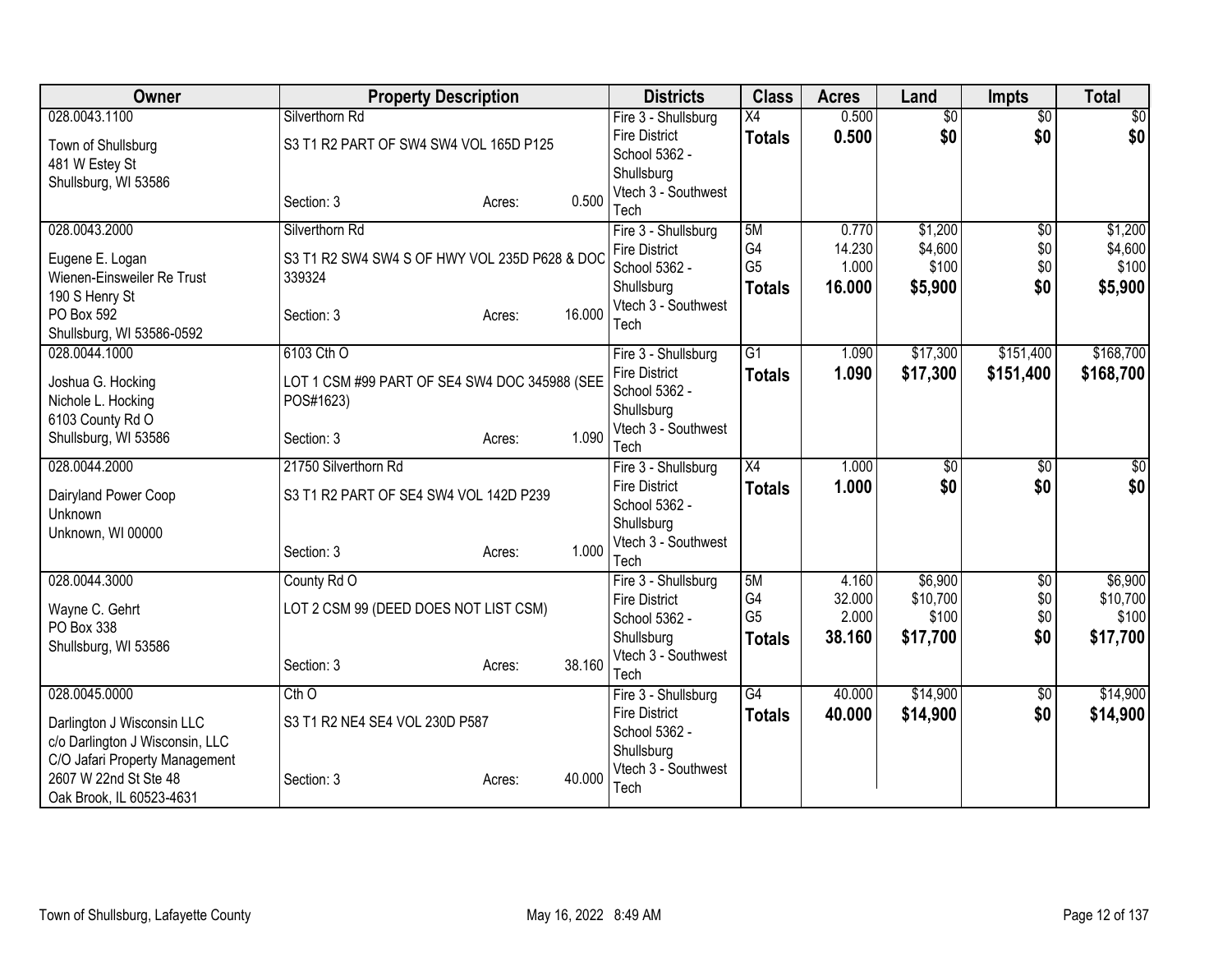| Owner | Property Description | Districts | Class | Acres | Land | Impts | Total |
|---|---|---|---|---|---|---|---|
| 028.0043.1100<br>Town of Shullsburg<br>481 W Estey St<br>Shullsburg, WI 53586 | Silverthorn Rd<br>S3 T1 R2 PART OF SW4 SW4 VOL 165D P125<br>Section: 3 Acres: 0.500 | Fire 3 - Shullsburg Fire District<br>School 5362 - Shullsburg<br>Vtech 3 - Southwest Tech | X4<br>**Totals** | 0.500<br>**0.500** | $0<br>**$0** | $0<br>**$0** | $0<br>**$0** |
| 028.0043.2000<br>Eugene E. Logan<br>Wienen-Einsweiler Re Trust<br>190 S Henry St<br>PO Box 592<br>Shullsburg, WI 53586-0592 | Silverthorn Rd<br>S3 T1 R2 SW4 SW4 S OF HWY VOL 235D P628 & DOC 339324<br>Section: 3 Acres: 16.000 | Fire 3 - Shullsburg Fire District<br>School 5362 - Shullsburg<br>Vtech 3 - Southwest Tech | 5M<br>G4<br>G5<br>**Totals** | 0.770<br>14.230<br>1.000<br>**16.000** | $1,200<br>$4,600<br>$100<br>**$5,900** | $0<br>$0<br>$0<br>**$0** | $1,200<br>$4,600<br>$100<br>**$5,900** |
| 028.0044.1000<br>Joshua G. Hocking<br>Nichole L. Hocking<br>6103 County Rd O<br>Shullsburg, WI 53586 | 6103 Cth O<br>LOT 1 CSM #99 PART OF SE4 SW4 DOC 345988 (SEE POS#1623)<br>Section: 3 Acres: 1.090 | Fire 3 - Shullsburg Fire District<br>School 5362 - Shullsburg<br>Vtech 3 - Southwest Tech | G1<br>**Totals** | 1.090<br>**1.090** | $17,300<br>**$17,300** | $151,400<br>**$151,400** | $168,700<br>**$168,700** |
| 028.0044.2000<br>Dairyland Power Coop<br>Unknown<br>Unknown, WI 00000 | 21750 Silverthorn Rd<br>S3 T1 R2 PART OF SE4 SW4 VOL 142D P239<br>Section: 3 Acres: 1.000 | Fire 3 - Shullsburg Fire District<br>School 5362 - Shullsburg<br>Vtech 3 - Southwest Tech | X4<br>**Totals** | 1.000<br>**1.000** | $0<br>**$0** | $0<br>**$0** | $0<br>**$0** |
| 028.0044.3000<br>Wayne C. Gehrt<br>PO Box 338<br>Shullsburg, WI 53586 | County Rd O<br>LOT 2 CSM 99 (DEED DOES NOT LIST CSM)<br>Section: 3 Acres: 38.160 | Fire 3 - Shullsburg Fire District<br>School 5362 - Shullsburg<br>Vtech 3 - Southwest Tech | 5M<br>G4<br>G5<br>**Totals** | 4.160<br>32.000<br>2.000<br>**38.160** | $6,900<br>$10,700<br>$100<br>**$17,700** | $0<br>$0<br>$0<br>**$0** | $6,900<br>$10,700<br>$100<br>**$17,700** |
| 028.0045.0000<br>Darlington J Wisconsin LLC<br>c/o Darlington J Wisconsin, LLC<br>C/O Jafari Property Management<br>2607 W 22nd St Ste 48<br>Oak Brook, IL 60523-4631 | Cth O<br>S3 T1 R2 NE4 SE4 VOL 230D P587<br>Section: 3 Acres: 40.000 | Fire 3 - Shullsburg Fire District<br>School 5362 - Shullsburg<br>Vtech 3 - Southwest Tech | G4<br>**Totals** | 40.000<br>**40.000** | $14,900<br>**$14,900** | $0<br>**$0** | $14,900<br>**$14,900** |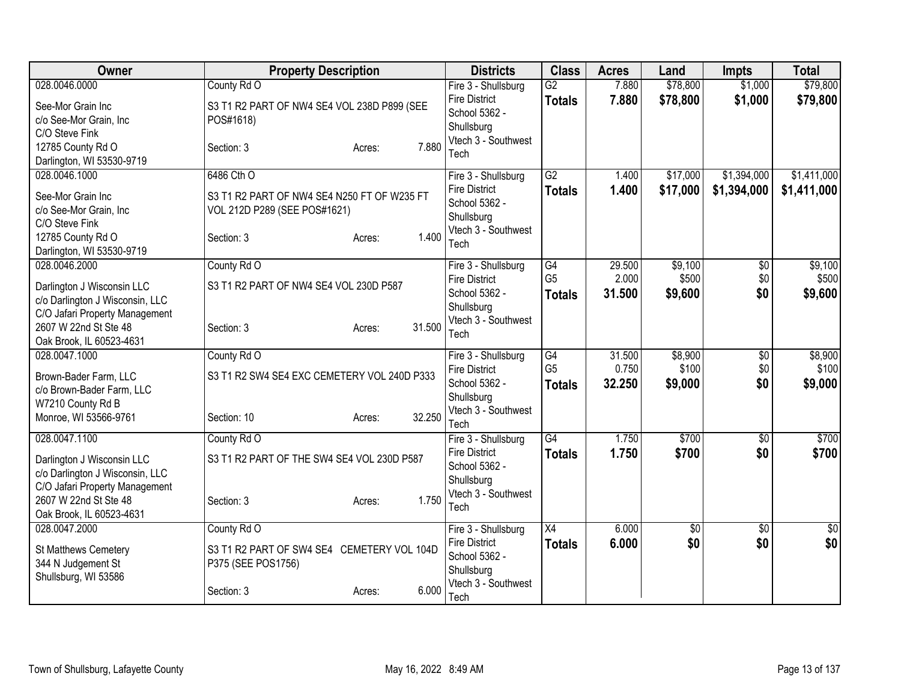| Owner | Property Description | Districts | Class | Acres | Land | Impts | Total |
|---|---|---|---|---|---|---|---|
| 028.0046.0000<br>See-Mor Grain Inc<br>c/o See-Mor Grain, Inc<br>C/O Steve Fink<br>12785 County Rd O<br>Darlington, WI 53530-9719 | County Rd O<br>S3 T1 R2 PART OF NW4 SE4 VOL 238D P899 (SEE POS#1618)<br>Section: 3 Acres: 7.880 | Fire 3 - Shullsburg Fire District<br>School 5362 - Shullsburg<br>Vtech 3 - Southwest Tech | G2<br>**Totals** | 7.880<br>**7.880** | $78,800<br>**$78,800** | $1,000<br>**$1,000** | $79,800<br>**$79,800** |
| 028.0046.1000<br>See-Mor Grain Inc<br>c/o See-Mor Grain, Inc<br>C/O Steve Fink<br>12785 County Rd O<br>Darlington, WI 53530-9719 | 6486 Cth O<br>S3 T1 R2 PART OF NW4 SE4 N250 FT OF W235 FT VOL 212D P289 (SEE POS#1621)<br>Section: 3 Acres: 1.400 | Fire 3 - Shullsburg Fire District<br>School 5362 - Shullsburg<br>Vtech 3 - Southwest Tech | G2<br>**Totals** | 1.400<br>**1.400** | $17,000<br>**$17,000** | $1,394,000<br>**$1,394,000** | $1,411,000<br>**$1,411,000** |
| 028.0046.2000<br>Darlington J Wisconsin LLC<br>c/o Darlington J Wisconsin, LLC<br>C/O Jafari Property Management<br>2607 W 22nd St Ste 48<br>Oak Brook, IL 60523-4631 | County Rd O<br>S3 T1 R2 PART OF NW4 SE4 VOL 230D P587<br>Section: 3 Acres: 31.500 | Fire 3 - Shullsburg Fire District<br>School 5362 - Shullsburg<br>Vtech 3 - Southwest Tech | G4<br>G5<br>**Totals** | 29.500<br>2.000<br>**31.500** | $9,100<br>$500<br>**$9,600** | $0<br>$0<br>**$0** | $9,100<br>$500<br>**$9,600** |
| 028.0047.1000<br>Brown-Bader Farm, LLC<br>c/o Brown-Bader Farm, LLC<br>W7210 County Rd B<br>Monroe, WI 53566-9761 | County Rd O<br>S3 T1 R2 SW4 SE4 EXC CEMETERY VOL 240D P333<br>Section: 10 Acres: 32.250 | Fire 3 - Shullsburg Fire District<br>School 5362 - Shullsburg<br>Vtech 3 - Southwest Tech | G4<br>G5<br>**Totals** | 31.500<br>0.750<br>**32.250** | $8,900<br>$100<br>**$9,000** | $0<br>$0<br>**$0** | $8,900<br>$100<br>**$9,000** |
| 028.0047.1100<br>Darlington J Wisconsin LLC<br>c/o Darlington J Wisconsin, LLC<br>C/O Jafari Property Management<br>2607 W 22nd St Ste 48<br>Oak Brook, IL 60523-4631 | County Rd O<br>S3 T1 R2 PART OF THE SW4 SE4 VOL 230D P587<br>Section: 3 Acres: 1.750 | Fire 3 - Shullsburg Fire District<br>School 5362 - Shullsburg<br>Vtech 3 - Southwest Tech | G4<br>**Totals** | 1.750<br>**1.750** | $700<br>**$700** | $0<br>**$0** | $700<br>**$700** |
| 028.0047.2000<br>St Matthews Cemetery<br>344 N Judgement St<br>Shullsburg, WI 53586 | County Rd O<br>S3 T1 R2 PART OF SW4 SE4 CEMETERY VOL 104D P375 (SEE POS1756)<br>Section: 3 Acres: 6.000 | Fire 3 - Shullsburg Fire District<br>School 5362 - Shullsburg<br>Vtech 3 - Southwest Tech | X4<br>**Totals** | 6.000<br>**6.000** | $0<br>**$0** | $0<br>**$0** | $0<br>**$0** |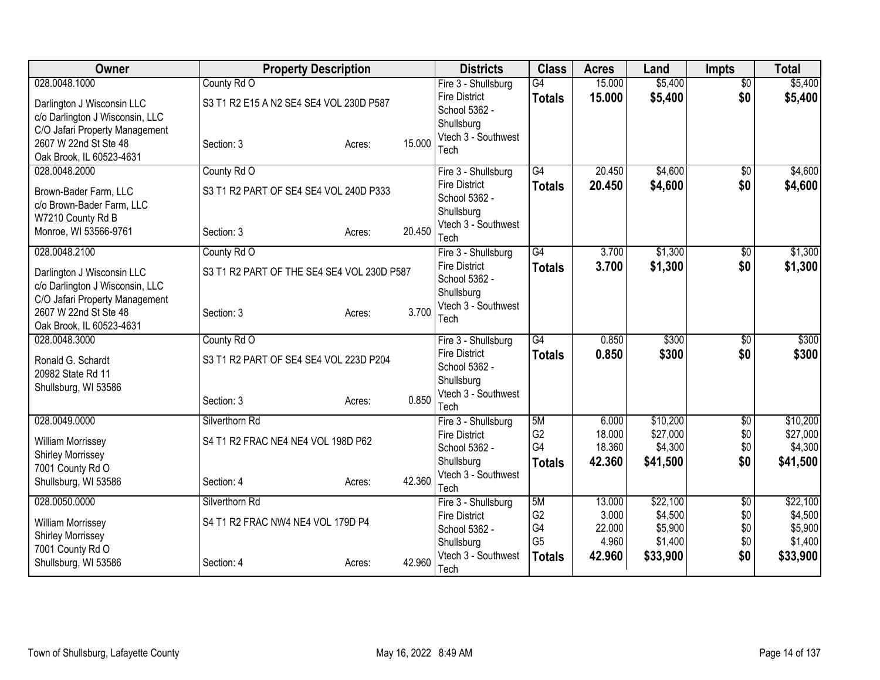| Owner | Property Description | | | Districts | Class | Acres | Land | Impts | Total |
|---|---|---|---|---|---|---|---|---|---|
| 028.0048.1000 | County Rd O | | | Fire 3 - Shullsburg Fire District | G4 | 15.000 | $5,400 | $0 | $5,400 |
| Darlington J Wisconsin LLC<br>c/o Darlington J Wisconsin, LLC<br>C/O Jafari Property Management<br>2607 W 22nd St Ste 48<br>Oak Brook, IL 60523-4631 | S3 T1 R2 E15 A N2 SE4 SE4 VOL 230D P587 | | | School 5362 - Shullsburg | **Totals** | **15.000** | **$5,400** | **$0** | **$5,400** |
| | Section: 3 | Acres: | 15.000 | Vtech 3 - Southwest Tech | | | | | |
| 028.0048.2000 | County Rd O | | | Fire 3 - Shullsburg Fire District | G4 | 20.450 | $4,600 | $0 | $4,600 |
| Brown-Bader Farm, LLC<br>c/o Brown-Bader Farm, LLC<br>W7210 County Rd B<br>Monroe, WI 53566-9761 | S3 T1 R2 PART OF SE4 SE4 VOL 240D P333 | | | School 5362 - Shullsburg | **Totals** | **20.450** | **$4,600** | **$0** | **$4,600** |
| | Section: 3 | Acres: | 20.450 | Vtech 3 - Southwest Tech | | | | | |
| 028.0048.2100 | County Rd O | | | Fire 3 - Shullsburg Fire District | G4 | 3.700 | $1,300 | $0 | $1,300 |
| Darlington J Wisconsin LLC<br>c/o Darlington J Wisconsin, LLC<br>C/O Jafari Property Management<br>2607 W 22nd St Ste 48<br>Oak Brook, IL 60523-4631 | S3 T1 R2 PART OF THE SE4 SE4 VOL 230D P587 | | | School 5362 - Shullsburg | **Totals** | **3.700** | **$1,300** | **$0** | **$1,300** |
| | Section: 3 | Acres: | 3.700 | Vtech 3 - Southwest Tech | | | | | |
| 028.0048.3000 | County Rd O | | | Fire 3 - Shullsburg Fire District | G4 | 0.850 | $300 | $0 | $300 |
| Ronald G. Schardt<br>20982 State Rd 11<br>Shullsburg, WI 53586 | S3 T1 R2 PART OF SE4 SE4 VOL 223D P204 | | | School 5362 - Shullsburg | **Totals** | **0.850** | **$300** | **$0** | **$300** |
| | Section: 3 | Acres: | 0.850 | Vtech 3 - Southwest Tech | | | | | |
| 028.0049.0000 | Silverthorn Rd | | | Fire 3 - Shullsburg Fire District | 5M | 6.000 | $10,200 | $0 | $10,200 |
| William Morrissey<br>Shirley Morrissey<br>7001 County Rd O<br>Shullsburg, WI 53586 | S4 T1 R2 FRAC NE4 NE4 VOL 198D P62 | | | School 5362 - Shullsburg | G2 | 18.000 | $27,000 | $0 | $27,000 |
| | | | | | G4 | 18.360 | $4,300 | $0 | $4,300 |
| | Section: 4 | Acres: | 42.360 | Vtech 3 - Southwest Tech | **Totals** | **42.360** | **$41,500** | **$0** | **$41,500** |
| 028.0050.0000 | Silverthorn Rd | | | Fire 3 - Shullsburg Fire District | 5M | 13.000 | $22,100 | $0 | $22,100 |
| William Morrissey<br>Shirley Morrissey<br>7001 County Rd O<br>Shullsburg, WI 53586 | S4 T1 R2 FRAC NW4 NE4 VOL 179D P4 | | | School 5362 - Shullsburg | G2 | 3.000 | $4,500 | $0 | $4,500 |
| | | | | | G4 | 22.000 | $5,900 | $0 | $5,900 |
| | | | | | G5 | 4.960 | $1,400 | $0 | $1,400 |
| | Section: 4 | Acres: | 42.960 | Vtech 3 - Southwest Tech | **Totals** | **42.960** | **$33,900** | **$0** | **$33,900** |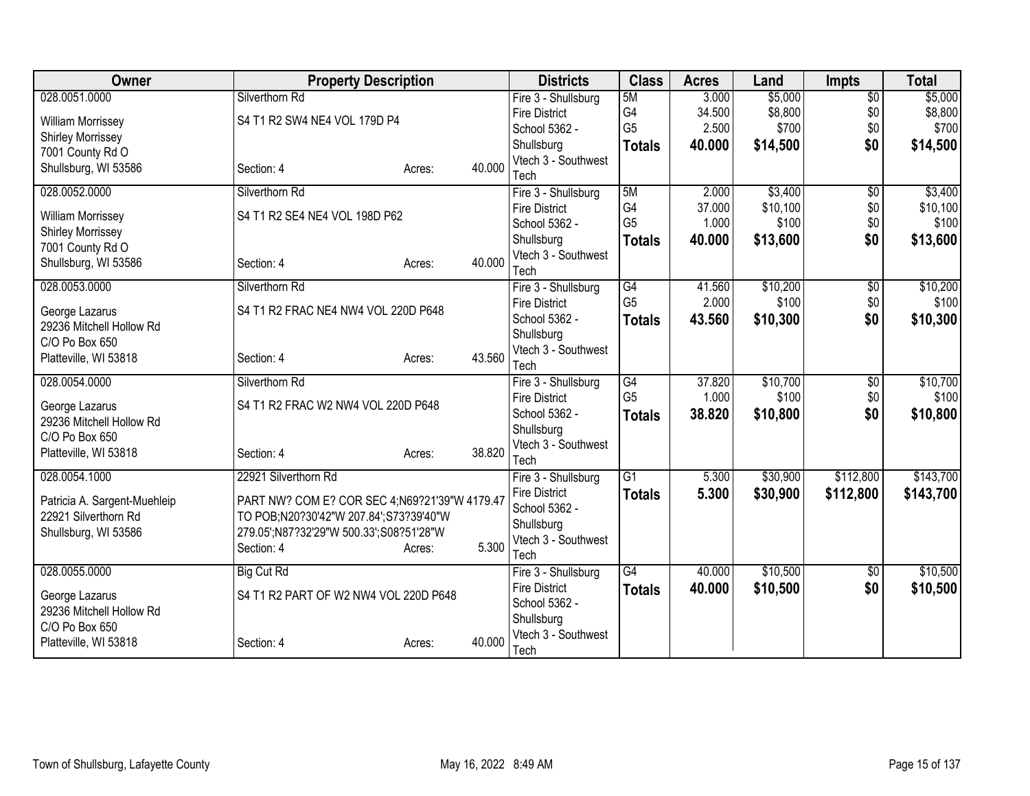| Owner | Property Description | | | Districts | Class | Acres | Land | Impts | Total |
|---|---|---|---|---|---|---|---|---|---|
| 028.0051.0000 | Silverthorn Rd | | | Fire 3 - Shullsburg Fire District | 5M | 3.000 | $5,000 | $0 | $5,000 |
| William Morrissey | S4 T1 R2 SW4 NE4 VOL 179D P4 | | | School 5362 - Shullsburg | G4 | 34.500 | $8,800 | $0 | $8,800 |
| Shirley Morrissey | | | | Vtech 3 - Southwest Tech | G5 | 2.500 | $700 | $0 | $700 |
| 7001 County Rd O | | | | | **Totals** | **40.000** | **$14,500** | **$0** | **$14,500** |
| Shullsburg, WI 53586 | Section: 4 | Acres: | 40.000 | | | | | | |
| 028.0052.0000 | Silverthorn Rd | | | Fire 3 - Shullsburg Fire District | 5M | 2.000 | $3,400 | $0 | $3,400 |
| William Morrissey | S4 T1 R2 SE4 NE4 VOL 198D P62 | | | School 5362 - Shullsburg | G4 | 37.000 | $10,100 | $0 | $10,100 |
| Shirley Morrissey | | | | Vtech 3 - Southwest Tech | G5 | 1.000 | $100 | $0 | $100 |
| 7001 County Rd O | | | | | **Totals** | **40.000** | **$13,600** | **$0** | **$13,600** |
| Shullsburg, WI 53586 | Section: 4 | Acres: | 40.000 | | | | | | |
| 028.0053.0000 | Silverthorn Rd | | | Fire 3 - Shullsburg Fire District | G4 | 41.560 | $10,200 | $0 | $10,200 |
| George Lazarus | S4 T1 R2 FRAC NE4 NW4 VOL 220D P648 | | | School 5362 - Shullsburg | G5 | 2.000 | $100 | $0 | $100 |
| 29236 Mitchell Hollow Rd | | | | Vtech 3 - Southwest Tech | **Totals** | **43.560** | **$10,300** | **$0** | **$10,300** |
| C/O Po Box 650 | | | | | | | | | |
| Platteville, WI 53818 | Section: 4 | Acres: | 43.560 | | | | | | |
| 028.0054.0000 | Silverthorn Rd | | | Fire 3 - Shullsburg Fire District | G4 | 37.820 | $10,700 | $0 | $10,700 |
| George Lazarus | S4 T1 R2 FRAC W2 NW4 VOL 220D P648 | | | School 5362 - Shullsburg | G5 | 1.000 | $100 | $0 | $100 |
| 29236 Mitchell Hollow Rd | | | | Vtech 3 - Southwest Tech | **Totals** | **38.820** | **$10,800** | **$0** | **$10,800** |
| C/O Po Box 650 | | | | | | | | | |
| Platteville, WI 53818 | Section: 4 | Acres: | 38.820 | | | | | | |
| 028.0054.1000 | 22921 Silverthorn Rd | | | Fire 3 - Shullsburg Fire District | G1 | 5.300 | $30,900 | $112,800 | $143,700 |
| Patricia A. Sargent-Muehleip | PART NW? COM E? COR SEC 4;N69?21'39"W 4179.47 TO POB;N20?30'42"W 207.84';S73?39'40"W 279.05';N87?32'29"W 500.33';S08?51'28"W | | | School 5362 - Shullsburg | **Totals** | **5.300** | **$30,900** | **$112,800** | **$143,700** |
| 22921 Silverthorn Rd | | | | Vtech 3 - Southwest Tech | | | | | |
| Shullsburg, WI 53586 | Section: 4 | Acres: | 5.300 | | | | | | |
| 028.0055.0000 | Big Cut Rd | | | Fire 3 - Shullsburg Fire District | G4 | 40.000 | $10,500 | $0 | $10,500 |
| George Lazarus | S4 T1 R2 PART OF W2 NW4 VOL 220D P648 | | | School 5362 - Shullsburg | **Totals** | **40.000** | **$10,500** | **$0** | **$10,500** |
| 29236 Mitchell Hollow Rd | | | | Vtech 3 - Southwest Tech | | | | | |
| C/O Po Box 650 | | | | | | | | | |
| Platteville, WI 53818 | Section: 4 | Acres: | 40.000 | | | | | | |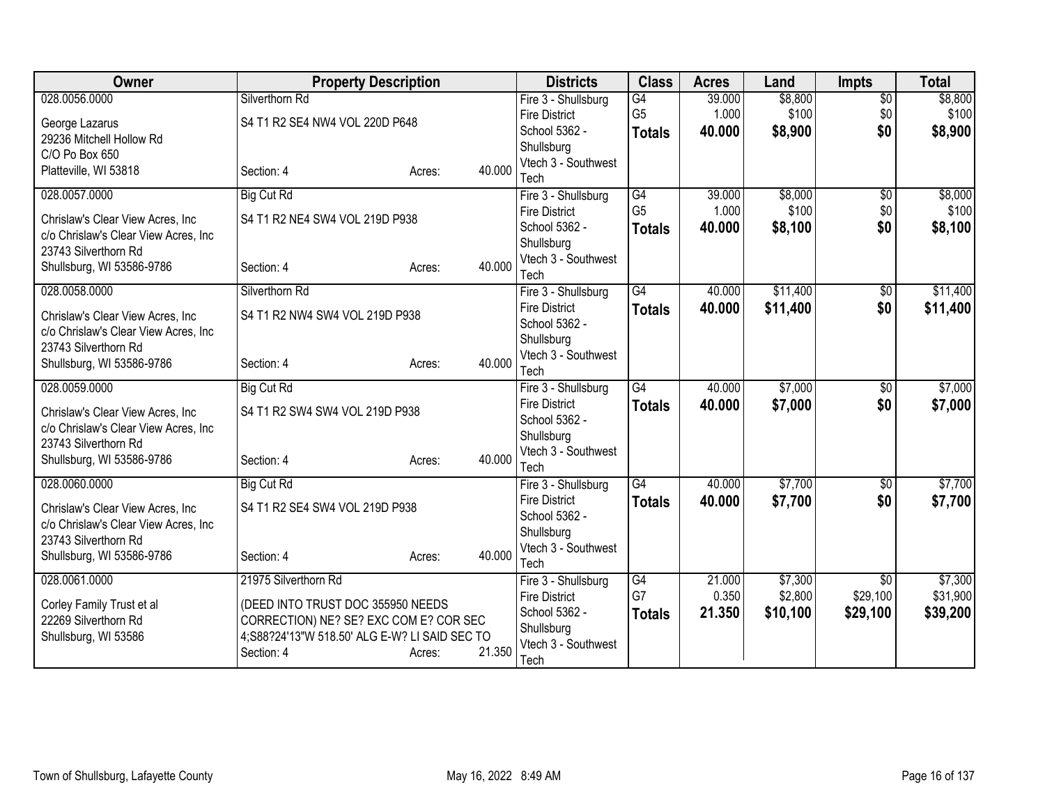| Owner | Property Description | | | Districts | Class | Acres | Land | Impts | Total |
|---|---|---|---|---|---|---|---|---|---|
| 028.0056.0000 | Silverthorn Rd | | | Fire 3 - Shullsburg | G4 | 39.000 | $8,800 | $0 | $8,800 |
| George Lazarus | S4 T1 R2 SE4 NW4 VOL 220D P648 | | | Fire District | G5 | 1.000 | $100 | $0 | $100 |
| 29236 Mitchell Hollow Rd | | | | School 5362 - | **Totals** | **40.000** | **$8,900** | **$0** | **$8,900** |
| C/O Po Box 650 | | | | Shullsburg | | | | | |
| Platteville, WI 53818 | Section: 4 | Acres: | 40.000 | Vtech 3 - Southwest Tech | | | | | |
| 028.0057.0000 | Big Cut Rd | | | Fire 3 - Shullsburg | G4 | 39.000 | $8,000 | $0 | $8,000 |
| Chrislaw's Clear View Acres, Inc | S4 T1 R2 NE4 SW4 VOL 219D P938 | | | Fire District | G5 | 1.000 | $100 | $0 | $100 |
| c/o Chrislaw's Clear View Acres, Inc | | | | School 5362 - | **Totals** | **40.000** | **$8,100** | **$0** | **$8,100** |
| 23743 Silverthorn Rd | | | | Shullsburg | | | | | |
| Shullsburg, WI 53586-9786 | Section: 4 | Acres: | 40.000 | Vtech 3 - Southwest Tech | | | | | |
| 028.0058.0000 | Silverthorn Rd | | | Fire 3 - Shullsburg | G4 | 40.000 | $11,400 | $0 | $11,400 |
| Chrislaw's Clear View Acres, Inc | S4 T1 R2 NW4 SW4 VOL 219D P938 | | | Fire District | **Totals** | **40.000** | **$11,400** | **$0** | **$11,400** |
| c/o Chrislaw's Clear View Acres, Inc | | | | School 5362 - | | | | | |
| 23743 Silverthorn Rd | | | | Shullsburg | | | | | |
| Shullsburg, WI 53586-9786 | Section: 4 | Acres: | 40.000 | Vtech 3 - Southwest Tech | | | | | |
| 028.0059.0000 | Big Cut Rd | | | Fire 3 - Shullsburg | G4 | 40.000 | $7,000 | $0 | $7,000 |
| Chrislaw's Clear View Acres, Inc | S4 T1 R2 SW4 SW4 VOL 219D P938 | | | Fire District | **Totals** | **40.000** | **$7,000** | **$0** | **$7,000** |
| c/o Chrislaw's Clear View Acres, Inc | | | | School 5362 - | | | | | |
| 23743 Silverthorn Rd | | | | Shullsburg | | | | | |
| Shullsburg, WI 53586-9786 | Section: 4 | Acres: | 40.000 | Vtech 3 - Southwest Tech | | | | | |
| 028.0060.0000 | Big Cut Rd | | | Fire 3 - Shullsburg | G4 | 40.000 | $7,700 | $0 | $7,700 |
| Chrislaw's Clear View Acres, Inc | S4 T1 R2 SE4 SW4 VOL 219D P938 | | | Fire District | **Totals** | **40.000** | **$7,700** | **$0** | **$7,700** |
| c/o Chrislaw's Clear View Acres, Inc | | | | School 5362 - | | | | | |
| 23743 Silverthorn Rd | | | | Shullsburg | | | | | |
| Shullsburg, WI 53586-9786 | Section: 4 | Acres: | 40.000 | Vtech 3 - Southwest Tech | | | | | |
| 028.0061.0000 | 21975 Silverthorn Rd | | | Fire 3 - Shullsburg | G4 | 21.000 | $7,300 | $0 | $7,300 |
| Corley Family Trust et al | (DEED INTO TRUST DOC 355950 NEEDS | | | Fire District | G7 | 0.350 | $2,800 | $29,100 | $31,900 |
| 22269 Silverthorn Rd | CORRECTION) NE? SE? EXC COM E? COR SEC | | | School 5362 - | **Totals** | **21.350** | **$10,100** | **$29,100** | **$39,200** |
| Shullsburg, WI 53586 | 4;S88?24'13"W 518.50' ALG E-W? LI SAID SEC TO | | | Shullsburg | | | | | |
| | Section: 4 | Acres: | 21.350 | Vtech 3 - Southwest Tech | | | | | |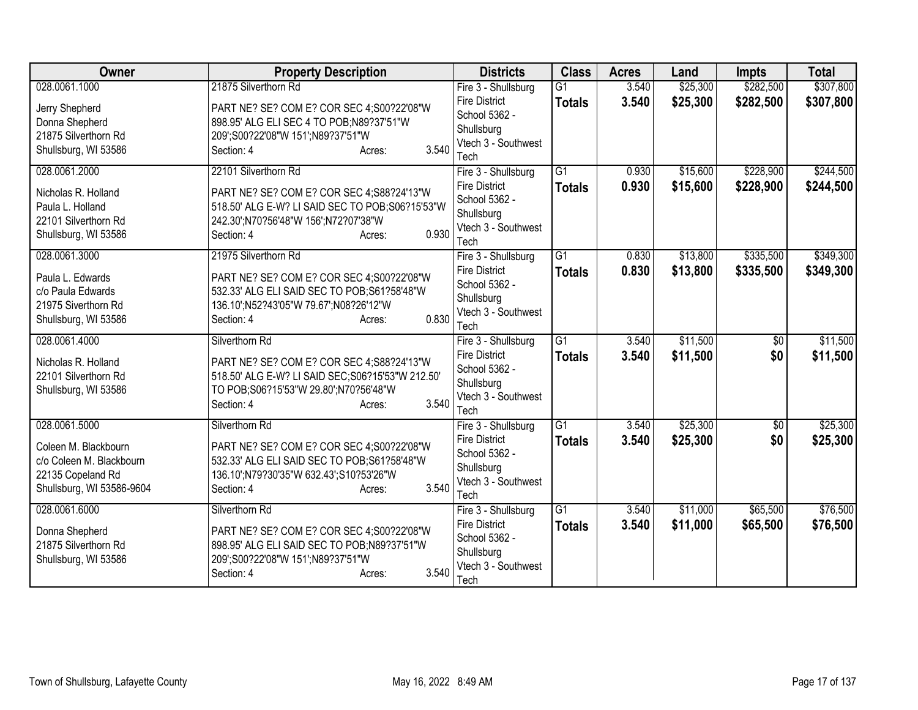| Owner | Property Description | Districts | Class | Acres | Land | Impts | Total |
|---|---|---|---|---|---|---|---|
| 028.0061.1000<br><br>Jerry Shepherd<br>Donna Shepherd<br>21875 Silverthorn Rd<br>Shullsburg, WI 53586 | 21875 Silverthorn Rd<br><br>PART NE? SE? COM E? COR SEC 4;S00?22'08"W 898.95' ALG ELI SEC 4 TO POB;N89?37'51"W 209';S00?22'08"W 151';N89?37'51"W<br>Section: 4 Acres: 3.540 | Fire 3 - Shullsburg Fire District<br>School 5362 - Shullsburg<br>Vtech 3 - Southwest Tech | G1<br>**Totals** | 3.540<br>**3.540** | $25,300<br>**$25,300** | $282,500<br>**$282,500** | $307,800<br>**$307,800** |
| 028.0061.2000<br><br>Nicholas R. Holland<br>Paula L. Holland<br>22101 Silverthorn Rd<br>Shullsburg, WI 53586 | 22101 Silverthorn Rd<br><br>PART NE? SE? COM E? COR SEC 4;S88?24'13"W 518.50' ALG E-W? LI SAID SEC TO POB;S06?15'53"W 242.30';N70?56'48"W 156';N72?07'38"W<br>Section: 4 Acres: 0.930 | Fire 3 - Shullsburg Fire District<br>School 5362 - Shullsburg<br>Vtech 3 - Southwest Tech | G1<br>**Totals** | 0.930<br>**0.930** | $15,600<br>**$15,600** | $228,900<br>**$228,900** | $244,500<br>**$244,500** |
| 028.0061.3000<br><br>Paula L. Edwards<br>c/o Paula Edwards<br>21975 Siverthorn Rd<br>Shullsburg, WI 53586 | 21975 Silverthorn Rd<br><br>PART NE? SE? COM E? COR SEC 4;S00?22'08"W 532.33' ALG ELI SAID SEC TO POB;S61?58'48"W 136.10';N52?43'05"W 79.67';N08?26'12"W<br>Section: 4 Acres: 0.830 | Fire 3 - Shullsburg Fire District<br>School 5362 - Shullsburg<br>Vtech 3 - Southwest Tech | G1<br>**Totals** | 0.830<br>**0.830** | $13,800<br>**$13,800** | $335,500<br>**$335,500** | $349,300<br>**$349,300** |
| 028.0061.4000<br><br>Nicholas R. Holland<br>22101 Silverthorn Rd<br>Shullsburg, WI 53586 | Silverthorn Rd<br><br>PART NE? SE? COM E? COR SEC 4;S88?24'13"W 518.50' ALG E-W? LI SAID SEC;S06?15'53"W 212.50' TO POB;S06?15'53"W 29.80';N70?56'48"W<br>Section: 4 Acres: 3.540 | Fire 3 - Shullsburg Fire District<br>School 5362 - Shullsburg<br>Vtech 3 - Southwest Tech | G1<br>**Totals** | 3.540<br>**3.540** | $11,500<br>**$11,500** | $0<br>**$0** | $11,500<br>**$11,500** |
| 028.0061.5000<br><br>Coleen M. Blackbourn<br>c/o Coleen M. Blackbourn<br>22135 Copeland Rd<br>Shullsburg, WI 53586-9604 | Silverthorn Rd<br><br>PART NE? SE? COM E? COR SEC 4;S00?22'08"W 532.33' ALG ELI SAID SEC TO POB;S61?58'48"W 136.10';N79?30'35"W 632.43';S10?53'26"W<br>Section: 4 Acres: 3.540 | Fire 3 - Shullsburg Fire District<br>School 5362 - Shullsburg<br>Vtech 3 - Southwest Tech | G1<br>**Totals** | 3.540<br>**3.540** | $25,300<br>**$25,300** | $0<br>**$0** | $25,300<br>**$25,300** |
| 028.0061.6000<br><br>Donna Shepherd<br>21875 Silverthorn Rd<br>Shullsburg, WI 53586 | Silverthorn Rd<br><br>PART NE? SE? COM E? COR SEC 4;S00?22'08"W 898.95' ALG ELI SAID SEC TO POB;N89?37'51"W 209';S00?22'08"W 151';N89?37'51"W<br>Section: 4 Acres: 3.540 | Fire 3 - Shullsburg Fire District<br>School 5362 - Shullsburg<br>Vtech 3 - Southwest Tech | G1<br>**Totals** | 3.540<br>**3.540** | $11,000<br>**$11,000** | $65,500<br>**$65,500** | $76,500<br>**$76,500** |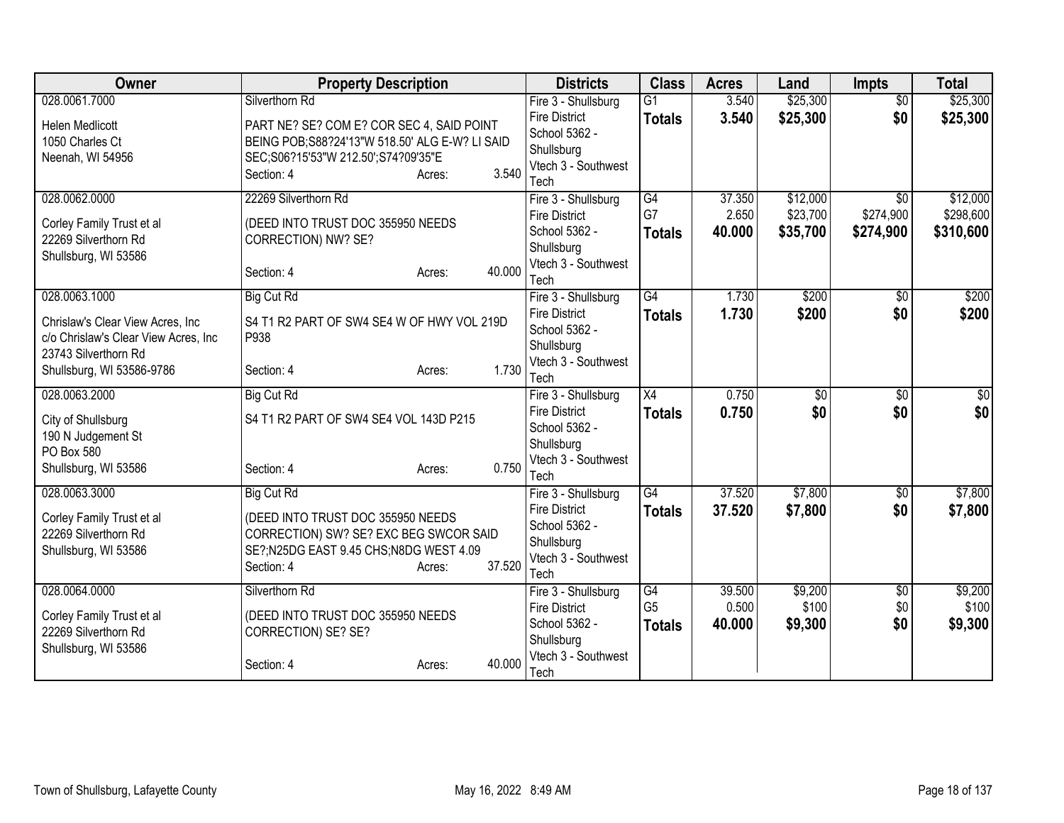| Owner | Property Description | Districts | Class | Acres | Land | Impts | Total |
|---|---|---|---|---|---|---|---|
| 028.0061.7000<br>Helen Medlicott<br>1050 Charles Ct<br>Neenah, WI 54956 | Silverthorn Rd<br>PART NE? SE? COM E? COR SEC 4, SAID POINT BEING POB;S88?24'13"W 518.50' ALG E-W? LI SAID SEC;S06?15'53"W 212.50';S74?09'35"E<br>Section: 4 Acres: 3.540 | Fire 3 - Shullsburg Fire District<br>School 5362 - Shullsburg<br>Vtech 3 - Southwest Tech | G1<br>**Totals** | 3.540<br>**3.540** | $25,300<br>**$25,300** | $0<br>**$0** | $25,300<br>**$25,300** |
| 028.0062.0000<br>Corley Family Trust et al<br>22269 Silverthorn Rd<br>Shullsburg, WI 53586 | 22269 Silverthorn Rd<br>(DEED INTO TRUST DOC 355950 NEEDS CORRECTION) NW? SE?<br>Section: 4 Acres: 40.000 | Fire 3 - Shullsburg Fire District<br>School 5362 - Shullsburg<br>Vtech 3 - Southwest Tech | G4<br>G7<br>**Totals** | 37.350<br>2.650<br>**40.000** | $12,000<br>$23,700<br>**$35,700** | $0<br>$274,900<br>**$274,900** | $12,000<br>$298,600<br>**$310,600** |
| 028.0063.1000<br>Chrislaw's Clear View Acres, Inc<br>c/o Chrislaw's Clear View Acres, Inc<br>23743 Silverthorn Rd<br>Shullsburg, WI 53586-9786 | Big Cut Rd<br>S4 T1 R2 PART OF SW4 SE4 W OF HWY VOL 219D P938<br>Section: 4 Acres: 1.730 | Fire 3 - Shullsburg Fire District<br>School 5362 - Shullsburg<br>Vtech 3 - Southwest Tech | G4<br>**Totals** | 1.730<br>**1.730** | $200<br>**$200** | $0<br>**$0** | $200<br>**$200** |
| 028.0063.2000<br>City of Shullsburg<br>190 N Judgement St<br>PO Box 580<br>Shullsburg, WI 53586 | Big Cut Rd<br>S4 T1 R2 PART OF SW4 SE4 VOL 143D P215<br>Section: 4 Acres: 0.750 | Fire 3 - Shullsburg Fire District<br>School 5362 - Shullsburg<br>Vtech 3 - Southwest Tech | X4<br>**Totals** | 0.750<br>**0.750** | $0<br>**$0** | $0<br>**$0** | $0<br>**$0** |
| 028.0063.3000<br>Corley Family Trust et al<br>22269 Silverthorn Rd<br>Shullsburg, WI 53586 | Big Cut Rd<br>(DEED INTO TRUST DOC 355950 NEEDS CORRECTION) SW? SE? EXC BEG SWCOR SAID SE?;N25DG EAST 9.45 CHS;N8DG WEST 4.09<br>Section: 4 Acres: 37.520 | Fire 3 - Shullsburg Fire District<br>School 5362 - Shullsburg<br>Vtech 3 - Southwest Tech | G4<br>**Totals** | 37.520<br>**37.520** | $7,800<br>**$7,800** | $0<br>**$0** | $7,800<br>**$7,800** |
| 028.0064.0000<br>Corley Family Trust et al<br>22269 Silverthorn Rd<br>Shullsburg, WI 53586 | Silverthorn Rd<br>(DEED INTO TRUST DOC 355950 NEEDS CORRECTION) SE? SE?<br>Section: 4 Acres: 40.000 | Fire 3 - Shullsburg Fire District<br>School 5362 - Shullsburg<br>Vtech 3 - Southwest Tech | G4<br>G5<br>**Totals** | 39.500<br>0.500<br>**40.000** | $9,200<br>$100<br>**$9,300** | $0<br>$0<br>**$0** | $9,200<br>$100<br>**$9,300** |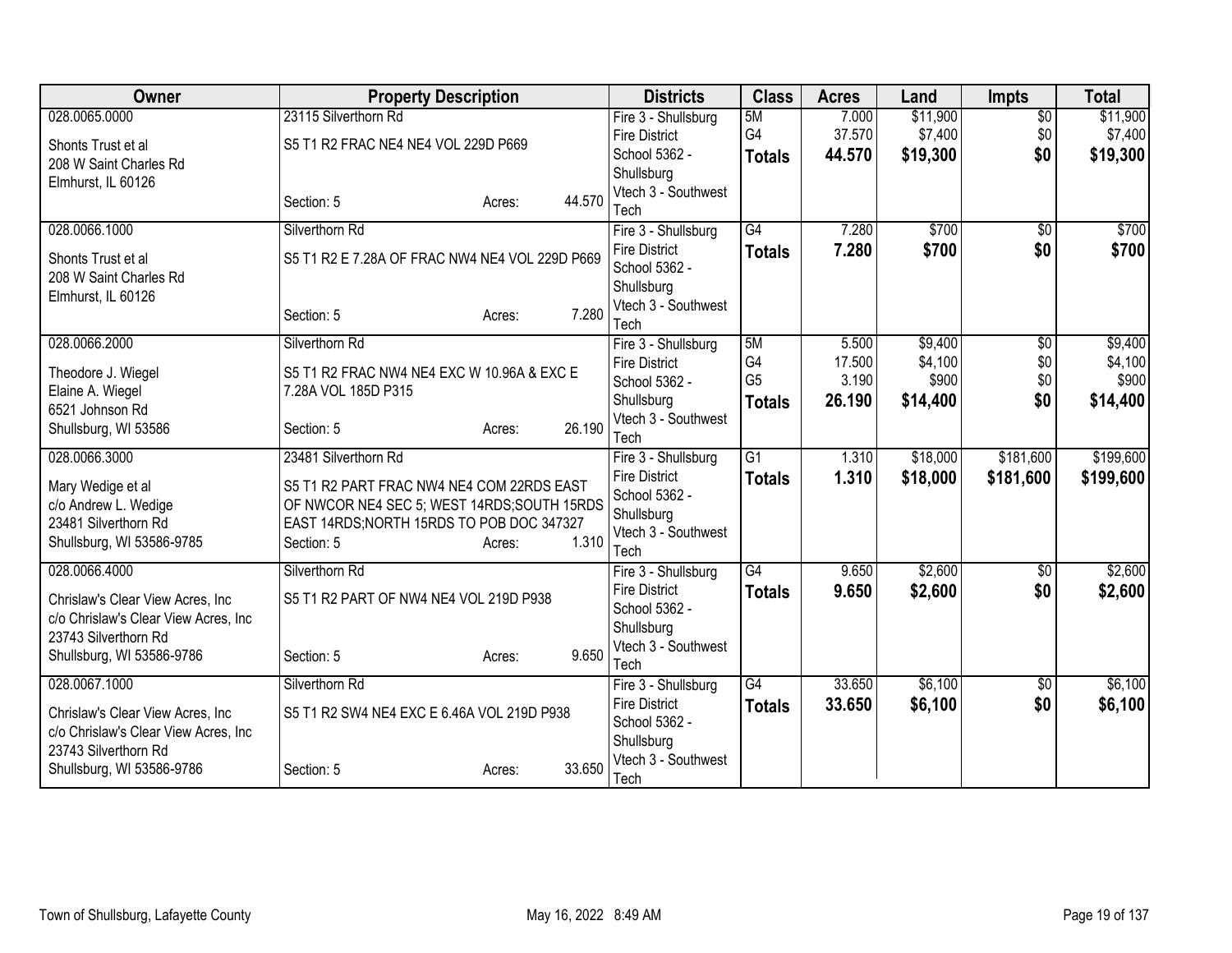| Owner | Property Description | Districts | Class | Acres | Land | Impts | Total |
|---|---|---|---|---|---|---|---|
| 028.0065.0000<br><br>Shonts Trust et al<br>208 W Saint Charles Rd<br>Elmhurst, IL 60126 | 23115 Silverthorn Rd<br><br>S5 T1 R2 FRAC NE4 NE4 VOL 229D P669<br><br>Section: 5 Acres: 44.570 | Fire 3 - Shullsburg Fire District<br>School 5362 - Shullsburg<br>Vtech 3 - Southwest Tech | 5M<br>G4<br>**Totals** | 7.000<br>37.570<br>**44.570** | $11,900<br>$7,400<br>**$19,300** | $0<br>$0<br>**$0** | $11,900<br>$7,400<br>**$19,300** |
| 028.0066.1000<br><br>Shonts Trust et al<br>208 W Saint Charles Rd<br>Elmhurst, IL 60126 | Silverthorn Rd<br><br>S5 T1 R2 E 7.28A OF FRAC NW4 NE4 VOL 229D P669<br><br>Section: 5 Acres: 7.280 | Fire 3 - Shullsburg Fire District<br>School 5362 - Shullsburg<br>Vtech 3 - Southwest Tech | G4<br>**Totals** | 7.280<br>**7.280** | $700<br>**$700** | $0<br>**$0** | $700<br>**$700** |
| 028.0066.2000<br><br>Theodore J. Wiegel<br>Elaine A. Wiegel<br>6521 Johnson Rd<br>Shullsburg, WI 53586 | Silverthorn Rd<br><br>S5 T1 R2 FRAC NW4 NE4 EXC W 10.96A & EXC E 7.28A VOL 185D P315<br><br>Section: 5 Acres: 26.190 | Fire 3 - Shullsburg Fire District<br>School 5362 - Shullsburg<br>Vtech 3 - Southwest Tech | 5M<br>G4<br>G5<br>**Totals** | 5.500<br>17.500<br>3.190<br>**26.190** | $9,400<br>$4,100<br>$900<br>**$14,400** | $0<br>$0<br>$0<br>**$0** | $9,400<br>$4,100<br>$900<br>**$14,400** |
| 028.0066.3000<br><br>Mary Wedige et al<br>c/o Andrew L. Wedige<br>23481 Silverthorn Rd<br>Shullsburg, WI 53586-9785 | 23481 Silverthorn Rd<br><br>S5 T1 R2 PART FRAC NW4 NE4 COM 22RDS EAST OF NWCOR NE4 SEC 5; WEST 14RDS;SOUTH 15RDS EAST 14RDS;NORTH 15RDS TO POB DOC 347327<br>Section: 5 Acres: 1.310 | Fire 3 - Shullsburg Fire District<br>School 5362 - Shullsburg<br>Vtech 3 - Southwest Tech | G1<br>**Totals** | 1.310<br>**1.310** | $18,000<br>**$18,000** | $181,600<br>**$181,600** | $199,600<br>**$199,600** |
| 028.0066.4000<br><br>Chrislaw's Clear View Acres, Inc<br>c/o Chrislaw's Clear View Acres, Inc<br>23743 Silverthorn Rd<br>Shullsburg, WI 53586-9786 | Silverthorn Rd<br><br>S5 T1 R2 PART OF NW4 NE4 VOL 219D P938<br><br>Section: 5 Acres: 9.650 | Fire 3 - Shullsburg Fire District<br>School 5362 - Shullsburg<br>Vtech 3 - Southwest Tech | G4<br>**Totals** | 9.650<br>**9.650** | $2,600<br>**$2,600** | $0<br>**$0** | $2,600<br>**$2,600** |
| 028.0067.1000<br><br>Chrislaw's Clear View Acres, Inc<br>c/o Chrislaw's Clear View Acres, Inc<br>23743 Silverthorn Rd<br>Shullsburg, WI 53586-9786 | Silverthorn Rd<br><br>S5 T1 R2 SW4 NE4 EXC E 6.46A VOL 219D P938<br><br>Section: 5 Acres: 33.650 | Fire 3 - Shullsburg Fire District<br>School 5362 - Shullsburg<br>Vtech 3 - Southwest Tech | G4<br>**Totals** | 33.650<br>**33.650** | $6,100<br>**$6,100** | $0<br>**$0** | $6,100<br>**$6,100** |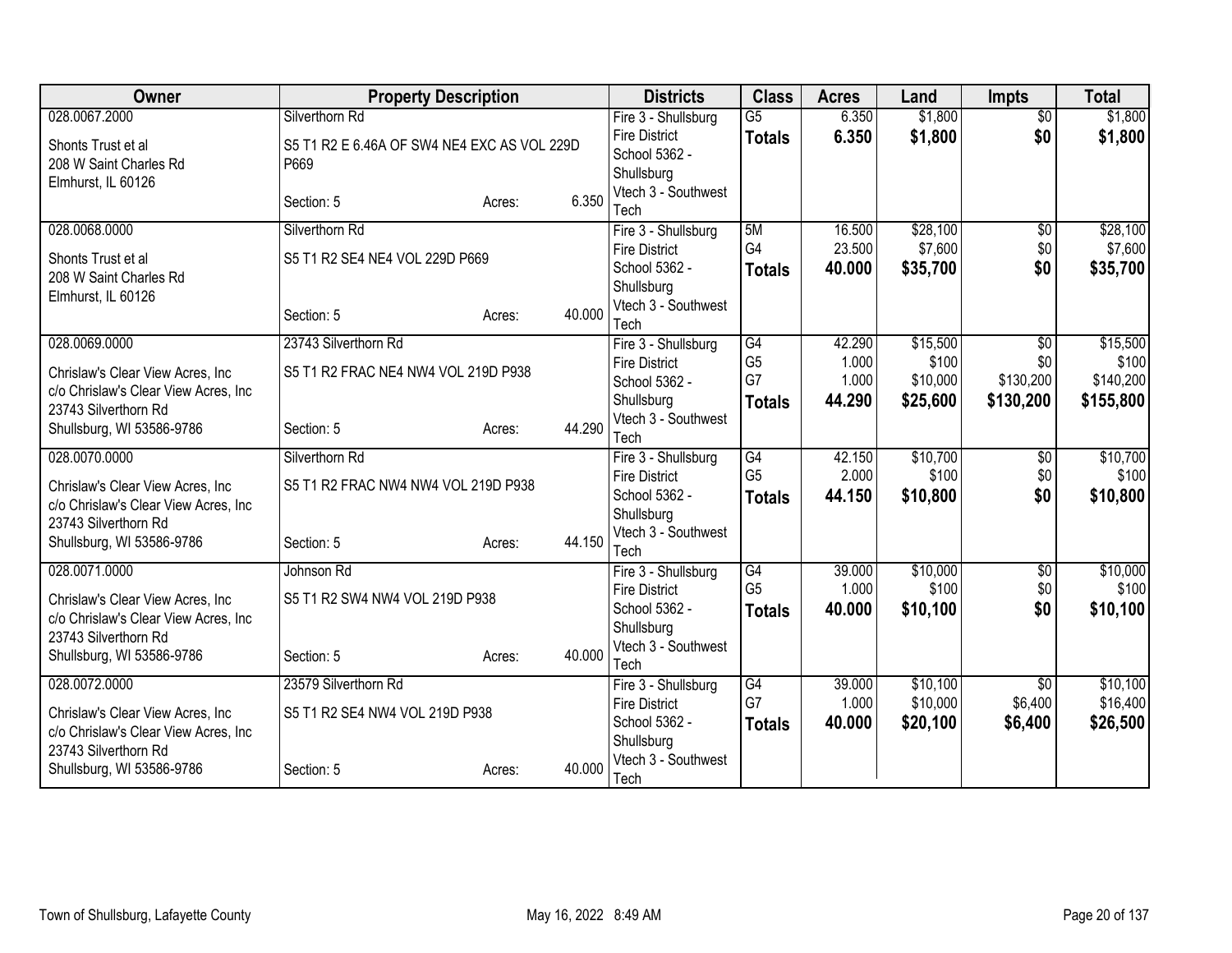| Owner | Property Description | | | Districts | Class | Acres | Land | Impts | Total |
|---|---|---|---|---|---|---|---|---|---|
| 028.0067.2000<br>Shonts Trust et al<br>208 W Saint Charles Rd<br>Elmhurst, IL 60126 | Silverthorn Rd<br>S5 T1 R2 E 6.46A OF SW4 NE4 EXC AS VOL 229D P669<br>Section: 5 | Acres: | 6.350 | Fire 3 - Shullsburg Fire District<br>School 5362 - Shullsburg<br>Vtech 3 - Southwest Tech | G5<br>**Totals** | 6.350<br>**6.350** | $1,800<br>**$1,800** | $0<br>**$0** | $1,800<br>**$1,800** |
| 028.0068.0000<br>Shonts Trust et al<br>208 W Saint Charles Rd<br>Elmhurst, IL 60126 | Silverthorn Rd<br>S5 T1 R2 SE4 NE4 VOL 229D P669<br>Section: 5 | Acres: | 40.000 | Fire 3 - Shullsburg Fire District<br>School 5362 - Shullsburg<br>Vtech 3 - Southwest Tech | 5M<br>G4<br>**Totals** | 16.500<br>23.500<br>**40.000** | $28,100<br>$7,600<br>**$35,700** | $0<br>$0<br>**$0** | $28,100<br>$7,600<br>**$35,700** |
| 028.0069.0000<br>Chrislaw's Clear View Acres, Inc<br>c/o Chrislaw's Clear View Acres, Inc<br>23743 Silverthorn Rd<br>Shullsburg, WI 53586-9786 | 23743 Silverthorn Rd<br>S5 T1 R2 FRAC NE4 NW4 VOL 219D P938<br>Section: 5 | Acres: | 44.290 | Fire 3 - Shullsburg Fire District<br>School 5362 - Shullsburg<br>Vtech 3 - Southwest Tech | G4<br>G5<br>G7<br>**Totals** | 42.290<br>1.000<br>1.000<br>**44.290** | $15,500<br>$100<br>$10,000<br>**$25,600** | $0<br>$0<br>$130,200<br>**$130,200** | $15,500<br>$100<br>$140,200<br>**$155,800** |
| 028.0070.0000<br>Chrislaw's Clear View Acres, Inc<br>c/o Chrislaw's Clear View Acres, Inc<br>23743 Silverthorn Rd<br>Shullsburg, WI 53586-9786 | Silverthorn Rd<br>S5 T1 R2 FRAC NW4 NW4 VOL 219D P938<br>Section: 5 | Acres: | 44.150 | Fire 3 - Shullsburg Fire District<br>School 5362 - Shullsburg<br>Vtech 3 - Southwest Tech | G4<br>G5<br>**Totals** | 42.150<br>2.000<br>**44.150** | $10,700<br>$100<br>**$10,800** | $0<br>$0<br>**$0** | $10,700<br>$100<br>**$10,800** |
| 028.0071.0000<br>Chrislaw's Clear View Acres, Inc<br>c/o Chrislaw's Clear View Acres, Inc<br>23743 Silverthorn Rd<br>Shullsburg, WI 53586-9786 | Johnson Rd<br>S5 T1 R2 SW4 NW4 VOL 219D P938<br>Section: 5 | Acres: | 40.000 | Fire 3 - Shullsburg Fire District<br>School 5362 - Shullsburg<br>Vtech 3 - Southwest Tech | G4<br>G5<br>**Totals** | 39.000<br>1.000<br>**40.000** | $10,000<br>$100<br>**$10,100** | $0<br>$0<br>**$0** | $10,000<br>$100<br>**$10,100** |
| 028.0072.0000<br>Chrislaw's Clear View Acres, Inc<br>c/o Chrislaw's Clear View Acres, Inc<br>23743 Silverthorn Rd<br>Shullsburg, WI 53586-9786 | 23579 Silverthorn Rd<br>S5 T1 R2 SE4 NW4 VOL 219D P938<br>Section: 5 | Acres: | 40.000 | Fire 3 - Shullsburg Fire District<br>School 5362 - Shullsburg<br>Vtech 3 - Southwest Tech | G4<br>G7<br>**Totals** | 39.000<br>1.000<br>**40.000** | $10,100<br>$10,000<br>**$20,100** | $0<br>$6,400<br>**$6,400** | $10,100<br>$16,400<br>**$26,500** |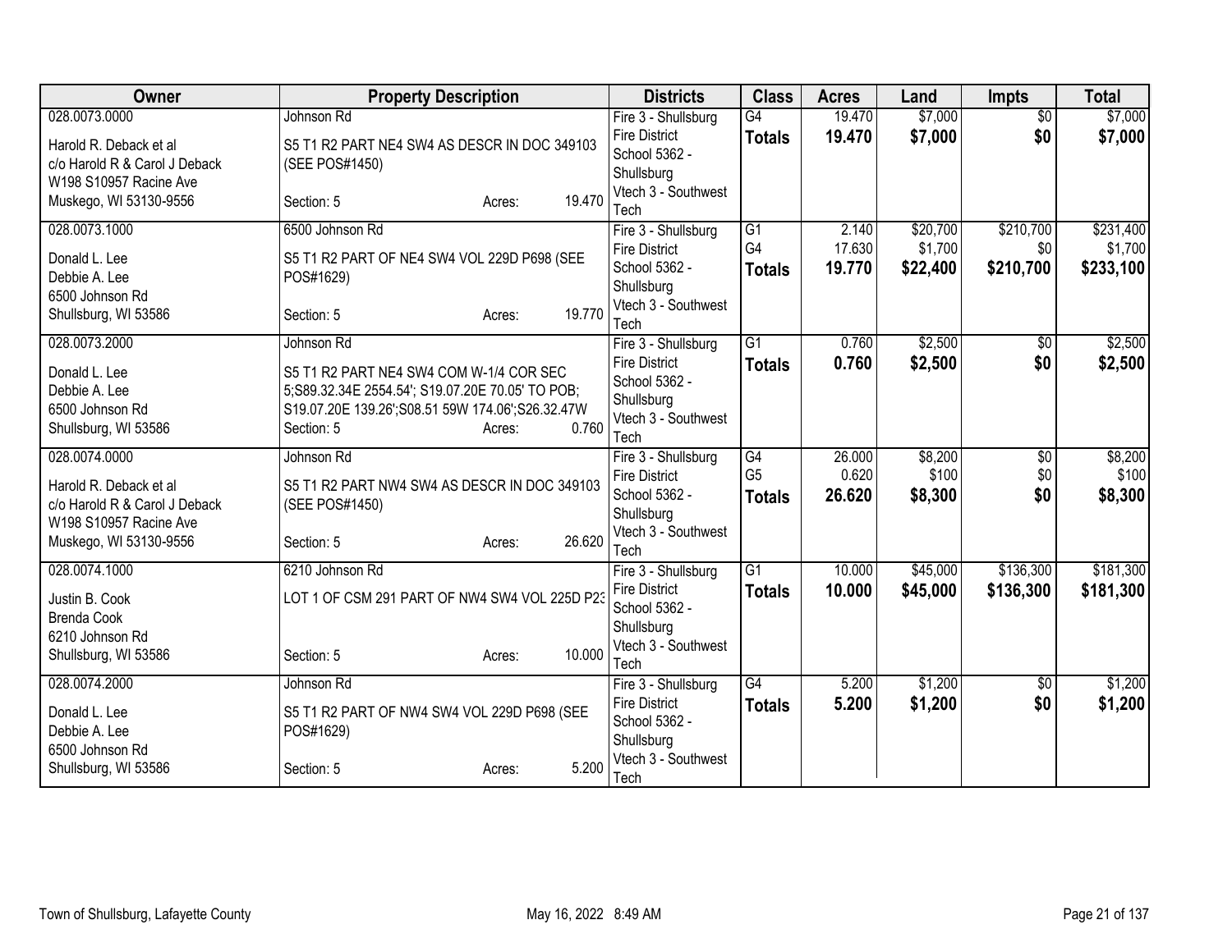| Owner | Property Description | Districts | Class | Acres | Land | Impts | Total |
|---|---|---|---|---|---|---|---|
| 028.0073.0000<br>Harold R. Deback et al<br>c/o Harold R & Carol J Deback<br>W198 S10957 Racine Ave<br>Muskego, WI 53130-9556 | Johnson Rd<br>S5 T1 R2 PART NE4 SW4 AS DESCR IN DOC 349103 (SEE POS#1450)<br>Section: 5 Acres: 19.470 | Fire 3 - Shullsburg Fire District<br>School 5362 - Shullsburg<br>Vtech 3 - Southwest Tech | G4<br>**Totals** | 19.470<br>**19.470** | $7,000<br>**$7,000** | $0<br>**$0** | $7,000<br>**$7,000** |
| 028.0073.1000<br>Donald L. Lee<br>Debbie A. Lee<br>6500 Johnson Rd<br>Shullsburg, WI 53586 | 6500 Johnson Rd<br>S5 T1 R2 PART OF NE4 SW4 VOL 229D P698 (SEE POS#1629)<br>Section: 5 Acres: 19.770 | Fire 3 - Shullsburg Fire District<br>School 5362 - Shullsburg<br>Vtech 3 - Southwest Tech | G1<br>G4<br>**Totals** | 2.140<br>17.630<br>**19.770** | $20,700<br>$1,700<br>**$22,400** | $210,700<br>$0<br>**$210,700** | $231,400<br>$1,700<br>**$233,100** |
| 028.0073.2000<br>Donald L. Lee<br>Debbie A. Lee<br>6500 Johnson Rd<br>Shullsburg, WI 53586 | Johnson Rd<br>S5 T1 R2 PART NE4 SW4 COM W-1/4 COR SEC 5;S89.32.34E 2554.54'; S19.07.20E 70.05' TO POB; S19.07.20E 139.26';S08.51 59W 174.06';S26.32.47W<br>Section: 5 Acres: 0.760 | Fire 3 - Shullsburg Fire District<br>School 5362 - Shullsburg<br>Vtech 3 - Southwest Tech | G1<br>**Totals** | 0.760<br>**0.760** | $2,500<br>**$2,500** | $0<br>**$0** | $2,500<br>**$2,500** |
| 028.0074.0000<br>Harold R. Deback et al<br>c/o Harold R & Carol J Deback<br>W198 S10957 Racine Ave<br>Muskego, WI 53130-9556 | Johnson Rd<br>S5 T1 R2 PART NW4 SW4 AS DESCR IN DOC 349103 (SEE POS#1450)<br>Section: 5 Acres: 26.620 | Fire 3 - Shullsburg Fire District<br>School 5362 - Shullsburg<br>Vtech 3 - Southwest Tech | G4<br>G5<br>**Totals** | 26.000<br>0.620<br>**26.620** | $8,200<br>$100<br>**$8,300** | $0<br>$0<br>**$0** | $8,200<br>$100<br>**$8,300** |
| 028.0074.1000<br>Justin B. Cook<br>Brenda Cook<br>6210 Johnson Rd<br>Shullsburg, WI 53586 | 6210 Johnson Rd<br>LOT 1 OF CSM 291 PART OF NW4 SW4 VOL 225D P23<br>Section: 5 Acres: 10.000 | Fire 3 - Shullsburg Fire District<br>School 5362 - Shullsburg<br>Vtech 3 - Southwest Tech | G1<br>**Totals** | 10.000<br>**10.000** | $45,000<br>**$45,000** | $136,300<br>**$136,300** | $181,300<br>**$181,300** |
| 028.0074.2000<br>Donald L. Lee<br>Debbie A. Lee<br>6500 Johnson Rd<br>Shullsburg, WI 53586 | Johnson Rd<br>S5 T1 R2 PART OF NW4 SW4 VOL 229D P698 (SEE POS#1629)<br>Section: 5 Acres: 5.200 | Fire 3 - Shullsburg Fire District<br>School 5362 - Shullsburg<br>Vtech 3 - Southwest Tech | G4<br>**Totals** | 5.200<br>**5.200** | $1,200<br>**$1,200** | $0<br>**$0** | $1,200<br>**$1,200** |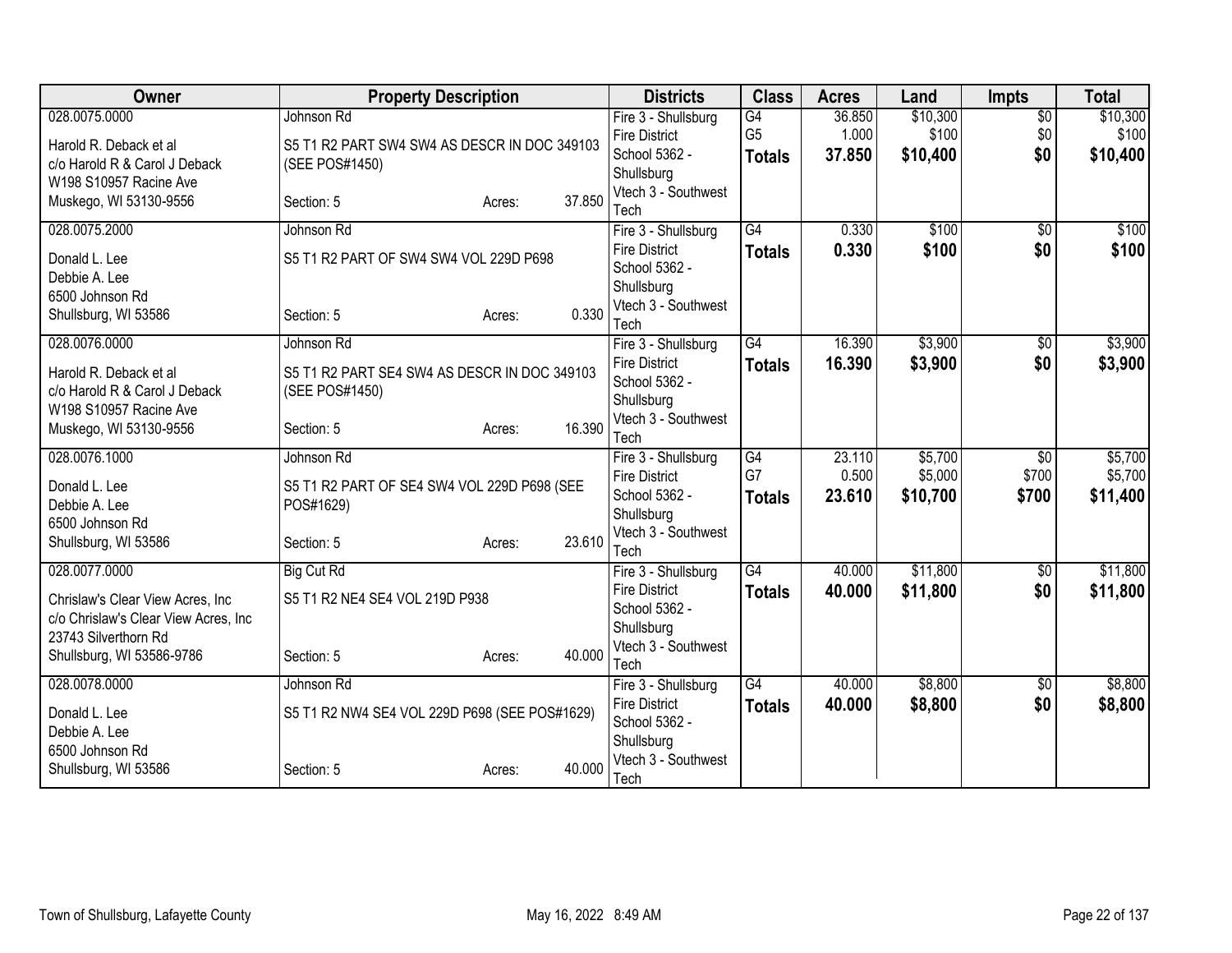| Owner | Property Description | | | Districts | Class | Acres | Land | Impts | Total |
|---|---|---|---|---|---|---|---|---|---|
| 028.0075.0000<br>Harold R. Deback et al<br>c/o Harold R & Carol J Deback<br>W198 S10957 Racine Ave<br>Muskego, WI 53130-9556 | Johnson Rd<br>S5 T1 R2 PART SW4 SW4 AS DESCR IN DOC 349103 (SEE POS#1450)<br>Section: 5 | Acres: | 37.850 | Fire 3 - Shullsburg Fire District<br>School 5362 - Shullsburg<br>Vtech 3 - Southwest Tech | G4<br>G5<br>**Totals** | 36.850<br>1.000<br>**37.850** | $10,300<br>$100<br>**$10,400** | $0<br>$0<br>**$0** | $10,300<br>$100<br>**$10,400** |
| 028.0075.2000<br>Donald L. Lee<br>Debbie A. Lee<br>6500 Johnson Rd<br>Shullsburg, WI 53586 | Johnson Rd<br>S5 T1 R2 PART OF SW4 SW4 VOL 229D P698<br>Section: 5 | Acres: | 0.330 | Fire 3 - Shullsburg Fire District<br>School 5362 - Shullsburg<br>Vtech 3 - Southwest Tech | G4<br>**Totals** | 0.330<br>**0.330** | $100<br>**$100** | $0<br>**$0** | $100<br>**$100** |
| 028.0076.0000<br>Harold R. Deback et al<br>c/o Harold R & Carol J Deback<br>W198 S10957 Racine Ave<br>Muskego, WI 53130-9556 | Johnson Rd<br>S5 T1 R2 PART SE4 SW4 AS DESCR IN DOC 349103 (SEE POS#1450)<br>Section: 5 | Acres: | 16.390 | Fire 3 - Shullsburg Fire District<br>School 5362 - Shullsburg<br>Vtech 3 - Southwest Tech | G4<br>**Totals** | 16.390<br>**16.390** | $3,900<br>**$3,900** | $0<br>**$0** | $3,900<br>**$3,900** |
| 028.0076.1000<br>Donald L. Lee<br>Debbie A. Lee<br>6500 Johnson Rd<br>Shullsburg, WI 53586 | Johnson Rd<br>S5 T1 R2 PART OF SE4 SW4 VOL 229D P698 (SEE POS#1629)<br>Section: 5 | Acres: | 23.610 | Fire 3 - Shullsburg Fire District<br>School 5362 - Shullsburg<br>Vtech 3 - Southwest Tech | G4<br>G7<br>**Totals** | 23.110<br>0.500<br>**23.610** | $5,700<br>$5,000<br>**$10,700** | $0<br>$700<br>**$700** | $5,700<br>$5,700<br>**$11,400** |
| 028.0077.0000<br>Chrislaw's Clear View Acres, Inc<br>c/o Chrislaw's Clear View Acres, Inc<br>23743 Silverthorn Rd<br>Shullsburg, WI 53586-9786 | Big Cut Rd<br>S5 T1 R2 NE4 SE4 VOL 219D P938<br>Section: 5 | Acres: | 40.000 | Fire 3 - Shullsburg Fire District<br>School 5362 - Shullsburg<br>Vtech 3 - Southwest Tech | G4<br>**Totals** | 40.000<br>**40.000** | $11,800<br>**$11,800** | $0<br>**$0** | $11,800<br>**$11,800** |
| 028.0078.0000<br>Donald L. Lee<br>Debbie A. Lee<br>6500 Johnson Rd<br>Shullsburg, WI 53586 | Johnson Rd<br>S5 T1 R2 NW4 SE4 VOL 229D P698 (SEE POS#1629)<br>Section: 5 | Acres: | 40.000 | Fire 3 - Shullsburg Fire District<br>School 5362 - Shullsburg<br>Vtech 3 - Southwest Tech | G4<br>**Totals** | 40.000<br>**40.000** | $8,800<br>**$8,800** | $0<br>**$0** | $8,800<br>**$8,800** |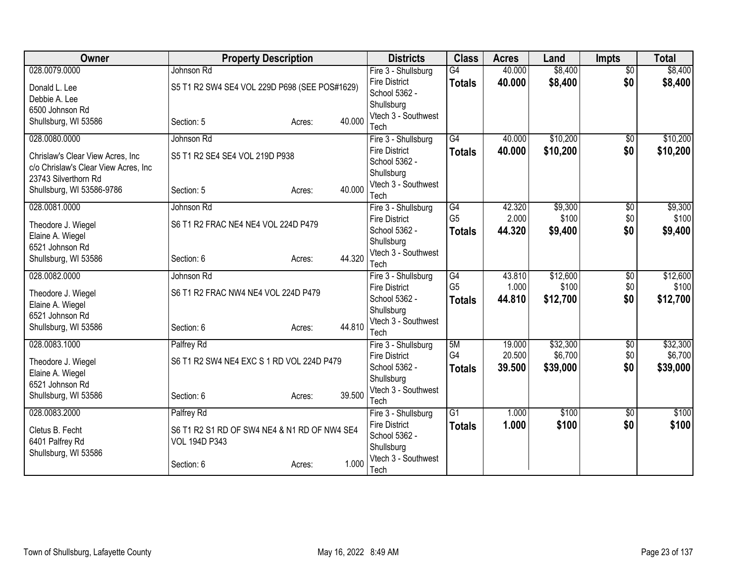| Owner | Property Description | Districts | Class | Acres | Land | Impts | Total |
|---|---|---|---|---|---|---|---|
| 028.0079.0000<br>Donald L. Lee<br>Debbie A. Lee<br>6500 Johnson Rd<br>Shullsburg, WI 53586 | Johnson Rd<br>S5 T1 R2 SW4 SE4 VOL 229D P698 (SEE POS#1629)<br>Section: 5 Acres: 40.000 | Fire 3 - Shullsburg Fire District<br>School 5362 - Shullsburg<br>Vtech 3 - Southwest Tech | G4<br>**Totals** | 40.000<br>**40.000** | $8,400<br>**$8,400** | $0<br>**$0** | $8,400<br>**$8,400** |
| 028.0080.0000<br>Chrislaw's Clear View Acres, Inc<br>c/o Chrislaw's Clear View Acres, Inc<br>23743 Silverthorn Rd<br>Shullsburg, WI 53586-9786 | Johnson Rd<br>S5 T1 R2 SE4 SE4 VOL 219D P938<br>Section: 5 Acres: 40.000 | Fire 3 - Shullsburg Fire District<br>School 5362 - Shullsburg<br>Vtech 3 - Southwest Tech | G4<br>**Totals** | 40.000<br>**40.000** | $10,200<br>**$10,200** | $0<br>**$0** | $10,200<br>**$10,200** |
| 028.0081.0000<br>Theodore J. Wiegel<br>Elaine A. Wiegel<br>6521 Johnson Rd<br>Shullsburg, WI 53586 | Johnson Rd<br>S6 T1 R2 FRAC NE4 NE4 VOL 224D P479<br>Section: 6 Acres: 44.320 | Fire 3 - Shullsburg Fire District<br>School 5362 - Shullsburg<br>Vtech 3 - Southwest Tech | G4<br>G5<br>**Totals** | 42.320<br>2.000<br>**44.320** | $9,300<br>$100<br>**$9,400** | $0<br>$0<br>**$0** | $9,300<br>$100<br>**$9,400** |
| 028.0082.0000<br>Theodore J. Wiegel<br>Elaine A. Wiegel<br>6521 Johnson Rd<br>Shullsburg, WI 53586 | Johnson Rd<br>S6 T1 R2 FRAC NW4 NE4 VOL 224D P479<br>Section: 6 Acres: 44.810 | Fire 3 - Shullsburg Fire District<br>School 5362 - Shullsburg<br>Vtech 3 - Southwest Tech | G4<br>G5<br>**Totals** | 43.810<br>1.000<br>**44.810** | $12,600<br>$100<br>**$12,700** | $0<br>$0<br>**$0** | $12,600<br>$100<br>**$12,700** |
| 028.0083.1000<br>Theodore J. Wiegel<br>Elaine A. Wiegel<br>6521 Johnson Rd<br>Shullsburg, WI 53586 | Palfrey Rd<br>S6 T1 R2 SW4 NE4 EXC S 1 RD VOL 224D P479<br>Section: 6 Acres: 39.500 | Fire 3 - Shullsburg Fire District<br>School 5362 - Shullsburg<br>Vtech 3 - Southwest Tech | 5M<br>G4<br>**Totals** | 19.000<br>20.500<br>**39.500** | $32,300<br>$6,700<br>**$39,000** | $0<br>$0<br>**$0** | $32,300<br>$6,700<br>**$39,000** |
| 028.0083.2000<br>Cletus B. Fecht<br>6401 Palfrey Rd<br>Shullsburg, WI 53586 | Palfrey Rd<br>S6 T1 R2 S1 RD OF SW4 NE4 & N1 RD OF NW4 SE4 VOL 194D P343<br>Section: 6 Acres: 1.000 | Fire 3 - Shullsburg Fire District<br>School 5362 - Shullsburg<br>Vtech 3 - Southwest Tech | G1<br>**Totals** | 1.000<br>**1.000** | $100<br>**$100** | $0<br>**$0** | $100<br>**$100** |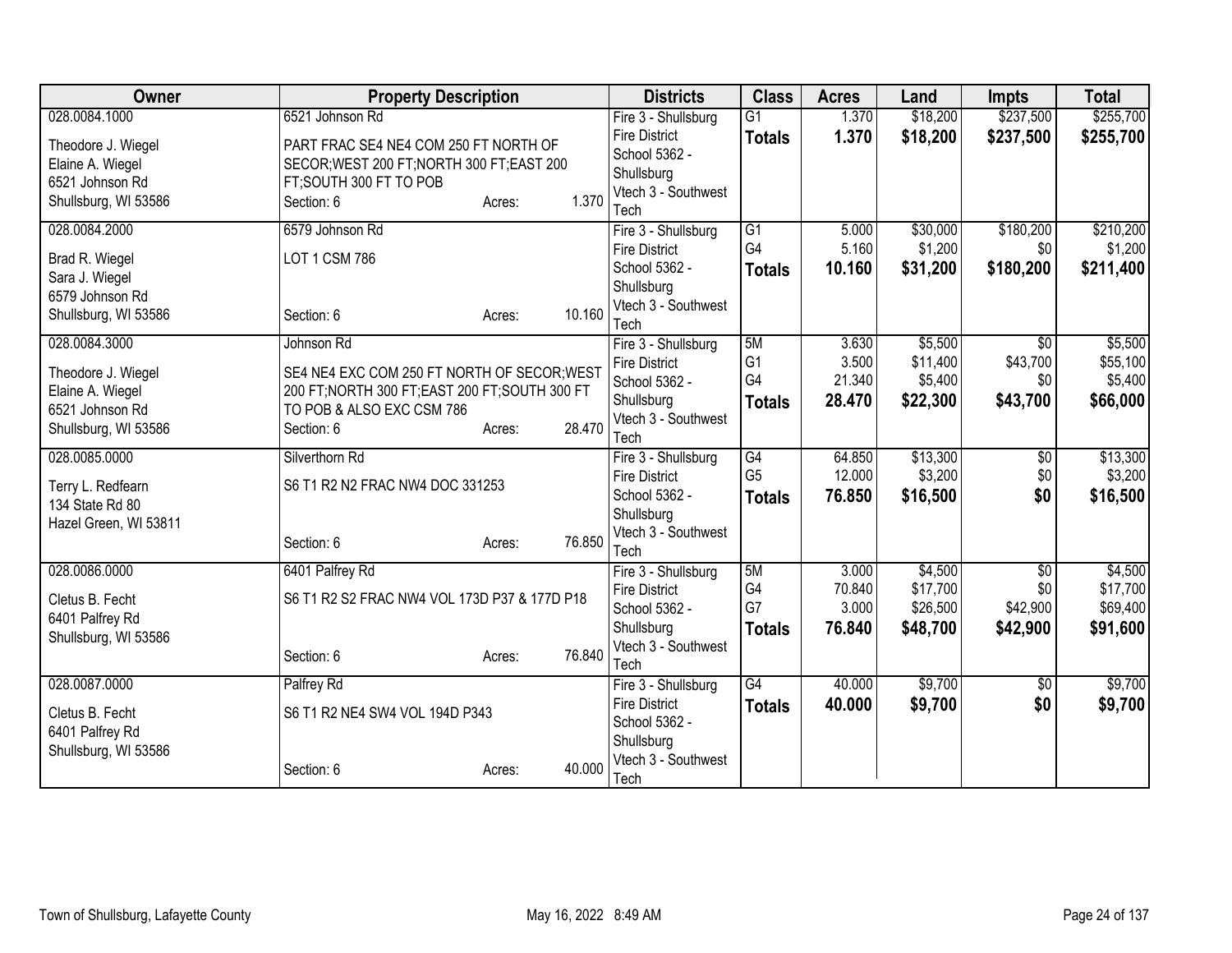| Owner | Property Description | Districts | Class | Acres | Land | Impts | Total |
|---|---|---|---|---|---|---|---|
| 028.0084.1000<br>Theodore J. Wiegel<br>Elaine A. Wiegel<br>6521 Johnson Rd<br>Shullsburg, WI 53586 | 6521 Johnson Rd<br>PART FRAC SE4 NE4 COM 250 FT NORTH OF SECOR;WEST 200 FT;NORTH 300 FT;EAST 200 FT;SOUTH 300 FT TO POB<br>Section: 6 Acres: 1.370 | Fire 3 - Shullsburg Fire District<br>School 5362 - Shullsburg<br>Vtech 3 - Southwest Tech | G1<br>**Totals** | 1.370<br>**1.370** | $18,200<br>**$18,200** | $237,500<br>**$237,500** | $255,700<br>**$255,700** |
| 028.0084.2000<br>Brad R. Wiegel<br>Sara J. Wiegel<br>6579 Johnson Rd<br>Shullsburg, WI 53586 | 6579 Johnson Rd<br>LOT 1 CSM 786<br>Section: 6 Acres: 10.160 | Fire 3 - Shullsburg Fire District<br>School 5362 - Shullsburg<br>Vtech 3 - Southwest Tech | G1<br>G4<br>**Totals** | 5.000<br>5.160<br>**10.160** | $30,000<br>$1,200<br>**$31,200** | $180,200<br>$0<br>**$180,200** | $210,200<br>$1,200<br>**$211,400** |
| 028.0084.3000<br>Theodore J. Wiegel<br>Elaine A. Wiegel<br>6521 Johnson Rd<br>Shullsburg, WI 53586 | Johnson Rd<br>SE4 NE4 EXC COM 250 FT NORTH OF SECOR;WEST 200 FT;NORTH 300 FT;EAST 200 FT;SOUTH 300 FT TO POB & ALSO EXC CSM 786<br>Section: 6 Acres: 28.470 | Fire 3 - Shullsburg Fire District<br>School 5362 - Shullsburg<br>Vtech 3 - Southwest Tech | 5M<br>G1<br>G4<br>**Totals** | 3.630<br>3.500<br>21.340<br>**28.470** | $5,500<br>$11,400<br>$5,400<br>**$22,300** | $0<br>$43,700<br>$0<br>**$43,700** | $5,500<br>$55,100<br>$5,400<br>**$66,000** |
| 028.0085.0000<br>Terry L. Redfearn<br>134 State Rd 80<br>Hazel Green, WI 53811 | Silverthorn Rd<br>S6 T1 R2 N2 FRAC NW4 DOC 331253<br>Section: 6 Acres: 76.850 | Fire 3 - Shullsburg Fire District<br>School 5362 - Shullsburg<br>Vtech 3 - Southwest Tech | G4<br>G5<br>**Totals** | 64.850<br>12.000<br>**76.850** | $13,300<br>$3,200<br>**$16,500** | $0<br>$0<br>**$0** | $13,300<br>$3,200<br>**$16,500** |
| 028.0086.0000<br>Cletus B. Fecht<br>6401 Palfrey Rd<br>Shullsburg, WI 53586 | 6401 Palfrey Rd<br>S6 T1 R2 S2 FRAC NW4 VOL 173D P37 & 177D P18<br>Section: 6 Acres: 76.840 | Fire 3 - Shullsburg Fire District<br>School 5362 - Shullsburg<br>Vtech 3 - Southwest Tech | 5M<br>G4<br>G7<br>**Totals** | 3.000<br>70.840<br>3.000<br>**76.840** | $4,500<br>$17,700<br>$26,500<br>**$48,700** | $0<br>$0<br>$42,900<br>**$42,900** | $4,500<br>$17,700<br>$69,400<br>**$91,600** |
| 028.0087.0000<br>Cletus B. Fecht<br>6401 Palfrey Rd<br>Shullsburg, WI 53586 | Palfrey Rd<br>S6 T1 R2 NE4 SW4 VOL 194D P343<br>Section: 6 Acres: 40.000 | Fire 3 - Shullsburg Fire District<br>School 5362 - Shullsburg<br>Vtech 3 - Southwest Tech | G4<br>**Totals** | 40.000<br>**40.000** | $9,700<br>**$9,700** | $0<br>**$0** | $9,700<br>**$9,700** |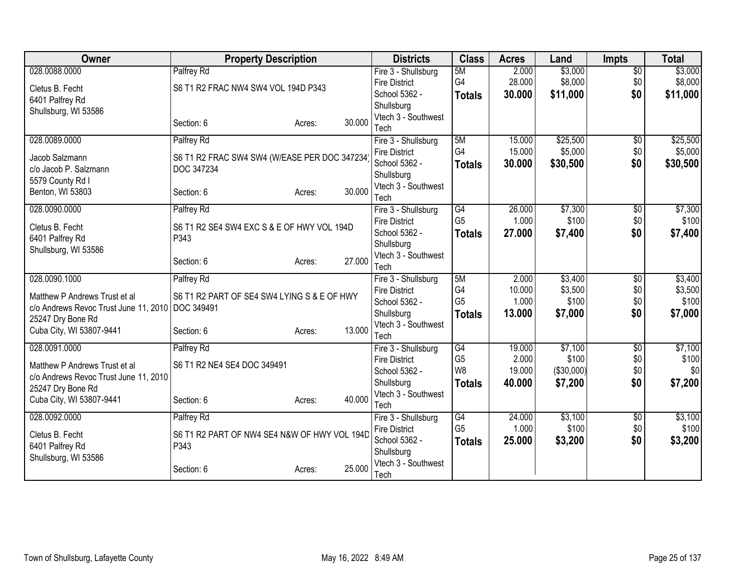| Owner | Property Description | | | Districts | Class | Acres | Land | Impts | Total |
|---|---|---|---|---|---|---|---|---|---|
| 028.0088.0000 | Palfrey Rd | | | Fire 3 - Shullsburg Fire District | 5M | 2.000 | $3,000 | $0 | $3,000 |
| Cletus B. Fecht<br>6401 Palfrey Rd<br>Shullsburg, WI 53586 | S6 T1 R2 FRAC NW4 SW4 VOL 194D P343 | | | School 5362 - Shullsburg | G4 | 28.000 | $8,000 | $0 | $8,000 |
| | Section: 6 | Acres: | 30.000 | Vtech 3 - Southwest Tech | **Totals** | **30.000** | **$11,000** | **$0** | **$11,000** |
| 028.0089.0000 | Palfrey Rd | | | Fire 3 - Shullsburg Fire District | 5M | 15.000 | $25,500 | $0 | $25,500 |
| Jacob Salzmann<br>c/o Jacob P. Salzmann<br>5579 County Rd I<br>Benton, WI 53803 | S6 T1 R2 FRAC SW4 SW4 (W/EASE PER DOC 347234) DOC 347234 | | | School 5362 - Shullsburg | G4 | 15.000 | $5,000 | $0 | $5,000 |
| | Section: 6 | Acres: | 30.000 | Vtech 3 - Southwest Tech | **Totals** | **30.000** | **$30,500** | **$0** | **$30,500** |
| 028.0090.0000 | Palfrey Rd | | | Fire 3 - Shullsburg Fire District | G4 | 26.000 | $7,300 | $0 | $7,300 |
| Cletus B. Fecht<br>6401 Palfrey Rd<br>Shullsburg, WI 53586 | S6 T1 R2 SE4 SW4 EXC S & E OF HWY VOL 194D P343 | | | School 5362 - Shullsburg | G5 | 1.000 | $100 | $0 | $100 |
| | Section: 6 | Acres: | 27.000 | Vtech 3 - Southwest Tech | **Totals** | **27.000** | **$7,400** | **$0** | **$7,400** |
| 028.0090.1000 | Palfrey Rd | | | Fire 3 - Shullsburg Fire District | 5M | 2.000 | $3,400 | $0 | $3,400 |
| Matthew P Andrews Trust et al<br>c/o Andrews Revoc Trust June 11, 2010<br>25247 Dry Bone Rd<br>Cuba City, WI 53807-9441 | S6 T1 R2 PART OF SE4 SW4 LYING S & E OF HWY DOC 349491 | | | School 5362 - Shullsburg | G4 | 10.000 | $3,500 | $0 | $3,500 |
| | | | | | G5 | 1.000 | $100 | $0 | $100 |
| | Section: 6 | Acres: | 13.000 | Vtech 3 - Southwest Tech | **Totals** | **13.000** | **$7,000** | **$0** | **$7,000** |
| 028.0091.0000 | Palfrey Rd | | | Fire 3 - Shullsburg Fire District | G4 | 19.000 | $7,100 | $0 | $7,100 |
| Matthew P Andrews Trust et al<br>c/o Andrews Revoc Trust June 11, 2010<br>25247 Dry Bone Rd<br>Cuba City, WI 53807-9441 | S6 T1 R2 NE4 SE4 DOC 349491 | | | School 5362 - Shullsburg | G5 | 2.000 | $100 | $0 | $100 |
| | | | | | W8 | 19.000 | ($30,000) | $0 | $0 |
| | Section: 6 | Acres: | 40.000 | Vtech 3 - Southwest Tech | **Totals** | **40.000** | **$7,200** | **$0** | **$7,200** |
| 028.0092.0000 | Palfrey Rd | | | Fire 3 - Shullsburg Fire District | G4 | 24.000 | $3,100 | $0 | $3,100 |
| Cletus B. Fecht<br>6401 Palfrey Rd<br>Shullsburg, WI 53586 | S6 T1 R2 PART OF NW4 SE4 N&W OF HWY VOL 194D P343 | | | School 5362 - Shullsburg | G5 | 1.000 | $100 | $0 | $100 |
| | Section: 6 | Acres: | 25.000 | Vtech 3 - Southwest Tech | **Totals** | **25.000** | **$3,200** | **$0** | **$3,200** |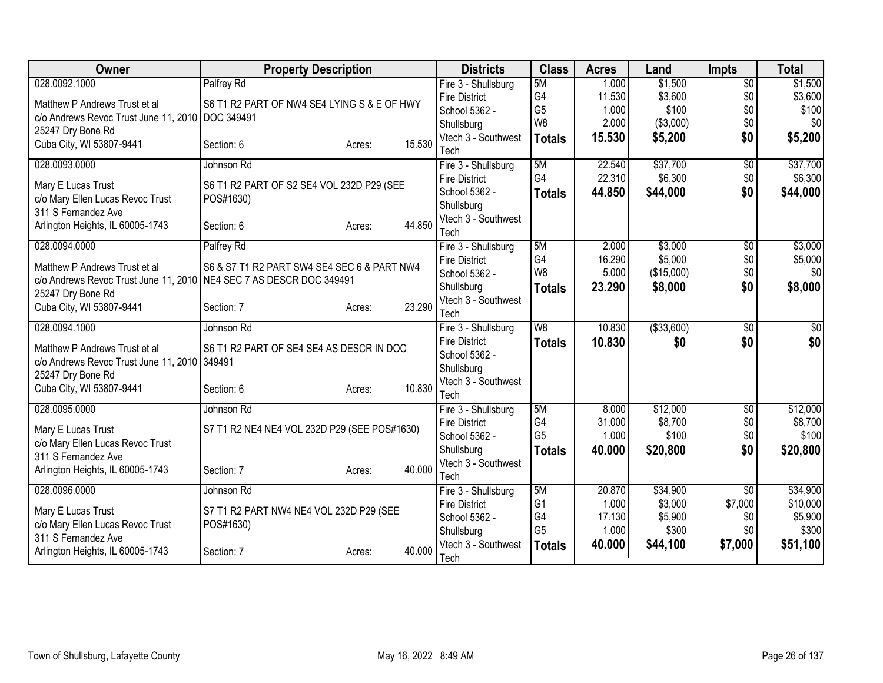| Owner | Property Description | Districts | Class | Acres | Land | Impts | Total |
|---|---|---|---|---|---|---|---|
| 028.0092.1000<br>Matthew P Andrews Trust et al<br>c/o Andrews Revoc Trust June 11, 2010<br>25247 Dry Bone Rd<br>Cuba City, WI 53807-9441 | Palfrey Rd<br>S6 T1 R2 PART OF NW4 SE4 LYING S & E OF HWY DOC 349491<br>Section: 6 Acres: 15.530 | Fire 3 - Shullsburg Fire District<br>School 5362 - Shullsburg<br>Vtech 3 - Southwest Tech | 5M<br>G4<br>G5<br>W8<br>**Totals** | 1.000<br>11.530<br>1.000<br>2.000<br>**15.530** | $1,500<br>$3,600<br>$100<br>($3,000)<br>**$5,200** | $0<br>$0<br>$0<br>$0<br>**$0** | $1,500<br>$3,600<br>$100<br>$0<br>**$5,200** |
| 028.0093.0000<br>Mary E Lucas Trust<br>c/o Mary Ellen Lucas Revoc Trust<br>311 S Fernandez Ave<br>Arlington Heights, IL 60005-1743 | Johnson Rd<br>S6 T1 R2 PART OF S2 SE4 VOL 232D P29 (SEE POS#1630)<br>Section: 6 Acres: 44.850 | Fire 3 - Shullsburg Fire District<br>School 5362 - Shullsburg<br>Vtech 3 - Southwest Tech | 5M<br>G4<br>**Totals** | 22.540<br>22.310<br>**44.850** | $37,700<br>$6,300<br>**$44,000** | $0<br>$0<br>**$0** | $37,700<br>$6,300<br>**$44,000** |
| 028.0094.0000<br>Matthew P Andrews Trust et al<br>c/o Andrews Revoc Trust June 11, 2010<br>25247 Dry Bone Rd<br>Cuba City, WI 53807-9441 | Palfrey Rd<br>S6 & S7 T1 R2 PART SW4 SE4 SEC 6 & PART NW4 NE4 SEC 7 AS DESCR DOC 349491<br>Section: 7 Acres: 23.290 | Fire 3 - Shullsburg Fire District<br>School 5362 - Shullsburg<br>Vtech 3 - Southwest Tech | 5M<br>G4<br>W8<br>**Totals** | 2.000<br>16.290<br>5.000<br>**23.290** | $3,000<br>$5,000<br>($15,000)<br>**$8,000** | $0<br>$0<br>$0<br>**$0** | $3,000<br>$5,000<br>$0<br>**$8,000** |
| 028.0094.1000<br>Matthew P Andrews Trust et al<br>c/o Andrews Revoc Trust June 11, 2010<br>25247 Dry Bone Rd<br>Cuba City, WI 53807-9441 | Johnson Rd<br>S6 T1 R2 PART OF SE4 SE4 AS DESCR IN DOC 349491<br>Section: 6 Acres: 10.830 | Fire 3 - Shullsburg Fire District<br>School 5362 - Shullsburg<br>Vtech 3 - Southwest Tech | W8<br>**Totals** | 10.830<br>**10.830** | ($33,600)<br>**$0** | $0<br>**$0** | $0<br>**$0** |
| 028.0095.0000<br>Mary E Lucas Trust<br>c/o Mary Ellen Lucas Revoc Trust<br>311 S Fernandez Ave<br>Arlington Heights, IL 60005-1743 | Johnson Rd<br>S7 T1 R2 NE4 NE4 VOL 232D P29 (SEE POS#1630)<br>Section: 7 Acres: 40.000 | Fire 3 - Shullsburg Fire District<br>School 5362 - Shullsburg<br>Vtech 3 - Southwest Tech | 5M<br>G4<br>G5<br>**Totals** | 8.000<br>31.000<br>1.000<br>**40.000** | $12,000<br>$8,700<br>$100<br>**$20,800** | $0<br>$0<br>$0<br>**$0** | $12,000<br>$8,700<br>$100<br>**$20,800** |
| 028.0096.0000<br>Mary E Lucas Trust<br>c/o Mary Ellen Lucas Revoc Trust<br>311 S Fernandez Ave<br>Arlington Heights, IL 60005-1743 | Johnson Rd<br>S7 T1 R2 PART NW4 NE4 VOL 232D P29 (SEE POS#1630)<br>Section: 7 Acres: 40.000 | Fire 3 - Shullsburg Fire District<br>School 5362 - Shullsburg<br>Vtech 3 - Southwest Tech | 5M<br>G1<br>G4<br>G5<br>**Totals** | 20.870<br>1.000<br>17.130<br>1.000<br>**40.000** | $34,900<br>$3,000<br>$5,900<br>$300<br>**$44,100** | $0<br>$7,000<br>$0<br>$0<br>**$7,000** | $34,900<br>$10,000<br>$5,900<br>$300<br>**$51,100** |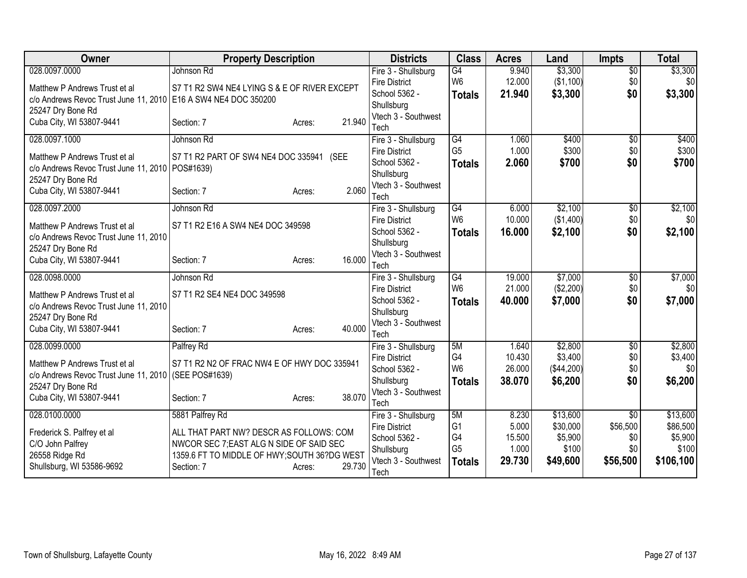| Owner | Property Description | Districts | Class | Acres | Land | Impts | Total |
|---|---|---|---|---|---|---|---|
| 028.0097.0000<br>Matthew P Andrews Trust et al<br>c/o Andrews Revoc Trust June 11, 2010<br>25247 Dry Bone Rd<br>Cuba City, WI 53807-9441 | Johnson Rd<br>S7 T1 R2 SW4 NE4 LYING S & E OF RIVER EXCEPT E16 A SW4 NE4 DOC 350200<br>Section: 7 Acres: 21.940 | Fire 3 - Shullsburg Fire District<br>School 5362 - Shullsburg<br>Vtech 3 - Southwest Tech | G4<br>W6<br>**Totals** | 9.940<br>12.000<br>**21.940** | $3,300<br>($1,100)<br>**$3,300** | $0<br>$0<br>**$0** | $3,300<br>$0<br>**$3,300** |
| 028.0097.1000<br>Matthew P Andrews Trust et al<br>c/o Andrews Revoc Trust June 11, 2010<br>25247 Dry Bone Rd<br>Cuba City, WI 53807-9441 | Johnson Rd<br>S7 T1 R2 PART OF SW4 NE4 DOC 335941 (SEE POS#1639)<br>Section: 7 Acres: 2.060 | Fire 3 - Shullsburg Fire District<br>School 5362 - Shullsburg<br>Vtech 3 - Southwest Tech | G4<br>G5<br>**Totals** | 1.060<br>1.000<br>**2.060** | $400<br>$300<br>**$700** | $0<br>$0<br>**$0** | $400<br>$300<br>**$700** |
| 028.0097.2000<br>Matthew P Andrews Trust et al<br>c/o Andrews Revoc Trust June 11, 2010<br>25247 Dry Bone Rd<br>Cuba City, WI 53807-9441 | Johnson Rd<br>S7 T1 R2 E16 A SW4 NE4 DOC 349598<br>Section: 7 Acres: 16.000 | Fire 3 - Shullsburg Fire District<br>School 5362 - Shullsburg<br>Vtech 3 - Southwest Tech | G4<br>W6<br>**Totals** | 6.000<br>10.000<br>**16.000** | $2,100<br>($1,400)<br>**$2,100** | $0<br>$0<br>**$0** | $2,100<br>$0<br>**$2,100** |
| 028.0098.0000<br>Matthew P Andrews Trust et al<br>c/o Andrews Revoc Trust June 11, 2010<br>25247 Dry Bone Rd<br>Cuba City, WI 53807-9441 | Johnson Rd<br>S7 T1 R2 SE4 NE4 DOC 349598<br>Section: 7 Acres: 40.000 | Fire 3 - Shullsburg Fire District<br>School 5362 - Shullsburg<br>Vtech 3 - Southwest Tech | G4<br>W6<br>**Totals** | 19.000<br>21.000<br>**40.000** | $7,000<br>($2,200)<br>**$7,000** | $0<br>$0<br>**$0** | $7,000<br>$0<br>**$7,000** |
| 028.0099.0000<br>Matthew P Andrews Trust et al<br>c/o Andrews Revoc Trust June 11, 2010<br>25247 Dry Bone Rd<br>Cuba City, WI 53807-9441 | Palfrey Rd<br>S7 T1 R2 N2 OF FRAC NW4 E OF HWY DOC 335941 (SEE POS#1639)<br>Section: 7 Acres: 38.070 | Fire 3 - Shullsburg Fire District<br>School 5362 - Shullsburg<br>Vtech 3 - Southwest Tech | 5M<br>G4<br>W6<br>**Totals** | 1.640<br>10.430<br>26.000<br>**38.070** | $2,800<br>$3,400<br>($44,200)<br>**$6,200** | $0<br>$0<br>$0<br>**$0** | $2,800<br>$3,400<br>$0<br>**$6,200** |
| 028.0100.0000<br>Frederick S. Palfrey et al<br>C/O John Palfrey<br>26558 Ridge Rd<br>Shullsburg, WI 53586-9692 | 5881 Palfrey Rd<br>ALL THAT PART NW? DESCR AS FOLLOWS: COM NWCOR SEC 7;EAST ALG N SIDE OF SAID SEC 1359.6 FT TO MIDDLE OF HWY;SOUTH 36?DG WEST<br>Section: 7 Acres: 29.730 | Fire 3 - Shullsburg Fire District<br>School 5362 - Shullsburg<br>Vtech 3 - Southwest Tech | 5M<br>G1<br>G4<br>G5<br>**Totals** | 8.230<br>5.000<br>15.500<br>1.000<br>**29.730** | $13,600<br>$30,000<br>$5,900<br>$100<br>**$49,600** | $0<br>$56,500<br>$0<br>$0<br>**$56,500** | $13,600<br>$86,500<br>$5,900<br>$100<br>**$106,100** |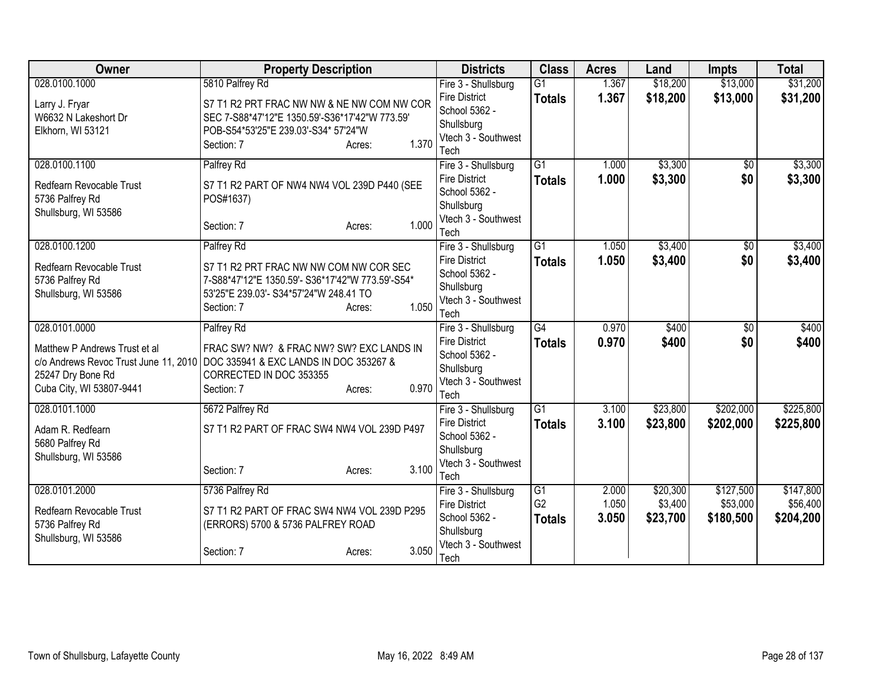| Owner | Property Description | Districts | Class | Acres | Land | Impts | Total |
|---|---|---|---|---|---|---|---|
| 028.0100.1000<br>Larry J. Fryar<br>W6632 N Lakeshort Dr<br>Elkhorn, WI 53121 | 5810 Palfrey Rd<br>S7 T1 R2 PRT FRAC NW NW & NE NW COM NW COR SEC 7-S88*47'12"E 1350.59'-S36*17'42"W 773.59' POB-S54*53'25"E 239.03'-S34* 57'24"W<br>Section: 7 Acres: 1.370 | Fire 3 - Shullsburg Fire District<br>School 5362 - Shullsburg<br>Vtech 3 - Southwest Tech | G1<br>**Totals** | 1.367<br>**1.367** | $18,200<br>**$18,200** | $13,000<br>**$13,000** | $31,200<br>**$31,200** |
| 028.0100.1100<br>Redfearn Revocable Trust<br>5736 Palfrey Rd<br>Shullsburg, WI 53586 | Palfrey Rd<br>S7 T1 R2 PART OF NW4 NW4 VOL 239D P440 (SEE POS#1637)<br>Section: 7 Acres: 1.000 | Fire 3 - Shullsburg Fire District<br>School 5362 - Shullsburg<br>Vtech 3 - Southwest Tech | G1<br>**Totals** | 1.000<br>**1.000** | $3,300<br>**$3,300** | $0<br>**$0** | $3,300<br>**$3,300** |
| 028.0100.1200<br>Redfearn Revocable Trust<br>5736 Palfrey Rd<br>Shullsburg, WI 53586 | Palfrey Rd<br>S7 T1 R2 PRT FRAC NW NW COM NW COR SEC 7-S88*47'12"E 1350.59'- S36*17'42"W 773.59'-S54* 53'25"E 239.03'- S34*57'24"W 248.41 TO<br>Section: 7 Acres: 1.050 | Fire 3 - Shullsburg Fire District<br>School 5362 - Shullsburg<br>Vtech 3 - Southwest Tech | G1<br>**Totals** | 1.050<br>**1.050** | $3,400<br>**$3,400** | $0<br>**$0** | $3,400<br>**$3,400** |
| 028.0101.0000<br>Matthew P Andrews Trust et al<br>c/o Andrews Revoc Trust June 11, 2010<br>25247 Dry Bone Rd<br>Cuba City, WI 53807-9441 | Palfrey Rd<br>FRAC SW? NW? & FRAC NW? SW? EXC LANDS IN DOC 335941 & EXC LANDS IN DOC 353267 & CORRECTED IN DOC 353355<br>Section: 7 Acres: 0.970 | Fire 3 - Shullsburg Fire District<br>School 5362 - Shullsburg<br>Vtech 3 - Southwest Tech | G4<br>**Totals** | 0.970<br>**0.970** | $400<br>**$400** | $0<br>**$0** | $400<br>**$400** |
| 028.0101.1000<br>Adam R. Redfearn<br>5680 Palfrey Rd<br>Shullsburg, WI 53586 | 5672 Palfrey Rd<br>S7 T1 R2 PART OF FRAC SW4 NW4 VOL 239D P497<br>Section: 7 Acres: 3.100 | Fire 3 - Shullsburg Fire District<br>School 5362 - Shullsburg<br>Vtech 3 - Southwest Tech | G1<br>**Totals** | 3.100<br>**3.100** | $23,800<br>**$23,800** | $202,000<br>**$202,000** | $225,800<br>**$225,800** |
| 028.0101.2000<br>Redfearn Revocable Trust<br>5736 Palfrey Rd<br>Shullsburg, WI 53586 | 5736 Palfrey Rd<br>S7 T1 R2 PART OF FRAC SW4 NW4 VOL 239D P295 (ERRORS) 5700 & 5736 PALFREY ROAD<br>Section: 7 Acres: 3.050 | Fire 3 - Shullsburg Fire District<br>School 5362 - Shullsburg<br>Vtech 3 - Southwest Tech | G1<br>G2<br>**Totals** | 2.000<br>1.050<br>**3.050** | $20,300<br>$3,400<br>**$23,700** | $127,500<br>$53,000<br>**$180,500** | $147,800<br>$56,400<br>**$204,200** |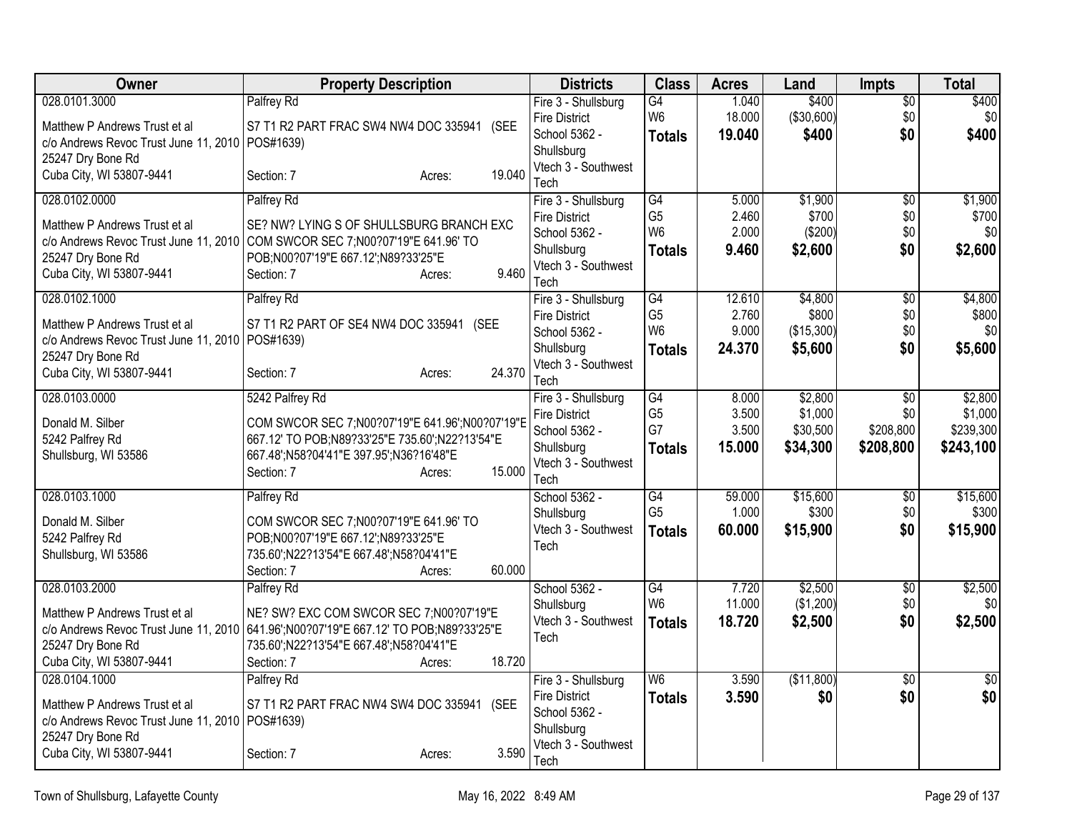| Owner | Property Description | Districts | Class | Acres | Land | Impts | Total |
|---|---|---|---|---|---|---|---|
| 028.0101.3000<br>Matthew P Andrews Trust et al<br>c/o Andrews Revoc Trust June 11, 2010<br>25247 Dry Bone Rd<br>Cuba City, WI 53807-9441 | Palfrey Rd<br>S7 T1 R2 PART FRAC SW4 NW4 DOC 335941 (SEE POS#1639)<br>Section: 7 Acres: 19.040 | Fire 3 - Shullsburg Fire District<br>School 5362 - Shullsburg<br>Vtech 3 - Southwest Tech | G4<br>W6<br>**Totals** | 1.040<br>18.000<br>**19.040** | $400<br>($30,600)<br>**$400** | $0<br>$0<br>**$0** | $400<br>$0<br>**$400** |
| 028.0102.0000<br>Matthew P Andrews Trust et al<br>c/o Andrews Revoc Trust June 11, 2010<br>25247 Dry Bone Rd<br>Cuba City, WI 53807-9441 | Palfrey Rd<br>SE? NW? LYING S OF SHULLSBURG BRANCH EXC COM SWCOR SEC 7;N00?07'19"E 641.96' TO POB;N00?07'19"E 667.12';N89?33'25"E<br>Section: 7 Acres: 9.460 | Fire 3 - Shullsburg Fire District<br>School 5362 - Shullsburg<br>Vtech 3 - Southwest Tech | G4<br>G5<br>W6<br>**Totals** | 5.000<br>2.460<br>2.000<br>**9.460** | $1,900<br>$700<br>($200)<br>**$2,600** | $0<br>$0<br>$0<br>**$0** | $1,900<br>$700<br>$0<br>**$2,600** |
| 028.0102.1000<br>Matthew P Andrews Trust et al<br>c/o Andrews Revoc Trust June 11, 2010<br>25247 Dry Bone Rd<br>Cuba City, WI 53807-9441 | Palfrey Rd<br>S7 T1 R2 PART OF SE4 NW4 DOC 335941 (SEE POS#1639)<br>Section: 7 Acres: 24.370 | Fire 3 - Shullsburg Fire District<br>School 5362 - Shullsburg<br>Vtech 3 - Southwest Tech | G4<br>G5<br>W6<br>**Totals** | 12.610<br>2.760<br>9.000<br>**24.370** | $4,800<br>$800<br>($15,300)<br>**$5,600** | $0<br>$0<br>$0<br>**$0** | $4,800<br>$800<br>$0<br>**$5,600** |
| 028.0103.0000<br>Donald M. Silber<br>5242 Palfrey Rd<br>Shullsburg, WI 53586 | 5242 Palfrey Rd<br>COM SWCOR SEC 7;N00?07'19"E 641.96';N00?07'19"E 667.12' TO POB;N89?33'25"E 735.60';N22?13'54"E 667.48';N58?04'41"E 397.95';N36?16'48"E<br>Section: 7 Acres: 15.000 | Fire 3 - Shullsburg Fire District<br>School 5362 - Shullsburg<br>Vtech 3 - Southwest Tech | G4<br>G5<br>G7<br>**Totals** | 8.000<br>3.500<br>3.500<br>**15.000** | $2,800<br>$1,000<br>$30,500<br>**$34,300** | $0<br>$0<br>$208,800<br>**$208,800** | $2,800<br>$1,000<br>$239,300<br>**$243,100** |
| 028.0103.1000<br>Donald M. Silber<br>5242 Palfrey Rd<br>Shullsburg, WI 53586 | Palfrey Rd<br>COM SWCOR SEC 7;N00?07'19"E 641.96' TO POB;N00?07'19"E 667.12';N89?33'25"E 735.60';N22?13'54"E 667.48';N58?04'41"E<br>Section: 7 Acres: 60.000 | School 5362 - Shullsburg<br>Vtech 3 - Southwest Tech | G4<br>G5<br>**Totals** | 59.000<br>1.000<br>**60.000** | $15,600<br>$300<br>**$15,900** | $0<br>$0<br>**$0** | $15,600<br>$300<br>**$15,900** |
| 028.0103.2000<br>Matthew P Andrews Trust et al<br>c/o Andrews Revoc Trust June 11, 2010<br>25247 Dry Bone Rd<br>Cuba City, WI 53807-9441 | Palfrey Rd<br>NE? SW? EXC COM SWCOR SEC 7;N00?07'19"E 641.96';N00?07'19"E 667.12' TO POB;N89?33'25"E 735.60';N22?13'54"E 667.48';N58?04'41"E<br>Section: 7 Acres: 18.720 | School 5362 - Shullsburg<br>Vtech 3 - Southwest Tech | G4<br>W6<br>**Totals** | 7.720<br>11.000<br>**18.720** | $2,500<br>($1,200)<br>**$2,500** | $0<br>$0<br>**$0** | $2,500<br>$0<br>**$2,500** |
| 028.0104.1000<br>Matthew P Andrews Trust et al<br>c/o Andrews Revoc Trust June 11, 2010<br>25247 Dry Bone Rd<br>Cuba City, WI 53807-9441 | Palfrey Rd<br>S7 T1 R2 PART FRAC NW4 SW4 DOC 335941 (SEE POS#1639)<br>Section: 7 Acres: 3.590 | Fire 3 - Shullsburg Fire District<br>School 5362 - Shullsburg<br>Vtech 3 - Southwest Tech | W6<br>**Totals** | 3.590<br>**3.590** | ($11,800)<br>**$0** | $0<br>**$0** | $0<br>**$0** |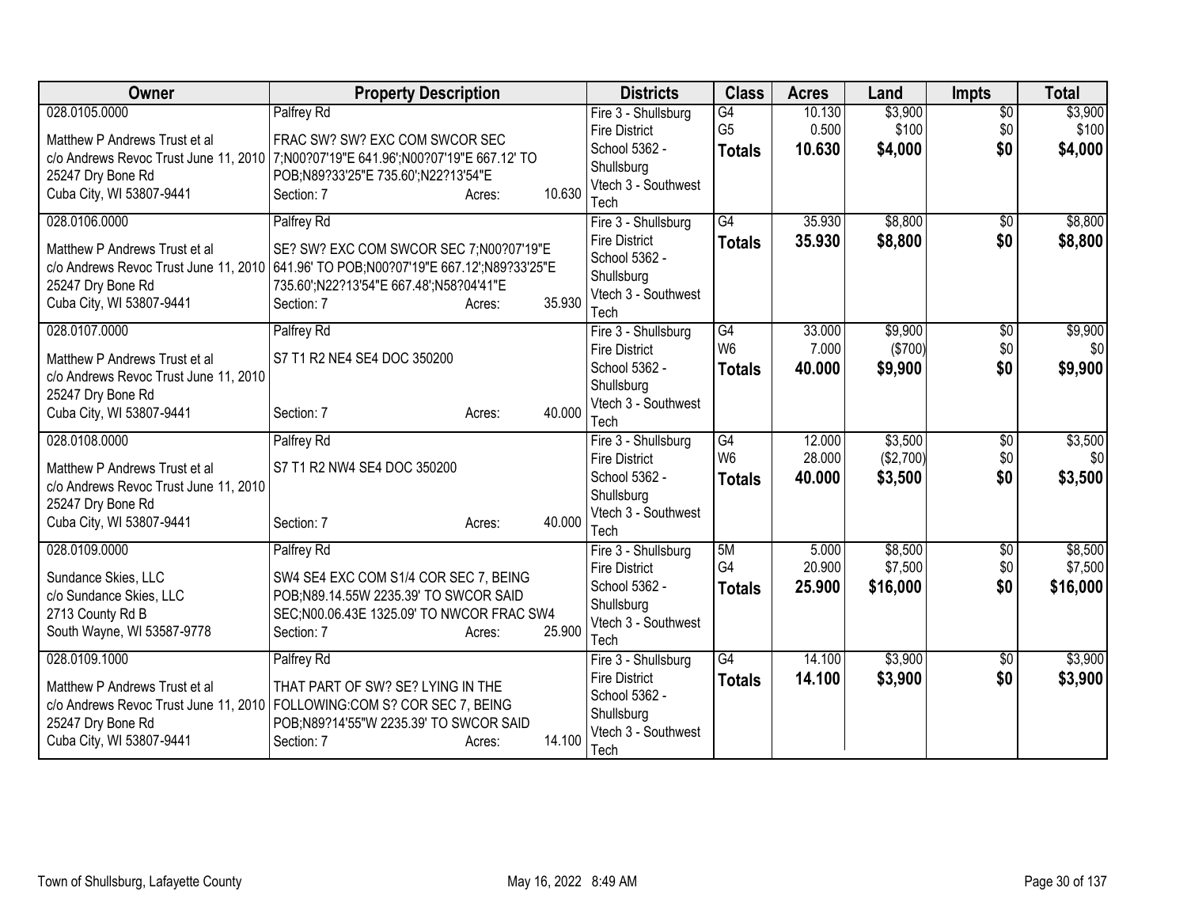| Owner | Property Description | Districts | Class | Acres | Land | Impts | Total |
|---|---|---|---|---|---|---|---|
| 028.0105.0000<br>Matthew P Andrews Trust et al<br>c/o Andrews Revoc Trust June 11, 2010<br>25247 Dry Bone Rd<br>Cuba City, WI 53807-9441 | Palfrey Rd<br>FRAC SW? SW? EXC COM SWCOR SEC 7;N00?07'19"E 641.96';N00?07'19"E 667.12' TO POB;N89?33'25"E 735.60';N22?13'54"E<br>Section: 7 Acres: 10.630 | Fire 3 - Shullsburg Fire District<br>School 5362 - Shullsburg<br>Vtech 3 - Southwest Tech | G4<br>G5<br>**Totals** | 10.130<br>0.500<br>**10.630** | $3,900<br>$100<br>**$4,000** | $0<br>$0<br>**$0** | $3,900<br>$100<br>**$4,000** |
| 028.0106.0000<br>Matthew P Andrews Trust et al<br>c/o Andrews Revoc Trust June 11, 2010<br>25247 Dry Bone Rd<br>Cuba City, WI 53807-9441 | Palfrey Rd<br>SE? SW? EXC COM SWCOR SEC 7;N00?07'19"E 641.96' TO POB;N00?07'19"E 667.12';N89?33'25"E 735.60';N22?13'54"E 667.48';N58?04'41"E<br>Section: 7 Acres: 35.930 | Fire 3 - Shullsburg Fire District<br>School 5362 - Shullsburg<br>Vtech 3 - Southwest Tech | G4<br>**Totals** | 35.930<br>**35.930** | $8,800<br>**$8,800** | $0<br>**$0** | $8,800<br>**$8,800** |
| 028.0107.0000<br>Matthew P Andrews Trust et al<br>c/o Andrews Revoc Trust June 11, 2010<br>25247 Dry Bone Rd<br>Cuba City, WI 53807-9441 | Palfrey Rd<br>S7 T1 R2 NE4 SE4 DOC 350200<br>Section: 7 Acres: 40.000 | Fire 3 - Shullsburg Fire District<br>School 5362 - Shullsburg<br>Vtech 3 - Southwest Tech | G4<br>W6<br>**Totals** | 33.000<br>7.000<br>**40.000** | $9,900<br>($700)<br>**$9,900** | $0<br>$0<br>**$0** | $9,900<br>$0<br>**$9,900** |
| 028.0108.0000<br>Matthew P Andrews Trust et al<br>c/o Andrews Revoc Trust June 11, 2010<br>25247 Dry Bone Rd<br>Cuba City, WI 53807-9441 | Palfrey Rd<br>S7 T1 R2 NW4 SE4 DOC 350200<br>Section: 7 Acres: 40.000 | Fire 3 - Shullsburg Fire District<br>School 5362 - Shullsburg<br>Vtech 3 - Southwest Tech | G4<br>W6<br>**Totals** | 12.000<br>28.000<br>**40.000** | $3,500<br>($2,700)<br>**$3,500** | $0<br>$0<br>**$0** | $3,500<br>$0<br>**$3,500** |
| 028.0109.0000<br>Sundance Skies, LLC<br>c/o Sundance Skies, LLC<br>2713 County Rd B<br>South Wayne, WI 53587-9778 | Palfrey Rd<br>SW4 SE4 EXC COM S1/4 COR SEC 7, BEING POB;N89.14.55W 2235.39' TO SWCOR SAID SEC;N00.06.43E 1325.09' TO NWCOR FRAC SW4<br>Section: 7 Acres: 25.900 | Fire 3 - Shullsburg Fire District<br>School 5362 - Shullsburg<br>Vtech 3 - Southwest Tech | 5M<br>G4<br>**Totals** | 5.000<br>20.900<br>**25.900** | $8,500<br>$7,500<br>**$16,000** | $0<br>$0<br>**$0** | $8,500<br>$7,500<br>**$16,000** |
| 028.0109.1000<br>Matthew P Andrews Trust et al<br>c/o Andrews Revoc Trust June 11, 2010<br>25247 Dry Bone Rd<br>Cuba City, WI 53807-9441 | Palfrey Rd<br>THAT PART OF SW? SE? LYING IN THE FOLLOWING:COM S? COR SEC 7, BEING POB;N89?14'55"W 2235.39' TO SWCOR SAID<br>Section: 7 Acres: 14.100 | Fire 3 - Shullsburg Fire District<br>School 5362 - Shullsburg<br>Vtech 3 - Southwest Tech | G4<br>**Totals** | 14.100<br>**14.100** | $3,900<br>**$3,900** | $0<br>**$0** | $3,900<br>**$3,900** |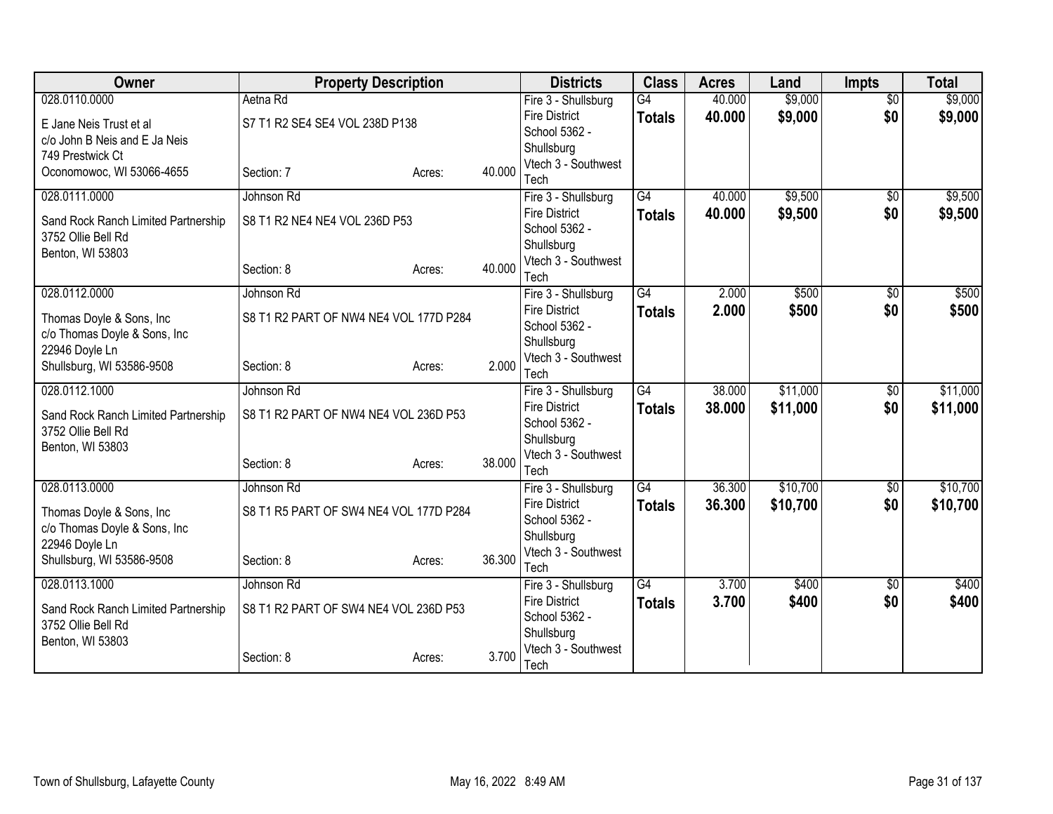| Owner | Property Description | | | Districts | Class | Acres | Land | Impts | Total |
|---|---|---|---|---|---|---|---|---|---|
| 028.0110.0000 | Aetna Rd | | | Fire 3 - Shullsburg Fire District | G4 | 40.000 | $9,000 | $0 | $9,000 |
| E Jane Neis Trust et al<br>c/o John B Neis and E Ja Neis<br>749 Prestwick Ct<br>Oconomowoc, WI 53066-4655 | S7 T1 R2 SE4 SE4 VOL 238D P138 | | | School 5362 - Shullsburg | **Totals** | **40.000** | **$9,000** | **$0** | **$9,000** |
| | Section: 7 | Acres: | 40.000 | Vtech 3 - Southwest Tech | | | | | |
| 028.0111.0000 | Johnson Rd | | | Fire 3 - Shullsburg Fire District | G4 | 40.000 | $9,500 | $0 | $9,500 |
| Sand Rock Ranch Limited Partnership<br>3752 Ollie Bell Rd<br>Benton, WI 53803 | S8 T1 R2 NE4 NE4 VOL 236D P53 | | | School 5362 - Shullsburg | **Totals** | **40.000** | **$9,500** | **$0** | **$9,500** |
| | Section: 8 | Acres: | 40.000 | Vtech 3 - Southwest Tech | | | | | |
| 028.0112.0000 | Johnson Rd | | | Fire 3 - Shullsburg Fire District | G4 | 2.000 | $500 | $0 | $500 |
| Thomas Doyle & Sons, Inc<br>c/o Thomas Doyle & Sons, Inc<br>22946 Doyle Ln<br>Shullsburg, WI 53586-9508 | S8 T1 R2 PART OF NW4 NE4 VOL 177D P284 | | | School 5362 - Shullsburg | **Totals** | **2.000** | **$500** | **$0** | **$500** |
| | Section: 8 | Acres: | 2.000 | Vtech 3 - Southwest Tech | | | | | |
| 028.0112.1000 | Johnson Rd | | | Fire 3 - Shullsburg Fire District | G4 | 38.000 | $11,000 | $0 | $11,000 |
| Sand Rock Ranch Limited Partnership<br>3752 Ollie Bell Rd<br>Benton, WI 53803 | S8 T1 R2 PART OF NW4 NE4 VOL 236D P53 | | | School 5362 - Shullsburg | **Totals** | **38.000** | **$11,000** | **$0** | **$11,000** |
| | Section: 8 | Acres: | 38.000 | Vtech 3 - Southwest Tech | | | | | |
| 028.0113.0000 | Johnson Rd | | | Fire 3 - Shullsburg Fire District | G4 | 36.300 | $10,700 | $0 | $10,700 |
| Thomas Doyle & Sons, Inc<br>c/o Thomas Doyle & Sons, Inc<br>22946 Doyle Ln<br>Shullsburg, WI 53586-9508 | S8 T1 R5 PART OF SW4 NE4 VOL 177D P284 | | | School 5362 - Shullsburg | **Totals** | **36.300** | **$10,700** | **$0** | **$10,700** |
| | Section: 8 | Acres: | 36.300 | Vtech 3 - Southwest Tech | | | | | |
| 028.0113.1000 | Johnson Rd | | | Fire 3 - Shullsburg Fire District | G4 | 3.700 | $400 | $0 | $400 |
| Sand Rock Ranch Limited Partnership<br>3752 Ollie Bell Rd<br>Benton, WI 53803 | S8 T1 R2 PART OF SW4 NE4 VOL 236D P53 | | | School 5362 - Shullsburg | **Totals** | **3.700** | **$400** | **$0** | **$400** |
| | Section: 8 | Acres: | 3.700 | Vtech 3 - Southwest Tech | | | | | |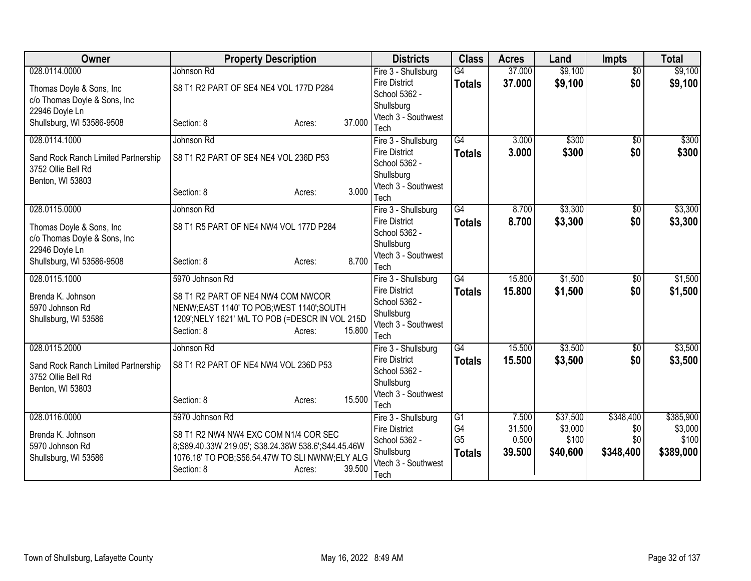| Owner | Property Description | | | Districts | Class | Acres | Land | Impts | Total |
|---|---|---|---|---|---|---|---|---|---|
| 028.0114.0000<br>Thomas Doyle & Sons, Inc<br>c/o Thomas Doyle & Sons, Inc<br>22946 Doyle Ln<br>Shullsburg, WI 53586-9508 | Johnson Rd<br>S8 T1 R2 PART OF SE4 NE4 VOL 177D P284<br>Section: 8 | Acres: | 37.000 | Fire 3 - Shullsburg Fire District<br>School 5362 - Shullsburg<br>Vtech 3 - Southwest Tech | G4<br>**Totals** | 37.000<br>**37.000** | $9,100<br>**$9,100** | $0<br>**$0** | $9,100<br>**$9,100** |
| 028.0114.1000<br>Sand Rock Ranch Limited Partnership<br>3752 Ollie Bell Rd<br>Benton, WI 53803 | Johnson Rd<br>S8 T1 R2 PART OF SE4 NE4 VOL 236D P53<br>Section: 8 | Acres: | 3.000 | Fire 3 - Shullsburg Fire District<br>School 5362 - Shullsburg<br>Vtech 3 - Southwest Tech | G4<br>**Totals** | 3.000<br>**3.000** | $300<br>**$300** | $0<br>**$0** | $300<br>**$300** |
| 028.0115.0000<br>Thomas Doyle & Sons, Inc<br>c/o Thomas Doyle & Sons, Inc<br>22946 Doyle Ln<br>Shullsburg, WI 53586-9508 | Johnson Rd<br>S8 T1 R5 PART OF NE4 NW4 VOL 177D P284<br>Section: 8 | Acres: | 8.700 | Fire 3 - Shullsburg Fire District<br>School 5362 - Shullsburg<br>Vtech 3 - Southwest Tech | G4<br>**Totals** | 8.700<br>**8.700** | $3,300<br>**$3,300** | $0<br>**$0** | $3,300<br>**$3,300** |
| 028.0115.1000<br>Brenda K. Johnson<br>5970 Johnson Rd<br>Shullsburg, WI 53586 | 5970 Johnson Rd<br>S8 T1 R2 PART OF NE4 NW4 COM NWCOR NENW;EAST 1140' TO POB;WEST 1140';SOUTH 1209';NELY 1621' M/L TO POB (=DESCR IN VOL 215D<br>Section: 8 | Acres: | 15.800 | Fire 3 - Shullsburg Fire District<br>School 5362 - Shullsburg<br>Vtech 3 - Southwest Tech | G4<br>**Totals** | 15.800<br>**15.800** | $1,500<br>**$1,500** | $0<br>**$0** | $1,500<br>**$1,500** |
| 028.0115.2000<br>Sand Rock Ranch Limited Partnership<br>3752 Ollie Bell Rd<br>Benton, WI 53803 | Johnson Rd<br>S8 T1 R2 PART OF NE4 NW4 VOL 236D P53<br>Section: 8 | Acres: | 15.500 | Fire 3 - Shullsburg Fire District<br>School 5362 - Shullsburg<br>Vtech 3 - Southwest Tech | G4<br>**Totals** | 15.500<br>**15.500** | $3,500<br>**$3,500** | $0<br>**$0** | $3,500<br>**$3,500** |
| 028.0116.0000<br>Brenda K. Johnson<br>5970 Johnson Rd<br>Shullsburg, WI 53586 | 5970 Johnson Rd<br>S8 T1 R2 NW4 NW4 EXC COM N1/4 COR SEC 8;S89.40.33W 219.05'; S38.24.38W 538.6';S44.45.46W 1076.18' TO POB;S56.54.47W TO SLI NWNW;ELY ALG<br>Section: 8 | Acres: | 39.500 | Fire 3 - Shullsburg Fire District<br>School 5362 - Shullsburg<br>Vtech 3 - Southwest Tech | G1<br>G4<br>G5<br>**Totals** | 7.500<br>31.500<br>0.500<br>**39.500** | $37,500<br>$3,000<br>$100<br>**$40,600** | $348,400<br>$0<br>$0<br>**$348,400** | $385,900<br>$3,000<br>$100<br>**$389,000** |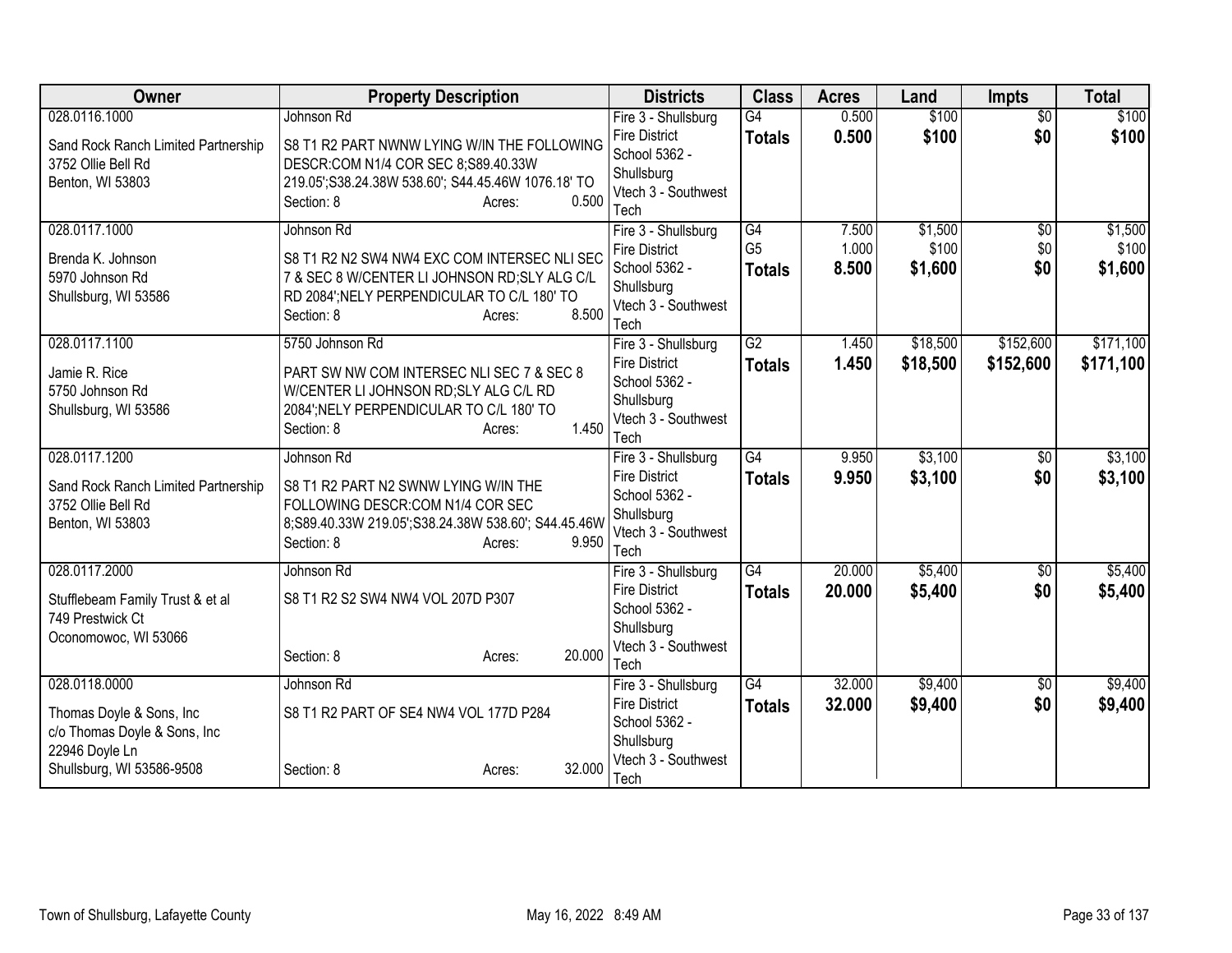| Owner | Property Description | Districts | Class | Acres | Land | Impts | Total |
|---|---|---|---|---|---|---|---|
| 028.0116.1000<br>Sand Rock Ranch Limited Partnership<br>3752 Ollie Bell Rd<br>Benton, WI 53803 | Johnson Rd<br>S8 T1 R2 PART NWNW LYING W/IN THE FOLLOWING DESCR:COM N1/4 COR SEC 8;S89.40.33W 219.05';S38.24.38W 538.60'; S44.45.46W 1076.18' TO<br>Section: 8 Acres: 0.500 | Fire 3 - Shullsburg Fire District<br>School 5362 - Shullsburg<br>Vtech 3 - Southwest Tech | G4<br>**Totals** | 0.500<br>**0.500** | $100<br>**$100** | $0<br>**$0** | $100<br>**$100** |
| 028.0117.1000<br>Brenda K. Johnson<br>5970 Johnson Rd<br>Shullsburg, WI 53586 | Johnson Rd<br>S8 T1 R2 N2 SW4 NW4 EXC COM INTERSEC NLI SEC 7 & SEC 8 W/CENTER LI JOHNSON RD;SLY ALG C/L RD 2084';NELY PERPENDICULAR TO C/L 180' TO<br>Section: 8 Acres: 8.500 | Fire 3 - Shullsburg Fire District<br>School 5362 - Shullsburg<br>Vtech 3 - Southwest Tech | G4<br>G5<br>**Totals** | 7.500<br>1.000<br>**8.500** | $1,500<br>$100<br>**$1,600** | $0<br>$0<br>**$0** | $1,500<br>$100<br>**$1,600** |
| 028.0117.1100<br>Jamie R. Rice<br>5750 Johnson Rd<br>Shullsburg, WI 53586 | 5750 Johnson Rd<br>PART SW NW COM INTERSEC NLI SEC 7 & SEC 8 W/CENTER LI JOHNSON RD;SLY ALG C/L RD 2084';NELY PERPENDICULAR TO C/L 180' TO<br>Section: 8 Acres: 1.450 | Fire 3 - Shullsburg Fire District<br>School 5362 - Shullsburg<br>Vtech 3 - Southwest Tech | G2<br>**Totals** | 1.450<br>**1.450** | $18,500<br>**$18,500** | $152,600<br>**$152,600** | $171,100<br>**$171,100** |
| 028.0117.1200<br>Sand Rock Ranch Limited Partnership<br>3752 Ollie Bell Rd<br>Benton, WI 53803 | Johnson Rd<br>S8 T1 R2 PART N2 SWNW LYING W/IN THE FOLLOWING DESCR:COM N1/4 COR SEC 8;S89.40.33W 219.05';S38.24.38W 538.60'; S44.45.46W<br>Section: 8 Acres: 9.950 | Fire 3 - Shullsburg Fire District<br>School 5362 - Shullsburg<br>Vtech 3 - Southwest Tech | G4<br>**Totals** | 9.950<br>**9.950** | $3,100<br>**$3,100** | $0<br>**$0** | $3,100<br>**$3,100** |
| 028.0117.2000<br>Stufflebeam Family Trust & et al<br>749 Prestwick Ct<br>Oconomowoc, WI 53066 | Johnson Rd<br>S8 T1 R2 S2 SW4 NW4 VOL 207D P307<br>Section: 8 Acres: 20.000 | Fire 3 - Shullsburg Fire District<br>School 5362 - Shullsburg<br>Vtech 3 - Southwest Tech | G4<br>**Totals** | 20.000<br>**20.000** | $5,400<br>**$5,400** | $0<br>**$0** | $5,400<br>**$5,400** |
| 028.0118.0000<br>Thomas Doyle & Sons, Inc<br>c/o Thomas Doyle & Sons, Inc<br>22946 Doyle Ln<br>Shullsburg, WI 53586-9508 | Johnson Rd<br>S8 T1 R2 PART OF SE4 NW4 VOL 177D P284<br>Section: 8 Acres: 32.000 | Fire 3 - Shullsburg Fire District<br>School 5362 - Shullsburg<br>Vtech 3 - Southwest Tech | G4<br>**Totals** | 32.000<br>**32.000** | $9,400<br>**$9,400** | $0<br>**$0** | $9,400<br>**$9,400** |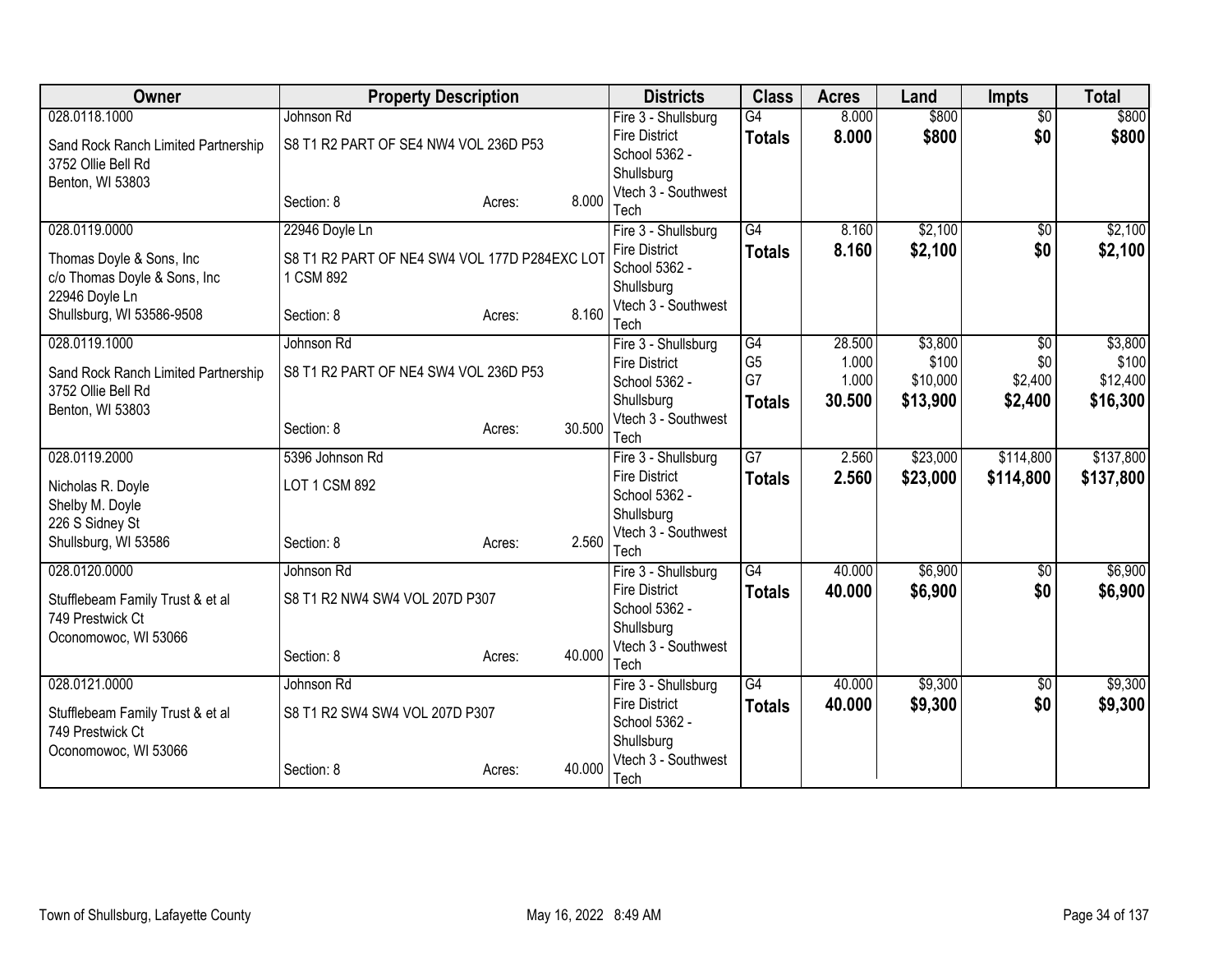| Owner | Property Description | Districts | Class | Acres | Land | Impts | Total |
|---|---|---|---|---|---|---|---|
| 028.0118.1000<br><br>Sand Rock Ranch Limited Partnership<br>3752 Ollie Bell Rd<br>Benton, WI 53803 | Johnson Rd<br><br>S8 T1 R2 PART OF SE4 NW4 VOL 236D P53<br><br>Section: 8 Acres: 8.000 | Fire 3 - Shullsburg Fire District<br>School 5362 - Shullsburg<br>Vtech 3 - Southwest Tech | G4<br>**Totals** | 8.000<br>**8.000** | $800<br>**$800** | $0<br>**$0** | $800<br>**$800** |
| 028.0119.0000<br><br>Thomas Doyle & Sons, Inc<br>c/o Thomas Doyle & Sons, Inc<br>22946 Doyle Ln<br>Shullsburg, WI 53586-9508 | 22946 Doyle Ln<br><br>S8 T1 R2 PART OF NE4 SW4 VOL 177D P284EXC LOT 1 CSM 892<br><br>Section: 8 Acres: 8.160 | Fire 3 - Shullsburg Fire District<br>School 5362 - Shullsburg<br>Vtech 3 - Southwest Tech | G4<br>**Totals** | 8.160<br>**8.160** | $2,100<br>**$2,100** | $0<br>**$0** | $2,100<br>**$2,100** |
| 028.0119.1000<br><br>Sand Rock Ranch Limited Partnership<br>3752 Ollie Bell Rd<br>Benton, WI 53803 | Johnson Rd<br><br>S8 T1 R2 PART OF NE4 SW4 VOL 236D P53<br><br>Section: 8 Acres: 30.500 | Fire 3 - Shullsburg Fire District<br>School 5362 - Shullsburg<br>Vtech 3 - Southwest Tech | G4<br>G5<br>G7<br>**Totals** | 28.500<br>1.000<br>1.000<br>**30.500** | $3,800<br>$100<br>$10,000<br>**$13,900** | $0<br>$0<br>$2,400<br>**$2,400** | $3,800<br>$100<br>$12,400<br>**$16,300** |
| 028.0119.2000<br><br>Nicholas R. Doyle<br>Shelby M. Doyle<br>226 S Sidney St<br>Shullsburg, WI 53586 | 5396 Johnson Rd<br><br>LOT 1 CSM 892<br><br>Section: 8 Acres: 2.560 | Fire 3 - Shullsburg Fire District<br>School 5362 - Shullsburg<br>Vtech 3 - Southwest Tech | G7<br>**Totals** | 2.560<br>**2.560** | $23,000<br>**$23,000** | $114,800<br>**$114,800** | $137,800<br>**$137,800** |
| 028.0120.0000<br><br>Stufflebeam Family Trust & et al<br>749 Prestwick Ct<br>Oconomowoc, WI 53066 | Johnson Rd<br><br>S8 T1 R2 NW4 SW4 VOL 207D P307<br><br>Section: 8 Acres: 40.000 | Fire 3 - Shullsburg Fire District<br>School 5362 - Shullsburg<br>Vtech 3 - Southwest Tech | G4<br>**Totals** | 40.000<br>**40.000** | $6,900<br>**$6,900** | $0<br>**$0** | $6,900<br>**$6,900** |
| 028.0121.0000<br><br>Stufflebeam Family Trust & et al<br>749 Prestwick Ct<br>Oconomowoc, WI 53066 | Johnson Rd<br><br>S8 T1 R2 SW4 SW4 VOL 207D P307<br><br>Section: 8 Acres: 40.000 | Fire 3 - Shullsburg Fire District<br>School 5362 - Shullsburg<br>Vtech 3 - Southwest Tech | G4<br>**Totals** | 40.000<br>**40.000** | $9,300<br>**$9,300** | $0<br>**$0** | $9,300<br>**$9,300** |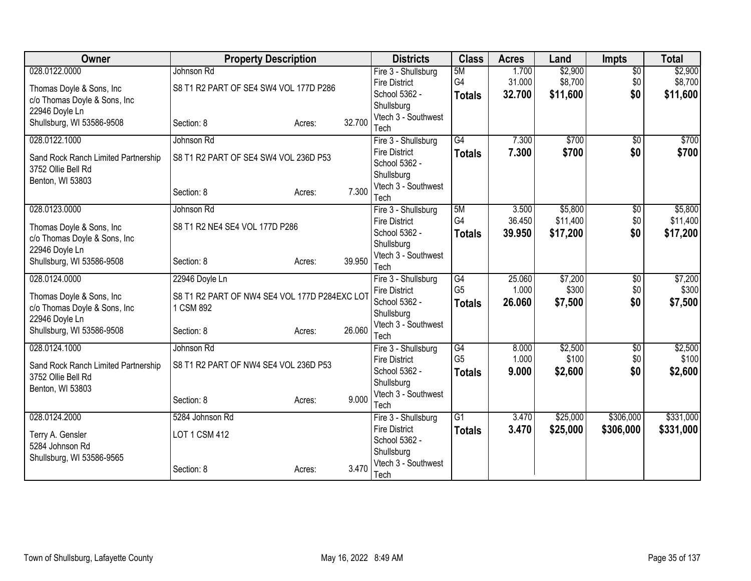| Owner | Property Description | | | Districts | Class | Acres | Land | Impts | Total |
|---|---|---|---|---|---|---|---|---|---|
| 028.0122.0000 | Johnson Rd | | | Fire 3 - Shullsburg Fire District | 5M | 1.700 | $2,900 | $0 | $2,900 |
| Thomas Doyle & Sons, Inc<br>c/o Thomas Doyle & Sons, Inc<br>22946 Doyle Ln<br>Shullsburg, WI 53586-9508 | S8 T1 R2 PART OF SE4 SW4 VOL 177D P286 | | | School 5362 - Shullsburg | G4 | 31.000 | $8,700 | $0 | $8,700 |
| | Section: 8 | Acres: | 32.700 | Vtech 3 - Southwest Tech | **Totals** | **32.700** | **$11,600** | **$0** | **$11,600** |
| 028.0122.1000 | Johnson Rd | | | Fire 3 - Shullsburg Fire District | G4 | 7.300 | $700 | $0 | $700 |
| Sand Rock Ranch Limited Partnership<br>3752 Ollie Bell Rd<br>Benton, WI 53803 | S8 T1 R2 PART OF SE4 SW4 VOL 236D P53 | | | School 5362 - Shullsburg | **Totals** | **7.300** | **$700** | **$0** | **$700** |
| | Section: 8 | Acres: | 7.300 | Vtech 3 - Southwest Tech | | | | | |
| 028.0123.0000 | Johnson Rd | | | Fire 3 - Shullsburg Fire District | 5M | 3.500 | $5,800 | $0 | $5,800 |
| Thomas Doyle & Sons, Inc<br>c/o Thomas Doyle & Sons, Inc<br>22946 Doyle Ln<br>Shullsburg, WI 53586-9508 | S8 T1 R2 NE4 SE4 VOL 177D P286 | | | School 5362 - Shullsburg | G4 | 36.450 | $11,400 | $0 | $11,400 |
| | Section: 8 | Acres: | 39.950 | Vtech 3 - Southwest Tech | **Totals** | **39.950** | **$17,200** | **$0** | **$17,200** |
| 028.0124.0000 | 22946 Doyle Ln | | | Fire 3 - Shullsburg Fire District | G4 | 25.060 | $7,200 | $0 | $7,200 |
| Thomas Doyle & Sons, Inc<br>c/o Thomas Doyle & Sons, Inc<br>22946 Doyle Ln<br>Shullsburg, WI 53586-9508 | S8 T1 R2 PART OF NW4 SE4 VOL 177D P284EXC LOT 1 CSM 892 | | | School 5362 - Shullsburg | G5 | 1.000 | $300 | $0 | $300 |
| | Section: 8 | Acres: | 26.060 | Vtech 3 - Southwest Tech | **Totals** | **26.060** | **$7,500** | **$0** | **$7,500** |
| 028.0124.1000 | Johnson Rd | | | Fire 3 - Shullsburg Fire District | G4 | 8.000 | $2,500 | $0 | $2,500 |
| Sand Rock Ranch Limited Partnership<br>3752 Ollie Bell Rd<br>Benton, WI 53803 | S8 T1 R2 PART OF NW4 SE4 VOL 236D P53 | | | School 5362 - Shullsburg | G5 | 1.000 | $100 | $0 | $100 |
| | Section: 8 | Acres: | 9.000 | Vtech 3 - Southwest Tech | **Totals** | **9.000** | **$2,600** | **$0** | **$2,600** |
| 028.0124.2000 | 5284 Johnson Rd | | | Fire 3 - Shullsburg Fire District | G1 | 3.470 | $25,000 | $306,000 | $331,000 |
| Terry A. Gensler<br>5284 Johnson Rd<br>Shullsburg, WI 53586-9565 | LOT 1 CSM 412 | | | School 5362 - Shullsburg | **Totals** | **3.470** | **$25,000** | **$306,000** | **$331,000** |
| | Section: 8 | Acres: | 3.470 | Vtech 3 - Southwest Tech | | | | | |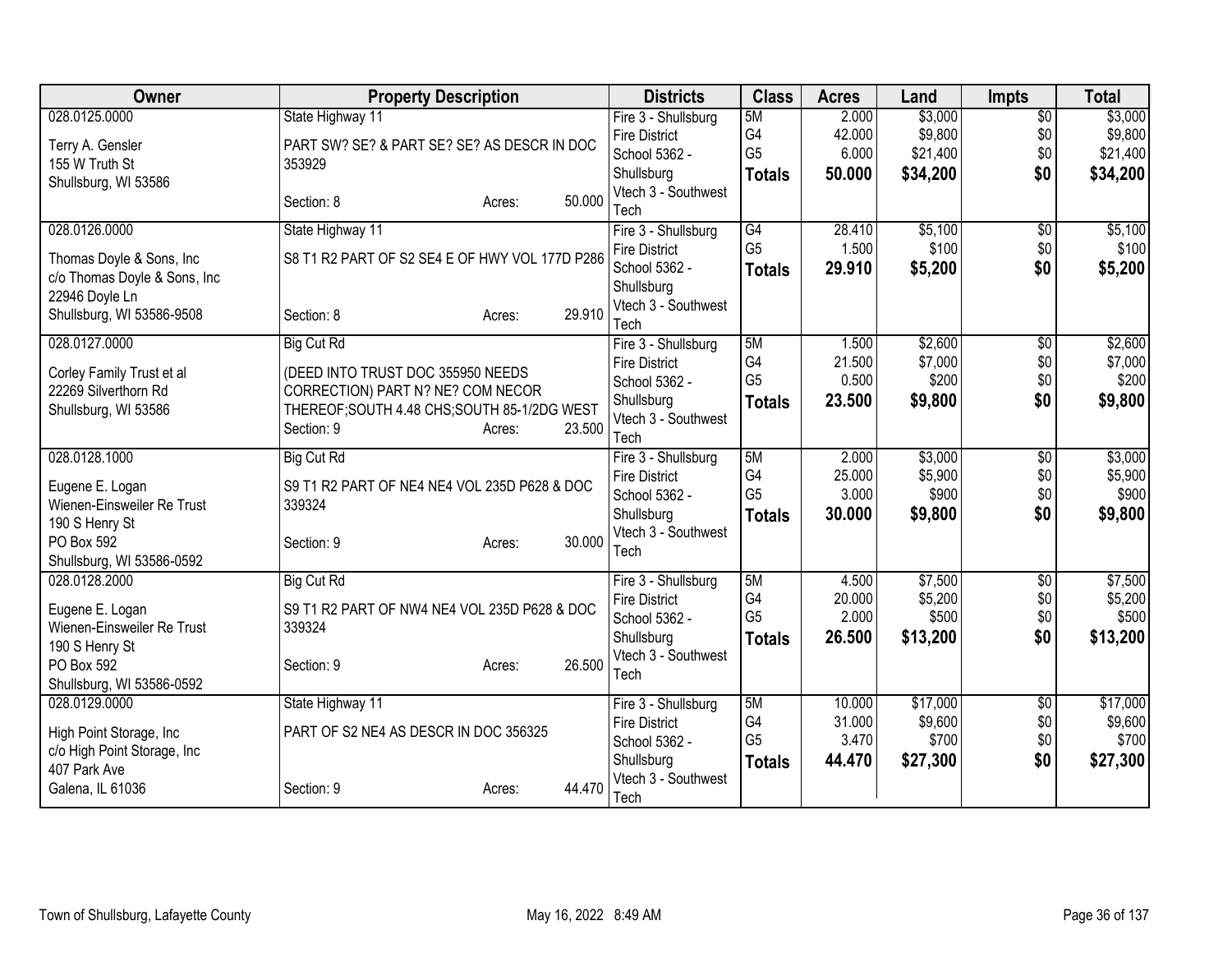| Owner | Property Description | Districts | Class | Acres | Land | Impts | Total |
|---|---|---|---|---|---|---|---|
| 028.0125.0000<br>Terry A. Gensler<br>155 W Truth St<br>Shullsburg, WI 53586 | State Highway 11<br>PART SW? SE? & PART SE? SE? AS DESCR IN DOC 353929<br>Section: 8 Acres: 50.000 | Fire 3 - Shullsburg Fire District<br>School 5362 - Shullsburg<br>Vtech 3 - Southwest Tech | 5M<br>G4<br>G5<br>**Totals** | 2.000<br>42.000<br>6.000<br>**50.000** | $3,000<br>$9,800<br>$21,400<br>**$34,200** | $0<br>$0<br>$0<br>**$0** | $3,000<br>$9,800<br>$21,400<br>**$34,200** |
| 028.0126.0000<br>Thomas Doyle & Sons, Inc<br>c/o Thomas Doyle & Sons, Inc<br>22946 Doyle Ln<br>Shullsburg, WI 53586-9508 | State Highway 11<br>S8 T1 R2 PART OF S2 SE4 E OF HWY VOL 177D P286<br>Section: 8 Acres: 29.910 | Fire 3 - Shullsburg Fire District<br>School 5362 - Shullsburg<br>Vtech 3 - Southwest Tech | G4<br>G5<br>**Totals** | 28.410<br>1.500<br>**29.910** | $5,100<br>$100<br>**$5,200** | $0<br>$0<br>**$0** | $5,100<br>$100<br>**$5,200** |
| 028.0127.0000<br>Corley Family Trust et al<br>22269 Silverthorn Rd<br>Shullsburg, WI 53586 | Big Cut Rd<br>(DEED INTO TRUST DOC 355950 NEEDS CORRECTION) PART N? NE? COM NECOR THEREOF;SOUTH 4.48 CHS;SOUTH 85-1/2DG WEST<br>Section: 9 Acres: 23.500 | Fire 3 - Shullsburg Fire District<br>School 5362 - Shullsburg<br>Vtech 3 - Southwest Tech | 5M<br>G4<br>G5<br>**Totals** | 1.500<br>21.500<br>0.500<br>**23.500** | $2,600<br>$7,000<br>$200<br>**$9,800** | $0<br>$0<br>$0<br>**$0** | $2,600<br>$7,000<br>$200<br>**$9,800** |
| 028.0128.1000<br>Eugene E. Logan<br>Wienen-Einsweiler Re Trust<br>190 S Henry St<br>PO Box 592<br>Shullsburg, WI 53586-0592 | Big Cut Rd<br>S9 T1 R2 PART OF NE4 NE4 VOL 235D P628 & DOC 339324<br>Section: 9 Acres: 30.000 | Fire 3 - Shullsburg Fire District<br>School 5362 - Shullsburg<br>Vtech 3 - Southwest Tech | 5M<br>G4<br>G5<br>**Totals** | 2.000<br>25.000<br>3.000<br>**30.000** | $3,000<br>$5,900<br>$900<br>**$9,800** | $0<br>$0<br>$0<br>**$0** | $3,000<br>$5,900<br>$900<br>**$9,800** |
| 028.0128.2000<br>Eugene E. Logan<br>Wienen-Einsweiler Re Trust<br>190 S Henry St<br>PO Box 592<br>Shullsburg, WI 53586-0592 | Big Cut Rd<br>S9 T1 R2 PART OF NW4 NE4 VOL 235D P628 & DOC 339324<br>Section: 9 Acres: 26.500 | Fire 3 - Shullsburg Fire District<br>School 5362 - Shullsburg<br>Vtech 3 - Southwest Tech | 5M<br>G4<br>G5<br>**Totals** | 4.500<br>20.000<br>2.000<br>**26.500** | $7,500<br>$5,200<br>$500<br>**$13,200** | $0<br>$0<br>$0<br>**$0** | $7,500<br>$5,200<br>$500<br>**$13,200** |
| 028.0129.0000<br>High Point Storage, Inc<br>c/o High Point Storage, Inc<br>407 Park Ave<br>Galena, IL 61036 | State Highway 11<br>PART OF S2 NE4 AS DESCR IN DOC 356325<br>Section: 9 Acres: 44.470 | Fire 3 - Shullsburg Fire District<br>School 5362 - Shullsburg<br>Vtech 3 - Southwest Tech | 5M<br>G4<br>G5<br>**Totals** | 10.000<br>31.000<br>3.470<br>**44.470** | $17,000<br>$9,600<br>$700<br>**$27,300** | $0<br>$0<br>$0<br>**$0** | $17,000<br>$9,600<br>$700<br>**$27,300** |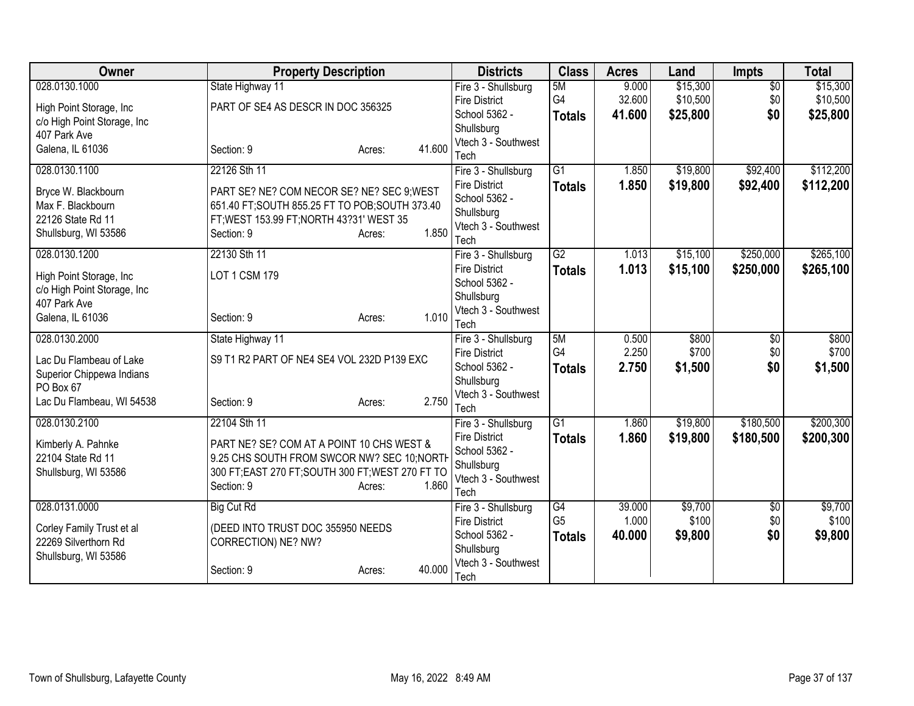| Owner | Property Description | Districts | Class | Acres | Land | Impts | Total |
|---|---|---|---|---|---|---|---|
| 028.0130.1000<br><br>High Point Storage, Inc<br>c/o High Point Storage, Inc<br>407 Park Ave<br>Galena, IL 61036 | State Highway 11<br><br>PART OF SE4 AS DESCR IN DOC 356325<br><br>Section: 9 Acres: 41.600 | Fire 3 - Shullsburg Fire District<br>School 5362 - Shullsburg<br>Vtech 3 - Southwest Tech | 5M<br>G4<br>**Totals** | 9.000<br>32.600<br>**41.600** | $15,300<br>$10,500<br>**$25,800** | $0<br>$0<br>**$0** | $15,300<br>$10,500<br>**$25,800** |
| 028.0130.1100<br><br>Bryce W. Blackbourn<br>Max F. Blackbourn<br>22126 State Rd 11<br>Shullsburg, WI 53586 | 22126 Sth 11<br><br>PART SE? NE? COM NECOR SE? NE? SEC 9;WEST 651.40 FT;SOUTH 855.25 FT TO POB;SOUTH 373.40 FT;WEST 153.99 FT;NORTH 43?31' WEST 35<br>Section: 9 Acres: 1.850 | Fire 3 - Shullsburg Fire District<br>School 5362 - Shullsburg<br>Vtech 3 - Southwest Tech | G1<br>**Totals** | 1.850<br>**1.850** | $19,800<br>**$19,800** | $92,400<br>**$92,400** | $112,200<br>**$112,200** |
| 028.0130.1200<br><br>High Point Storage, Inc<br>c/o High Point Storage, Inc<br>407 Park Ave<br>Galena, IL 61036 | 22130 Sth 11<br><br>LOT 1 CSM 179<br><br>Section: 9 Acres: 1.010 | Fire 3 - Shullsburg Fire District<br>School 5362 - Shullsburg<br>Vtech 3 - Southwest Tech | G2<br>**Totals** | 1.013<br>**1.013** | $15,100<br>**$15,100** | $250,000<br>**$250,000** | $265,100<br>**$265,100** |
| 028.0130.2000<br><br>Lac Du Flambeau of Lake Superior Chippewa Indians<br>PO Box 67<br>Lac Du Flambeau, WI 54538 | State Highway 11<br><br>S9 T1 R2 PART OF NE4 SE4 VOL 232D P139 EXC<br><br>Section: 9 Acres: 2.750 | Fire 3 - Shullsburg Fire District<br>School 5362 - Shullsburg<br>Vtech 3 - Southwest Tech | 5M<br>G4<br>**Totals** | 0.500<br>2.250<br>**2.750** | $800<br>$700<br>**$1,500** | $0<br>$0<br>**$0** | $800<br>$700<br>**$1,500** |
| 028.0130.2100<br><br>Kimberly A. Pahnke<br>22104 State Rd 11<br>Shullsburg, WI 53586 | 22104 Sth 11<br><br>PART NE? SE? COM AT A POINT 10 CHS WEST & 9.25 CHS SOUTH FROM SWCOR NW? SEC 10;NORTH 300 FT;EAST 270 FT;SOUTH 300 FT;WEST 270 FT TO<br>Section: 9 Acres: 1.860 | Fire 3 - Shullsburg Fire District<br>School 5362 - Shullsburg<br>Vtech 3 - Southwest Tech | G1<br>**Totals** | 1.860<br>**1.860** | $19,800<br>**$19,800** | $180,500<br>**$180,500** | $200,300<br>**$200,300** |
| 028.0131.0000<br><br>Corley Family Trust et al<br>22269 Silverthorn Rd<br>Shullsburg, WI 53586 | Big Cut Rd<br><br>(DEED INTO TRUST DOC 355950 NEEDS CORRECTION) NE? NW?<br><br>Section: 9 Acres: 40.000 | Fire 3 - Shullsburg Fire District<br>School 5362 - Shullsburg<br>Vtech 3 - Southwest Tech | G4<br>G5<br>**Totals** | 39.000<br>1.000<br>**40.000** | $9,700<br>$100<br>**$9,800** | $0<br>$0<br>**$0** | $9,700<br>$100<br>**$9,800** |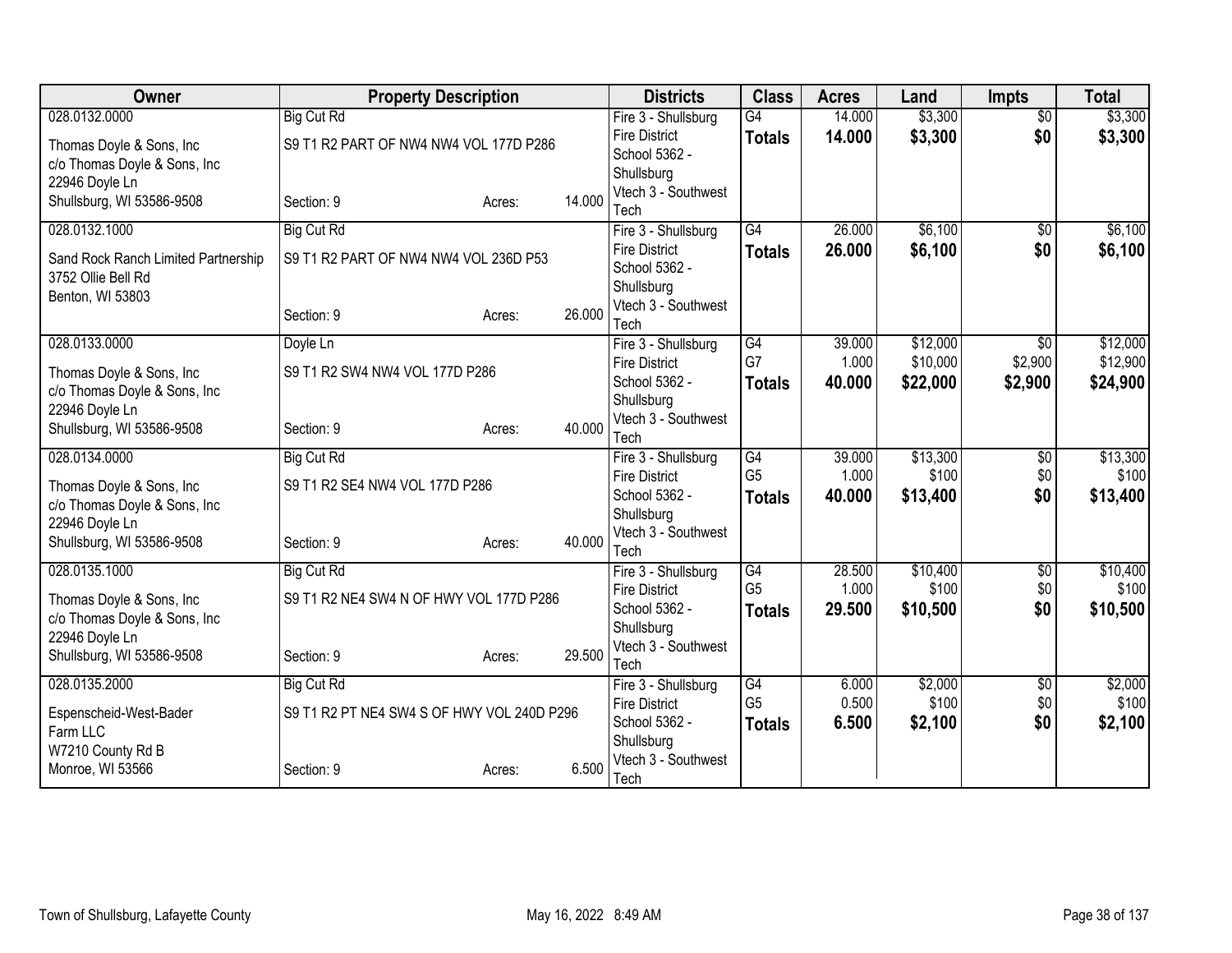| Owner | Property Description | | | Districts | Class | Acres | Land | Impts | Total |
|---|---|---|---|---|---|---|---|---|---|
| 028.0132.0000 | Big Cut Rd | | | Fire 3 - Shullsburg Fire District | G4 | 14.000 | $3,300 | $0 | $3,300 |
| Thomas Doyle & Sons, Inc<br>c/o Thomas Doyle & Sons, Inc<br>22946 Doyle Ln<br>Shullsburg, WI 53586-9508 | S9 T1 R2 PART OF NW4 NW4 VOL 177D P286 | | | School 5362 - Shullsburg | **Totals** | **14.000** | **$3,300** | **$0** | **$3,300** |
| | Section: 9 | Acres: | 14.000 | Vtech 3 - Southwest Tech | | | | | |
| 028.0132.1000 | Big Cut Rd | | | Fire 3 - Shullsburg Fire District | G4 | 26.000 | $6,100 | $0 | $6,100 |
| Sand Rock Ranch Limited Partnership<br>3752 Ollie Bell Rd<br>Benton, WI 53803 | S9 T1 R2 PART OF NW4 NW4 VOL 236D P53 | | | School 5362 - Shullsburg | **Totals** | **26.000** | **$6,100** | **$0** | **$6,100** |
| | Section: 9 | Acres: | 26.000 | Vtech 3 - Southwest Tech | | | | | |
| 028.0133.0000 | Doyle Ln | | | Fire 3 - Shullsburg Fire District | G4 | 39.000 | $12,000 | $0 | $12,000 |
| Thomas Doyle & Sons, Inc<br>c/o Thomas Doyle & Sons, Inc<br>22946 Doyle Ln<br>Shullsburg, WI 53586-9508 | S9 T1 R2 SW4 NW4 VOL 177D P286 | | | School 5362 - Shullsburg | G7 | 1.000 | $10,000 | $2,900 | $12,900 |
| | | | | | **Totals** | **40.000** | **$22,000** | **$2,900** | **$24,900** |
| | Section: 9 | Acres: | 40.000 | Vtech 3 - Southwest Tech | | | | | |
| 028.0134.0000 | Big Cut Rd | | | Fire 3 - Shullsburg Fire District | G4 | 39.000 | $13,300 | $0 | $13,300 |
| Thomas Doyle & Sons, Inc<br>c/o Thomas Doyle & Sons, Inc<br>22946 Doyle Ln<br>Shullsburg, WI 53586-9508 | S9 T1 R2 SE4 NW4 VOL 177D P286 | | | School 5362 - Shullsburg | G5 | 1.000 | $100 | $0 | $100 |
| | | | | | **Totals** | **40.000** | **$13,400** | **$0** | **$13,400** |
| | Section: 9 | Acres: | 40.000 | Vtech 3 - Southwest Tech | | | | | |
| 028.0135.1000 | Big Cut Rd | | | Fire 3 - Shullsburg Fire District | G4 | 28.500 | $10,400 | $0 | $10,400 |
| Thomas Doyle & Sons, Inc<br>c/o Thomas Doyle & Sons, Inc<br>22946 Doyle Ln<br>Shullsburg, WI 53586-9508 | S9 T1 R2 NE4 SW4 N OF HWY VOL 177D P286 | | | School 5362 - Shullsburg | G5 | 1.000 | $100 | $0 | $100 |
| | | | | | **Totals** | **29.500** | **$10,500** | **$0** | **$10,500** |
| | Section: 9 | Acres: | 29.500 | Vtech 3 - Southwest Tech | | | | | |
| 028.0135.2000 | Big Cut Rd | | | Fire 3 - Shullsburg Fire District | G4 | 6.000 | $2,000 | $0 | $2,000 |
| Espenscheid-West-Bader Farm LLC<br>W7210 County Rd B<br>Monroe, WI 53566 | S9 T1 R2 PT NE4 SW4 S OF HWY VOL 240D P296 | | | School 5362 - Shullsburg | G5 | 0.500 | $100 | $0 | $100 |
| | | | | | **Totals** | **6.500** | **$2,100** | **$0** | **$2,100** |
| | Section: 9 | Acres: | 6.500 | Vtech 3 - Southwest Tech | | | | | |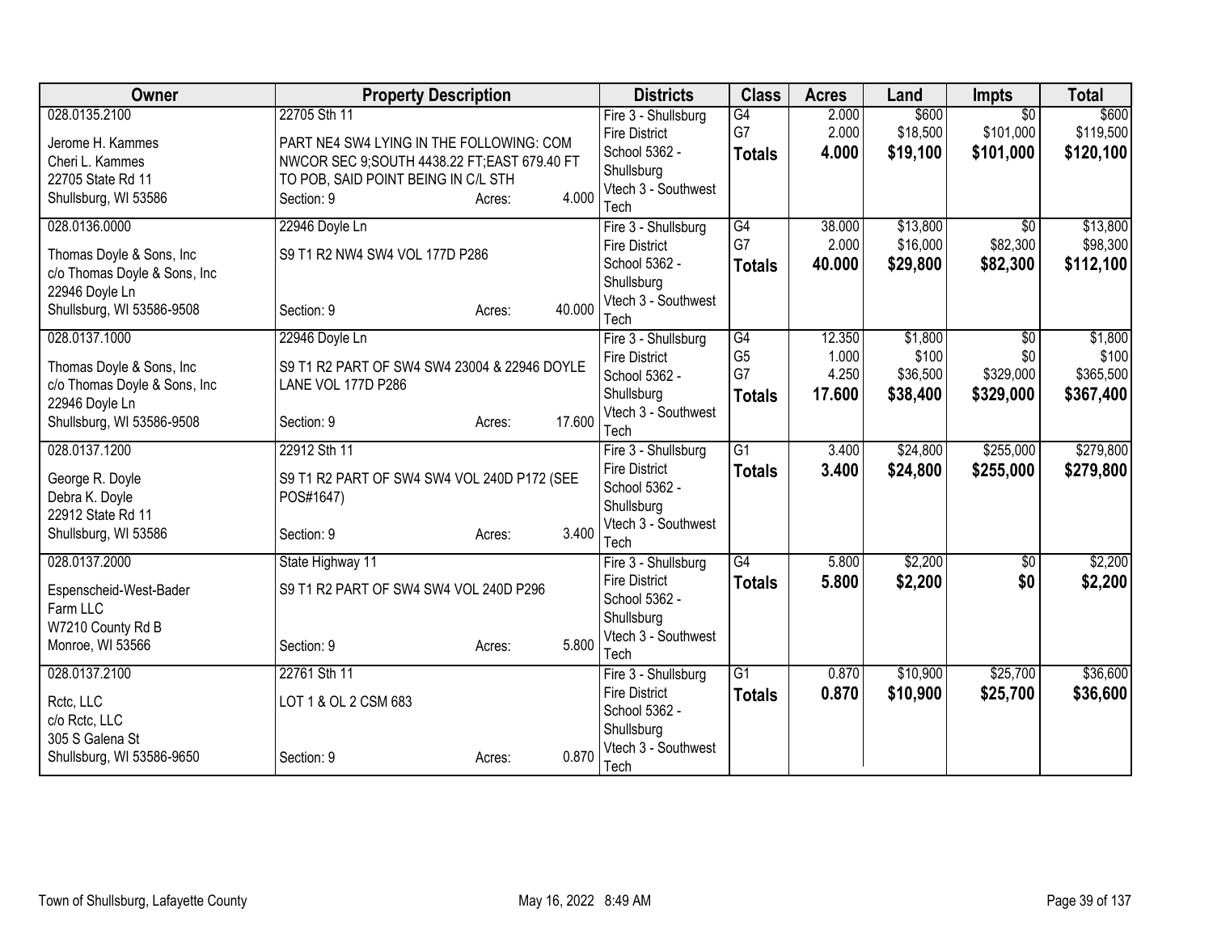| Owner | Property Description | Districts | Class | Acres | Land | Impts | Total |
|---|---|---|---|---|---|---|---|
| 028.0135.2100<br><br>Jerome H. Kammes<br>Cheri L. Kammes<br>22705 State Rd 11<br>Shullsburg, WI 53586 | 22705 Sth 11<br><br>PART NE4 SW4 LYING IN THE FOLLOWING: COM NWCOR SEC 9;SOUTH 4438.22 FT;EAST 679.40 FT TO POB, SAID POINT BEING IN C/L STH<br>Section: 9 Acres: 4.000 | Fire 3 - Shullsburg Fire District<br>School 5362 - Shullsburg<br>Vtech 3 - Southwest Tech | G4<br>G7<br>**Totals** | 2.000<br>2.000<br>**4.000** | $600<br>$18,500<br>**$19,100** | $0<br>$101,000<br>**$101,000** | $600<br>$119,500<br>**$120,100** |
| 028.0136.0000<br><br>Thomas Doyle & Sons, Inc<br>c/o Thomas Doyle & Sons, Inc<br>22946 Doyle Ln<br>Shullsburg, WI 53586-9508 | 22946 Doyle Ln<br><br>S9 T1 R2 NW4 SW4 VOL 177D P286<br><br>Section: 9 Acres: 40.000 | Fire 3 - Shullsburg Fire District<br>School 5362 - Shullsburg<br>Vtech 3 - Southwest Tech | G4<br>G7<br>**Totals** | 38.000<br>2.000<br>**40.000** | $13,800<br>$16,000<br>**$29,800** | $0<br>$82,300<br>**$82,300** | $13,800<br>$98,300<br>**$112,100** |
| 028.0137.1000<br><br>Thomas Doyle & Sons, Inc<br>c/o Thomas Doyle & Sons, Inc<br>22946 Doyle Ln<br>Shullsburg, WI 53586-9508 | 22946 Doyle Ln<br><br>S9 T1 R2 PART OF SW4 SW4 23004 & 22946 DOYLE LANE VOL 177D P286<br><br>Section: 9 Acres: 17.600 | Fire 3 - Shullsburg Fire District<br>School 5362 - Shullsburg<br>Vtech 3 - Southwest Tech | G4<br>G5<br>G7<br>**Totals** | 12.350<br>1.000<br>4.250<br>**17.600** | $1,800<br>$100<br>$36,500<br>**$38,400** | $0<br>$0<br>$329,000<br>**$329,000** | $1,800<br>$100<br>$365,500<br>**$367,400** |
| 028.0137.1200<br><br>George R. Doyle<br>Debra K. Doyle<br>22912 State Rd 11<br>Shullsburg, WI 53586 | 22912 Sth 11<br><br>S9 T1 R2 PART OF SW4 SW4 VOL 240D P172 (SEE POS#1647)<br><br>Section: 9 Acres: 3.400 | Fire 3 - Shullsburg Fire District<br>School 5362 - Shullsburg<br>Vtech 3 - Southwest Tech | G1<br>**Totals** | 3.400<br>**3.400** | $24,800<br>**$24,800** | $255,000<br>**$255,000** | $279,800<br>**$279,800** |
| 028.0137.2000<br><br>Espenscheid-West-Bader Farm LLC<br>W7210 County Rd B<br>Monroe, WI 53566 | State Highway 11<br><br>S9 T1 R2 PART OF SW4 SW4 VOL 240D P296<br><br>Section: 9 Acres: 5.800 | Fire 3 - Shullsburg Fire District<br>School 5362 - Shullsburg<br>Vtech 3 - Southwest Tech | G4<br>**Totals** | 5.800<br>**5.800** | $2,200<br>**$2,200** | $0<br>**$0** | $2,200<br>**$2,200** |
| 028.0137.2100<br><br>Rctc, LLC<br>c/o Rctc, LLC<br>305 S Galena St<br>Shullsburg, WI 53586-9650 | 22761 Sth 11<br><br>LOT 1 & OL 2 CSM 683<br><br>Section: 9 Acres: 0.870 | Fire 3 - Shullsburg Fire District<br>School 5362 - Shullsburg<br>Vtech 3 - Southwest Tech | G1<br>**Totals** | 0.870<br>**0.870** | $10,900<br>**$10,900** | $25,700<br>**$25,700** | $36,600<br>**$36,600** |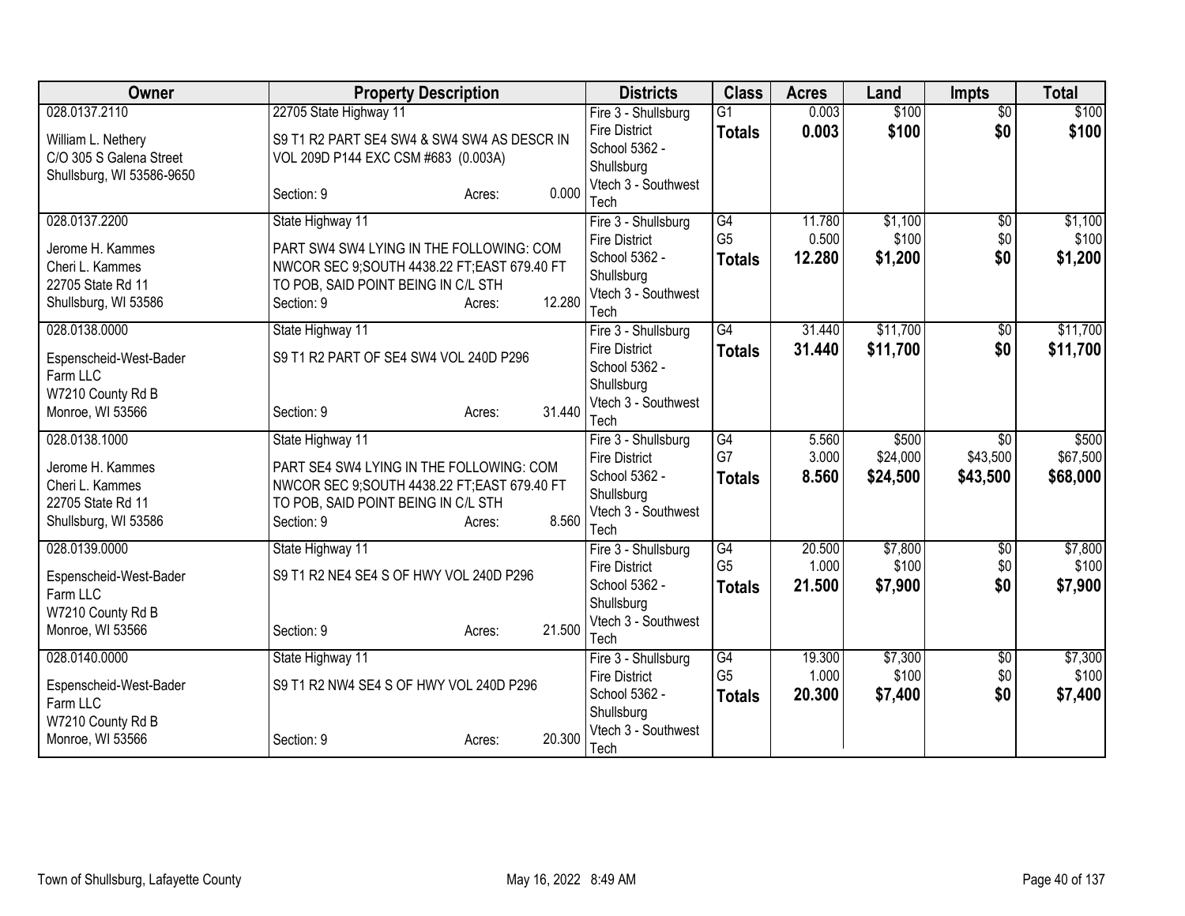| Owner | Property Description | Districts | Class | Acres | Land | Impts | Total |
|---|---|---|---|---|---|---|---|
| 028.0137.2110<br><br>William L. Nethery<br>C/O 305 S Galena Street<br>Shullsburg, WI 53586-9650 | 22705 State Highway 11<br><br>S9 T1 R2 PART SE4 SW4 & SW4 SW4 AS DESCR IN VOL 209D P144 EXC CSM #683 (0.003A)<br><br>Section: 9 Acres: 0.000 | Fire 3 - Shullsburg Fire District<br>School 5362 - Shullsburg<br>Vtech 3 - Southwest Tech | G1<br>**Totals** | 0.003<br>**0.003** | $100<br>**$100** | $0<br>**$0** | $100<br>**$100** |
| 028.0137.2200<br><br>Jerome H. Kammes<br>Cheri L. Kammes<br>22705 State Rd 11<br>Shullsburg, WI 53586 | State Highway 11<br><br>PART SW4 SW4 LYING IN THE FOLLOWING: COM NWCOR SEC 9;SOUTH 4438.22 FT;EAST 679.40 FT TO POB, SAID POINT BEING IN C/L STH<br>Section: 9 Acres: 12.280 | Fire 3 - Shullsburg Fire District<br>School 5362 - Shullsburg<br>Vtech 3 - Southwest Tech | G4<br>G5<br>**Totals** | 11.780<br>0.500<br>**12.280** | $1,100<br>$100<br>**$1,200** | $0<br>$0<br>**$0** | $1,100<br>$100<br>**$1,200** |
| 028.0138.0000<br><br>Espenscheid-West-Bader Farm LLC<br>W7210 County Rd B<br>Monroe, WI 53566 | State Highway 11<br><br>S9 T1 R2 PART OF SE4 SW4 VOL 240D P296<br><br>Section: 9 Acres: 31.440 | Fire 3 - Shullsburg Fire District<br>School 5362 - Shullsburg<br>Vtech 3 - Southwest Tech | G4<br>**Totals** | 31.440<br>**31.440** | $11,700<br>**$11,700** | $0<br>**$0** | $11,700<br>**$11,700** |
| 028.0138.1000<br><br>Jerome H. Kammes<br>Cheri L. Kammes<br>22705 State Rd 11<br>Shullsburg, WI 53586 | State Highway 11<br><br>PART SE4 SW4 LYING IN THE FOLLOWING: COM NWCOR SEC 9;SOUTH 4438.22 FT;EAST 679.40 FT TO POB, SAID POINT BEING IN C/L STH<br>Section: 9 Acres: 8.560 | Fire 3 - Shullsburg Fire District<br>School 5362 - Shullsburg<br>Vtech 3 - Southwest Tech | G4<br>G7<br>**Totals** | 5.560<br>3.000<br>**8.560** | $500<br>$24,000<br>**$24,500** | $0<br>$43,500<br>**$43,500** | $500<br>$67,500<br>**$68,000** |
| 028.0139.0000<br><br>Espenscheid-West-Bader Farm LLC<br>W7210 County Rd B<br>Monroe, WI 53566 | State Highway 11<br><br>S9 T1 R2 NE4 SE4 S OF HWY VOL 240D P296<br><br>Section: 9 Acres: 21.500 | Fire 3 - Shullsburg Fire District<br>School 5362 - Shullsburg<br>Vtech 3 - Southwest Tech | G4<br>G5<br>**Totals** | 20.500<br>1.000<br>**21.500** | $7,800<br>$100<br>**$7,900** | $0<br>$0<br>**$0** | $7,800<br>$100<br>**$7,900** |
| 028.0140.0000<br><br>Espenscheid-West-Bader Farm LLC<br>W7210 County Rd B<br>Monroe, WI 53566 | State Highway 11<br><br>S9 T1 R2 NW4 SE4 S OF HWY VOL 240D P296<br><br>Section: 9 Acres: 20.300 | Fire 3 - Shullsburg Fire District<br>School 5362 - Shullsburg<br>Vtech 3 - Southwest Tech | G4<br>G5<br>**Totals** | 19.300<br>1.000<br>**20.300** | $7,300<br>$100<br>**$7,400** | $0<br>$0<br>**$0** | $7,300<br>$100<br>**$7,400** |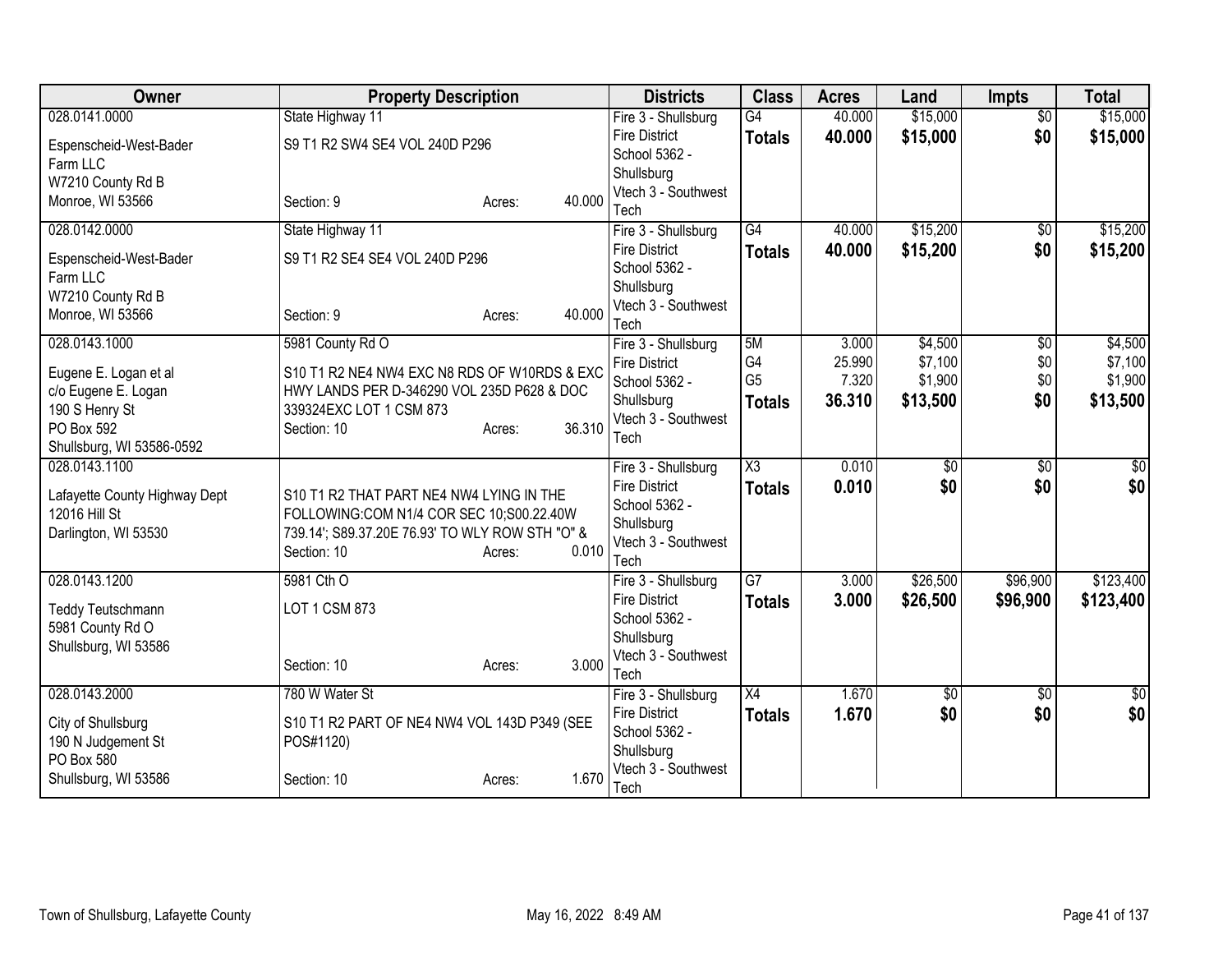| Owner | Property Description | Districts | Class | Acres | Land | Impts | Total |
|---|---|---|---|---|---|---|---|
| 028.0141.0000<br>Espenscheid-West-Bader Farm LLC<br>W7210 County Rd B<br>Monroe, WI 53566 | State Highway 11<br>S9 T1 R2 SW4 SE4 VOL 240D P296<br>Section: 9 Acres: 40.000 | Fire 3 - Shullsburg Fire District<br>School 5362 - Shullsburg<br>Vtech 3 - Southwest Tech | G4<br>**Totals** | 40.000<br>**40.000** | $15,000<br>**$15,000** | $0<br>**$0** | $15,000<br>**$15,000** |
| 028.0142.0000<br>Espenscheid-West-Bader Farm LLC<br>W7210 County Rd B<br>Monroe, WI 53566 | State Highway 11<br>S9 T1 R2 SE4 SE4 VOL 240D P296<br>Section: 9 Acres: 40.000 | Fire 3 - Shullsburg Fire District<br>School 5362 - Shullsburg<br>Vtech 3 - Southwest Tech | G4<br>**Totals** | 40.000<br>**40.000** | $15,200<br>**$15,200** | $0<br>**$0** | $15,200<br>**$15,200** |
| 028.0143.1000<br>Eugene E. Logan et al<br>c/o Eugene E. Logan<br>190 S Henry St<br>PO Box 592<br>Shullsburg, WI 53586-0592 | 5981 County Rd O<br>S10 T1 R2 NE4 NW4 EXC N8 RDS OF W10RDS & EXC HWY LANDS PER D-346290 VOL 235D P628 & DOC 339324EXC LOT 1 CSM 873<br>Section: 10 Acres: 36.310 | Fire 3 - Shullsburg Fire District<br>School 5362 - Shullsburg<br>Vtech 3 - Southwest Tech | 5M<br>G4<br>G5<br>**Totals** | 3.000<br>25.990<br>7.320<br>**36.310** | $4,500<br>$7,100<br>$1,900<br>**$13,500** | $0<br>$0<br>$0<br>**$0** | $4,500<br>$7,100<br>$1,900<br>**$13,500** |
| 028.0143.1100<br>Lafayette County Highway Dept<br>12016 Hill St<br>Darlington, WI 53530 | S10 T1 R2 THAT PART NE4 NW4 LYING IN THE FOLLOWING:COM N1/4 COR SEC 10;S00.22.40W 739.14'; S89.37.20E 76.93' TO WLY ROW STH "O" &<br>Section: 10 Acres: 0.010 | Fire 3 - Shullsburg Fire District<br>School 5362 - Shullsburg<br>Vtech 3 - Southwest Tech | X3<br>**Totals** | 0.010<br>**0.010** | $0<br>**$0** | $0<br>**$0** | $0<br>**$0** |
| 028.0143.1200<br>Teddy Teutschmann<br>5981 County Rd O<br>Shullsburg, WI 53586 | 5981 Cth O<br>LOT 1 CSM 873<br>Section: 10 Acres: 3.000 | Fire 3 - Shullsburg Fire District<br>School 5362 - Shullsburg<br>Vtech 3 - Southwest Tech | G7<br>**Totals** | 3.000<br>**3.000** | $26,500<br>**$26,500** | $96,900<br>**$96,900** | $123,400<br>**$123,400** |
| 028.0143.2000<br>City of Shullsburg<br>190 N Judgement St<br>PO Box 580<br>Shullsburg, WI 53586 | 780 W Water St<br>S10 T1 R2 PART OF NE4 NW4 VOL 143D P349 (SEE POS#1120)<br>Section: 10 Acres: 1.670 | Fire 3 - Shullsburg Fire District<br>School 5362 - Shullsburg<br>Vtech 3 - Southwest Tech | X4<br>**Totals** | 1.670<br>**1.670** | $0<br>**$0** | $0<br>**$0** | $0<br>**$0** |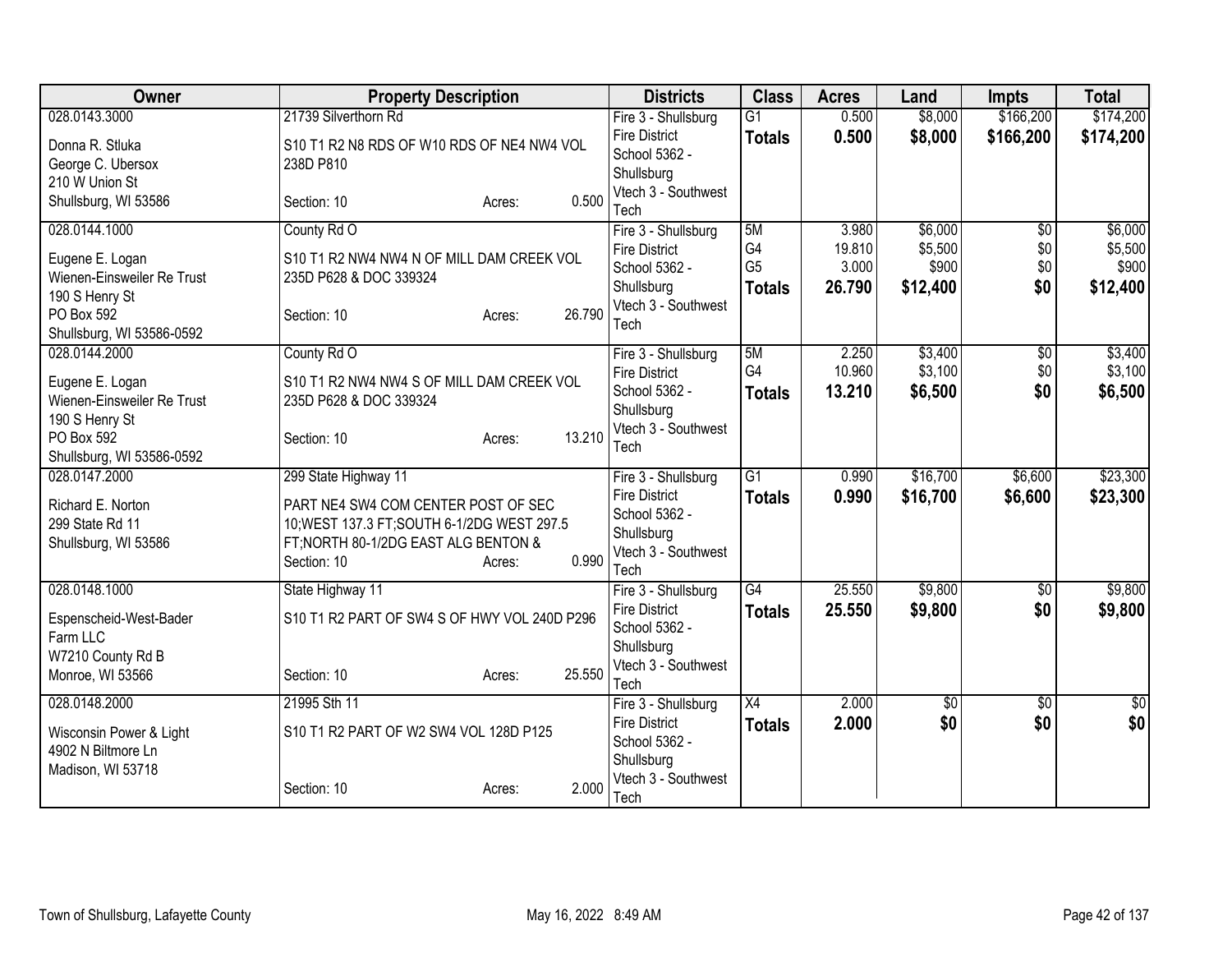| Owner | Property Description | Districts | Class | Acres | Land | Impts | Total |
|---|---|---|---|---|---|---|---|
| 028.0143.3000<br>Donna R. Stluka<br>George C. Ubersox<br>210 W Union St<br>Shullsburg, WI 53586 | 21739 Silverthorn Rd<br>S10 T1 R2 N8 RDS OF W10 RDS OF NE4 NW4 VOL 238D P810<br>Section: 10 Acres: 0.500 | Fire 3 - Shullsburg Fire District<br>School 5362 - Shullsburg<br>Vtech 3 - Southwest Tech | G1<br>**Totals** | 0.500<br>**0.500** | $8,000<br>**$8,000** | $166,200<br>**$166,200** | $174,200<br>**$174,200** |
| 028.0144.1000<br>Eugene E. Logan<br>Wienen-Einsweiler Re Trust<br>190 S Henry St<br>PO Box 592<br>Shullsburg, WI 53586-0592 | County Rd O<br>S10 T1 R2 NW4 NW4 N OF MILL DAM CREEK VOL 235D P628 & DOC 339324<br>Section: 10 Acres: 26.790 | Fire 3 - Shullsburg Fire District<br>School 5362 - Shullsburg<br>Vtech 3 - Southwest Tech | 5M<br>G4<br>G5<br>**Totals** | 3.980<br>19.810<br>3.000<br>**26.790** | $6,000<br>$5,500<br>$900<br>**$12,400** | $0<br>$0<br>$0<br>**$0** | $6,000<br>$5,500<br>$900<br>**$12,400** |
| 028.0144.2000<br>Eugene E. Logan<br>Wienen-Einsweiler Re Trust<br>190 S Henry St<br>PO Box 592<br>Shullsburg, WI 53586-0592 | County Rd O<br>S10 T1 R2 NW4 NW4 S OF MILL DAM CREEK VOL 235D P628 & DOC 339324<br>Section: 10 Acres: 13.210 | Fire 3 - Shullsburg Fire District<br>School 5362 - Shullsburg<br>Vtech 3 - Southwest Tech | 5M<br>G4<br>**Totals** | 2.250<br>10.960<br>**13.210** | $3,400<br>$3,100<br>**$6,500** | $0<br>$0<br>**$0** | $3,400<br>$3,100<br>**$6,500** |
| 028.0147.2000<br>Richard E. Norton<br>299 State Rd 11<br>Shullsburg, WI 53586 | 299 State Highway 11<br>PART NE4 SW4 COM CENTER POST OF SEC 10;WEST 137.3 FT;SOUTH 6-1/2DG WEST 297.5 FT;NORTH 80-1/2DG EAST ALG BENTON &<br>Section: 10 Acres: 0.990 | Fire 3 - Shullsburg Fire District<br>School 5362 - Shullsburg<br>Vtech 3 - Southwest Tech | G1<br>**Totals** | 0.990<br>**0.990** | $16,700<br>**$16,700** | $6,600<br>**$6,600** | $23,300<br>**$23,300** |
| 028.0148.1000<br>Espenscheid-West-Bader Farm LLC<br>W7210 County Rd B<br>Monroe, WI 53566 | State Highway 11<br>S10 T1 R2 PART OF SW4 S OF HWY VOL 240D P296<br>Section: 10 Acres: 25.550 | Fire 3 - Shullsburg Fire District<br>School 5362 - Shullsburg<br>Vtech 3 - Southwest Tech | G4<br>**Totals** | 25.550<br>**25.550** | $9,800<br>**$9,800** | $0<br>**$0** | $9,800<br>**$9,800** |
| 028.0148.2000<br>Wisconsin Power & Light<br>4902 N Biltmore Ln<br>Madison, WI 53718 | 21995 Sth 11<br>S10 T1 R2 PART OF W2 SW4 VOL 128D P125<br>Section: 10 Acres: 2.000 | Fire 3 - Shullsburg Fire District<br>School 5362 - Shullsburg<br>Vtech 3 - Southwest Tech | X4<br>**Totals** | 2.000<br>**2.000** | $0<br>**$0** | $0<br>**$0** | $0<br>**$0** |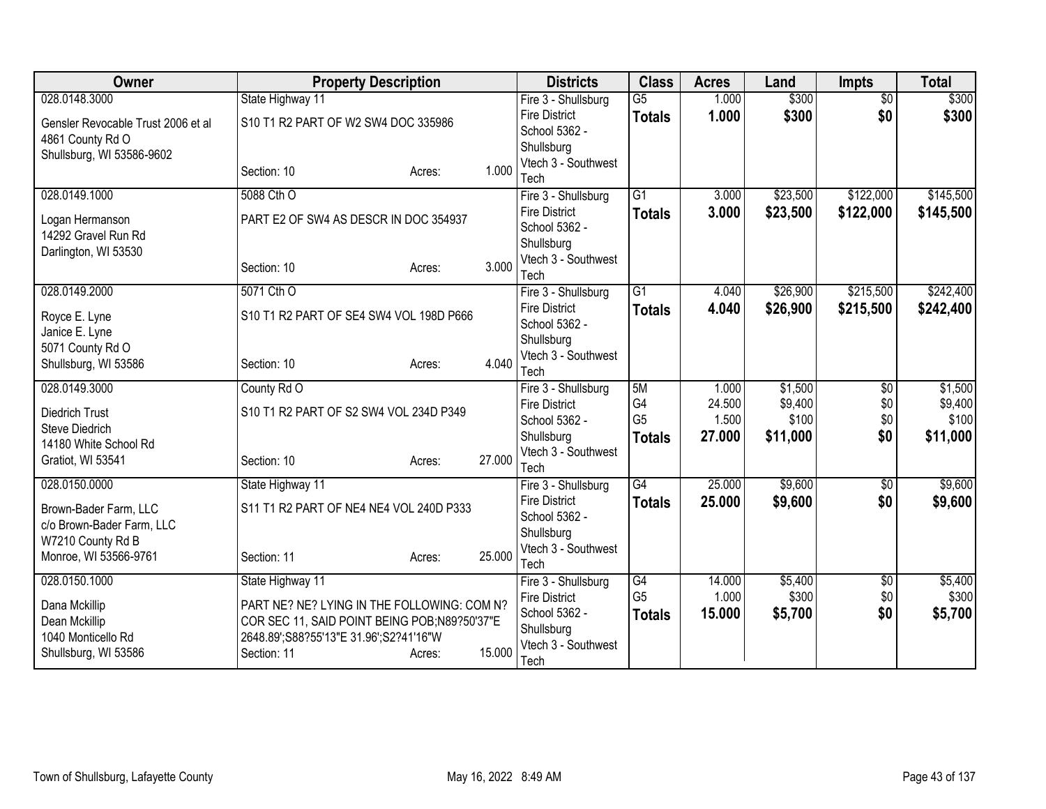| Owner | Property Description | | | Districts | Class | Acres | Land | Impts | Total |
|---|---|---|---|---|---|---|---|---|---|
| 028.0148.3000 | State Highway 11 | | | Fire 3 - Shullsburg Fire District | G5 | 1.000 | $300 | $0 | $300 |
| Gensler Revocable Trust 2006 et al | S10 T1 R2 PART OF W2 SW4 DOC 335986 | | | School 5362 - Shullsburg | **Totals** | **1.000** | **$300** | **$0** | **$300** |
| 4861 County Rd O | | | | Vtech 3 - Southwest Tech | | | | | |
| Shullsburg, WI 53586-9602 | Section: 10 | Acres: | 1.000 | | | | | | |
| 028.0149.1000 | 5088 Cth O | | | Fire 3 - Shullsburg Fire District | G1 | 3.000 | $23,500 | $122,000 | $145,500 |
| Logan Hermanson | PART E2 OF SW4 AS DESCR IN DOC 354937 | | | School 5362 - Shullsburg | **Totals** | **3.000** | **$23,500** | **$122,000** | **$145,500** |
| 14292 Gravel Run Rd | | | | Vtech 3 - Southwest Tech | | | | | |
| Darlington, WI 53530 | Section: 10 | Acres: | 3.000 | | | | | | |
| 028.0149.2000 | 5071 Cth O | | | Fire 3 - Shullsburg Fire District | G1 | 4.040 | $26,900 | $215,500 | $242,400 |
| Royce E. Lyne | S10 T1 R2 PART OF SE4 SW4 VOL 198D P666 | | | School 5362 - Shullsburg | **Totals** | **4.040** | **$26,900** | **$215,500** | **$242,400** |
| Janice E. Lyne | | | | Vtech 3 - Southwest Tech | | | | | |
| 5071 County Rd O | | | | | | | | | |
| Shullsburg, WI 53586 | Section: 10 | Acres: | 4.040 | | | | | | |
| 028.0149.3000 | County Rd O | | | Fire 3 - Shullsburg Fire District | 5M | 1.000 | $1,500 | $0 | $1,500 |
| Diedrich Trust | S10 T1 R2 PART OF S2 SW4 VOL 234D P349 | | | School 5362 - Shullsburg | G4 | 24.500 | $9,400 | $0 | $9,400 |
| Steve Diedrich | | | | Vtech 3 - Southwest Tech | G5 | 1.500 | $100 | $0 | $100 |
| 14180 White School Rd | | | | | **Totals** | **27.000** | **$11,000** | **$0** | **$11,000** |
| Gratiot, WI 53541 | Section: 10 | Acres: | 27.000 | | | | | | |
| 028.0150.0000 | State Highway 11 | | | Fire 3 - Shullsburg Fire District | G4 | 25.000 | $9,600 | $0 | $9,600 |
| Brown-Bader Farm, LLC | S11 T1 R2 PART OF NE4 NE4 VOL 240D P333 | | | School 5362 - Shullsburg | **Totals** | **25.000** | **$9,600** | **$0** | **$9,600** |
| c/o Brown-Bader Farm, LLC | | | | Vtech 3 - Southwest Tech | | | | | |
| W7210 County Rd B | | | | | | | | | |
| Monroe, WI 53566-9761 | Section: 11 | Acres: | 25.000 | | | | | | |
| 028.0150.1000 | State Highway 11 | | | Fire 3 - Shullsburg Fire District | G4 | 14.000 | $5,400 | $0 | $5,400 |
| Dana Mckillip | PART NE? NE? LYING IN THE FOLLOWING: COM N? COR SEC 11, SAID POINT BEING POB;N89?50'37"E 2648.89';S88?55'13"E 31.96';S2?41'16"W | | | School 5362 - Shullsburg | G5 | 1.000 | $300 | $0 | $300 |
| Dean Mckillip | | | | Vtech 3 - Southwest Tech | **Totals** | **15.000** | **$5,700** | **$0** | **$5,700** |
| 1040 Monticello Rd | | | | | | | | | |
| Shullsburg, WI 53586 | Section: 11 | Acres: | 15.000 | | | | | | |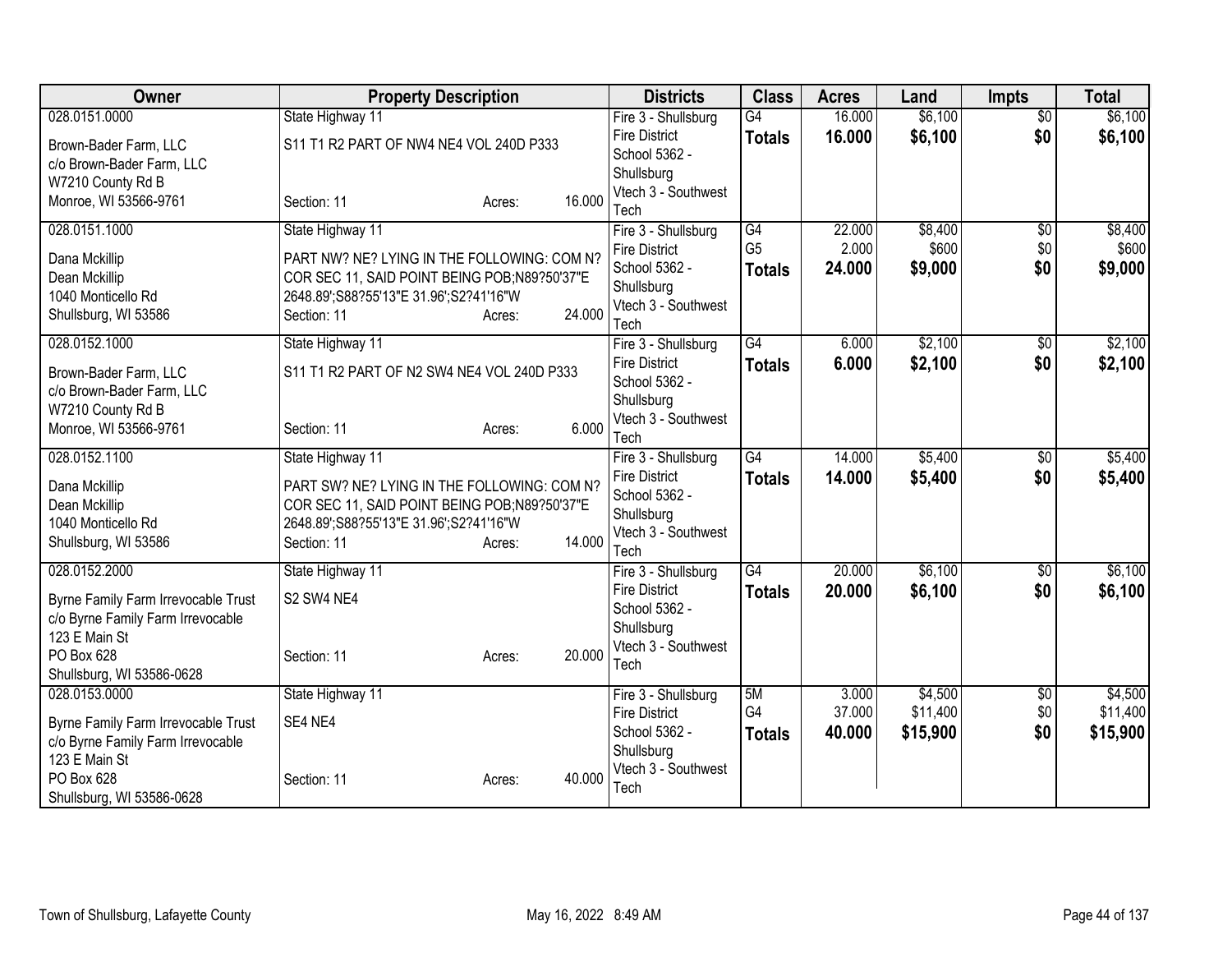| Owner | Property Description | Districts | Class | Acres | Land | Impts | Total |
|---|---|---|---|---|---|---|---|
| 028.0151.0000<br><br>Brown-Bader Farm, LLC<br>c/o Brown-Bader Farm, LLC<br>W7210 County Rd B<br>Monroe, WI 53566-9761 | State Highway 11<br><br>S11 T1 R2 PART OF NW4 NE4 VOL 240D P333<br><br>Section: 11 Acres: 16.000 | Fire 3 - Shullsburg Fire District<br>School 5362 - Shullsburg<br>Vtech 3 - Southwest Tech | G4<br>**Totals** | 16.000<br>**16.000** | $6,100<br>**$6,100** | $0<br>**$0** | $6,100<br>**$6,100** |
| 028.0151.1000<br><br>Dana Mckillip<br>Dean Mckillip<br>1040 Monticello Rd<br>Shullsburg, WI 53586 | State Highway 11<br><br>PART NW? NE? LYING IN THE FOLLOWING: COM N? COR SEC 11, SAID POINT BEING POB;N89?50'37"E 2648.89';S88?55'13"E 31.96';S2?41'16"W<br>Section: 11 Acres: 24.000 | Fire 3 - Shullsburg Fire District<br>School 5362 - Shullsburg<br>Vtech 3 - Southwest Tech | G4<br>G5<br>**Totals** | 22.000<br>2.000<br>**24.000** | $8,400<br>$600<br>**$9,000** | $0<br>$0<br>**$0** | $8,400<br>$600<br>**$9,000** |
| 028.0152.1000<br><br>Brown-Bader Farm, LLC<br>c/o Brown-Bader Farm, LLC<br>W7210 County Rd B<br>Monroe, WI 53566-9761 | State Highway 11<br><br>S11 T1 R2 PART OF N2 SW4 NE4 VOL 240D P333<br><br>Section: 11 Acres: 6.000 | Fire 3 - Shullsburg Fire District<br>School 5362 - Shullsburg<br>Vtech 3 - Southwest Tech | G4<br>**Totals** | 6.000<br>**6.000** | $2,100<br>**$2,100** | $0<br>**$0** | $2,100<br>**$2,100** |
| 028.0152.1100<br><br>Dana Mckillip<br>Dean Mckillip<br>1040 Monticello Rd<br>Shullsburg, WI 53586 | State Highway 11<br><br>PART SW? NE? LYING IN THE FOLLOWING: COM N? COR SEC 11, SAID POINT BEING POB;N89?50'37"E 2648.89';S88?55'13"E 31.96';S2?41'16"W<br>Section: 11 Acres: 14.000 | Fire 3 - Shullsburg Fire District<br>School 5362 - Shullsburg<br>Vtech 3 - Southwest Tech | G4<br>**Totals** | 14.000<br>**14.000** | $5,400<br>**$5,400** | $0<br>**$0** | $5,400<br>**$5,400** |
| 028.0152.2000<br><br>Byrne Family Farm Irrevocable Trust<br>c/o Byrne Family Farm Irrevocable<br>123 E Main St<br>PO Box 628<br>Shullsburg, WI 53586-0628 | State Highway 11<br><br>S2 SW4 NE4<br><br>Section: 11 Acres: 20.000 | Fire 3 - Shullsburg Fire District<br>School 5362 - Shullsburg<br>Vtech 3 - Southwest Tech | G4<br>**Totals** | 20.000<br>**20.000** | $6,100<br>**$6,100** | $0<br>**$0** | $6,100<br>**$6,100** |
| 028.0153.0000<br><br>Byrne Family Farm Irrevocable Trust<br>c/o Byrne Family Farm Irrevocable<br>123 E Main St<br>PO Box 628<br>Shullsburg, WI 53586-0628 | State Highway 11<br><br>SE4 NE4<br><br>Section: 11 Acres: 40.000 | Fire 3 - Shullsburg Fire District<br>School 5362 - Shullsburg<br>Vtech 3 - Southwest Tech | 5M<br>G4<br>**Totals** | 3.000<br>37.000<br>**40.000** | $4,500<br>$11,400<br>**$15,900** | $0<br>$0<br>**$0** | $4,500<br>$11,400<br>**$15,900** |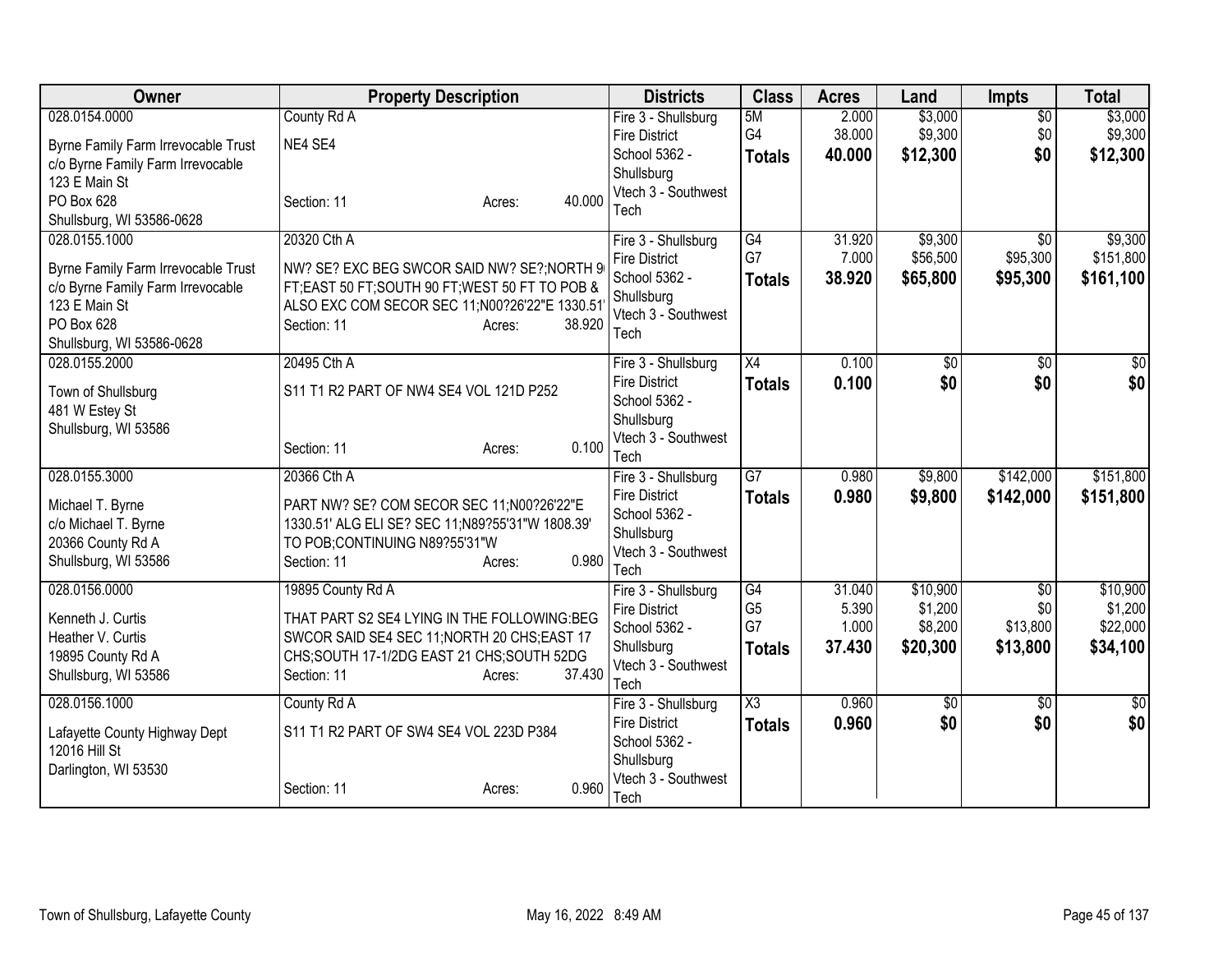| Owner | Property Description | Districts | Class | Acres | Land | Impts | Total |
|---|---|---|---|---|---|---|---|
| 028.0154.0000<br>Byrne Family Farm Irrevocable Trust<br>c/o Byrne Family Farm Irrevocable<br>123 E Main St<br>PO Box 628<br>Shullsburg, WI 53586-0628 | County Rd A<br>NE4 SE4<br>Section: 11 Acres: 40.000 | Fire 3 - Shullsburg Fire District<br>School 5362 - Shullsburg<br>Vtech 3 - Southwest Tech | 5M<br>G4<br>**Totals** | 2.000<br>38.000<br>**40.000** | $3,000<br>$9,300<br>**$12,300** | $0<br>$0<br>**$0** | $3,000<br>$9,300<br>**$12,300** |
| 028.0155.1000<br>Byrne Family Farm Irrevocable Trust<br>c/o Byrne Family Farm Irrevocable<br>123 E Main St<br>PO Box 628<br>Shullsburg, WI 53586-0628 | 20320 Cth A<br>NW? SE? EXC BEG SWCOR SAID NW? SE?;NORTH 9 FT;EAST 50 FT;SOUTH 90 FT;WEST 50 FT TO POB & ALSO EXC COM SECOR SEC 11;N00?26'22"E 1330.51'<br>Section: 11 Acres: 38.920 | Fire 3 - Shullsburg Fire District<br>School 5362 - Shullsburg<br>Vtech 3 - Southwest Tech | G4<br>G7<br>**Totals** | 31.920<br>7.000<br>**38.920** | $9,300<br>$56,500<br>**$65,800** | $0<br>$95,300<br>**$95,300** | $9,300<br>$151,800<br>**$161,100** |
| 028.0155.2000<br>Town of Shullsburg<br>481 W Estey St<br>Shullsburg, WI 53586 | 20495 Cth A<br>S11 T1 R2 PART OF NW4 SE4 VOL 121D P252<br>Section: 11 Acres: 0.100 | Fire 3 - Shullsburg Fire District<br>School 5362 - Shullsburg<br>Vtech 3 - Southwest Tech | X4<br>**Totals** | 0.100<br>**0.100** | $0<br>**$0** | $0<br>**$0** | $0<br>**$0** |
| 028.0155.3000<br>Michael T. Byrne<br>c/o Michael T. Byrne<br>20366 County Rd A<br>Shullsburg, WI 53586 | 20366 Cth A<br>PART NW? SE? COM SECOR SEC 11;N00?26'22"E 1330.51' ALG ELI SE? SEC 11;N89?55'31"W 1808.39' TO POB;CONTINUING N89?55'31"W<br>Section: 11 Acres: 0.980 | Fire 3 - Shullsburg Fire District<br>School 5362 - Shullsburg<br>Vtech 3 - Southwest Tech | G7<br>**Totals** | 0.980<br>**0.980** | $9,800<br>**$9,800** | $142,000<br>**$142,000** | $151,800<br>**$151,800** |
| 028.0156.0000<br>Kenneth J. Curtis<br>Heather V. Curtis<br>19895 County Rd A<br>Shullsburg, WI 53586 | 19895 County Rd A<br>THAT PART S2 SE4 LYING IN THE FOLLOWING:BEG SWCOR SAID SE4 SEC 11;NORTH 20 CHS;EAST 17 CHS;SOUTH 17-1/2DG EAST 21 CHS;SOUTH 52DG<br>Section: 11 Acres: 37.430 | Fire 3 - Shullsburg Fire District<br>School 5362 - Shullsburg<br>Vtech 3 - Southwest Tech | G4<br>G5<br>G7<br>**Totals** | 31.040<br>5.390<br>1.000<br>**37.430** | $10,900<br>$1,200<br>$8,200<br>**$20,300** | $0<br>$0<br>$13,800<br>**$13,800** | $10,900<br>$1,200<br>$22,000<br>**$34,100** |
| 028.0156.1000<br>Lafayette County Highway Dept<br>12016 Hill St<br>Darlington, WI 53530 | County Rd A<br>S11 T1 R2 PART OF SW4 SE4 VOL 223D P384<br>Section: 11 Acres: 0.960 | Fire 3 - Shullsburg Fire District<br>School 5362 - Shullsburg<br>Vtech 3 - Southwest Tech | X3<br>**Totals** | 0.960<br>**0.960** | $0<br>**$0** | $0<br>**$0** | $0<br>**$0** |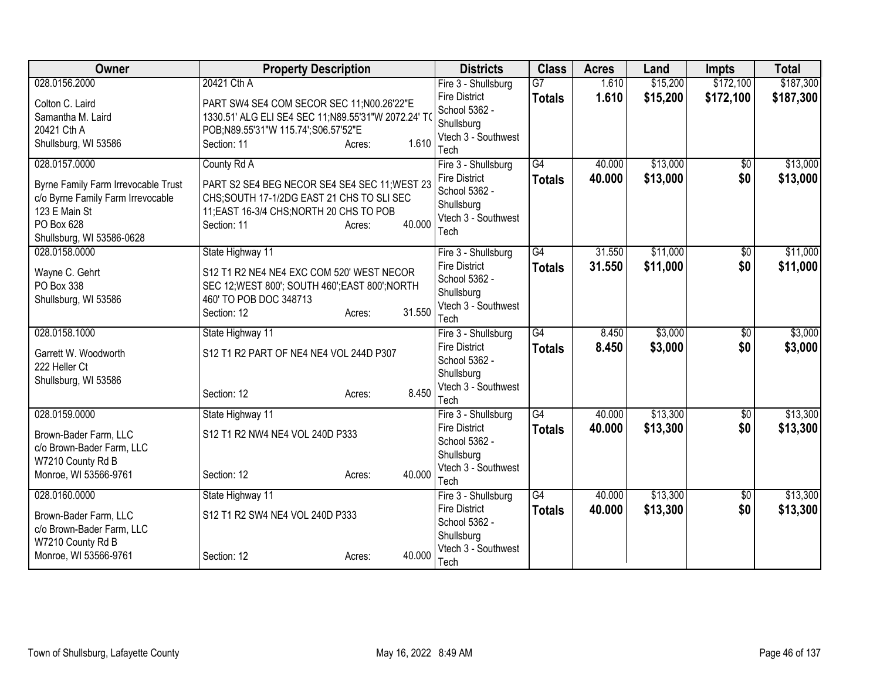| Owner | Property Description | Districts | Class | Acres | Land | Impts | Total |
|---|---|---|---|---|---|---|---|
| 028.0156.2000<br><br>Colton C. Laird<br>Samantha M. Laird<br>20421 Cth A<br>Shullsburg, WI 53586 | 20421 Cth A<br><br>PART SW4 SE4 COM SECOR SEC 11;N00.26'22"E 1330.51' ALG ELI SE4 SEC 11;N89.55'31"W 2072.24' TO POB;N89.55'31"W 115.74';S06.57'52"E<br>Section: 11 Acres: 1.610 | Fire 3 - Shullsburg Fire District<br>School 5362 - Shullsburg<br>Vtech 3 - Southwest Tech | G7<br>**Totals** | 1.610<br>**1.610** | $15,200<br>**$15,200** | $172,100<br>**$172,100** | $187,300<br>**$187,300** |
| 028.0157.0000<br><br>Byrne Family Farm Irrevocable Trust<br>c/o Byrne Family Farm Irrevocable<br>123 E Main St<br>PO Box 628<br>Shullsburg, WI 53586-0628 | County Rd A<br><br>PART S2 SE4 BEG NECOR SE4 SE4 SEC 11;WEST 23 CHS;SOUTH 17-1/2DG EAST 21 CHS TO SLI SEC 11;EAST 16-3/4 CHS;NORTH 20 CHS TO POB<br>Section: 11 Acres: 40.000 | Fire 3 - Shullsburg Fire District<br>School 5362 - Shullsburg<br>Vtech 3 - Southwest Tech | G4<br>**Totals** | 40.000<br>**40.000** | $13,000<br>**$13,000** | $0<br>**$0** | $13,000<br>**$13,000** |
| 028.0158.0000<br><br>Wayne C. Gehrt<br>PO Box 338<br>Shullsburg, WI 53586 | State Highway 11<br><br>S12 T1 R2 NE4 NE4 EXC COM 520' WEST NECOR SEC 12;WEST 800'; SOUTH 460';EAST 800';NORTH 460' TO POB DOC 348713<br>Section: 12 Acres: 31.550 | Fire 3 - Shullsburg Fire District<br>School 5362 - Shullsburg<br>Vtech 3 - Southwest Tech | G4<br>**Totals** | 31.550<br>**31.550** | $11,000<br>**$11,000** | $0<br>**$0** | $11,000<br>**$11,000** |
| 028.0158.1000<br><br>Garrett W. Woodworth<br>222 Heller Ct<br>Shullsburg, WI 53586 | State Highway 11<br><br>S12 T1 R2 PART OF NE4 NE4 VOL 244D P307<br><br>Section: 12 Acres: 8.450 | Fire 3 - Shullsburg Fire District<br>School 5362 - Shullsburg<br>Vtech 3 - Southwest Tech | G4<br>**Totals** | 8.450<br>**8.450** | $3,000<br>**$3,000** | $0<br>**$0** | $3,000<br>**$3,000** |
| 028.0159.0000<br><br>Brown-Bader Farm, LLC<br>c/o Brown-Bader Farm, LLC<br>W7210 County Rd B<br>Monroe, WI 53566-9761 | State Highway 11<br><br>S12 T1 R2 NW4 NE4 VOL 240D P333<br><br>Section: 12 Acres: 40.000 | Fire 3 - Shullsburg Fire District<br>School 5362 - Shullsburg<br>Vtech 3 - Southwest Tech | G4<br>**Totals** | 40.000<br>**40.000** | $13,300<br>**$13,300** | $0<br>**$0** | $13,300<br>**$13,300** |
| 028.0160.0000<br><br>Brown-Bader Farm, LLC<br>c/o Brown-Bader Farm, LLC<br>W7210 County Rd B<br>Monroe, WI 53566-9761 | State Highway 11<br><br>S12 T1 R2 SW4 NE4 VOL 240D P333<br><br>Section: 12 Acres: 40.000 | Fire 3 - Shullsburg Fire District<br>School 5362 - Shullsburg<br>Vtech 3 - Southwest Tech | G4<br>**Totals** | 40.000<br>**40.000** | $13,300<br>**$13,300** | $0<br>**$0** | $13,300<br>**$13,300** |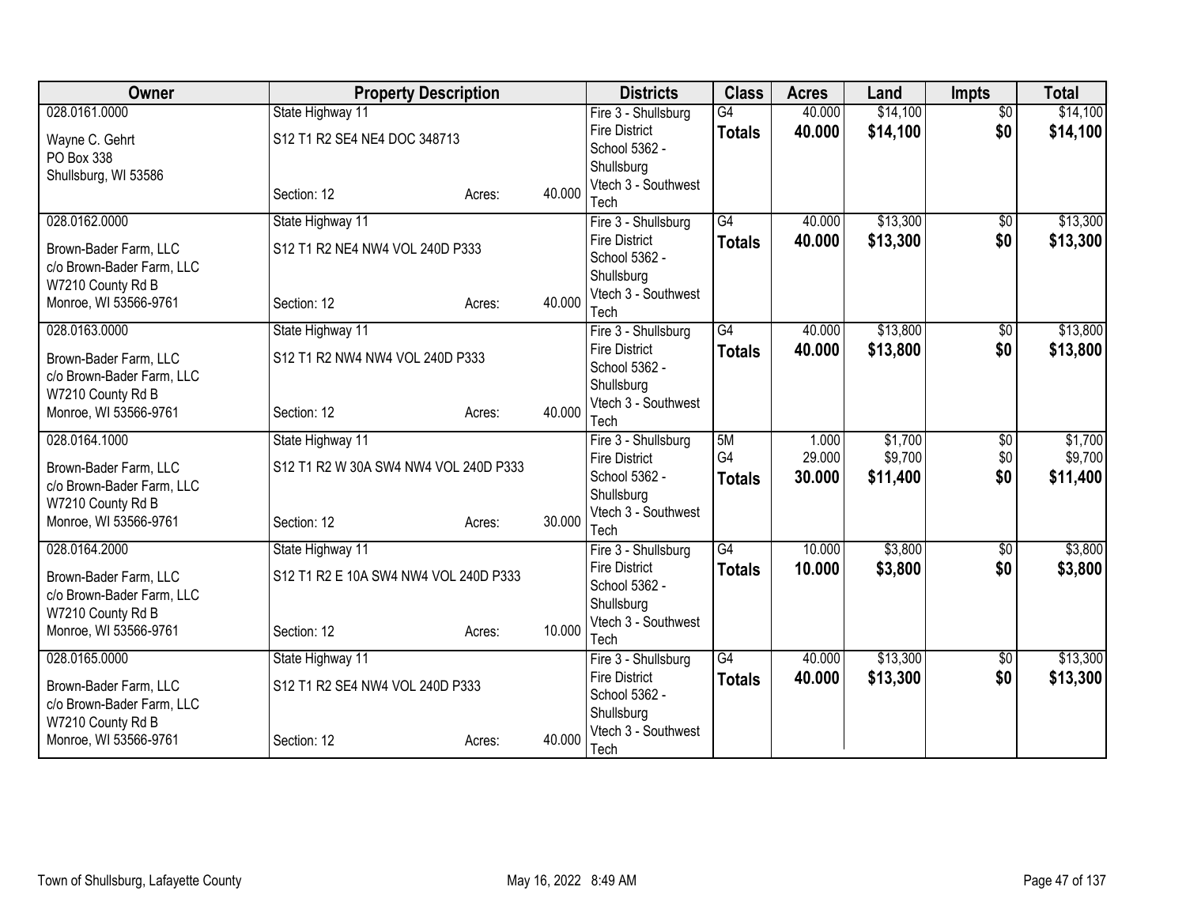| Owner | Property Description | | | Districts | Class | Acres | Land | Impts | Total |
|---|---|---|---|---|---|---|---|---|---|
| 028.0161.0000 | State Highway 11 | | | Fire 3 - Shullsburg Fire District | G4 | 40.000 | $14,100 | $0 | $14,100 |
| Wayne C. Gehrt<br>PO Box 338<br>Shullsburg, WI 53586 | S12 T1 R2 SE4 NE4 DOC 348713 | | | School 5362 - Shullsburg | **Totals** | **40.000** | **$14,100** | **$0** | **$14,100** |
| | Section: 12 | Acres: | 40.000 | Vtech 3 - Southwest Tech | | | | | |
| 028.0162.0000 | State Highway 11 | | | Fire 3 - Shullsburg Fire District | G4 | 40.000 | $13,300 | $0 | $13,300 |
| Brown-Bader Farm, LLC<br>c/o Brown-Bader Farm, LLC<br>W7210 County Rd B<br>Monroe, WI 53566-9761 | S12 T1 R2 NE4 NW4 VOL 240D P333 | | | School 5362 - Shullsburg | **Totals** | **40.000** | **$13,300** | **$0** | **$13,300** |
| | Section: 12 | Acres: | 40.000 | Vtech 3 - Southwest Tech | | | | | |
| 028.0163.0000 | State Highway 11 | | | Fire 3 - Shullsburg Fire District | G4 | 40.000 | $13,800 | $0 | $13,800 |
| Brown-Bader Farm, LLC<br>c/o Brown-Bader Farm, LLC<br>W7210 County Rd B<br>Monroe, WI 53566-9761 | S12 T1 R2 NW4 NW4 VOL 240D P333 | | | School 5362 - Shullsburg | **Totals** | **40.000** | **$13,800** | **$0** | **$13,800** |
| | Section: 12 | Acres: | 40.000 | Vtech 3 - Southwest Tech | | | | | |
| 028.0164.1000 | State Highway 11 | | | Fire 3 - Shullsburg Fire District | 5M | 1.000 | $1,700 | $0 | $1,700 |
| Brown-Bader Farm, LLC<br>c/o Brown-Bader Farm, LLC<br>W7210 County Rd B<br>Monroe, WI 53566-9761 | S12 T1 R2 W 30A SW4 NW4 VOL 240D P333 | | | School 5362 - Shullsburg | G4 | 29.000 | $9,700 | $0 | $9,700 |
| | | | | | **Totals** | **30.000** | **$11,400** | **$0** | **$11,400** |
| | Section: 12 | Acres: | 30.000 | Vtech 3 - Southwest Tech | | | | | |
| 028.0164.2000 | State Highway 11 | | | Fire 3 - Shullsburg Fire District | G4 | 10.000 | $3,800 | $0 | $3,800 |
| Brown-Bader Farm, LLC<br>c/o Brown-Bader Farm, LLC<br>W7210 County Rd B<br>Monroe, WI 53566-9761 | S12 T1 R2 E 10A SW4 NW4 VOL 240D P333 | | | School 5362 - Shullsburg | **Totals** | **10.000** | **$3,800** | **$0** | **$3,800** |
| | Section: 12 | Acres: | 10.000 | Vtech 3 - Southwest Tech | | | | | |
| 028.0165.0000 | State Highway 11 | | | Fire 3 - Shullsburg Fire District | G4 | 40.000 | $13,300 | $0 | $13,300 |
| Brown-Bader Farm, LLC<br>c/o Brown-Bader Farm, LLC<br>W7210 County Rd B<br>Monroe, WI 53566-9761 | S12 T1 R2 SE4 NW4 VOL 240D P333 | | | School 5362 - Shullsburg | **Totals** | **40.000** | **$13,300** | **$0** | **$13,300** |
| | Section: 12 | Acres: | 40.000 | Vtech 3 - Southwest Tech | | | | | |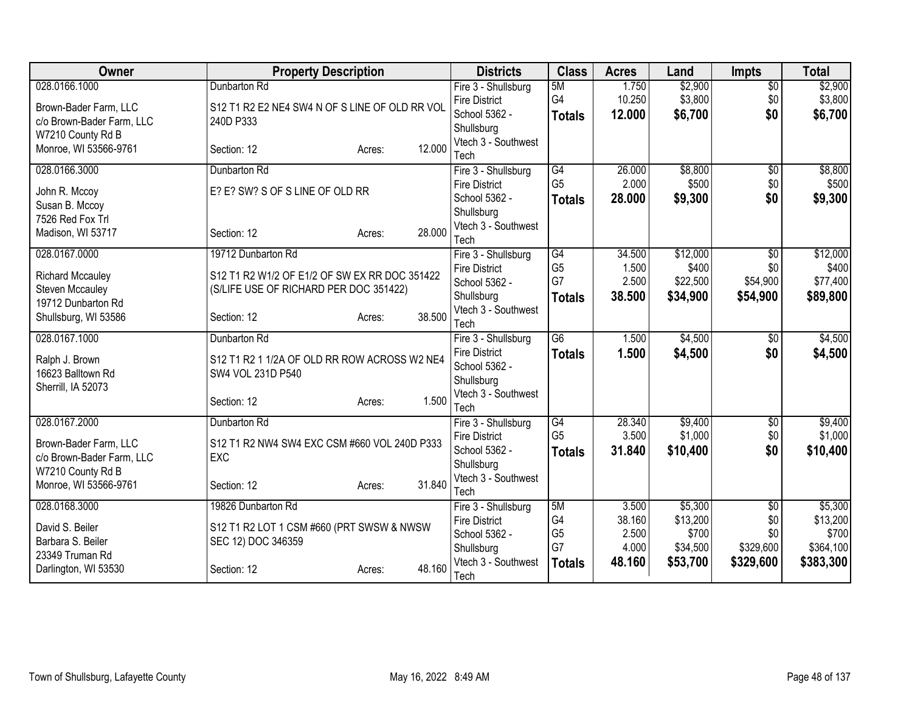| Owner | Property Description | Districts | Class | Acres | Land | Impts | Total |
|---|---|---|---|---|---|---|---|
| 028.0166.1000<br><br>Brown-Bader Farm, LLC<br>c/o Brown-Bader Farm, LLC<br>W7210 County Rd B<br>Monroe, WI 53566-9761 | Dunbarton Rd<br><br>S12 T1 R2 E2 NE4 SW4 N OF S LINE OF OLD RR VOL 240D P333<br><br>Section: 12 Acres: 12.000 | Fire 3 - Shullsburg Fire District<br>School 5362 - Shullsburg<br>Vtech 3 - Southwest Tech | 5M<br>G4<br>**Totals** | 1.750<br>10.250<br>**12.000** | $2,900<br>$3,800<br>**$6,700** | $0<br>$0<br>**$0** | $2,900<br>$3,800<br>**$6,700** |
| 028.0166.3000<br><br>John R. Mccoy<br>Susan B. Mccoy<br>7526 Red Fox Trl<br>Madison, WI 53717 | Dunbarton Rd<br><br>E? E? SW? S OF S LINE OF OLD RR<br><br>Section: 12 Acres: 28.000 | Fire 3 - Shullsburg Fire District<br>School 5362 - Shullsburg<br>Vtech 3 - Southwest Tech | G4<br>G5<br>**Totals** | 26.000<br>2.000<br>**28.000** | $8,800<br>$500<br>**$9,300** | $0<br>$0<br>**$0** | $8,800<br>$500<br>**$9,300** |
| 028.0167.0000<br><br>Richard Mccauley<br>Steven Mccauley<br>19712 Dunbarton Rd<br>Shullsburg, WI 53586 | 19712 Dunbarton Rd<br><br>S12 T1 R2 W1/2 OF E1/2 OF SW EX RR DOC 351422 (S/LIFE USE OF RICHARD PER DOC 351422)<br><br>Section: 12 Acres: 38.500 | Fire 3 - Shullsburg Fire District<br>School 5362 - Shullsburg<br>Vtech 3 - Southwest Tech | G4<br>G5<br>G7<br>**Totals** | 34.500<br>1.500<br>2.500<br>**38.500** | $12,000<br>$400<br>$22,500<br>**$34,900** | $0<br>$0<br>$54,900<br>**$54,900** | $12,000<br>$400<br>$77,400<br>**$89,800** |
| 028.0167.1000<br><br>Ralph J. Brown<br>16623 Balltown Rd<br>Sherrill, IA 52073 | Dunbarton Rd<br><br>S12 T1 R2 1 1/2A OF OLD RR ROW ACROSS W2 NE4 SW4 VOL 231D P540<br><br>Section: 12 Acres: 1.500 | Fire 3 - Shullsburg Fire District<br>School 5362 - Shullsburg<br>Vtech 3 - Southwest Tech | G6<br>**Totals** | 1.500<br>**1.500** | $4,500<br>**$4,500** | $0<br>**$0** | $4,500<br>**$4,500** |
| 028.0167.2000<br><br>Brown-Bader Farm, LLC<br>c/o Brown-Bader Farm, LLC<br>W7210 County Rd B<br>Monroe, WI 53566-9761 | Dunbarton Rd<br><br>S12 T1 R2 NW4 SW4 EXC CSM #660 VOL 240D P333 EXC<br><br>Section: 12 Acres: 31.840 | Fire 3 - Shullsburg Fire District<br>School 5362 - Shullsburg<br>Vtech 3 - Southwest Tech | G4<br>G5<br>**Totals** | 28.340<br>3.500<br>**31.840** | $9,400<br>$1,000<br>**$10,400** | $0<br>$0<br>**$0** | $9,400<br>$1,000<br>**$10,400** |
| 028.0168.3000<br><br>David S. Beiler<br>Barbara S. Beiler<br>23349 Truman Rd<br>Darlington, WI 53530 | 19826 Dunbarton Rd<br><br>S12 T1 R2 LOT 1 CSM #660 (PRT SWSW & NWSW SEC 12) DOC 346359<br><br>Section: 12 Acres: 48.160 | Fire 3 - Shullsburg Fire District<br>School 5362 - Shullsburg<br>Vtech 3 - Southwest Tech | 5M<br>G4<br>G5<br>G7<br>**Totals** | 3.500<br>38.160<br>2.500<br>4.000<br>**48.160** | $5,300<br>$13,200<br>$700<br>$34,500<br>**$53,700** | $0<br>$0<br>$0<br>$329,600<br>**$329,600** | $5,300<br>$13,200<br>$700<br>$364,100<br>**$383,300** |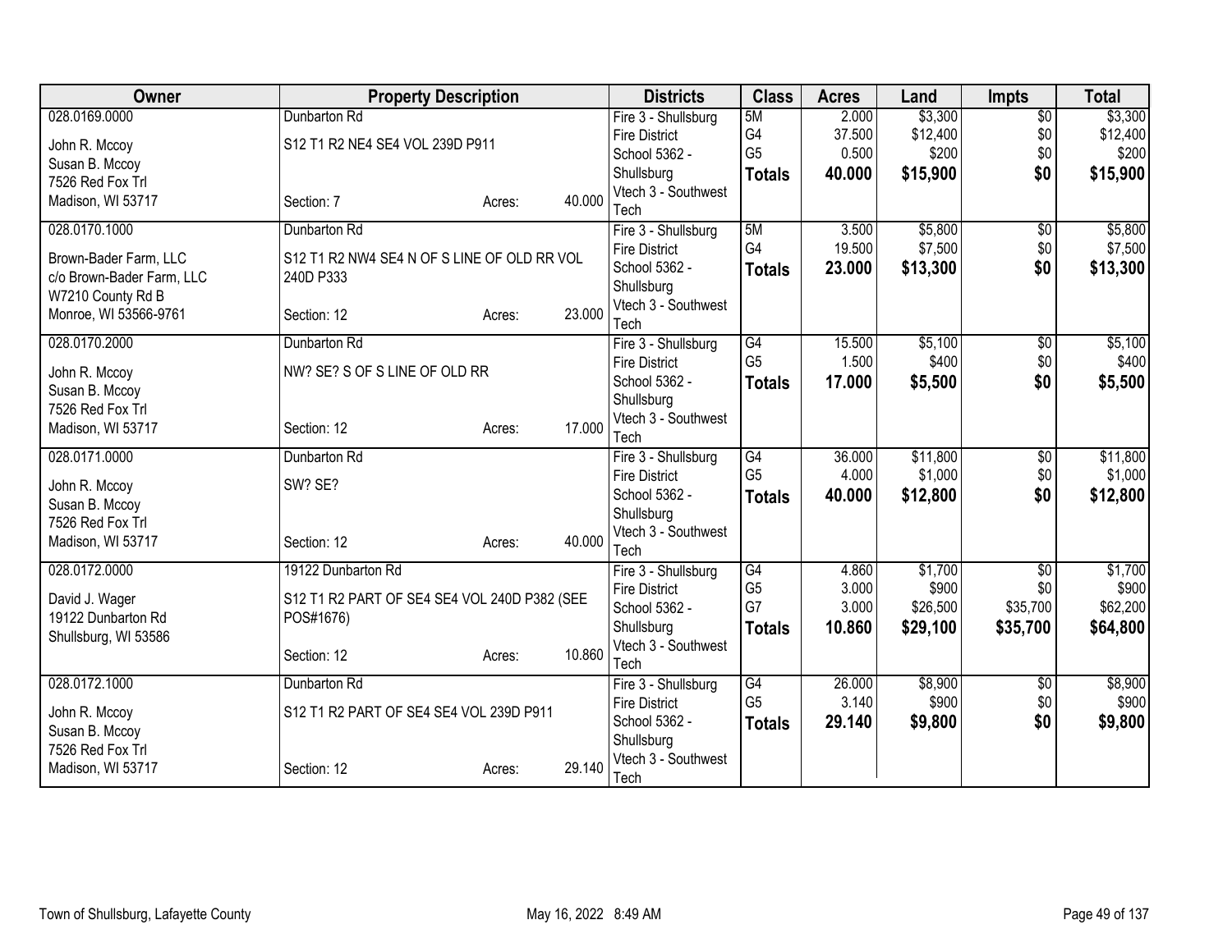| Owner | Property Description | | | Districts | Class | Acres | Land | Impts | Total |
|---|---|---|---|---|---|---|---|---|---|
| 028.0169.0000 | Dunbarton Rd | | | Fire 3 - Shullsburg Fire District | 5M | 2.000 | $3,300 | $0 | $3,300 |
| John R. Mccoy | S12 T1 R2 NE4 SE4 VOL 239D P911 | | | School 5362 - Shullsburg | G4 | 37.500 | $12,400 | $0 | $12,400 |
| Susan B. Mccoy | | | | Vtech 3 - Southwest Tech | G5 | 0.500 | $200 | $0 | $200 |
| 7526 Red Fox Trl | | | | | **Totals** | **40.000** | **$15,900** | **$0** | **$15,900** |
| Madison, WI 53717 | Section: 7 | Acres: | 40.000 | | | | | | |
| 028.0170.1000 | Dunbarton Rd | | | Fire 3 - Shullsburg Fire District | 5M | 3.500 | $5,800 | $0 | $5,800 |
| Brown-Bader Farm, LLC | S12 T1 R2 NW4 SE4 N OF S LINE OF OLD RR VOL 240D P333 | | | School 5362 - Shullsburg | G4 | 19.500 | $7,500 | $0 | $7,500 |
| c/o Brown-Bader Farm, LLC | | | | Vtech 3 - Southwest Tech | **Totals** | **23.000** | **$13,300** | **$0** | **$13,300** |
| W7210 County Rd B | | | | | | | | | |
| Monroe, WI 53566-9761 | Section: 12 | Acres: | 23.000 | | | | | | |
| 028.0170.2000 | Dunbarton Rd | | | Fire 3 - Shullsburg Fire District | G4 | 15.500 | $5,100 | $0 | $5,100 |
| John R. Mccoy | NW? SE? S OF S LINE OF OLD RR | | | School 5362 - Shullsburg | G5 | 1.500 | $400 | $0 | $400 |
| Susan B. Mccoy | | | | Vtech 3 - Southwest Tech | **Totals** | **17.000** | **$5,500** | **$0** | **$5,500** |
| 7526 Red Fox Trl | | | | | | | | | |
| Madison, WI 53717 | Section: 12 | Acres: | 17.000 | | | | | | |
| 028.0171.0000 | Dunbarton Rd | | | Fire 3 - Shullsburg Fire District | G4 | 36.000 | $11,800 | $0 | $11,800 |
| John R. Mccoy | SW? SE? | | | School 5362 - Shullsburg | G5 | 4.000 | $1,000 | $0 | $1,000 |
| Susan B. Mccoy | | | | Vtech 3 - Southwest Tech | **Totals** | **40.000** | **$12,800** | **$0** | **$12,800** |
| 7526 Red Fox Trl | | | | | | | | | |
| Madison, WI 53717 | Section: 12 | Acres: | 40.000 | | | | | | |
| 028.0172.0000 | 19122 Dunbarton Rd | | | Fire 3 - Shullsburg Fire District | G4 | 4.860 | $1,700 | $0 | $1,700 |
| David J. Wager | S12 T1 R2 PART OF SE4 SE4 VOL 240D P382 (SEE POS#1676) | | | School 5362 - Shullsburg | G5 | 3.000 | $900 | $0 | $900 |
| 19122 Dunbarton Rd | | | | Vtech 3 - Southwest Tech | G7 | 3.000 | $26,500 | $35,700 | $62,200 |
| Shullsburg, WI 53586 | | | | | **Totals** | **10.860** | **$29,100** | **$35,700** | **$64,800** |
| | Section: 12 | Acres: | 10.860 | | | | | | |
| 028.0172.1000 | Dunbarton Rd | | | Fire 3 - Shullsburg Fire District | G4 | 26.000 | $8,900 | $0 | $8,900 |
| John R. Mccoy | S12 T1 R2 PART OF SE4 SE4 VOL 239D P911 | | | School 5362 - Shullsburg | G5 | 3.140 | $900 | $0 | $900 |
| Susan B. Mccoy | | | | Vtech 3 - Southwest Tech | **Totals** | **29.140** | **$9,800** | **$0** | **$9,800** |
| 7526 Red Fox Trl | | | | | | | | | |
| Madison, WI 53717 | Section: 12 | Acres: | 29.140 | | | | | | |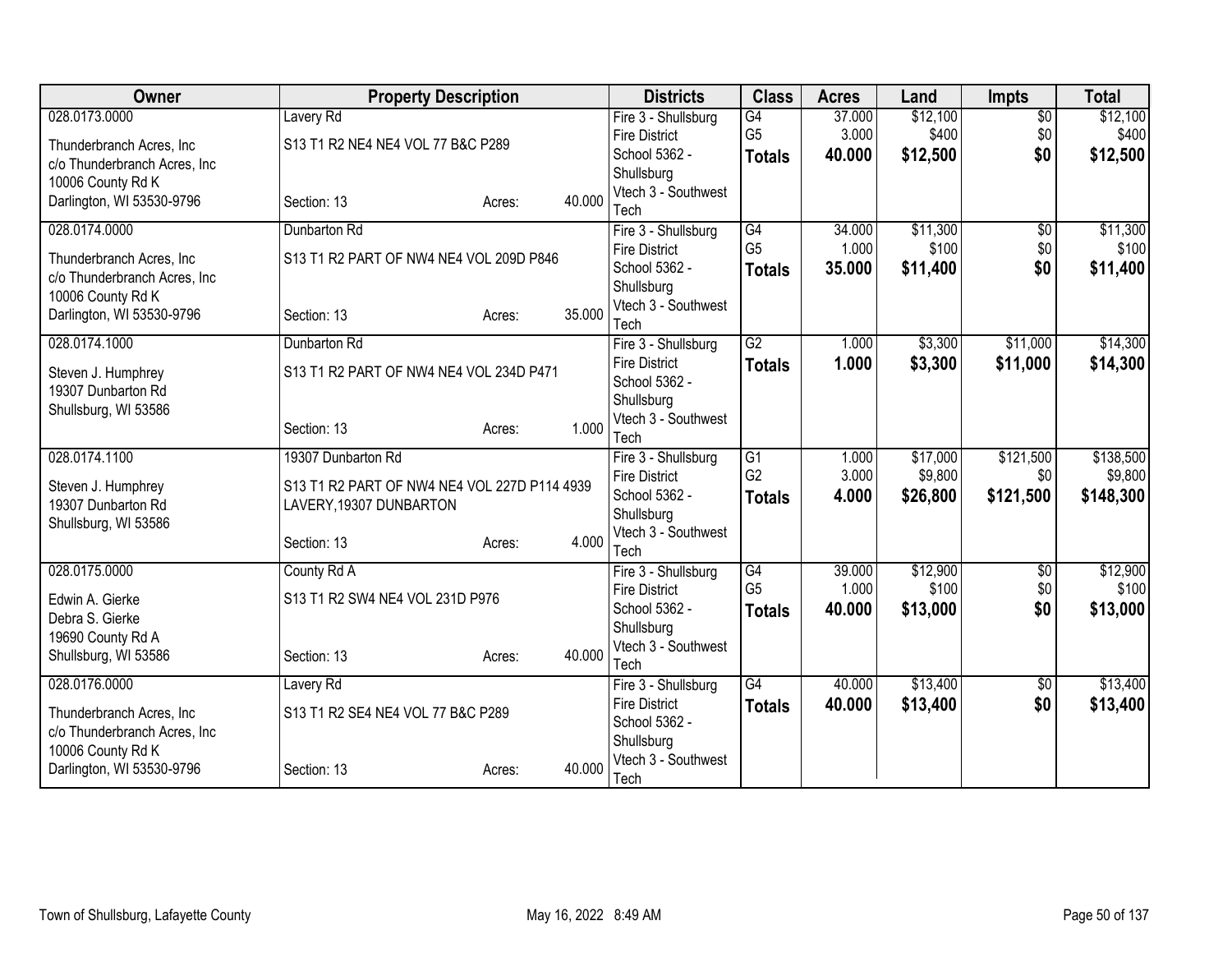| Owner | Property Description | Districts | Class | Acres | Land | Impts | Total |
|---|---|---|---|---|---|---|---|
| 028.0173.0000<br>Thunderbranch Acres, Inc<br>c/o Thunderbranch Acres, Inc<br>10006 County Rd K<br>Darlington, WI 53530-9796 | Lavery Rd<br>S13 T1 R2 NE4 NE4 VOL 77 B&C P289<br>Section: 13 Acres: 40.000 | Fire 3 - Shullsburg Fire District<br>School 5362 - Shullsburg<br>Vtech 3 - Southwest Tech | G4<br>G5<br>**Totals** | 37.000<br>3.000<br>**40.000** | $12,100<br>$400<br>**$12,500** | $0<br>$0<br>**$0** | $12,100<br>$400<br>**$12,500** |
| 028.0174.0000<br>Thunderbranch Acres, Inc<br>c/o Thunderbranch Acres, Inc<br>10006 County Rd K<br>Darlington, WI 53530-9796 | Dunbarton Rd<br>S13 T1 R2 PART OF NW4 NE4 VOL 209D P846<br>Section: 13 Acres: 35.000 | Fire 3 - Shullsburg Fire District<br>School 5362 - Shullsburg<br>Vtech 3 - Southwest Tech | G4<br>G5<br>**Totals** | 34.000<br>1.000<br>**35.000** | $11,300<br>$100<br>**$11,400** | $0<br>$0<br>**$0** | $11,300<br>$100<br>**$11,400** |
| 028.0174.1000<br>Steven J. Humphrey<br>19307 Dunbarton Rd<br>Shullsburg, WI 53586 | Dunbarton Rd<br>S13 T1 R2 PART OF NW4 NE4 VOL 234D P471<br>Section: 13 Acres: 1.000 | Fire 3 - Shullsburg Fire District<br>School 5362 - Shullsburg<br>Vtech 3 - Southwest Tech | G2<br>**Totals** | 1.000<br>**1.000** | $3,300<br>**$3,300** | $11,000<br>**$11,000** | $14,300<br>**$14,300** |
| 028.0174.1100<br>Steven J. Humphrey<br>19307 Dunbarton Rd<br>Shullsburg, WI 53586 | 19307 Dunbarton Rd<br>S13 T1 R2 PART OF NW4 NE4 VOL 227D P114 4939 LAVERY,19307 DUNBARTON<br>Section: 13 Acres: 4.000 | Fire 3 - Shullsburg Fire District<br>School 5362 - Shullsburg<br>Vtech 3 - Southwest Tech | G1<br>G2<br>**Totals** | 1.000<br>3.000<br>**4.000** | $17,000<br>$9,800<br>**$26,800** | $121,500<br>$0<br>**$121,500** | $138,500<br>$9,800<br>**$148,300** |
| 028.0175.0000<br>Edwin A. Gierke<br>Debra S. Gierke<br>19690 County Rd A<br>Shullsburg, WI 53586 | County Rd A<br>S13 T1 R2 SW4 NE4 VOL 231D P976<br>Section: 13 Acres: 40.000 | Fire 3 - Shullsburg Fire District<br>School 5362 - Shullsburg<br>Vtech 3 - Southwest Tech | G4<br>G5<br>**Totals** | 39.000<br>1.000<br>**40.000** | $12,900<br>$100<br>**$13,000** | $0<br>$0<br>**$0** | $12,900<br>$100<br>**$13,000** |
| 028.0176.0000<br>Thunderbranch Acres, Inc<br>c/o Thunderbranch Acres, Inc<br>10006 County Rd K<br>Darlington, WI 53530-9796 | Lavery Rd<br>S13 T1 R2 SE4 NE4 VOL 77 B&C P289<br>Section: 13 Acres: 40.000 | Fire 3 - Shullsburg Fire District<br>School 5362 - Shullsburg<br>Vtech 3 - Southwest Tech | G4<br>**Totals** | 40.000<br>**40.000** | $13,400<br>**$13,400** | $0<br>**$0** | $13,400<br>**$13,400** |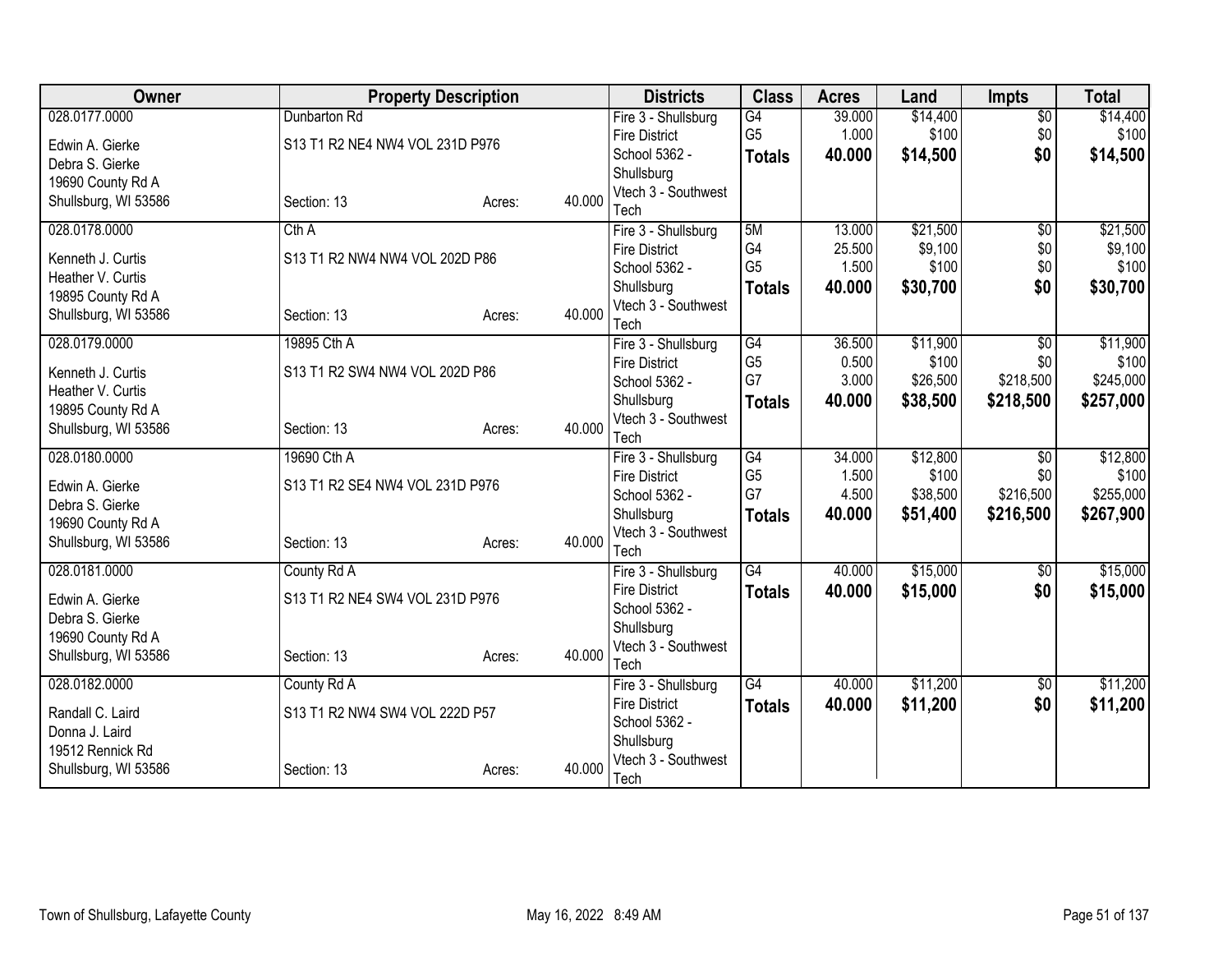| Owner | Property Description | | | Districts | Class | Acres | Land | Impts | Total |
|---|---|---|---|---|---|---|---|---|---|
| 028.0177.0000 | Dunbarton Rd | | | Fire 3 - Shullsburg Fire District | G4 | 39.000 | $14,400 | $0 | $14,400 |
| Edwin A. Gierke | S13 T1 R2 NE4 NW4 VOL 231D P976 | | | School 5362 - Shullsburg | G5 | 1.000 | $100 | $0 | $100 |
| Debra S. Gierke | | | | Vtech 3 - Southwest Tech | **Totals** | **40.000** | **$14,500** | **$0** | **$14,500** |
| 19690 County Rd A | | | | | | | | | |
| Shullsburg, WI 53586 | Section: 13 | Acres: | 40.000 | | | | | | |
| 028.0178.0000 | Cth A | | | Fire 3 - Shullsburg Fire District | 5M | 13.000 | $21,500 | $0 | $21,500 |
| Kenneth J. Curtis | S13 T1 R2 NW4 NW4 VOL 202D P86 | | | School 5362 - Shullsburg | G4 | 25.500 | $9,100 | $0 | $9,100 |
| Heather V. Curtis | | | | Vtech 3 - Southwest Tech | G5 | 1.500 | $100 | $0 | $100 |
| 19895 County Rd A | | | | | **Totals** | **40.000** | **$30,700** | **$0** | **$30,700** |
| Shullsburg, WI 53586 | Section: 13 | Acres: | 40.000 | | | | | | |
| 028.0179.0000 | 19895 Cth A | | | Fire 3 - Shullsburg Fire District | G4 | 36.500 | $11,900 | $0 | $11,900 |
| Kenneth J. Curtis | S13 T1 R2 SW4 NW4 VOL 202D P86 | | | School 5362 - Shullsburg | G5 | 0.500 | $100 | $0 | $100 |
| Heather V. Curtis | | | | Vtech 3 - Southwest Tech | G7 | 3.000 | $26,500 | $218,500 | $245,000 |
| 19895 County Rd A | | | | | **Totals** | **40.000** | **$38,500** | **$218,500** | **$257,000** |
| Shullsburg, WI 53586 | Section: 13 | Acres: | 40.000 | | | | | | |
| 028.0180.0000 | 19690 Cth A | | | Fire 3 - Shullsburg Fire District | G4 | 34.000 | $12,800 | $0 | $12,800 |
| Edwin A. Gierke | S13 T1 R2 SE4 NW4 VOL 231D P976 | | | School 5362 - Shullsburg | G5 | 1.500 | $100 | $0 | $100 |
| Debra S. Gierke | | | | Vtech 3 - Southwest Tech | G7 | 4.500 | $38,500 | $216,500 | $255,000 |
| 19690 County Rd A | | | | | **Totals** | **40.000** | **$51,400** | **$216,500** | **$267,900** |
| Shullsburg, WI 53586 | Section: 13 | Acres: | 40.000 | | | | | | |
| 028.0181.0000 | County Rd A | | | Fire 3 - Shullsburg Fire District | G4 | 40.000 | $15,000 | $0 | $15,000 |
| Edwin A. Gierke | S13 T1 R2 NE4 SW4 VOL 231D P976 | | | School 5362 - Shullsburg | **Totals** | **40.000** | **$15,000** | **$0** | **$15,000** |
| Debra S. Gierke | | | | Vtech 3 - Southwest Tech | | | | | |
| 19690 County Rd A | | | | | | | | | |
| Shullsburg, WI 53586 | Section: 13 | Acres: | 40.000 | | | | | | |
| 028.0182.0000 | County Rd A | | | Fire 3 - Shullsburg Fire District | G4 | 40.000 | $11,200 | $0 | $11,200 |
| Randall C. Laird | S13 T1 R2 NW4 SW4 VOL 222D P57 | | | School 5362 - Shullsburg | **Totals** | **40.000** | **$11,200** | **$0** | **$11,200** |
| Donna J. Laird | | | | Vtech 3 - Southwest Tech | | | | | |
| 19512 Rennick Rd | | | | | | | | | |
| Shullsburg, WI 53586 | Section: 13 | Acres: | 40.000 | | | | | | |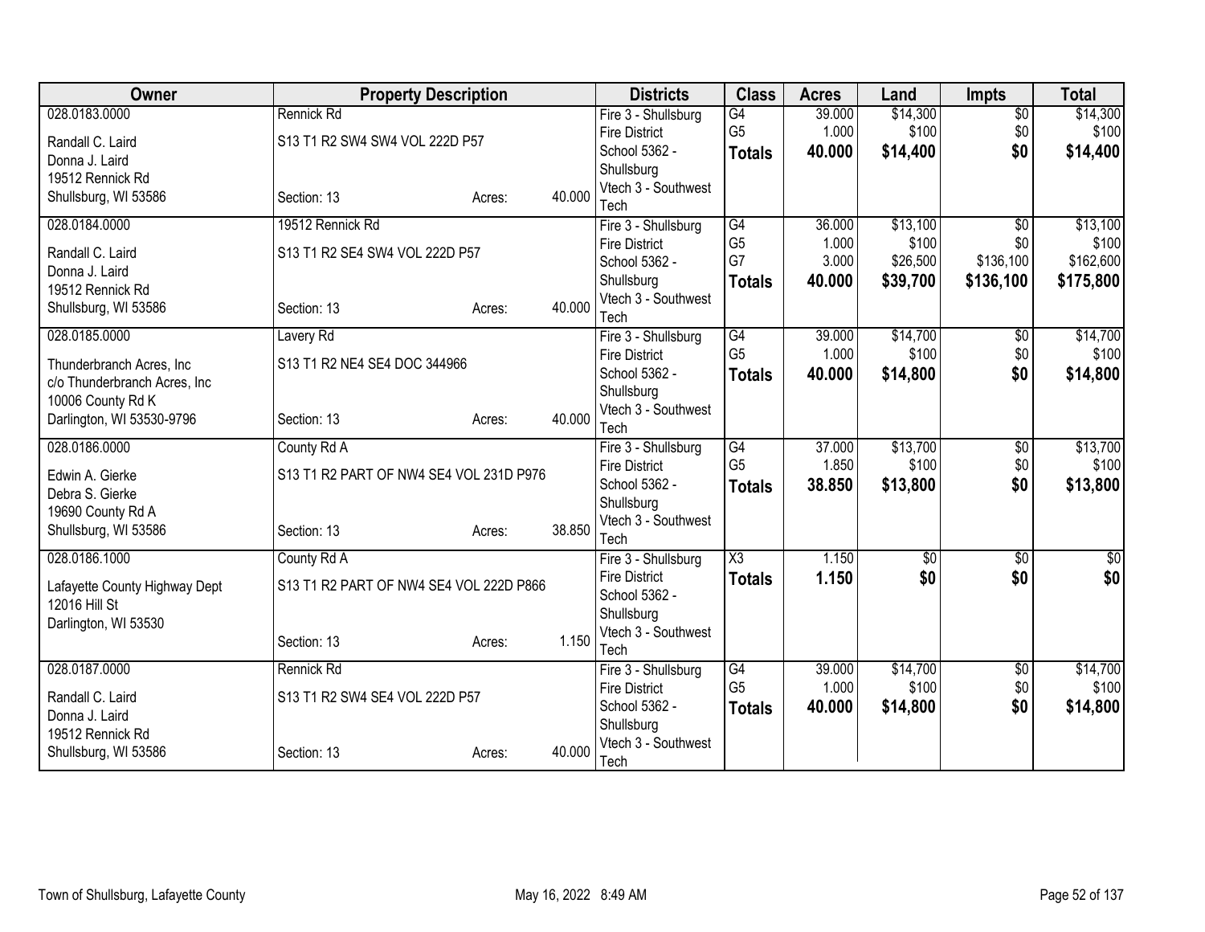| Owner | Property Description | | | Districts | Class | Acres | Land | Impts | Total |
|---|---|---|---|---|---|---|---|---|---|
| 028.0183.0000 | Rennick Rd | | | Fire 3 - Shullsburg | G4 | 39.000 | $14,300 | $0 | $14,300 |
| Randall C. Laird | S13 T1 R2 SW4 SW4 VOL 222D P57 | | | Fire District | G5 | 1.000 | $100 | $0 | $100 |
| Donna J. Laird | | | | School 5362 - | **Totals** | **40.000** | **$14,400** | **$0** | **$14,400** |
| 19512 Rennick Rd | | | | Shullsburg | | | | | |
| Shullsburg, WI 53586 | Section: 13 | Acres: | 40.000 | Vtech 3 - Southwest Tech | | | | | |
| 028.0184.0000 | 19512 Rennick Rd | | | Fire 3 - Shullsburg | G4 | 36.000 | $13,100 | $0 | $13,100 |
| Randall C. Laird | S13 T1 R2 SE4 SW4 VOL 222D P57 | | | Fire District | G5 | 1.000 | $100 | $0 | $100 |
| Donna J. Laird | | | | School 5362 - | G7 | 3.000 | $26,500 | $136,100 | $162,600 |
| 19512 Rennick Rd | | | | Shullsburg | **Totals** | **40.000** | **$39,700** | **$136,100** | **$175,800** |
| Shullsburg, WI 53586 | Section: 13 | Acres: | 40.000 | Vtech 3 - Southwest Tech | | | | | |
| 028.0185.0000 | Lavery Rd | | | Fire 3 - Shullsburg | G4 | 39.000 | $14,700 | $0 | $14,700 |
| Thunderbranch Acres, Inc | S13 T1 R2 NE4 SE4 DOC 344966 | | | Fire District | G5 | 1.000 | $100 | $0 | $100 |
| c/o Thunderbranch Acres, Inc | | | | School 5362 - | **Totals** | **40.000** | **$14,800** | **$0** | **$14,800** |
| 10006 County Rd K | | | | Shullsburg | | | | | |
| Darlington, WI 53530-9796 | Section: 13 | Acres: | 40.000 | Vtech 3 - Southwest Tech | | | | | |
| 028.0186.0000 | County Rd A | | | Fire 3 - Shullsburg | G4 | 37.000 | $13,700 | $0 | $13,700 |
| Edwin A. Gierke | S13 T1 R2 PART OF NW4 SE4 VOL 231D P976 | | | Fire District | G5 | 1.850 | $100 | $0 | $100 |
| Debra S. Gierke | | | | School 5362 - | **Totals** | **38.850** | **$13,800** | **$0** | **$13,800** |
| 19690 County Rd A | | | | Shullsburg | | | | | |
| Shullsburg, WI 53586 | Section: 13 | Acres: | 38.850 | Vtech 3 - Southwest Tech | | | | | |
| 028.0186.1000 | County Rd A | | | Fire 3 - Shullsburg | X3 | 1.150 | $0 | $0 | $0 |
| Lafayette County Highway Dept | S13 T1 R2 PART OF NW4 SE4 VOL 222D P866 | | | Fire District | **Totals** | **1.150** | **$0** | **$0** | **$0** |
| 12016 Hill St | | | | School 5362 - | | | | | |
| Darlington, WI 53530 | | | | Shullsburg | | | | | |
| | Section: 13 | Acres: | 1.150 | Vtech 3 - Southwest Tech | | | | | |
| 028.0187.0000 | Rennick Rd | | | Fire 3 - Shullsburg | G4 | 39.000 | $14,700 | $0 | $14,700 |
| Randall C. Laird | S13 T1 R2 SW4 SE4 VOL 222D P57 | | | Fire District | G5 | 1.000 | $100 | $0 | $100 |
| Donna J. Laird | | | | School 5362 - | **Totals** | **40.000** | **$14,800** | **$0** | **$14,800** |
| 19512 Rennick Rd | | | | Shullsburg | | | | | |
| Shullsburg, WI 53586 | Section: 13 | Acres: | 40.000 | Vtech 3 - Southwest Tech | | | | | |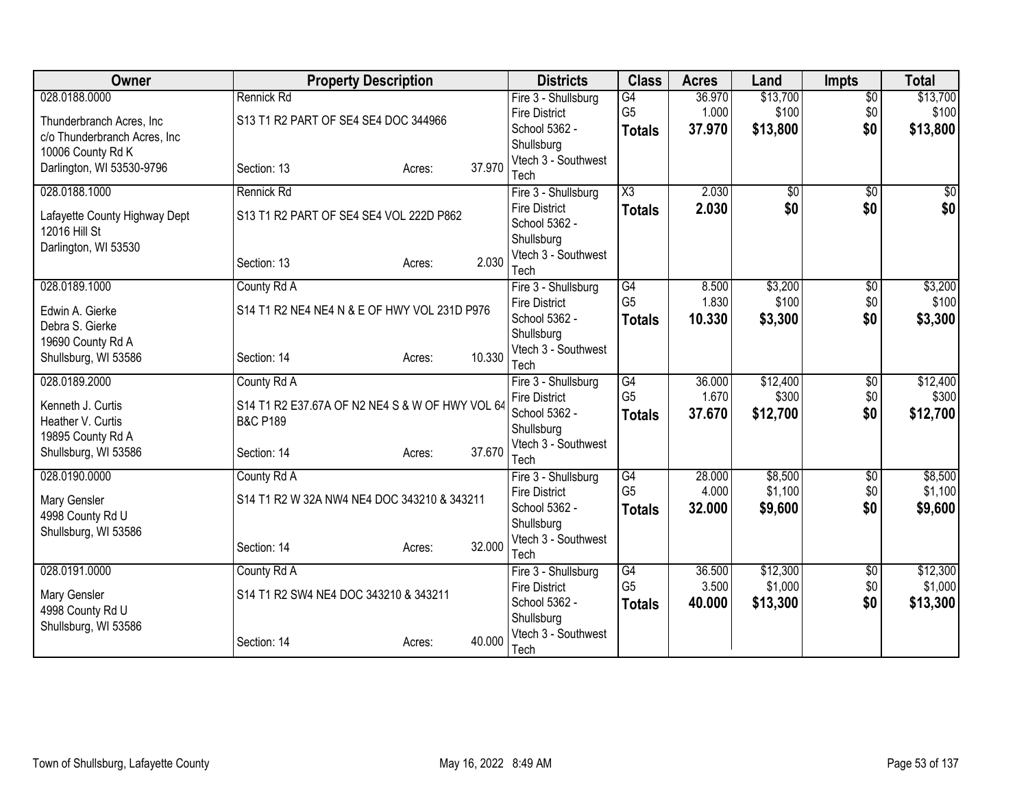| Owner | Property Description | Districts | Class | Acres | Land | Impts | Total |
|---|---|---|---|---|---|---|---|
| 028.0188.0000<br>Thunderbranch Acres, Inc<br>c/o Thunderbranch Acres, Inc<br>10006 County Rd K<br>Darlington, WI 53530-9796 | Rennick Rd<br>S13 T1 R2 PART OF SE4 SE4 DOC 344966<br>Section: 13 Acres: 37.970 | Fire 3 - Shullsburg Fire District<br>School 5362 - Shullsburg<br>Vtech 3 - Southwest Tech | G4<br>G5<br>**Totals** | 36.970<br>1.000<br>**37.970** | $13,700<br>$100<br>**$13,800** | $0<br>$0<br>**$0** | $13,700<br>$100<br>**$13,800** |
| 028.0188.1000<br>Lafayette County Highway Dept<br>12016 Hill St<br>Darlington, WI 53530 | Rennick Rd<br>S13 T1 R2 PART OF SE4 SE4 VOL 222D P862<br>Section: 13 Acres: 2.030 | Fire 3 - Shullsburg Fire District<br>School 5362 - Shullsburg<br>Vtech 3 - Southwest Tech | X3<br>**Totals** | 2.030<br>**2.030** | $0<br>**$0** | $0<br>**$0** | $0<br>**$0** |
| 028.0189.1000<br>Edwin A. Gierke<br>Debra S. Gierke<br>19690 County Rd A<br>Shullsburg, WI 53586 | County Rd A<br>S14 T1 R2 NE4 NE4 N & E OF HWY VOL 231D P976<br>Section: 14 Acres: 10.330 | Fire 3 - Shullsburg Fire District<br>School 5362 - Shullsburg<br>Vtech 3 - Southwest Tech | G4<br>G5<br>**Totals** | 8.500<br>1.830<br>**10.330** | $3,200<br>$100<br>**$3,300** | $0<br>$0<br>**$0** | $3,200<br>$100<br>**$3,300** |
| 028.0189.2000<br>Kenneth J. Curtis<br>Heather V. Curtis<br>19895 County Rd A<br>Shullsburg, WI 53586 | County Rd A<br>S14 T1 R2 E37.67A OF N2 NE4 S & W OF HWY VOL 64 B&C P189<br>Section: 14 Acres: 37.670 | Fire 3 - Shullsburg Fire District<br>School 5362 - Shullsburg<br>Vtech 3 - Southwest Tech | G4<br>G5<br>**Totals** | 36.000<br>1.670<br>**37.670** | $12,400<br>$300<br>**$12,700** | $0<br>$0<br>**$0** | $12,400<br>$300<br>**$12,700** |
| 028.0190.0000<br>Mary Gensler<br>4998 County Rd U<br>Shullsburg, WI 53586 | County Rd A<br>S14 T1 R2 W 32A NW4 NE4 DOC 343210 & 343211<br>Section: 14 Acres: 32.000 | Fire 3 - Shullsburg Fire District<br>School 5362 - Shullsburg<br>Vtech 3 - Southwest Tech | G4<br>G5<br>**Totals** | 28.000<br>4.000<br>**32.000** | $8,500<br>$1,100<br>**$9,600** | $0<br>$0<br>**$0** | $8,500<br>$1,100<br>**$9,600** |
| 028.0191.0000<br>Mary Gensler<br>4998 County Rd U<br>Shullsburg, WI 53586 | County Rd A<br>S14 T1 R2 SW4 NE4 DOC 343210 & 343211<br>Section: 14 Acres: 40.000 | Fire 3 - Shullsburg Fire District<br>School 5362 - Shullsburg<br>Vtech 3 - Southwest Tech | G4<br>G5<br>**Totals** | 36.500<br>3.500<br>**40.000** | $12,300<br>$1,000<br>**$13,300** | $0<br>$0<br>**$0** | $12,300<br>$1,000<br>**$13,300** |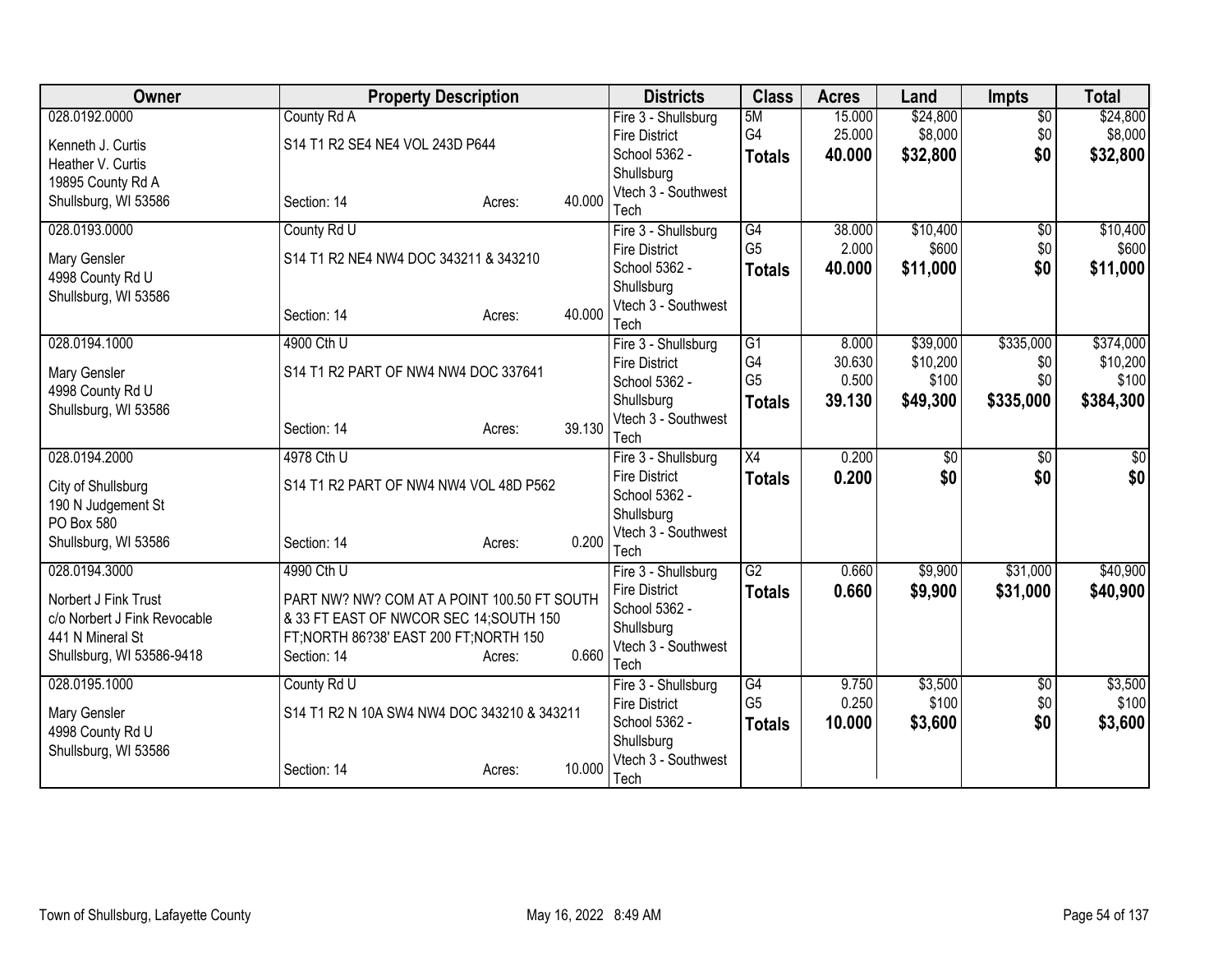| Owner | Property Description | Districts | Class | Acres | Land | Impts | Total |
|---|---|---|---|---|---|---|---|
| 028.0192.0000<br><br>Kenneth J. Curtis<br>Heather V. Curtis<br>19895 County Rd A<br>Shullsburg, WI 53586 | County Rd A<br><br>S14 T1 R2 SE4 NE4 VOL 243D P644<br><br>Section: 14 Acres: 40.000 | Fire 3 - Shullsburg Fire District<br>School 5362 - Shullsburg<br>Vtech 3 - Southwest Tech | 5M<br>G4<br>**Totals** | 15.000<br>25.000<br>**40.000** | $24,800<br>$8,000<br>**$32,800** | $0<br>$0<br>**$0** | $24,800<br>$8,000<br>**$32,800** |
| 028.0193.0000<br><br>Mary Gensler<br>4998 County Rd U<br>Shullsburg, WI 53586 | County Rd U<br><br>S14 T1 R2 NE4 NW4 DOC 343211 & 343210<br><br>Section: 14 Acres: 40.000 | Fire 3 - Shullsburg Fire District<br>School 5362 - Shullsburg<br>Vtech 3 - Southwest Tech | G4<br>G5<br>**Totals** | 38.000<br>2.000<br>**40.000** | $10,400<br>$600<br>**$11,000** | $0<br>$0<br>**$0** | $10,400<br>$600<br>**$11,000** |
| 028.0194.1000<br><br>Mary Gensler<br>4998 County Rd U<br>Shullsburg, WI 53586 | 4900 Cth U<br><br>S14 T1 R2 PART OF NW4 NW4 DOC 337641<br><br>Section: 14 Acres: 39.130 | Fire 3 - Shullsburg Fire District<br>School 5362 - Shullsburg<br>Vtech 3 - Southwest Tech | G1<br>G4<br>G5<br>**Totals** | 8.000<br>30.630<br>0.500<br>**39.130** | $39,000<br>$10,200<br>$100<br>**$49,300** | $335,000<br>$0<br>$0<br>**$335,000** | $374,000<br>$10,200<br>$100<br>**$384,300** |
| 028.0194.2000<br><br>City of Shullsburg<br>190 N Judgement St<br>PO Box 580<br>Shullsburg, WI 53586 | 4978 Cth U<br><br>S14 T1 R2 PART OF NW4 NW4 VOL 48D P562<br><br>Section: 14 Acres: 0.200 | Fire 3 - Shullsburg Fire District<br>School 5362 - Shullsburg<br>Vtech 3 - Southwest Tech | X4<br>**Totals** | 0.200<br>**0.200** | $0<br>**$0** | $0<br>**$0** | $0<br>**$0** |
| 028.0194.3000<br><br>Norbert J Fink Trust<br>c/o Norbert J Fink Revocable<br>441 N Mineral St<br>Shullsburg, WI 53586-9418 | 4990 Cth U<br><br>PART NW? NW? COM AT A POINT 100.50 FT SOUTH & 33 FT EAST OF NWCOR SEC 14;SOUTH 150 FT;NORTH 86?38' EAST 200 FT;NORTH 150<br>Section: 14 Acres: 0.660 | Fire 3 - Shullsburg Fire District<br>School 5362 - Shullsburg<br>Vtech 3 - Southwest Tech | G2<br>**Totals** | 0.660<br>**0.660** | $9,900<br>**$9,900** | $31,000<br>**$31,000** | $40,900<br>**$40,900** |
| 028.0195.1000<br><br>Mary Gensler<br>4998 County Rd U<br>Shullsburg, WI 53586 | County Rd U<br><br>S14 T1 R2 N 10A SW4 NW4 DOC 343210 & 343211<br><br>Section: 14 Acres: 10.000 | Fire 3 - Shullsburg Fire District<br>School 5362 - Shullsburg<br>Vtech 3 - Southwest Tech | G4<br>G5<br>**Totals** | 9.750<br>0.250<br>**10.000** | $3,500<br>$100<br>**$3,600** | $0<br>$0<br>**$0** | $3,500<br>$100<br>**$3,600** |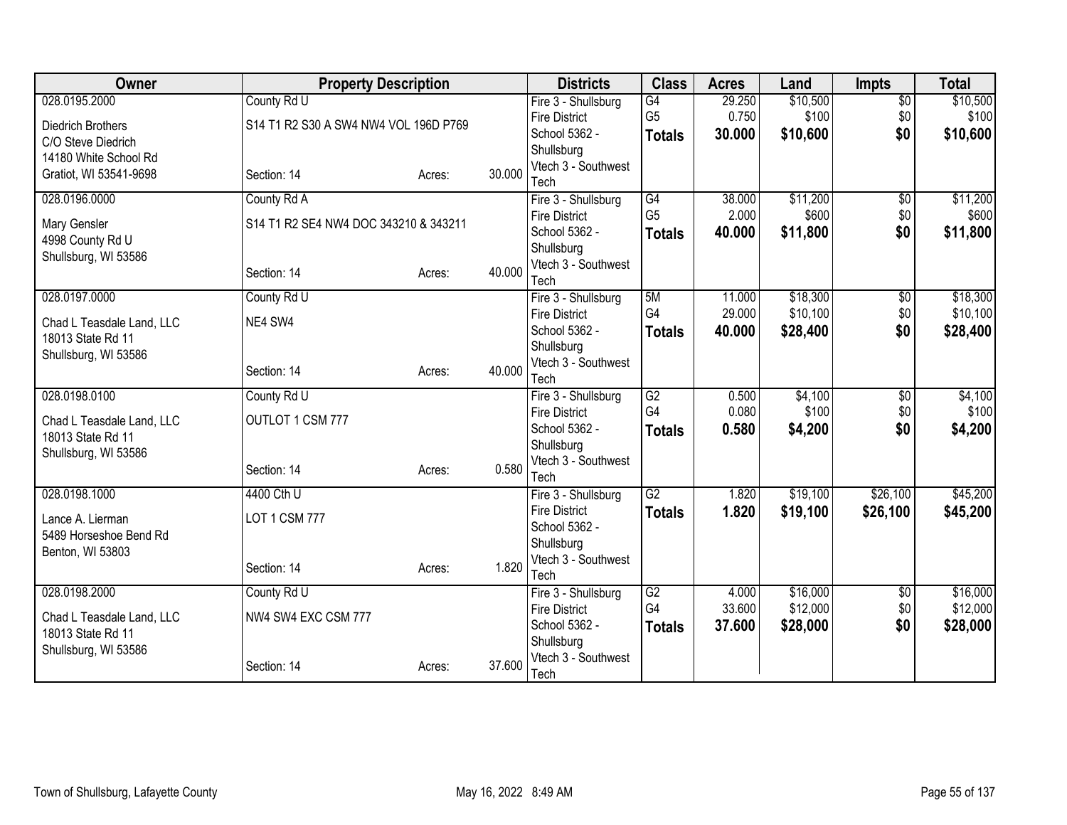| Owner | Property Description | | | Districts | Class | Acres | Land | Impts | Total |
|---|---|---|---|---|---|---|---|---|---|
| 028.0195.2000 | County Rd U | | | Fire 3 - Shullsburg | G4 | 29.250 | $10,500 | $0 | $10,500 |
| Diedrich Brothers | S14 T1 R2 S30 A SW4 NW4 VOL 196D P769 | | | Fire District | G5 | 0.750 | $100 | $0 | $100 |
| C/O Steve Diedrich | | | | School 5362 - | **Totals** | **30.000** | **$10,600** | **$0** | **$10,600** |
| 14180 White School Rd | | | | Shullsburg | | | | | |
| Gratiot, WI 53541-9698 | Section: 14 | Acres: | 30.000 | Vtech 3 - Southwest Tech | | | | | |
| 028.0196.0000 | County Rd A | | | Fire 3 - Shullsburg | G4 | 38.000 | $11,200 | $0 | $11,200 |
| Mary Gensler | S14 T1 R2 SE4 NW4 DOC 343210 & 343211 | | | Fire District | G5 | 2.000 | $600 | $0 | $600 |
| 4998 County Rd U | | | | School 5362 - | **Totals** | **40.000** | **$11,800** | **$0** | **$11,800** |
| Shullsburg, WI 53586 | | | | Shullsburg | | | | | |
| | Section: 14 | Acres: | 40.000 | Vtech 3 - Southwest Tech | | | | | |
| 028.0197.0000 | County Rd U | | | Fire 3 - Shullsburg | 5M | 11.000 | $18,300 | $0 | $18,300 |
| Chad L Teasdale Land, LLC | NE4 SW4 | | | Fire District | G4 | 29.000 | $10,100 | $0 | $10,100 |
| 18013 State Rd 11 | | | | School 5362 - | **Totals** | **40.000** | **$28,400** | **$0** | **$28,400** |
| Shullsburg, WI 53586 | | | | Shullsburg | | | | | |
| | Section: 14 | Acres: | 40.000 | Vtech 3 - Southwest Tech | | | | | |
| 028.0198.0100 | County Rd U | | | Fire 3 - Shullsburg | G2 | 0.500 | $4,100 | $0 | $4,100 |
| Chad L Teasdale Land, LLC | OUTLOT 1 CSM 777 | | | Fire District | G4 | 0.080 | $100 | $0 | $100 |
| 18013 State Rd 11 | | | | School 5362 - | **Totals** | **0.580** | **$4,200** | **$0** | **$4,200** |
| Shullsburg, WI 53586 | | | | Shullsburg | | | | | |
| | Section: 14 | Acres: | 0.580 | Vtech 3 - Southwest Tech | | | | | |
| 028.0198.1000 | 4400 Cth U | | | Fire 3 - Shullsburg | G2 | 1.820 | $19,100 | $26,100 | $45,200 |
| Lance A. Lierman | LOT 1 CSM 777 | | | Fire District | **Totals** | **1.820** | **$19,100** | **$26,100** | **$45,200** |
| 5489 Horseshoe Bend Rd | | | | School 5362 - | | | | | |
| Benton, WI 53803 | | | | Shullsburg | | | | | |
| | Section: 14 | Acres: | 1.820 | Vtech 3 - Southwest Tech | | | | | |
| 028.0198.2000 | County Rd U | | | Fire 3 - Shullsburg | G2 | 4.000 | $16,000 | $0 | $16,000 |
| Chad L Teasdale Land, LLC | NW4 SW4 EXC CSM 777 | | | Fire District | G4 | 33.600 | $12,000 | $0 | $12,000 |
| 18013 State Rd 11 | | | | School 5362 - | **Totals** | **37.600** | **$28,000** | **$0** | **$28,000** |
| Shullsburg, WI 53586 | | | | Shullsburg | | | | | |
| | Section: 14 | Acres: | 37.600 | Vtech 3 - Southwest Tech | | | | | |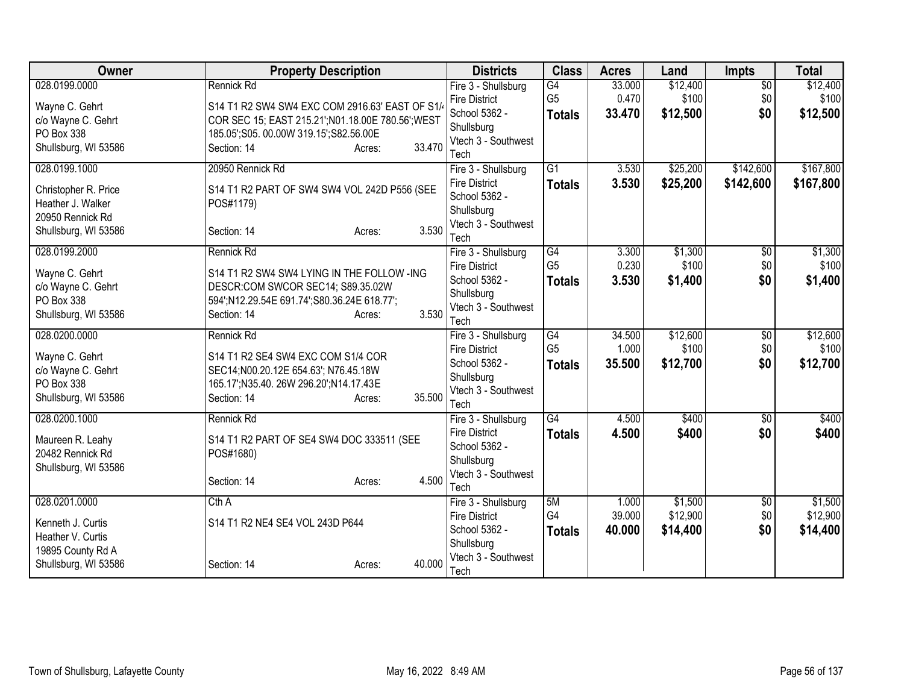| Owner | Property Description | Districts | Class | Acres | Land | Impts | Total |
|---|---|---|---|---|---|---|---|
| 028.0199.0000<br><br>Wayne C. Gehrt<br>c/o Wayne C. Gehrt<br>PO Box 338<br>Shullsburg, WI 53586 | Rennick Rd<br><br>S14 T1 R2 SW4 SW4 EXC COM 2916.63' EAST OF S1/4 COR SEC 15; EAST 215.21';N01.18.00E 780.56';WEST 185.05';S05. 00.00W 319.15';S82.56.00E<br>Section: 14 Acres: 33.470 | Fire 3 - Shullsburg Fire District<br>School 5362 - Shullsburg<br>Vtech 3 - Southwest Tech | G4<br>G5<br>**Totals** | 33.000<br>0.470<br>**33.470** | $12,400<br>$100<br>**$12,500** | $0<br>$0<br>**$0** | $12,400<br>$100<br>**$12,500** |
| 028.0199.1000<br><br>Christopher R. Price<br>Heather J. Walker<br>20950 Rennick Rd<br>Shullsburg, WI 53586 | 20950 Rennick Rd<br><br>S14 T1 R2 PART OF SW4 SW4 VOL 242D P556 (SEE POS#1179)<br><br>Section: 14 Acres: 3.530 | Fire 3 - Shullsburg Fire District<br>School 5362 - Shullsburg<br>Vtech 3 - Southwest Tech | G1<br>**Totals** | 3.530<br>**3.530** | $25,200<br>**$25,200** | $142,600<br>**$142,600** | $167,800<br>**$167,800** |
| 028.0199.2000<br><br>Wayne C. Gehrt<br>c/o Wayne C. Gehrt<br>PO Box 338<br>Shullsburg, WI 53586 | Rennick Rd<br><br>S14 T1 R2 SW4 SW4 LYING IN THE FOLLOW -ING DESCR:COM SWCOR SEC14; S89.35.02W 594';N12.29.54E 691.74';S80.36.24E 618.77';<br>Section: 14 Acres: 3.530 | Fire 3 - Shullsburg Fire District<br>School 5362 - Shullsburg<br>Vtech 3 - Southwest Tech | G4<br>G5<br>**Totals** | 3.300<br>0.230<br>**3.530** | $1,300<br>$100<br>**$1,400** | $0<br>$0<br>**$0** | $1,300<br>$100<br>**$1,400** |
| 028.0200.0000<br><br>Wayne C. Gehrt<br>c/o Wayne C. Gehrt<br>PO Box 338<br>Shullsburg, WI 53586 | Rennick Rd<br><br>S14 T1 R2 SE4 SW4 EXC COM S1/4 COR SEC14;N00.20.12E 654.63'; N76.45.18W 165.17';N35.40. 26W 296.20';N14.17.43E<br>Section: 14 Acres: 35.500 | Fire 3 - Shullsburg Fire District<br>School 5362 - Shullsburg<br>Vtech 3 - Southwest Tech | G4<br>G5<br>**Totals** | 34.500<br>1.000<br>**35.500** | $12,600<br>$100<br>**$12,700** | $0<br>$0<br>**$0** | $12,600<br>$100<br>**$12,700** |
| 028.0200.1000<br><br>Maureen R. Leahy<br>20482 Rennick Rd<br>Shullsburg, WI 53586 | Rennick Rd<br><br>S14 T1 R2 PART OF SE4 SW4 DOC 333511 (SEE POS#1680)<br><br>Section: 14 Acres: 4.500 | Fire 3 - Shullsburg Fire District<br>School 5362 - Shullsburg<br>Vtech 3 - Southwest Tech | G4<br>**Totals** | 4.500<br>**4.500** | $400<br>**$400** | $0<br>**$0** | $400<br>**$400** |
| 028.0201.0000<br><br>Kenneth J. Curtis<br>Heather V. Curtis<br>19895 County Rd A<br>Shullsburg, WI 53586 | Cth A<br><br>S14 T1 R2 NE4 SE4 VOL 243D P644<br><br>Section: 14 Acres: 40.000 | Fire 3 - Shullsburg Fire District<br>School 5362 - Shullsburg<br>Vtech 3 - Southwest Tech | 5M<br>G4<br>**Totals** | 1.000<br>39.000<br>**40.000** | $1,500<br>$12,900<br>**$14,400** | $0<br>$0<br>**$0** | $1,500<br>$12,900<br>**$14,400** |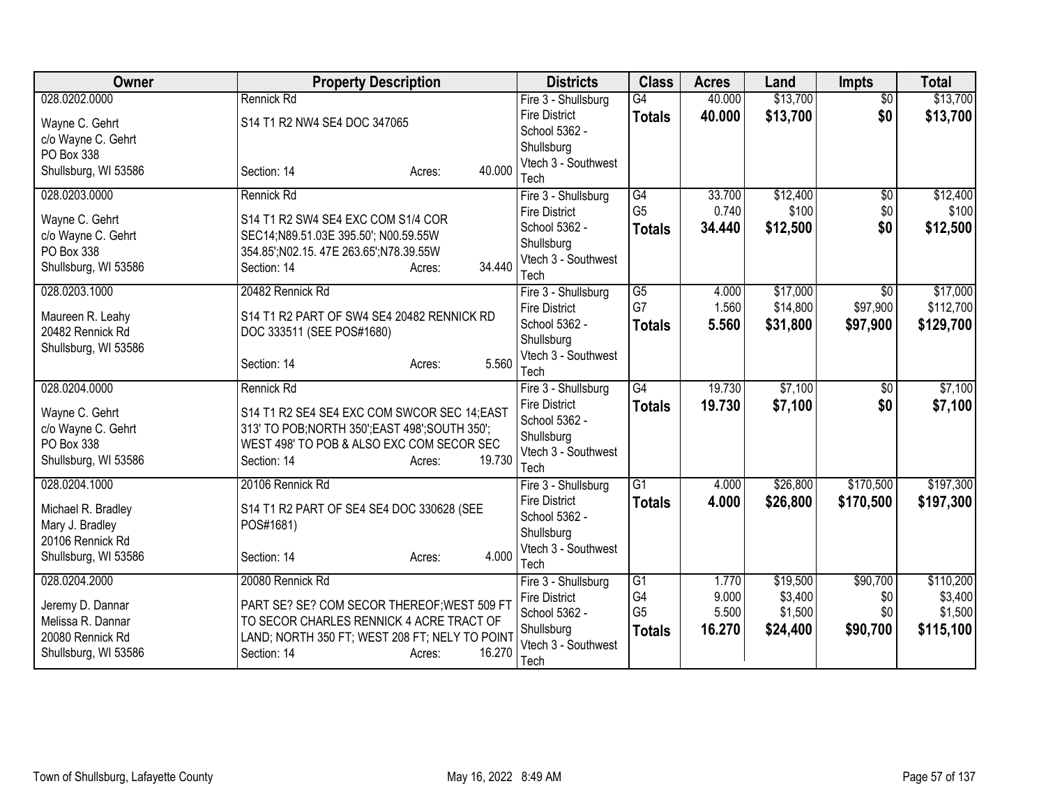| Owner | Property Description | Districts | Class | Acres | Land | Impts | Total |
|---|---|---|---|---|---|---|---|
| 028.0202.0000<br>Wayne C. Gehrt<br>c/o Wayne C. Gehrt<br>PO Box 338<br>Shullsburg, WI 53586 | Rennick Rd<br>S14 T1 R2 NW4 SE4 DOC 347065<br>Section: 14 Acres: 40.000 | Fire 3 - Shullsburg Fire District<br>School 5362 - Shullsburg<br>Vtech 3 - Southwest Tech | G4<br>**Totals** | 40.000<br>**40.000** | $13,700<br>**$13,700** | $0<br>**$0** | $13,700<br>**$13,700** |
| 028.0203.0000<br>Wayne C. Gehrt<br>c/o Wayne C. Gehrt<br>PO Box 338<br>Shullsburg, WI 53586 | Rennick Rd<br>S14 T1 R2 SW4 SE4 EXC COM S1/4 COR SEC14;N89.51.03E 395.50'; N00.59.55W 354.85';N02.15. 47E 263.65';N78.39.55W<br>Section: 14 Acres: 34.440 | Fire 3 - Shullsburg Fire District<br>School 5362 - Shullsburg<br>Vtech 3 - Southwest Tech | G4<br>G5<br>**Totals** | 33.700<br>0.740<br>**34.440** | $12,400<br>$100<br>**$12,500** | $0<br>$0<br>**$0** | $12,400<br>$100<br>**$12,500** |
| 028.0203.1000<br>Maureen R. Leahy<br>20482 Rennick Rd<br>Shullsburg, WI 53586 | 20482 Rennick Rd<br>S14 T1 R2 PART OF SW4 SE4 20482 RENNICK RD DOC 333511 (SEE POS#1680)<br>Section: 14 Acres: 5.560 | Fire 3 - Shullsburg Fire District<br>School 5362 - Shullsburg<br>Vtech 3 - Southwest Tech | G5<br>G7<br>**Totals** | 4.000<br>1.560<br>**5.560** | $17,000<br>$14,800<br>**$31,800** | $0<br>$97,900<br>**$97,900** | $17,000<br>$112,700<br>**$129,700** |
| 028.0204.0000<br>Wayne C. Gehrt<br>c/o Wayne C. Gehrt<br>PO Box 338<br>Shullsburg, WI 53586 | Rennick Rd<br>S14 T1 R2 SE4 SE4 EXC COM SWCOR SEC 14;EAST 313' TO POB;NORTH 350';EAST 498';SOUTH 350'; WEST 498' TO POB & ALSO EXC COM SECOR SEC<br>Section: 14 Acres: 19.730 | Fire 3 - Shullsburg Fire District<br>School 5362 - Shullsburg<br>Vtech 3 - Southwest Tech | G4<br>**Totals** | 19.730<br>**19.730** | $7,100<br>**$7,100** | $0<br>**$0** | $7,100<br>**$7,100** |
| 028.0204.1000<br>Michael R. Bradley<br>Mary J. Bradley<br>20106 Rennick Rd<br>Shullsburg, WI 53586 | 20106 Rennick Rd<br>S14 T1 R2 PART OF SE4 SE4 DOC 330628 (SEE POS#1681)<br>Section: 14 Acres: 4.000 | Fire 3 - Shullsburg Fire District<br>School 5362 - Shullsburg<br>Vtech 3 - Southwest Tech | G1<br>**Totals** | 4.000<br>**4.000** | $26,800<br>**$26,800** | $170,500<br>**$170,500** | $197,300<br>**$197,300** |
| 028.0204.2000<br>Jeremy D. Dannar<br>Melissa R. Dannar<br>20080 Rennick Rd<br>Shullsburg, WI 53586 | 20080 Rennick Rd<br>PART SE? SE? COM SECOR THEREOF;WEST 509 FT TO SECOR CHARLES RENNICK 4 ACRE TRACT OF LAND; NORTH 350 FT; WEST 208 FT; NELY TO POINT<br>Section: 14 Acres: 16.270 | Fire 3 - Shullsburg Fire District<br>School 5362 - Shullsburg<br>Vtech 3 - Southwest Tech | G1<br>G4<br>G5<br>**Totals** | 1.770<br>9.000<br>5.500<br>**16.270** | $19,500<br>$3,400<br>$1,500<br>**$24,400** | $90,700<br>$0<br>$0<br>**$90,700** | $110,200<br>$3,400<br>$1,500<br>**$115,100** |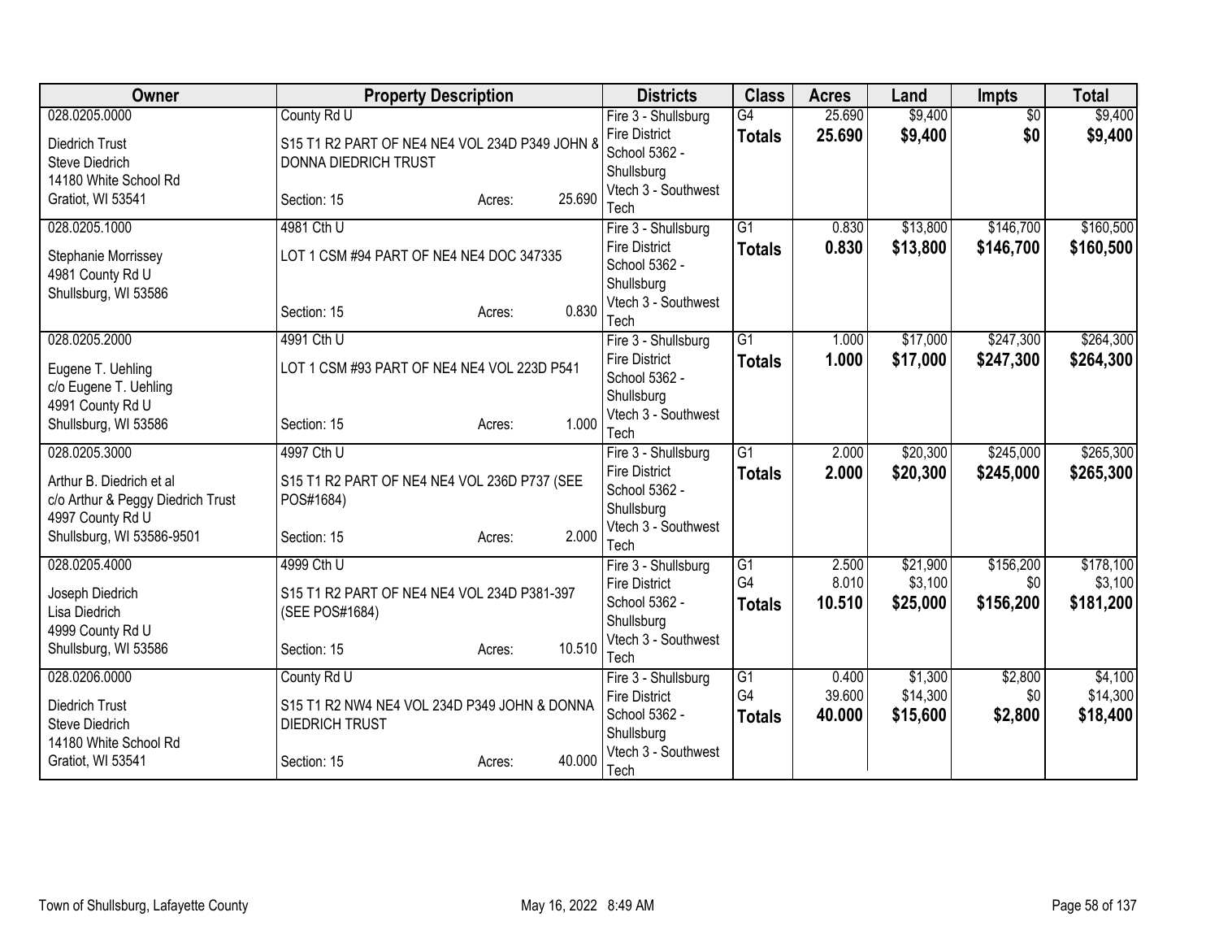| Owner | Property Description | Districts | Class | Acres | Land | Impts | Total |
|---|---|---|---|---|---|---|---|
| 028.0205.0000<br>Diedrich Trust<br>Steve Diedrich<br>14180 White School Rd<br>Gratiot, WI 53541 | County Rd U<br>S15 T1 R2 PART OF NE4 NE4 VOL 234D P349 JOHN & DONNA DIEDRICH TRUST<br>Section: 15 Acres: 25.690 | Fire 3 - Shullsburg Fire District<br>School 5362 - Shullsburg<br>Vtech 3 - Southwest Tech | G4<br>**Totals** | 25.690<br>**25.690** | $9,400<br>**$9,400** | $0<br>**$0** | $9,400<br>**$9,400** |
| 028.0205.1000<br>Stephanie Morrissey<br>4981 County Rd U<br>Shullsburg, WI 53586 | 4981 Cth U<br>LOT 1 CSM #94 PART OF NE4 NE4 DOC 347335<br>Section: 15 Acres: 0.830 | Fire 3 - Shullsburg Fire District<br>School 5362 - Shullsburg<br>Vtech 3 - Southwest Tech | G1<br>**Totals** | 0.830<br>**0.830** | $13,800<br>**$13,800** | $146,700<br>**$146,700** | $160,500<br>**$160,500** |
| 028.0205.2000<br>Eugene T. Uehling<br>c/o Eugene T. Uehling<br>4991 County Rd U<br>Shullsburg, WI 53586 | 4991 Cth U<br>LOT 1 CSM #93 PART OF NE4 NE4 VOL 223D P541<br>Section: 15 Acres: 1.000 | Fire 3 - Shullsburg Fire District<br>School 5362 - Shullsburg<br>Vtech 3 - Southwest Tech | G1<br>**Totals** | 1.000<br>**1.000** | $17,000<br>**$17,000** | $247,300<br>**$247,300** | $264,300<br>**$264,300** |
| 028.0205.3000<br>Arthur B. Diedrich et al<br>c/o Arthur & Peggy Diedrich Trust<br>4997 County Rd U<br>Shullsburg, WI 53586-9501 | 4997 Cth U<br>S15 T1 R2 PART OF NE4 NE4 VOL 236D P737 (SEE POS#1684)<br>Section: 15 Acres: 2.000 | Fire 3 - Shullsburg Fire District<br>School 5362 - Shullsburg<br>Vtech 3 - Southwest Tech | G1<br>**Totals** | 2.000<br>**2.000** | $20,300<br>**$20,300** | $245,000<br>**$245,000** | $265,300<br>**$265,300** |
| 028.0205.4000<br>Joseph Diedrich<br>Lisa Diedrich<br>4999 County Rd U<br>Shullsburg, WI 53586 | 4999 Cth U<br>S15 T1 R2 PART OF NE4 NE4 VOL 234D P381-397 (SEE POS#1684)<br>Section: 15 Acres: 10.510 | Fire 3 - Shullsburg Fire District<br>School 5362 - Shullsburg<br>Vtech 3 - Southwest Tech | G1<br>G4<br>**Totals** | 2.500<br>8.010<br>**10.510** | $21,900<br>$3,100<br>**$25,000** | $156,200<br>$0<br>**$156,200** | $178,100<br>$3,100<br>**$181,200** |
| 028.0206.0000<br>Diedrich Trust<br>Steve Diedrich<br>14180 White School Rd<br>Gratiot, WI 53541 | County Rd U<br>S15 T1 R2 NW4 NE4 VOL 234D P349 JOHN & DONNA DIEDRICH TRUST<br>Section: 15 Acres: 40.000 | Fire 3 - Shullsburg Fire District<br>School 5362 - Shullsburg<br>Vtech 3 - Southwest Tech | G1<br>G4<br>**Totals** | 0.400<br>39.600<br>**40.000** | $1,300<br>$14,300<br>**$15,600** | $2,800<br>$0<br>**$2,800** | $4,100<br>$14,300<br>**$18,400** |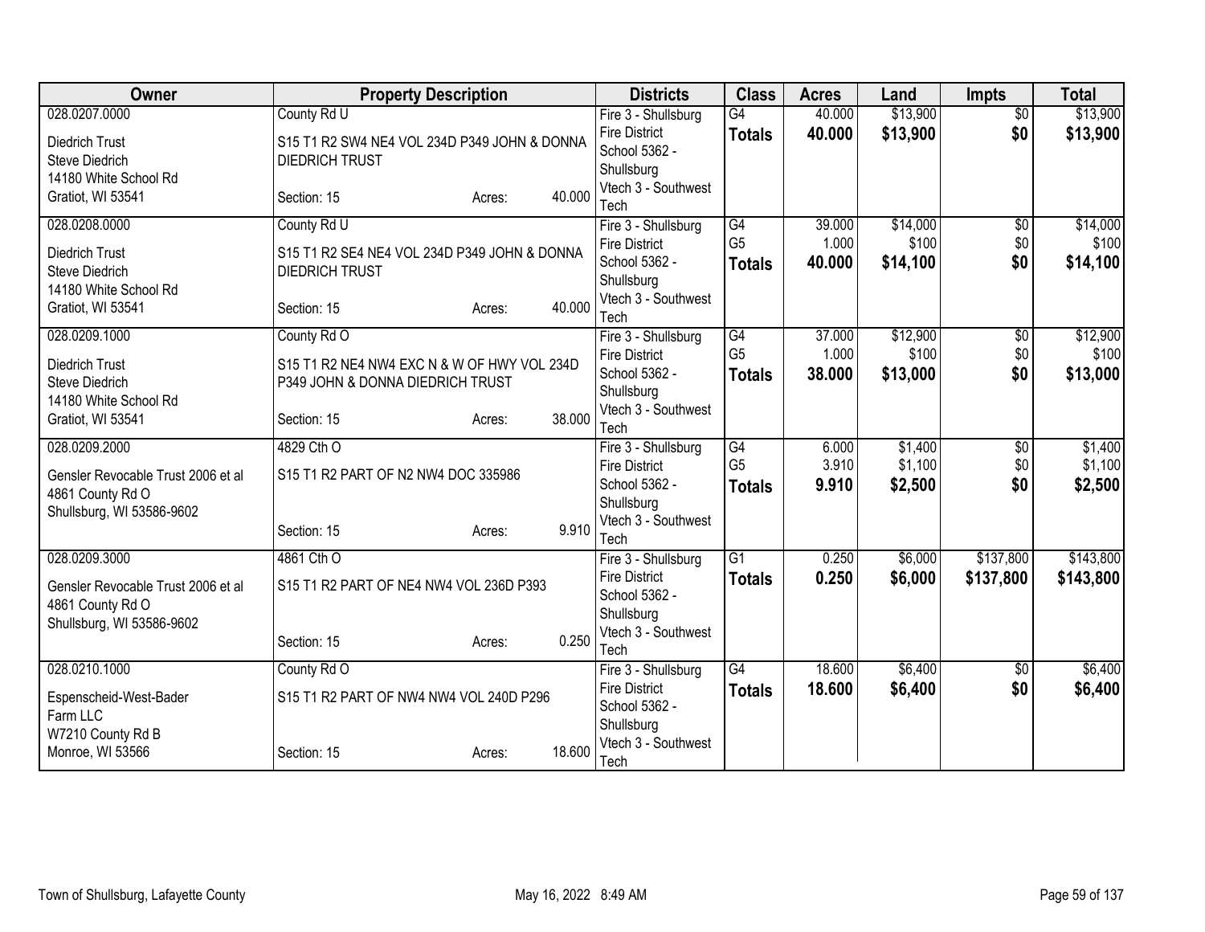| Owner | Property Description | Districts | Class | Acres | Land | Impts | Total |
|---|---|---|---|---|---|---|---|
| 028.0207.0000<br>Diedrich Trust<br>Steve Diedrich<br>14180 White School Rd<br>Gratiot, WI 53541 | County Rd U<br>S15 T1 R2 SW4 NE4 VOL 234D P349 JOHN & DONNA DIEDRICH TRUST<br>Section: 15 Acres: 40.000 | Fire 3 - Shullsburg Fire District<br>School 5362 - Shullsburg<br>Vtech 3 - Southwest Tech | G4<br>**Totals** | 40.000<br>**40.000** | $13,900<br>**$13,900** | $0<br>**$0** | $13,900<br>**$13,900** |
| 028.0208.0000<br>Diedrich Trust<br>Steve Diedrich<br>14180 White School Rd<br>Gratiot, WI 53541 | County Rd U<br>S15 T1 R2 SE4 NE4 VOL 234D P349 JOHN & DONNA DIEDRICH TRUST<br>Section: 15 Acres: 40.000 | Fire 3 - Shullsburg Fire District<br>School 5362 - Shullsburg<br>Vtech 3 - Southwest Tech | G4<br>G5<br>**Totals** | 39.000<br>1.000<br>**40.000** | $14,000<br>$100<br>**$14,100** | $0<br>$0<br>**$0** | $14,000<br>$100<br>**$14,100** |
| 028.0209.1000<br>Diedrich Trust<br>Steve Diedrich<br>14180 White School Rd<br>Gratiot, WI 53541 | County Rd O<br>S15 T1 R2 NE4 NW4 EXC N & W OF HWY VOL 234D P349 JOHN & DONNA DIEDRICH TRUST<br>Section: 15 Acres: 38.000 | Fire 3 - Shullsburg Fire District<br>School 5362 - Shullsburg<br>Vtech 3 - Southwest Tech | G4<br>G5<br>**Totals** | 37.000<br>1.000<br>**38.000** | $12,900<br>$100<br>**$13,000** | $0<br>$0<br>**$0** | $12,900<br>$100<br>**$13,000** |
| 028.0209.2000<br>Gensler Revocable Trust 2006 et al<br>4861 County Rd O<br>Shullsburg, WI 53586-9602 | 4829 Cth O<br>S15 T1 R2 PART OF N2 NW4 DOC 335986<br>Section: 15 Acres: 9.910 | Fire 3 - Shullsburg Fire District<br>School 5362 - Shullsburg<br>Vtech 3 - Southwest Tech | G4<br>G5<br>**Totals** | 6.000<br>3.910<br>**9.910** | $1,400<br>$1,100<br>**$2,500** | $0<br>$0<br>**$0** | $1,400<br>$1,100<br>**$2,500** |
| 028.0209.3000<br>Gensler Revocable Trust 2006 et al<br>4861 County Rd O<br>Shullsburg, WI 53586-9602 | 4861 Cth O<br>S15 T1 R2 PART OF NE4 NW4 VOL 236D P393<br>Section: 15 Acres: 0.250 | Fire 3 - Shullsburg Fire District<br>School 5362 - Shullsburg<br>Vtech 3 - Southwest Tech | G1<br>**Totals** | 0.250<br>**0.250** | $6,000<br>**$6,000** | $137,800<br>**$137,800** | $143,800<br>**$143,800** |
| 028.0210.1000<br>Espenscheid-West-Bader Farm LLC<br>W7210 County Rd B<br>Monroe, WI 53566 | County Rd O<br>S15 T1 R2 PART OF NW4 NW4 VOL 240D P296<br>Section: 15 Acres: 18.600 | Fire 3 - Shullsburg Fire District<br>School 5362 - Shullsburg<br>Vtech 3 - Southwest Tech | G4<br>**Totals** | 18.600<br>**18.600** | $6,400<br>**$6,400** | $0<br>**$0** | $6,400<br>**$6,400** |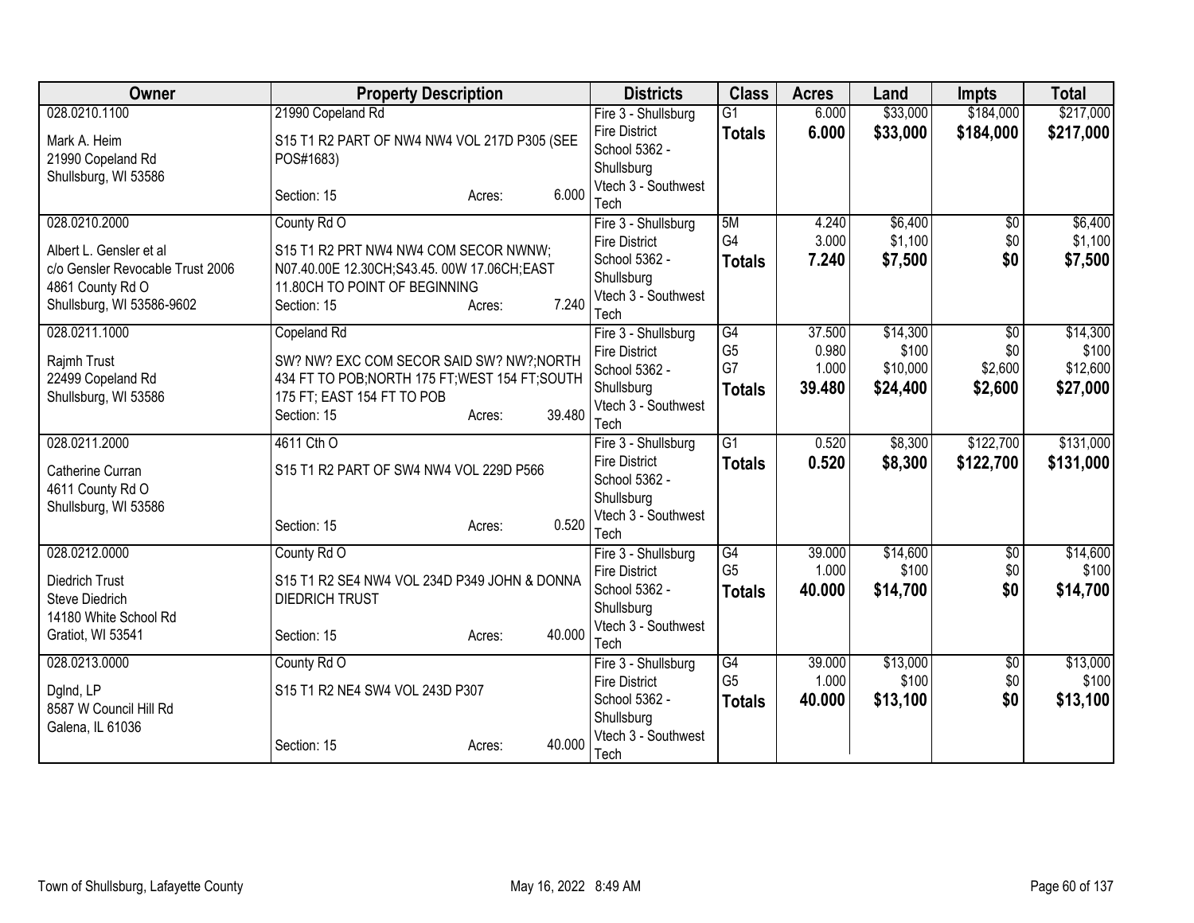| Owner | Property Description | Districts | Class | Acres | Land | Impts | Total |
|---|---|---|---|---|---|---|---|
| 028.0210.1100<br>Mark A. Heim<br>21990 Copeland Rd<br>Shullsburg, WI 53586 | 21990 Copeland Rd<br>S15 T1 R2 PART OF NW4 NW4 VOL 217D P305 (SEE POS#1683)<br>Section: 15 Acres: 6.000 | Fire 3 - Shullsburg Fire District<br>School 5362 - Shullsburg<br>Vtech 3 - Southwest Tech | G1<br>**Totals** | 6.000<br>**6.000** | $33,000<br>**$33,000** | $184,000<br>**$184,000** | $217,000<br>**$217,000** |
| 028.0210.2000<br>Albert L. Gensler et al<br>c/o Gensler Revocable Trust 2006<br>4861 County Rd O<br>Shullsburg, WI 53586-9602 | County Rd O<br>S15 T1 R2 PRT NW4 NW4 COM SECOR NWNW; N07.40.00E 12.30CH;S43.45. 00W 17.06CH;EAST 11.80CH TO POINT OF BEGINNING<br>Section: 15 Acres: 7.240 | Fire 3 - Shullsburg Fire District<br>School 5362 - Shullsburg<br>Vtech 3 - Southwest Tech | 5M<br>G4<br>**Totals** | 4.240<br>3.000<br>**7.240** | $6,400<br>$1,100<br>**$7,500** | $0<br>$0<br>**$0** | $6,400<br>$1,100<br>**$7,500** |
| 028.0211.1000<br>Rajmh Trust<br>22499 Copeland Rd<br>Shullsburg, WI 53586 | Copeland Rd<br>SW? NW? EXC COM SECOR SAID SW? NW?;NORTH 434 FT TO POB;NORTH 175 FT;WEST 154 FT;SOUTH 175 FT; EAST 154 FT TO POB<br>Section: 15 Acres: 39.480 | Fire 3 - Shullsburg Fire District<br>School 5362 - Shullsburg<br>Vtech 3 - Southwest Tech | G4<br>G5<br>G7<br>**Totals** | 37.500<br>0.980<br>1.000<br>**39.480** | $14,300<br>$100<br>$10,000<br>**$24,400** | $0<br>$0<br>$2,600<br>**$2,600** | $14,300<br>$100<br>$12,600<br>**$27,000** |
| 028.0211.2000<br>Catherine Curran<br>4611 County Rd O<br>Shullsburg, WI 53586 | 4611 Cth O<br>S15 T1 R2 PART OF SW4 NW4 VOL 229D P566<br>Section: 15 Acres: 0.520 | Fire 3 - Shullsburg Fire District<br>School 5362 - Shullsburg<br>Vtech 3 - Southwest Tech | G1<br>**Totals** | 0.520<br>**0.520** | $8,300<br>**$8,300** | $122,700<br>**$122,700** | $131,000<br>**$131,000** |
| 028.0212.0000<br>Diedrich Trust<br>Steve Diedrich<br>14180 White School Rd<br>Gratiot, WI 53541 | County Rd O<br>S15 T1 R2 SE4 NW4 VOL 234D P349 JOHN & DONNA DIEDRICH TRUST<br>Section: 15 Acres: 40.000 | Fire 3 - Shullsburg Fire District<br>School 5362 - Shullsburg<br>Vtech 3 - Southwest Tech | G4<br>G5<br>**Totals** | 39.000<br>1.000<br>**40.000** | $14,600<br>$100<br>**$14,700** | $0<br>$0<br>**$0** | $14,600<br>$100<br>**$14,700** |
| 028.0213.0000<br>Dglnd, LP<br>8587 W Council Hill Rd<br>Galena, IL 61036 | County Rd O<br>S15 T1 R2 NE4 SW4 VOL 243D P307<br>Section: 15 Acres: 40.000 | Fire 3 - Shullsburg Fire District<br>School 5362 - Shullsburg<br>Vtech 3 - Southwest Tech | G4<br>G5<br>**Totals** | 39.000<br>1.000<br>**40.000** | $13,000<br>$100<br>**$13,100** | $0<br>$0<br>**$0** | $13,000<br>$100<br>**$13,100** |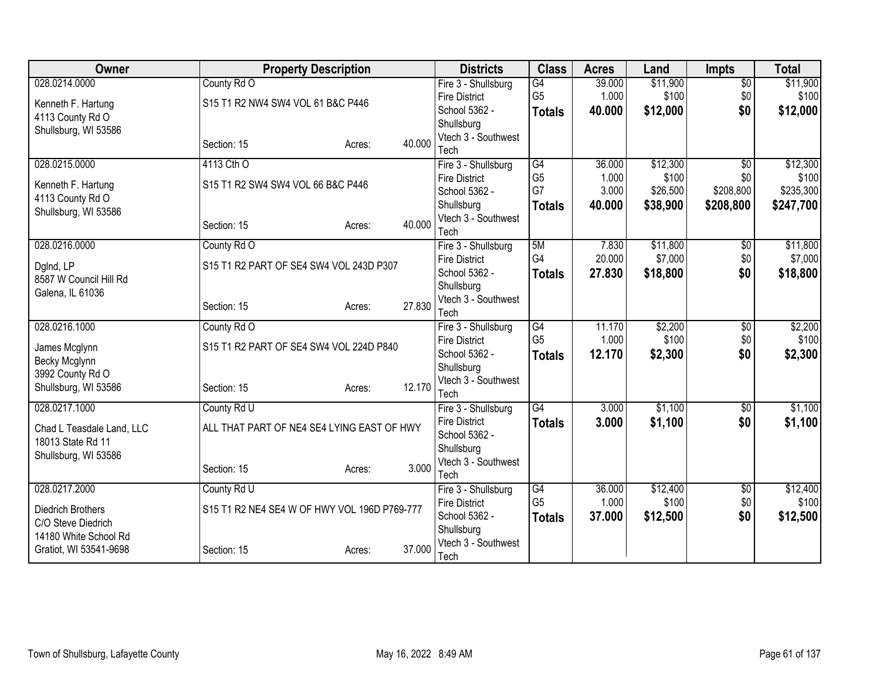| Owner | Property Description | | | Districts | Class | Acres | Land | Impts | Total |
|---|---|---|---|---|---|---|---|---|---|
| 028.0214.0000<br>Kenneth F. Hartung<br>4113 County Rd O<br>Shullsburg, WI 53586 | County Rd O<br>S15 T1 R2 NW4 SW4 VOL 61 B&C P446<br>Section: 15 | Acres: | 40.000 | Fire 3 - Shullsburg Fire District<br>School 5362 - Shullsburg<br>Vtech 3 - Southwest Tech | G4<br>G5<br>**Totals** | 39.000<br>1.000<br>**40.000** | $11,900<br>$100<br>**$12,000** | $0<br>$0<br>**$0** | $11,900<br>$100<br>**$12,000** |
| 028.0215.0000<br>Kenneth F. Hartung<br>4113 County Rd O<br>Shullsburg, WI 53586 | 4113 Cth O<br>S15 T1 R2 SW4 SW4 VOL 66 B&C P446<br>Section: 15 | Acres: | 40.000 | Fire 3 - Shullsburg Fire District<br>School 5362 - Shullsburg<br>Vtech 3 - Southwest Tech | G4<br>G5<br>G7<br>**Totals** | 36.000<br>1.000<br>3.000<br>**40.000** | $12,300<br>$100<br>$26,500<br>**$38,900** | $0<br>$0<br>$208,800<br>**$208,800** | $12,300<br>$100<br>$235,300<br>**$247,700** |
| 028.0216.0000<br>Dglnd, LP<br>8587 W Council Hill Rd<br>Galena, IL 61036 | County Rd O<br>S15 T1 R2 PART OF SE4 SW4 VOL 243D P307<br>Section: 15 | Acres: | 27.830 | Fire 3 - Shullsburg Fire District<br>School 5362 - Shullsburg<br>Vtech 3 - Southwest Tech | 5M<br>G4<br>**Totals** | 7.830<br>20.000<br>**27.830** | $11,800<br>$7,000<br>**$18,800** | $0<br>$0<br>**$0** | $11,800<br>$7,000<br>**$18,800** |
| 028.0216.1000<br>James Mcglynn<br>Becky Mcglynn<br>3992 County Rd O<br>Shullsburg, WI 53586 | County Rd O<br>S15 T1 R2 PART OF SE4 SW4 VOL 224D P840<br>Section: 15 | Acres: | 12.170 | Fire 3 - Shullsburg Fire District<br>School 5362 - Shullsburg<br>Vtech 3 - Southwest Tech | G4<br>G5<br>**Totals** | 11.170<br>1.000<br>**12.170** | $2,200<br>$100<br>**$2,300** | $0<br>$0<br>**$0** | $2,200<br>$100<br>**$2,300** |
| 028.0217.1000<br>Chad L Teasdale Land, LLC<br>18013 State Rd 11<br>Shullsburg, WI 53586 | County Rd U<br>ALL THAT PART OF NE4 SE4 LYING EAST OF HWY<br>Section: 15 | Acres: | 3.000 | Fire 3 - Shullsburg Fire District<br>School 5362 - Shullsburg<br>Vtech 3 - Southwest Tech | G4<br>**Totals** | 3.000<br>**3.000** | $1,100<br>**$1,100** | $0<br>**$0** | $1,100<br>**$1,100** |
| 028.0217.2000<br>Diedrich Brothers<br>C/O Steve Diedrich<br>14180 White School Rd<br>Gratiot, WI 53541-9698 | County Rd U<br>S15 T1 R2 NE4 SE4 W OF HWY VOL 196D P769-777<br>Section: 15 | Acres: | 37.000 | Fire 3 - Shullsburg Fire District<br>School 5362 - Shullsburg<br>Vtech 3 - Southwest Tech | G4<br>G5<br>**Totals** | 36.000<br>1.000<br>**37.000** | $12,400<br>$100<br>**$12,500** | $0<br>$0<br>**$0** | $12,400<br>$100<br>**$12,500** |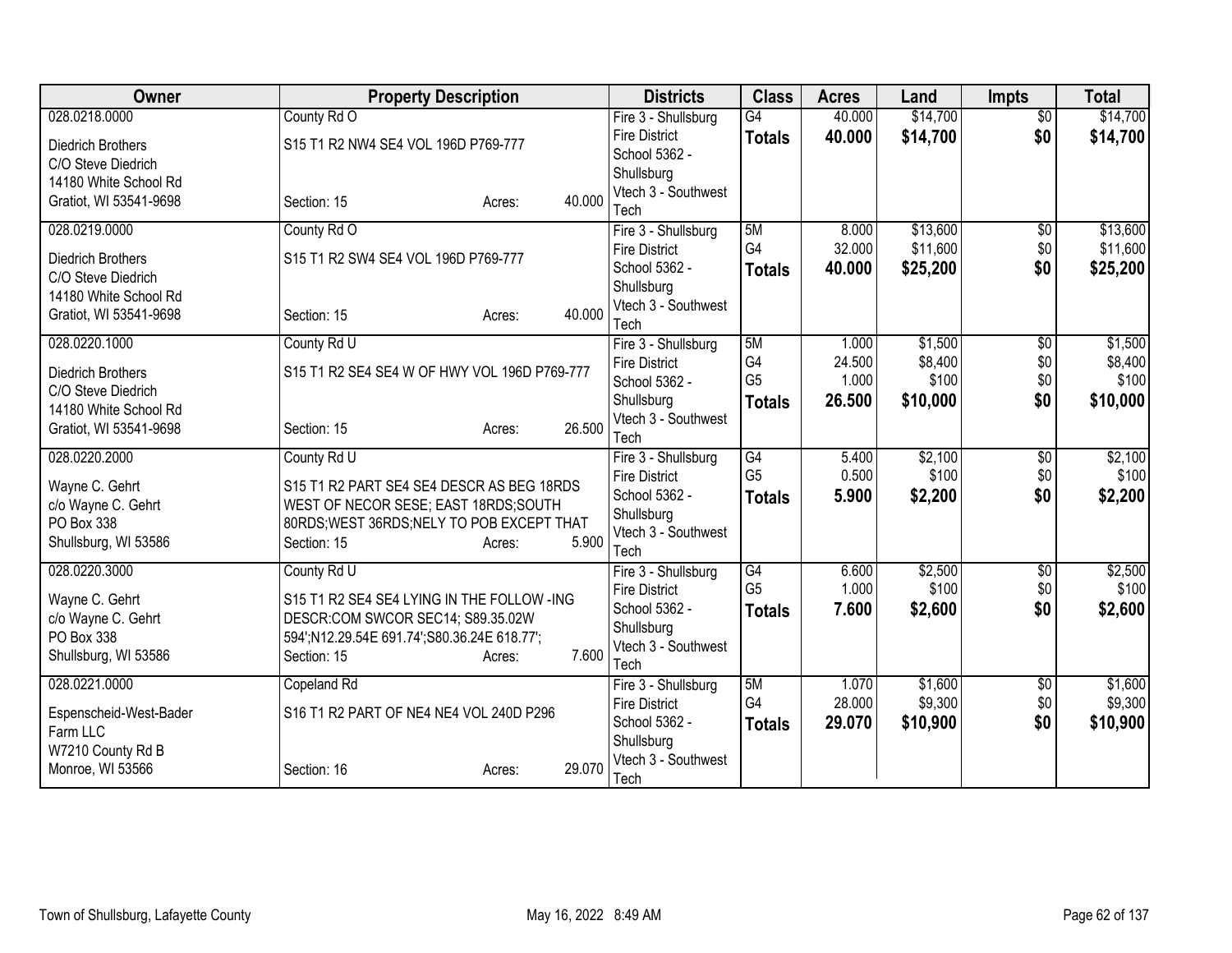| Owner | Property Description | Districts | Class | Acres | Land | Impts | Total |
|---|---|---|---|---|---|---|---|
| 028.0218.0000<br>Diedrich Brothers<br>C/O Steve Diedrich<br>14180 White School Rd<br>Gratiot, WI 53541-9698 | County Rd O<br>S15 T1 R2 NW4 SE4 VOL 196D P769-777<br>Section: 15 Acres: 40.000 | Fire 3 - Shullsburg Fire District<br>School 5362 - Shullsburg<br>Vtech 3 - Southwest Tech | G4<br>**Totals** | 40.000<br>**40.000** | $14,700<br>**$14,700** | $0<br>**$0** | $14,700<br>**$14,700** |
| 028.0219.0000<br>Diedrich Brothers<br>C/O Steve Diedrich<br>14180 White School Rd<br>Gratiot, WI 53541-9698 | County Rd O<br>S15 T1 R2 SW4 SE4 VOL 196D P769-777<br>Section: 15 Acres: 40.000 | Fire 3 - Shullsburg Fire District<br>School 5362 - Shullsburg<br>Vtech 3 - Southwest Tech | 5M<br>G4<br>**Totals** | 8.000<br>32.000<br>**40.000** | $13,600<br>$11,600<br>**$25,200** | $0<br>$0<br>**$0** | $13,600<br>$11,600<br>**$25,200** |
| 028.0220.1000<br>Diedrich Brothers<br>C/O Steve Diedrich<br>14180 White School Rd<br>Gratiot, WI 53541-9698 | County Rd U<br>S15 T1 R2 SE4 SE4 W OF HWY VOL 196D P769-777<br>Section: 15 Acres: 26.500 | Fire 3 - Shullsburg Fire District<br>School 5362 - Shullsburg<br>Vtech 3 - Southwest Tech | 5M<br>G4<br>G5<br>**Totals** | 1.000<br>24.500<br>1.000<br>**26.500** | $1,500<br>$8,400<br>$100<br>**$10,000** | $0<br>$0<br>$0<br>**$0** | $1,500<br>$8,400<br>$100<br>**$10,000** |
| 028.0220.2000<br>Wayne C. Gehrt<br>c/o Wayne C. Gehrt<br>PO Box 338<br>Shullsburg, WI 53586 | County Rd U<br>S15 T1 R2 PART SE4 SE4 DESCR AS BEG 18RDS WEST OF NECOR SESE; EAST 18RDS;SOUTH 80RDS;WEST 36RDS;NELY TO POB EXCEPT THAT<br>Section: 15 Acres: 5.900 | Fire 3 - Shullsburg Fire District<br>School 5362 - Shullsburg<br>Vtech 3 - Southwest Tech | G4<br>G5<br>**Totals** | 5.400<br>0.500<br>**5.900** | $2,100<br>$100<br>**$2,200** | $0<br>$0<br>**$0** | $2,100<br>$100<br>**$2,200** |
| 028.0220.3000<br>Wayne C. Gehrt<br>c/o Wayne C. Gehrt<br>PO Box 338<br>Shullsburg, WI 53586 | County Rd U<br>S15 T1 R2 SE4 SE4 LYING IN THE FOLLOW -ING DESCR:COM SWCOR SEC14; S89.35.02W 594';N12.29.54E 691.74';S80.36.24E 618.77';<br>Section: 15 Acres: 7.600 | Fire 3 - Shullsburg Fire District<br>School 5362 - Shullsburg<br>Vtech 3 - Southwest Tech | G4<br>G5<br>**Totals** | 6.600<br>1.000<br>**7.600** | $2,500<br>$100<br>**$2,600** | $0<br>$0<br>**$0** | $2,500<br>$100<br>**$2,600** |
| 028.0221.0000<br>Espenscheid-West-Bader Farm LLC<br>W7210 County Rd B<br>Monroe, WI 53566 | Copeland Rd<br>S16 T1 R2 PART OF NE4 NE4 VOL 240D P296<br>Section: 16 Acres: 29.070 | Fire 3 - Shullsburg Fire District<br>School 5362 - Shullsburg<br>Vtech 3 - Southwest Tech | 5M<br>G4<br>**Totals** | 1.070<br>28.000<br>**29.070** | $1,600<br>$9,300<br>**$10,900** | $0<br>$0<br>**$0** | $1,600<br>$9,300<br>**$10,900** |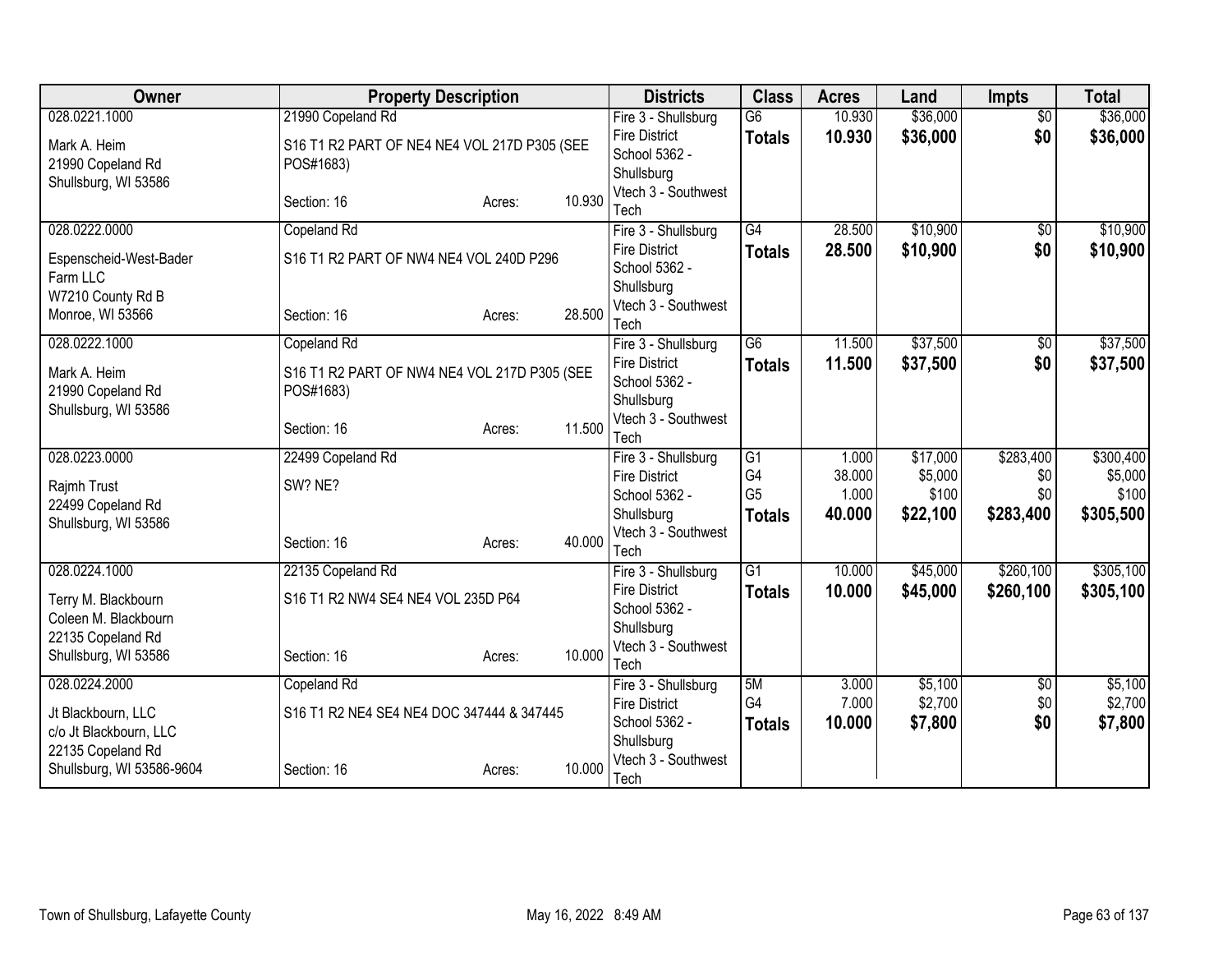| Owner | Property Description | Districts | Class | Acres | Land | Impts | Total |
|---|---|---|---|---|---|---|---|
| 028.0221.1000<br><br>Mark A. Heim<br>21990 Copeland Rd<br>Shullsburg, WI 53586 | 21990 Copeland Rd<br><br>S16 T1 R2 PART OF NE4 NE4 VOL 217D P305 (SEE POS#1683)<br><br>Section: 16 Acres: 10.930 | Fire 3 - Shullsburg Fire District<br>School 5362 - Shullsburg<br>Vtech 3 - Southwest Tech | G6<br>**Totals** | 10.930<br>**10.930** | \$36,000<br>**\$36,000** | \$0<br>**\$0** | \$36,000<br>**\$36,000** |
| 028.0222.0000<br><br>Espenscheid-West-Bader Farm LLC<br>W7210 County Rd B<br>Monroe, WI 53566 | Copeland Rd<br><br>S16 T1 R2 PART OF NW4 NE4 VOL 240D P296<br><br>Section: 16 Acres: 28.500 | Fire 3 - Shullsburg Fire District<br>School 5362 - Shullsburg<br>Vtech 3 - Southwest Tech | G4<br>**Totals** | 28.500<br>**28.500** | \$10,900<br>**\$10,900** | \$0<br>**\$0** | \$10,900<br>**\$10,900** |
| 028.0222.1000<br><br>Mark A. Heim<br>21990 Copeland Rd<br>Shullsburg, WI 53586 | Copeland Rd<br><br>S16 T1 R2 PART OF NW4 NE4 VOL 217D P305 (SEE POS#1683)<br><br>Section: 16 Acres: 11.500 | Fire 3 - Shullsburg Fire District<br>School 5362 - Shullsburg<br>Vtech 3 - Southwest Tech | G6<br>**Totals** | 11.500<br>**11.500** | \$37,500<br>**\$37,500** | \$0<br>**\$0** | \$37,500<br>**\$37,500** |
| 028.0223.0000<br><br>Rajmh Trust<br>22499 Copeland Rd<br>Shullsburg, WI 53586 | 22499 Copeland Rd<br><br>SW? NE?<br><br>Section: 16 Acres: 40.000 | Fire 3 - Shullsburg Fire District<br>School 5362 - Shullsburg<br>Vtech 3 - Southwest Tech | G1<br>G4<br>G5<br>**Totals** | 1.000<br>38.000<br>1.000<br>**40.000** | \$17,000<br>\$5,000<br>\$100<br>**\$22,100** | \$283,400<br>\$0<br>\$0<br>**\$283,400** | \$300,400<br>\$5,000<br>\$100<br>**\$305,500** |
| 028.0224.1000<br><br>Terry M. Blackbourn<br>Coleen M. Blackbourn<br>22135 Copeland Rd<br>Shullsburg, WI 53586 | 22135 Copeland Rd<br><br>S16 T1 R2 NW4 SE4 NE4 VOL 235D P64<br><br>Section: 16 Acres: 10.000 | Fire 3 - Shullsburg Fire District<br>School 5362 - Shullsburg<br>Vtech 3 - Southwest Tech | G1<br>**Totals** | 10.000<br>**10.000** | \$45,000<br>**\$45,000** | \$260,100<br>**\$260,100** | \$305,100<br>**\$305,100** |
| 028.0224.2000<br><br>Jt Blackbourn, LLC<br>c/o Jt Blackbourn, LLC<br>22135 Copeland Rd<br>Shullsburg, WI 53586-9604 | Copeland Rd<br><br>S16 T1 R2 NE4 SE4 NE4 DOC 347444 & 347445<br><br>Section: 16 Acres: 10.000 | Fire 3 - Shullsburg Fire District<br>School 5362 - Shullsburg<br>Vtech 3 - Southwest Tech | 5M<br>G4<br>**Totals** | 3.000<br>7.000<br>**10.000** | \$5,100<br>\$2,700<br>**\$7,800** | \$0<br>\$0<br>**\$0** | \$5,100<br>\$2,700<br>**\$7,800** |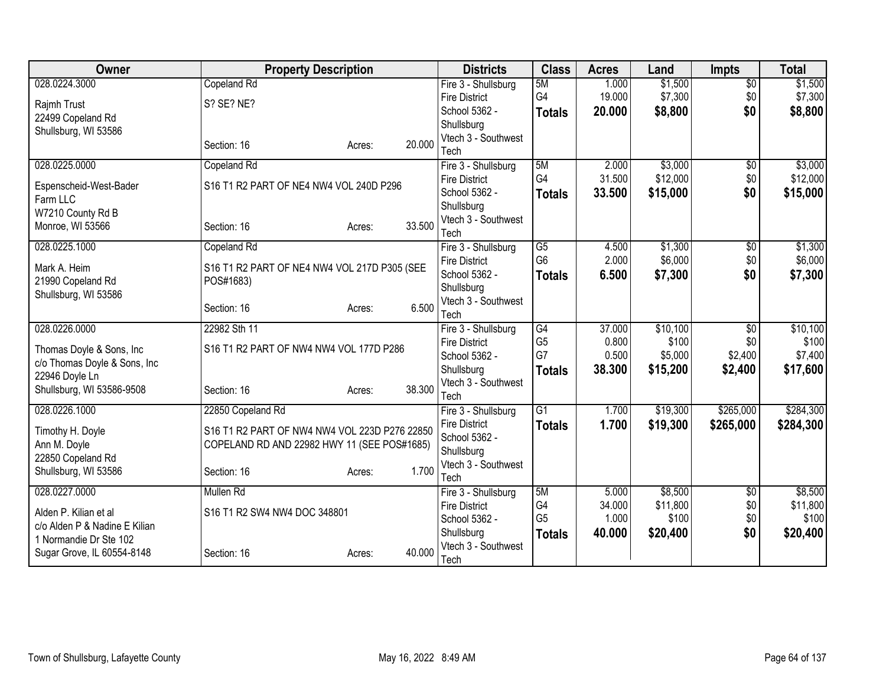| Owner | Property Description | | | Districts | Class | Acres | Land | Impts | Total |
|---|---|---|---|---|---|---|---|---|---|
| 028.0224.3000 | Copeland Rd | | | Fire 3 - Shullsburg | 5M | 1.000 | $1,500 | $0 | $1,500 |
| Rajmh Trust | S? SE? NE? | | | Fire District | G4 | 19.000 | $7,300 | $0 | $7,300 |
| 22499 Copeland Rd | | | | School 5362 - Shullsburg | **Totals** | **20.000** | **$8,800** | **$0** | **$8,800** |
| Shullsburg, WI 53586 | Section: 16 | Acres: | 20.000 | Vtech 3 - Southwest Tech | | | | | |
| 028.0225.0000 | Copeland Rd | | | Fire 3 - Shullsburg | 5M | 2.000 | $3,000 | $0 | $3,000 |
| Espenscheid-West-Bader Farm LLC | S16 T1 R2 PART OF NE4 NW4 VOL 240D P296 | | | Fire District | G4 | 31.500 | $12,000 | $0 | $12,000 |
| W7210 County Rd B | | | | School 5362 - Shullsburg | **Totals** | **33.500** | **$15,000** | **$0** | **$15,000** |
| Monroe, WI 53566 | Section: 16 | Acres: | 33.500 | Vtech 3 - Southwest Tech | | | | | |
| 028.0225.1000 | Copeland Rd | | | Fire 3 - Shullsburg | G5 | 4.500 | $1,300 | $0 | $1,300 |
| Mark A. Heim | S16 T1 R2 PART OF NE4 NW4 VOL 217D P305 (SEE POS#1683) | | | Fire District | G6 | 2.000 | $6,000 | $0 | $6,000 |
| 21990 Copeland Rd | | | | School 5362 - Shullsburg | **Totals** | **6.500** | **$7,300** | **$0** | **$7,300** |
| Shullsburg, WI 53586 | Section: 16 | Acres: | 6.500 | Vtech 3 - Southwest Tech | | | | | |
| 028.0226.0000 | 22982 Sth 11 | | | Fire 3 - Shullsburg | G4 | 37.000 | $10,100 | $0 | $10,100 |
| Thomas Doyle & Sons, Inc | S16 T1 R2 PART OF NW4 NW4 VOL 177D P286 | | | Fire District | G5 | 0.800 | $100 | $0 | $100 |
| c/o Thomas Doyle & Sons, Inc | | | | School 5362 - Shullsburg | G7 | 0.500 | $5,000 | $2,400 | $7,400 |
| 22946 Doyle Ln | | | | | **Totals** | **38.300** | **$15,200** | **$2,400** | **$17,600** |
| Shullsburg, WI 53586-9508 | Section: 16 | Acres: | 38.300 | Vtech 3 - Southwest Tech | | | | | |
| 028.0226.1000 | 22850 Copeland Rd | | | Fire 3 - Shullsburg | G1 | 1.700 | $19,300 | $265,000 | $284,300 |
| Timothy H. Doyle | S16 T1 R2 PART OF NW4 NW4 VOL 223D P276 22850 COPELAND RD AND 22982 HWY 11 (SEE POS#1685) | | | Fire District | **Totals** | **1.700** | **$19,300** | **$265,000** | **$284,300** |
| Ann M. Doyle | | | | School 5362 - Shullsburg | | | | | |
| 22850 Copeland Rd | | | | | | | | | |
| Shullsburg, WI 53586 | Section: 16 | Acres: | 1.700 | Vtech 3 - Southwest Tech | | | | | |
| 028.0227.0000 | Mullen Rd | | | Fire 3 - Shullsburg | 5M | 5.000 | $8,500 | $0 | $8,500 |
| Alden P. Kilian et al | S16 T1 R2 SW4 NW4 DOC 348801 | | | Fire District | G4 | 34.000 | $11,800 | $0 | $11,800 |
| c/o Alden P & Nadine E Kilian | | | | School 5362 - Shullsburg | G5 | 1.000 | $100 | $0 | $100 |
| 1 Normandie Dr Ste 102 | | | | | **Totals** | **40.000** | **$20,400** | **$0** | **$20,400** |
| Sugar Grove, IL 60554-8148 | Section: 16 | Acres: | 40.000 | Vtech 3 - Southwest Tech | | | | | |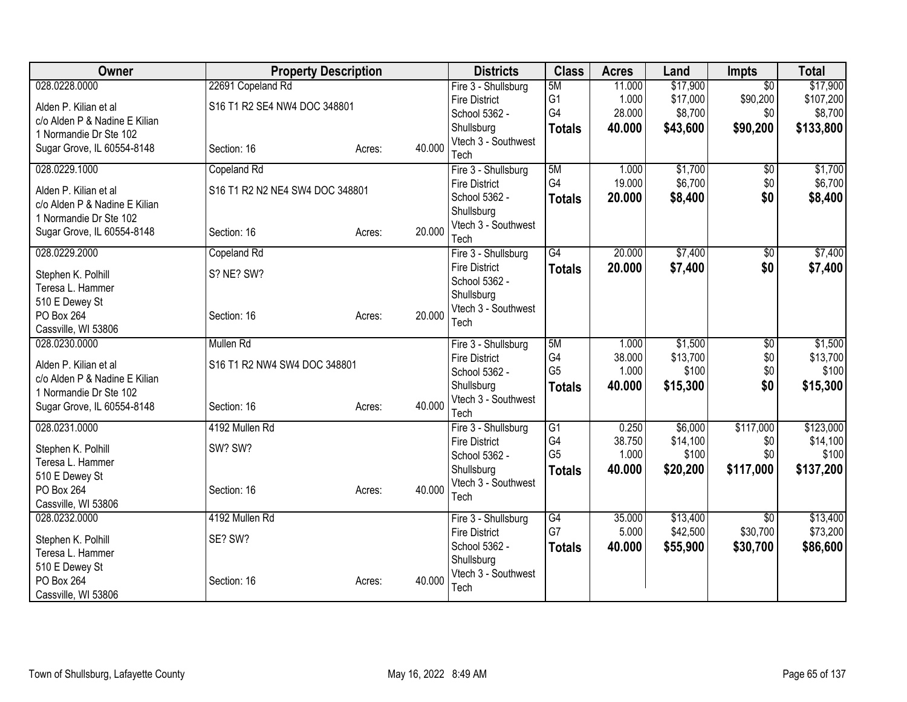| Owner | Property Description | | | Districts | Class | Acres | Land | Impts | Total |
|---|---|---|---|---|---|---|---|---|---|
| 028.0228.0000<br>Alden P. Kilian et al<br>c/o Alden P & Nadine E Kilian<br>1 Normandie Dr Ste 102<br>Sugar Grove, IL 60554-8148 | 22691 Copeland Rd<br>S16 T1 R2 SE4 NW4 DOC 348801<br>Section: 16 | Acres: | 40.000 | Fire 3 - Shullsburg Fire District<br>School 5362 - Shullsburg<br>Vtech 3 - Southwest Tech | 5M<br>G1<br>G4<br>**Totals** | 11.000<br>1.000<br>28.000<br>**40.000** | $17,900<br>$17,000<br>$8,700<br>**$43,600** | $0<br>$90,200<br>$0<br>**$90,200** | $17,900<br>$107,200<br>$8,700<br>**$133,800** |
| 028.0229.1000<br>Alden P. Kilian et al<br>c/o Alden P & Nadine E Kilian<br>1 Normandie Dr Ste 102<br>Sugar Grove, IL 60554-8148 | Copeland Rd<br>S16 T1 R2 N2 NE4 SW4 DOC 348801<br>Section: 16 | Acres: | 20.000 | Fire 3 - Shullsburg Fire District<br>School 5362 - Shullsburg<br>Vtech 3 - Southwest Tech | 5M<br>G4<br>**Totals** | 1.000<br>19.000<br>**20.000** | $1,700<br>$6,700<br>**$8,400** | $0<br>$0<br>**$0** | $1,700<br>$6,700<br>**$8,400** |
| 028.0229.2000<br>Stephen K. Polhill<br>Teresa L. Hammer<br>510 E Dewey St<br>PO Box 264<br>Cassville, WI 53806 | Copeland Rd<br>S? NE? SW?<br>Section: 16 | Acres: | 20.000 | Fire 3 - Shullsburg Fire District<br>School 5362 - Shullsburg<br>Vtech 3 - Southwest Tech | G4<br>**Totals** | 20.000<br>**20.000** | $7,400<br>**$7,400** | $0<br>**$0** | $7,400<br>**$7,400** |
| 028.0230.0000<br>Alden P. Kilian et al<br>c/o Alden P & Nadine E Kilian<br>1 Normandie Dr Ste 102<br>Sugar Grove, IL 60554-8148 | Mullen Rd<br>S16 T1 R2 NW4 SW4 DOC 348801<br>Section: 16 | Acres: | 40.000 | Fire 3 - Shullsburg Fire District<br>School 5362 - Shullsburg<br>Vtech 3 - Southwest Tech | 5M<br>G4<br>G5<br>**Totals** | 1.000<br>38.000<br>1.000<br>**40.000** | $1,500<br>$13,700<br>$100<br>**$15,300** | $0<br>$0<br>$0<br>**$0** | $1,500<br>$13,700<br>$100<br>**$15,300** |
| 028.0231.0000<br>Stephen K. Polhill<br>Teresa L. Hammer<br>510 E Dewey St<br>PO Box 264<br>Cassville, WI 53806 | 4192 Mullen Rd<br>SW? SW?<br>Section: 16 | Acres: | 40.000 | Fire 3 - Shullsburg Fire District<br>School 5362 - Shullsburg<br>Vtech 3 - Southwest Tech | G1<br>G4<br>G5<br>**Totals** | 0.250<br>38.750<br>1.000<br>**40.000** | $6,000<br>$14,100<br>$100<br>**$20,200** | $117,000<br>$0<br>$0<br>**$117,000** | $123,000<br>$14,100<br>$100<br>**$137,200** |
| 028.0232.0000<br>Stephen K. Polhill<br>Teresa L. Hammer<br>510 E Dewey St<br>PO Box 264<br>Cassville, WI 53806 | 4192 Mullen Rd<br>SE? SW?<br>Section: 16 | Acres: | 40.000 | Fire 3 - Shullsburg Fire District<br>School 5362 - Shullsburg<br>Vtech 3 - Southwest Tech | G4<br>G7<br>**Totals** | 35.000<br>5.000<br>**40.000** | $13,400<br>$42,500<br>**$55,900** | $0<br>$30,700<br>**$30,700** | $13,400<br>$73,200<br>**$86,600** |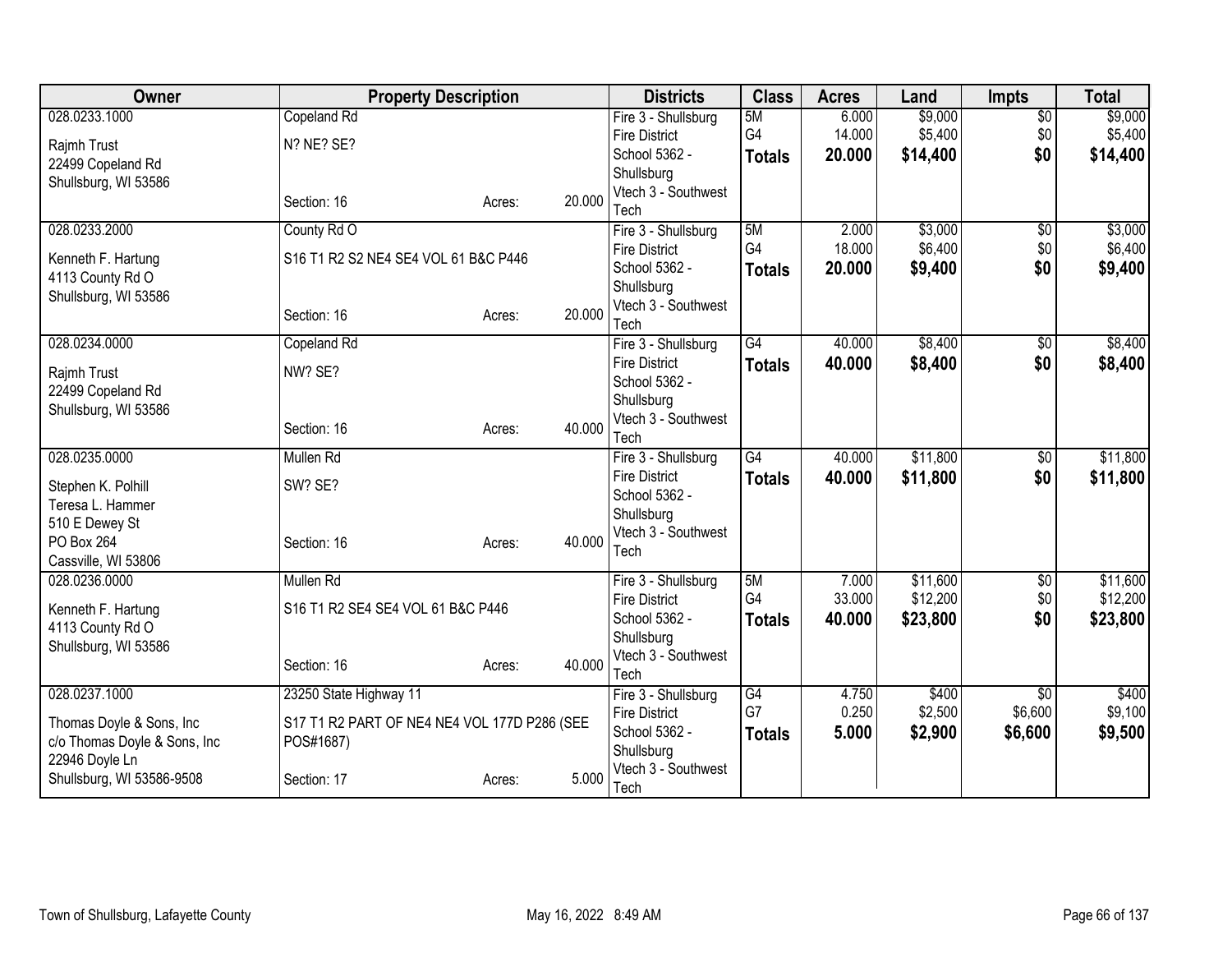| Owner | Property Description | | | Districts | Class | Acres | Land | Impts | Total |
|---|---|---|---|---|---|---|---|---|---|
| 028.0233.1000 | Copeland Rd | | | Fire 3 - Shullsburg Fire District | 5M | 6.000 | $9,000 | $0 | $9,000 |
| Rajmh Trust<br>22499 Copeland Rd<br>Shullsburg, WI 53586 | N? NE? SE? | | | School 5362 - Shullsburg | G4 | 14.000 | $5,400 | $0 | $5,400 |
| | Section: 16 | Acres: | 20.000 | Vtech 3 - Southwest Tech | **Totals** | **20.000** | **$14,400** | **$0** | **$14,400** |
| 028.0233.2000 | County Rd O | | | Fire 3 - Shullsburg Fire District | 5M | 2.000 | $3,000 | $0 | $3,000 |
| Kenneth F. Hartung<br>4113 County Rd O<br>Shullsburg, WI 53586 | S16 T1 R2 S2 NE4 SE4 VOL 61 B&C P446 | | | School 5362 - Shullsburg | G4 | 18.000 | $6,400 | $0 | $6,400 |
| | Section: 16 | Acres: | 20.000 | Vtech 3 - Southwest Tech | **Totals** | **20.000** | **$9,400** | **$0** | **$9,400** |
| 028.0234.0000 | Copeland Rd | | | Fire 3 - Shullsburg Fire District | G4 | 40.000 | $8,400 | $0 | $8,400 |
| Rajmh Trust<br>22499 Copeland Rd<br>Shullsburg, WI 53586 | NW? SE? | | | School 5362 - Shullsburg | **Totals** | **40.000** | **$8,400** | **$0** | **$8,400** |
| | Section: 16 | Acres: | 40.000 | Vtech 3 - Southwest Tech | | | | | |
| 028.0235.0000 | Mullen Rd | | | Fire 3 - Shullsburg Fire District | G4 | 40.000 | $11,800 | $0 | $11,800 |
| Stephen K. Polhill<br>Teresa L. Hammer<br>510 E Dewey St<br>PO Box 264<br>Cassville, WI 53806 | SW? SE? | | | School 5362 - Shullsburg | **Totals** | **40.000** | **$11,800** | **$0** | **$11,800** |
| | Section: 16 | Acres: | 40.000 | Vtech 3 - Southwest Tech | | | | | |
| 028.0236.0000 | Mullen Rd | | | Fire 3 - Shullsburg Fire District | 5M | 7.000 | $11,600 | $0 | $11,600 |
| Kenneth F. Hartung<br>4113 County Rd O<br>Shullsburg, WI 53586 | S16 T1 R2 SE4 SE4 VOL 61 B&C P446 | | | School 5362 - Shullsburg | G4 | 33.000 | $12,200 | $0 | $12,200 |
| | Section: 16 | Acres: | 40.000 | Vtech 3 - Southwest Tech | **Totals** | **40.000** | **$23,800** | **$0** | **$23,800** |
| 028.0237.1000 | 23250 State Highway 11 | | | Fire 3 - Shullsburg Fire District | G4 | 4.750 | $400 | $0 | $400 |
| Thomas Doyle & Sons, Inc<br>c/o Thomas Doyle & Sons, Inc<br>22946 Doyle Ln<br>Shullsburg, WI 53586-9508 | S17 T1 R2 PART OF NE4 NE4 VOL 177D P286 (SEE POS#1687) | | | School 5362 - Shullsburg | G7 | 0.250 | $2,500 | $6,600 | $9,100 |
| | Section: 17 | Acres: | 5.000 | Vtech 3 - Southwest Tech | **Totals** | **5.000** | **$2,900** | **$6,600** | **$9,500** |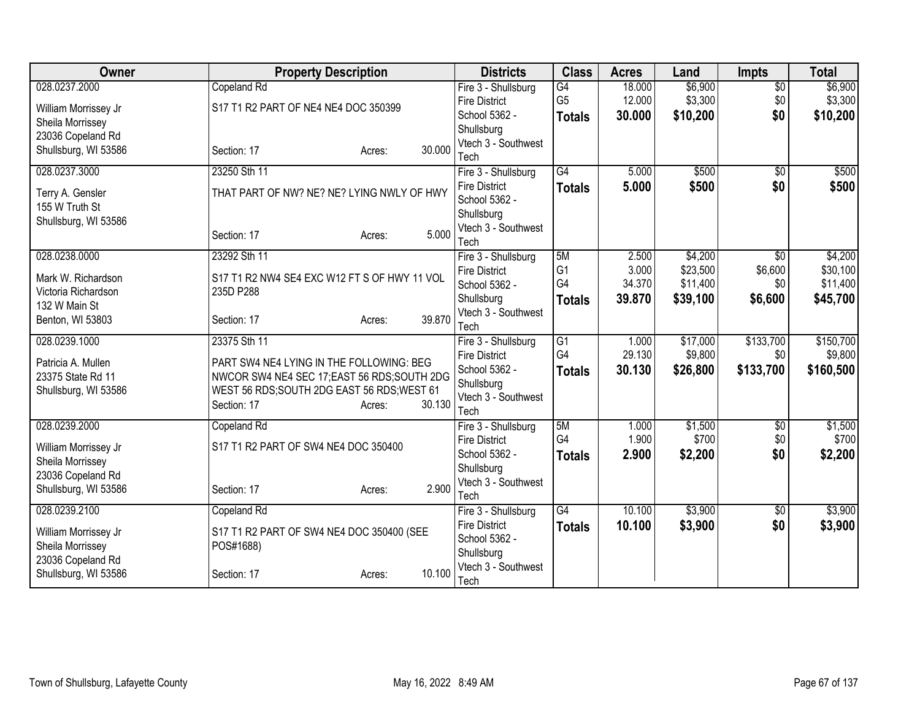| Owner | Property Description | Districts | Class | Acres | Land | Impts | Total |
|---|---|---|---|---|---|---|---|
| 028.0237.2000<br>William Morrissey Jr<br>Sheila Morrissey<br>23036 Copeland Rd<br>Shullsburg, WI 53586 | Copeland Rd<br>S17 T1 R2 PART OF NE4 NE4 DOC 350399<br>Section: 17 Acres: 30.000 | Fire 3 - Shullsburg Fire District<br>School 5362 - Shullsburg<br>Vtech 3 - Southwest Tech | G4<br>G5<br>**Totals** | 18.000<br>12.000<br>**30.000** | $6,900<br>$3,300<br>**$10,200** | $0<br>$0<br>**$0** | $6,900<br>$3,300<br>**$10,200** |
| 028.0237.3000<br>Terry A. Gensler<br>155 W Truth St<br>Shullsburg, WI 53586 | 23250 Sth 11<br>THAT PART OF NW? NE? NE? LYING NWLY OF HWY<br>Section: 17 Acres: 5.000 | Fire 3 - Shullsburg Fire District<br>School 5362 - Shullsburg<br>Vtech 3 - Southwest Tech | G4<br>**Totals** | 5.000<br>**5.000** | $500<br>**$500** | $0<br>**$0** | $500<br>**$500** |
| 028.0238.0000<br>Mark W. Richardson<br>Victoria Richardson<br>132 W Main St<br>Benton, WI 53803 | 23292 Sth 11<br>S17 T1 R2 NW4 SE4 EXC W12 FT S OF HWY 11 VOL 235D P288<br>Section: 17 Acres: 39.870 | Fire 3 - Shullsburg Fire District<br>School 5362 - Shullsburg<br>Vtech 3 - Southwest Tech | 5M<br>G1<br>G4<br>**Totals** | 2.500<br>3.000<br>34.370<br>**39.870** | $4,200<br>$23,500<br>$11,400<br>**$39,100** | $0<br>$6,600<br>$0<br>**$6,600** | $4,200<br>$30,100<br>$11,400<br>**$45,700** |
| 028.0239.1000<br>Patricia A. Mullen<br>23375 State Rd 11<br>Shullsburg, WI 53586 | 23375 Sth 11<br>PART SW4 NE4 LYING IN THE FOLLOWING: BEG NWCOR SW4 NE4 SEC 17;EAST 56 RDS;SOUTH 2DG WEST 56 RDS;SOUTH 2DG EAST 56 RDS;WEST 61<br>Section: 17 Acres: 30.130 | Fire 3 - Shullsburg Fire District<br>School 5362 - Shullsburg<br>Vtech 3 - Southwest Tech | G1<br>G4<br>**Totals** | 1.000<br>29.130<br>**30.130** | $17,000<br>$9,800<br>**$26,800** | $133,700<br>$0<br>**$133,700** | $150,700<br>$9,800<br>**$160,500** |
| 028.0239.2000<br>William Morrissey Jr<br>Sheila Morrissey<br>23036 Copeland Rd<br>Shullsburg, WI 53586 | Copeland Rd<br>S17 T1 R2 PART OF SW4 NE4 DOC 350400<br>Section: 17 Acres: 2.900 | Fire 3 - Shullsburg Fire District<br>School 5362 - Shullsburg<br>Vtech 3 - Southwest Tech | 5M<br>G4<br>**Totals** | 1.000<br>1.900<br>**2.900** | $1,500<br>$700<br>**$2,200** | $0<br>$0<br>**$0** | $1,500<br>$700<br>**$2,200** |
| 028.0239.2100<br>William Morrissey Jr<br>Sheila Morrissey<br>23036 Copeland Rd<br>Shullsburg, WI 53586 | Copeland Rd<br>S17 T1 R2 PART OF SW4 NE4 DOC 350400 (SEE POS#1688)<br>Section: 17 Acres: 10.100 | Fire 3 - Shullsburg Fire District<br>School 5362 - Shullsburg<br>Vtech 3 - Southwest Tech | G4<br>**Totals** | 10.100<br>**10.100** | $3,900<br>**$3,900** | $0<br>**$0** | $3,900<br>**$3,900** |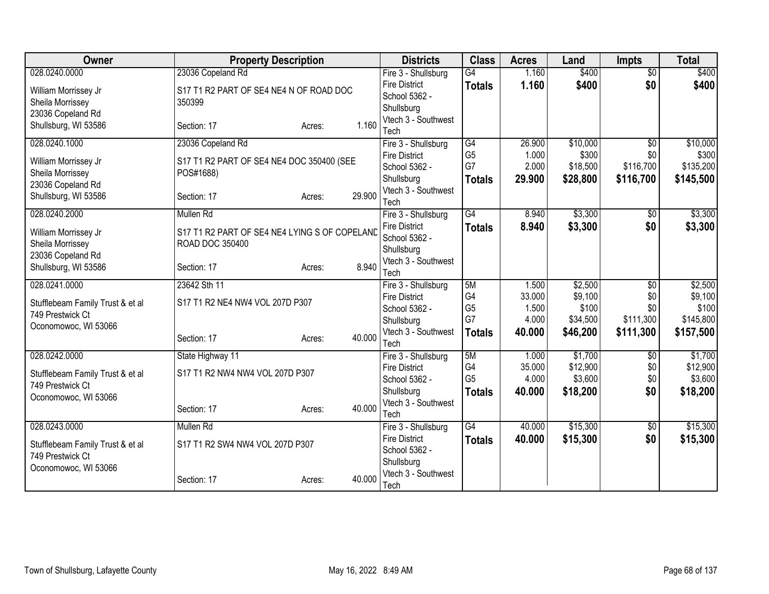| Owner | Property Description | Districts | Class | Acres | Land | Impts | Total |
|---|---|---|---|---|---|---|---|
| 028.0240.0000<br>William Morrissey Jr<br>Sheila Morrissey<br>23036 Copeland Rd<br>Shullsburg, WI 53586 | 23036 Copeland Rd<br>S17 T1 R2 PART OF SE4 NE4 N OF ROAD DOC 350399<br>Section: 17 Acres: 1.160 | Fire 3 - Shullsburg Fire District<br>School 5362 - Shullsburg<br>Vtech 3 - Southwest Tech | G4<br>**Totals** | 1.160<br>**1.160** | $400<br>**$400** | $0<br>**$0** | $400<br>**$400** |
| 028.0240.1000<br>William Morrissey Jr<br>Sheila Morrissey<br>23036 Copeland Rd<br>Shullsburg, WI 53586 | 23036 Copeland Rd<br>S17 T1 R2 PART OF SE4 NE4 DOC 350400 (SEE POS#1688)<br>Section: 17 Acres: 29.900 | Fire 3 - Shullsburg Fire District<br>School 5362 - Shullsburg<br>Vtech 3 - Southwest Tech | G4<br>G5<br>G7<br>**Totals** | 26.900<br>1.000<br>2.000<br>**29.900** | $10,000<br>$300<br>$18,500<br>**$28,800** | $0<br>$0<br>$116,700<br>**$116,700** | $10,000<br>$300<br>$135,200<br>**$145,500** |
| 028.0240.2000<br>William Morrissey Jr<br>Sheila Morrissey<br>23036 Copeland Rd<br>Shullsburg, WI 53586 | Mullen Rd<br>S17 T1 R2 PART OF SE4 NE4 LYING S OF COPELAND ROAD DOC 350400<br>Section: 17 Acres: 8.940 | Fire 3 - Shullsburg Fire District<br>School 5362 - Shullsburg<br>Vtech 3 - Southwest Tech | G4<br>**Totals** | 8.940<br>**8.940** | $3,300<br>**$3,300** | $0<br>**$0** | $3,300<br>**$3,300** |
| 028.0241.0000<br>Stufflebeam Family Trust & et al<br>749 Prestwick Ct<br>Oconomowoc, WI 53066 | 23642 Sth 11<br>S17 T1 R2 NE4 NW4 VOL 207D P307<br>Section: 17 Acres: 40.000 | Fire 3 - Shullsburg Fire District<br>School 5362 - Shullsburg<br>Vtech 3 - Southwest Tech | 5M<br>G4<br>G5<br>G7<br>**Totals** | 1.500<br>33.000<br>1.500<br>4.000<br>**40.000** | $2,500<br>$9,100<br>$100<br>$34,500<br>**$46,200** | $0<br>$0<br>$0<br>$111,300<br>**$111,300** | $2,500<br>$9,100<br>$100<br>$145,800<br>**$157,500** |
| 028.0242.0000<br>Stufflebeam Family Trust & et al<br>749 Prestwick Ct<br>Oconomowoc, WI 53066 | State Highway 11<br>S17 T1 R2 NW4 NW4 VOL 207D P307<br>Section: 17 Acres: 40.000 | Fire 3 - Shullsburg Fire District<br>School 5362 - Shullsburg<br>Vtech 3 - Southwest Tech | 5M<br>G4<br>G5<br>**Totals** | 1.000<br>35.000<br>4.000<br>**40.000** | $1,700<br>$12,900<br>$3,600<br>**$18,200** | $0<br>$0<br>$0<br>**$0** | $1,700<br>$12,900<br>$3,600<br>**$18,200** |
| 028.0243.0000<br>Stufflebeam Family Trust & et al<br>749 Prestwick Ct<br>Oconomowoc, WI 53066 | Mullen Rd<br>S17 T1 R2 SW4 NW4 VOL 207D P307<br>Section: 17 Acres: 40.000 | Fire 3 - Shullsburg Fire District<br>School 5362 - Shullsburg<br>Vtech 3 - Southwest Tech | G4<br>**Totals** | 40.000<br>**40.000** | $15,300<br>**$15,300** | $0<br>**$0** | $15,300<br>**$15,300** |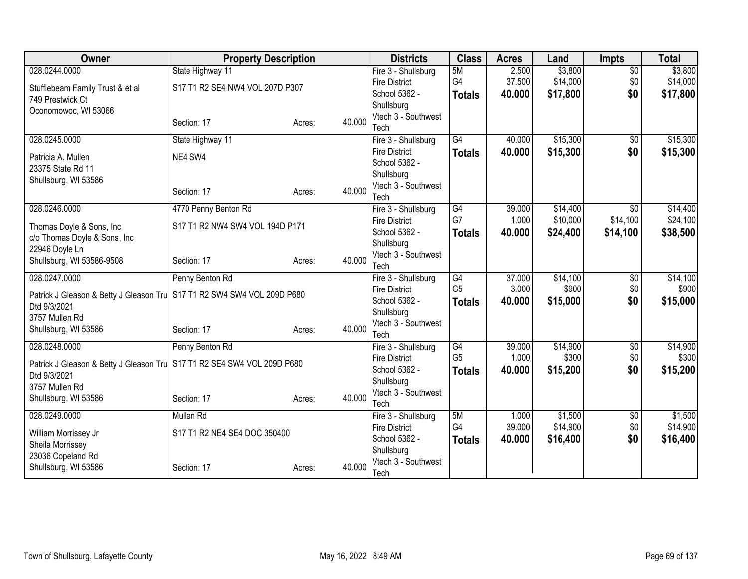| Owner | Property Description | | | Districts | Class | Acres | Land | Impts | Total |
|---|---|---|---|---|---|---|---|---|---|
| 028.0244.0000 | State Highway 11 | | | Fire 3 - Shullsburg Fire District | 5M | 2.500 | $3,800 | $0 | $3,800 |
| Stufflebeam Family Trust & et al | S17 T1 R2 SE4 NW4 VOL 207D P307 | | | School 5362 - Shullsburg | G4 | 37.500 | $14,000 | $0 | $14,000 |
| 749 Prestwick Ct | | | | Vtech 3 - Southwest Tech | **Totals** | **40.000** | **$17,800** | **$0** | **$17,800** |
| Oconomowoc, WI 53066 | Section: 17 | Acres: | 40.000 | | | | | | |
| 028.0245.0000 | State Highway 11 | | | Fire 3 - Shullsburg Fire District | G4 | 40.000 | $15,300 | $0 | $15,300 |
| Patricia A. Mullen | NE4 SW4 | | | School 5362 - Shullsburg | **Totals** | **40.000** | **$15,300** | **$0** | **$15,300** |
| 23375 State Rd 11 | | | | Vtech 3 - Southwest Tech | | | | | |
| Shullsburg, WI 53586 | Section: 17 | Acres: | 40.000 | | | | | | |
| 028.0246.0000 | 4770 Penny Benton Rd | | | Fire 3 - Shullsburg Fire District | G4 | 39.000 | $14,400 | $0 | $14,400 |
| Thomas Doyle & Sons, Inc | S17 T1 R2 NW4 SW4 VOL 194D P171 | | | School 5362 - Shullsburg | G7 | 1.000 | $10,000 | $14,100 | $24,100 |
| c/o Thomas Doyle & Sons, Inc | | | | Vtech 3 - Southwest Tech | **Totals** | **40.000** | **$24,400** | **$14,100** | **$38,500** |
| 22946 Doyle Ln | | | | | | | | | |
| Shullsburg, WI 53586-9508 | Section: 17 | Acres: | 40.000 | | | | | | |
| 028.0247.0000 | Penny Benton Rd | | | Fire 3 - Shullsburg Fire District | G4 | 37.000 | $14,100 | $0 | $14,100 |
| Patrick J Gleason & Betty J Gleason Tru | S17 T1 R2 SW4 SW4 VOL 209D P680 | | | School 5362 - Shullsburg | G5 | 3.000 | $900 | $0 | $900 |
| Dtd 9/3/2021 | | | | Vtech 3 - Southwest Tech | **Totals** | **40.000** | **$15,000** | **$0** | **$15,000** |
| 3757 Mullen Rd | | | | | | | | | |
| Shullsburg, WI 53586 | Section: 17 | Acres: | 40.000 | | | | | | |
| 028.0248.0000 | Penny Benton Rd | | | Fire 3 - Shullsburg Fire District | G4 | 39.000 | $14,900 | $0 | $14,900 |
| Patrick J Gleason & Betty J Gleason Tru | S17 T1 R2 SE4 SW4 VOL 209D P680 | | | School 5362 - Shullsburg | G5 | 1.000 | $300 | $0 | $300 |
| Dtd 9/3/2021 | | | | Vtech 3 - Southwest Tech | **Totals** | **40.000** | **$15,200** | **$0** | **$15,200** |
| 3757 Mullen Rd | | | | | | | | | |
| Shullsburg, WI 53586 | Section: 17 | Acres: | 40.000 | | | | | | |
| 028.0249.0000 | Mullen Rd | | | Fire 3 - Shullsburg Fire District | 5M | 1.000 | $1,500 | $0 | $1,500 |
| William Morrissey Jr | S17 T1 R2 NE4 SE4 DOC 350400 | | | School 5362 - Shullsburg | G4 | 39.000 | $14,900 | $0 | $14,900 |
| Sheila Morrissey | | | | Vtech 3 - Southwest Tech | **Totals** | **40.000** | **$16,400** | **$0** | **$16,400** |
| 23036 Copeland Rd | | | | | | | | | |
| Shullsburg, WI 53586 | Section: 17 | Acres: | 40.000 | | | | | | |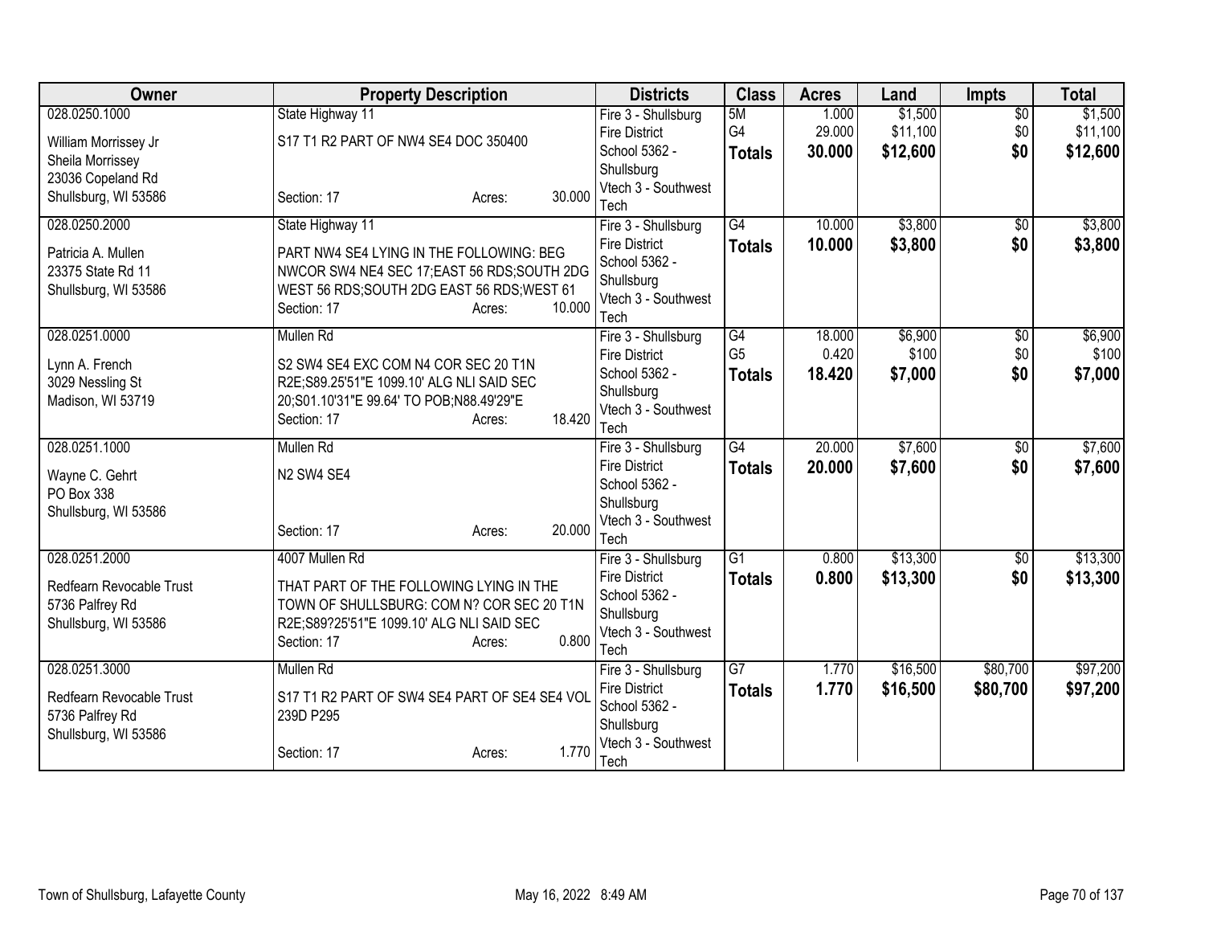| Owner | Property Description | Districts | Class | Acres | Land | Impts | Total |
|---|---|---|---|---|---|---|---|
| 028.0250.1000<br>William Morrissey Jr<br>Sheila Morrissey<br>23036 Copeland Rd<br>Shullsburg, WI 53586 | State Highway 11<br>S17 T1 R2 PART OF NW4 SE4 DOC 350400<br>Section: 17 Acres: 30.000 | Fire 3 - Shullsburg Fire District<br>School 5362 - Shullsburg<br>Vtech 3 - Southwest Tech | 5M<br>G4<br>**Totals** | 1.000<br>29.000<br>**30.000** | $1,500<br>$11,100<br>**$12,600** | $0<br>$0<br>**$0** | $1,500<br>$11,100<br>**$12,600** |
| 028.0250.2000<br>Patricia A. Mullen<br>23375 State Rd 11<br>Shullsburg, WI 53586 | State Highway 11<br>PART NW4 SE4 LYING IN THE FOLLOWING: BEG NWCOR SW4 NE4 SEC 17;EAST 56 RDS;SOUTH 2DG WEST 56 RDS;SOUTH 2DG EAST 56 RDS;WEST 61<br>Section: 17 Acres: 10.000 | Fire 3 - Shullsburg Fire District<br>School 5362 - Shullsburg<br>Vtech 3 - Southwest Tech | G4<br>**Totals** | 10.000<br>**10.000** | $3,800<br>**$3,800** | $0<br>**$0** | $3,800<br>**$3,800** |
| 028.0251.0000<br>Lynn A. French<br>3029 Nessling St<br>Madison, WI 53719 | Mullen Rd<br>S2 SW4 SE4 EXC COM N4 COR SEC 20 T1N R2E;S89.25'51"E 1099.10' ALG NLI SAID SEC 20;S01.10'31"E 99.64' TO POB;N88.49'29"E<br>Section: 17 Acres: 18.420 | Fire 3 - Shullsburg Fire District<br>School 5362 - Shullsburg<br>Vtech 3 - Southwest Tech | G4<br>G5<br>**Totals** | 18.000<br>0.420<br>**18.420** | $6,900<br>$100<br>**$7,000** | $0<br>$0<br>**$0** | $6,900<br>$100<br>**$7,000** |
| 028.0251.1000<br>Wayne C. Gehrt<br>PO Box 338<br>Shullsburg, WI 53586 | Mullen Rd<br>N2 SW4 SE4<br>Section: 17 Acres: 20.000 | Fire 3 - Shullsburg Fire District<br>School 5362 - Shullsburg<br>Vtech 3 - Southwest Tech | G4<br>**Totals** | 20.000<br>**20.000** | $7,600<br>**$7,600** | $0<br>**$0** | $7,600<br>**$7,600** |
| 028.0251.2000<br>Redfearn Revocable Trust<br>5736 Palfrey Rd<br>Shullsburg, WI 53586 | 4007 Mullen Rd<br>THAT PART OF THE FOLLOWING LYING IN THE TOWN OF SHULLSBURG: COM N? COR SEC 20 T1N R2E;S89?25'51"E 1099.10' ALG NLI SAID SEC<br>Section: 17 Acres: 0.800 | Fire 3 - Shullsburg Fire District<br>School 5362 - Shullsburg<br>Vtech 3 - Southwest Tech | G1<br>**Totals** | 0.800<br>**0.800** | $13,300<br>**$13,300** | $0<br>**$0** | $13,300<br>**$13,300** |
| 028.0251.3000<br>Redfearn Revocable Trust<br>5736 Palfrey Rd<br>Shullsburg, WI 53586 | Mullen Rd<br>S17 T1 R2 PART OF SW4 SE4 PART OF SE4 SE4 VOL 239D P295<br>Section: 17 Acres: 1.770 | Fire 3 - Shullsburg Fire District<br>School 5362 - Shullsburg<br>Vtech 3 - Southwest Tech | G7<br>**Totals** | 1.770<br>**1.770** | $16,500<br>**$16,500** | $80,700<br>**$80,700** | $97,200<br>**$97,200** |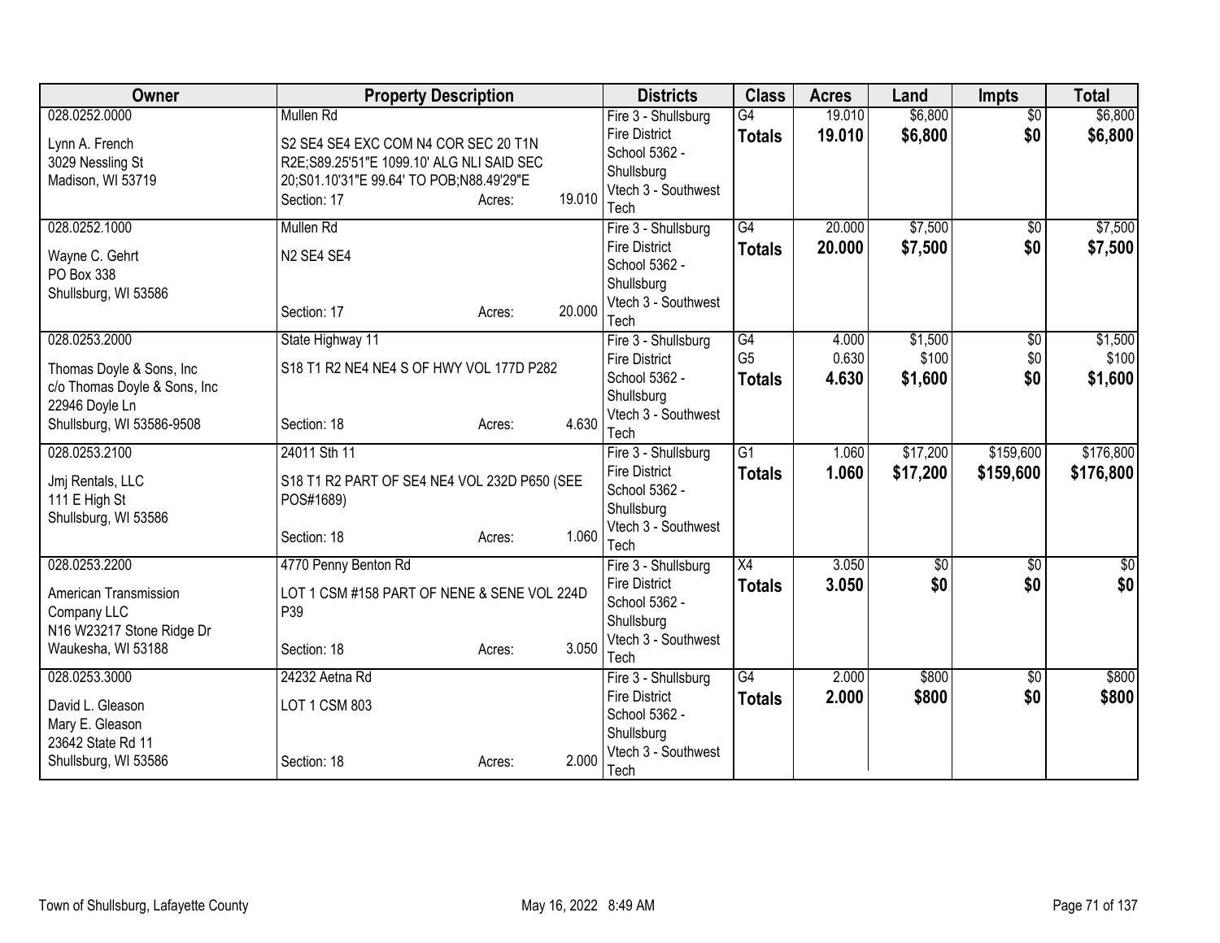| Owner | Property Description | Districts | Class | Acres | Land | Impts | Total |
|---|---|---|---|---|---|---|---|
| 028.0252.0000<br>Lynn A. French<br>3029 Nessling St<br>Madison, WI 53719 | Mullen Rd<br>S2 SE4 SE4 EXC COM N4 COR SEC 20 T1N R2E;S89.25'51"E 1099.10' ALG NLI SAID SEC 20;S01.10'31"E 99.64' TO POB;N88.49'29"E<br>Section: 17 Acres: 19.010 | Fire 3 - Shullsburg Fire District<br>School 5362 - Shullsburg<br>Vtech 3 - Southwest Tech | G4<br>**Totals** | 19.010<br>**19.010** | $6,800<br>**$6,800** | $0<br>**$0** | $6,800<br>**$6,800** |
| 028.0252.1000<br>Wayne C. Gehrt<br>PO Box 338<br>Shullsburg, WI 53586 | Mullen Rd<br>N2 SE4 SE4<br>Section: 17 Acres: 20.000 | Fire 3 - Shullsburg Fire District<br>School 5362 - Shullsburg<br>Vtech 3 - Southwest Tech | G4<br>**Totals** | 20.000<br>**20.000** | $7,500<br>**$7,500** | $0<br>**$0** | $7,500<br>**$7,500** |
| 028.0253.2000<br>Thomas Doyle & Sons, Inc<br>c/o Thomas Doyle & Sons, Inc<br>22946 Doyle Ln<br>Shullsburg, WI 53586-9508 | State Highway 11<br>S18 T1 R2 NE4 NE4 S OF HWY VOL 177D P282<br>Section: 18 Acres: 4.630 | Fire 3 - Shullsburg Fire District<br>School 5362 - Shullsburg<br>Vtech 3 - Southwest Tech | G4<br>G5<br>**Totals** | 4.000<br>0.630<br>**4.630** | $1,500<br>$100<br>**$1,600** | $0<br>$0<br>**$0** | $1,500<br>$100<br>**$1,600** |
| 028.0253.2100<br>Jmj Rentals, LLC<br>111 E High St<br>Shullsburg, WI 53586 | 24011 Sth 11<br>S18 T1 R2 PART OF SE4 NE4 VOL 232D P650 (SEE POS#1689)<br>Section: 18 Acres: 1.060 | Fire 3 - Shullsburg Fire District<br>School 5362 - Shullsburg<br>Vtech 3 - Southwest Tech | G1<br>**Totals** | 1.060<br>**1.060** | $17,200<br>**$17,200** | $159,600<br>**$159,600** | $176,800<br>**$176,800** |
| 028.0253.2200<br>American Transmission Company LLC<br>N16 W23217 Stone Ridge Dr<br>Waukesha, WI 53188 | 4770 Penny Benton Rd<br>LOT 1 CSM #158 PART OF NENE & SENE VOL 224D P39<br>Section: 18 Acres: 3.050 | Fire 3 - Shullsburg Fire District<br>School 5362 - Shullsburg<br>Vtech 3 - Southwest Tech | X4<br>**Totals** | 3.050<br>**3.050** | $0<br>**$0** | $0<br>**$0** | $0<br>**$0** |
| 028.0253.3000<br>David L. Gleason<br>Mary E. Gleason<br>23642 State Rd 11<br>Shullsburg, WI 53586 | 24232 Aetna Rd<br>LOT 1 CSM 803<br>Section: 18 Acres: 2.000 | Fire 3 - Shullsburg Fire District<br>School 5362 - Shullsburg<br>Vtech 3 - Southwest Tech | G4<br>**Totals** | 2.000<br>**2.000** | $800<br>**$800** | $0<br>**$0** | $800<br>**$800** |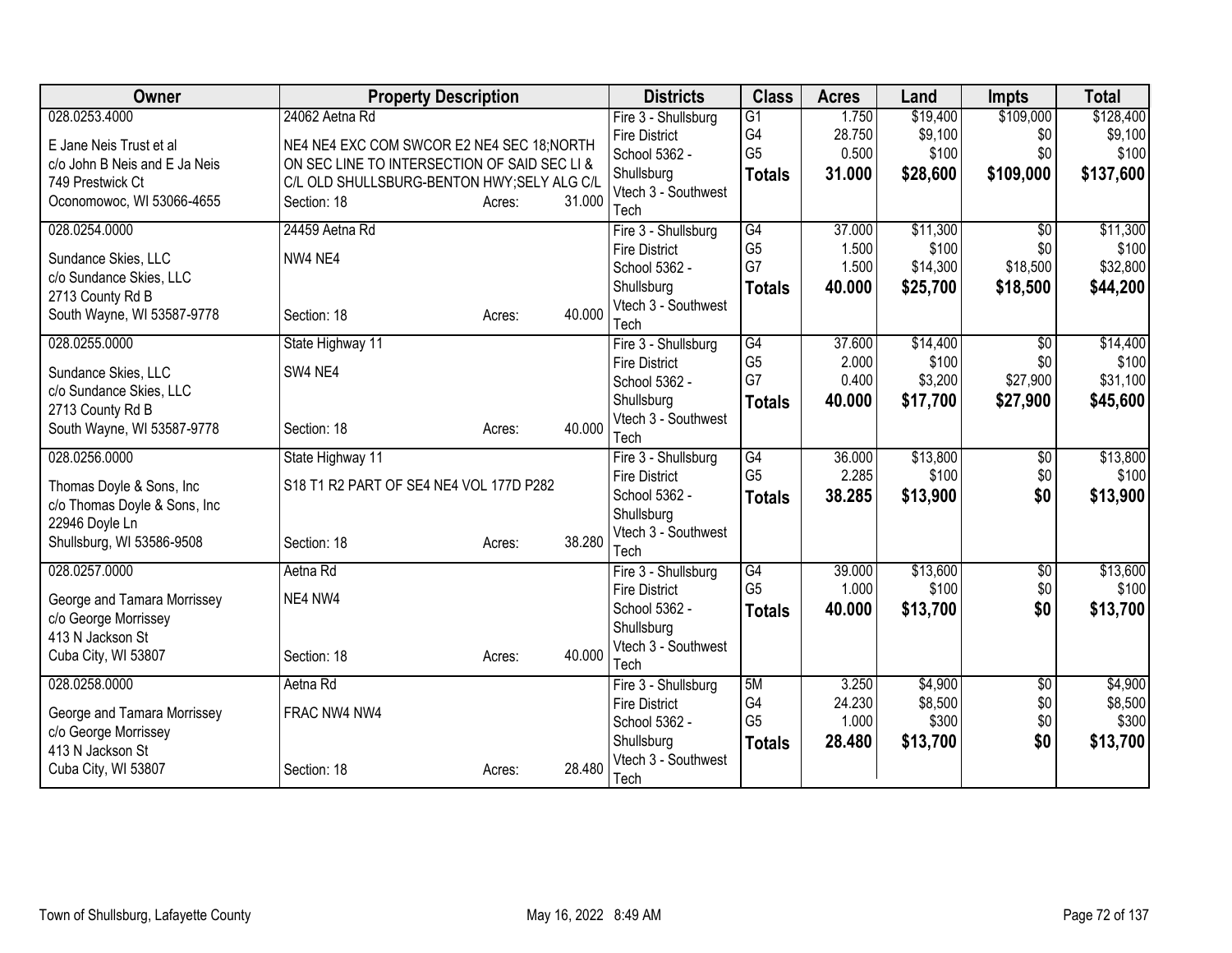| Owner | Property Description | Districts | Class | Acres | Land | Impts | Total |
|---|---|---|---|---|---|---|---|
| 028.0253.4000<br>E Jane Neis Trust et al<br>c/o John B Neis and E Ja Neis<br>749 Prestwick Ct<br>Oconomowoc, WI 53066-4655 | 24062 Aetna Rd<br>NE4 NE4 EXC COM SWCOR E2 NE4 SEC 18;NORTH ON SEC LINE TO INTERSECTION OF SAID SEC LI & C/L OLD SHULLSBURG-BENTON HWY;SELY ALG C/L<br>Section: 18 Acres: 31.000 | Fire 3 - Shullsburg Fire District<br>School 5362 - Shullsburg<br>Vtech 3 - Southwest Tech | G1<br>G4<br>G5<br>**Totals** | 1.750<br>28.750<br>0.500<br>**31.000** | $19,400<br>$9,100<br>$100<br>**$28,600** | $109,000<br>$0<br>$0<br>**$109,000** | $128,400<br>$9,100<br>$100<br>**$137,600** |
| 028.0254.0000<br>Sundance Skies, LLC<br>c/o Sundance Skies, LLC<br>2713 County Rd B<br>South Wayne, WI 53587-9778 | 24459 Aetna Rd<br>NW4 NE4<br>Section: 18 Acres: 40.000 | Fire 3 - Shullsburg Fire District<br>School 5362 - Shullsburg<br>Vtech 3 - Southwest Tech | G4<br>G5<br>G7<br>**Totals** | 37.000<br>1.500<br>1.500<br>**40.000** | $11,300<br>$100<br>$14,300<br>**$25,700** | $0<br>$0<br>$18,500<br>**$18,500** | $11,300<br>$100<br>$32,800<br>**$44,200** |
| 028.0255.0000<br>Sundance Skies, LLC<br>c/o Sundance Skies, LLC<br>2713 County Rd B<br>South Wayne, WI 53587-9778 | State Highway 11<br>SW4 NE4<br>Section: 18 Acres: 40.000 | Fire 3 - Shullsburg Fire District<br>School 5362 - Shullsburg<br>Vtech 3 - Southwest Tech | G4<br>G5<br>G7<br>**Totals** | 37.600<br>2.000<br>0.400<br>**40.000** | $14,400<br>$100<br>$3,200<br>**$17,700** | $0<br>$0<br>$27,900<br>**$27,900** | $14,400<br>$100<br>$31,100<br>**$45,600** |
| 028.0256.0000<br>Thomas Doyle & Sons, Inc<br>c/o Thomas Doyle & Sons, Inc<br>22946 Doyle Ln<br>Shullsburg, WI 53586-9508 | State Highway 11<br>S18 T1 R2 PART OF SE4 NE4 VOL 177D P282<br>Section: 18 Acres: 38.280 | Fire 3 - Shullsburg Fire District<br>School 5362 - Shullsburg<br>Vtech 3 - Southwest Tech | G4<br>G5<br>**Totals** | 36.000<br>2.285<br>**38.285** | $13,800<br>$100<br>**$13,900** | $0<br>$0<br>**$0** | $13,800<br>$100<br>**$13,900** |
| 028.0257.0000<br>George and Tamara Morrissey<br>c/o George Morrissey<br>413 N Jackson St<br>Cuba City, WI 53807 | Aetna Rd<br>NE4 NW4<br>Section: 18 Acres: 40.000 | Fire 3 - Shullsburg Fire District<br>School 5362 - Shullsburg<br>Vtech 3 - Southwest Tech | G4<br>G5<br>**Totals** | 39.000<br>1.000<br>**40.000** | $13,600<br>$100<br>**$13,700** | $0<br>$0<br>**$0** | $13,600<br>$100<br>**$13,700** |
| 028.0258.0000<br>George and Tamara Morrissey<br>c/o George Morrissey<br>413 N Jackson St<br>Cuba City, WI 53807 | Aetna Rd<br>FRAC NW4 NW4<br>Section: 18 Acres: 28.480 | Fire 3 - Shullsburg Fire District<br>School 5362 - Shullsburg<br>Vtech 3 - Southwest Tech | 5M<br>G4<br>G5<br>**Totals** | 3.250<br>24.230<br>1.000<br>**28.480** | $4,900<br>$8,500<br>$300<br>**$13,700** | $0<br>$0<br>$0<br>**$0** | $4,900<br>$8,500<br>$300<br>**$13,700** |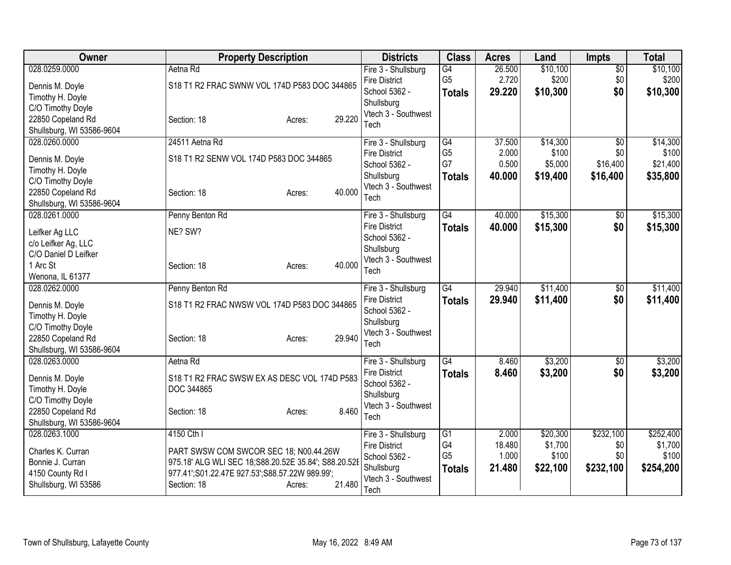| Owner | Property Description | Districts | Class | Acres | Land | Impts | Total |
|---|---|---|---|---|---|---|---|
| 028.0259.0000<br>Dennis M. Doyle<br>Timothy H. Doyle<br>C/O Timothy Doyle<br>22850 Copeland Rd<br>Shullsburg, WI 53586-9604 | Aetna Rd<br>S18 T1 R2 FRAC SWNW VOL 174D P583 DOC 344865<br>Section: 18 Acres: 29.220 | Fire 3 - Shullsburg Fire District<br>School 5362 - Shullsburg<br>Vtech 3 - Southwest Tech | G4<br>G5<br>**Totals** | 26.500<br>2.720<br>**29.220** | $10,100<br>$200<br>**$10,300** | $0<br>$0<br>**$0** | $10,100<br>$200<br>**$10,300** |
| 028.0260.0000<br>Dennis M. Doyle<br>Timothy H. Doyle<br>C/O Timothy Doyle<br>22850 Copeland Rd<br>Shullsburg, WI 53586-9604 | 24511 Aetna Rd<br>S18 T1 R2 SENW VOL 174D P583 DOC 344865<br>Section: 18 Acres: 40.000 | Fire 3 - Shullsburg Fire District<br>School 5362 - Shullsburg<br>Vtech 3 - Southwest Tech | G4<br>G5<br>G7<br>**Totals** | 37.500<br>2.000<br>0.500<br>**40.000** | $14,300<br>$100<br>$5,000<br>**$19,400** | $0<br>$0<br>$16,400<br>**$16,400** | $14,300<br>$100<br>$21,400<br>**$35,800** |
| 028.0261.0000<br>Leifker Ag LLC<br>c/o Leifker Ag, LLC<br>C/O Daniel D Leifker<br>1 Arc St<br>Wenona, IL 61377 | Penny Benton Rd<br>NE? SW?<br>Section: 18 Acres: 40.000 | Fire 3 - Shullsburg Fire District<br>School 5362 - Shullsburg<br>Vtech 3 - Southwest Tech | G4<br>**Totals** | 40.000<br>**40.000** | $15,300<br>**$15,300** | $0<br>**$0** | $15,300<br>**$15,300** |
| 028.0262.0000<br>Dennis M. Doyle<br>Timothy H. Doyle<br>C/O Timothy Doyle<br>22850 Copeland Rd<br>Shullsburg, WI 53586-9604 | Penny Benton Rd<br>S18 T1 R2 FRAC NWSW VOL 174D P583 DOC 344865<br>Section: 18 Acres: 29.940 | Fire 3 - Shullsburg Fire District<br>School 5362 - Shullsburg<br>Vtech 3 - Southwest Tech | G4<br>**Totals** | 29.940<br>**29.940** | $11,400<br>**$11,400** | $0<br>**$0** | $11,400<br>**$11,400** |
| 028.0263.0000<br>Dennis M. Doyle<br>Timothy H. Doyle<br>C/O Timothy Doyle<br>22850 Copeland Rd<br>Shullsburg, WI 53586-9604 | Aetna Rd<br>S18 T1 R2 FRAC SWSW EX AS DESC VOL 174D P583 DOC 344865<br>Section: 18 Acres: 8.460 | Fire 3 - Shullsburg Fire District<br>School 5362 - Shullsburg<br>Vtech 3 - Southwest Tech | G4<br>**Totals** | 8.460<br>**8.460** | $3,200<br>**$3,200** | $0<br>**$0** | $3,200<br>**$3,200** |
| 028.0263.1000<br>Charles K. Curran<br>Bonnie J. Curran<br>4150 County Rd I<br>Shullsburg, WI 53586 | 4150 Cth I<br>PART SWSW COM SWCOR SEC 18; N00.44.26W 975.18' ALG WLI SEC 18;S88.20.52E 35.84'; S88.20.52E 977.41';S01.22.47E 927.53';S88.57.22W 989.99';<br>Section: 18 Acres: 21.480 | Fire 3 - Shullsburg Fire District<br>School 5362 - Shullsburg<br>Vtech 3 - Southwest Tech | G1<br>G4<br>G5<br>**Totals** | 2.000<br>18.480<br>1.000<br>**21.480** | $20,300<br>$1,700<br>$100<br>**$22,100** | $232,100<br>$0<br>$0<br>**$232,100** | $252,400<br>$1,700<br>$100<br>**$254,200** |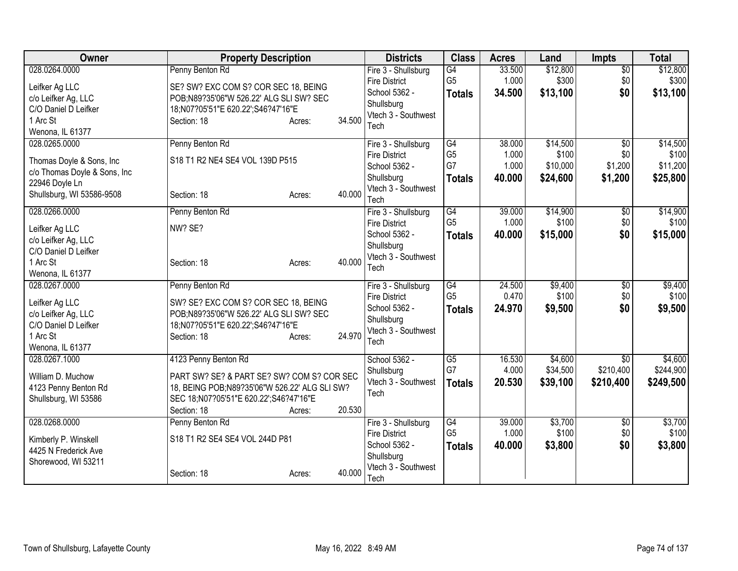| Owner | Property Description | Districts | Class | Acres | Land | Impts | Total |
|---|---|---|---|---|---|---|---|
| 028.0264.0000<br><br>Leifker Ag LLC<br>c/o Leifker Ag, LLC<br>C/O Daniel D Leifker<br>1 Arc St<br>Wenona, IL 61377 | Penny Benton Rd<br><br>SE? SW? EXC COM S? COR SEC 18, BEING POB;N89?35'06"W 526.22' ALG SLI SW? SEC 18;N07?05'51"E 620.22';S46?47'16"E<br>Section: 18 Acres: 34.500 | Fire 3 - Shullsburg Fire District<br>School 5362 - Shullsburg<br>Vtech 3 - Southwest Tech | G4<br>G5<br>**Totals** | 33.500<br>1.000<br>**34.500** | $12,800<br>$300<br>**$13,100** | $0<br>$0<br>**$0** | $12,800<br>$300<br>**$13,100** |
| 028.0265.0000<br><br>Thomas Doyle & Sons, Inc<br>c/o Thomas Doyle & Sons, Inc<br>22946 Doyle Ln<br>Shullsburg, WI 53586-9508 | Penny Benton Rd<br><br>S18 T1 R2 NE4 SE4 VOL 139D P515<br><br>Section: 18 Acres: 40.000 | Fire 3 - Shullsburg Fire District<br>School 5362 - Shullsburg<br>Vtech 3 - Southwest Tech | G4<br>G5<br>G7<br>**Totals** | 38.000<br>1.000<br>1.000<br>**40.000** | $14,500<br>$100<br>$10,000<br>**$24,600** | $0<br>$0<br>$1,200<br>**$1,200** | $14,500<br>$100<br>$11,200<br>**$25,800** |
| 028.0266.0000<br><br>Leifker Ag LLC<br>c/o Leifker Ag, LLC<br>C/O Daniel D Leifker<br>1 Arc St<br>Wenona, IL 61377 | Penny Benton Rd<br><br>NW? SE?<br><br>Section: 18 Acres: 40.000 | Fire 3 - Shullsburg Fire District<br>School 5362 - Shullsburg<br>Vtech 3 - Southwest Tech | G4<br>G5<br>**Totals** | 39.000<br>1.000<br>**40.000** | $14,900<br>$100<br>**$15,000** | $0<br>$0<br>**$0** | $14,900<br>$100<br>**$15,000** |
| 028.0267.0000<br><br>Leifker Ag LLC<br>c/o Leifker Ag, LLC<br>C/O Daniel D Leifker<br>1 Arc St<br>Wenona, IL 61377 | Penny Benton Rd<br><br>SW? SE? EXC COM S? COR SEC 18, BEING POB;N89?35'06"W 526.22' ALG SLI SW? SEC 18;N07?05'51"E 620.22';S46?47'16"E<br>Section: 18 Acres: 24.970 | Fire 3 - Shullsburg Fire District<br>School 5362 - Shullsburg<br>Vtech 3 - Southwest Tech | G4<br>G5<br>**Totals** | 24.500<br>0.470<br>**24.970** | $9,400<br>$100<br>**$9,500** | $0<br>$0<br>**$0** | $9,400<br>$100<br>**$9,500** |
| 028.0267.1000<br><br>William D. Muchow<br>4123 Penny Benton Rd<br>Shullsburg, WI 53586 | 4123 Penny Benton Rd<br><br>PART SW? SE? & PART SE? SW? COM S? COR SEC 18, BEING POB;N89?35'06"W 526.22' ALG SLI SW? SEC 18;N07?05'51"E 620.22';S46?47'16"E<br>Section: 18 Acres: 20.530 | School 5362 - Shullsburg<br>Vtech 3 - Southwest Tech | G5<br>G7<br>**Totals** | 16.530<br>4.000<br>**20.530** | $4,600<br>$34,500<br>**$39,100** | $0<br>$210,400<br>**$210,400** | $4,600<br>$244,900<br>**$249,500** |
| 028.0268.0000<br><br>Kimberly P. Winskell<br>4425 N Frederick Ave<br>Shorewood, WI 53211 | Penny Benton Rd<br><br>S18 T1 R2 SE4 SE4 VOL 244D P81<br><br>Section: 18 Acres: 40.000 | Fire 3 - Shullsburg Fire District<br>School 5362 - Shullsburg<br>Vtech 3 - Southwest Tech | G4<br>G5<br>**Totals** | 39.000<br>1.000<br>**40.000** | $3,700<br>$100<br>**$3,800** | $0<br>$0<br>**$0** | $3,700<br>$100<br>**$3,800** |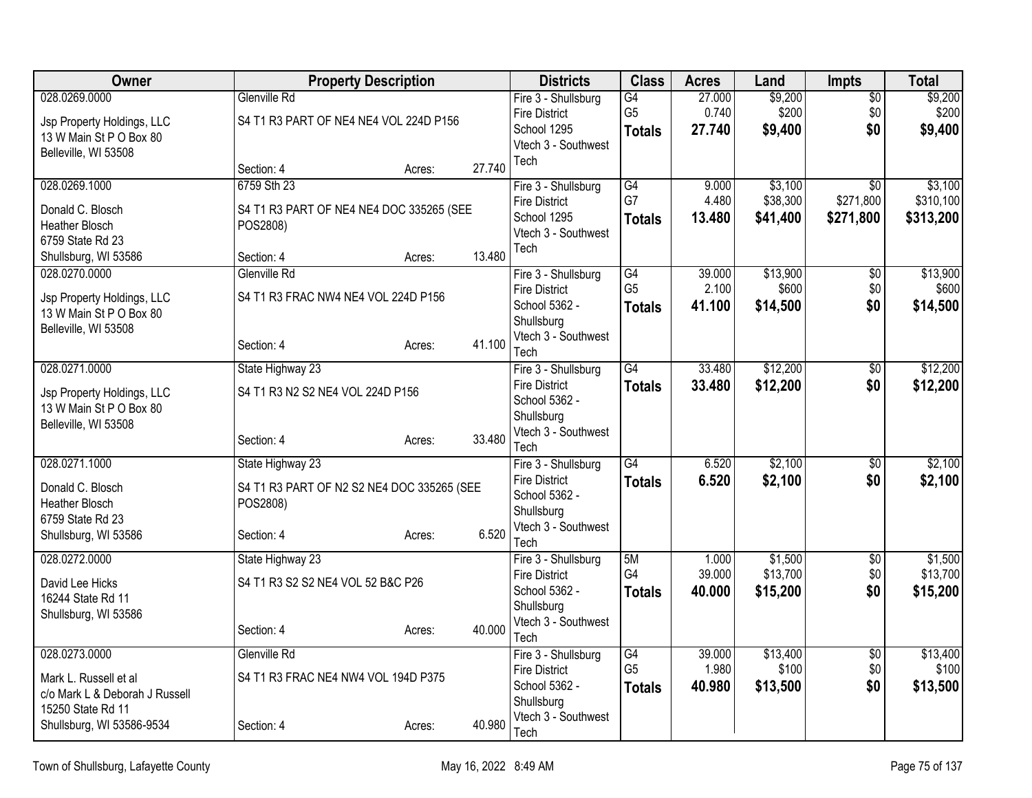| Owner | Property Description | Districts | Class | Acres | Land | Impts | Total |
|---|---|---|---|---|---|---|---|
| 028.0269.0000<br>Jsp Property Holdings, LLC<br>13 W Main St P O Box 80<br>Belleville, WI 53508 | Glenville Rd<br>S4 T1 R3 PART OF NE4 NE4 VOL 224D P156<br>Section: 4 Acres: 27.740 | Fire 3 - Shullsburg Fire District<br>School 1295<br>Vtech 3 - Southwest Tech | G4<br>G5<br>**Totals** | 27.000<br>0.740<br>**27.740** | $9,200<br>$200<br>**$9,400** | $0<br>$0<br>**$0** | $9,200<br>$200<br>**$9,400** |
| 028.0269.1000<br>Donald C. Blosch<br>Heather Blosch<br>6759 State Rd 23<br>Shullsburg, WI 53586 | 6759 Sth 23<br>S4 T1 R3 PART OF NE4 NE4 DOC 335265 (SEE POS2808)<br>Section: 4 Acres: 13.480 | Fire 3 - Shullsburg Fire District<br>School 1295<br>Vtech 3 - Southwest Tech | G4<br>G7<br>**Totals** | 9.000<br>4.480<br>**13.480** | $3,100<br>$38,300<br>**$41,400** | $0<br>$271,800<br>**$271,800** | $3,100<br>$310,100<br>**$313,200** |
| 028.0270.0000<br>Jsp Property Holdings, LLC<br>13 W Main St P O Box 80<br>Belleville, WI 53508 | Glenville Rd<br>S4 T1 R3 FRAC NW4 NE4 VOL 224D P156<br>Section: 4 Acres: 41.100 | Fire 3 - Shullsburg Fire District<br>School 5362 - Shullsburg<br>Vtech 3 - Southwest Tech | G4<br>G5<br>**Totals** | 39.000<br>2.100<br>**41.100** | $13,900<br>$600<br>**$14,500** | $0<br>$0<br>**$0** | $13,900<br>$600<br>**$14,500** |
| 028.0271.0000<br>Jsp Property Holdings, LLC<br>13 W Main St P O Box 80<br>Belleville, WI 53508 | State Highway 23<br>S4 T1 R3 N2 S2 NE4 VOL 224D P156<br>Section: 4 Acres: 33.480 | Fire 3 - Shullsburg Fire District<br>School 5362 - Shullsburg<br>Vtech 3 - Southwest Tech | G4<br>**Totals** | 33.480<br>**33.480** | $12,200<br>**$12,200** | $0<br>**$0** | $12,200<br>**$12,200** |
| 028.0271.1000<br>Donald C. Blosch<br>Heather Blosch<br>6759 State Rd 23<br>Shullsburg, WI 53586 | State Highway 23<br>S4 T1 R3 PART OF N2 S2 NE4 DOC 335265 (SEE POS2808)<br>Section: 4 Acres: 6.520 | Fire 3 - Shullsburg Fire District<br>School 5362 - Shullsburg<br>Vtech 3 - Southwest Tech | G4<br>**Totals** | 6.520<br>**6.520** | $2,100<br>**$2,100** | $0<br>**$0** | $2,100<br>**$2,100** |
| 028.0272.0000<br>David Lee Hicks<br>16244 State Rd 11<br>Shullsburg, WI 53586 | State Highway 23<br>S4 T1 R3 S2 S2 NE4 VOL 52 B&C P26<br>Section: 4 Acres: 40.000 | Fire 3 - Shullsburg Fire District<br>School 5362 - Shullsburg<br>Vtech 3 - Southwest Tech | 5M<br>G4<br>**Totals** | 1.000<br>39.000<br>**40.000** | $1,500<br>$13,700<br>**$15,200** | $0<br>$0<br>**$0** | $1,500<br>$13,700<br>**$15,200** |
| 028.0273.0000<br>Mark L. Russell et al<br>c/o Mark L & Deborah J Russell<br>15250 State Rd 11<br>Shullsburg, WI 53586-9534 | Glenville Rd<br>S4 T1 R3 FRAC NE4 NW4 VOL 194D P375<br>Section: 4 Acres: 40.980 | Fire 3 - Shullsburg Fire District<br>School 5362 - Shullsburg<br>Vtech 3 - Southwest Tech | G4<br>G5<br>**Totals** | 39.000<br>1.980<br>**40.980** | $13,400<br>$100<br>**$13,500** | $0<br>$0<br>**$0** | $13,400<br>$100<br>**$13,500** |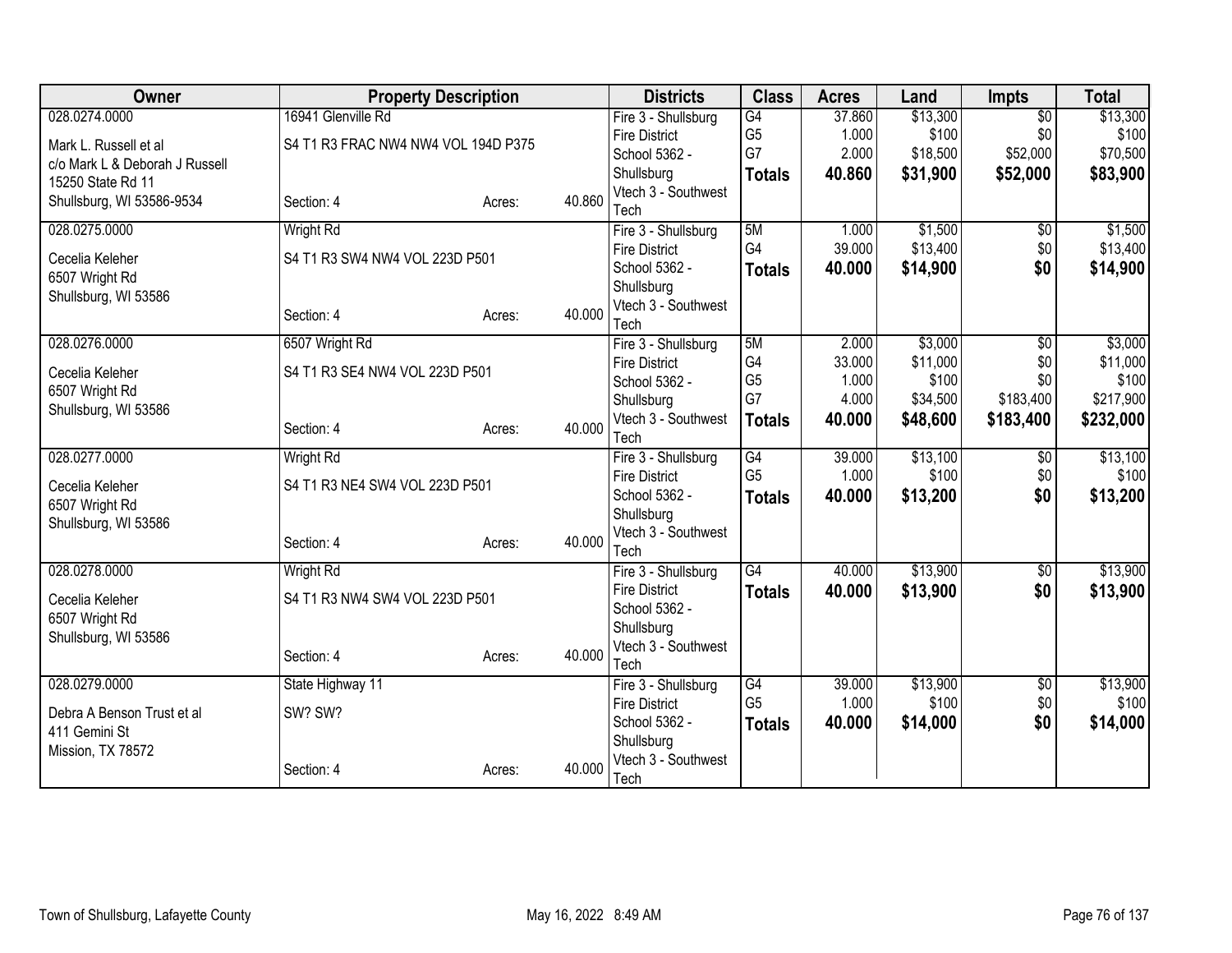| Owner | Property Description | | | Districts | Class | Acres | Land | Impts | Total |
|---|---|---|---|---|---|---|---|---|---|
| 028.0274.0000 | 16941 Glenville Rd | | | Fire 3 - Shullsburg | G4 | 37.860 | $13,300 | $0 | $13,300 |
| Mark L. Russell et al | S4 T1 R3 FRAC NW4 NW4 VOL 194D P375 | | | Fire District | G5 | 1.000 | $100 | $0 | $100 |
| c/o Mark L & Deborah J Russell | | | | School 5362 - | G7 | 2.000 | $18,500 | $52,000 | $70,500 |
| 15250 State Rd 11 | | | | Shullsburg | **Totals** | **40.860** | **$31,900** | **$52,000** | **$83,900** |
| Shullsburg, WI 53586-9534 | Section: 4 | Acres: | 40.860 | Vtech 3 - Southwest Tech | | | | | |
| 028.0275.0000 | Wright Rd | | | Fire 3 - Shullsburg | 5M | 1.000 | $1,500 | $0 | $1,500 |
| Cecelia Keleher | S4 T1 R3 SW4 NW4 VOL 223D P501 | | | Fire District | G4 | 39.000 | $13,400 | $0 | $13,400 |
| 6507 Wright Rd | | | | School 5362 - | **Totals** | **40.000** | **$14,900** | **$0** | **$14,900** |
| Shullsburg, WI 53586 | | | | Shullsburg | | | | | |
| | Section: 4 | Acres: | 40.000 | Vtech 3 - Southwest Tech | | | | | |
| 028.0276.0000 | 6507 Wright Rd | | | Fire 3 - Shullsburg | 5M | 2.000 | $3,000 | $0 | $3,000 |
| Cecelia Keleher | S4 T1 R3 SE4 NW4 VOL 223D P501 | | | Fire District | G4 | 33.000 | $11,000 | $0 | $11,000 |
| 6507 Wright Rd | | | | School 5362 - | G5 | 1.000 | $100 | $0 | $100 |
| Shullsburg, WI 53586 | | | | Shullsburg | G7 | 4.000 | $34,500 | $183,400 | $217,900 |
| | Section: 4 | Acres: | 40.000 | Vtech 3 - Southwest Tech | **Totals** | **40.000** | **$48,600** | **$183,400** | **$232,000** |
| 028.0277.0000 | Wright Rd | | | Fire 3 - Shullsburg | G4 | 39.000 | $13,100 | $0 | $13,100 |
| Cecelia Keleher | S4 T1 R3 NE4 SW4 VOL 223D P501 | | | Fire District | G5 | 1.000 | $100 | $0 | $100 |
| 6507 Wright Rd | | | | School 5362 - | **Totals** | **40.000** | **$13,200** | **$0** | **$13,200** |
| Shullsburg, WI 53586 | | | | Shullsburg | | | | | |
| | Section: 4 | Acres: | 40.000 | Vtech 3 - Southwest Tech | | | | | |
| 028.0278.0000 | Wright Rd | | | Fire 3 - Shullsburg | G4 | 40.000 | $13,900 | $0 | $13,900 |
| Cecelia Keleher | S4 T1 R3 NW4 SW4 VOL 223D P501 | | | Fire District | **Totals** | **40.000** | **$13,900** | **$0** | **$13,900** |
| 6507 Wright Rd | | | | School 5362 - | | | | | |
| Shullsburg, WI 53586 | | | | Shullsburg | | | | | |
| | Section: 4 | Acres: | 40.000 | Vtech 3 - Southwest Tech | | | | | |
| 028.0279.0000 | State Highway 11 | | | Fire 3 - Shullsburg | G4 | 39.000 | $13,900 | $0 | $13,900 |
| Debra A Benson Trust et al | SW? SW? | | | Fire District | G5 | 1.000 | $100 | $0 | $100 |
| 411 Gemini St | | | | School 5362 - | **Totals** | **40.000** | **$14,000** | **$0** | **$14,000** |
| Mission, TX 78572 | | | | Shullsburg | | | | | |
| | Section: 4 | Acres: | 40.000 | Vtech 3 - Southwest Tech | | | | | |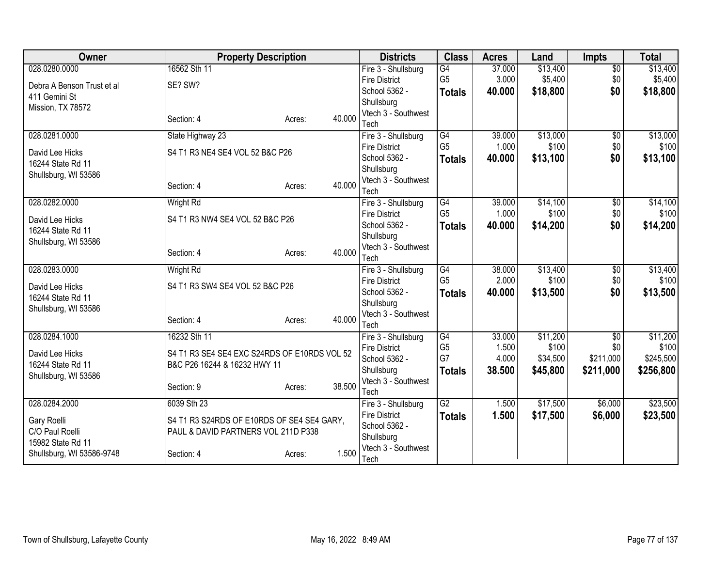| Owner | Property Description | | | Districts | Class | Acres | Land | Impts | Total |
|---|---|---|---|---|---|---|---|---|---|
| 028.0280.0000<br>Debra A Benson Trust et al<br>411 Gemini St<br>Mission, TX 78572 | 16562 Sth 11<br>SE? SW?<br>Section: 4 | Acres: | 40.000 | Fire 3 - Shullsburg Fire District<br>School 5362 - Shullsburg<br>Vtech 3 - Southwest Tech | G4<br>G5<br>**Totals** | 37.000<br>3.000<br>**40.000** | $13,400<br>$5,400<br>**$18,800** | $0<br>$0<br>**$0** | $13,400<br>$5,400<br>**$18,800** |
| 028.0281.0000<br>David Lee Hicks<br>16244 State Rd 11<br>Shullsburg, WI 53586 | State Highway 23<br>S4 T1 R3 NE4 SE4 VOL 52 B&C P26<br>Section: 4 | Acres: | 40.000 | Fire 3 - Shullsburg Fire District<br>School 5362 - Shullsburg<br>Vtech 3 - Southwest Tech | G4<br>G5<br>**Totals** | 39.000<br>1.000<br>**40.000** | $13,000<br>$100<br>**$13,100** | $0<br>$0<br>**$0** | $13,000<br>$100<br>**$13,100** |
| 028.0282.0000<br>David Lee Hicks<br>16244 State Rd 11<br>Shullsburg, WI 53586 | Wright Rd<br>S4 T1 R3 NW4 SE4 VOL 52 B&C P26<br>Section: 4 | Acres: | 40.000 | Fire 3 - Shullsburg Fire District<br>School 5362 - Shullsburg<br>Vtech 3 - Southwest Tech | G4<br>G5<br>**Totals** | 39.000<br>1.000<br>**40.000** | $14,100<br>$100<br>**$14,200** | $0<br>$0<br>**$0** | $14,100<br>$100<br>**$14,200** |
| 028.0283.0000<br>David Lee Hicks<br>16244 State Rd 11<br>Shullsburg, WI 53586 | Wright Rd<br>S4 T1 R3 SW4 SE4 VOL 52 B&C P26<br>Section: 4 | Acres: | 40.000 | Fire 3 - Shullsburg Fire District<br>School 5362 - Shullsburg<br>Vtech 3 - Southwest Tech | G4<br>G5<br>**Totals** | 38.000<br>2.000<br>**40.000** | $13,400<br>$100<br>**$13,500** | $0<br>$0<br>**$0** | $13,400<br>$100<br>**$13,500** |
| 028.0284.1000<br>David Lee Hicks<br>16244 State Rd 11<br>Shullsburg, WI 53586 | 16232 Sth 11<br>S4 T1 R3 SE4 SE4 EXC S24RDS OF E10RDS VOL 52 B&C P26 16244 & 16232 HWY 11<br>Section: 9 | Acres: | 38.500 | Fire 3 - Shullsburg Fire District<br>School 5362 - Shullsburg<br>Vtech 3 - Southwest Tech | G4<br>G5<br>G7<br>**Totals** | 33.000<br>1.500<br>4.000<br>**38.500** | $11,200<br>$100<br>$34,500<br>**$45,800** | $0<br>$0<br>$211,000<br>**$211,000** | $11,200<br>$100<br>$245,500<br>**$256,800** |
| 028.0284.2000<br>Gary Roelli<br>C/O Paul Roelli<br>15982 State Rd 11<br>Shullsburg, WI 53586-9748 | 6039 Sth 23<br>S4 T1 R3 S24RDS OF E10RDS OF SE4 SE4 GARY, PAUL & DAVID PARTNERS VOL 211D P338<br>Section: 4 | Acres: | 1.500 | Fire 3 - Shullsburg Fire District<br>School 5362 - Shullsburg<br>Vtech 3 - Southwest Tech | G2<br>**Totals** | 1.500<br>**1.500** | $17,500<br>**$17,500** | $6,000<br>**$6,000** | $23,500<br>**$23,500** |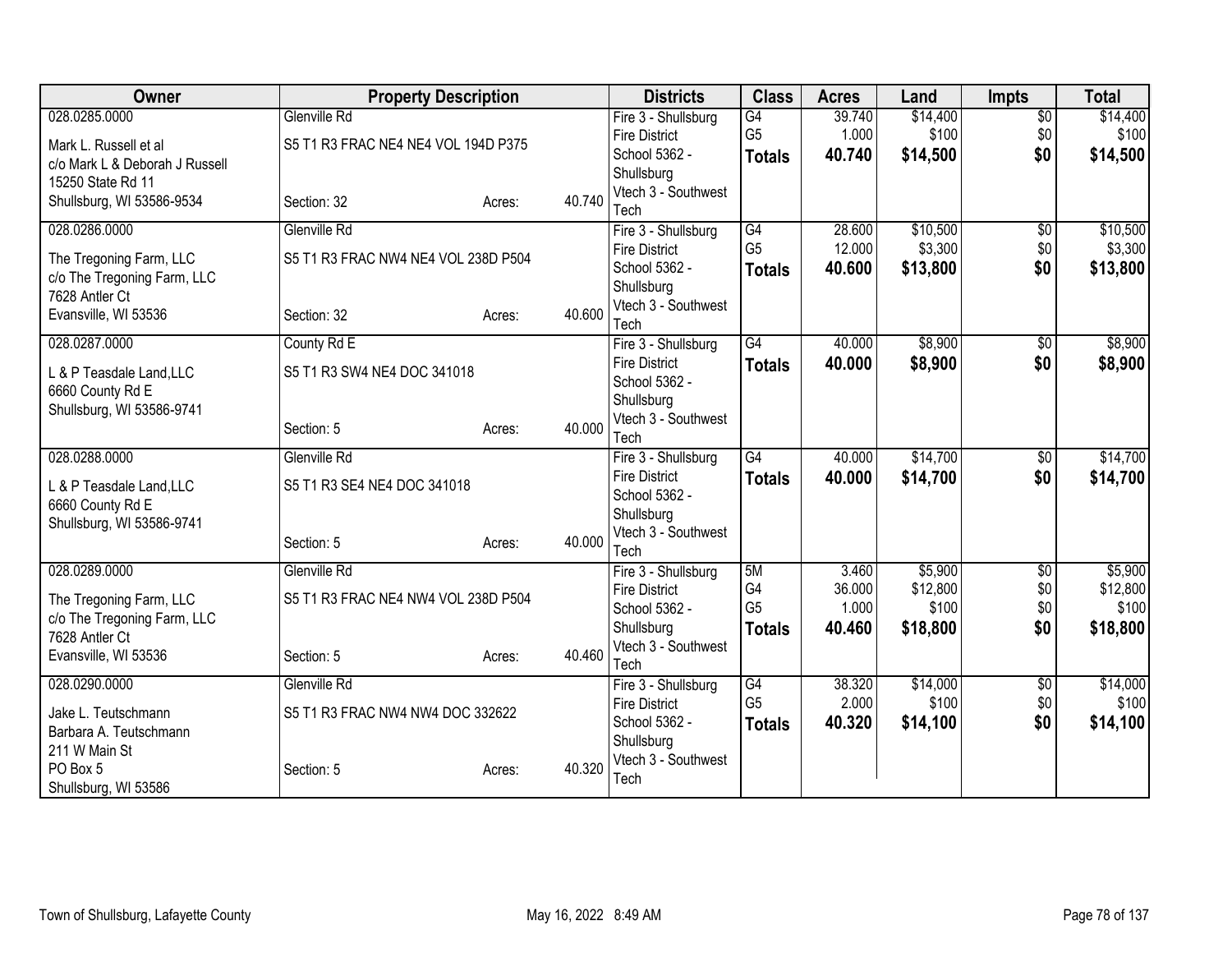| Owner | Property Description | | | Districts | Class | Acres | Land | Impts | Total |
|---|---|---|---|---|---|---|---|---|---|
| 028.0285.0000 | Glenville Rd | | | Fire 3 - Shullsburg | G4 | 39.740 | $14,400 | $0 | $14,400 |
| Mark L. Russell et al | S5 T1 R3 FRAC NE4 NE4 VOL 194D P375 | | | Fire District | G5 | 1.000 | $100 | $0 | $100 |
| c/o Mark L & Deborah J Russell | | | | School 5362 - | **Totals** | **40.740** | **$14,500** | **$0** | **$14,500** |
| 15250 State Rd 11 | | | | Shullsburg | | | | | |
| Shullsburg, WI 53586-9534 | Section: 32 | Acres: | 40.740 | Vtech 3 - Southwest Tech | | | | | |
| 028.0286.0000 | Glenville Rd | | | Fire 3 - Shullsburg | G4 | 28.600 | $10,500 | $0 | $10,500 |
| The Tregoning Farm, LLC | S5 T1 R3 FRAC NW4 NE4 VOL 238D P504 | | | Fire District | G5 | 12.000 | $3,300 | $0 | $3,300 |
| c/o The Tregoning Farm, LLC | | | | School 5362 - | **Totals** | **40.600** | **$13,800** | **$0** | **$13,800** |
| 7628 Antler Ct | | | | Shullsburg | | | | | |
| Evansville, WI 53536 | Section: 32 | Acres: | 40.600 | Vtech 3 - Southwest Tech | | | | | |
| 028.0287.0000 | County Rd E | | | Fire 3 - Shullsburg | G4 | 40.000 | $8,900 | $0 | $8,900 |
| L & P Teasdale Land,LLC | S5 T1 R3 SW4 NE4 DOC 341018 | | | Fire District | **Totals** | **40.000** | **$8,900** | **$0** | **$8,900** |
| 6660 County Rd E | | | | School 5362 - | | | | | |
| Shullsburg, WI 53586-9741 | | | | Shullsburg | | | | | |
| | Section: 5 | Acres: | 40.000 | Vtech 3 - Southwest Tech | | | | | |
| 028.0288.0000 | Glenville Rd | | | Fire 3 - Shullsburg | G4 | 40.000 | $14,700 | $0 | $14,700 |
| L & P Teasdale Land,LLC | S5 T1 R3 SE4 NE4 DOC 341018 | | | Fire District | **Totals** | **40.000** | **$14,700** | **$0** | **$14,700** |
| 6660 County Rd E | | | | School 5362 - | | | | | |
| Shullsburg, WI 53586-9741 | | | | Shullsburg | | | | | |
| | Section: 5 | Acres: | 40.000 | Vtech 3 - Southwest Tech | | | | | |
| 028.0289.0000 | Glenville Rd | | | Fire 3 - Shullsburg | 5M | 3.460 | $5,900 | $0 | $5,900 |
| The Tregoning Farm, LLC | S5 T1 R3 FRAC NE4 NW4 VOL 238D P504 | | | Fire District | G4 | 36.000 | $12,800 | $0 | $12,800 |
| c/o The Tregoning Farm, LLC | | | | School 5362 - | G5 | 1.000 | $100 | $0 | $100 |
| 7628 Antler Ct | | | | Shullsburg | **Totals** | **40.460** | **$18,800** | **$0** | **$18,800** |
| Evansville, WI 53536 | Section: 5 | Acres: | 40.460 | Vtech 3 - Southwest Tech | | | | | |
| 028.0290.0000 | Glenville Rd | | | Fire 3 - Shullsburg | G4 | 38.320 | $14,000 | $0 | $14,000 |
| Jake L. Teutschmann | S5 T1 R3 FRAC NW4 NW4 DOC 332622 | | | Fire District | G5 | 2.000 | $100 | $0 | $100 |
| Barbara A. Teutschmann | | | | School 5362 - | **Totals** | **40.320** | **$14,100** | **$0** | **$14,100** |
| 211 W Main St | | | | Shullsburg | | | | | |
| PO Box 5 | Section: 5 | Acres: | 40.320 | Vtech 3 - Southwest Tech | | | | | |
| Shullsburg, WI 53586 | | | | | | | | | |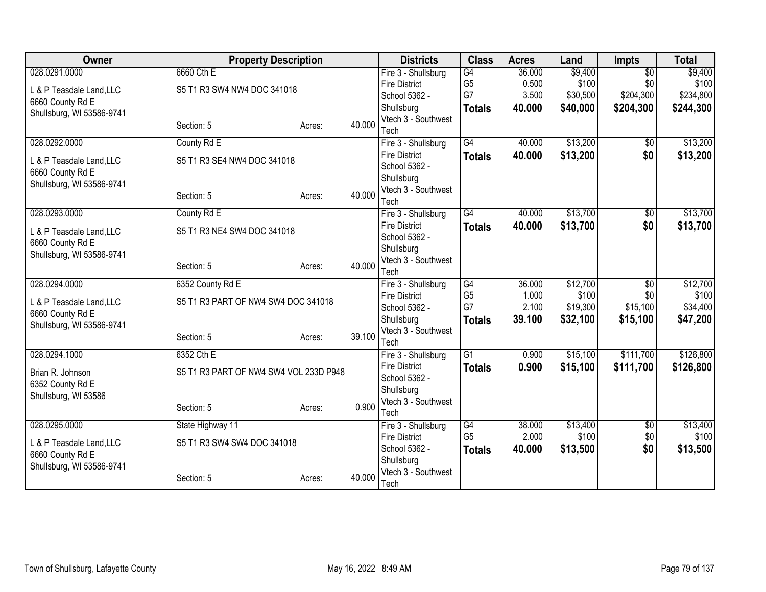| Owner | Property Description | | | Districts | Class | Acres | Land | Impts | Total |
|---|---|---|---|---|---|---|---|---|---|
| 028.0291.0000 | 6660 Cth E | | | Fire 3 - Shullsburg | G4 | 36.000 | $9,400 | $0 | $9,400 |
| L & P Teasdale Land,LLC | S5 T1 R3 SW4 NW4 DOC 341018 | | | Fire District | G5 | 0.500 | $100 | $0 | $100 |
| 6660 County Rd E | | | | School 5362 - | G7 | 3.500 | $30,500 | $204,300 | $234,800 |
| Shullsburg, WI 53586-9741 | | | | Shullsburg | **Totals** | **40.000** | **$40,000** | **$204,300** | **$244,300** |
| | Section: 5 | Acres: | 40.000 | Vtech 3 - Southwest Tech | | | | | |
| 028.0292.0000 | County Rd E | | | Fire 3 - Shullsburg | G4 | 40.000 | $13,200 | $0 | $13,200 |
| L & P Teasdale Land,LLC | S5 T1 R3 SE4 NW4 DOC 341018 | | | Fire District | **Totals** | **40.000** | **$13,200** | **$0** | **$13,200** |
| 6660 County Rd E | | | | School 5362 - | | | | | |
| Shullsburg, WI 53586-9741 | | | | Shullsburg | | | | | |
| | Section: 5 | Acres: | 40.000 | Vtech 3 - Southwest Tech | | | | | |
| 028.0293.0000 | County Rd E | | | Fire 3 - Shullsburg | G4 | 40.000 | $13,700 | $0 | $13,700 |
| L & P Teasdale Land,LLC | S5 T1 R3 NE4 SW4 DOC 341018 | | | Fire District | **Totals** | **40.000** | **$13,700** | **$0** | **$13,700** |
| 6660 County Rd E | | | | School 5362 - | | | | | |
| Shullsburg, WI 53586-9741 | | | | Shullsburg | | | | | |
| | Section: 5 | Acres: | 40.000 | Vtech 3 - Southwest Tech | | | | | |
| 028.0294.0000 | 6352 County Rd E | | | Fire 3 - Shullsburg | G4 | 36.000 | $12,700 | $0 | $12,700 |
| L & P Teasdale Land,LLC | S5 T1 R3 PART OF NW4 SW4 DOC 341018 | | | Fire District | G5 | 1.000 | $100 | $0 | $100 |
| 6660 County Rd E | | | | School 5362 - | G7 | 2.100 | $19,300 | $15,100 | $34,400 |
| Shullsburg, WI 53586-9741 | | | | Shullsburg | **Totals** | **39.100** | **$32,100** | **$15,100** | **$47,200** |
| | Section: 5 | Acres: | 39.100 | Vtech 3 - Southwest Tech | | | | | |
| 028.0294.1000 | 6352 Cth E | | | Fire 3 - Shullsburg | G1 | 0.900 | $15,100 | $111,700 | $126,800 |
| Brian R. Johnson | S5 T1 R3 PART OF NW4 SW4 VOL 233D P948 | | | Fire District | **Totals** | **0.900** | **$15,100** | **$111,700** | **$126,800** |
| 6352 County Rd E | | | | School 5362 - | | | | | |
| Shullsburg, WI 53586 | | | | Shullsburg | | | | | |
| | Section: 5 | Acres: | 0.900 | Vtech 3 - Southwest Tech | | | | | |
| 028.0295.0000 | State Highway 11 | | | Fire 3 - Shullsburg | G4 | 38.000 | $13,400 | $0 | $13,400 |
| L & P Teasdale Land,LLC | S5 T1 R3 SW4 SW4 DOC 341018 | | | Fire District | G5 | 2.000 | $100 | $0 | $100 |
| 6660 County Rd E | | | | School 5362 - | **Totals** | **40.000** | **$13,500** | **$0** | **$13,500** |
| Shullsburg, WI 53586-9741 | | | | Shullsburg | | | | | |
| | Section: 5 | Acres: | 40.000 | Vtech 3 - Southwest Tech | | | | | |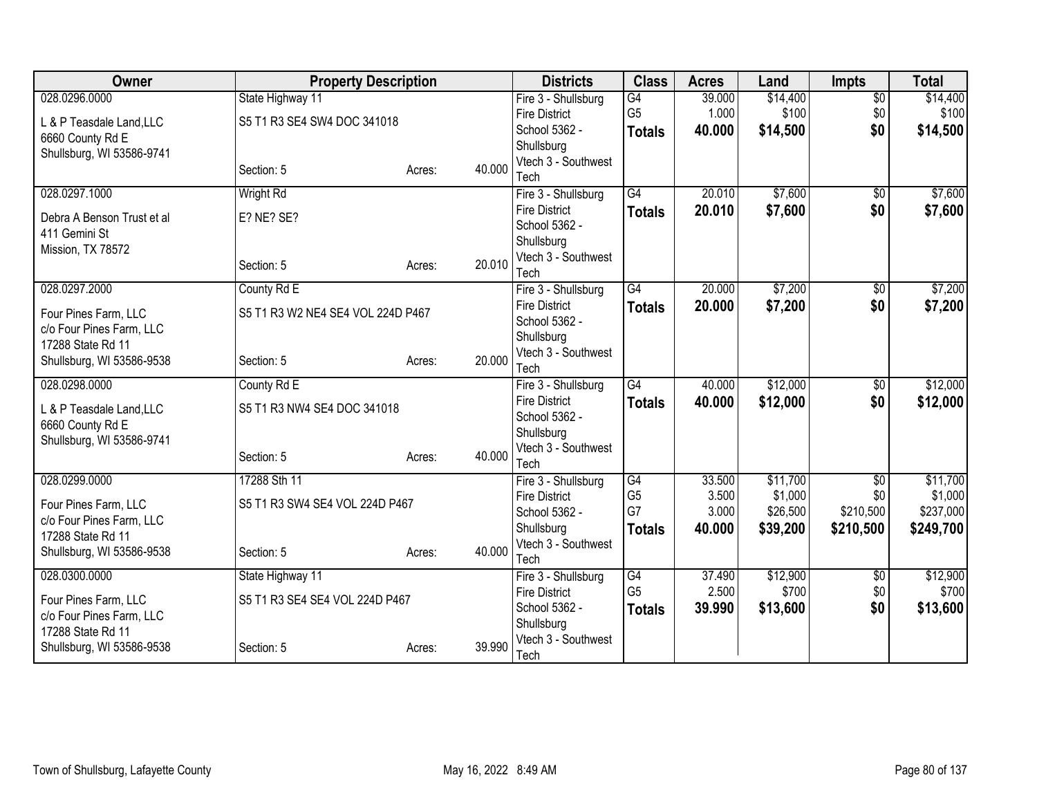| Owner | Property Description | | | Districts | Class | Acres | Land | Impts | Total |
|---|---|---|---|---|---|---|---|---|---|
| 028.0296.0000 | State Highway 11 | | | Fire 3 - Shullsburg | G4 | 39.000 | $14,400 | $0 | $14,400 |
| L & P Teasdale Land,LLC | S5 T1 R3 SE4 SW4 DOC 341018 | | | Fire District | G5 | 1.000 | $100 | $0 | $100 |
| 6660 County Rd E | | | | School 5362 - | **Totals** | **40.000** | **$14,500** | **$0** | **$14,500** |
| Shullsburg, WI 53586-9741 | | | | Shullsburg | | | | | |
| | Section: 5 | Acres: | 40.000 | Vtech 3 - Southwest Tech | | | | | |
| 028.0297.1000 | Wright Rd | | | Fire 3 - Shullsburg | G4 | 20.010 | $7,600 | $0 | $7,600 |
| Debra A Benson Trust et al | E? NE? SE? | | | Fire District | **Totals** | **20.010** | **$7,600** | **$0** | **$7,600** |
| 411 Gemini St | | | | School 5362 - | | | | | |
| Mission, TX 78572 | | | | Shullsburg | | | | | |
| | Section: 5 | Acres: | 20.010 | Vtech 3 - Southwest Tech | | | | | |
| 028.0297.2000 | County Rd E | | | Fire 3 - Shullsburg | G4 | 20.000 | $7,200 | $0 | $7,200 |
| Four Pines Farm, LLC | S5 T1 R3 W2 NE4 SE4 VOL 224D P467 | | | Fire District | **Totals** | **20.000** | **$7,200** | **$0** | **$7,200** |
| c/o Four Pines Farm, LLC | | | | School 5362 - | | | | | |
| 17288 State Rd 11 | | | | Shullsburg | | | | | |
| Shullsburg, WI 53586-9538 | Section: 5 | Acres: | 20.000 | Vtech 3 - Southwest Tech | | | | | |
| 028.0298.0000 | County Rd E | | | Fire 3 - Shullsburg | G4 | 40.000 | $12,000 | $0 | $12,000 |
| L & P Teasdale Land,LLC | S5 T1 R3 NW4 SE4 DOC 341018 | | | Fire District | **Totals** | **40.000** | **$12,000** | **$0** | **$12,000** |
| 6660 County Rd E | | | | School 5362 - | | | | | |
| Shullsburg, WI 53586-9741 | | | | Shullsburg | | | | | |
| | Section: 5 | Acres: | 40.000 | Vtech 3 - Southwest Tech | | | | | |
| 028.0299.0000 | 17288 Sth 11 | | | Fire 3 - Shullsburg | G4 | 33.500 | $11,700 | $0 | $11,700 |
| Four Pines Farm, LLC | S5 T1 R3 SW4 SE4 VOL 224D P467 | | | Fire District | G5 | 3.500 | $1,000 | $0 | $1,000 |
| c/o Four Pines Farm, LLC | | | | School 5362 - | G7 | 3.000 | $26,500 | $210,500 | $237,000 |
| 17288 State Rd 11 | | | | Shullsburg | **Totals** | **40.000** | **$39,200** | **$210,500** | **$249,700** |
| Shullsburg, WI 53586-9538 | Section: 5 | Acres: | 40.000 | Vtech 3 - Southwest Tech | | | | | |
| 028.0300.0000 | State Highway 11 | | | Fire 3 - Shullsburg | G4 | 37.490 | $12,900 | $0 | $12,900 |
| Four Pines Farm, LLC | S5 T1 R3 SE4 SE4 VOL 224D P467 | | | Fire District | G5 | 2.500 | $700 | $0 | $700 |
| c/o Four Pines Farm, LLC | | | | School 5362 - | **Totals** | **39.990** | **$13,600** | **$0** | **$13,600** |
| 17288 State Rd 11 | | | | Shullsburg | | | | | |
| Shullsburg, WI 53586-9538 | Section: 5 | Acres: | 39.990 | Vtech 3 - Southwest Tech | | | | | |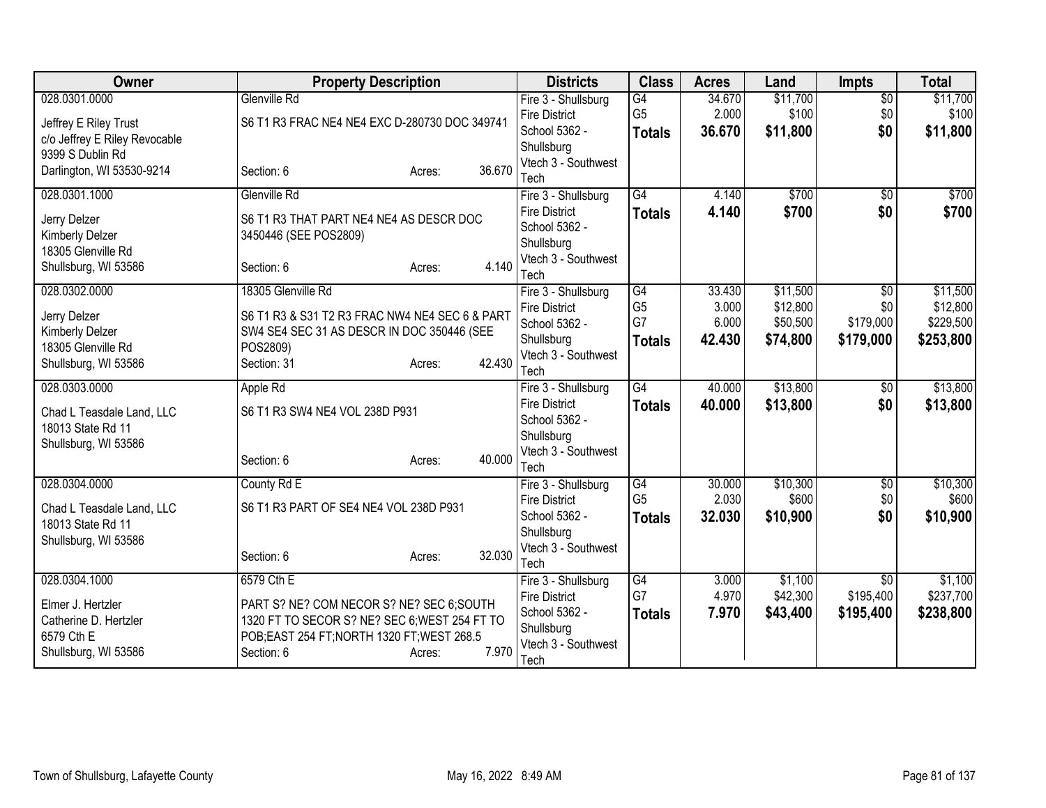| Owner | Property Description | Districts | Class | Acres | Land | Impts | Total |
|---|---|---|---|---|---|---|---|
| 028.0301.0000<br>Jeffrey E Riley Trust<br>c/o Jeffrey E Riley Revocable<br>9399 S Dublin Rd<br>Darlington, WI 53530-9214 | Glenville Rd<br>S6 T1 R3 FRAC NE4 NE4 EXC D-280730 DOC 349741<br>Section: 6 Acres: 36.670 | Fire 3 - Shullsburg Fire District<br>School 5362 - Shullsburg<br>Vtech 3 - Southwest Tech | G4<br>G5<br>**Totals** | 34.670<br>2.000<br>**36.670** | $11,700<br>$100<br>**$11,800** | $0<br>$0<br>**$0** | $11,700<br>$100<br>**$11,800** |
| 028.0301.1000<br>Jerry Delzer<br>Kimberly Delzer<br>18305 Glenville Rd<br>Shullsburg, WI 53586 | Glenville Rd<br>S6 T1 R3 THAT PART NE4 NE4 AS DESCR DOC 3450446 (SEE POS2809)<br>Section: 6 Acres: 4.140 | Fire 3 - Shullsburg Fire District<br>School 5362 - Shullsburg<br>Vtech 3 - Southwest Tech | G4<br>**Totals** | 4.140<br>**4.140** | $700<br>**$700** | $0<br>**$0** | $700<br>**$700** |
| 028.0302.0000<br>Jerry Delzer<br>Kimberly Delzer<br>18305 Glenville Rd<br>Shullsburg, WI 53586 | 18305 Glenville Rd<br>S6 T1 R3 & S31 T2 R3 FRAC NW4 NE4 SEC 6 & PART SW4 SE4 SEC 31 AS DESCR IN DOC 350446 (SEE POS2809)<br>Section: 31 Acres: 42.430 | Fire 3 - Shullsburg Fire District<br>School 5362 - Shullsburg<br>Vtech 3 - Southwest Tech | G4<br>G5<br>G7<br>**Totals** | 33.430<br>3.000<br>6.000<br>**42.430** | $11,500<br>$12,800<br>$50,500<br>**$74,800** | $0<br>$0<br>$179,000<br>**$179,000** | $11,500<br>$12,800<br>$229,500<br>**$253,800** |
| 028.0303.0000<br>Chad L Teasdale Land, LLC<br>18013 State Rd 11<br>Shullsburg, WI 53586 | Apple Rd<br>S6 T1 R3 SW4 NE4 VOL 238D P931<br>Section: 6 Acres: 40.000 | Fire 3 - Shullsburg Fire District<br>School 5362 - Shullsburg<br>Vtech 3 - Southwest Tech | G4<br>**Totals** | 40.000<br>**40.000** | $13,800<br>**$13,800** | $0<br>**$0** | $13,800<br>**$13,800** |
| 028.0304.0000<br>Chad L Teasdale Land, LLC<br>18013 State Rd 11<br>Shullsburg, WI 53586 | County Rd E<br>S6 T1 R3 PART OF SE4 NE4 VOL 238D P931<br>Section: 6 Acres: 32.030 | Fire 3 - Shullsburg Fire District<br>School 5362 - Shullsburg<br>Vtech 3 - Southwest Tech | G4<br>G5<br>**Totals** | 30.000<br>2.030<br>**32.030** | $10,300<br>$600<br>**$10,900** | $0<br>$0<br>**$0** | $10,300<br>$600<br>**$10,900** |
| 028.0304.1000<br>Elmer J. Hertzler<br>Catherine D. Hertzler<br>6579 Cth E<br>Shullsburg, WI 53586 | 6579 Cth E<br>PART S? NE? COM NECOR S? NE? SEC 6;SOUTH 1320 FT TO SECOR S? NE? SEC 6;WEST 254 FT TO POB;EAST 254 FT;NORTH 1320 FT;WEST 268.5<br>Section: 6 Acres: 7.970 | Fire 3 - Shullsburg Fire District<br>School 5362 - Shullsburg<br>Vtech 3 - Southwest Tech | G4<br>G7<br>**Totals** | 3.000<br>4.970<br>**7.970** | $1,100<br>$42,300<br>**$43,400** | $0<br>$195,400<br>**$195,400** | $1,100<br>$237,700<br>**$238,800** |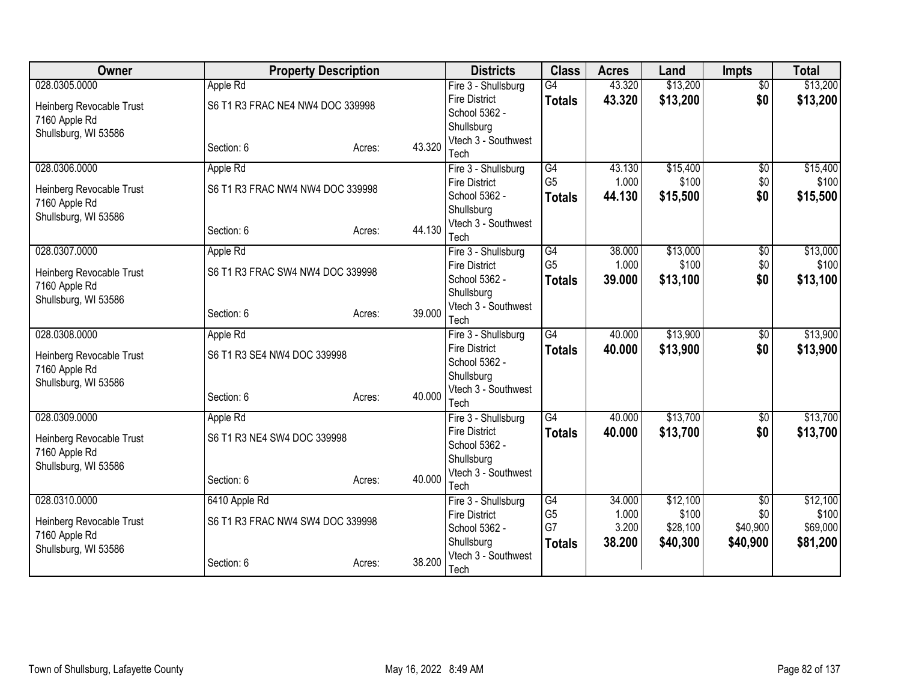| Owner | Property Description | | | Districts | Class | Acres | Land | Impts | Total |
|---|---|---|---|---|---|---|---|---|---|
| 028.0305.0000 | Apple Rd | | | Fire 3 - Shullsburg Fire District | G4 | 43.320 | $13,200 | $0 | $13,200 |
| Heinberg Revocable Trust<br>7160 Apple Rd<br>Shullsburg, WI 53586 | S6 T1 R3 FRAC NE4 NW4 DOC 339998 | | | School 5362 - Shullsburg | **Totals** | **43.320** | **$13,200** | **$0** | **$13,200** |
| | Section: 6 | Acres: | 43.320 | Vtech 3 - Southwest Tech | | | | | |
| 028.0306.0000 | Apple Rd | | | Fire 3 - Shullsburg Fire District | G4 | 43.130 | $15,400 | $0 | $15,400 |
| Heinberg Revocable Trust<br>7160 Apple Rd<br>Shullsburg, WI 53586 | S6 T1 R3 FRAC NW4 NW4 DOC 339998 | | | School 5362 - Shullsburg | G5 | 1.000 | $100 | $0 | $100 |
| | | | | | **Totals** | **44.130** | **$15,500** | **$0** | **$15,500** |
| | Section: 6 | Acres: | 44.130 | Vtech 3 - Southwest Tech | | | | | |
| 028.0307.0000 | Apple Rd | | | Fire 3 - Shullsburg Fire District | G4 | 38.000 | $13,000 | $0 | $13,000 |
| Heinberg Revocable Trust<br>7160 Apple Rd<br>Shullsburg, WI 53586 | S6 T1 R3 FRAC SW4 NW4 DOC 339998 | | | School 5362 - Shullsburg | G5 | 1.000 | $100 | $0 | $100 |
| | | | | | **Totals** | **39.000** | **$13,100** | **$0** | **$13,100** |
| | Section: 6 | Acres: | 39.000 | Vtech 3 - Southwest Tech | | | | | |
| 028.0308.0000 | Apple Rd | | | Fire 3 - Shullsburg Fire District | G4 | 40.000 | $13,900 | $0 | $13,900 |
| Heinberg Revocable Trust<br>7160 Apple Rd<br>Shullsburg, WI 53586 | S6 T1 R3 SE4 NW4 DOC 339998 | | | School 5362 - Shullsburg | **Totals** | **40.000** | **$13,900** | **$0** | **$13,900** |
| | Section: 6 | Acres: | 40.000 | Vtech 3 - Southwest Tech | | | | | |
| 028.0309.0000 | Apple Rd | | | Fire 3 - Shullsburg Fire District | G4 | 40.000 | $13,700 | $0 | $13,700 |
| Heinberg Revocable Trust<br>7160 Apple Rd<br>Shullsburg, WI 53586 | S6 T1 R3 NE4 SW4 DOC 339998 | | | School 5362 - Shullsburg | **Totals** | **40.000** | **$13,700** | **$0** | **$13,700** |
| | Section: 6 | Acres: | 40.000 | Vtech 3 - Southwest Tech | | | | | |
| 028.0310.0000 | 6410 Apple Rd | | | Fire 3 - Shullsburg Fire District | G4 | 34.000 | $12,100 | $0 | $12,100 |
| Heinberg Revocable Trust<br>7160 Apple Rd<br>Shullsburg, WI 53586 | S6 T1 R3 FRAC NW4 SW4 DOC 339998 | | | School 5362 - Shullsburg | G5 | 1.000 | $100 | $0 | $100 |
| | | | | | G7 | 3.200 | $28,100 | $40,900 | $69,000 |
| | | | | | **Totals** | **38.200** | **$40,300** | **$40,900** | **$81,200** |
| | Section: 6 | Acres: | 38.200 | Vtech 3 - Southwest Tech | | | | | |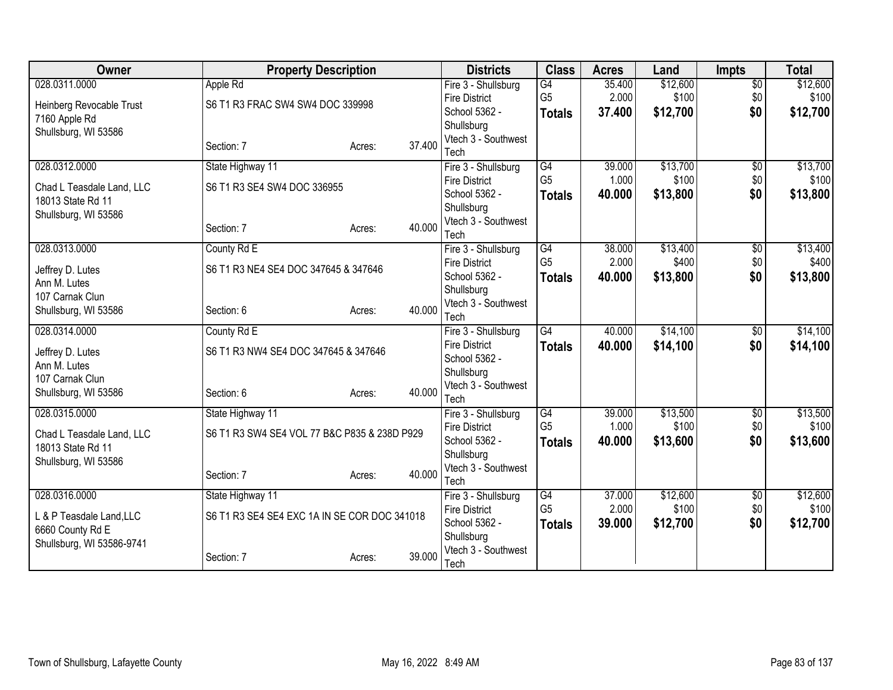| Owner | Property Description | | | Districts | Class | Acres | Land | Impts | Total |
|---|---|---|---|---|---|---|---|---|---|
| 028.0311.0000<br>Heinberg Revocable Trust<br>7160 Apple Rd<br>Shullsburg, WI 53586 | Apple Rd<br>S6 T1 R3 FRAC SW4 SW4 DOC 339998<br>Section: 7 | Acres: | 37.400 | Fire 3 - Shullsburg Fire District<br>School 5362 - Shullsburg<br>Vtech 3 - Southwest Tech | G4<br>G5<br>**Totals** | 35.400<br>2.000<br>**37.400** | $12,600<br>$100<br>**$12,700** | $0<br>$0<br>**$0** | $12,600<br>$100<br>**$12,700** |
| 028.0312.0000<br>Chad L Teasdale Land, LLC<br>18013 State Rd 11<br>Shullsburg, WI 53586 | State Highway 11<br>S6 T1 R3 SE4 SW4 DOC 336955<br>Section: 7 | Acres: | 40.000 | Fire 3 - Shullsburg Fire District<br>School 5362 - Shullsburg<br>Vtech 3 - Southwest Tech | G4<br>G5<br>**Totals** | 39.000<br>1.000<br>**40.000** | $13,700<br>$100<br>**$13,800** | $0<br>$0<br>**$0** | $13,700<br>$100<br>**$13,800** |
| 028.0313.0000<br>Jeffrey D. Lutes<br>Ann M. Lutes<br>107 Carnak Clun<br>Shullsburg, WI 53586 | County Rd E<br>S6 T1 R3 NE4 SE4 DOC 347645 & 347646<br>Section: 6 | Acres: | 40.000 | Fire 3 - Shullsburg Fire District<br>School 5362 - Shullsburg<br>Vtech 3 - Southwest Tech | G4<br>G5<br>**Totals** | 38.000<br>2.000<br>**40.000** | $13,400<br>$400<br>**$13,800** | $0<br>$0<br>**$0** | $13,400<br>$400<br>**$13,800** |
| 028.0314.0000<br>Jeffrey D. Lutes<br>Ann M. Lutes<br>107 Carnak Clun<br>Shullsburg, WI 53586 | County Rd E<br>S6 T1 R3 NW4 SE4 DOC 347645 & 347646<br>Section: 6 | Acres: | 40.000 | Fire 3 - Shullsburg Fire District<br>School 5362 - Shullsburg<br>Vtech 3 - Southwest Tech | G4<br>**Totals** | 40.000<br>**40.000** | $14,100<br>**$14,100** | $0<br>**$0** | $14,100<br>**$14,100** |
| 028.0315.0000<br>Chad L Teasdale Land, LLC<br>18013 State Rd 11<br>Shullsburg, WI 53586 | State Highway 11<br>S6 T1 R3 SW4 SE4 VOL 77 B&C P835 & 238D P929<br>Section: 7 | Acres: | 40.000 | Fire 3 - Shullsburg Fire District<br>School 5362 - Shullsburg<br>Vtech 3 - Southwest Tech | G4<br>G5<br>**Totals** | 39.000<br>1.000<br>**40.000** | $13,500<br>$100<br>**$13,600** | $0<br>$0<br>**$0** | $13,500<br>$100<br>**$13,600** |
| 028.0316.0000<br>L & P Teasdale Land,LLC<br>6660 County Rd E<br>Shullsburg, WI 53586-9741 | State Highway 11<br>S6 T1 R3 SE4 SE4 EXC 1A IN SE COR DOC 341018<br>Section: 7 | Acres: | 39.000 | Fire 3 - Shullsburg Fire District<br>School 5362 - Shullsburg<br>Vtech 3 - Southwest Tech | G4<br>G5<br>**Totals** | 37.000<br>2.000<br>**39.000** | $12,600<br>$100<br>**$12,700** | $0<br>$0<br>**$0** | $12,600<br>$100<br>**$12,700** |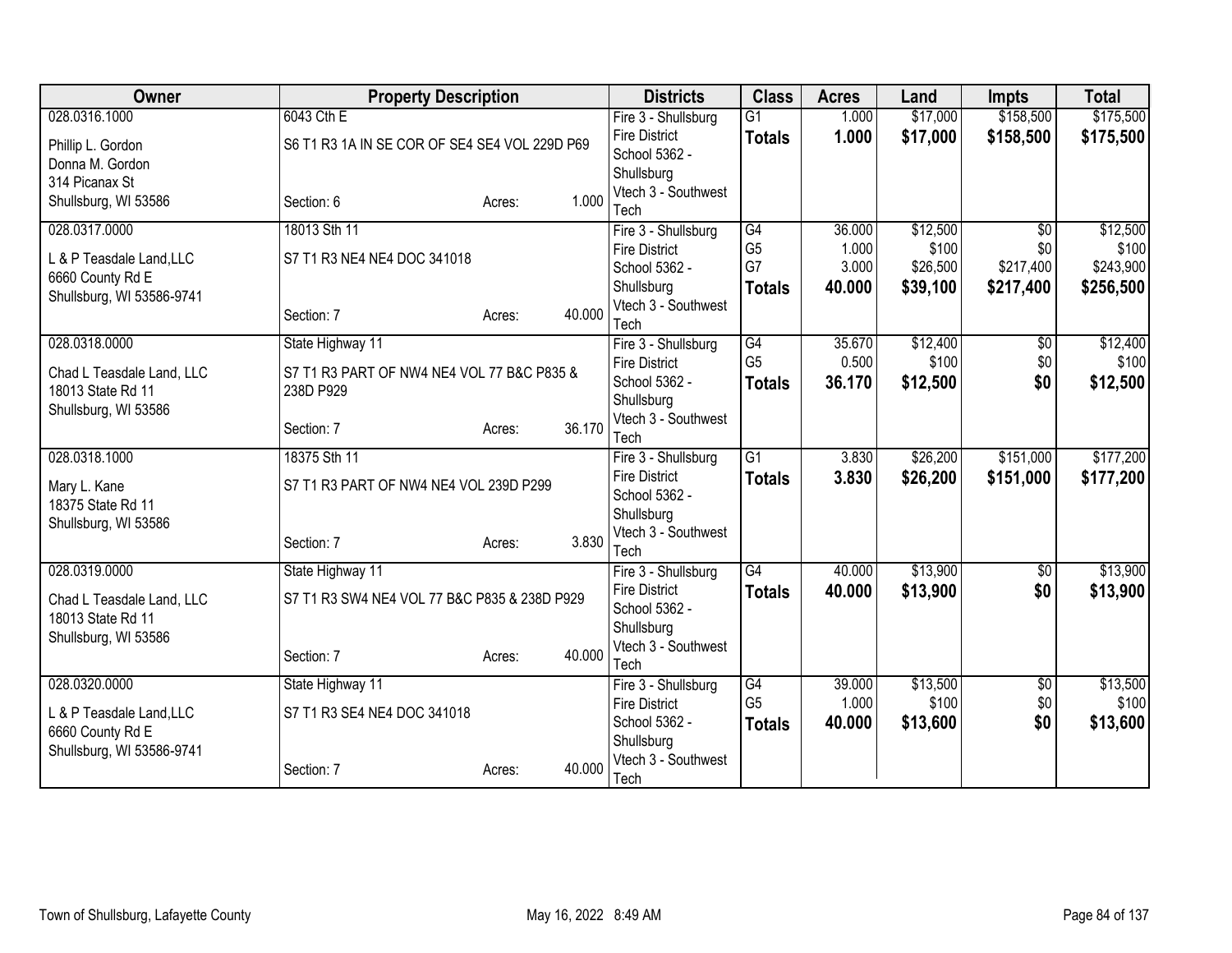| Owner | Property Description | | | Districts | Class | Acres | Land | Impts | Total |
|---|---|---|---|---|---|---|---|---|---|
| 028.0316.1000 | 6043 Cth E | | | Fire 3 - Shullsburg Fire District | G1 | 1.000 | $17,000 | $158,500 | $175,500 |
| Phillip L. Gordon<br>Donna M. Gordon<br>314 Picanax St<br>Shullsburg, WI 53586 | S6 T1 R3 1A IN SE COR OF SE4 SE4 VOL 229D P69 | | | School 5362 - Shullsburg | **Totals** | **1.000** | **$17,000** | **$158,500** | **$175,500** |
| | Section: 6 | Acres: | 1.000 | Vtech 3 - Southwest Tech | | | | | |
| 028.0317.0000 | 18013 Sth 11 | | | Fire 3 - Shullsburg Fire District | G4 | 36.000 | $12,500 | $0 | $12,500 |
| L & P Teasdale Land,LLC<br>6660 County Rd E<br>Shullsburg, WI 53586-9741 | S7 T1 R3 NE4 NE4 DOC 341018 | | | School 5362 - Shullsburg | G5 | 1.000 | $100 | $0 | $100 |
| | | | | | G7 | 3.000 | $26,500 | $217,400 | $243,900 |
| | | | | | **Totals** | **40.000** | **$39,100** | **$217,400** | **$256,500** |
| | Section: 7 | Acres: | 40.000 | Vtech 3 - Southwest Tech | | | | | |
| 028.0318.0000 | State Highway 11 | | | Fire 3 - Shullsburg Fire District | G4 | 35.670 | $12,400 | $0 | $12,400 |
| Chad L Teasdale Land, LLC<br>18013 State Rd 11<br>Shullsburg, WI 53586 | S7 T1 R3 PART OF NW4 NE4 VOL 77 B&C P835 & 238D P929 | | | School 5362 - Shullsburg | G5 | 0.500 | $100 | $0 | $100 |
| | | | | | **Totals** | **36.170** | **$12,500** | **$0** | **$12,500** |
| | Section: 7 | Acres: | 36.170 | Vtech 3 - Southwest Tech | | | | | |
| 028.0318.1000 | 18375 Sth 11 | | | Fire 3 - Shullsburg Fire District | G1 | 3.830 | $26,200 | $151,000 | $177,200 |
| Mary L. Kane<br>18375 State Rd 11<br>Shullsburg, WI 53586 | S7 T1 R3 PART OF NW4 NE4 VOL 239D P299 | | | School 5362 - Shullsburg | **Totals** | **3.830** | **$26,200** | **$151,000** | **$177,200** |
| | Section: 7 | Acres: | 3.830 | Vtech 3 - Southwest Tech | | | | | |
| 028.0319.0000 | State Highway 11 | | | Fire 3 - Shullsburg Fire District | G4 | 40.000 | $13,900 | $0 | $13,900 |
| Chad L Teasdale Land, LLC<br>18013 State Rd 11<br>Shullsburg, WI 53586 | S7 T1 R3 SW4 NE4 VOL 77 B&C P835 & 238D P929 | | | School 5362 - Shullsburg | **Totals** | **40.000** | **$13,900** | **$0** | **$13,900** |
| | Section: 7 | Acres: | 40.000 | Vtech 3 - Southwest Tech | | | | | |
| 028.0320.0000 | State Highway 11 | | | Fire 3 - Shullsburg Fire District | G4 | 39.000 | $13,500 | $0 | $13,500 |
| L & P Teasdale Land,LLC<br>6660 County Rd E<br>Shullsburg, WI 53586-9741 | S7 T1 R3 SE4 NE4 DOC 341018 | | | School 5362 - Shullsburg | G5 | 1.000 | $100 | $0 | $100 |
| | | | | | **Totals** | **40.000** | **$13,600** | **$0** | **$13,600** |
| | Section: 7 | Acres: | 40.000 | Vtech 3 - Southwest Tech | | | | | |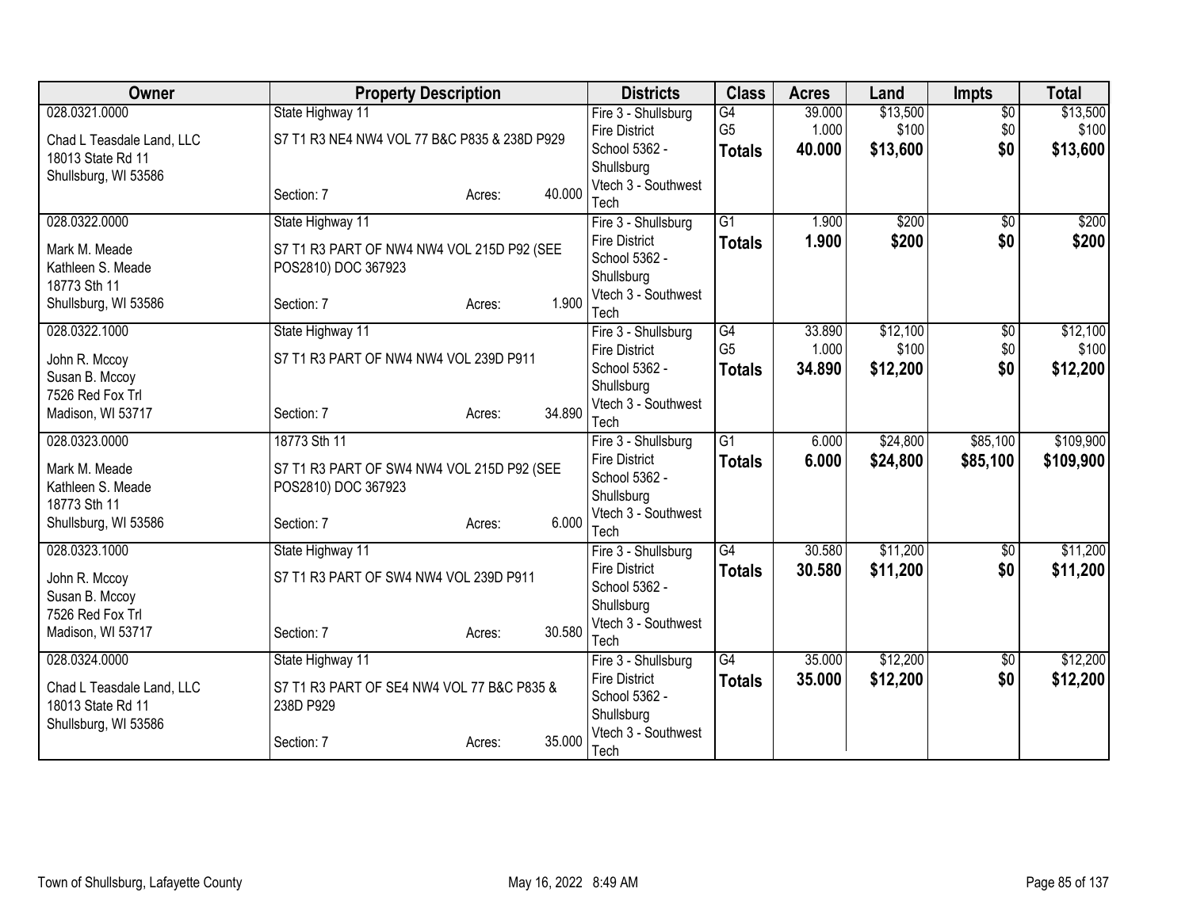| Owner | Property Description | Districts | Class | Acres | Land | Impts | Total |
|---|---|---|---|---|---|---|---|
| 028.0321.0000<br>Chad L Teasdale Land, LLC<br>18013 State Rd 11<br>Shullsburg, WI 53586 | State Highway 11<br>S7 T1 R3 NE4 NW4 VOL 77 B&C P835 & 238D P929<br>Section: 7 Acres: 40.000 | Fire 3 - Shullsburg Fire District<br>School 5362 - Shullsburg<br>Vtech 3 - Southwest Tech | G4<br>G5<br>**Totals** | 39.000<br>1.000<br>**40.000** | $13,500<br>$100<br>**$13,600** | $0<br>$0<br>**$0** | $13,500<br>$100<br>**$13,600** |
| 028.0322.0000<br>Mark M. Meade<br>Kathleen S. Meade<br>18773 Sth 11<br>Shullsburg, WI 53586 | State Highway 11<br>S7 T1 R3 PART OF NW4 NW4 VOL 215D P92 (SEE POS2810) DOC 367923<br>Section: 7 Acres: 1.900 | Fire 3 - Shullsburg Fire District<br>School 5362 - Shullsburg<br>Vtech 3 - Southwest Tech | G1<br>**Totals** | 1.900<br>**1.900** | $200<br>**$200** | $0<br>**$0** | $200<br>**$200** |
| 028.0322.1000<br>John R. Mccoy<br>Susan B. Mccoy<br>7526 Red Fox Trl<br>Madison, WI 53717 | State Highway 11<br>S7 T1 R3 PART OF NW4 NW4 VOL 239D P911<br>Section: 7 Acres: 34.890 | Fire 3 - Shullsburg Fire District<br>School 5362 - Shullsburg<br>Vtech 3 - Southwest Tech | G4<br>G5<br>**Totals** | 33.890<br>1.000<br>**34.890** | $12,100<br>$100<br>**$12,200** | $0<br>$0<br>**$0** | $12,100<br>$100<br>**$12,200** |
| 028.0323.0000<br>Mark M. Meade<br>Kathleen S. Meade<br>18773 Sth 11<br>Shullsburg, WI 53586 | 18773 Sth 11<br>S7 T1 R3 PART OF SW4 NW4 VOL 215D P92 (SEE POS2810) DOC 367923<br>Section: 7 Acres: 6.000 | Fire 3 - Shullsburg Fire District<br>School 5362 - Shullsburg<br>Vtech 3 - Southwest Tech | G1<br>**Totals** | 6.000<br>**6.000** | $24,800<br>**$24,800** | $85,100<br>**$85,100** | $109,900<br>**$109,900** |
| 028.0323.1000<br>John R. Mccoy<br>Susan B. Mccoy<br>7526 Red Fox Trl<br>Madison, WI 53717 | State Highway 11<br>S7 T1 R3 PART OF SW4 NW4 VOL 239D P911<br>Section: 7 Acres: 30.580 | Fire 3 - Shullsburg Fire District<br>School 5362 - Shullsburg<br>Vtech 3 - Southwest Tech | G4<br>**Totals** | 30.580<br>**30.580** | $11,200<br>**$11,200** | $0<br>**$0** | $11,200<br>**$11,200** |
| 028.0324.0000<br>Chad L Teasdale Land, LLC<br>18013 State Rd 11<br>Shullsburg, WI 53586 | State Highway 11<br>S7 T1 R3 PART OF SE4 NW4 VOL 77 B&C P835 & 238D P929<br>Section: 7 Acres: 35.000 | Fire 3 - Shullsburg Fire District<br>School 5362 - Shullsburg<br>Vtech 3 - Southwest Tech | G4<br>**Totals** | 35.000<br>**35.000** | $12,200<br>**$12,200** | $0<br>**$0** | $12,200<br>**$12,200** |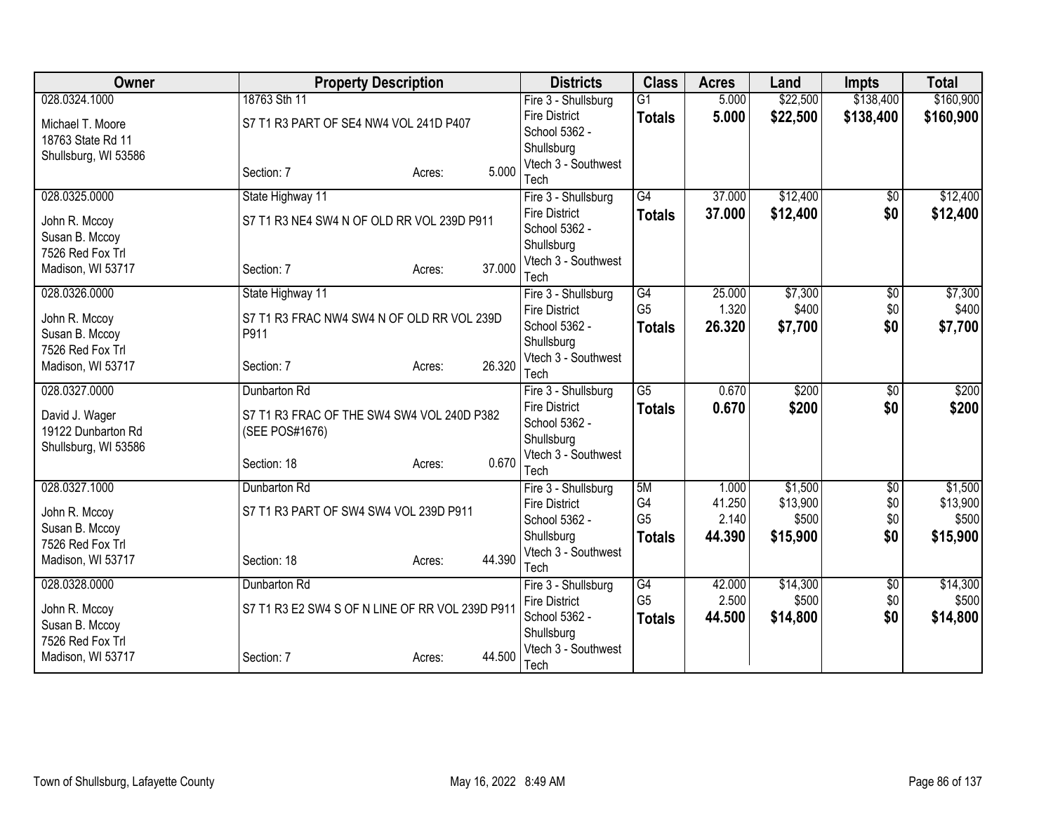| Owner | Property Description | | | Districts | Class | Acres | Land | Impts | Total |
|---|---|---|---|---|---|---|---|---|---|
| 028.0324.1000<br>Michael T. Moore<br>18763 State Rd 11<br>Shullsburg, WI 53586 | 18763 Sth 11<br>S7 T1 R3 PART OF SE4 NW4 VOL 241D P407<br>Section: 7 | Acres: | 5.000 | Fire 3 - Shullsburg Fire District<br>School 5362 - Shullsburg<br>Vtech 3 - Southwest Tech | G1<br>**Totals** | 5.000<br>**5.000** | $22,500<br>**$22,500** | $138,400<br>**$138,400** | $160,900<br>**$160,900** |
| 028.0325.0000<br>John R. Mccoy<br>Susan B. Mccoy<br>7526 Red Fox Trl<br>Madison, WI 53717 | State Highway 11<br>S7 T1 R3 NE4 SW4 N OF OLD RR VOL 239D P911<br>Section: 7 | Acres: | 37.000 | Fire 3 - Shullsburg Fire District<br>School 5362 - Shullsburg<br>Vtech 3 - Southwest Tech | G4<br>**Totals** | 37.000<br>**37.000** | $12,400<br>**$12,400** | $0<br>**$0** | $12,400<br>**$12,400** |
| 028.0326.0000<br>John R. Mccoy<br>Susan B. Mccoy<br>7526 Red Fox Trl<br>Madison, WI 53717 | State Highway 11<br>S7 T1 R3 FRAC NW4 SW4 N OF OLD RR VOL 239D P911<br>Section: 7 | Acres: | 26.320 | Fire 3 - Shullsburg Fire District<br>School 5362 - Shullsburg<br>Vtech 3 - Southwest Tech | G4<br>G5<br>**Totals** | 25.000<br>1.320<br>**26.320** | $7,300<br>$400<br>**$7,700** | $0<br>$0<br>**$0** | $7,300<br>$400<br>**$7,700** |
| 028.0327.0000<br>David J. Wager<br>19122 Dunbarton Rd<br>Shullsburg, WI 53586 | Dunbarton Rd<br>S7 T1 R3 FRAC OF THE SW4 SW4 VOL 240D P382 (SEE POS#1676)<br>Section: 18 | Acres: | 0.670 | Fire 3 - Shullsburg Fire District<br>School 5362 - Shullsburg<br>Vtech 3 - Southwest Tech | G5<br>**Totals** | 0.670<br>**0.670** | $200<br>**$200** | $0<br>**$0** | $200<br>**$200** |
| 028.0327.1000<br>John R. Mccoy<br>Susan B. Mccoy<br>7526 Red Fox Trl<br>Madison, WI 53717 | Dunbarton Rd<br>S7 T1 R3 PART OF SW4 SW4 VOL 239D P911<br>Section: 18 | Acres: | 44.390 | Fire 3 - Shullsburg Fire District<br>School 5362 - Shullsburg<br>Vtech 3 - Southwest Tech | 5M<br>G4<br>G5<br>**Totals** | 1.000<br>41.250<br>2.140<br>**44.390** | $1,500<br>$13,900<br>$500<br>**$15,900** | $0<br>$0<br>$0<br>**$0** | $1,500<br>$13,900<br>$500<br>**$15,900** |
| 028.0328.0000<br>John R. Mccoy<br>Susan B. Mccoy<br>7526 Red Fox Trl<br>Madison, WI 53717 | Dunbarton Rd<br>S7 T1 R3 E2 SW4 S OF N LINE OF RR VOL 239D P911<br>Section: 7 | Acres: | 44.500 | Fire 3 - Shullsburg Fire District<br>School 5362 - Shullsburg<br>Vtech 3 - Southwest Tech | G4<br>G5<br>**Totals** | 42.000<br>2.500<br>**44.500** | $14,300<br>$500<br>**$14,800** | $0<br>$0<br>**$0** | $14,300<br>$500<br>**$14,800** |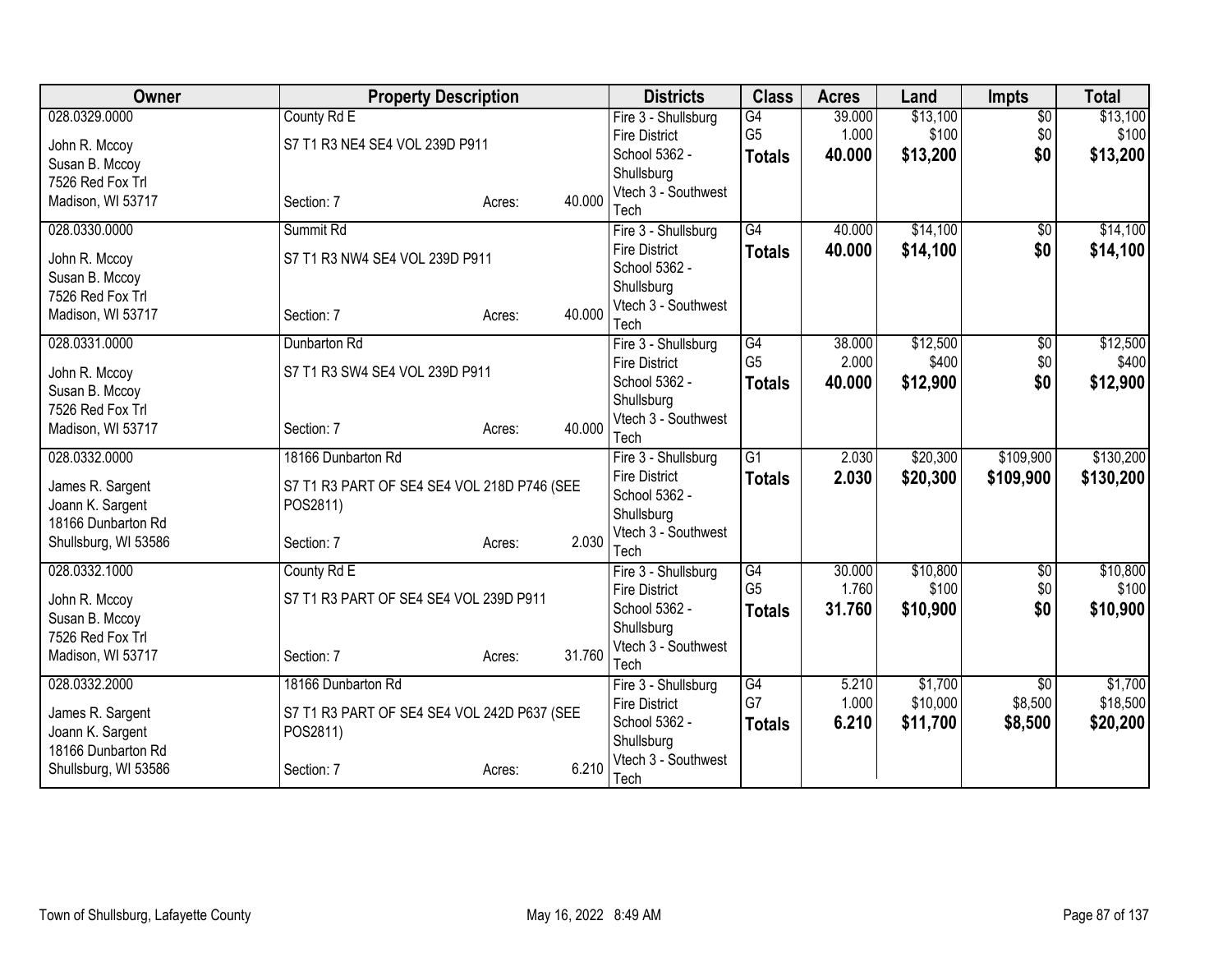| Owner | Property Description | Districts | Class | Acres | Land | Impts | Total |
|---|---|---|---|---|---|---|---|
| 028.0329.0000<br>John R. Mccoy<br>Susan B. Mccoy<br>7526 Red Fox Trl<br>Madison, WI 53717 | County Rd E<br>S7 T1 R3 NE4 SE4 VOL 239D P911<br>Section: 7 Acres: 40.000 | Fire 3 - Shullsburg Fire District<br>School 5362 - Shullsburg<br>Vtech 3 - Southwest Tech | G4<br>G5<br>**Totals** | 39.000<br>1.000<br>**40.000** | $13,100<br>$100<br>**$13,200** | $0<br>$0<br>**$0** | $13,100<br>$100<br>**$13,200** |
| 028.0330.0000<br>John R. Mccoy<br>Susan B. Mccoy<br>7526 Red Fox Trl<br>Madison, WI 53717 | Summit Rd<br>S7 T1 R3 NW4 SE4 VOL 239D P911<br>Section: 7 Acres: 40.000 | Fire 3 - Shullsburg Fire District<br>School 5362 - Shullsburg<br>Vtech 3 - Southwest Tech | G4<br>**Totals** | 40.000<br>**40.000** | $14,100<br>**$14,100** | $0<br>**$0** | $14,100<br>**$14,100** |
| 028.0331.0000<br>John R. Mccoy<br>Susan B. Mccoy<br>7526 Red Fox Trl<br>Madison, WI 53717 | Dunbarton Rd<br>S7 T1 R3 SW4 SE4 VOL 239D P911<br>Section: 7 Acres: 40.000 | Fire 3 - Shullsburg Fire District<br>School 5362 - Shullsburg<br>Vtech 3 - Southwest Tech | G4<br>G5<br>**Totals** | 38.000<br>2.000<br>**40.000** | $12,500<br>$400<br>**$12,900** | $0<br>$0<br>**$0** | $12,500<br>$400<br>**$12,900** |
| 028.0332.0000<br>James R. Sargent<br>Joann K. Sargent<br>18166 Dunbarton Rd<br>Shullsburg, WI 53586 | 18166 Dunbarton Rd<br>S7 T1 R3 PART OF SE4 SE4 VOL 218D P746 (SEE POS2811)<br>Section: 7 Acres: 2.030 | Fire 3 - Shullsburg Fire District<br>School 5362 - Shullsburg<br>Vtech 3 - Southwest Tech | G1<br>**Totals** | 2.030<br>**2.030** | $20,300<br>**$20,300** | $109,900<br>**$109,900** | $130,200<br>**$130,200** |
| 028.0332.1000<br>John R. Mccoy<br>Susan B. Mccoy<br>7526 Red Fox Trl<br>Madison, WI 53717 | County Rd E<br>S7 T1 R3 PART OF SE4 SE4 VOL 239D P911<br>Section: 7 Acres: 31.760 | Fire 3 - Shullsburg Fire District<br>School 5362 - Shullsburg<br>Vtech 3 - Southwest Tech | G4<br>G5<br>**Totals** | 30.000<br>1.760<br>**31.760** | $10,800<br>$100<br>**$10,900** | $0<br>$0<br>**$0** | $10,800<br>$100<br>**$10,900** |
| 028.0332.2000<br>James R. Sargent<br>Joann K. Sargent<br>18166 Dunbarton Rd<br>Shullsburg, WI 53586 | 18166 Dunbarton Rd<br>S7 T1 R3 PART OF SE4 SE4 VOL 242D P637 (SEE POS2811)<br>Section: 7 Acres: 6.210 | Fire 3 - Shullsburg Fire District<br>School 5362 - Shullsburg<br>Vtech 3 - Southwest Tech | G4<br>G7<br>**Totals** | 5.210<br>1.000<br>**6.210** | $1,700<br>$10,000<br>**$11,700** | $0<br>$8,500<br>**$8,500** | $1,700<br>$18,500<br>**$20,200** |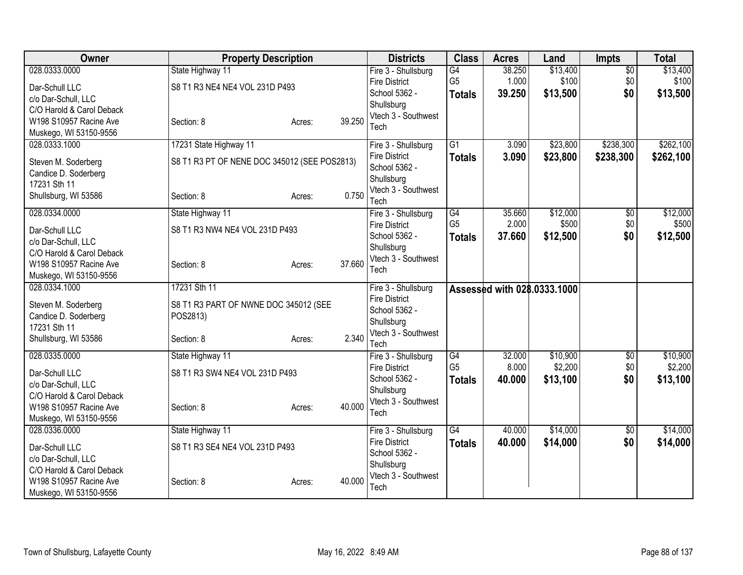| Owner | Property Description | | | Districts | Class | Acres | Land | Impts | Total |
|---|---|---|---|---|---|---|---|---|---|
| 028.0333.0000<br>Dar-Schull LLC<br>c/o Dar-Schull, LLC<br>C/O Harold & Carol Deback<br>W198 S10957 Racine Ave<br>Muskego, WI 53150-9556 | State Highway 11<br>S8 T1 R3 NE4 NE4 VOL 231D P493<br>Section: 8 | Acres: | 39.250 | Fire 3 - Shullsburg Fire District<br>School 5362 - Shullsburg<br>Vtech 3 - Southwest Tech | G4<br>G5<br>**Totals** | 38.250<br>1.000<br>**39.250** | $13,400<br>$100<br>**$13,500** | $0<br>$0<br>**$0** | $13,400<br>$100<br>**$13,500** |
| 028.0333.1000<br>Steven M. Soderberg<br>Candice D. Soderberg<br>17231 Sth 11<br>Shullsburg, WI 53586 | 17231 State Highway 11<br>S8 T1 R3 PT OF NENE DOC 345012 (SEE POS2813)<br>Section: 8 | Acres: | 0.750 | Fire 3 - Shullsburg Fire District<br>School 5362 - Shullsburg<br>Vtech 3 - Southwest Tech | G1<br>**Totals** | 3.090<br>**3.090** | $23,800<br>**$23,800** | $238,300<br>**$238,300** | $262,100<br>**$262,100** |
| 028.0334.0000<br>Dar-Schull LLC<br>c/o Dar-Schull, LLC<br>C/O Harold & Carol Deback<br>W198 S10957 Racine Ave<br>Muskego, WI 53150-9556 | State Highway 11<br>S8 T1 R3 NW4 NE4 VOL 231D P493<br>Section: 8 | Acres: | 37.660 | Fire 3 - Shullsburg Fire District<br>School 5362 - Shullsburg<br>Vtech 3 - Southwest Tech | G4<br>G5<br>**Totals** | 35.660<br>2.000<br>**37.660** | $12,000<br>$500<br>**$12,500** | $0<br>$0<br>**$0** | $12,000<br>$500<br>**$12,500** |
| 028.0334.1000<br>Steven M. Soderberg<br>Candice D. Soderberg<br>17231 Sth 11<br>Shullsburg, WI 53586 | 17231 Sth 11<br>S8 T1 R3 PART OF NWNE DOC 345012 (SEE POS2813)<br>Section: 8 | Acres: | 2.340 | Fire 3 - Shullsburg Fire District<br>School 5362 - Shullsburg<br>Vtech 3 - Southwest Tech | Assessed with 028.0333.1000 | | | | |
| 028.0335.0000<br>Dar-Schull LLC<br>c/o Dar-Schull, LLC<br>C/O Harold & Carol Deback<br>W198 S10957 Racine Ave<br>Muskego, WI 53150-9556 | State Highway 11<br>S8 T1 R3 SW4 NE4 VOL 231D P493<br>Section: 8 | Acres: | 40.000 | Fire 3 - Shullsburg Fire District<br>School 5362 - Shullsburg<br>Vtech 3 - Southwest Tech | G4<br>G5<br>**Totals** | 32.000<br>8.000<br>**40.000** | $10,900<br>$2,200<br>**$13,100** | $0<br>$0<br>**$0** | $10,900<br>$2,200<br>**$13,100** |
| 028.0336.0000<br>Dar-Schull LLC<br>c/o Dar-Schull, LLC<br>C/O Harold & Carol Deback<br>W198 S10957 Racine Ave<br>Muskego, WI 53150-9556 | State Highway 11<br>S8 T1 R3 SE4 NE4 VOL 231D P493<br>Section: 8 | Acres: | 40.000 | Fire 3 - Shullsburg Fire District<br>School 5362 - Shullsburg<br>Vtech 3 - Southwest Tech | G4<br>**Totals** | 40.000<br>**40.000** | $14,000<br>**$14,000** | $0<br>**$0** | $14,000<br>**$14,000** |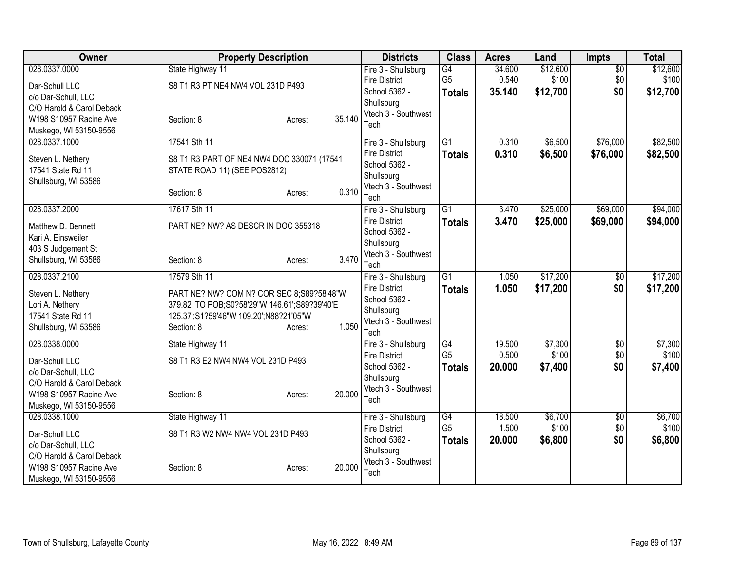| Owner | Property Description | Districts | Class | Acres | Land | Impts | Total |
|---|---|---|---|---|---|---|---|
| 028.0337.0000<br>Dar-Schull LLC<br>c/o Dar-Schull, LLC<br>C/O Harold & Carol Deback<br>W198 S10957 Racine Ave<br>Muskego, WI 53150-9556 | State Highway 11<br>S8 T1 R3 PT NE4 NW4 VOL 231D P493<br>Section: 8 Acres: 35.140 | Fire 3 - Shullsburg Fire District<br>School 5362 - Shullsburg<br>Vtech 3 - Southwest Tech | G4<br>G5<br>**Totals** | 34.600<br>0.540<br>**35.140** | $12,600<br>$100<br>**$12,700** | $0<br>$0<br>**$0** | $12,600<br>$100<br>**$12,700** |
| 028.0337.1000<br>Steven L. Nethery<br>17541 State Rd 11<br>Shullsburg, WI 53586 | 17541 Sth 11<br>S8 T1 R3 PART OF NE4 NW4 DOC 330071 (17541 STATE ROAD 11) (SEE POS2812)<br>Section: 8 Acres: 0.310 | Fire 3 - Shullsburg Fire District<br>School 5362 - Shullsburg<br>Vtech 3 - Southwest Tech | G1<br>**Totals** | 0.310<br>**0.310** | $6,500<br>**$6,500** | $76,000<br>**$76,000** | $82,500<br>**$82,500** |
| 028.0337.2000<br>Matthew D. Bennett<br>Kari A. Einsweiler<br>403 S Judgement St<br>Shullsburg, WI 53586 | 17617 Sth 11<br>PART NE? NW? AS DESCR IN DOC 355318<br>Section: 8 Acres: 3.470 | Fire 3 - Shullsburg Fire District<br>School 5362 - Shullsburg<br>Vtech 3 - Southwest Tech | G1<br>**Totals** | 3.470<br>**3.470** | $25,000<br>**$25,000** | $69,000<br>**$69,000** | $94,000<br>**$94,000** |
| 028.0337.2100<br>Steven L. Nethery<br>Lori A. Nethery<br>17541 State Rd 11<br>Shullsburg, WI 53586 | 17579 Sth 11<br>PART NE? NW? COM N? COR SEC 8;S89?58'48"W 379.82' TO POB;S0?58'29"W 146.61';S89?39'40'E 125.37';S1?59'46"W 109.20';N88?21'05"W<br>Section: 8 Acres: 1.050 | Fire 3 - Shullsburg Fire District<br>School 5362 - Shullsburg<br>Vtech 3 - Southwest Tech | G1<br>**Totals** | 1.050<br>**1.050** | $17,200<br>**$17,200** | $0<br>**$0** | $17,200<br>**$17,200** |
| 028.0338.0000<br>Dar-Schull LLC<br>c/o Dar-Schull, LLC<br>C/O Harold & Carol Deback<br>W198 S10957 Racine Ave<br>Muskego, WI 53150-9556 | State Highway 11<br>S8 T1 R3 E2 NW4 NW4 VOL 231D P493<br>Section: 8 Acres: 20.000 | Fire 3 - Shullsburg Fire District<br>School 5362 - Shullsburg<br>Vtech 3 - Southwest Tech | G4<br>G5<br>**Totals** | 19.500<br>0.500<br>**20.000** | $7,300<br>$100<br>**$7,400** | $0<br>$0<br>**$0** | $7,300<br>$100<br>**$7,400** |
| 028.0338.1000<br>Dar-Schull LLC<br>c/o Dar-Schull, LLC<br>C/O Harold & Carol Deback<br>W198 S10957 Racine Ave<br>Muskego, WI 53150-9556 | State Highway 11<br>S8 T1 R3 W2 NW4 NW4 VOL 231D P493<br>Section: 8 Acres: 20.000 | Fire 3 - Shullsburg Fire District<br>School 5362 - Shullsburg<br>Vtech 3 - Southwest Tech | G4<br>G5<br>**Totals** | 18.500<br>1.500<br>**20.000** | $6,700<br>$100<br>**$6,800** | $0<br>$0<br>**$0** | $6,700<br>$100<br>**$6,800** |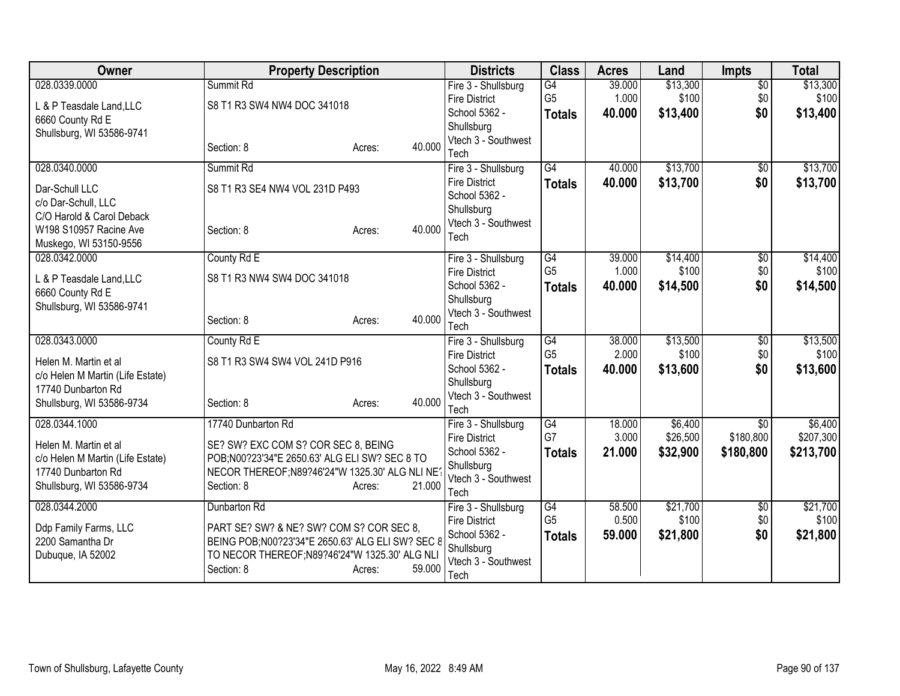| Owner | Property Description | | | Districts | Class | Acres | Land | Impts | Total |
|---|---|---|---|---|---|---|---|---|---|
| 028.0339.0000 | Summit Rd | | | Fire 3 - Shullsburg Fire District | G4 | 39.000 | $13,300 | $0 | $13,300 |
| L & P Teasdale Land,LLC 6660 County Rd E Shullsburg, WI 53586-9741 | S8 T1 R3 SW4 NW4 DOC 341018 | | | School 5362 - Shullsburg | G5 | 1.000 | $100 | $0 | $100 |
| | Section: 8 | Acres: | 40.000 | Vtech 3 - Southwest Tech | **Totals** | **40.000** | **$13,400** | **$0** | **$13,400** |
| 028.0340.0000 | Summit Rd | | | Fire 3 - Shullsburg Fire District | G4 | 40.000 | $13,700 | $0 | $13,700 |
| Dar-Schull LLC c/o Dar-Schull, LLC C/O Harold & Carol Deback W198 S10957 Racine Ave Muskego, WI 53150-9556 | S8 T1 R3 SE4 NW4 VOL 231D P493 | | | School 5362 - Shullsburg | **Totals** | **40.000** | **$13,700** | **$0** | **$13,700** |
| | Section: 8 | Acres: | 40.000 | Vtech 3 - Southwest Tech | | | | | |
| 028.0342.0000 | County Rd E | | | Fire 3 - Shullsburg Fire District | G4 | 39.000 | $14,400 | $0 | $14,400 |
| L & P Teasdale Land,LLC 6660 County Rd E Shullsburg, WI 53586-9741 | S8 T1 R3 NW4 SW4 DOC 341018 | | | School 5362 - Shullsburg | G5 | 1.000 | $100 | $0 | $100 |
| | Section: 8 | Acres: | 40.000 | Vtech 3 - Southwest Tech | **Totals** | **40.000** | **$14,500** | **$0** | **$14,500** |
| 028.0343.0000 | County Rd E | | | Fire 3 - Shullsburg Fire District | G4 | 38.000 | $13,500 | $0 | $13,500 |
| Helen M. Martin et al c/o Helen M Martin (Life Estate) 17740 Dunbarton Rd Shullsburg, WI 53586-9734 | S8 T1 R3 SW4 SW4 VOL 241D P916 | | | School 5362 - Shullsburg | G5 | 2.000 | $100 | $0 | $100 |
| | Section: 8 | Acres: | 40.000 | Vtech 3 - Southwest Tech | **Totals** | **40.000** | **$13,600** | **$0** | **$13,600** |
| 028.0344.1000 | 17740 Dunbarton Rd | | | Fire 3 - Shullsburg Fire District | G4 | 18.000 | $6,400 | $0 | $6,400 |
| Helen M. Martin et al c/o Helen M Martin (Life Estate) 17740 Dunbarton Rd Shullsburg, WI 53586-9734 | SE? SW? EXC COM S? COR SEC 8, BEING POB;N00?23'34"E 2650.63' ALG ELI SW? SEC 8 TO NECOR THEREOF;N89?46'24"W 1325.30' ALG NLI NE? | | | School 5362 - Shullsburg | G7 | 3.000 | $26,500 | $180,800 | $207,300 |
| | Section: 8 | Acres: | 21.000 | Vtech 3 - Southwest Tech | **Totals** | **21.000** | **$32,900** | **$180,800** | **$213,700** |
| 028.0344.2000 | Dunbarton Rd | | | Fire 3 - Shullsburg Fire District | G4 | 58.500 | $21,700 | $0 | $21,700 |
| Ddp Family Farms, LLC 2200 Samantha Dr Dubuque, IA 52002 | PART SE? SW? & NE? SW? COM S? COR SEC 8, BEING POB;N00?23'34"E 2650.63' ALG ELI SW? SEC 8 TO NECOR THEREOF;N89?46'24"W 1325.30' ALG NLI | | | School 5362 - Shullsburg | G5 | 0.500 | $100 | $0 | $100 |
| | Section: 8 | Acres: | 59.000 | Vtech 3 - Southwest Tech | **Totals** | **59.000** | **$21,800** | **$0** | **$21,800** |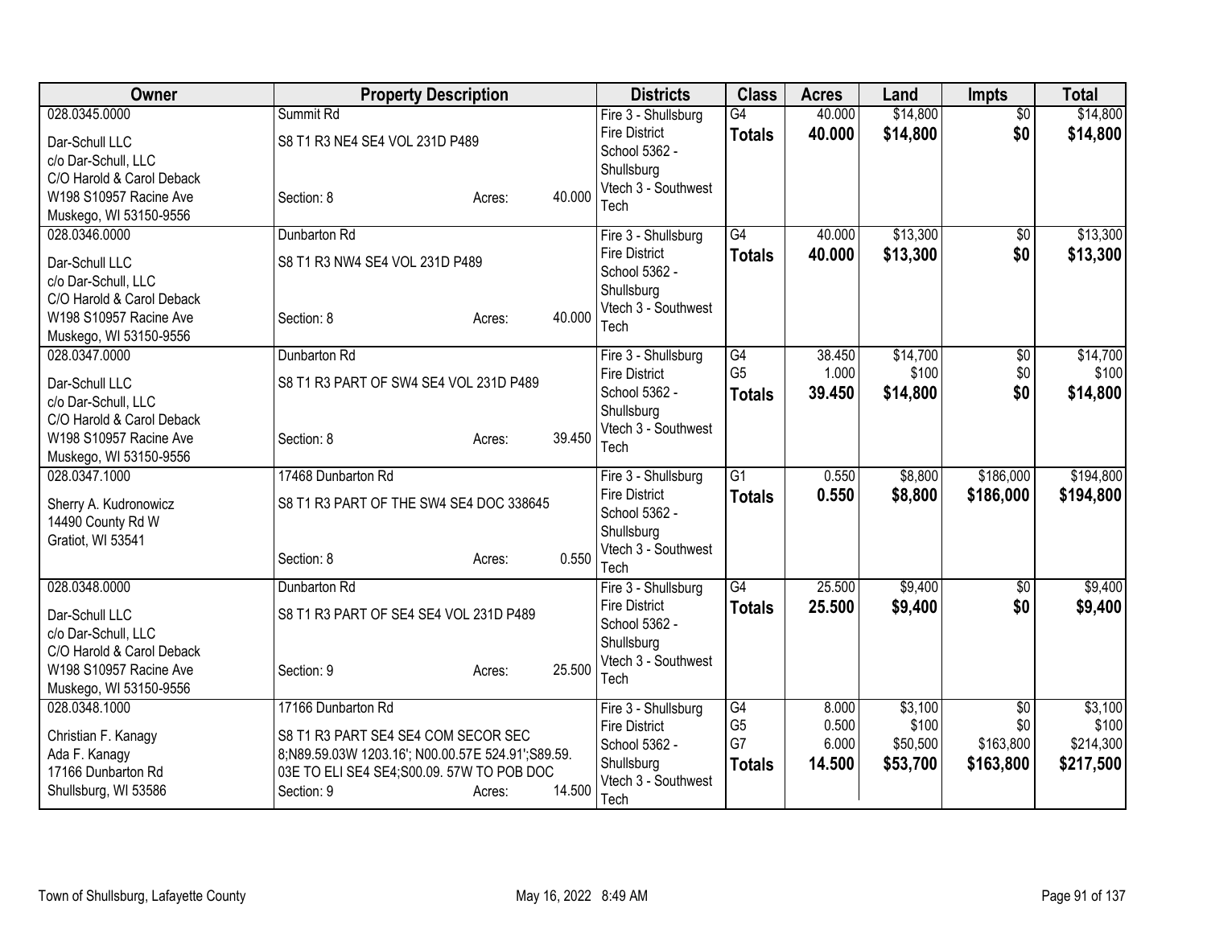| Owner | Property Description | Districts | Class | Acres | Land | Impts | Total |
|---|---|---|---|---|---|---|---|
| 028.0345.0000<br>Dar-Schull LLC<br>c/o Dar-Schull, LLC<br>C/O Harold & Carol Deback<br>W198 S10957 Racine Ave<br>Muskego, WI 53150-9556 | Summit Rd<br>S8 T1 R3 NE4 SE4 VOL 231D P489<br>Section: 8 Acres: 40.000 | Fire 3 - Shullsburg Fire District<br>School 5362 - Shullsburg<br>Vtech 3 - Southwest Tech | G4<br>**Totals** | 40.000<br>**40.000** | $14,800<br>**$14,800** | $0<br>**$0** | $14,800<br>**$14,800** |
| 028.0346.0000<br>Dar-Schull LLC<br>c/o Dar-Schull, LLC<br>C/O Harold & Carol Deback<br>W198 S10957 Racine Ave<br>Muskego, WI 53150-9556 | Dunbarton Rd<br>S8 T1 R3 NW4 SE4 VOL 231D P489<br>Section: 8 Acres: 40.000 | Fire 3 - Shullsburg Fire District<br>School 5362 - Shullsburg<br>Vtech 3 - Southwest Tech | G4<br>**Totals** | 40.000<br>**40.000** | $13,300<br>**$13,300** | $0<br>**$0** | $13,300<br>**$13,300** |
| 028.0347.0000<br>Dar-Schull LLC<br>c/o Dar-Schull, LLC<br>C/O Harold & Carol Deback<br>W198 S10957 Racine Ave<br>Muskego, WI 53150-9556 | Dunbarton Rd<br>S8 T1 R3 PART OF SW4 SE4 VOL 231D P489<br>Section: 8 Acres: 39.450 | Fire 3 - Shullsburg Fire District<br>School 5362 - Shullsburg<br>Vtech 3 - Southwest Tech | G4<br>G5<br>**Totals** | 38.450<br>1.000<br>**39.450** | $14,700<br>$100<br>**$14,800** | $0<br>$0<br>**$0** | $14,700<br>$100<br>**$14,800** |
| 028.0347.1000<br>Sherry A. Kudronowicz<br>14490 County Rd W<br>Gratiot, WI 53541 | 17468 Dunbarton Rd<br>S8 T1 R3 PART OF THE SW4 SE4 DOC 338645<br>Section: 8 Acres: 0.550 | Fire 3 - Shullsburg Fire District<br>School 5362 - Shullsburg<br>Vtech 3 - Southwest Tech | G1<br>**Totals** | 0.550<br>**0.550** | $8,800<br>**$8,800** | $186,000<br>**$186,000** | $194,800<br>**$194,800** |
| 028.0348.0000<br>Dar-Schull LLC<br>c/o Dar-Schull, LLC<br>C/O Harold & Carol Deback<br>W198 S10957 Racine Ave<br>Muskego, WI 53150-9556 | Dunbarton Rd<br>S8 T1 R3 PART OF SE4 SE4 VOL 231D P489<br>Section: 9 Acres: 25.500 | Fire 3 - Shullsburg Fire District<br>School 5362 - Shullsburg<br>Vtech 3 - Southwest Tech | G4<br>**Totals** | 25.500<br>**25.500** | $9,400<br>**$9,400** | $0<br>**$0** | $9,400<br>**$9,400** |
| 028.0348.1000<br>Christian F. Kanagy<br>Ada F. Kanagy<br>17166 Dunbarton Rd<br>Shullsburg, WI 53586 | 17166 Dunbarton Rd<br>S8 T1 R3 PART SE4 SE4 COM SECOR SEC 8;N89.59.03W 1203.16'; N00.00.57E 524.91';S89.59. 03E TO ELI SE4 SE4;S00.09. 57W TO POB DOC<br>Section: 9 Acres: 14.500 | Fire 3 - Shullsburg Fire District<br>School 5362 - Shullsburg<br>Vtech 3 - Southwest Tech | G4<br>G5<br>G7<br>**Totals** | 8.000<br>0.500<br>6.000<br>**14.500** | $3,100<br>$100<br>$50,500<br>**$53,700** | $0<br>$0<br>$163,800<br>**$163,800** | $3,100<br>$100<br>$214,300<br>**$217,500** |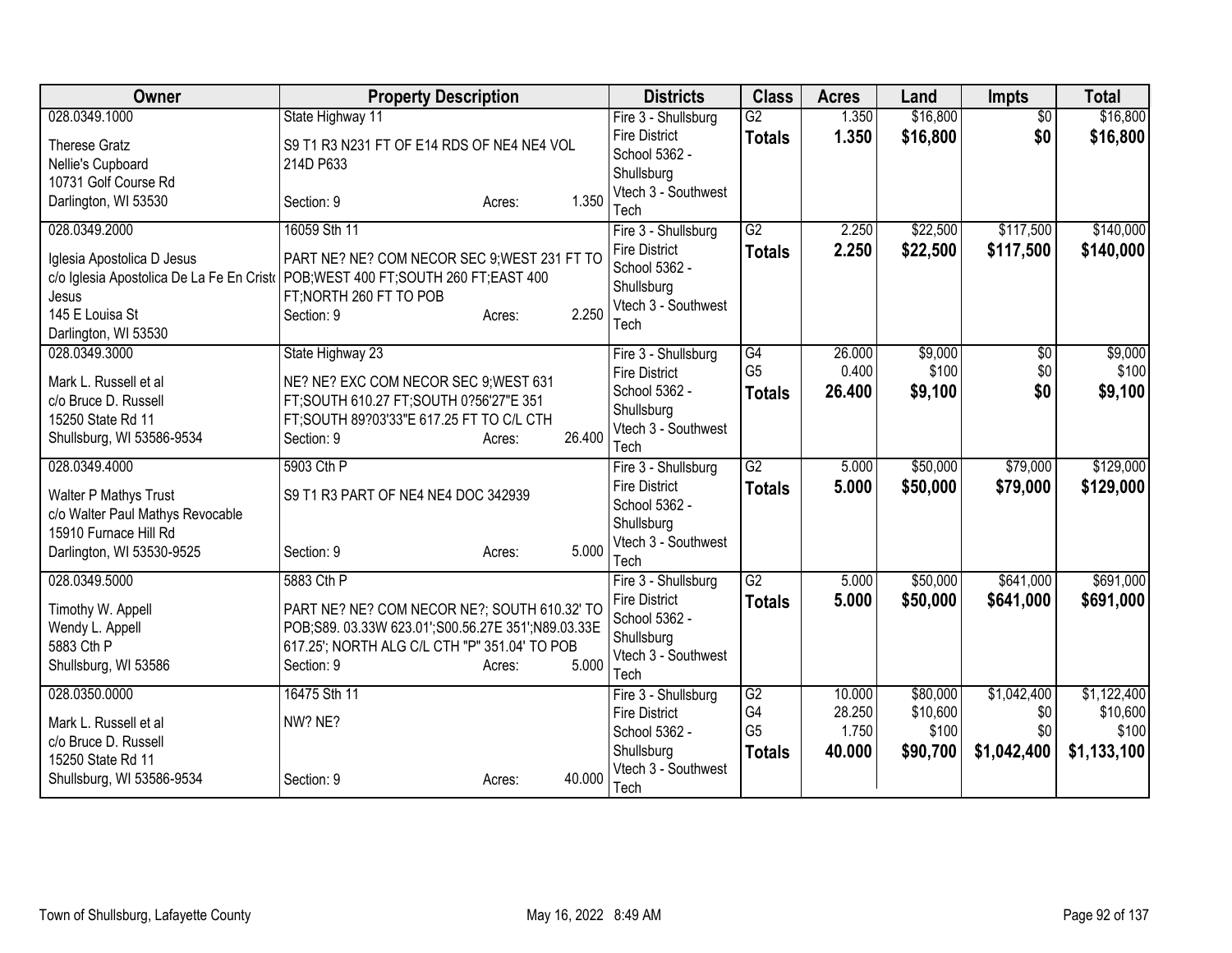| Owner | Property Description | Districts | Class | Acres | Land | Impts | Total |
|---|---|---|---|---|---|---|---|
| 028.0349.1000<br>Therese Gratz<br>Nellie's Cupboard<br>10731 Golf Course Rd<br>Darlington, WI 53530 | State Highway 11<br>S9 T1 R3 N231 FT OF E14 RDS OF NE4 NE4 VOL 214D P633<br>Section: 9 Acres: 1.350 | Fire 3 - Shullsburg Fire District<br>School 5362 - Shullsburg<br>Vtech 3 - Southwest Tech | G2<br>**Totals** | 1.350<br>**1.350** | $16,800<br>**$16,800** | $0<br>**$0** | $16,800<br>**$16,800** |
| 028.0349.2000<br>Iglesia Apostolica D Jesus<br>c/o Iglesia Apostolica De La Fe En Cristo Jesus<br>145 E Louisa St<br>Darlington, WI 53530 | 16059 Sth 11<br>PART NE? NE? COM NECOR SEC 9;WEST 231 FT TO POB;WEST 400 FT;SOUTH 260 FT;EAST 400 FT;NORTH 260 FT TO POB<br>Section: 9 Acres: 2.250 | Fire 3 - Shullsburg Fire District<br>School 5362 - Shullsburg<br>Vtech 3 - Southwest Tech | G2<br>**Totals** | 2.250<br>**2.250** | $22,500<br>**$22,500** | $117,500<br>**$117,500** | $140,000<br>**$140,000** |
| 028.0349.3000<br>Mark L. Russell et al<br>c/o Bruce D. Russell<br>15250 State Rd 11<br>Shullsburg, WI 53586-9534 | State Highway 23<br>NE? NE? EXC COM NECOR SEC 9;WEST 631 FT;SOUTH 610.27 FT;SOUTH 0?56'27"E 351 FT;SOUTH 89?03'33"E 617.25 FT TO C/L CTH<br>Section: 9 Acres: 26.400 | Fire 3 - Shullsburg Fire District<br>School 5362 - Shullsburg<br>Vtech 3 - Southwest Tech | G4<br>G5<br>**Totals** | 26.000<br>0.400<br>**26.400** | $9,000<br>$100<br>**$9,100** | $0<br>$0<br>**$0** | $9,000<br>$100<br>**$9,100** |
| 028.0349.4000<br>Walter P Mathys Trust<br>c/o Walter Paul Mathys Revocable<br>15910 Furnace Hill Rd<br>Darlington, WI 53530-9525 | 5903 Cth P<br>S9 T1 R3 PART OF NE4 NE4 DOC 342939<br>Section: 9 Acres: 5.000 | Fire 3 - Shullsburg Fire District<br>School 5362 - Shullsburg<br>Vtech 3 - Southwest Tech | G2<br>**Totals** | 5.000<br>**5.000** | $50,000<br>**$50,000** | $79,000<br>**$79,000** | $129,000<br>**$129,000** |
| 028.0349.5000<br>Timothy W. Appell<br>Wendy L. Appell<br>5883 Cth P<br>Shullsburg, WI 53586 | 5883 Cth P<br>PART NE? NE? COM NECOR NE?; SOUTH 610.32' TO POB;S89. 03.33W 623.01';S00.56.27E 351';N89.03.33E 617.25'; NORTH ALG C/L CTH "P" 351.04' TO POB<br>Section: 9 Acres: 5.000 | Fire 3 - Shullsburg Fire District<br>School 5362 - Shullsburg<br>Vtech 3 - Southwest Tech | G2<br>**Totals** | 5.000<br>**5.000** | $50,000<br>**$50,000** | $641,000<br>**$641,000** | $691,000<br>**$691,000** |
| 028.0350.0000<br>Mark L. Russell et al<br>c/o Bruce D. Russell<br>15250 State Rd 11<br>Shullsburg, WI 53586-9534 | 16475 Sth 11<br>NW? NE?<br>Section: 9 Acres: 40.000 | Fire 3 - Shullsburg Fire District<br>School 5362 - Shullsburg<br>Vtech 3 - Southwest Tech | G2<br>G4<br>G5<br>**Totals** | 10.000<br>28.250<br>1.750<br>**40.000** | $80,000<br>$10,600<br>$100<br>**$90,700** | $1,042,400<br>$0<br>$0<br>**$1,042,400** | $1,122,400<br>$10,600<br>$100<br>**$1,133,100** |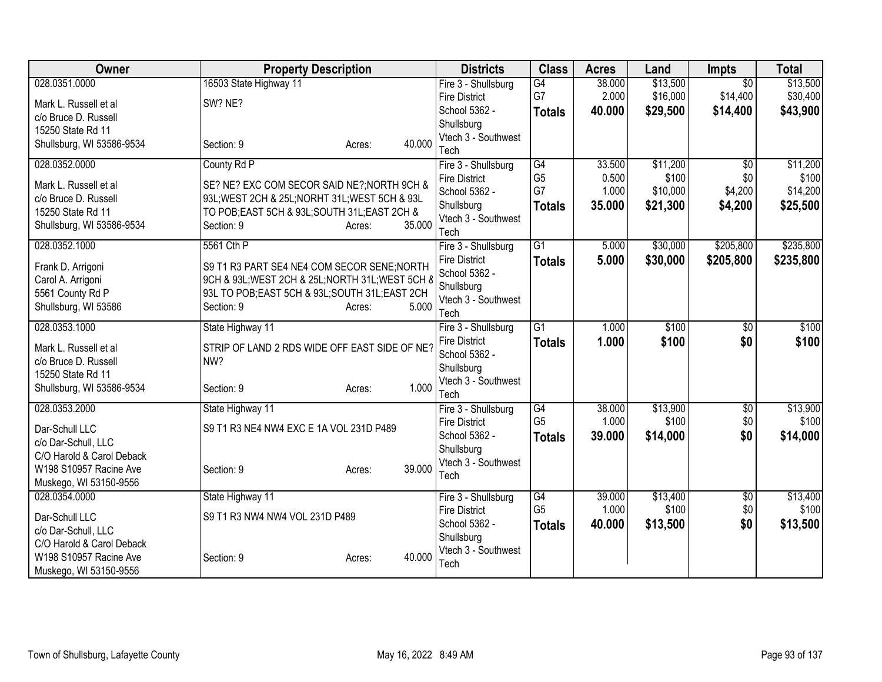| Owner | Property Description | Districts | Class | Acres | Land | Impts | Total |
|---|---|---|---|---|---|---|---|
| 028.0351.0000<br><br>Mark L. Russell et al<br>c/o Bruce D. Russell<br>15250 State Rd 11<br>Shullsburg, WI 53586-9534 | 16503 State Highway 11<br><br>SW? NE?<br><br>Section: 9 Acres: 40.000 | Fire 3 - Shullsburg Fire District<br>School 5362 - Shullsburg<br>Vtech 3 - Southwest Tech | G4<br>G7<br>**Totals** | 38.000<br>2.000<br>**40.000** | $13,500<br>$16,000<br>**$29,500** | $0<br>$14,400<br>**$14,400** | $13,500<br>$30,400<br>**$43,900** |
| 028.0352.0000<br><br>Mark L. Russell et al<br>c/o Bruce D. Russell<br>15250 State Rd 11<br>Shullsburg, WI 53586-9534 | County Rd P<br><br>SE? NE? EXC COM SECOR SAID NE?;NORTH 9CH & 93L;WEST 2CH & 25L;NORHT 31L;WEST 5CH & 93L TO POB;EAST 5CH & 93L;SOUTH 31L;EAST 2CH &<br>Section: 9 Acres: 35.000 | Fire 3 - Shullsburg Fire District<br>School 5362 - Shullsburg<br>Vtech 3 - Southwest Tech | G4<br>G5<br>G7<br>**Totals** | 33.500<br>0.500<br>1.000<br>**35.000** | $11,200<br>$100<br>$10,000<br>**$21,300** | $0<br>$0<br>$4,200<br>**$4,200** | $11,200<br>$100<br>$14,200<br>**$25,500** |
| 028.0352.1000<br><br>Frank D. Arrigoni<br>Carol A. Arrigoni<br>5561 County Rd P<br>Shullsburg, WI 53586 | 5561 Cth P<br><br>S9 T1 R3 PART SE4 NE4 COM SECOR SENE;NORTH 9CH & 93L;WEST 2CH & 25L;NORTH 31L;WEST 5CH & 93L TO POB;EAST 5CH & 93L;SOUTH 31L;EAST 2CH<br>Section: 9 Acres: 5.000 | Fire 3 - Shullsburg Fire District<br>School 5362 - Shullsburg<br>Vtech 3 - Southwest Tech | G1<br>**Totals** | 5.000<br>**5.000** | $30,000<br>**$30,000** | $205,800<br>**$205,800** | $235,800<br>**$235,800** |
| 028.0353.1000<br><br>Mark L. Russell et al<br>c/o Bruce D. Russell<br>15250 State Rd 11<br>Shullsburg, WI 53586-9534 | State Highway 11<br><br>STRIP OF LAND 2 RDS WIDE OFF EAST SIDE OF NE? NW?<br><br>Section: 9 Acres: 1.000 | Fire 3 - Shullsburg Fire District<br>School 5362 - Shullsburg<br>Vtech 3 - Southwest Tech | G1<br>**Totals** | 1.000<br>**1.000** | $100<br>**$100** | $0<br>**$0** | $100<br>**$100** |
| 028.0353.2000<br><br>Dar-Schull LLC<br>c/o Dar-Schull, LLC<br>C/O Harold & Carol Deback<br>W198 S10957 Racine Ave<br>Muskego, WI 53150-9556 | State Highway 11<br><br>S9 T1 R3 NE4 NW4 EXC E 1A VOL 231D P489<br><br>Section: 9 Acres: 39.000 | Fire 3 - Shullsburg Fire District<br>School 5362 - Shullsburg<br>Vtech 3 - Southwest Tech | G4<br>G5<br>**Totals** | 38.000<br>1.000<br>**39.000** | $13,900<br>$100<br>**$14,000** | $0<br>$0<br>**$0** | $13,900<br>$100<br>**$14,000** |
| 028.0354.0000<br><br>Dar-Schull LLC<br>c/o Dar-Schull, LLC<br>C/O Harold & Carol Deback<br>W198 S10957 Racine Ave<br>Muskego, WI 53150-9556 | State Highway 11<br><br>S9 T1 R3 NW4 NW4 VOL 231D P489<br><br>Section: 9 Acres: 40.000 | Fire 3 - Shullsburg Fire District<br>School 5362 - Shullsburg<br>Vtech 3 - Southwest Tech | G4<br>G5<br>**Totals** | 39.000<br>1.000<br>**40.000** | $13,400<br>$100<br>**$13,500** | $0<br>$0<br>**$0** | $13,400<br>$100<br>**$13,500** |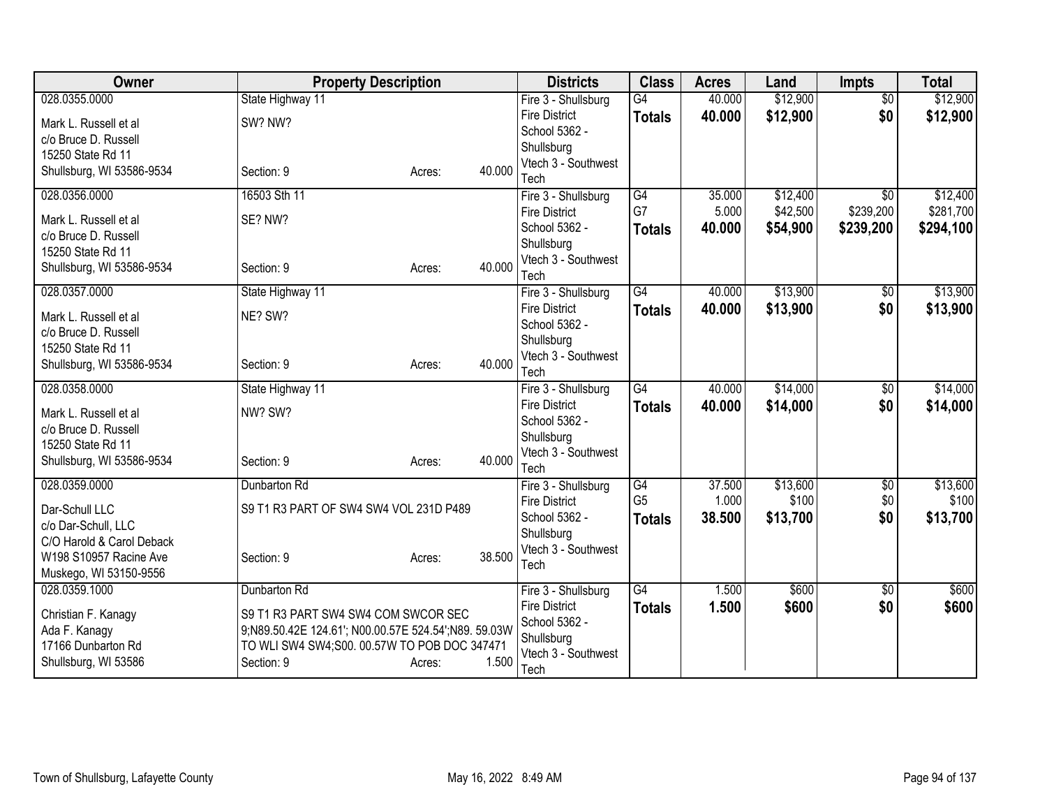| Owner | Property Description | Districts | Class | Acres | Land | Impts | Total |
|---|---|---|---|---|---|---|---|
| 028.0355.0000<br>Mark L. Russell et al<br>c/o Bruce D. Russell<br>15250 State Rd 11<br>Shullsburg, WI 53586-9534 | State Highway 11<br>SW? NW?<br>Section: 9 Acres: 40.000 | Fire 3 - Shullsburg Fire District<br>School 5362 - Shullsburg<br>Vtech 3 - Southwest Tech | G4<br>**Totals** | 40.000<br>**40.000** | $12,900<br>**$12,900** | $0<br>**$0** | $12,900<br>**$12,900** |
| 028.0356.0000<br>Mark L. Russell et al<br>c/o Bruce D. Russell<br>15250 State Rd 11<br>Shullsburg, WI 53586-9534 | 16503 Sth 11<br>SE? NW?<br>Section: 9 Acres: 40.000 | Fire 3 - Shullsburg Fire District<br>School 5362 - Shullsburg<br>Vtech 3 - Southwest Tech | G4<br>G7<br>**Totals** | 35.000<br>5.000<br>**40.000** | $12,400<br>$42,500<br>**$54,900** | $0<br>$239,200<br>**$239,200** | $12,400<br>$281,700<br>**$294,100** |
| 028.0357.0000<br>Mark L. Russell et al<br>c/o Bruce D. Russell<br>15250 State Rd 11<br>Shullsburg, WI 53586-9534 | State Highway 11<br>NE? SW?<br>Section: 9 Acres: 40.000 | Fire 3 - Shullsburg Fire District<br>School 5362 - Shullsburg<br>Vtech 3 - Southwest Tech | G4<br>**Totals** | 40.000<br>**40.000** | $13,900<br>**$13,900** | $0<br>**$0** | $13,900<br>**$13,900** |
| 028.0358.0000<br>Mark L. Russell et al<br>c/o Bruce D. Russell<br>15250 State Rd 11<br>Shullsburg, WI 53586-9534 | State Highway 11<br>NW? SW?<br>Section: 9 Acres: 40.000 | Fire 3 - Shullsburg Fire District<br>School 5362 - Shullsburg<br>Vtech 3 - Southwest Tech | G4<br>**Totals** | 40.000<br>**40.000** | $14,000<br>**$14,000** | $0<br>**$0** | $14,000<br>**$14,000** |
| 028.0359.0000<br>Dar-Schull LLC<br>c/o Dar-Schull, LLC<br>C/O Harold & Carol Deback<br>W198 S10957 Racine Ave<br>Muskego, WI 53150-9556 | Dunbarton Rd<br>S9 T1 R3 PART OF SW4 SW4 VOL 231D P489<br>Section: 9 Acres: 38.500 | Fire 3 - Shullsburg Fire District<br>School 5362 - Shullsburg<br>Vtech 3 - Southwest Tech | G4<br>G5<br>**Totals** | 37.500<br>1.000<br>**38.500** | $13,600<br>$100<br>**$13,700** | $0<br>$0<br>**$0** | $13,600<br>$100<br>**$13,700** |
| 028.0359.1000<br>Christian F. Kanagy<br>Ada F. Kanagy<br>17166 Dunbarton Rd<br>Shullsburg, WI 53586 | Dunbarton Rd<br>S9 T1 R3 PART SW4 SW4 COM SWCOR SEC 9;N89.50.42E 124.61'; N00.00.57E 524.54';N89. 59.03W TO WLI SW4 SW4;S00. 00.57W TO POB DOC 347471<br>Section: 9 Acres: 1.500 | Fire 3 - Shullsburg Fire District<br>School 5362 - Shullsburg<br>Vtech 3 - Southwest Tech | G4<br>**Totals** | 1.500<br>**1.500** | $600<br>**$600** | $0<br>**$0** | $600<br>**$600** |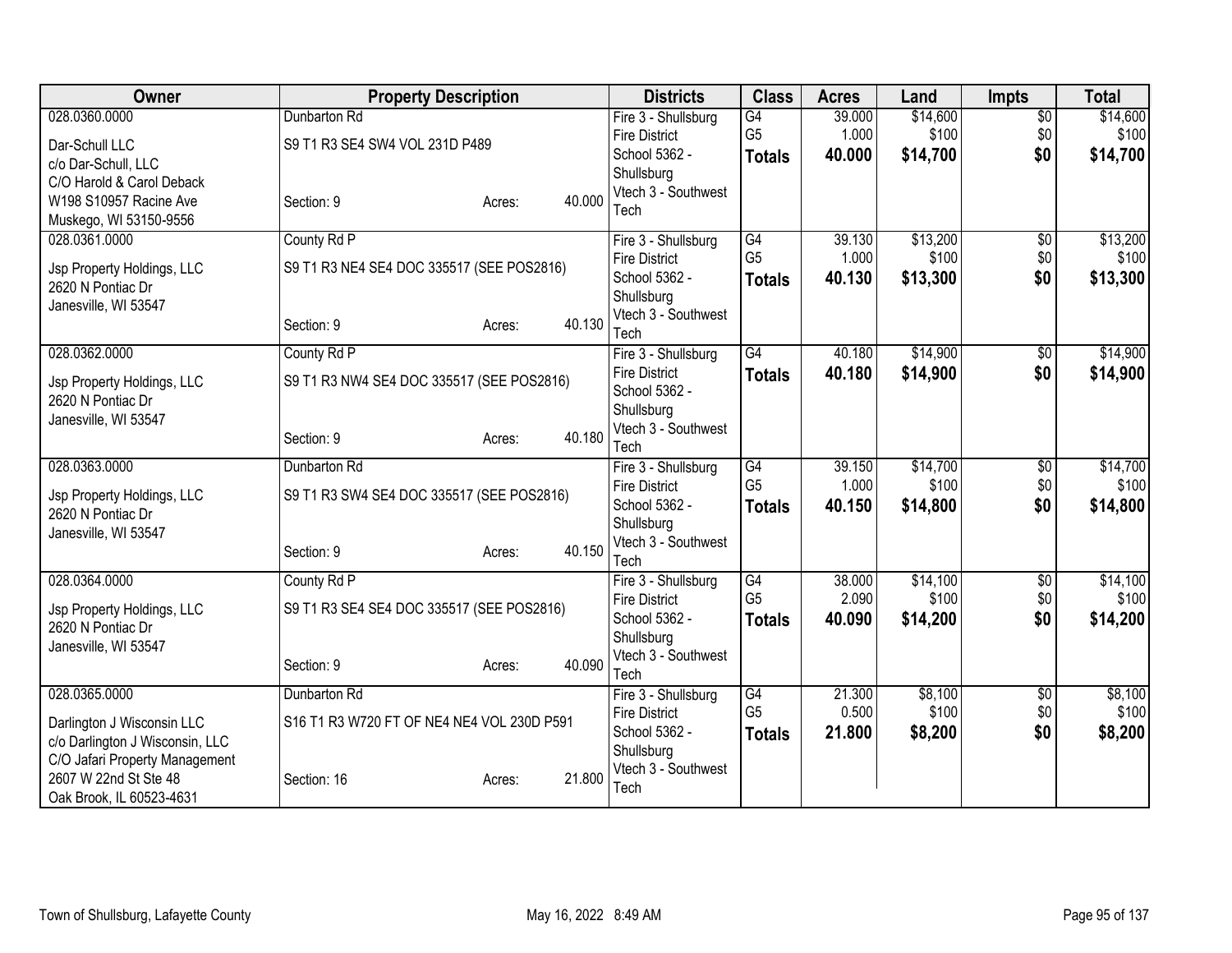| Owner | Property Description | | | Districts | Class | Acres | Land | Impts | Total |
|---|---|---|---|---|---|---|---|---|---|
| 028.0360.0000 | Dunbarton Rd | | | Fire 3 - Shullsburg Fire District | G4 | 39.000 | $14,600 | $0 | $14,600 |
| Dar-Schull LLC | S9 T1 R3 SE4 SW4 VOL 231D P489 | | | School 5362 - Shullsburg | G5 | 1.000 | $100 | $0 | $100 |
| c/o Dar-Schull, LLC | | | | Vtech 3 - Southwest Tech | **Totals** | **40.000** | **$14,700** | **$0** | **$14,700** |
| C/O Harold & Carol Deback | | | | | | | | | |
| W198 S10957 Racine Ave | Section: 9 | Acres: | 40.000 | | | | | | |
| Muskego, WI 53150-9556 | | | | | | | | | |
| 028.0361.0000 | County Rd P | | | Fire 3 - Shullsburg Fire District | G4 | 39.130 | $13,200 | $0 | $13,200 |
| Jsp Property Holdings, LLC | S9 T1 R3 NE4 SE4 DOC 335517 (SEE POS2816) | | | School 5362 - Shullsburg | G5 | 1.000 | $100 | $0 | $100 |
| 2620 N Pontiac Dr | | | | Vtech 3 - Southwest Tech | **Totals** | **40.130** | **$13,300** | **$0** | **$13,300** |
| Janesville, WI 53547 | Section: 9 | Acres: | 40.130 | | | | | | |
| 028.0362.0000 | County Rd P | | | Fire 3 - Shullsburg Fire District | G4 | 40.180 | $14,900 | $0 | $14,900 |
| Jsp Property Holdings, LLC | S9 T1 R3 NW4 SE4 DOC 335517 (SEE POS2816) | | | School 5362 - Shullsburg | **Totals** | **40.180** | **$14,900** | **$0** | **$14,900** |
| 2620 N Pontiac Dr | | | | Vtech 3 - Southwest Tech | | | | | |
| Janesville, WI 53547 | Section: 9 | Acres: | 40.180 | | | | | | |
| 028.0363.0000 | Dunbarton Rd | | | Fire 3 - Shullsburg Fire District | G4 | 39.150 | $14,700 | $0 | $14,700 |
| Jsp Property Holdings, LLC | S9 T1 R3 SW4 SE4 DOC 335517 (SEE POS2816) | | | School 5362 - Shullsburg | G5 | 1.000 | $100 | $0 | $100 |
| 2620 N Pontiac Dr | | | | Vtech 3 - Southwest Tech | **Totals** | **40.150** | **$14,800** | **$0** | **$14,800** |
| Janesville, WI 53547 | Section: 9 | Acres: | 40.150 | | | | | | |
| 028.0364.0000 | County Rd P | | | Fire 3 - Shullsburg Fire District | G4 | 38.000 | $14,100 | $0 | $14,100 |
| Jsp Property Holdings, LLC | S9 T1 R3 SE4 SE4 DOC 335517 (SEE POS2816) | | | School 5362 - Shullsburg | G5 | 2.090 | $100 | $0 | $100 |
| 2620 N Pontiac Dr | | | | Vtech 3 - Southwest Tech | **Totals** | **40.090** | **$14,200** | **$0** | **$14,200** |
| Janesville, WI 53547 | Section: 9 | Acres: | 40.090 | | | | | | |
| 028.0365.0000 | Dunbarton Rd | | | Fire 3 - Shullsburg Fire District | G4 | 21.300 | $8,100 | $0 | $8,100 |
| Darlington J Wisconsin LLC | S16 T1 R3 W720 FT OF NE4 NE4 VOL 230D P591 | | | School 5362 - Shullsburg | G5 | 0.500 | $100 | $0 | $100 |
| c/o Darlington J Wisconsin, LLC | | | | Vtech 3 - Southwest Tech | **Totals** | **21.800** | **$8,200** | **$0** | **$8,200** |
| C/O Jafari Property Management | | | | | | | | | |
| 2607 W 22nd St Ste 48 | Section: 16 | Acres: | 21.800 | | | | | | |
| Oak Brook, IL 60523-4631 | | | | | | | | | |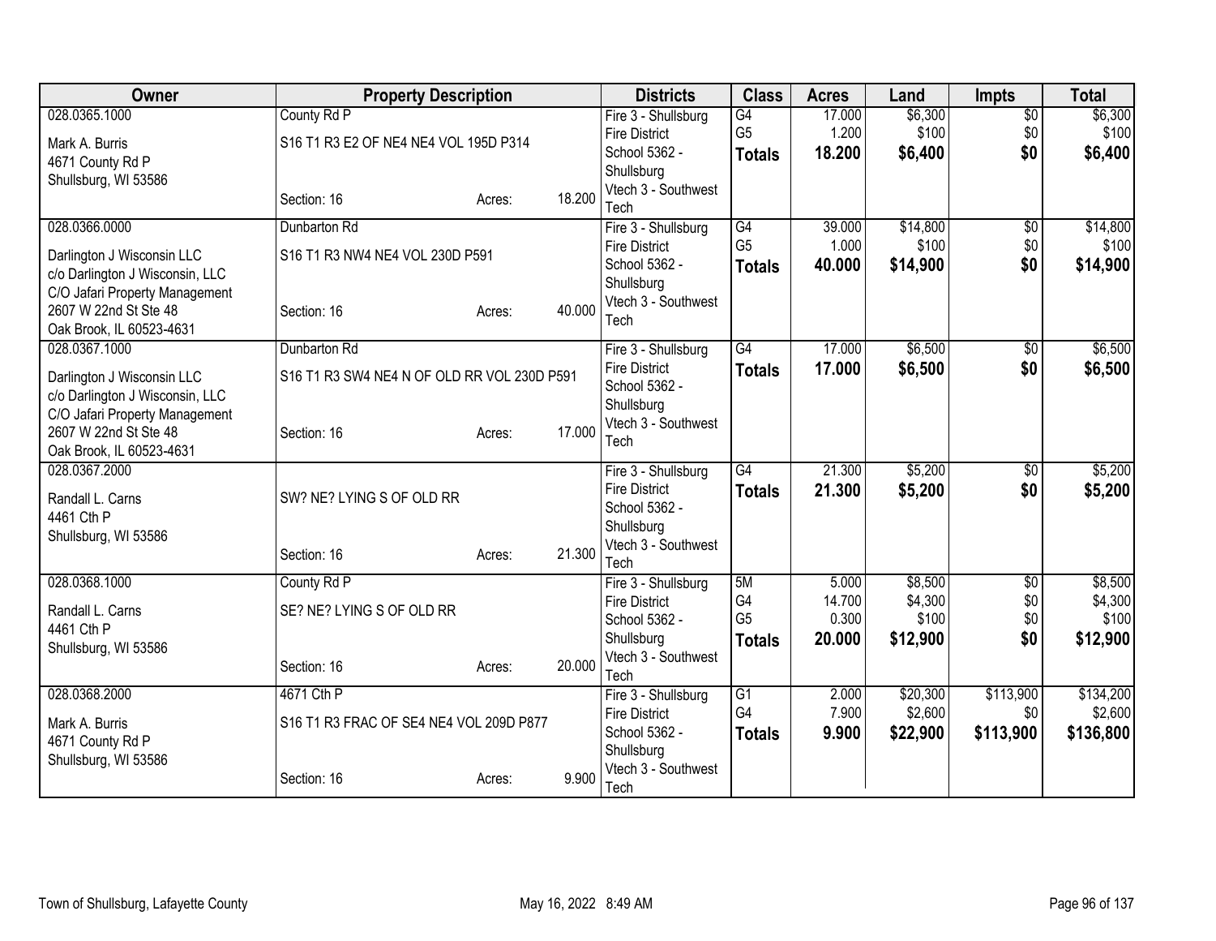| Owner | Property Description | | | Districts | Class | Acres | Land | Impts | Total |
|---|---|---|---|---|---|---|---|---|---|
| 028.0365.1000<br>Mark A. Burris<br>4671 County Rd P<br>Shullsburg, WI 53586 | County Rd P<br>S16 T1 R3 E2 OF NE4 NE4 VOL 195D P314<br>Section: 16 | Acres: | 18.200 | Fire 3 - Shullsburg Fire District<br>School 5362 - Shullsburg<br>Vtech 3 - Southwest Tech | G4<br>G5<br>**Totals** | 17.000<br>1.200<br>**18.200** | $6,300<br>$100<br>**$6,400** | $0<br>$0<br>**$0** | $6,300<br>$100<br>**$6,400** |
| 028.0366.0000<br>Darlington J Wisconsin LLC<br>c/o Darlington J Wisconsin, LLC<br>C/O Jafari Property Management<br>2607 W 22nd St Ste 48<br>Oak Brook, IL 60523-4631 | Dunbarton Rd<br>S16 T1 R3 NW4 NE4 VOL 230D P591<br>Section: 16 | Acres: | 40.000 | Fire 3 - Shullsburg Fire District<br>School 5362 - Shullsburg<br>Vtech 3 - Southwest Tech | G4<br>G5<br>**Totals** | 39.000<br>1.000<br>**40.000** | $14,800<br>$100<br>**$14,900** | $0<br>$0<br>**$0** | $14,800<br>$100<br>**$14,900** |
| 028.0367.1000<br>Darlington J Wisconsin LLC<br>c/o Darlington J Wisconsin, LLC<br>C/O Jafari Property Management<br>2607 W 22nd St Ste 48<br>Oak Brook, IL 60523-4631 | Dunbarton Rd<br>S16 T1 R3 SW4 NE4 N OF OLD RR VOL 230D P591<br>Section: 16 | Acres: | 17.000 | Fire 3 - Shullsburg Fire District<br>School 5362 - Shullsburg<br>Vtech 3 - Southwest Tech | G4<br>**Totals** | 17.000<br>**17.000** | $6,500<br>**$6,500** | $0<br>**$0** | $6,500<br>**$6,500** |
| 028.0367.2000<br>Randall L. Carns<br>4461 Cth P<br>Shullsburg, WI 53586 | SW? NE? LYING S OF OLD RR<br>Section: 16 | Acres: | 21.300 | Fire 3 - Shullsburg Fire District<br>School 5362 - Shullsburg<br>Vtech 3 - Southwest Tech | G4<br>**Totals** | 21.300<br>**21.300** | $5,200<br>**$5,200** | $0<br>**$0** | $5,200<br>**$5,200** |
| 028.0368.1000<br>Randall L. Carns<br>4461 Cth P<br>Shullsburg, WI 53586 | County Rd P<br>SE? NE? LYING S OF OLD RR<br>Section: 16 | Acres: | 20.000 | Fire 3 - Shullsburg Fire District<br>School 5362 - Shullsburg<br>Vtech 3 - Southwest Tech | 5M<br>G4<br>G5<br>**Totals** | 5.000<br>14.700<br>0.300<br>**20.000** | $8,500<br>$4,300<br>$100<br>**$12,900** | $0<br>$0<br>$0<br>**$0** | $8,500<br>$4,300<br>$100<br>**$12,900** |
| 028.0368.2000<br>Mark A. Burris<br>4671 County Rd P<br>Shullsburg, WI 53586 | 4671 Cth P<br>S16 T1 R3 FRAC OF SE4 NE4 VOL 209D P877<br>Section: 16 | Acres: | 9.900 | Fire 3 - Shullsburg Fire District<br>School 5362 - Shullsburg<br>Vtech 3 - Southwest Tech | G1<br>G4<br>**Totals** | 2.000<br>7.900<br>**9.900** | $20,300<br>$2,600<br>**$22,900** | $113,900<br>$0<br>**$113,900** | $134,200<br>$2,600<br>**$136,800** |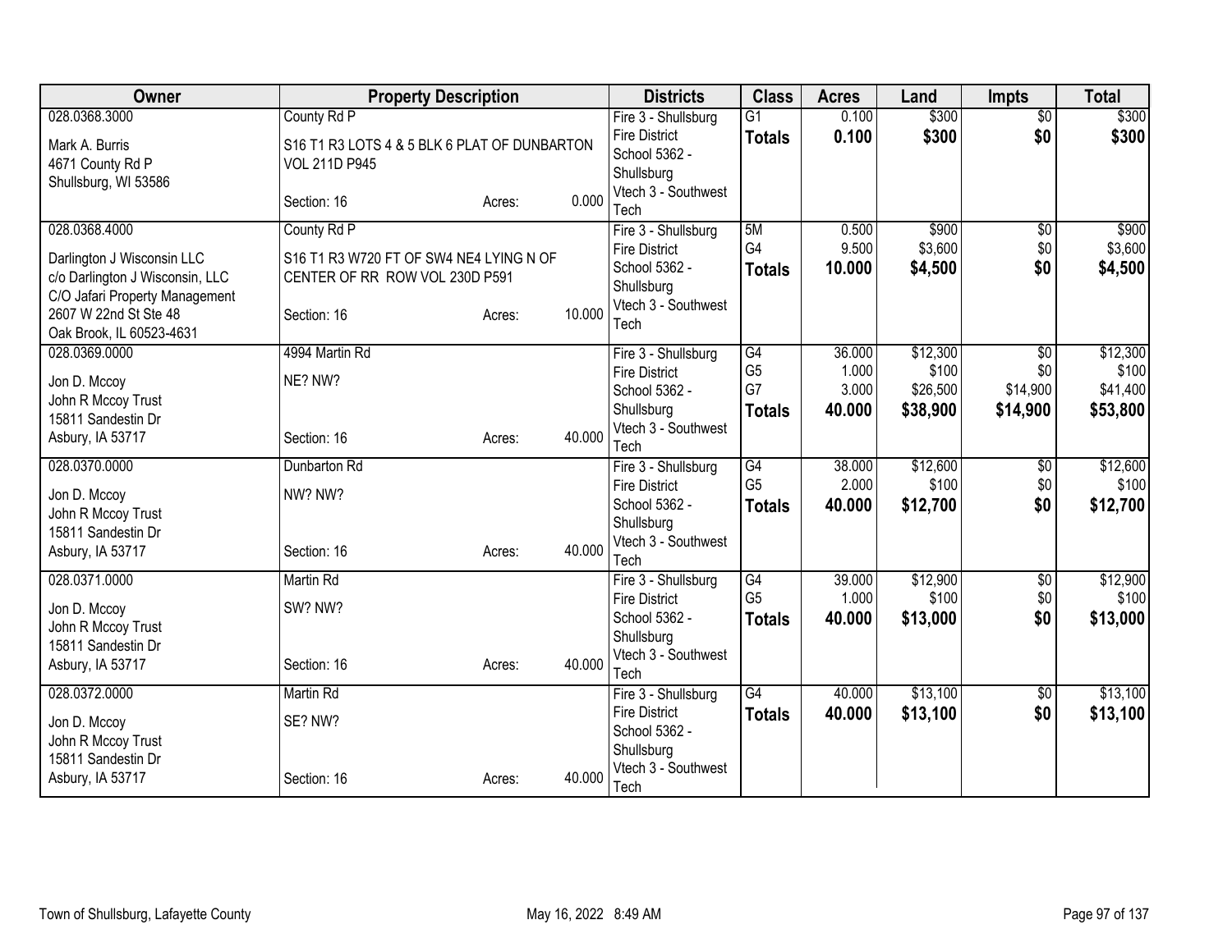| Owner | Property Description | | | Districts | Class | Acres | Land | Impts | Total |
|---|---|---|---|---|---|---|---|---|---|
| 028.0368.3000<br>Mark A. Burris<br>4671 County Rd P<br>Shullsburg, WI 53586 | County Rd P<br>S16 T1 R3 LOTS 4 & 5 BLK 6 PLAT OF DUNBARTON VOL 211D P945<br>Section: 16 | Acres: | 0.000 | Fire 3 - Shullsburg Fire District<br>School 5362 - Shullsburg<br>Vtech 3 - Southwest Tech | G1<br>**Totals** | 0.100<br>**0.100** | \$300<br>**\$300** | \$0<br>**\$0** | \$300<br>**\$300** |
| 028.0368.4000<br>Darlington J Wisconsin LLC<br>c/o Darlington J Wisconsin, LLC<br>C/O Jafari Property Management<br>2607 W 22nd St Ste 48<br>Oak Brook, IL 60523-4631 | County Rd P<br>S16 T1 R3 W720 FT OF SW4 NE4 LYING N OF CENTER OF RR ROW VOL 230D P591<br>Section: 16 | Acres: | 10.000 | Fire 3 - Shullsburg Fire District<br>School 5362 - Shullsburg<br>Vtech 3 - Southwest Tech | 5M<br>G4<br>**Totals** | 0.500<br>9.500<br>**10.000** | \$900<br>\$3,600<br>**\$4,500** | \$0<br>\$0<br>**\$0** | \$900<br>\$3,600<br>**\$4,500** |
| 028.0369.0000<br>Jon D. Mccoy<br>John R Mccoy Trust<br>15811 Sandestin Dr<br>Asbury, IA 53717 | 4994 Martin Rd<br>NE? NW?<br>Section: 16 | Acres: | 40.000 | Fire 3 - Shullsburg Fire District<br>School 5362 - Shullsburg<br>Vtech 3 - Southwest Tech | G4<br>G5<br>G7<br>**Totals** | 36.000<br>1.000<br>3.000<br>**40.000** | \$12,300<br>\$100<br>\$26,500<br>**\$38,900** | \$0<br>\$0<br>\$14,900<br>**\$14,900** | \$12,300<br>\$100<br>\$41,400<br>**\$53,800** |
| 028.0370.0000<br>Jon D. Mccoy<br>John R Mccoy Trust<br>15811 Sandestin Dr<br>Asbury, IA 53717 | Dunbarton Rd<br>NW? NW?<br>Section: 16 | Acres: | 40.000 | Fire 3 - Shullsburg Fire District<br>School 5362 - Shullsburg<br>Vtech 3 - Southwest Tech | G4<br>G5<br>**Totals** | 38.000<br>2.000<br>**40.000** | \$12,600<br>\$100<br>**\$12,700** | \$0<br>\$0<br>**\$0** | \$12,600<br>\$100<br>**\$12,700** |
| 028.0371.0000<br>Jon D. Mccoy<br>John R Mccoy Trust<br>15811 Sandestin Dr<br>Asbury, IA 53717 | Martin Rd<br>SW? NW?<br>Section: 16 | Acres: | 40.000 | Fire 3 - Shullsburg Fire District<br>School 5362 - Shullsburg<br>Vtech 3 - Southwest Tech | G4<br>G5<br>**Totals** | 39.000<br>1.000<br>**40.000** | \$12,900<br>\$100<br>**\$13,000** | \$0<br>\$0<br>**\$0** | \$12,900<br>\$100<br>**\$13,000** |
| 028.0372.0000<br>Jon D. Mccoy<br>John R Mccoy Trust<br>15811 Sandestin Dr<br>Asbury, IA 53717 | Martin Rd<br>SE? NW?<br>Section: 16 | Acres: | 40.000 | Fire 3 - Shullsburg Fire District<br>School 5362 - Shullsburg<br>Vtech 3 - Southwest Tech | G4<br>**Totals** | 40.000<br>**40.000** | \$13,100<br>**\$13,100** | \$0<br>**\$0** | \$13,100<br>**\$13,100** |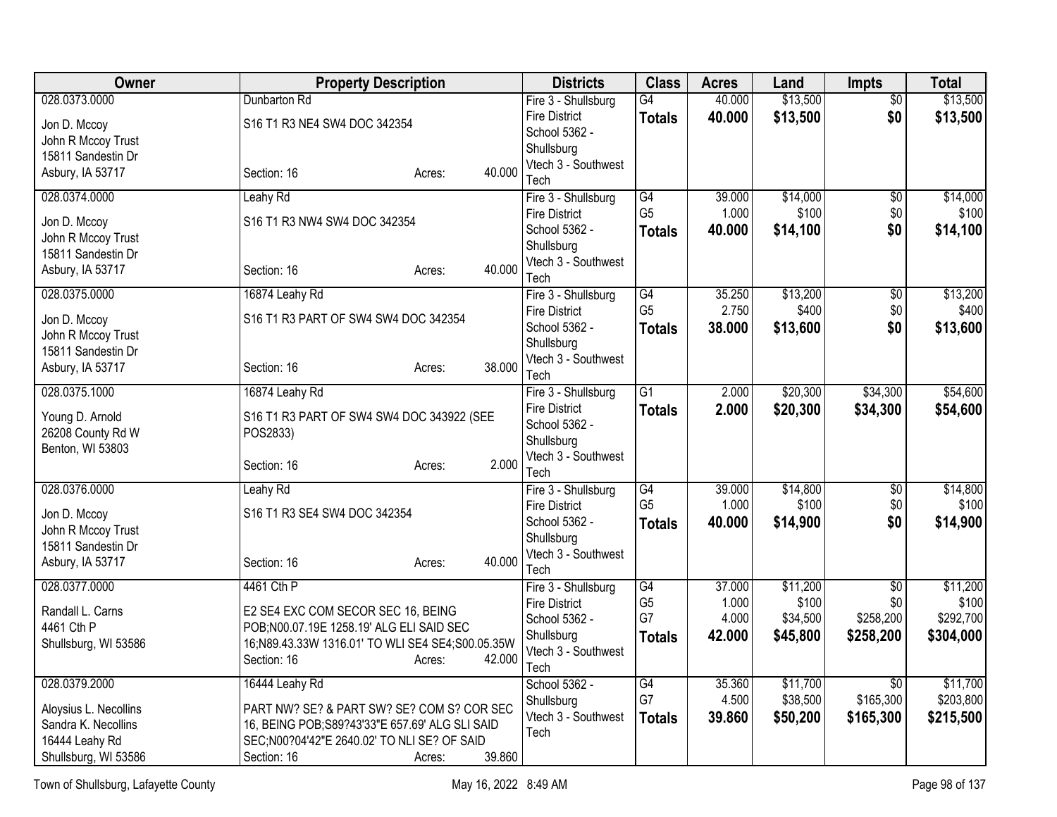| Owner | Property Description | Districts | Class | Acres | Land | Impts | Total |
|---|---|---|---|---|---|---|---|
| 028.0373.0000<br>Jon D. Mccoy<br>John R Mccoy Trust<br>15811 Sandestin Dr<br>Asbury, IA 53717 | Dunbarton Rd<br>S16 T1 R3 NE4 SW4 DOC 342354<br>Section: 16 Acres: 40.000 | Fire 3 - Shullsburg Fire District<br>School 5362 - Shullsburg<br>Vtech 3 - Southwest Tech | G4<br>**Totals** | 40.000<br>**40.000** | $13,500<br>**$13,500** | $0<br>**$0** | $13,500<br>**$13,500** |
| 028.0374.0000<br>Jon D. Mccoy<br>John R Mccoy Trust<br>15811 Sandestin Dr<br>Asbury, IA 53717 | Leahy Rd<br>S16 T1 R3 NW4 SW4 DOC 342354<br>Section: 16 Acres: 40.000 | Fire 3 - Shullsburg Fire District<br>School 5362 - Shullsburg<br>Vtech 3 - Southwest Tech | G4<br>G5<br>**Totals** | 39.000<br>1.000<br>**40.000** | $14,000<br>$100<br>**$14,100** | $0<br>$0<br>**$0** | $14,000<br>$100<br>**$14,100** |
| 028.0375.0000<br>Jon D. Mccoy<br>John R Mccoy Trust<br>15811 Sandestin Dr<br>Asbury, IA 53717 | 16874 Leahy Rd<br>S16 T1 R3 PART OF SW4 SW4 DOC 342354<br>Section: 16 Acres: 38.000 | Fire 3 - Shullsburg Fire District<br>School 5362 - Shullsburg<br>Vtech 3 - Southwest Tech | G4<br>G5<br>**Totals** | 35.250<br>2.750<br>**38.000** | $13,200<br>$400<br>**$13,600** | $0<br>$0<br>**$0** | $13,200<br>$400<br>**$13,600** |
| 028.0375.1000<br>Young D. Arnold<br>26208 County Rd W<br>Benton, WI 53803 | 16874 Leahy Rd<br>S16 T1 R3 PART OF SW4 SW4 DOC 343922 (SEE POS2833)<br>Section: 16 Acres: 2.000 | Fire 3 - Shullsburg Fire District<br>School 5362 - Shullsburg<br>Vtech 3 - Southwest Tech | G1<br>**Totals** | 2.000<br>**2.000** | $20,300<br>**$20,300** | $34,300<br>**$34,300** | $54,600<br>**$54,600** |
| 028.0376.0000<br>Jon D. Mccoy<br>John R Mccoy Trust<br>15811 Sandestin Dr<br>Asbury, IA 53717 | Leahy Rd<br>S16 T1 R3 SE4 SW4 DOC 342354<br>Section: 16 Acres: 40.000 | Fire 3 - Shullsburg Fire District<br>School 5362 - Shullsburg<br>Vtech 3 - Southwest Tech | G4<br>G5<br>**Totals** | 39.000<br>1.000<br>**40.000** | $14,800<br>$100<br>**$14,900** | $0<br>$0<br>**$0** | $14,800<br>$100<br>**$14,900** |
| 028.0377.0000<br>Randall L. Carns<br>4461 Cth P<br>Shullsburg, WI 53586 | 4461 Cth P<br>E2 SE4 EXC COM SECOR SEC 16, BEING POB;N00.07.19E 1258.19' ALG ELI SAID SEC 16;N89.43.33W 1316.01' TO WLI SE4 SE4;S00.05.35W<br>Section: 16 Acres: 42.000 | Fire 3 - Shullsburg Fire District<br>School 5362 - Shullsburg<br>Vtech 3 - Southwest Tech | G4<br>G5<br>G7<br>**Totals** | 37.000<br>1.000<br>4.000<br>**42.000** | $11,200<br>$100<br>$34,500<br>**$45,800** | $0<br>$0<br>$258,200<br>**$258,200** | $11,200<br>$100<br>$292,700<br>**$304,000** |
| 028.0379.2000<br>Aloysius L. Necollins<br>Sandra K. Necollins<br>16444 Leahy Rd<br>Shullsburg, WI 53586 | 16444 Leahy Rd<br>PART NW? SE? & PART SW? SE? COM S? COR SEC 16, BEING POB;S89?43'33"E 657.69' ALG SLI SAID SEC;N00?04'42"E 2640.02' TO NLI SE? OF SAID<br>Section: 16 Acres: 39.860 | School 5362 - Shullsburg<br>Vtech 3 - Southwest Tech | G4<br>G7<br>**Totals** | 35.360<br>4.500<br>**39.860** | $11,700<br>$38,500<br>**$50,200** | $0<br>$165,300<br>**$165,300** | $11,700<br>$203,800<br>**$215,500** |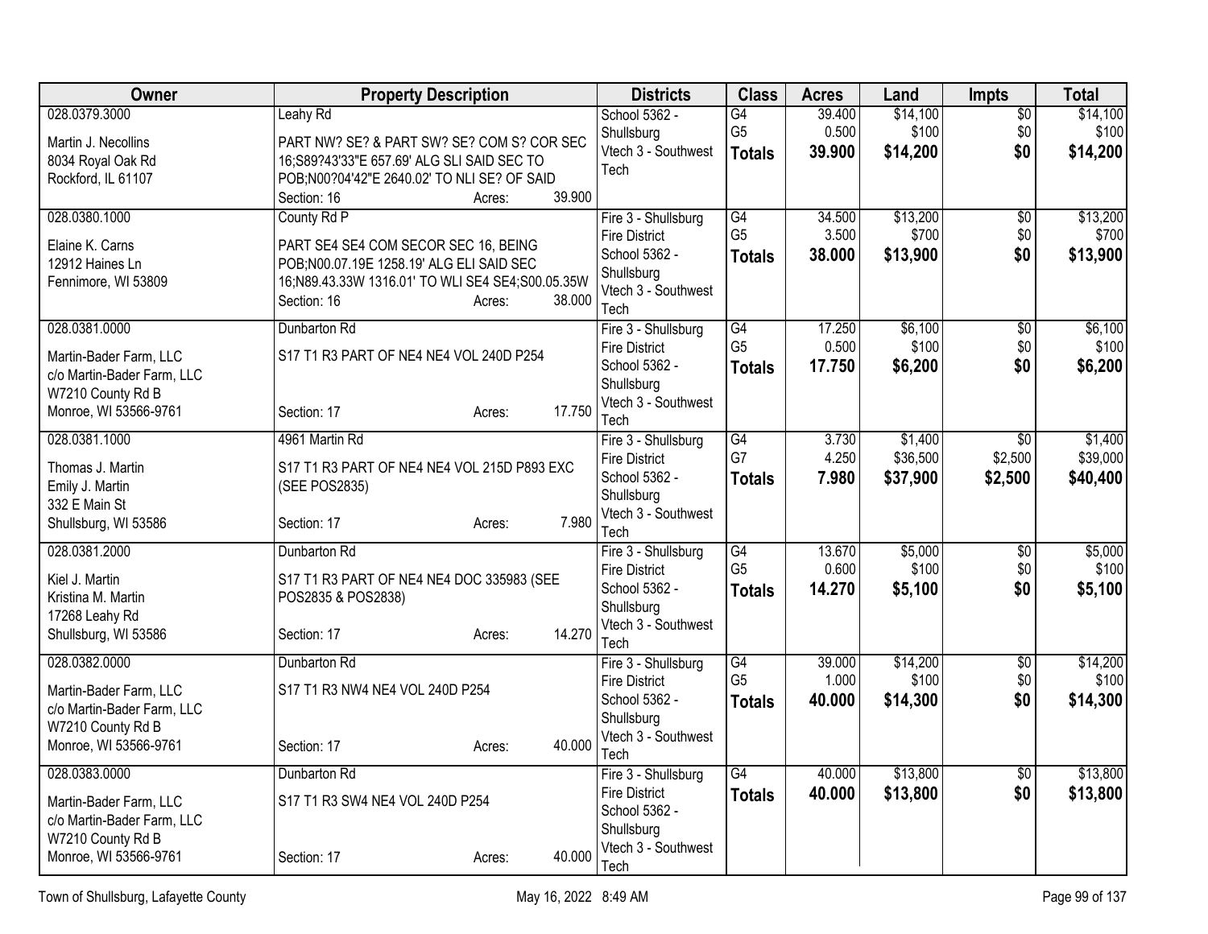| Owner | Property Description | Districts | Class | Acres | Land | Impts | Total |
|---|---|---|---|---|---|---|---|
| 028.0379.3000<br>Martin J. Necollins<br>8034 Royal Oak Rd<br>Rockford, IL 61107 | Leahy Rd<br>PART NW? SE? & PART SW? SE? COM S? COR SEC 16;S89?43'33"E 657.69' ALG SLI SAID SEC TO POB;N00?04'42"E 2640.02' TO NLI SE? OF SAID<br>Section: 16 Acres: 39.900 | School 5362 - Shullsburg<br>Vtech 3 - Southwest Tech | G4<br>G5<br>**Totals** | 39.400<br>0.500<br>**39.900** | $14,100<br>$100<br>**$14,200** | $0<br>$0<br>**$0** | $14,100<br>$100<br>**$14,200** |
| 028.0380.1000<br>Elaine K. Carns<br>12912 Haines Ln<br>Fennimore, WI 53809 | County Rd P<br>PART SE4 SE4 COM SECOR SEC 16, BEING POB;N00.07.19E 1258.19' ALG ELI SAID SEC 16;N89.43.33W 1316.01' TO WLI SE4 SE4;S00.05.35W<br>Section: 16 Acres: 38.000 | Fire 3 - Shullsburg Fire District<br>School 5362 - Shullsburg<br>Vtech 3 - Southwest Tech | G4<br>G5<br>**Totals** | 34.500<br>3.500<br>**38.000** | $13,200<br>$700<br>**$13,900** | $0<br>$0<br>**$0** | $13,200<br>$700<br>**$13,900** |
| 028.0381.0000<br>Martin-Bader Farm, LLC<br>c/o Martin-Bader Farm, LLC<br>W7210 County Rd B<br>Monroe, WI 53566-9761 | Dunbarton Rd<br>S17 T1 R3 PART OF NE4 NE4 VOL 240D P254<br>Section: 17 Acres: 17.750 | Fire 3 - Shullsburg Fire District<br>School 5362 - Shullsburg<br>Vtech 3 - Southwest Tech | G4<br>G5<br>**Totals** | 17.250<br>0.500<br>**17.750** | $6,100<br>$100<br>**$6,200** | $0<br>$0<br>**$0** | $6,100<br>$100<br>**$6,200** |
| 028.0381.1000<br>Thomas J. Martin<br>Emily J. Martin<br>332 E Main St<br>Shullsburg, WI 53586 | 4961 Martin Rd<br>S17 T1 R3 PART OF NE4 NE4 VOL 215D P893 EXC (SEE POS2835)<br>Section: 17 Acres: 7.980 | Fire 3 - Shullsburg Fire District<br>School 5362 - Shullsburg<br>Vtech 3 - Southwest Tech | G4<br>G7<br>**Totals** | 3.730<br>4.250<br>**7.980** | $1,400<br>$36,500<br>**$37,900** | $0<br>$2,500<br>**$2,500** | $1,400<br>$39,000<br>**$40,400** |
| 028.0381.2000<br>Kiel J. Martin<br>Kristina M. Martin<br>17268 Leahy Rd<br>Shullsburg, WI 53586 | Dunbarton Rd<br>S17 T1 R3 PART OF NE4 NE4 DOC 335983 (SEE POS2835 & POS2838)<br>Section: 17 Acres: 14.270 | Fire 3 - Shullsburg Fire District<br>School 5362 - Shullsburg<br>Vtech 3 - Southwest Tech | G4<br>G5<br>**Totals** | 13.670<br>0.600<br>**14.270** | $5,000<br>$100<br>**$5,100** | $0<br>$0<br>**$0** | $5,000<br>$100<br>**$5,100** |
| 028.0382.0000<br>Martin-Bader Farm, LLC<br>c/o Martin-Bader Farm, LLC<br>W7210 County Rd B<br>Monroe, WI 53566-9761 | Dunbarton Rd<br>S17 T1 R3 NW4 NE4 VOL 240D P254<br>Section: 17 Acres: 40.000 | Fire 3 - Shullsburg Fire District<br>School 5362 - Shullsburg<br>Vtech 3 - Southwest Tech | G4<br>G5<br>**Totals** | 39.000<br>1.000<br>**40.000** | $14,200<br>$100<br>**$14,300** | $0<br>$0<br>**$0** | $14,200<br>$100<br>**$14,300** |
| 028.0383.0000<br>Martin-Bader Farm, LLC<br>c/o Martin-Bader Farm, LLC<br>W7210 County Rd B<br>Monroe, WI 53566-9761 | Dunbarton Rd<br>S17 T1 R3 SW4 NE4 VOL 240D P254<br>Section: 17 Acres: 40.000 | Fire 3 - Shullsburg Fire District<br>School 5362 - Shullsburg<br>Vtech 3 - Southwest Tech | G4<br>**Totals** | 40.000<br>**40.000** | $13,800<br>**$13,800** | $0<br>**$0** | $13,800<br>**$13,800** |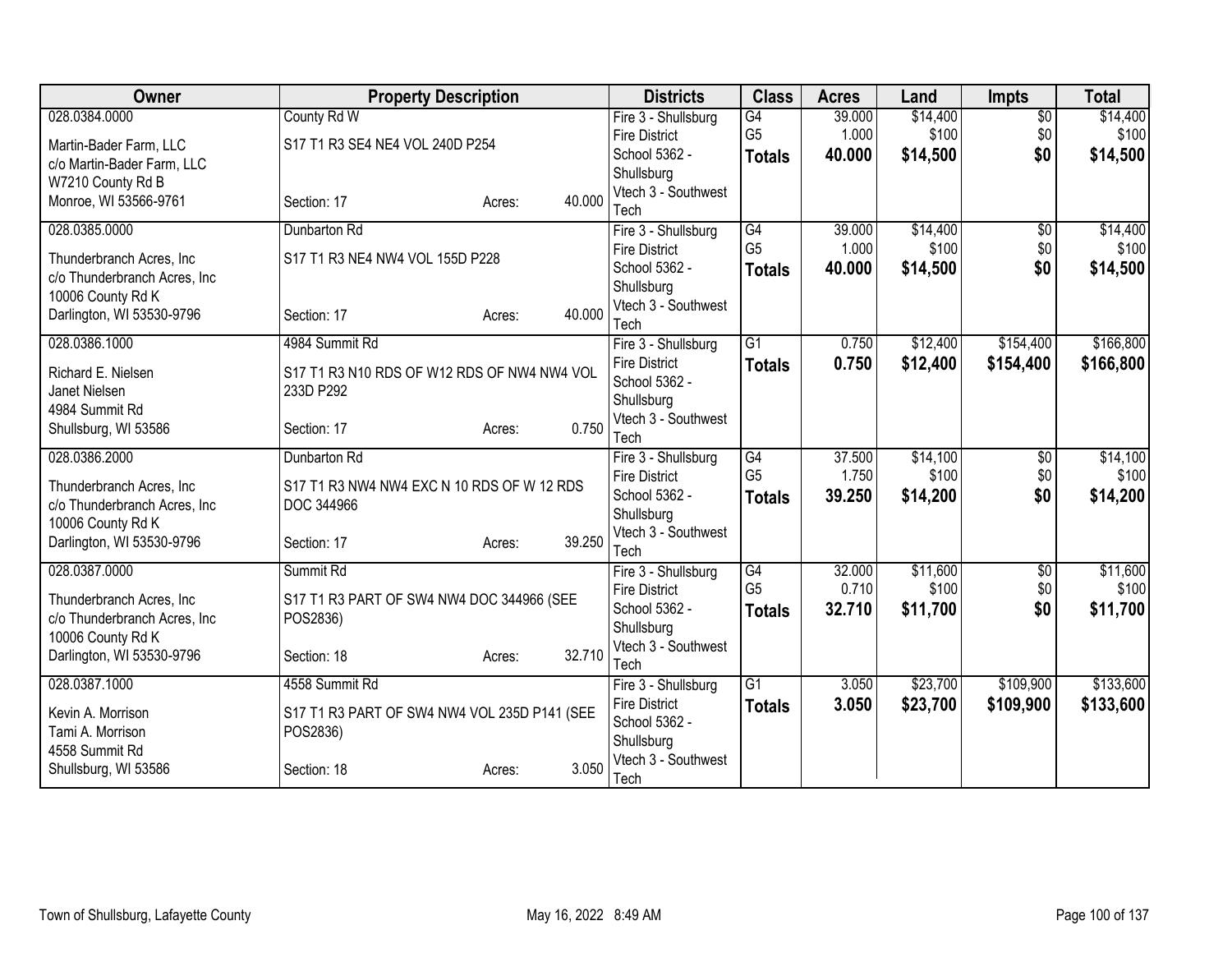| Owner | Property Description | Districts | Class | Acres | Land | Impts | Total |
|---|---|---|---|---|---|---|---|
| 028.0384.0000<br><br>Martin-Bader Farm, LLC<br>c/o Martin-Bader Farm, LLC<br>W7210 County Rd B<br>Monroe, WI 53566-9761 | County Rd W<br><br>S17 T1 R3 SE4 NE4 VOL 240D P254<br><br>Section: 17 Acres: 40.000 | Fire 3 - Shullsburg Fire District<br>School 5362 - Shullsburg<br>Vtech 3 - Southwest Tech | G4<br>G5<br>**Totals** | 39.000<br>1.000<br>**40.000** | $14,400<br>$100<br>**$14,500** | $0<br>$0<br>**$0** | $14,400<br>$100<br>**$14,500** |
| 028.0385.0000<br><br>Thunderbranch Acres, Inc<br>c/o Thunderbranch Acres, Inc<br>10006 County Rd K<br>Darlington, WI 53530-9796 | Dunbarton Rd<br><br>S17 T1 R3 NE4 NW4 VOL 155D P228<br><br>Section: 17 Acres: 40.000 | Fire 3 - Shullsburg Fire District<br>School 5362 - Shullsburg<br>Vtech 3 - Southwest Tech | G4<br>G5<br>**Totals** | 39.000<br>1.000<br>**40.000** | $14,400<br>$100<br>**$14,500** | $0<br>$0<br>**$0** | $14,400<br>$100<br>**$14,500** |
| 028.0386.1000<br><br>Richard E. Nielsen<br>Janet Nielsen<br>4984 Summit Rd<br>Shullsburg, WI 53586 | 4984 Summit Rd<br><br>S17 T1 R3 N10 RDS OF W12 RDS OF NW4 NW4 VOL 233D P292<br><br>Section: 17 Acres: 0.750 | Fire 3 - Shullsburg Fire District<br>School 5362 - Shullsburg<br>Vtech 3 - Southwest Tech | G1<br>**Totals** | 0.750<br>**0.750** | $12,400<br>**$12,400** | $154,400<br>**$154,400** | $166,800<br>**$166,800** |
| 028.0386.2000<br><br>Thunderbranch Acres, Inc<br>c/o Thunderbranch Acres, Inc<br>10006 County Rd K<br>Darlington, WI 53530-9796 | Dunbarton Rd<br><br>S17 T1 R3 NW4 NW4 EXC N 10 RDS OF W 12 RDS DOC 344966<br><br>Section: 17 Acres: 39.250 | Fire 3 - Shullsburg Fire District<br>School 5362 - Shullsburg<br>Vtech 3 - Southwest Tech | G4<br>G5<br>**Totals** | 37.500<br>1.750<br>**39.250** | $14,100<br>$100<br>**$14,200** | $0<br>$0<br>**$0** | $14,100<br>$100<br>**$14,200** |
| 028.0387.0000<br><br>Thunderbranch Acres, Inc<br>c/o Thunderbranch Acres, Inc<br>10006 County Rd K<br>Darlington, WI 53530-9796 | Summit Rd<br><br>S17 T1 R3 PART OF SW4 NW4 DOC 344966 (SEE POS2836)<br><br>Section: 18 Acres: 32.710 | Fire 3 - Shullsburg Fire District<br>School 5362 - Shullsburg<br>Vtech 3 - Southwest Tech | G4<br>G5<br>**Totals** | 32.000<br>0.710<br>**32.710** | $11,600<br>$100<br>**$11,700** | $0<br>$0<br>**$0** | $11,600<br>$100<br>**$11,700** |
| 028.0387.1000<br><br>Kevin A. Morrison<br>Tami A. Morrison<br>4558 Summit Rd<br>Shullsburg, WI 53586 | 4558 Summit Rd<br><br>S17 T1 R3 PART OF SW4 NW4 VOL 235D P141 (SEE POS2836)<br><br>Section: 18 Acres: 3.050 | Fire 3 - Shullsburg Fire District<br>School 5362 - Shullsburg<br>Vtech 3 - Southwest Tech | G1<br>**Totals** | 3.050<br>**3.050** | $23,700<br>**$23,700** | $109,900<br>**$109,900** | $133,600<br>**$133,600** |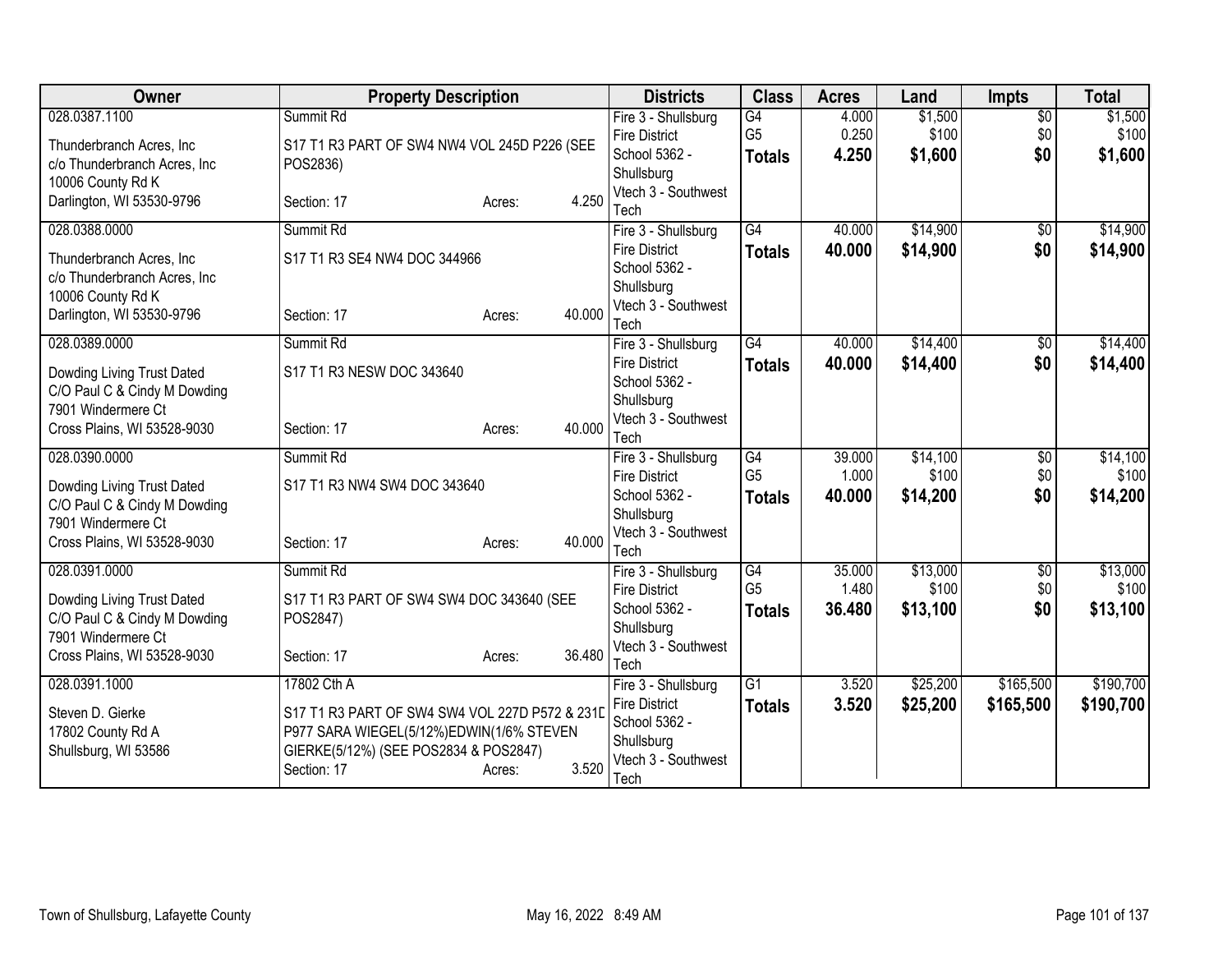| Owner | Property Description | Districts | Class | Acres | Land | Impts | Total |
|---|---|---|---|---|---|---|---|
| 028.0387.1100<br><br>Thunderbranch Acres, Inc<br>c/o Thunderbranch Acres, Inc<br>10006 County Rd K<br>Darlington, WI 53530-9796 | Summit Rd<br><br>S17 T1 R3 PART OF SW4 NW4 VOL 245D P226 (SEE POS2836)<br><br>Section: 17 Acres: 4.250 | Fire 3 - Shullsburg Fire District<br>School 5362 - Shullsburg<br>Vtech 3 - Southwest Tech | G4<br>G5<br>**Totals** | 4.000<br>0.250<br>**4.250** | $1,500<br>$100<br>**$1,600** | $0<br>$0<br>**$0** | $1,500<br>$100<br>**$1,600** |
| 028.0388.0000<br><br>Thunderbranch Acres, Inc<br>c/o Thunderbranch Acres, Inc<br>10006 County Rd K<br>Darlington, WI 53530-9796 | Summit Rd<br><br>S17 T1 R3 SE4 NW4 DOC 344966<br><br>Section: 17 Acres: 40.000 | Fire 3 - Shullsburg Fire District<br>School 5362 - Shullsburg<br>Vtech 3 - Southwest Tech | G4<br>**Totals** | 40.000<br>**40.000** | $14,900<br>**$14,900** | $0<br>**$0** | $14,900<br>**$14,900** |
| 028.0389.0000<br><br>Dowding Living Trust Dated<br>C/O Paul C & Cindy M Dowding<br>7901 Windermere Ct<br>Cross Plains, WI 53528-9030 | Summit Rd<br><br>S17 T1 R3 NESW DOC 343640<br><br>Section: 17 Acres: 40.000 | Fire 3 - Shullsburg Fire District<br>School 5362 - Shullsburg<br>Vtech 3 - Southwest Tech | G4<br>**Totals** | 40.000<br>**40.000** | $14,400<br>**$14,400** | $0<br>**$0** | $14,400<br>**$14,400** |
| 028.0390.0000<br><br>Dowding Living Trust Dated<br>C/O Paul C & Cindy M Dowding<br>7901 Windermere Ct<br>Cross Plains, WI 53528-9030 | Summit Rd<br><br>S17 T1 R3 NW4 SW4 DOC 343640<br><br>Section: 17 Acres: 40.000 | Fire 3 - Shullsburg Fire District<br>School 5362 - Shullsburg<br>Vtech 3 - Southwest Tech | G4<br>G5<br>**Totals** | 39.000<br>1.000<br>**40.000** | $14,100<br>$100<br>**$14,200** | $0<br>$0<br>**$0** | $14,100<br>$100<br>**$14,200** |
| 028.0391.0000<br><br>Dowding Living Trust Dated<br>C/O Paul C & Cindy M Dowding<br>7901 Windermere Ct<br>Cross Plains, WI 53528-9030 | Summit Rd<br><br>S17 T1 R3 PART OF SW4 SW4 DOC 343640 (SEE POS2847)<br><br>Section: 17 Acres: 36.480 | Fire 3 - Shullsburg Fire District<br>School 5362 - Shullsburg<br>Vtech 3 - Southwest Tech | G4<br>G5<br>**Totals** | 35.000<br>1.480<br>**36.480** | $13,000<br>$100<br>**$13,100** | $0<br>$0<br>**$0** | $13,000<br>$100<br>**$13,100** |
| 028.0391.1000<br><br>Steven D. Gierke<br>17802 County Rd A<br>Shullsburg, WI 53586 | 17802 Cth A<br><br>S17 T1 R3 PART OF SW4 SW4 VOL 227D P572 & 231D P977 SARA WIEGEL(5/12%)EDWIN(1/6% STEVEN GIERKE(5/12%) (SEE POS2834 & POS2847)<br>Section: 17 Acres: 3.520 | Fire 3 - Shullsburg Fire District<br>School 5362 - Shullsburg<br>Vtech 3 - Southwest Tech | G1<br>**Totals** | 3.520<br>**3.520** | $25,200<br>**$25,200** | $165,500<br>**$165,500** | $190,700<br>**$190,700** |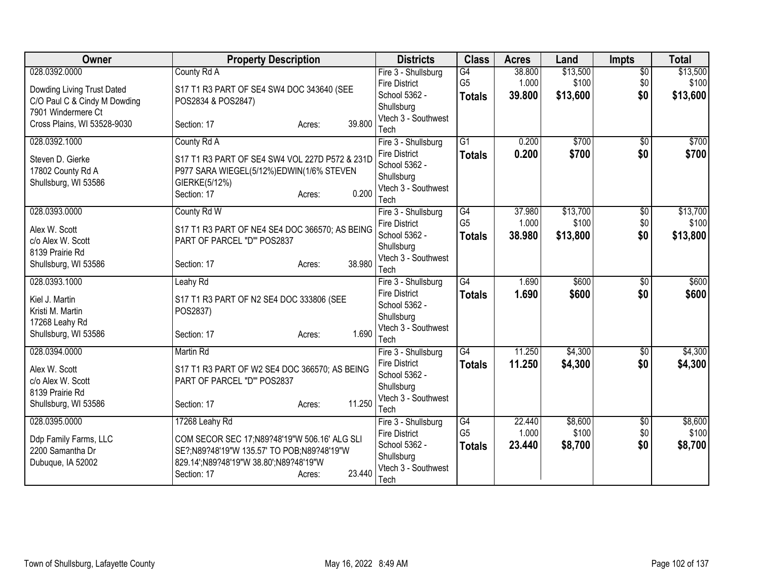| Owner | Property Description | Districts | Class | Acres | Land | Impts | Total |
|---|---|---|---|---|---|---|---|
| 028.0392.0000<br><br>Dowding Living Trust Dated<br>C/O Paul C & Cindy M Dowding<br>7901 Windermere Ct<br>Cross Plains, WI 53528-9030 | County Rd A<br><br>S17 T1 R3 PART OF SE4 SW4 DOC 343640 (SEE POS2834 & POS2847)<br><br>Section: 17 Acres: 39.800 | Fire 3 - Shullsburg Fire District<br>School 5362 - Shullsburg<br>Vtech 3 - Southwest Tech | G4<br>G5<br>**Totals** | 38.800<br>1.000<br>**39.800** | $13,500<br>$100<br>**$13,600** | $0<br>$0<br>**$0** | $13,500<br>$100<br>**$13,600** |
| 028.0392.1000<br><br>Steven D. Gierke<br>17802 County Rd A<br>Shullsburg, WI 53586 | County Rd A<br><br>S17 T1 R3 PART OF SE4 SW4 VOL 227D P572 & 231D P977 SARA WIEGEL(5/12%)EDWIN(1/6% STEVEN GIERKE(5/12%)<br>Section: 17 Acres: 0.200 | Fire 3 - Shullsburg Fire District<br>School 5362 - Shullsburg<br>Vtech 3 - Southwest Tech | G1<br>**Totals** | 0.200<br>**0.200** | $700<br>**$700** | $0<br>**$0** | $700<br>**$700** |
| 028.0393.0000<br><br>Alex W. Scott<br>c/o Alex W. Scott<br>8139 Prairie Rd<br>Shullsburg, WI 53586 | County Rd W<br><br>S17 T1 R3 PART OF NE4 SE4 DOC 366570; AS BEING PART OF PARCEL "D"' POS2837<br><br>Section: 17 Acres: 38.980 | Fire 3 - Shullsburg Fire District<br>School 5362 - Shullsburg<br>Vtech 3 - Southwest Tech | G4<br>G5<br>**Totals** | 37.980<br>1.000<br>**38.980** | $13,700<br>$100<br>**$13,800** | $0<br>$0<br>**$0** | $13,700<br>$100<br>**$13,800** |
| 028.0393.1000<br><br>Kiel J. Martin<br>Kristi M. Martin<br>17268 Leahy Rd<br>Shullsburg, WI 53586 | Leahy Rd<br><br>S17 T1 R3 PART OF N2 SE4 DOC 333806 (SEE POS2837)<br><br>Section: 17 Acres: 1.690 | Fire 3 - Shullsburg Fire District<br>School 5362 - Shullsburg<br>Vtech 3 - Southwest Tech | G4<br>**Totals** | 1.690<br>**1.690** | $600<br>**$600** | $0<br>**$0** | $600<br>**$600** |
| 028.0394.0000<br><br>Alex W. Scott<br>c/o Alex W. Scott<br>8139 Prairie Rd<br>Shullsburg, WI 53586 | Martin Rd<br><br>S17 T1 R3 PART OF W2 SE4 DOC 366570; AS BEING PART OF PARCEL "D"' POS2837<br><br>Section: 17 Acres: 11.250 | Fire 3 - Shullsburg Fire District<br>School 5362 - Shullsburg<br>Vtech 3 - Southwest Tech | G4<br>**Totals** | 11.250<br>**11.250** | $4,300<br>**$4,300** | $0<br>**$0** | $4,300<br>**$4,300** |
| 028.0395.0000<br><br>Ddp Family Farms, LLC<br>2200 Samantha Dr<br>Dubuque, IA 52002 | 17268 Leahy Rd<br><br>COM SECOR SEC 17;N89?48'19"W 506.16' ALG SLI SE?;N89?48'19"W 135.57' TO POB;N89?48'19"W 829.14';N89?48'19"W 38.80';N89?48'19"W<br>Section: 17 Acres: 23.440 | Fire 3 - Shullsburg Fire District<br>School 5362 - Shullsburg<br>Vtech 3 - Southwest Tech | G4<br>G5<br>**Totals** | 22.440<br>1.000<br>**23.440** | $8,600<br>$100<br>**$8,700** | $0<br>$0<br>**$0** | $8,600<br>$100<br>**$8,700** |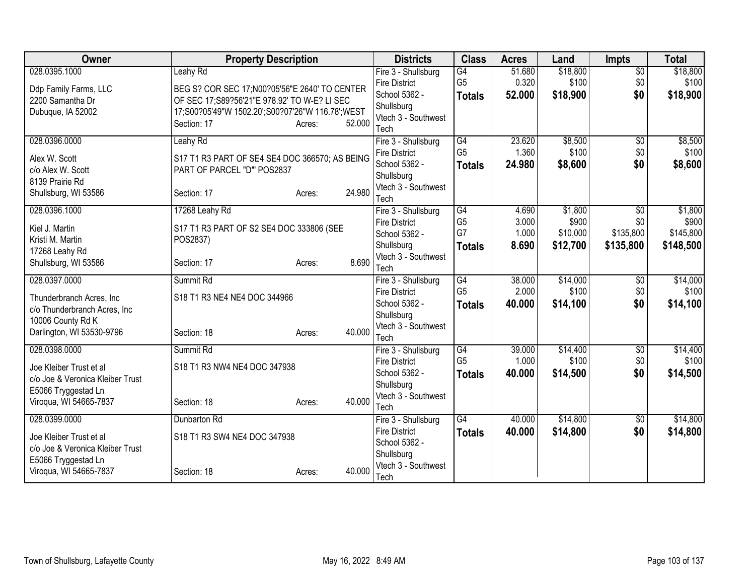| Owner | Property Description | Districts | Class | Acres | Land | Impts | Total |
|---|---|---|---|---|---|---|---|
| 028.0395.1000<br>Ddp Family Farms, LLC<br>2200 Samantha Dr<br>Dubuque, IA 52002 | Leahy Rd<br>BEG S? COR SEC 17;N00?05'56"E 2640' TO CENTER OF SEC 17;S89?56'21"E 978.92' TO W-E? LI SEC 17;S00?05'49"W 1502.20';S00?07'26"W 116.78';WEST<br>Section: 17 Acres: 52.000 | Fire 3 - Shullsburg Fire District<br>School 5362 - Shullsburg<br>Vtech 3 - Southwest Tech | G4<br>G5<br>**Totals** | 51.680<br>0.320<br>**52.000** | $18,800<br>$100<br>**$18,900** | $0<br>$0<br>**$0** | $18,800<br>$100<br>**$18,900** |
| 028.0396.0000<br>Alex W. Scott<br>c/o Alex W. Scott<br>8139 Prairie Rd<br>Shullsburg, WI 53586 | Leahy Rd<br>S17 T1 R3 PART OF SE4 SE4 DOC 366570; AS BEING PART OF PARCEL "D'" POS2837<br>Section: 17 Acres: 24.980 | Fire 3 - Shullsburg Fire District<br>School 5362 - Shullsburg<br>Vtech 3 - Southwest Tech | G4<br>G5<br>**Totals** | 23.620<br>1.360<br>**24.980** | $8,500<br>$100<br>**$8,600** | $0<br>$0<br>**$0** | $8,500<br>$100<br>**$8,600** |
| 028.0396.1000<br>Kiel J. Martin<br>Kristi M. Martin<br>17268 Leahy Rd<br>Shullsburg, WI 53586 | 17268 Leahy Rd<br>S17 T1 R3 PART OF S2 SE4 DOC 333806 (SEE POS2837)<br>Section: 17 Acres: 8.690 | Fire 3 - Shullsburg Fire District<br>School 5362 - Shullsburg<br>Vtech 3 - Southwest Tech | G4<br>G5<br>G7<br>**Totals** | 4.690<br>3.000<br>1.000<br>**8.690** | $1,800<br>$900<br>$10,000<br>**$12,700** | $0<br>$0<br>$135,800<br>**$135,800** | $1,800<br>$900<br>$145,800<br>**$148,500** |
| 028.0397.0000<br>Thunderbranch Acres, Inc<br>c/o Thunderbranch Acres, Inc<br>10006 County Rd K<br>Darlington, WI 53530-9796 | Summit Rd<br>S18 T1 R3 NE4 NE4 DOC 344966<br>Section: 18 Acres: 40.000 | Fire 3 - Shullsburg Fire District<br>School 5362 - Shullsburg<br>Vtech 3 - Southwest Tech | G4<br>G5<br>**Totals** | 38.000<br>2.000<br>**40.000** | $14,000<br>$100<br>**$14,100** | $0<br>$0<br>**$0** | $14,000<br>$100<br>**$14,100** |
| 028.0398.0000<br>Joe Kleiber Trust et al<br>c/o Joe & Veronica Kleiber Trust<br>E5066 Tryggestad Ln<br>Viroqua, WI 54665-7837 | Summit Rd<br>S18 T1 R3 NW4 NE4 DOC 347938<br>Section: 18 Acres: 40.000 | Fire 3 - Shullsburg Fire District<br>School 5362 - Shullsburg<br>Vtech 3 - Southwest Tech | G4<br>G5<br>**Totals** | 39.000<br>1.000<br>**40.000** | $14,400<br>$100<br>**$14,500** | $0<br>$0<br>**$0** | $14,400<br>$100<br>**$14,500** |
| 028.0399.0000<br>Joe Kleiber Trust et al<br>c/o Joe & Veronica Kleiber Trust<br>E5066 Tryggestad Ln<br>Viroqua, WI 54665-7837 | Dunbarton Rd<br>S18 T1 R3 SW4 NE4 DOC 347938<br>Section: 18 Acres: 40.000 | Fire 3 - Shullsburg Fire District<br>School 5362 - Shullsburg<br>Vtech 3 - Southwest Tech | G4<br>**Totals** | 40.000<br>**40.000** | $14,800<br>**$14,800** | $0<br>**$0** | $14,800<br>**$14,800** |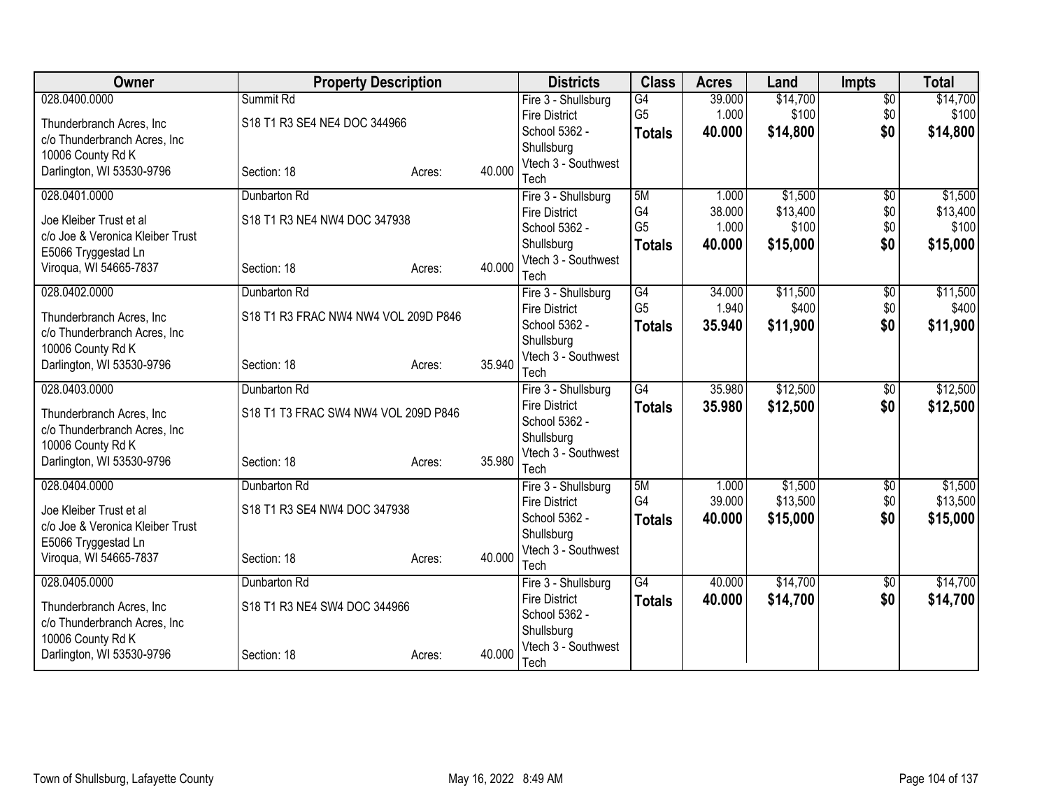| Owner | Property Description | | | Districts | Class | Acres | Land | Impts | Total |
|---|---|---|---|---|---|---|---|---|---|
| 028.0400.0000<br>Thunderbranch Acres, Inc<br>c/o Thunderbranch Acres, Inc<br>10006 County Rd K<br>Darlington, WI 53530-9796 | Summit Rd<br>S18 T1 R3 SE4 NE4 DOC 344966<br>Section: 18 | Acres: | 40.000 | Fire 3 - Shullsburg Fire District<br>School 5362 - Shullsburg<br>Vtech 3 - Southwest Tech | G4<br>G5<br>**Totals** | 39.000<br>1.000<br>**40.000** | $14,700<br>$100<br>**$14,800** | $0<br>$0<br>**$0** | $14,700<br>$100<br>**$14,800** |
| 028.0401.0000<br>Joe Kleiber Trust et al<br>c/o Joe & Veronica Kleiber Trust<br>E5066 Tryggestad Ln<br>Viroqua, WI 54665-7837 | Dunbarton Rd<br>S18 T1 R3 NE4 NW4 DOC 347938<br>Section: 18 | Acres: | 40.000 | Fire 3 - Shullsburg Fire District<br>School 5362 - Shullsburg<br>Vtech 3 - Southwest Tech | 5M<br>G4<br>G5<br>**Totals** | 1.000<br>38.000<br>1.000<br>**40.000** | $1,500<br>$13,400<br>$100<br>**$15,000** | $0<br>$0<br>$0<br>**$0** | $1,500<br>$13,400<br>$100<br>**$15,000** |
| 028.0402.0000<br>Thunderbranch Acres, Inc<br>c/o Thunderbranch Acres, Inc<br>10006 County Rd K<br>Darlington, WI 53530-9796 | Dunbarton Rd<br>S18 T1 R3 FRAC NW4 NW4 VOL 209D P846<br>Section: 18 | Acres: | 35.940 | Fire 3 - Shullsburg Fire District<br>School 5362 - Shullsburg<br>Vtech 3 - Southwest Tech | G4<br>G5<br>**Totals** | 34.000<br>1.940<br>**35.940** | $11,500<br>$400<br>**$11,900** | $0<br>$0<br>**$0** | $11,500<br>$400<br>**$11,900** |
| 028.0403.0000<br>Thunderbranch Acres, Inc<br>c/o Thunderbranch Acres, Inc<br>10006 County Rd K<br>Darlington, WI 53530-9796 | Dunbarton Rd<br>S18 T1 T3 FRAC SW4 NW4 VOL 209D P846<br>Section: 18 | Acres: | 35.980 | Fire 3 - Shullsburg Fire District<br>School 5362 - Shullsburg<br>Vtech 3 - Southwest Tech | G4<br>**Totals** | 35.980<br>**35.980** | $12,500<br>**$12,500** | $0<br>**$0** | $12,500<br>**$12,500** |
| 028.0404.0000<br>Joe Kleiber Trust et al<br>c/o Joe & Veronica Kleiber Trust<br>E5066 Tryggestad Ln<br>Viroqua, WI 54665-7837 | Dunbarton Rd<br>S18 T1 R3 SE4 NW4 DOC 347938<br>Section: 18 | Acres: | 40.000 | Fire 3 - Shullsburg Fire District<br>School 5362 - Shullsburg<br>Vtech 3 - Southwest Tech | 5M<br>G4<br>**Totals** | 1.000<br>39.000<br>**40.000** | $1,500<br>$13,500<br>**$15,000** | $0<br>$0<br>**$0** | $1,500<br>$13,500<br>**$15,000** |
| 028.0405.0000<br>Thunderbranch Acres, Inc<br>c/o Thunderbranch Acres, Inc<br>10006 County Rd K<br>Darlington, WI 53530-9796 | Dunbarton Rd<br>S18 T1 R3 NE4 SW4 DOC 344966<br>Section: 18 | Acres: | 40.000 | Fire 3 - Shullsburg Fire District<br>School 5362 - Shullsburg<br>Vtech 3 - Southwest Tech | G4<br>**Totals** | 40.000<br>**40.000** | $14,700<br>**$14,700** | $0<br>**$0** | $14,700<br>**$14,700** |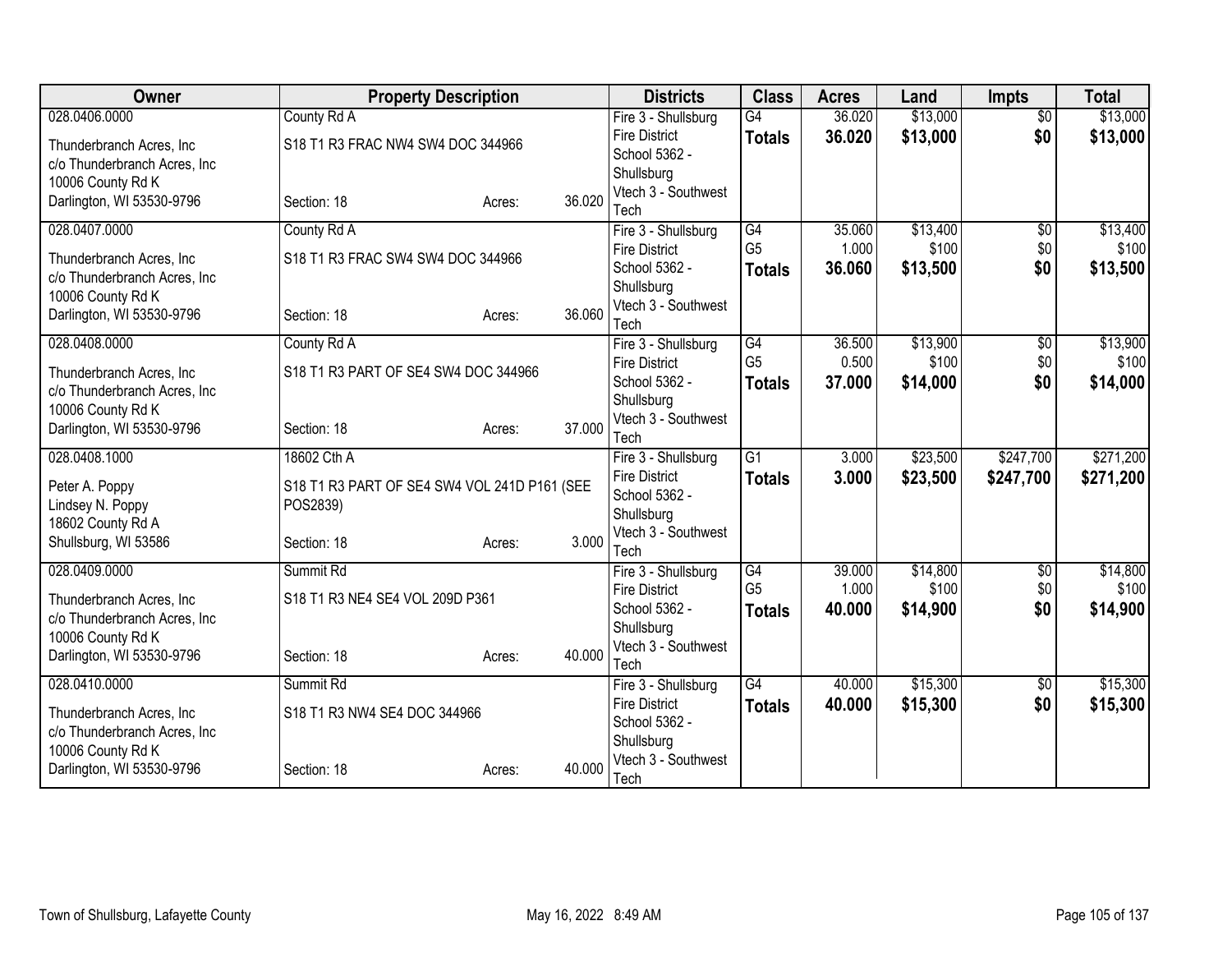| Owner | Property Description | | | Districts | Class | Acres | Land | Impts | Total |
|---|---|---|---|---|---|---|---|---|---|
| 028.0406.0000 | County Rd A | | | Fire 3 - Shullsburg Fire District | G4 | 36.020 | $13,000 | $0 | $13,000 |
| Thunderbranch Acres, Inc c/o Thunderbranch Acres, Inc 10006 County Rd K Darlington, WI 53530-9796 | S18 T1 R3 FRAC NW4 SW4 DOC 344966 | | | School 5362 - Shullsburg | **Totals** | **36.020** | **$13,000** | **$0** | **$13,000** |
| | Section: 18 | Acres: | 36.020 | Vtech 3 - Southwest Tech | | | | | |
| 028.0407.0000 | County Rd A | | | Fire 3 - Shullsburg Fire District | G4 | 35.060 | $13,400 | $0 | $13,400 |
| Thunderbranch Acres, Inc c/o Thunderbranch Acres, Inc 10006 County Rd K Darlington, WI 53530-9796 | S18 T1 R3 FRAC SW4 SW4 DOC 344966 | | | School 5362 - Shullsburg | G5 | 1.000 | $100 | $0 | $100 |
| | | | | | **Totals** | **36.060** | **$13,500** | **$0** | **$13,500** |
| | Section: 18 | Acres: | 36.060 | Vtech 3 - Southwest Tech | | | | | |
| 028.0408.0000 | County Rd A | | | Fire 3 - Shullsburg Fire District | G4 | 36.500 | $13,900 | $0 | $13,900 |
| Thunderbranch Acres, Inc c/o Thunderbranch Acres, Inc 10006 County Rd K Darlington, WI 53530-9796 | S18 T1 R3 PART OF SE4 SW4 DOC 344966 | | | School 5362 - Shullsburg | G5 | 0.500 | $100 | $0 | $100 |
| | | | | | **Totals** | **37.000** | **$14,000** | **$0** | **$14,000** |
| | Section: 18 | Acres: | 37.000 | Vtech 3 - Southwest Tech | | | | | |
| 028.0408.1000 | 18602 Cth A | | | Fire 3 - Shullsburg Fire District | G1 | 3.000 | $23,500 | $247,700 | $271,200 |
| Peter A. Poppy Lindsey N. Poppy 18602 County Rd A Shullsburg, WI 53586 | S18 T1 R3 PART OF SE4 SW4 VOL 241D P161 (SEE POS2839) | | | School 5362 - Shullsburg | **Totals** | **3.000** | **$23,500** | **$247,700** | **$271,200** |
| | Section: 18 | Acres: | 3.000 | Vtech 3 - Southwest Tech | | | | | |
| 028.0409.0000 | Summit Rd | | | Fire 3 - Shullsburg Fire District | G4 | 39.000 | $14,800 | $0 | $14,800 |
| Thunderbranch Acres, Inc c/o Thunderbranch Acres, Inc 10006 County Rd K Darlington, WI 53530-9796 | S18 T1 R3 NE4 SE4 VOL 209D P361 | | | School 5362 - Shullsburg | G5 | 1.000 | $100 | $0 | $100 |
| | | | | | **Totals** | **40.000** | **$14,900** | **$0** | **$14,900** |
| | Section: 18 | Acres: | 40.000 | Vtech 3 - Southwest Tech | | | | | |
| 028.0410.0000 | Summit Rd | | | Fire 3 - Shullsburg Fire District | G4 | 40.000 | $15,300 | $0 | $15,300 |
| Thunderbranch Acres, Inc c/o Thunderbranch Acres, Inc 10006 County Rd K Darlington, WI 53530-9796 | S18 T1 R3 NW4 SE4 DOC 344966 | | | School 5362 - Shullsburg | **Totals** | **40.000** | **$15,300** | **$0** | **$15,300** |
| | Section: 18 | Acres: | 40.000 | Vtech 3 - Southwest Tech | | | | | |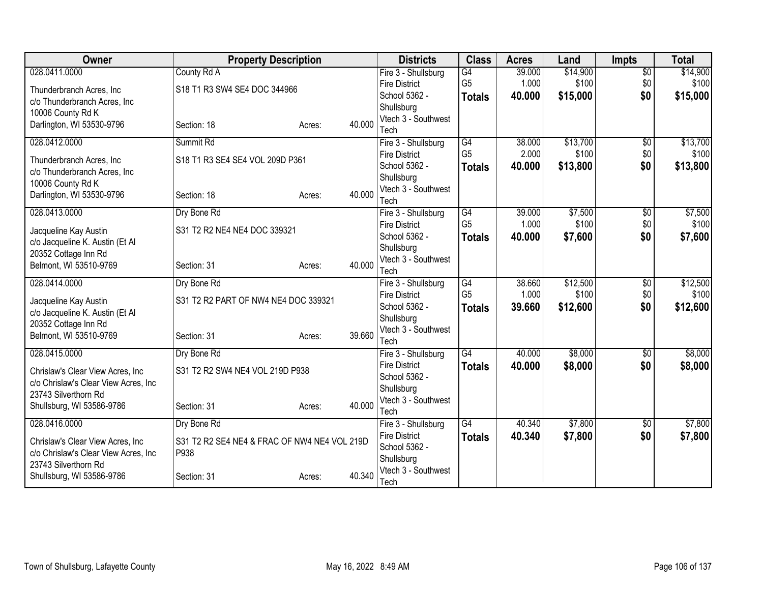| Owner | Property Description | | | Districts | Class | Acres | Land | Impts | Total |
|---|---|---|---|---|---|---|---|---|---|
| 028.0411.0000<br>Thunderbranch Acres, Inc<br>c/o Thunderbranch Acres, Inc<br>10006 County Rd K<br>Darlington, WI 53530-9796 | County Rd A<br>S18 T1 R3 SW4 SE4 DOC 344966<br>Section: 18 | Acres: | 40.000 | Fire 3 - Shullsburg Fire District<br>School 5362 - Shullsburg<br>Vtech 3 - Southwest Tech | G4<br>G5<br>**Totals** | 39.000<br>1.000<br>**40.000** | $14,900<br>$100<br>**$15,000** | $0<br>$0<br>**$0** | $14,900<br>$100<br>**$15,000** |
| 028.0412.0000<br>Thunderbranch Acres, Inc<br>c/o Thunderbranch Acres, Inc<br>10006 County Rd K<br>Darlington, WI 53530-9796 | Summit Rd<br>S18 T1 R3 SE4 SE4 VOL 209D P361<br>Section: 18 | Acres: | 40.000 | Fire 3 - Shullsburg Fire District<br>School 5362 - Shullsburg<br>Vtech 3 - Southwest Tech | G4<br>G5<br>**Totals** | 38.000<br>2.000<br>**40.000** | $13,700<br>$100<br>**$13,800** | $0<br>$0<br>**$0** | $13,700<br>$100<br>**$13,800** |
| 028.0413.0000<br>Jacqueline Kay Austin<br>c/o Jacqueline K. Austin (Et Al<br>20352 Cottage Inn Rd<br>Belmont, WI 53510-9769 | Dry Bone Rd<br>S31 T2 R2 NE4 NE4 DOC 339321<br>Section: 31 | Acres: | 40.000 | Fire 3 - Shullsburg Fire District<br>School 5362 - Shullsburg<br>Vtech 3 - Southwest Tech | G4<br>G5<br>**Totals** | 39.000<br>1.000<br>**40.000** | $7,500<br>$100<br>**$7,600** | $0<br>$0<br>**$0** | $7,500<br>$100<br>**$7,600** |
| 028.0414.0000<br>Jacqueline Kay Austin<br>c/o Jacqueline K. Austin (Et Al<br>20352 Cottage Inn Rd<br>Belmont, WI 53510-9769 | Dry Bone Rd<br>S31 T2 R2 PART OF NW4 NE4 DOC 339321<br>Section: 31 | Acres: | 39.660 | Fire 3 - Shullsburg Fire District<br>School 5362 - Shullsburg<br>Vtech 3 - Southwest Tech | G4<br>G5<br>**Totals** | 38.660<br>1.000<br>**39.660** | $12,500<br>$100<br>**$12,600** | $0<br>$0<br>**$0** | $12,500<br>$100<br>**$12,600** |
| 028.0415.0000<br>Chrislaw's Clear View Acres, Inc<br>c/o Chrislaw's Clear View Acres, Inc<br>23743 Silverthorn Rd<br>Shullsburg, WI 53586-9786 | Dry Bone Rd<br>S31 T2 R2 SW4 NE4 VOL 219D P938<br>Section: 31 | Acres: | 40.000 | Fire 3 - Shullsburg Fire District<br>School 5362 - Shullsburg<br>Vtech 3 - Southwest Tech | G4<br>**Totals** | 40.000<br>**40.000** | $8,000<br>**$8,000** | $0<br>**$0** | $8,000<br>**$8,000** |
| 028.0416.0000<br>Chrislaw's Clear View Acres, Inc<br>c/o Chrislaw's Clear View Acres, Inc<br>23743 Silverthorn Rd<br>Shullsburg, WI 53586-9786 | Dry Bone Rd<br>S31 T2 R2 SE4 NE4 & FRAC OF NW4 NE4 VOL 219D P938<br>Section: 31 | Acres: | 40.340 | Fire 3 - Shullsburg Fire District<br>School 5362 - Shullsburg<br>Vtech 3 - Southwest Tech | G4<br>**Totals** | 40.340<br>**40.340** | $7,800<br>**$7,800** | $0<br>**$0** | $7,800<br>**$7,800** |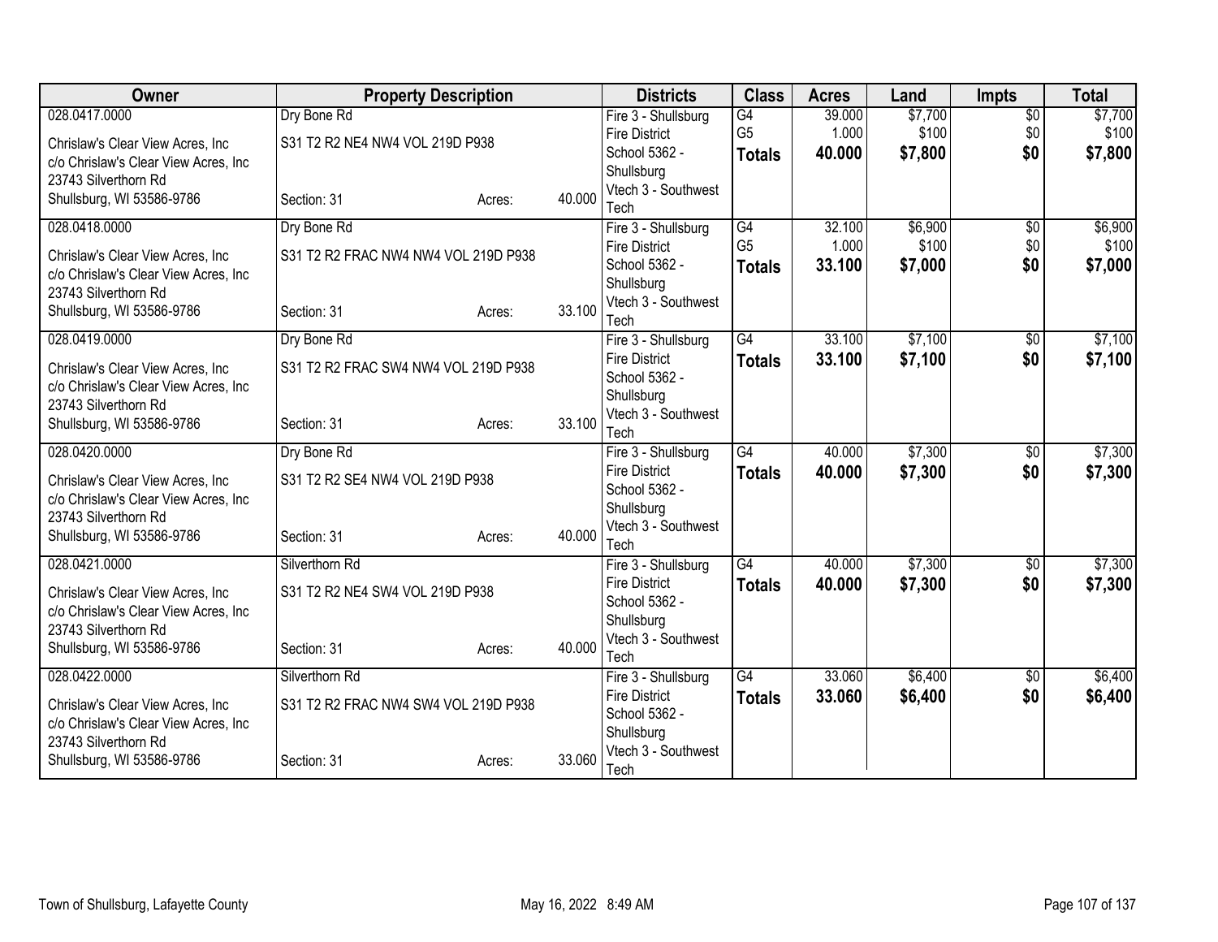| Owner | Property Description | | | Districts | Class | Acres | Land | Impts | Total |
|---|---|---|---|---|---|---|---|---|---|
| 028.0417.0000 | Dry Bone Rd | | | Fire 3 - Shullsburg Fire District | G4 | 39.000 | $7,700 | $0 | $7,700 |
| Chrislaw's Clear View Acres, Inc c/o Chrislaw's Clear View Acres, Inc 23743 Silverthorn Rd Shullsburg, WI 53586-9786 | S31 T2 R2 NE4 NW4 VOL 219D P938 | | | School 5362 - Shullsburg | G5 | 1.000 | $100 | $0 | $100 |
| | Section: 31 | Acres: | 40.000 | Vtech 3 - Southwest Tech | **Totals** | **40.000** | **$7,800** | **$0** | **$7,800** |
| 028.0418.0000 | Dry Bone Rd | | | Fire 3 - Shullsburg Fire District | G4 | 32.100 | $6,900 | $0 | $6,900 |
| Chrislaw's Clear View Acres, Inc c/o Chrislaw's Clear View Acres, Inc 23743 Silverthorn Rd Shullsburg, WI 53586-9786 | S31 T2 R2 FRAC NW4 NW4 VOL 219D P938 | | | School 5362 - Shullsburg | G5 | 1.000 | $100 | $0 | $100 |
| | Section: 31 | Acres: | 33.100 | Vtech 3 - Southwest Tech | **Totals** | **33.100** | **$7,000** | **$0** | **$7,000** |
| 028.0419.0000 | Dry Bone Rd | | | Fire 3 - Shullsburg Fire District | G4 | 33.100 | $7,100 | $0 | $7,100 |
| Chrislaw's Clear View Acres, Inc c/o Chrislaw's Clear View Acres, Inc 23743 Silverthorn Rd Shullsburg, WI 53586-9786 | S31 T2 R2 FRAC SW4 NW4 VOL 219D P938 | | | School 5362 - Shullsburg | **Totals** | **33.100** | **$7,100** | **$0** | **$7,100** |
| | Section: 31 | Acres: | 33.100 | Vtech 3 - Southwest Tech | | | | | |
| 028.0420.0000 | Dry Bone Rd | | | Fire 3 - Shullsburg Fire District | G4 | 40.000 | $7,300 | $0 | $7,300 |
| Chrislaw's Clear View Acres, Inc c/o Chrislaw's Clear View Acres, Inc 23743 Silverthorn Rd Shullsburg, WI 53586-9786 | S31 T2 R2 SE4 NW4 VOL 219D P938 | | | School 5362 - Shullsburg | **Totals** | **40.000** | **$7,300** | **$0** | **$7,300** |
| | Section: 31 | Acres: | 40.000 | Vtech 3 - Southwest Tech | | | | | |
| 028.0421.0000 | Silverthorn Rd | | | Fire 3 - Shullsburg Fire District | G4 | 40.000 | $7,300 | $0 | $7,300 |
| Chrislaw's Clear View Acres, Inc c/o Chrislaw's Clear View Acres, Inc 23743 Silverthorn Rd Shullsburg, WI 53586-9786 | S31 T2 R2 NE4 SW4 VOL 219D P938 | | | School 5362 - Shullsburg | **Totals** | **40.000** | **$7,300** | **$0** | **$7,300** |
| | Section: 31 | Acres: | 40.000 | Vtech 3 - Southwest Tech | | | | | |
| 028.0422.0000 | Silverthorn Rd | | | Fire 3 - Shullsburg Fire District | G4 | 33.060 | $6,400 | $0 | $6,400 |
| Chrislaw's Clear View Acres, Inc c/o Chrislaw's Clear View Acres, Inc 23743 Silverthorn Rd Shullsburg, WI 53586-9786 | S31 T2 R2 FRAC NW4 SW4 VOL 219D P938 | | | School 5362 - Shullsburg | **Totals** | **33.060** | **$6,400** | **$0** | **$6,400** |
| | Section: 31 | Acres: | 33.060 | Vtech 3 - Southwest Tech | | | | | |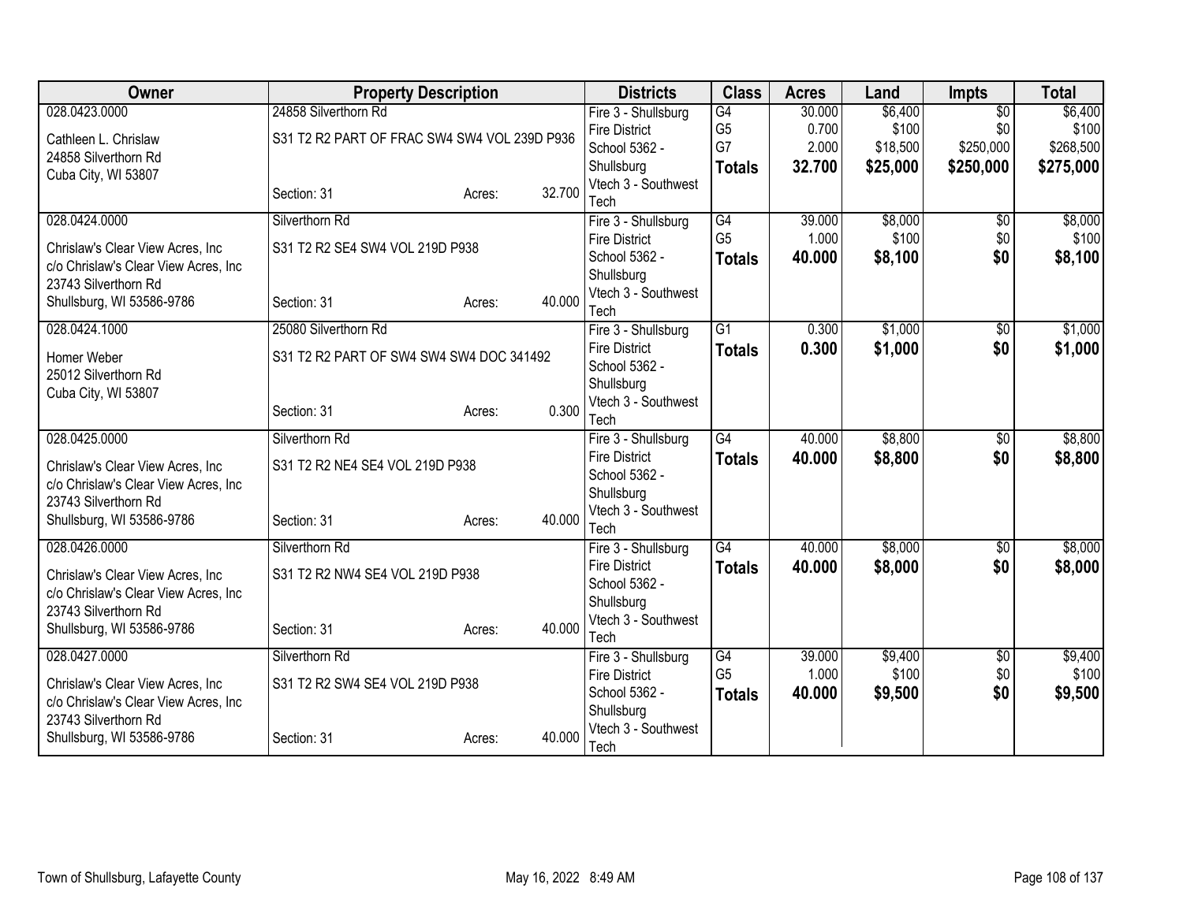| Owner | Property Description | Districts | Class | Acres | Land | Impts | Total |
|---|---|---|---|---|---|---|---|
| 028.0423.0000<br>Cathleen L. Chrislaw<br>24858 Silverthorn Rd<br>Cuba City, WI 53807 | 24858 Silverthorn Rd<br>S31 T2 R2 PART OF FRAC SW4 SW4 VOL 239D P936<br>Section: 31 Acres: 32.700 | Fire 3 - Shullsburg Fire District<br>School 5362 - Shullsburg<br>Vtech 3 - Southwest Tech | G4<br>G5<br>G7<br>**Totals** | 30.000<br>0.700<br>2.000<br>**32.700** | $6,400<br>$100<br>$18,500<br>**$25,000** | $0<br>$0<br>$250,000<br>**$250,000** | $6,400<br>$100<br>$268,500<br>**$275,000** |
| 028.0424.0000<br>Chrislaw's Clear View Acres, Inc<br>c/o Chrislaw's Clear View Acres, Inc<br>23743 Silverthorn Rd<br>Shullsburg, WI 53586-9786 | Silverthorn Rd<br>S31 T2 R2 SE4 SW4 VOL 219D P938<br>Section: 31 Acres: 40.000 | Fire 3 - Shullsburg Fire District<br>School 5362 - Shullsburg<br>Vtech 3 - Southwest Tech | G4<br>G5<br>**Totals** | 39.000<br>1.000<br>**40.000** | $8,000<br>$100<br>**$8,100** | $0<br>$0<br>**$0** | $8,000<br>$100<br>**$8,100** |
| 028.0424.1000<br>Homer Weber<br>25012 Silverthorn Rd<br>Cuba City, WI 53807 | 25080 Silverthorn Rd<br>S31 T2 R2 PART OF SW4 SW4 SW4 DOC 341492<br>Section: 31 Acres: 0.300 | Fire 3 - Shullsburg Fire District<br>School 5362 - Shullsburg<br>Vtech 3 - Southwest Tech | G1<br>**Totals** | 0.300<br>**0.300** | $1,000<br>**$1,000** | $0<br>**$0** | $1,000<br>**$1,000** |
| 028.0425.0000<br>Chrislaw's Clear View Acres, Inc<br>c/o Chrislaw's Clear View Acres, Inc<br>23743 Silverthorn Rd<br>Shullsburg, WI 53586-9786 | Silverthorn Rd<br>S31 T2 R2 NE4 SE4 VOL 219D P938<br>Section: 31 Acres: 40.000 | Fire 3 - Shullsburg Fire District<br>School 5362 - Shullsburg<br>Vtech 3 - Southwest Tech | G4<br>**Totals** | 40.000<br>**40.000** | $8,800<br>**$8,800** | $0<br>**$0** | $8,800<br>**$8,800** |
| 028.0426.0000<br>Chrislaw's Clear View Acres, Inc<br>c/o Chrislaw's Clear View Acres, Inc<br>23743 Silverthorn Rd<br>Shullsburg, WI 53586-9786 | Silverthorn Rd<br>S31 T2 R2 NW4 SE4 VOL 219D P938<br>Section: 31 Acres: 40.000 | Fire 3 - Shullsburg Fire District<br>School 5362 - Shullsburg<br>Vtech 3 - Southwest Tech | G4<br>**Totals** | 40.000<br>**40.000** | $8,000<br>**$8,000** | $0<br>**$0** | $8,000<br>**$8,000** |
| 028.0427.0000<br>Chrislaw's Clear View Acres, Inc<br>c/o Chrislaw's Clear View Acres, Inc<br>23743 Silverthorn Rd<br>Shullsburg, WI 53586-9786 | Silverthorn Rd<br>S31 T2 R2 SW4 SE4 VOL 219D P938<br>Section: 31 Acres: 40.000 | Fire 3 - Shullsburg Fire District<br>School 5362 - Shullsburg<br>Vtech 3 - Southwest Tech | G4<br>G5<br>**Totals** | 39.000<br>1.000<br>**40.000** | $9,400<br>$100<br>**$9,500** | $0<br>$0<br>**$0** | $9,400<br>$100<br>**$9,500** |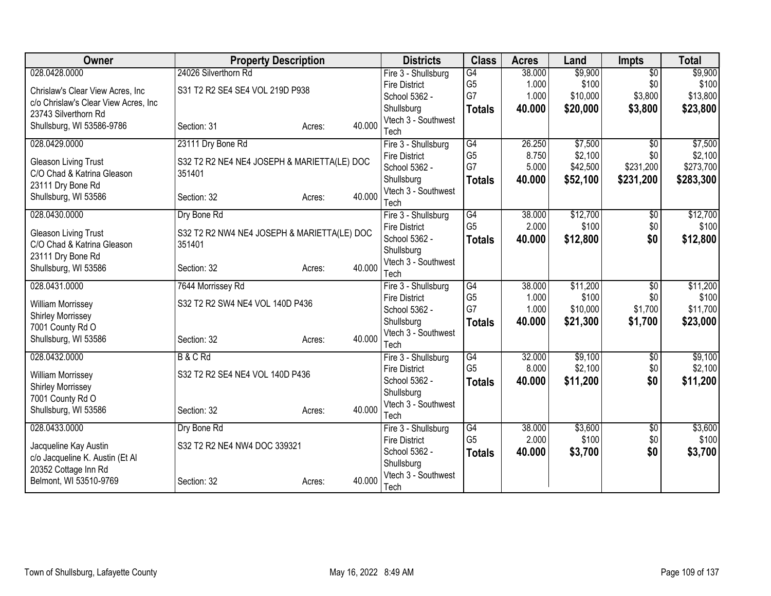| Owner | Property Description | | | Districts | Class | Acres | Land | Impts | Total |
|---|---|---|---|---|---|---|---|---|---|
| 028.0428.0000 | 24026 Silverthorn Rd | | | Fire 3 - Shullsburg | G4 | 38.000 | $9,900 | $0 | $9,900 |
| Chrislaw's Clear View Acres, Inc | S31 T2 R2 SE4 SE4 VOL 219D P938 | | | Fire District | G5 | 1.000 | $100 | $0 | $100 |
| c/o Chrislaw's Clear View Acres, Inc | | | | School 5362 - | G7 | 1.000 | $10,000 | $3,800 | $13,800 |
| 23743 Silverthorn Rd | | | | Shullsburg | **Totals** | **40.000** | **$20,000** | **$3,800** | **$23,800** |
| Shullsburg, WI 53586-9786 | Section: 31 | Acres: | 40.000 | Vtech 3 - Southwest Tech | | | | | |
| 028.0429.0000 | 23111 Dry Bone Rd | | | Fire 3 - Shullsburg | G4 | 26.250 | $7,500 | $0 | $7,500 |
| Gleason Living Trust | S32 T2 R2 NE4 NE4 JOSEPH & MARIETTA(LE) DOC 351401 | | | Fire District | G5 | 8.750 | $2,100 | $0 | $2,100 |
| C/O Chad & Katrina Gleason | | | | School 5362 - | G7 | 5.000 | $42,500 | $231,200 | $273,700 |
| 23111 Dry Bone Rd | | | | Shullsburg | **Totals** | **40.000** | **$52,100** | **$231,200** | **$283,300** |
| Shullsburg, WI 53586 | Section: 32 | Acres: | 40.000 | Vtech 3 - Southwest Tech | | | | | |
| 028.0430.0000 | Dry Bone Rd | | | Fire 3 - Shullsburg | G4 | 38.000 | $12,700 | $0 | $12,700 |
| Gleason Living Trust | S32 T2 R2 NW4 NE4 JOSEPH & MARIETTA(LE) DOC 351401 | | | Fire District | G5 | 2.000 | $100 | $0 | $100 |
| C/O Chad & Katrina Gleason | | | | School 5362 - | **Totals** | **40.000** | **$12,800** | **$0** | **$12,800** |
| 23111 Dry Bone Rd | | | | Shullsburg | | | | | |
| Shullsburg, WI 53586 | Section: 32 | Acres: | 40.000 | Vtech 3 - Southwest Tech | | | | | |
| 028.0431.0000 | 7644 Morrissey Rd | | | Fire 3 - Shullsburg | G4 | 38.000 | $11,200 | $0 | $11,200 |
| William Morrissey | S32 T2 R2 SW4 NE4 VOL 140D P436 | | | Fire District | G5 | 1.000 | $100 | $0 | $100 |
| Shirley Morrissey | | | | School 5362 - | G7 | 1.000 | $10,000 | $1,700 | $11,700 |
| 7001 County Rd O | | | | Shullsburg | **Totals** | **40.000** | **$21,300** | **$1,700** | **$23,000** |
| Shullsburg, WI 53586 | Section: 32 | Acres: | 40.000 | Vtech 3 - Southwest Tech | | | | | |
| 028.0432.0000 | B & C Rd | | | Fire 3 - Shullsburg | G4 | 32.000 | $9,100 | $0 | $9,100 |
| William Morrissey | S32 T2 R2 SE4 NE4 VOL 140D P436 | | | Fire District | G5 | 8.000 | $2,100 | $0 | $2,100 |
| Shirley Morrissey | | | | School 5362 - | **Totals** | **40.000** | **$11,200** | **$0** | **$11,200** |
| 7001 County Rd O | | | | Shullsburg | | | | | |
| Shullsburg, WI 53586 | Section: 32 | Acres: | 40.000 | Vtech 3 - Southwest Tech | | | | | |
| 028.0433.0000 | Dry Bone Rd | | | Fire 3 - Shullsburg | G4 | 38.000 | $3,600 | $0 | $3,600 |
| Jacqueline Kay Austin | S32 T2 R2 NE4 NW4 DOC 339321 | | | Fire District | G5 | 2.000 | $100 | $0 | $100 |
| c/o Jacqueline K. Austin (Et Al | | | | School 5362 - | **Totals** | **40.000** | **$3,700** | **$0** | **$3,700** |
| 20352 Cottage Inn Rd | | | | Shullsburg | | | | | |
| Belmont, WI 53510-9769 | Section: 32 | Acres: | 40.000 | Vtech 3 - Southwest Tech | | | | | |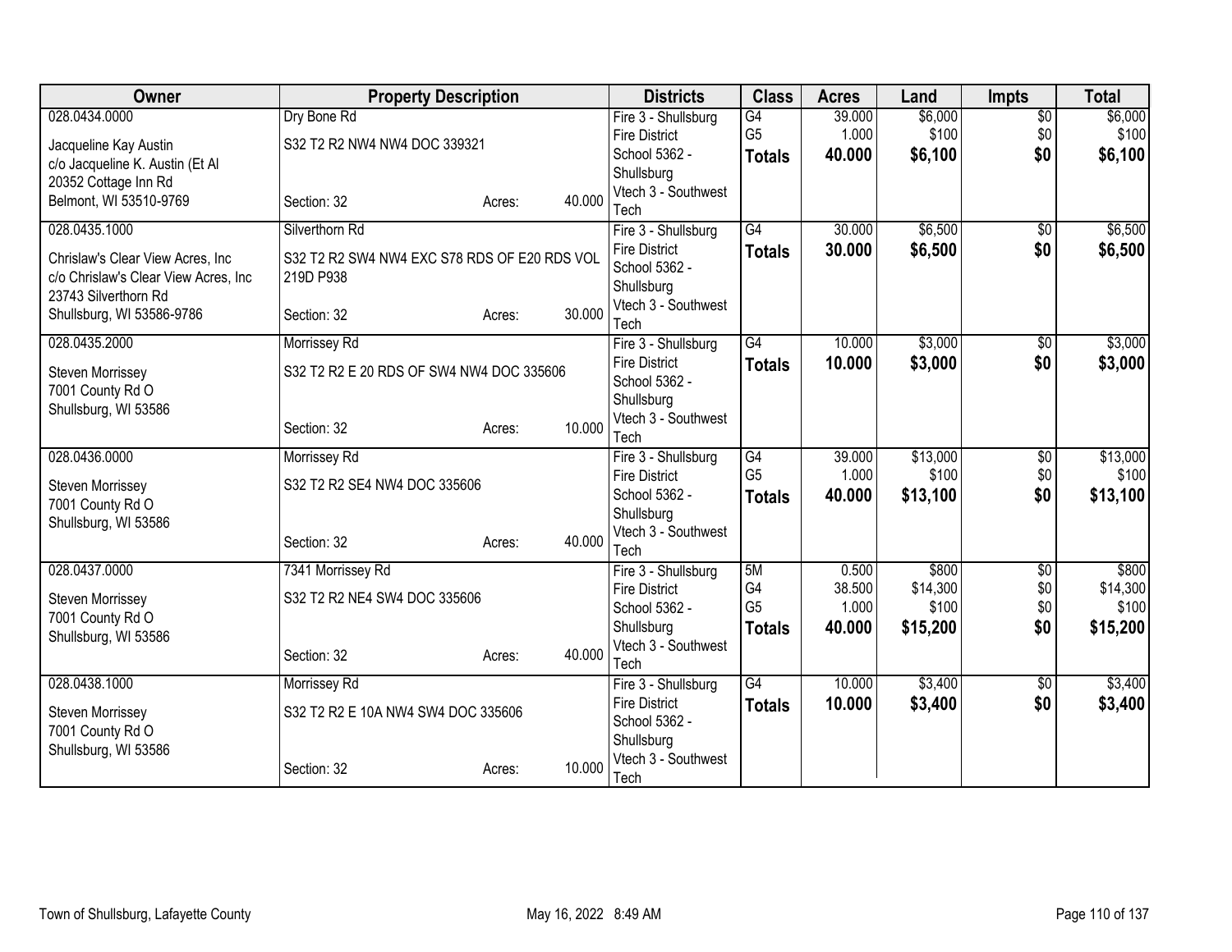| Owner | Property Description | Districts | Class | Acres | Land | Impts | Total |
|---|---|---|---|---|---|---|---|
| 028.0434.0000<br>Jacqueline Kay Austin<br>c/o Jacqueline K. Austin (Et Al<br>20352 Cottage Inn Rd<br>Belmont, WI 53510-9769 | Dry Bone Rd<br>S32 T2 R2 NW4 NW4 DOC 339321<br>Section: 32 Acres: 40.000 | Fire 3 - Shullsburg Fire District<br>School 5362 - Shullsburg<br>Vtech 3 - Southwest Tech | G4<br>G5<br>**Totals** | 39.000<br>1.000<br>**40.000** | $6,000<br>$100<br>**$6,100** | $0<br>$0<br>**$0** | $6,000<br>$100<br>**$6,100** |
| 028.0435.1000<br>Chrislaw's Clear View Acres, Inc<br>c/o Chrislaw's Clear View Acres, Inc<br>23743 Silverthorn Rd<br>Shullsburg, WI 53586-9786 | Silverthorn Rd<br>S32 T2 R2 SW4 NW4 EXC S78 RDS OF E20 RDS VOL 219D P938<br>Section: 32 Acres: 30.000 | Fire 3 - Shullsburg Fire District<br>School 5362 - Shullsburg<br>Vtech 3 - Southwest Tech | G4<br>**Totals** | 30.000<br>**30.000** | $6,500<br>**$6,500** | $0<br>**$0** | $6,500<br>**$6,500** |
| 028.0435.2000<br>Steven Morrissey<br>7001 County Rd O<br>Shullsburg, WI 53586 | Morrissey Rd<br>S32 T2 R2 E 20 RDS OF SW4 NW4 DOC 335606<br>Section: 32 Acres: 10.000 | Fire 3 - Shullsburg Fire District<br>School 5362 - Shullsburg<br>Vtech 3 - Southwest Tech | G4<br>**Totals** | 10.000<br>**10.000** | $3,000<br>**$3,000** | $0<br>**$0** | $3,000<br>**$3,000** |
| 028.0436.0000<br>Steven Morrissey<br>7001 County Rd O<br>Shullsburg, WI 53586 | Morrissey Rd<br>S32 T2 R2 SE4 NW4 DOC 335606<br>Section: 32 Acres: 40.000 | Fire 3 - Shullsburg Fire District<br>School 5362 - Shullsburg<br>Vtech 3 - Southwest Tech | G4<br>G5<br>**Totals** | 39.000<br>1.000<br>**40.000** | $13,000<br>$100<br>**$13,100** | $0<br>$0<br>**$0** | $13,000<br>$100<br>**$13,100** |
| 028.0437.0000<br>Steven Morrissey<br>7001 County Rd O<br>Shullsburg, WI 53586 | 7341 Morrissey Rd<br>S32 T2 R2 NE4 SW4 DOC 335606<br>Section: 32 Acres: 40.000 | Fire 3 - Shullsburg Fire District<br>School 5362 - Shullsburg<br>Vtech 3 - Southwest Tech | 5M<br>G4<br>G5<br>**Totals** | 0.500<br>38.500<br>1.000<br>**40.000** | $800<br>$14,300<br>$100<br>**$15,200** | $0<br>$0<br>$0<br>**$0** | $800<br>$14,300<br>$100<br>**$15,200** |
| 028.0438.1000<br>Steven Morrissey<br>7001 County Rd O<br>Shullsburg, WI 53586 | Morrissey Rd<br>S32 T2 R2 E 10A NW4 SW4 DOC 335606<br>Section: 32 Acres: 10.000 | Fire 3 - Shullsburg Fire District<br>School 5362 - Shullsburg<br>Vtech 3 - Southwest Tech | G4<br>**Totals** | 10.000<br>**10.000** | $3,400<br>**$3,400** | $0<br>**$0** | $3,400<br>**$3,400** |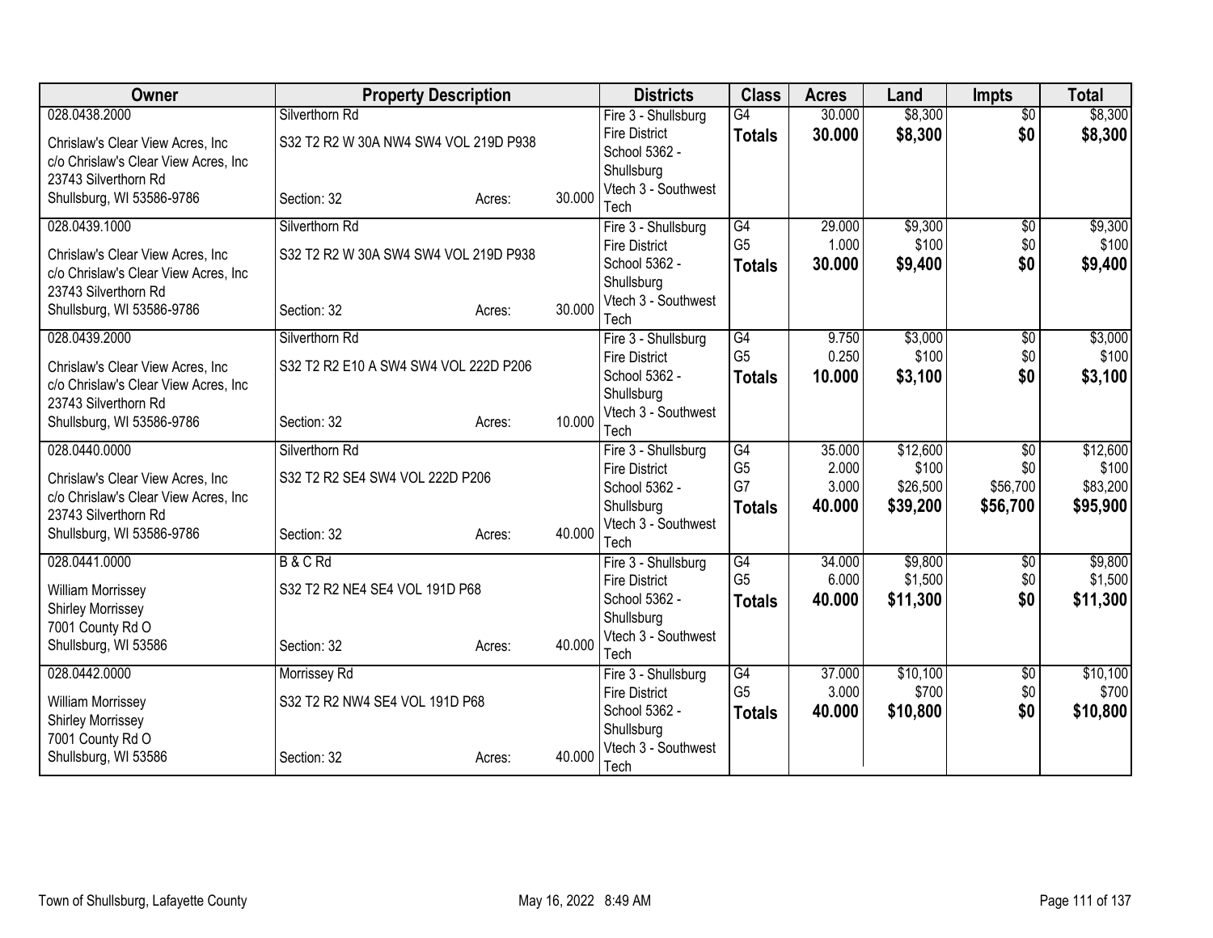| Owner | Property Description | | | Districts | Class | Acres | Land | Impts | Total |
|---|---|---|---|---|---|---|---|---|---|
| 028.0438.2000 | Silverthorn Rd | | | Fire 3 - Shullsburg | G4 | 30.000 | $8,300 | $0 | $8,300 |
| Chrislaw's Clear View Acres, Inc | S32 T2 R2 W 30A NW4 SW4 VOL 219D P938 | | | Fire District | **Totals** | **30.000** | **$8,300** | **$0** | **$8,300** |
| c/o Chrislaw's Clear View Acres, Inc | | | | School 5362 - | | | | | |
| 23743 Silverthorn Rd | | | | Shullsburg | | | | | |
| Shullsburg, WI 53586-9786 | Section: 32 | Acres: | 30.000 | Vtech 3 - Southwest Tech | | | | | |
| 028.0439.1000 | Silverthorn Rd | | | Fire 3 - Shullsburg | G4 | 29.000 | $9,300 | $0 | $9,300 |
| Chrislaw's Clear View Acres, Inc | S32 T2 R2 W 30A SW4 SW4 VOL 219D P938 | | | Fire District | G5 | 1.000 | $100 | $0 | $100 |
| c/o Chrislaw's Clear View Acres, Inc | | | | School 5362 - | **Totals** | **30.000** | **$9,400** | **$0** | **$9,400** |
| 23743 Silverthorn Rd | | | | Shullsburg | | | | | |
| Shullsburg, WI 53586-9786 | Section: 32 | Acres: | 30.000 | Vtech 3 - Southwest Tech | | | | | |
| 028.0439.2000 | Silverthorn Rd | | | Fire 3 - Shullsburg | G4 | 9.750 | $3,000 | $0 | $3,000 |
| Chrislaw's Clear View Acres, Inc | S32 T2 R2 E10 A SW4 SW4 VOL 222D P206 | | | Fire District | G5 | 0.250 | $100 | $0 | $100 |
| c/o Chrislaw's Clear View Acres, Inc | | | | School 5362 - | **Totals** | **10.000** | **$3,100** | **$0** | **$3,100** |
| 23743 Silverthorn Rd | | | | Shullsburg | | | | | |
| Shullsburg, WI 53586-9786 | Section: 32 | Acres: | 10.000 | Vtech 3 - Southwest Tech | | | | | |
| 028.0440.0000 | Silverthorn Rd | | | Fire 3 - Shullsburg | G4 | 35.000 | $12,600 | $0 | $12,600 |
| Chrislaw's Clear View Acres, Inc | S32 T2 R2 SE4 SW4 VOL 222D P206 | | | Fire District | G5 | 2.000 | $100 | $0 | $100 |
| c/o Chrislaw's Clear View Acres, Inc | | | | School 5362 - | G7 | 3.000 | $26,500 | $56,700 | $83,200 |
| 23743 Silverthorn Rd | | | | Shullsburg | **Totals** | **40.000** | **$39,200** | **$56,700** | **$95,900** |
| Shullsburg, WI 53586-9786 | Section: 32 | Acres: | 40.000 | Vtech 3 - Southwest Tech | | | | | |
| 028.0441.0000 | B & C Rd | | | Fire 3 - Shullsburg | G4 | 34.000 | $9,800 | $0 | $9,800 |
| William Morrissey | S32 T2 R2 NE4 SE4 VOL 191D P68 | | | Fire District | G5 | 6.000 | $1,500 | $0 | $1,500 |
| Shirley Morrissey | | | | School 5362 - | **Totals** | **40.000** | **$11,300** | **$0** | **$11,300** |
| 7001 County Rd O | | | | Shullsburg | | | | | |
| Shullsburg, WI 53586 | Section: 32 | Acres: | 40.000 | Vtech 3 - Southwest Tech | | | | | |
| 028.0442.0000 | Morrissey Rd | | | Fire 3 - Shullsburg | G4 | 37.000 | $10,100 | $0 | $10,100 |
| William Morrissey | S32 T2 R2 NW4 SE4 VOL 191D P68 | | | Fire District | G5 | 3.000 | $700 | $0 | $700 |
| Shirley Morrissey | | | | School 5362 - | **Totals** | **40.000** | **$10,800** | **$0** | **$10,800** |
| 7001 County Rd O | | | | Shullsburg | | | | | |
| Shullsburg, WI 53586 | Section: 32 | Acres: | 40.000 | Vtech 3 - Southwest Tech | | | | | |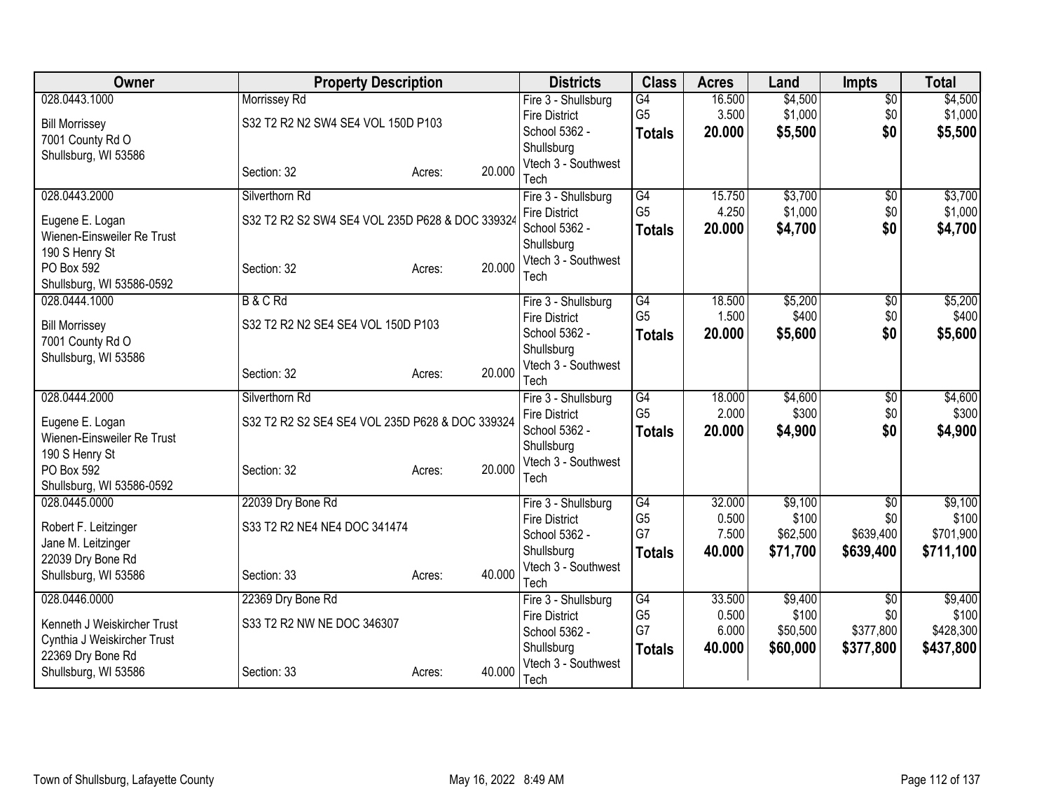| Owner | Property Description | Districts | Class | Acres | Land | Impts | Total |
|---|---|---|---|---|---|---|---|
| 028.0443.1000<br>Bill Morrissey<br>7001 County Rd O<br>Shullsburg, WI 53586 | Morrissey Rd<br>S32 T2 R2 N2 SW4 SE4 VOL 150D P103<br>Section: 32 Acres: 20.000 | Fire 3 - Shullsburg Fire District<br>School 5362 - Shullsburg<br>Vtech 3 - Southwest Tech | G4<br>G5<br>**Totals** | 16.500<br>3.500<br>**20.000** | $4,500<br>$1,000<br>**$5,500** | $0<br>$0<br>**$0** | $4,500<br>$1,000<br>**$5,500** |
| 028.0443.2000<br>Eugene E. Logan<br>Wienen-Einsweiler Re Trust<br>190 S Henry St<br>PO Box 592<br>Shullsburg, WI 53586-0592 | Silverthorn Rd<br>S32 T2 R2 S2 SW4 SE4 VOL 235D P628 & DOC 339324<br>Section: 32 Acres: 20.000 | Fire 3 - Shullsburg Fire District<br>School 5362 - Shullsburg<br>Vtech 3 - Southwest Tech | G4<br>G5<br>**Totals** | 15.750<br>4.250<br>**20.000** | $3,700<br>$1,000<br>**$4,700** | $0<br>$0<br>**$0** | $3,700<br>$1,000<br>**$4,700** |
| 028.0444.1000<br>Bill Morrissey<br>7001 County Rd O<br>Shullsburg, WI 53586 | B & C Rd<br>S32 T2 R2 N2 SE4 SE4 VOL 150D P103<br>Section: 32 Acres: 20.000 | Fire 3 - Shullsburg Fire District<br>School 5362 - Shullsburg<br>Vtech 3 - Southwest Tech | G4<br>G5<br>**Totals** | 18.500<br>1.500<br>**20.000** | $5,200<br>$400<br>**$5,600** | $0<br>$0<br>**$0** | $5,200<br>$400<br>**$5,600** |
| 028.0444.2000<br>Eugene E. Logan<br>Wienen-Einsweiler Re Trust<br>190 S Henry St<br>PO Box 592<br>Shullsburg, WI 53586-0592 | Silverthorn Rd<br>S32 T2 R2 S2 SE4 SE4 VOL 235D P628 & DOC 339324<br>Section: 32 Acres: 20.000 | Fire 3 - Shullsburg Fire District<br>School 5362 - Shullsburg<br>Vtech 3 - Southwest Tech | G4<br>G5<br>**Totals** | 18.000<br>2.000<br>**20.000** | $4,600<br>$300<br>**$4,900** | $0<br>$0<br>**$0** | $4,600<br>$300<br>**$4,900** |
| 028.0445.0000<br>Robert F. Leitzinger<br>Jane M. Leitzinger<br>22039 Dry Bone Rd<br>Shullsburg, WI 53586 | 22039 Dry Bone Rd<br>S33 T2 R2 NE4 NE4 DOC 341474<br>Section: 33 Acres: 40.000 | Fire 3 - Shullsburg Fire District<br>School 5362 - Shullsburg<br>Vtech 3 - Southwest Tech | G4<br>G5<br>G7<br>**Totals** | 32.000<br>0.500<br>7.500<br>**40.000** | $9,100<br>$100<br>$62,500<br>**$71,700** | $0<br>$0<br>$639,400<br>**$639,400** | $9,100<br>$100<br>$701,900<br>**$711,100** |
| 028.0446.0000<br>Kenneth J Weiskircher Trust<br>Cynthia J Weiskircher Trust<br>22369 Dry Bone Rd<br>Shullsburg, WI 53586 | 22369 Dry Bone Rd<br>S33 T2 R2 NW NE DOC 346307<br>Section: 33 Acres: 40.000 | Fire 3 - Shullsburg Fire District<br>School 5362 - Shullsburg<br>Vtech 3 - Southwest Tech | G4<br>G5<br>G7<br>**Totals** | 33.500<br>0.500<br>6.000<br>**40.000** | $9,400<br>$100<br>$50,500<br>**$60,000** | $0<br>$0<br>$377,800<br>**$377,800** | $9,400<br>$100<br>$428,300<br>**$437,800** |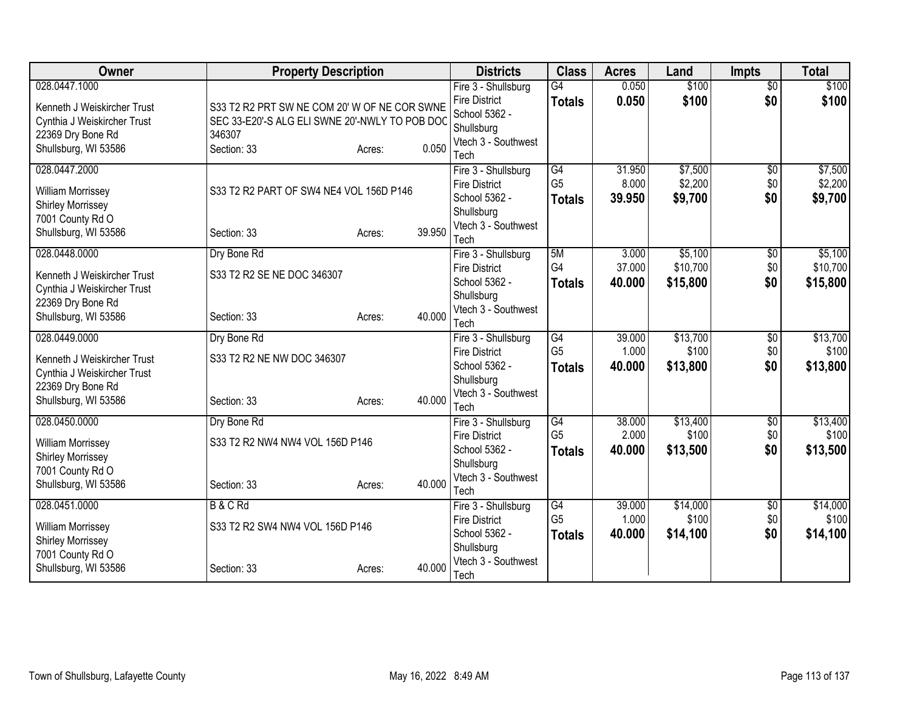| Owner | Property Description | Districts | Class | Acres | Land | Impts | Total |
|---|---|---|---|---|---|---|---|
| 028.0447.1000<br>Kenneth J Weiskircher Trust<br>Cynthia J Weiskircher Trust<br>22369 Dry Bone Rd<br>Shullsburg, WI 53586 | S33 T2 R2 PRT SW NE COM 20' W OF NE COR SWNE SEC 33-E20'-S ALG ELI SWNE 20'-NWLY TO POB DOC 346307<br>Section: 33 Acres: 0.050 | Fire 3 - Shullsburg Fire District<br>School 5362 - Shullsburg<br>Vtech 3 - Southwest Tech | G4<br>**Totals** | 0.050<br>**0.050** | $100<br>**$100** | $0<br>**$0** | $100<br>**$100** |
| 028.0447.2000<br>William Morrissey<br>Shirley Morrissey<br>7001 County Rd O<br>Shullsburg, WI 53586 | S33 T2 R2 PART OF SW4 NE4 VOL 156D P146<br>Section: 33 Acres: 39.950 | Fire 3 - Shullsburg Fire District<br>School 5362 - Shullsburg<br>Vtech 3 - Southwest Tech | G4<br>G5<br>**Totals** | 31.950<br>8.000<br>**39.950** | $7,500<br>$2,200<br>**$9,700** | $0<br>$0<br>**$0** | $7,500<br>$2,200<br>**$9,700** |
| 028.0448.0000<br>Kenneth J Weiskircher Trust<br>Cynthia J Weiskircher Trust<br>22369 Dry Bone Rd<br>Shullsburg, WI 53586 | Dry Bone Rd<br>S33 T2 R2 SE NE DOC 346307<br>Section: 33 Acres: 40.000 | Fire 3 - Shullsburg Fire District<br>School 5362 - Shullsburg<br>Vtech 3 - Southwest Tech | 5M<br>G4<br>**Totals** | 3.000<br>37.000<br>**40.000** | $5,100<br>$10,700<br>**$15,800** | $0<br>$0<br>**$0** | $5,100<br>$10,700<br>**$15,800** |
| 028.0449.0000<br>Kenneth J Weiskircher Trust<br>Cynthia J Weiskircher Trust<br>22369 Dry Bone Rd<br>Shullsburg, WI 53586 | Dry Bone Rd<br>S33 T2 R2 NE NW DOC 346307<br>Section: 33 Acres: 40.000 | Fire 3 - Shullsburg Fire District<br>School 5362 - Shullsburg<br>Vtech 3 - Southwest Tech | G4<br>G5<br>**Totals** | 39.000<br>1.000<br>**40.000** | $13,700<br>$100<br>**$13,800** | $0<br>$0<br>**$0** | $13,700<br>$100<br>**$13,800** |
| 028.0450.0000<br>William Morrissey<br>Shirley Morrissey<br>7001 County Rd O<br>Shullsburg, WI 53586 | Dry Bone Rd<br>S33 T2 R2 NW4 NW4 VOL 156D P146<br>Section: 33 Acres: 40.000 | Fire 3 - Shullsburg Fire District<br>School 5362 - Shullsburg<br>Vtech 3 - Southwest Tech | G4<br>G5<br>**Totals** | 38.000<br>2.000<br>**40.000** | $13,400<br>$100<br>**$13,500** | $0<br>$0<br>**$0** | $13,400<br>$100<br>**$13,500** |
| 028.0451.0000<br>William Morrissey<br>Shirley Morrissey<br>7001 County Rd O<br>Shullsburg, WI 53586 | B & C Rd<br>S33 T2 R2 SW4 NW4 VOL 156D P146<br>Section: 33 Acres: 40.000 | Fire 3 - Shullsburg Fire District<br>School 5362 - Shullsburg<br>Vtech 3 - Southwest Tech | G4<br>G5<br>**Totals** | 39.000<br>1.000<br>**40.000** | $14,000<br>$100<br>**$14,100** | $0<br>$0<br>**$0** | $14,000<br>$100<br>**$14,100** |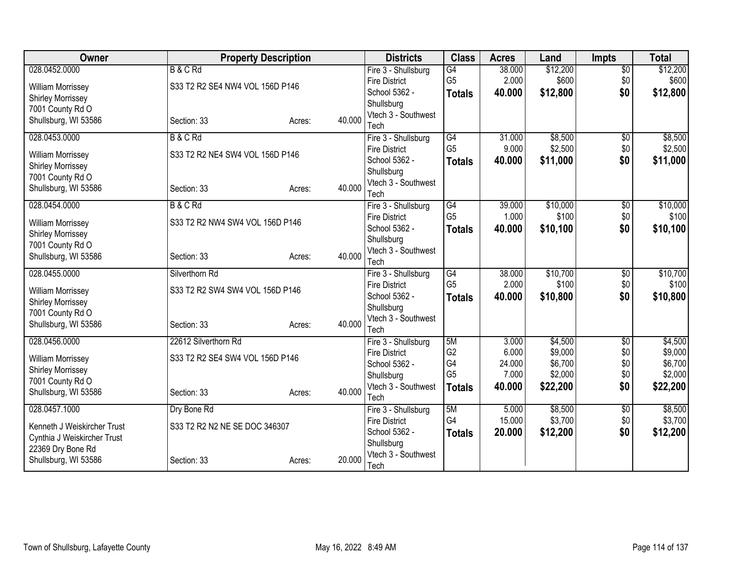| Owner | Property Description | | | Districts | Class | Acres | Land | Impts | Total |
|---|---|---|---|---|---|---|---|---|---|
| 028.0452.0000 | B & C Rd | | | Fire 3 - Shullsburg Fire District | G4 | 38.000 | $12,200 | $0 | $12,200 |
| William Morrissey | S33 T2 R2 SE4 NW4 VOL 156D P146 | | | School 5362 - Shullsburg | G5 | 2.000 | $600 | $0 | $600 |
| Shirley Morrissey | | | | Vtech 3 - Southwest Tech | **Totals** | **40.000** | **$12,800** | **$0** | **$12,800** |
| 7001 County Rd O | | | | | | | | | |
| Shullsburg, WI 53586 | Section: 33 | Acres: | 40.000 | | | | | | |
| 028.0453.0000 | B & C Rd | | | Fire 3 - Shullsburg Fire District | G4 | 31.000 | $8,500 | $0 | $8,500 |
| William Morrissey | S33 T2 R2 NE4 SW4 VOL 156D P146 | | | School 5362 - Shullsburg | G5 | 9.000 | $2,500 | $0 | $2,500 |
| Shirley Morrissey | | | | Vtech 3 - Southwest Tech | **Totals** | **40.000** | **$11,000** | **$0** | **$11,000** |
| 7001 County Rd O | | | | | | | | | |
| Shullsburg, WI 53586 | Section: 33 | Acres: | 40.000 | | | | | | |
| 028.0454.0000 | B & C Rd | | | Fire 3 - Shullsburg Fire District | G4 | 39.000 | $10,000 | $0 | $10,000 |
| William Morrissey | S33 T2 R2 NW4 SW4 VOL 156D P146 | | | School 5362 - Shullsburg | G5 | 1.000 | $100 | $0 | $100 |
| Shirley Morrissey | | | | Vtech 3 - Southwest Tech | **Totals** | **40.000** | **$10,100** | **$0** | **$10,100** |
| 7001 County Rd O | | | | | | | | | |
| Shullsburg, WI 53586 | Section: 33 | Acres: | 40.000 | | | | | | |
| 028.0455.0000 | Silverthorn Rd | | | Fire 3 - Shullsburg Fire District | G4 | 38.000 | $10,700 | $0 | $10,700 |
| William Morrissey | S33 T2 R2 SW4 SW4 VOL 156D P146 | | | School 5362 - Shullsburg | G5 | 2.000 | $100 | $0 | $100 |
| Shirley Morrissey | | | | Vtech 3 - Southwest Tech | **Totals** | **40.000** | **$10,800** | **$0** | **$10,800** |
| 7001 County Rd O | | | | | | | | | |
| Shullsburg, WI 53586 | Section: 33 | Acres: | 40.000 | | | | | | |
| 028.0456.0000 | 22612 Silverthorn Rd | | | Fire 3 - Shullsburg Fire District | 5M | 3.000 | $4,500 | $0 | $4,500 |
| William Morrissey | S33 T2 R2 SE4 SW4 VOL 156D P146 | | | School 5362 - Shullsburg | G2 | 6.000 | $9,000 | $0 | $9,000 |
| Shirley Morrissey | | | | Vtech 3 - Southwest Tech | G4 | 24.000 | $6,700 | $0 | $6,700 |
| 7001 County Rd O | | | | | G5 | 7.000 | $2,000 | $0 | $2,000 |
| Shullsburg, WI 53586 | Section: 33 | Acres: | 40.000 | | **Totals** | **40.000** | **$22,200** | **$0** | **$22,200** |
| 028.0457.1000 | Dry Bone Rd | | | Fire 3 - Shullsburg Fire District | 5M | 5.000 | $8,500 | $0 | $8,500 |
| Kenneth J Weiskircher Trust | S33 T2 R2 N2 NE SE DOC 346307 | | | School 5362 - Shullsburg | G4 | 15.000 | $3,700 | $0 | $3,700 |
| Cynthia J Weiskircher Trust | | | | Vtech 3 - Southwest Tech | **Totals** | **20.000** | **$12,200** | **$0** | **$12,200** |
| 22369 Dry Bone Rd | | | | | | | | | |
| Shullsburg, WI 53586 | Section: 33 | Acres: | 20.000 | | | | | | |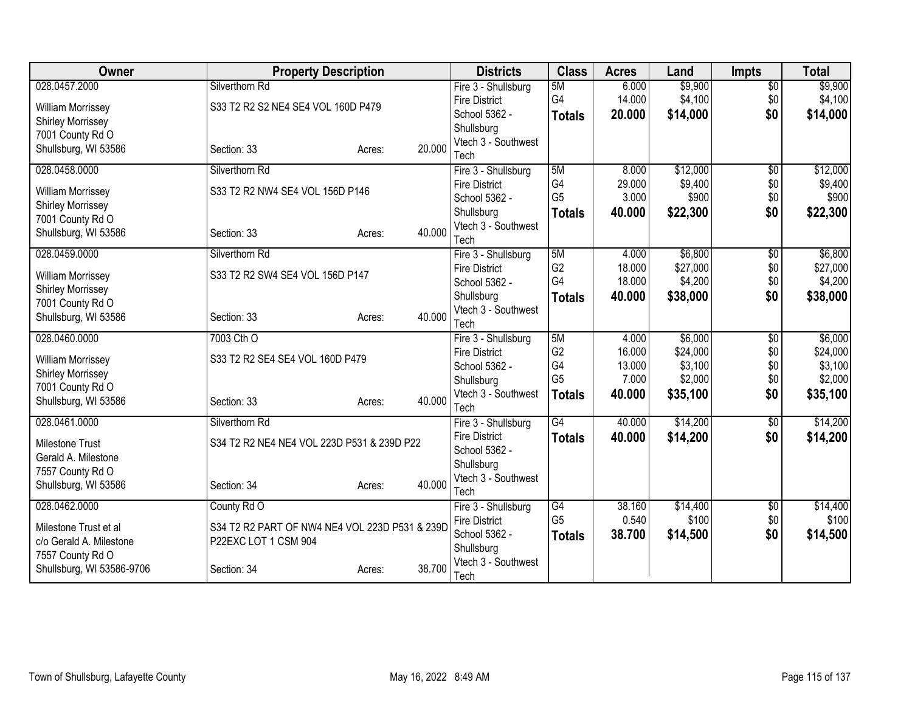| Owner | Property Description | | | Districts | Class | Acres | Land | Impts | Total |
|---|---|---|---|---|---|---|---|---|---|
| 028.0457.2000 | Silverthorn Rd | | | Fire 3 - Shullsburg | 5M | 6.000 | $9,900 | $0 | $9,900 |
| William Morrissey | S33 T2 R2 S2 NE4 SE4 VOL 160D P479 | | | Fire District | G4 | 14.000 | $4,100 | $0 | $4,100 |
| Shirley Morrissey | | | | School 5362 - | **Totals** | **20.000** | **$14,000** | **$0** | **$14,000** |
| 7001 County Rd O | | | | Shullsburg | | | | | |
| Shullsburg, WI 53586 | Section: 33 | Acres: | 20.000 | Vtech 3 - Southwest Tech | | | | | |
| 028.0458.0000 | Silverthorn Rd | | | Fire 3 - Shullsburg | 5M | 8.000 | $12,000 | $0 | $12,000 |
| William Morrissey | S33 T2 R2 NW4 SE4 VOL 156D P146 | | | Fire District | G4 | 29.000 | $9,400 | $0 | $9,400 |
| Shirley Morrissey | | | | School 5362 - | G5 | 3.000 | $900 | $0 | $900 |
| 7001 County Rd O | | | | Shullsburg | **Totals** | **40.000** | **$22,300** | **$0** | **$22,300** |
| Shullsburg, WI 53586 | Section: 33 | Acres: | 40.000 | Vtech 3 - Southwest Tech | | | | | |
| 028.0459.0000 | Silverthorn Rd | | | Fire 3 - Shullsburg | 5M | 4.000 | $6,800 | $0 | $6,800 |
| William Morrissey | S33 T2 R2 SW4 SE4 VOL 156D P147 | | | Fire District | G2 | 18.000 | $27,000 | $0 | $27,000 |
| Shirley Morrissey | | | | School 5362 - | G4 | 18.000 | $4,200 | $0 | $4,200 |
| 7001 County Rd O | | | | Shullsburg | **Totals** | **40.000** | **$38,000** | **$0** | **$38,000** |
| Shullsburg, WI 53586 | Section: 33 | Acres: | 40.000 | Vtech 3 - Southwest Tech | | | | | |
| 028.0460.0000 | 7003 Cth O | | | Fire 3 - Shullsburg | 5M | 4.000 | $6,000 | $0 | $6,000 |
| William Morrissey | S33 T2 R2 SE4 SE4 VOL 160D P479 | | | Fire District | G2 | 16.000 | $24,000 | $0 | $24,000 |
| Shirley Morrissey | | | | School 5362 - | G4 | 13.000 | $3,100 | $0 | $3,100 |
| 7001 County Rd O | | | | Shullsburg | G5 | 7.000 | $2,000 | $0 | $2,000 |
| Shullsburg, WI 53586 | Section: 33 | Acres: | 40.000 | Vtech 3 - Southwest Tech | **Totals** | **40.000** | **$35,100** | **$0** | **$35,100** |
| 028.0461.0000 | Silverthorn Rd | | | Fire 3 - Shullsburg | G4 | 40.000 | $14,200 | $0 | $14,200 |
| Milestone Trust | S34 T2 R2 NE4 NE4 VOL 223D P531 & 239D P22 | | | Fire District | **Totals** | **40.000** | **$14,200** | **$0** | **$14,200** |
| Gerald A. Milestone | | | | School 5362 - | | | | | |
| 7557 County Rd O | | | | Shullsburg | | | | | |
| Shullsburg, WI 53586 | Section: 34 | Acres: | 40.000 | Vtech 3 - Southwest Tech | | | | | |
| 028.0462.0000 | County Rd O | | | Fire 3 - Shullsburg | G4 | 38.160 | $14,400 | $0 | $14,400 |
| Milestone Trust et al | S34 T2 R2 PART OF NW4 NE4 VOL 223D P531 & 239D | | | Fire District | G5 | 0.540 | $100 | $0 | $100 |
| c/o Gerald A. Milestone | P22EXC LOT 1 CSM 904 | | | School 5362 - | **Totals** | **38.700** | **$14,500** | **$0** | **$14,500** |
| 7557 County Rd O | | | | Shullsburg | | | | | |
| Shullsburg, WI 53586-9706 | Section: 34 | Acres: | 38.700 | Vtech 3 - Southwest Tech | | | | | |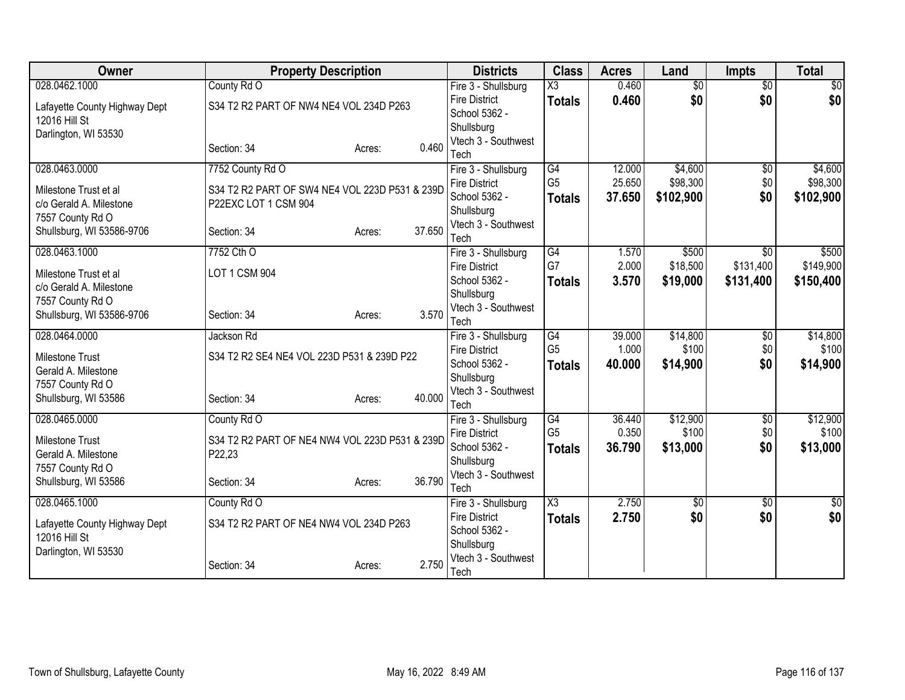| Owner | Property Description | Districts | Class | Acres | Land | Impts | Total |
|---|---|---|---|---|---|---|---|
| 028.0462.1000<br>Lafayette County Highway Dept<br>12016 Hill St<br>Darlington, WI 53530 | County Rd O<br>S34 T2 R2 PART OF NW4 NE4 VOL 234D P263<br>Section: 34 Acres: 0.460 | Fire 3 - Shullsburg Fire District<br>School 5362 - Shullsburg<br>Vtech 3 - Southwest Tech | X3<br>**Totals** | 0.460<br>**0.460** | $0<br>**$0** | $0<br>**$0** | $0<br>**$0** |
| 028.0463.0000<br>Milestone Trust et al<br>c/o Gerald A. Milestone<br>7557 County Rd O<br>Shullsburg, WI 53586-9706 | 7752 County Rd O<br>S34 T2 R2 PART OF SW4 NE4 VOL 223D P531 & 239D P22EXC LOT 1 CSM 904<br>Section: 34 Acres: 37.650 | Fire 3 - Shullsburg Fire District<br>School 5362 - Shullsburg<br>Vtech 3 - Southwest Tech | G4<br>G5<br>**Totals** | 12.000<br>25.650<br>**37.650** | $4,600<br>$98,300<br>**$102,900** | $0<br>$0<br>**$0** | $4,600<br>$98,300<br>**$102,900** |
| 028.0463.1000<br>Milestone Trust et al<br>c/o Gerald A. Milestone<br>7557 County Rd O<br>Shullsburg, WI 53586-9706 | 7752 Cth O<br>LOT 1 CSM 904<br>Section: 34 Acres: 3.570 | Fire 3 - Shullsburg Fire District<br>School 5362 - Shullsburg<br>Vtech 3 - Southwest Tech | G4<br>G7<br>**Totals** | 1.570<br>2.000<br>**3.570** | $500<br>$18,500<br>**$19,000** | $0<br>$131,400<br>**$131,400** | $500<br>$149,900<br>**$150,400** |
| 028.0464.0000<br>Milestone Trust<br>Gerald A. Milestone<br>7557 County Rd O<br>Shullsburg, WI 53586 | Jackson Rd<br>S34 T2 R2 SE4 NE4 VOL 223D P531 & 239D P22<br>Section: 34 Acres: 40.000 | Fire 3 - Shullsburg Fire District<br>School 5362 - Shullsburg<br>Vtech 3 - Southwest Tech | G4<br>G5<br>**Totals** | 39.000<br>1.000<br>**40.000** | $14,800<br>$100<br>**$14,900** | $0<br>$0<br>**$0** | $14,800<br>$100<br>**$14,900** |
| 028.0465.0000<br>Milestone Trust<br>Gerald A. Milestone<br>7557 County Rd O<br>Shullsburg, WI 53586 | County Rd O<br>S34 T2 R2 PART OF NE4 NW4 VOL 223D P531 & 239D P22,23<br>Section: 34 Acres: 36.790 | Fire 3 - Shullsburg Fire District<br>School 5362 - Shullsburg<br>Vtech 3 - Southwest Tech | G4<br>G5<br>**Totals** | 36.440<br>0.350<br>**36.790** | $12,900<br>$100<br>**$13,000** | $0<br>$0<br>**$0** | $12,900<br>$100<br>**$13,000** |
| 028.0465.1000<br>Lafayette County Highway Dept<br>12016 Hill St<br>Darlington, WI 53530 | County Rd O<br>S34 T2 R2 PART OF NE4 NW4 VOL 234D P263<br>Section: 34 Acres: 2.750 | Fire 3 - Shullsburg Fire District<br>School 5362 - Shullsburg<br>Vtech 3 - Southwest Tech | X3<br>**Totals** | 2.750<br>**2.750** | $0<br>**$0** | $0<br>**$0** | $0<br>**$0** |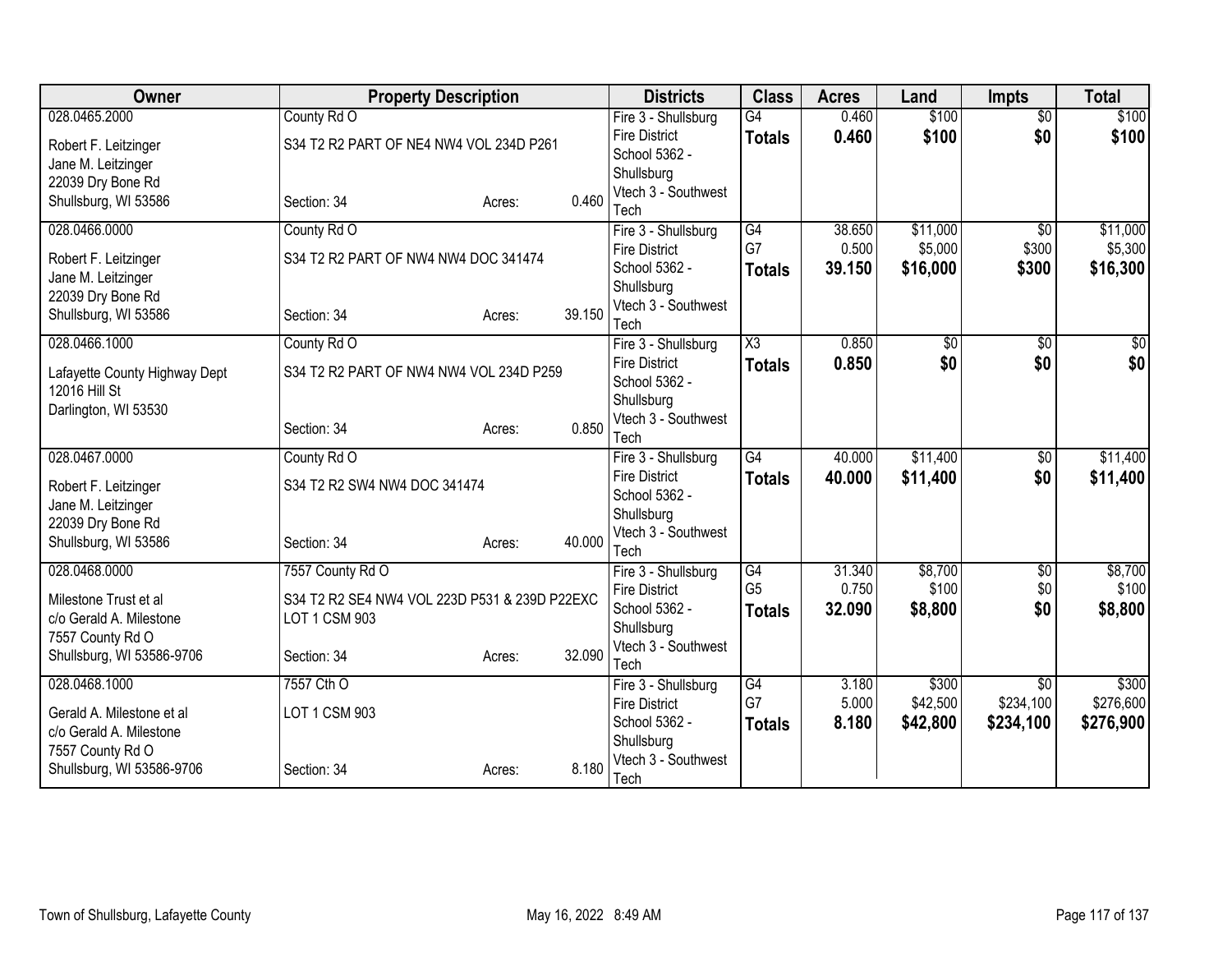| Owner | Property Description | Districts | Class | Acres | Land | Impts | Total |
|---|---|---|---|---|---|---|---|
| 028.0465.2000<br>Robert F. Leitzinger<br>Jane M. Leitzinger<br>22039 Dry Bone Rd<br>Shullsburg, WI 53586 | County Rd O<br>S34 T2 R2 PART OF NE4 NW4 VOL 234D P261<br>Section: 34 Acres: 0.460 | Fire 3 - Shullsburg Fire District<br>School 5362 - Shullsburg<br>Vtech 3 - Southwest Tech | G4<br>**Totals** | 0.460<br>**0.460** | $100<br>**$100** | $0<br>**$0** | $100<br>**$100** |
| 028.0466.0000<br>Robert F. Leitzinger<br>Jane M. Leitzinger<br>22039 Dry Bone Rd<br>Shullsburg, WI 53586 | County Rd O<br>S34 T2 R2 PART OF NW4 NW4 DOC 341474<br>Section: 34 Acres: 39.150 | Fire 3 - Shullsburg Fire District<br>School 5362 - Shullsburg<br>Vtech 3 - Southwest Tech | G4<br>G7<br>**Totals** | 38.650<br>0.500<br>**39.150** | $11,000<br>$5,000<br>**$16,000** | $0<br>$300<br>**$300** | $11,000<br>$5,300<br>**$16,300** |
| 028.0466.1000<br>Lafayette County Highway Dept<br>12016 Hill St<br>Darlington, WI 53530 | County Rd O<br>S34 T2 R2 PART OF NW4 NW4 VOL 234D P259<br>Section: 34 Acres: 0.850 | Fire 3 - Shullsburg Fire District<br>School 5362 - Shullsburg<br>Vtech 3 - Southwest Tech | X3<br>**Totals** | 0.850<br>**0.850** | $0<br>**$0** | $0<br>**$0** | $0<br>**$0** |
| 028.0467.0000<br>Robert F. Leitzinger<br>Jane M. Leitzinger<br>22039 Dry Bone Rd<br>Shullsburg, WI 53586 | County Rd O<br>S34 T2 R2 SW4 NW4 DOC 341474<br>Section: 34 Acres: 40.000 | Fire 3 - Shullsburg Fire District<br>School 5362 - Shullsburg<br>Vtech 3 - Southwest Tech | G4<br>**Totals** | 40.000<br>**40.000** | $11,400<br>**$11,400** | $0<br>**$0** | $11,400<br>**$11,400** |
| 028.0468.0000<br>Milestone Trust et al<br>c/o Gerald A. Milestone<br>7557 County Rd O<br>Shullsburg, WI 53586-9706 | 7557 County Rd O<br>S34 T2 R2 SE4 NW4 VOL 223D P531 & 239D P22EXC LOT 1 CSM 903<br>Section: 34 Acres: 32.090 | Fire 3 - Shullsburg Fire District<br>School 5362 - Shullsburg<br>Vtech 3 - Southwest Tech | G4<br>G5<br>**Totals** | 31.340<br>0.750<br>**32.090** | $8,700<br>$100<br>**$8,800** | $0<br>$0<br>**$0** | $8,700<br>$100<br>**$8,800** |
| 028.0468.1000<br>Gerald A. Milestone et al<br>c/o Gerald A. Milestone<br>7557 County Rd O<br>Shullsburg, WI 53586-9706 | 7557 Cth O<br>LOT 1 CSM 903<br>Section: 34 Acres: 8.180 | Fire 3 - Shullsburg Fire District<br>School 5362 - Shullsburg<br>Vtech 3 - Southwest Tech | G4<br>G7<br>**Totals** | 3.180<br>5.000<br>**8.180** | $300<br>$42,500<br>**$42,800** | $0<br>$234,100<br>**$234,100** | $300<br>$276,600<br>**$276,900** |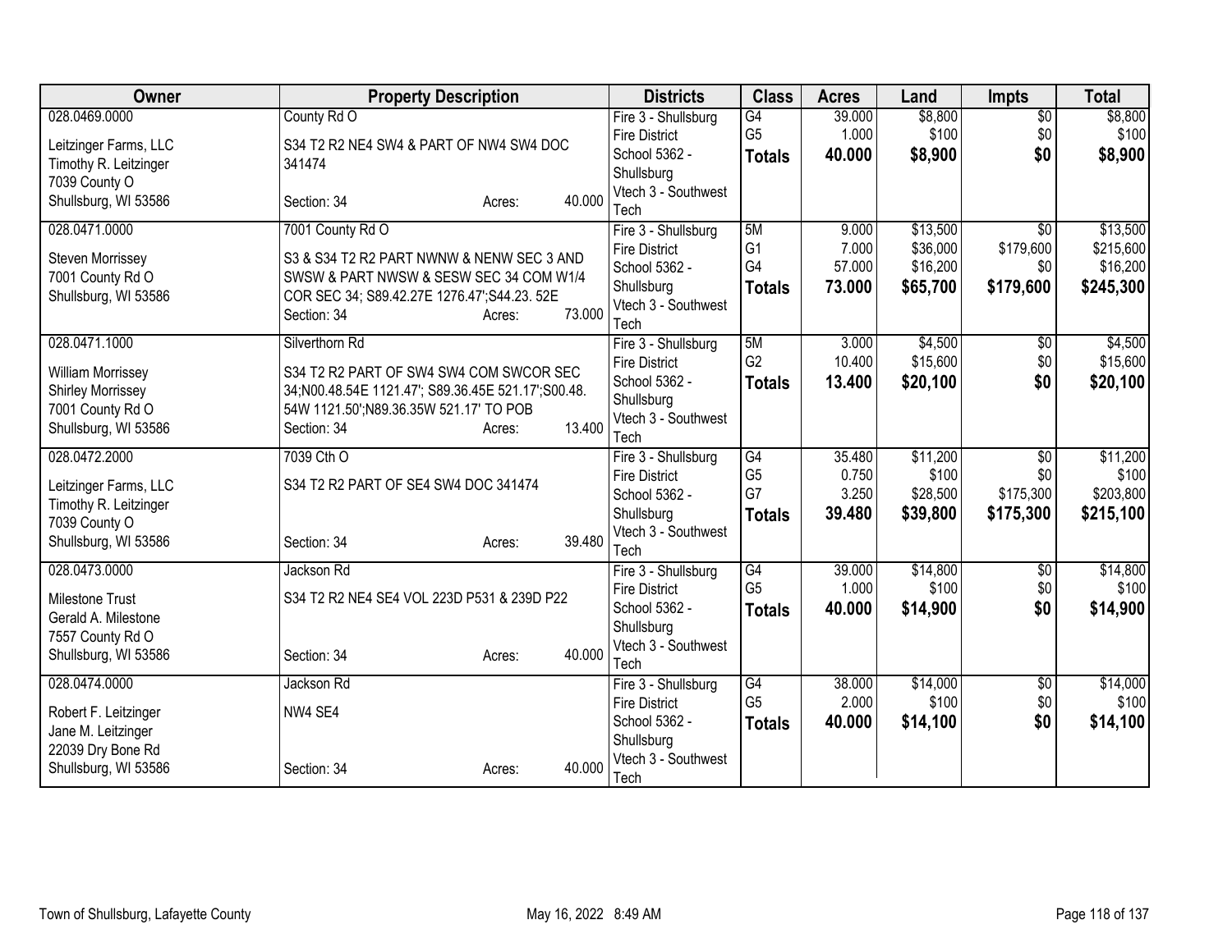| Owner | Property Description | Districts | Class | Acres | Land | Impts | Total |
|---|---|---|---|---|---|---|---|
| 028.0469.0000<br><br>Leitzinger Farms, LLC<br>Timothy R. Leitzinger<br>7039 County O<br>Shullsburg, WI 53586 | County Rd O<br><br>S34 T2 R2 NE4 SW4 & PART OF NW4 SW4 DOC 341474<br><br>Section: 34 Acres: 40.000 | Fire 3 - Shullsburg Fire District<br>School 5362 - Shullsburg<br>Vtech 3 - Southwest Tech | G4<br>G5<br>**Totals** | 39.000<br>1.000<br>**40.000** | $8,800<br>$100<br>**$8,900** | $0<br>$0<br>**$0** | $8,800<br>$100<br>**$8,900** |
| 028.0471.0000<br><br>Steven Morrissey<br>7001 County Rd O<br>Shullsburg, WI 53586 | 7001 County Rd O<br><br>S3 & S34 T2 R2 PART NWNW & NENW SEC 3 AND SWSW & PART NWSW & SESW SEC 34 COM W1/4 COR SEC 34; S89.42.27E 1276.47';S44.23. 52E<br>Section: 34 Acres: 73.000 | Fire 3 - Shullsburg Fire District<br>School 5362 - Shullsburg<br>Vtech 3 - Southwest Tech | 5M<br>G1<br>G4<br>**Totals** | 9.000<br>7.000<br>57.000<br>**73.000** | $13,500<br>$36,000<br>$16,200<br>**$65,700** | $0<br>$179,600<br>$0<br>**$179,600** | $13,500<br>$215,600<br>$16,200<br>**$245,300** |
| 028.0471.1000<br><br>William Morrissey<br>Shirley Morrissey<br>7001 County Rd O<br>Shullsburg, WI 53586 | Silverthorn Rd<br><br>S34 T2 R2 PART OF SW4 SW4 COM SWCOR SEC 34;N00.48.54E 1121.47'; S89.36.45E 521.17';S00.48. 54W 1121.50';N89.36.35W 521.17' TO POB<br>Section: 34 Acres: 13.400 | Fire 3 - Shullsburg Fire District<br>School 5362 - Shullsburg<br>Vtech 3 - Southwest Tech | 5M<br>G2<br>**Totals** | 3.000<br>10.400<br>**13.400** | $4,500<br>$15,600<br>**$20,100** | $0<br>$0<br>**$0** | $4,500<br>$15,600<br>**$20,100** |
| 028.0472.2000<br><br>Leitzinger Farms, LLC<br>Timothy R. Leitzinger<br>7039 County O<br>Shullsburg, WI 53586 | 7039 Cth O<br><br>S34 T2 R2 PART OF SE4 SW4 DOC 341474<br><br>Section: 34 Acres: 39.480 | Fire 3 - Shullsburg Fire District<br>School 5362 - Shullsburg<br>Vtech 3 - Southwest Tech | G4<br>G5<br>G7<br>**Totals** | 35.480<br>0.750<br>3.250<br>**39.480** | $11,200<br>$100<br>$28,500<br>**$39,800** | $0<br>$0<br>$175,300<br>**$175,300** | $11,200<br>$100<br>$203,800<br>**$215,100** |
| 028.0473.0000<br><br>Milestone Trust<br>Gerald A. Milestone<br>7557 County Rd O<br>Shullsburg, WI 53586 | Jackson Rd<br><br>S34 T2 R2 NE4 SE4 VOL 223D P531 & 239D P22<br><br>Section: 34 Acres: 40.000 | Fire 3 - Shullsburg Fire District<br>School 5362 - Shullsburg<br>Vtech 3 - Southwest Tech | G4<br>G5<br>**Totals** | 39.000<br>1.000<br>**40.000** | $14,800<br>$100<br>**$14,900** | $0<br>$0<br>**$0** | $14,800<br>$100<br>**$14,900** |
| 028.0474.0000<br><br>Robert F. Leitzinger<br>Jane M. Leitzinger<br>22039 Dry Bone Rd<br>Shullsburg, WI 53586 | Jackson Rd<br><br>NW4 SE4<br><br>Section: 34 Acres: 40.000 | Fire 3 - Shullsburg Fire District<br>School 5362 - Shullsburg<br>Vtech 3 - Southwest Tech | G4<br>G5<br>**Totals** | 38.000<br>2.000<br>**40.000** | $14,000<br>$100<br>**$14,100** | $0<br>$0<br>**$0** | $14,000<br>$100<br>**$14,100** |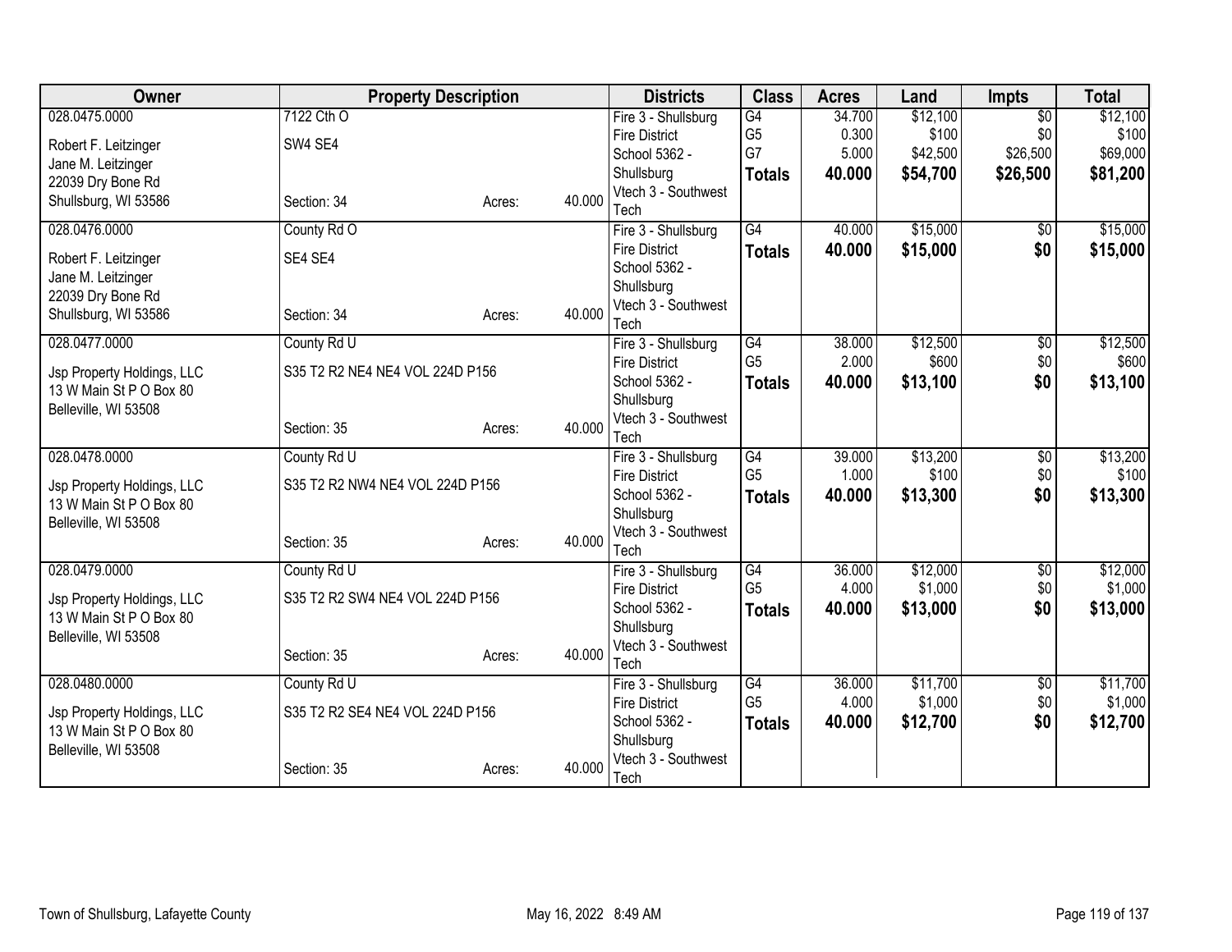| Owner | Property Description | | | Districts | Class | Acres | Land | Impts | Total |
|---|---|---|---|---|---|---|---|---|---|
| 028.0475.0000 | 7122 Cth O | | | Fire 3 - Shullsburg | G4 | 34.700 | $12,100 | $0 | $12,100 |
| Robert F. Leitzinger | SW4 SE4 | | | Fire District | G5 | 0.300 | $100 | $0 | $100 |
| Jane M. Leitzinger | | | | School 5362 - | G7 | 5.000 | $42,500 | $26,500 | $69,000 |
| 22039 Dry Bone Rd | | | | Shullsburg | **Totals** | **40.000** | **$54,700** | **$26,500** | **$81,200** |
| Shullsburg, WI 53586 | Section: 34 | Acres: | 40.000 | Vtech 3 - Southwest Tech | | | | | |
| 028.0476.0000 | County Rd O | | | Fire 3 - Shullsburg | G4 | 40.000 | $15,000 | $0 | $15,000 |
| Robert F. Leitzinger | SE4 SE4 | | | Fire District | **Totals** | **40.000** | **$15,000** | **$0** | **$15,000** |
| Jane M. Leitzinger | | | | School 5362 - | | | | | |
| 22039 Dry Bone Rd | | | | Shullsburg | | | | | |
| Shullsburg, WI 53586 | Section: 34 | Acres: | 40.000 | Vtech 3 - Southwest Tech | | | | | |
| 028.0477.0000 | County Rd U | | | Fire 3 - Shullsburg | G4 | 38.000 | $12,500 | $0 | $12,500 |
| Jsp Property Holdings, LLC | S35 T2 R2 NE4 NE4 VOL 224D P156 | | | Fire District | G5 | 2.000 | $600 | $0 | $600 |
| 13 W Main St P O Box 80 | | | | School 5362 - | **Totals** | **40.000** | **$13,100** | **$0** | **$13,100** |
| Belleville, WI 53508 | | | | Shullsburg | | | | | |
| | Section: 35 | Acres: | 40.000 | Vtech 3 - Southwest Tech | | | | | |
| 028.0478.0000 | County Rd U | | | Fire 3 - Shullsburg | G4 | 39.000 | $13,200 | $0 | $13,200 |
| Jsp Property Holdings, LLC | S35 T2 R2 NW4 NE4 VOL 224D P156 | | | Fire District | G5 | 1.000 | $100 | $0 | $100 |
| 13 W Main St P O Box 80 | | | | School 5362 - | **Totals** | **40.000** | **$13,300** | **$0** | **$13,300** |
| Belleville, WI 53508 | | | | Shullsburg | | | | | |
| | Section: 35 | Acres: | 40.000 | Vtech 3 - Southwest Tech | | | | | |
| 028.0479.0000 | County Rd U | | | Fire 3 - Shullsburg | G4 | 36.000 | $12,000 | $0 | $12,000 |
| Jsp Property Holdings, LLC | S35 T2 R2 SW4 NE4 VOL 224D P156 | | | Fire District | G5 | 4.000 | $1,000 | $0 | $1,000 |
| 13 W Main St P O Box 80 | | | | School 5362 - | **Totals** | **40.000** | **$13,000** | **$0** | **$13,000** |
| Belleville, WI 53508 | | | | Shullsburg | | | | | |
| | Section: 35 | Acres: | 40.000 | Vtech 3 - Southwest Tech | | | | | |
| 028.0480.0000 | County Rd U | | | Fire 3 - Shullsburg | G4 | 36.000 | $11,700 | $0 | $11,700 |
| Jsp Property Holdings, LLC | S35 T2 R2 SE4 NE4 VOL 224D P156 | | | Fire District | G5 | 4.000 | $1,000 | $0 | $1,000 |
| 13 W Main St P O Box 80 | | | | School 5362 - | **Totals** | **40.000** | **$12,700** | **$0** | **$12,700** |
| Belleville, WI 53508 | | | | Shullsburg | | | | | |
| | Section: 35 | Acres: | 40.000 | Vtech 3 - Southwest Tech | | | | | |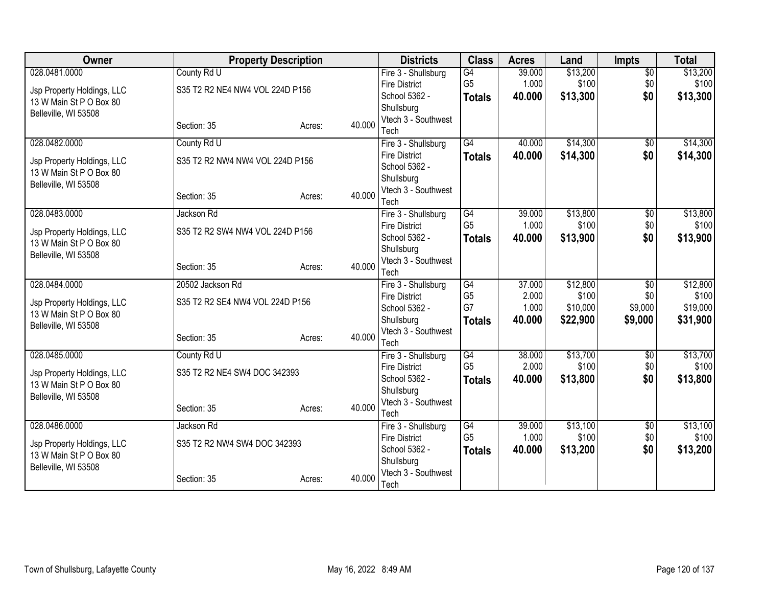| Owner | Property Description | | | Districts | Class | Acres | Land | Impts | Total |
|---|---|---|---|---|---|---|---|---|---|
| 028.0481.0000 | County Rd U | | | Fire 3 - Shullsburg Fire District | G4 | 39.000 | $13,200 | $0 | $13,200 |
| Jsp Property Holdings, LLC | S35 T2 R2 NE4 NW4 VOL 224D P156 | | | School 5362 - Shullsburg | G5 | 1.000 | $100 | $0 | $100 |
| 13 W Main St P O Box 80 | | | | Vtech 3 - Southwest Tech | **Totals** | **40.000** | **$13,300** | **$0** | **$13,300** |
| Belleville, WI 53508 | Section: 35 | Acres: | 40.000 | | | | | | |
| 028.0482.0000 | County Rd U | | | Fire 3 - Shullsburg Fire District | G4 | 40.000 | $14,300 | $0 | $14,300 |
| Jsp Property Holdings, LLC | S35 T2 R2 NW4 NW4 VOL 224D P156 | | | School 5362 - Shullsburg | **Totals** | **40.000** | **$14,300** | **$0** | **$14,300** |
| 13 W Main St P O Box 80 | | | | Vtech 3 - Southwest Tech | | | | | |
| Belleville, WI 53508 | Section: 35 | Acres: | 40.000 | | | | | | |
| 028.0483.0000 | Jackson Rd | | | Fire 3 - Shullsburg Fire District | G4 | 39.000 | $13,800 | $0 | $13,800 |
| Jsp Property Holdings, LLC | S35 T2 R2 SW4 NW4 VOL 224D P156 | | | School 5362 - Shullsburg | G5 | 1.000 | $100 | $0 | $100 |
| 13 W Main St P O Box 80 | | | | Vtech 3 - Southwest Tech | **Totals** | **40.000** | **$13,900** | **$0** | **$13,900** |
| Belleville, WI 53508 | Section: 35 | Acres: | 40.000 | | | | | | |
| 028.0484.0000 | 20502 Jackson Rd | | | Fire 3 - Shullsburg Fire District | G4 | 37.000 | $12,800 | $0 | $12,800 |
| Jsp Property Holdings, LLC | S35 T2 R2 SE4 NW4 VOL 224D P156 | | | School 5362 - Shullsburg | G5 | 2.000 | $100 | $0 | $100 |
| 13 W Main St P O Box 80 | | | | Vtech 3 - Southwest Tech | G7 | 1.000 | $10,000 | $9,000 | $19,000 |
| Belleville, WI 53508 | Section: 35 | Acres: | 40.000 | | **Totals** | **40.000** | **$22,900** | **$9,000** | **$31,900** |
| 028.0485.0000 | County Rd U | | | Fire 3 - Shullsburg Fire District | G4 | 38.000 | $13,700 | $0 | $13,700 |
| Jsp Property Holdings, LLC | S35 T2 R2 NE4 SW4 DOC 342393 | | | School 5362 - Shullsburg | G5 | 2.000 | $100 | $0 | $100 |
| 13 W Main St P O Box 80 | | | | Vtech 3 - Southwest Tech | **Totals** | **40.000** | **$13,800** | **$0** | **$13,800** |
| Belleville, WI 53508 | Section: 35 | Acres: | 40.000 | | | | | | |
| 028.0486.0000 | Jackson Rd | | | Fire 3 - Shullsburg Fire District | G4 | 39.000 | $13,100 | $0 | $13,100 |
| Jsp Property Holdings, LLC | S35 T2 R2 NW4 SW4 DOC 342393 | | | School 5362 - Shullsburg | G5 | 1.000 | $100 | $0 | $100 |
| 13 W Main St P O Box 80 | | | | Vtech 3 - Southwest Tech | **Totals** | **40.000** | **$13,200** | **$0** | **$13,200** |
| Belleville, WI 53508 | Section: 35 | Acres: | 40.000 | | | | | | |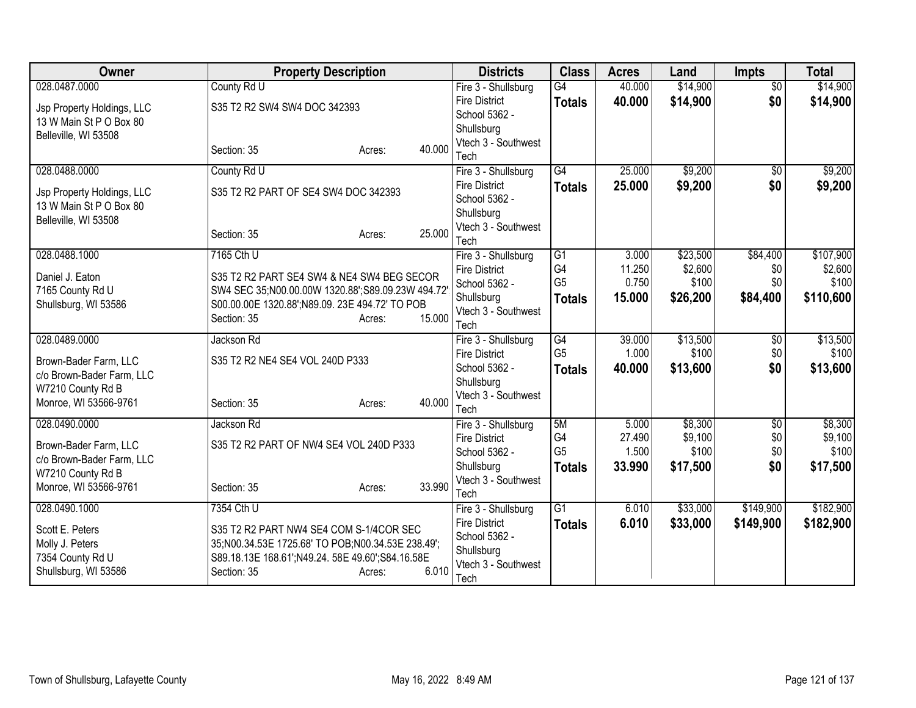| Owner | Property Description | Districts | Class | Acres | Land | Impts | Total |
|---|---|---|---|---|---|---|---|
| 028.0487.0000<br><br>Jsp Property Holdings, LLC<br>13 W Main St P O Box 80<br>Belleville, WI 53508 | County Rd U<br><br>S35 T2 R2 SW4 SW4 DOC 342393<br><br>Section: 35 Acres: 40.000 | Fire 3 - Shullsburg Fire District<br>School 5362 - Shullsburg<br>Vtech 3 - Southwest Tech | G4<br>**Totals** | 40.000<br>**40.000** | $14,900<br>**$14,900** | $0<br>**$0** | $14,900<br>**$14,900** |
| 028.0488.0000<br><br>Jsp Property Holdings, LLC<br>13 W Main St P O Box 80<br>Belleville, WI 53508 | County Rd U<br><br>S35 T2 R2 PART OF SE4 SW4 DOC 342393<br><br>Section: 35 Acres: 25.000 | Fire 3 - Shullsburg Fire District<br>School 5362 - Shullsburg<br>Vtech 3 - Southwest Tech | G4<br>**Totals** | 25.000<br>**25.000** | $9,200<br>**$9,200** | $0<br>**$0** | $9,200<br>**$9,200** |
| 028.0488.1000<br><br>Daniel J. Eaton<br>7165 County Rd U<br>Shullsburg, WI 53586 | 7165 Cth U<br><br>S35 T2 R2 PART SE4 SW4 & NE4 SW4 BEG SECOR SW4 SEC 35;N00.00.00W 1320.88';S89.09.23W 494.72'; S00.00.00E 1320.88';N89.09. 23E 494.72' TO POB<br>Section: 35 Acres: 15.000 | Fire 3 - Shullsburg Fire District<br>School 5362 - Shullsburg<br>Vtech 3 - Southwest Tech | G1<br>G4<br>G5<br>**Totals** | 3.000<br>11.250<br>0.750<br>**15.000** | $23,500<br>$2,600<br>$100<br>**$26,200** | $84,400<br>$0<br>$0<br>**$84,400** | $107,900<br>$2,600<br>$100<br>**$110,600** |
| 028.0489.0000<br><br>Brown-Bader Farm, LLC<br>c/o Brown-Bader Farm, LLC<br>W7210 County Rd B<br>Monroe, WI 53566-9761 | Jackson Rd<br><br>S35 T2 R2 NE4 SE4 VOL 240D P333<br><br>Section: 35 Acres: 40.000 | Fire 3 - Shullsburg Fire District<br>School 5362 - Shullsburg<br>Vtech 3 - Southwest Tech | G4<br>G5<br>**Totals** | 39.000<br>1.000<br>**40.000** | $13,500<br>$100<br>**$13,600** | $0<br>$0<br>**$0** | $13,500<br>$100<br>**$13,600** |
| 028.0490.0000<br><br>Brown-Bader Farm, LLC<br>c/o Brown-Bader Farm, LLC<br>W7210 County Rd B<br>Monroe, WI 53566-9761 | Jackson Rd<br><br>S35 T2 R2 PART OF NW4 SE4 VOL 240D P333<br><br>Section: 35 Acres: 33.990 | Fire 3 - Shullsburg Fire District<br>School 5362 - Shullsburg<br>Vtech 3 - Southwest Tech | 5M<br>G4<br>G5<br>**Totals** | 5.000<br>27.490<br>1.500<br>**33.990** | $8,300<br>$9,100<br>$100<br>**$17,500** | $0<br>$0<br>$0<br>**$0** | $8,300<br>$9,100<br>$100<br>**$17,500** |
| 028.0490.1000<br><br>Scott E. Peters<br>Molly J. Peters<br>7354 County Rd U<br>Shullsburg, WI 53586 | 7354 Cth U<br><br>S35 T2 R2 PART NW4 SE4 COM S-1/4COR SEC 35;N00.34.53E 1725.68' TO POB;N00.34.53E 238.49'; S89.18.13E 168.61';N49.24. 58E 49.60';S84.16.58E<br>Section: 35 Acres: 6.010 | Fire 3 - Shullsburg Fire District<br>School 5362 - Shullsburg<br>Vtech 3 - Southwest Tech | G1<br>**Totals** | 6.010<br>**6.010** | $33,000<br>**$33,000** | $149,900<br>**$149,900** | $182,900<br>**$182,900** |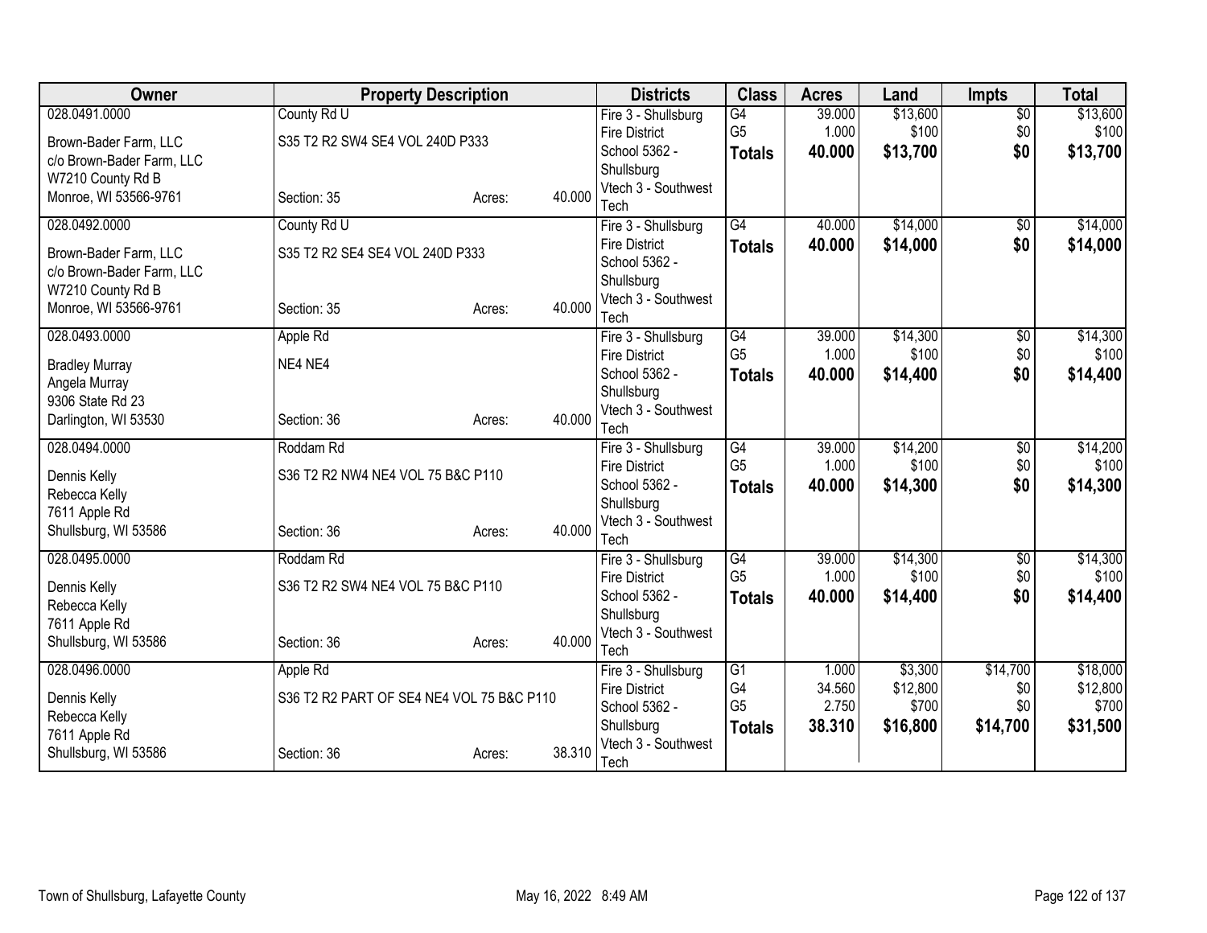| Owner | Property Description | | | Districts | Class | Acres | Land | Impts | Total |
|---|---|---|---|---|---|---|---|---|---|
| 028.0491.0000 | County Rd U | | | Fire 3 - Shullsburg Fire District | G4 | 39.000 | $13,600 | $0 | $13,600 |
| Brown-Bader Farm, LLC | S35 T2 R2 SW4 SE4 VOL 240D P333 | | | School 5362 - Shullsburg | G5 | 1.000 | $100 | $0 | $100 |
| c/o Brown-Bader Farm, LLC | | | | Vtech 3 - Southwest Tech | **Totals** | **40.000** | **$13,700** | **$0** | **$13,700** |
| W7210 County Rd B | | | | | | | | | |
| Monroe, WI 53566-9761 | Section: 35 | Acres: | 40.000 | | | | | | |
| 028.0492.0000 | County Rd U | | | Fire 3 - Shullsburg Fire District | G4 | 40.000 | $14,000 | $0 | $14,000 |
| Brown-Bader Farm, LLC | S35 T2 R2 SE4 SE4 VOL 240D P333 | | | School 5362 - Shullsburg | **Totals** | **40.000** | **$14,000** | **$0** | **$14,000** |
| c/o Brown-Bader Farm, LLC | | | | Vtech 3 - Southwest Tech | | | | | |
| W7210 County Rd B | | | | | | | | | |
| Monroe, WI 53566-9761 | Section: 35 | Acres: | 40.000 | | | | | | |
| 028.0493.0000 | Apple Rd | | | Fire 3 - Shullsburg Fire District | G4 | 39.000 | $14,300 | $0 | $14,300 |
| Bradley Murray | NE4 NE4 | | | School 5362 - Shullsburg | G5 | 1.000 | $100 | $0 | $100 |
| Angela Murray | | | | Vtech 3 - Southwest Tech | **Totals** | **40.000** | **$14,400** | **$0** | **$14,400** |
| 9306 State Rd 23 | | | | | | | | | |
| Darlington, WI 53530 | Section: 36 | Acres: | 40.000 | | | | | | |
| 028.0494.0000 | Roddam Rd | | | Fire 3 - Shullsburg Fire District | G4 | 39.000 | $14,200 | $0 | $14,200 |
| Dennis Kelly | S36 T2 R2 NW4 NE4 VOL 75 B&C P110 | | | School 5362 - Shullsburg | G5 | 1.000 | $100 | $0 | $100 |
| Rebecca Kelly | | | | Vtech 3 - Southwest Tech | **Totals** | **40.000** | **$14,300** | **$0** | **$14,300** |
| 7611 Apple Rd | | | | | | | | | |
| Shullsburg, WI 53586 | Section: 36 | Acres: | 40.000 | | | | | | |
| 028.0495.0000 | Roddam Rd | | | Fire 3 - Shullsburg Fire District | G4 | 39.000 | $14,300 | $0 | $14,300 |
| Dennis Kelly | S36 T2 R2 SW4 NE4 VOL 75 B&C P110 | | | School 5362 - Shullsburg | G5 | 1.000 | $100 | $0 | $100 |
| Rebecca Kelly | | | | Vtech 3 - Southwest Tech | **Totals** | **40.000** | **$14,400** | **$0** | **$14,400** |
| 7611 Apple Rd | | | | | | | | | |
| Shullsburg, WI 53586 | Section: 36 | Acres: | 40.000 | | | | | | |
| 028.0496.0000 | Apple Rd | | | Fire 3 - Shullsburg Fire District | G1 | 1.000 | $3,300 | $14,700 | $18,000 |
| Dennis Kelly | S36 T2 R2 PART OF SE4 NE4 VOL 75 B&C P110 | | | School 5362 - Shullsburg | G4 | 34.560 | $12,800 | $0 | $12,800 |
| Rebecca Kelly | | | | Vtech 3 - Southwest Tech | G5 | 2.750 | $700 | $0 | $700 |
| 7611 Apple Rd | | | | | **Totals** | **38.310** | **$16,800** | **$14,700** | **$31,500** |
| Shullsburg, WI 53586 | Section: 36 | Acres: | 38.310 | | | | | | |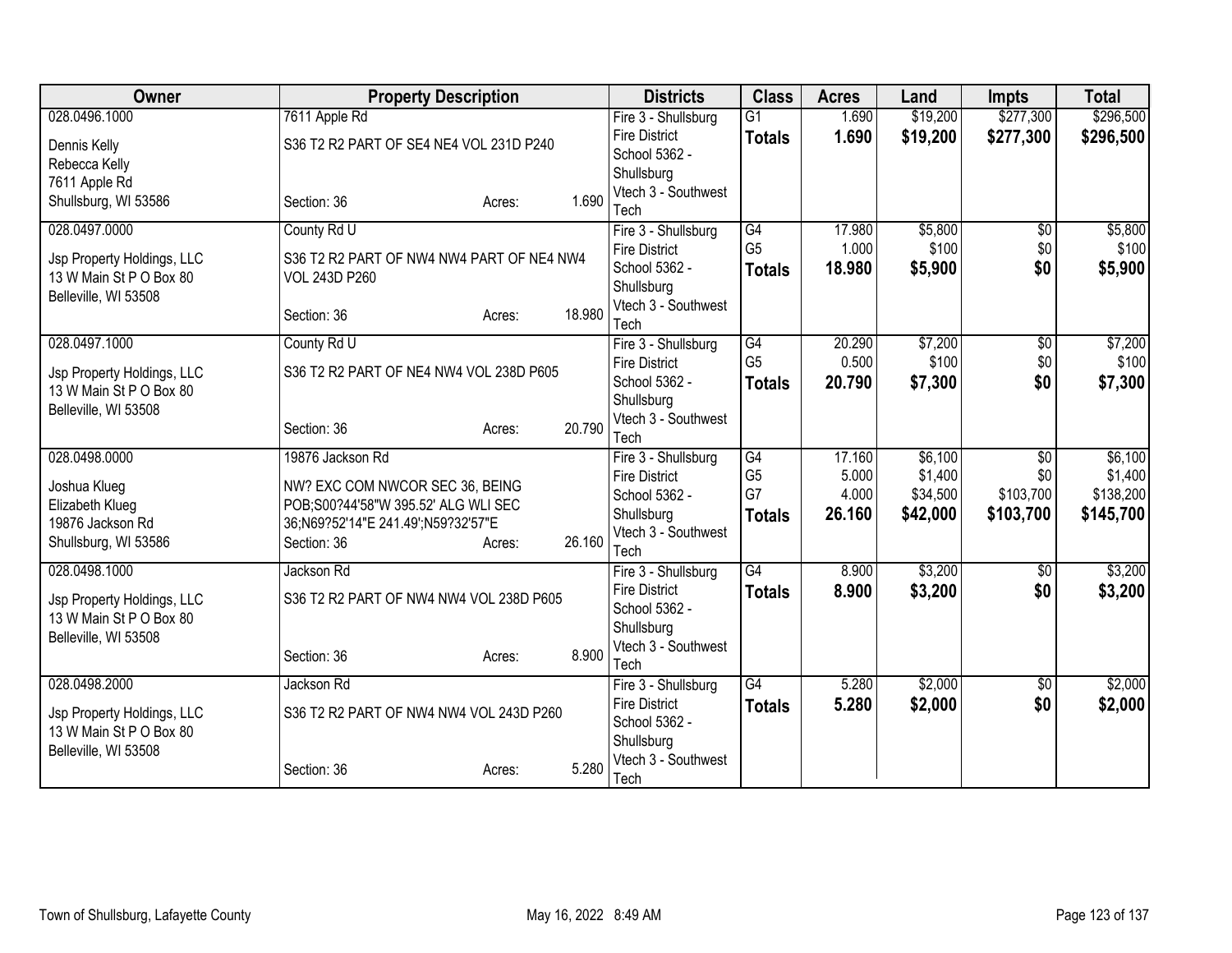| Owner | Property Description | Districts | Class | Acres | Land | Impts | Total |
|---|---|---|---|---|---|---|---|
| 028.0496.1000<br>Dennis Kelly<br>Rebecca Kelly<br>7611 Apple Rd<br>Shullsburg, WI 53586 | 7611 Apple Rd<br>S36 T2 R2 PART OF SE4 NE4 VOL 231D P240<br>Section: 36 Acres: 1.690 | Fire 3 - Shullsburg Fire District<br>School 5362 - Shullsburg<br>Vtech 3 - Southwest Tech | G1<br>**Totals** | 1.690<br>**1.690** | $19,200<br>**$19,200** | $277,300<br>**$277,300** | $296,500<br>**$296,500** |
| 028.0497.0000<br>Jsp Property Holdings, LLC<br>13 W Main St P O Box 80<br>Belleville, WI 53508 | County Rd U<br>S36 T2 R2 PART OF NW4 NW4 PART OF NE4 NW4 VOL 243D P260<br>Section: 36 Acres: 18.980 | Fire 3 - Shullsburg Fire District<br>School 5362 - Shullsburg<br>Vtech 3 - Southwest Tech | G4<br>G5<br>**Totals** | 17.980<br>1.000<br>**18.980** | $5,800<br>$100<br>**$5,900** | $0<br>$0<br>**$0** | $5,800<br>$100<br>**$5,900** |
| 028.0497.1000<br>Jsp Property Holdings, LLC<br>13 W Main St P O Box 80<br>Belleville, WI 53508 | County Rd U<br>S36 T2 R2 PART OF NE4 NW4 VOL 238D P605<br>Section: 36 Acres: 20.790 | Fire 3 - Shullsburg Fire District<br>School 5362 - Shullsburg<br>Vtech 3 - Southwest Tech | G4<br>G5<br>**Totals** | 20.290<br>0.500<br>**20.790** | $7,200<br>$100<br>**$7,300** | $0<br>$0<br>**$0** | $7,200<br>$100<br>**$7,300** |
| 028.0498.0000<br>Joshua Klueg<br>Elizabeth Klueg<br>19876 Jackson Rd<br>Shullsburg, WI 53586 | 19876 Jackson Rd<br>NW? EXC COM NWCOR SEC 36, BEING POB;S00?44'58"W 395.52' ALG WLI SEC 36;N69?52'14"E 241.49';N59?32'57"E<br>Section: 36 Acres: 26.160 | Fire 3 - Shullsburg Fire District<br>School 5362 - Shullsburg<br>Vtech 3 - Southwest Tech | G4<br>G5<br>G7<br>**Totals** | 17.160<br>5.000<br>4.000<br>**26.160** | $6,100<br>$1,400<br>$34,500<br>**$42,000** | $0<br>$0<br>$103,700<br>**$103,700** | $6,100<br>$1,400<br>$138,200<br>**$145,700** |
| 028.0498.1000<br>Jsp Property Holdings, LLC<br>13 W Main St P O Box 80<br>Belleville, WI 53508 | Jackson Rd<br>S36 T2 R2 PART OF NW4 NW4 VOL 238D P605<br>Section: 36 Acres: 8.900 | Fire 3 - Shullsburg Fire District<br>School 5362 - Shullsburg<br>Vtech 3 - Southwest Tech | G4<br>**Totals** | 8.900<br>**8.900** | $3,200<br>**$3,200** | $0<br>**$0** | $3,200<br>**$3,200** |
| 028.0498.2000<br>Jsp Property Holdings, LLC<br>13 W Main St P O Box 80<br>Belleville, WI 53508 | Jackson Rd<br>S36 T2 R2 PART OF NW4 NW4 VOL 243D P260<br>Section: 36 Acres: 5.280 | Fire 3 - Shullsburg Fire District<br>School 5362 - Shullsburg<br>Vtech 3 - Southwest Tech | G4<br>**Totals** | 5.280<br>**5.280** | $2,000<br>**$2,000** | $0<br>**$0** | $2,000<br>**$2,000** |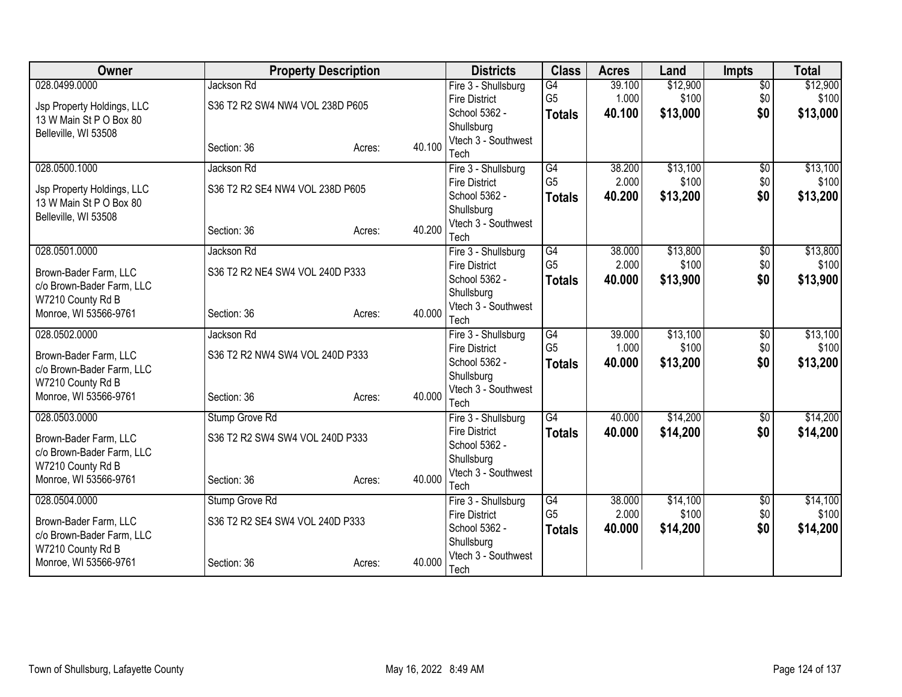| Owner | Property Description | Districts | Class | Acres | Land | Impts | Total |
|---|---|---|---|---|---|---|---|
| 028.0499.0000<br>Jsp Property Holdings, LLC<br>13 W Main St P O Box 80<br>Belleville, WI 53508 | Jackson Rd<br>S36 T2 R2 SW4 NW4 VOL 238D P605<br>Section: 36 Acres: 40.100 | Fire 3 - Shullsburg Fire District<br>School 5362 - Shullsburg<br>Vtech 3 - Southwest Tech | G4<br>G5<br>**Totals** | 39.100<br>1.000<br>**40.100** | $12,900<br>$100<br>**$13,000** | $0<br>$0<br>**$0** | $12,900<br>$100<br>**$13,000** |
| 028.0500.1000<br>Jsp Property Holdings, LLC<br>13 W Main St P O Box 80<br>Belleville, WI 53508 | Jackson Rd<br>S36 T2 R2 SE4 NW4 VOL 238D P605<br>Section: 36 Acres: 40.200 | Fire 3 - Shullsburg Fire District<br>School 5362 - Shullsburg<br>Vtech 3 - Southwest Tech | G4<br>G5<br>**Totals** | 38.200<br>2.000<br>**40.200** | $13,100<br>$100<br>**$13,200** | $0<br>$0<br>**$0** | $13,100<br>$100<br>**$13,200** |
| 028.0501.0000<br>Brown-Bader Farm, LLC<br>c/o Brown-Bader Farm, LLC<br>W7210 County Rd B<br>Monroe, WI 53566-9761 | Jackson Rd<br>S36 T2 R2 NE4 SW4 VOL 240D P333<br>Section: 36 Acres: 40.000 | Fire 3 - Shullsburg Fire District<br>School 5362 - Shullsburg<br>Vtech 3 - Southwest Tech | G4<br>G5<br>**Totals** | 38.000<br>2.000<br>**40.000** | $13,800<br>$100<br>**$13,900** | $0<br>$0<br>**$0** | $13,800<br>$100<br>**$13,900** |
| 028.0502.0000<br>Brown-Bader Farm, LLC<br>c/o Brown-Bader Farm, LLC<br>W7210 County Rd B<br>Monroe, WI 53566-9761 | Jackson Rd<br>S36 T2 R2 NW4 SW4 VOL 240D P333<br>Section: 36 Acres: 40.000 | Fire 3 - Shullsburg Fire District<br>School 5362 - Shullsburg<br>Vtech 3 - Southwest Tech | G4<br>G5<br>**Totals** | 39.000<br>1.000<br>**40.000** | $13,100<br>$100<br>**$13,200** | $0<br>$0<br>**$0** | $13,100<br>$100<br>**$13,200** |
| 028.0503.0000<br>Brown-Bader Farm, LLC<br>c/o Brown-Bader Farm, LLC<br>W7210 County Rd B<br>Monroe, WI 53566-9761 | Stump Grove Rd<br>S36 T2 R2 SW4 SW4 VOL 240D P333<br>Section: 36 Acres: 40.000 | Fire 3 - Shullsburg Fire District<br>School 5362 - Shullsburg<br>Vtech 3 - Southwest Tech | G4<br>**Totals** | 40.000<br>**40.000** | $14,200<br>**$14,200** | $0<br>**$0** | $14,200<br>**$14,200** |
| 028.0504.0000<br>Brown-Bader Farm, LLC<br>c/o Brown-Bader Farm, LLC<br>W7210 County Rd B<br>Monroe, WI 53566-9761 | Stump Grove Rd<br>S36 T2 R2 SE4 SW4 VOL 240D P333<br>Section: 36 Acres: 40.000 | Fire 3 - Shullsburg Fire District<br>School 5362 - Shullsburg<br>Vtech 3 - Southwest Tech | G4<br>G5<br>**Totals** | 38.000<br>2.000<br>**40.000** | $14,100<br>$100<br>**$14,200** | $0<br>$0<br>**$0** | $14,100<br>$100<br>**$14,200** |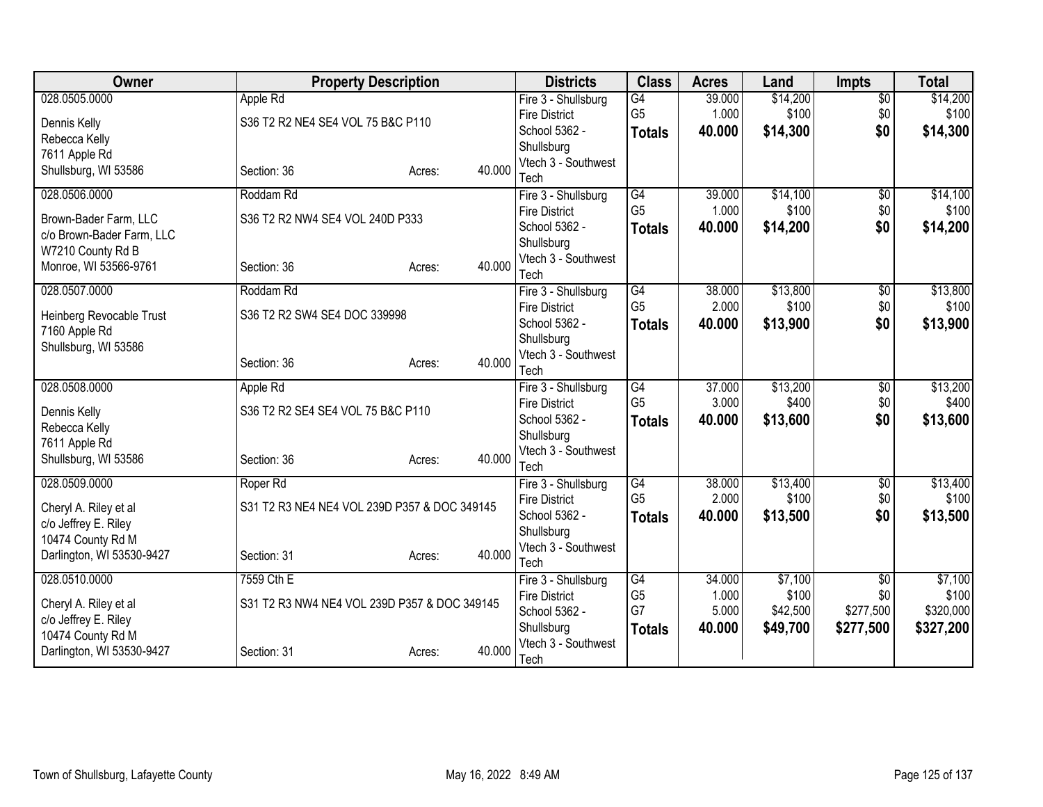| Owner | Property Description | | | Districts | Class | Acres | Land | Impts | Total |
|---|---|---|---|---|---|---|---|---|---|
| 028.0505.0000 | Apple Rd | | | Fire 3 - Shullsburg Fire District | G4 | 39.000 | $14,200 | $0 | $14,200 |
| Dennis Kelly<br>Rebecca Kelly<br>7611 Apple Rd<br>Shullsburg, WI 53586 | S36 T2 R2 NE4 SE4 VOL 75 B&C P110 | | | School 5362 - Shullsburg | G5 | 1.000 | $100 | $0 | $100 |
| | Section: 36 | Acres: | 40.000 | Vtech 3 - Southwest Tech | **Totals** | **40.000** | **$14,300** | **$0** | **$14,300** |
| 028.0506.0000 | Roddam Rd | | | Fire 3 - Shullsburg Fire District | G4 | 39.000 | $14,100 | $0 | $14,100 |
| Brown-Bader Farm, LLC<br>c/o Brown-Bader Farm, LLC<br>W7210 County Rd B<br>Monroe, WI 53566-9761 | S36 T2 R2 NW4 SE4 VOL 240D P333 | | | School 5362 - Shullsburg | G5 | 1.000 | $100 | $0 | $100 |
| | Section: 36 | Acres: | 40.000 | Vtech 3 - Southwest Tech | **Totals** | **40.000** | **$14,200** | **$0** | **$14,200** |
| 028.0507.0000 | Roddam Rd | | | Fire 3 - Shullsburg Fire District | G4 | 38.000 | $13,800 | $0 | $13,800 |
| Heinberg Revocable Trust<br>7160 Apple Rd<br>Shullsburg, WI 53586 | S36 T2 R2 SW4 SE4 DOC 339998 | | | School 5362 - Shullsburg | G5 | 2.000 | $100 | $0 | $100 |
| | Section: 36 | Acres: | 40.000 | Vtech 3 - Southwest Tech | **Totals** | **40.000** | **$13,900** | **$0** | **$13,900** |
| 028.0508.0000 | Apple Rd | | | Fire 3 - Shullsburg Fire District | G4 | 37.000 | $13,200 | $0 | $13,200 |
| Dennis Kelly<br>Rebecca Kelly<br>7611 Apple Rd<br>Shullsburg, WI 53586 | S36 T2 R2 SE4 SE4 VOL 75 B&C P110 | | | School 5362 - Shullsburg | G5 | 3.000 | $400 | $0 | $400 |
| | Section: 36 | Acres: | 40.000 | Vtech 3 - Southwest Tech | **Totals** | **40.000** | **$13,600** | **$0** | **$13,600** |
| 028.0509.0000 | Roper Rd | | | Fire 3 - Shullsburg Fire District | G4 | 38.000 | $13,400 | $0 | $13,400 |
| Cheryl A. Riley et al<br>c/o Jeffrey E. Riley<br>10474 County Rd M<br>Darlington, WI 53530-9427 | S31 T2 R3 NE4 NE4 VOL 239D P357 & DOC 349145 | | | School 5362 - Shullsburg | G5 | 2.000 | $100 | $0 | $100 |
| | Section: 31 | Acres: | 40.000 | Vtech 3 - Southwest Tech | **Totals** | **40.000** | **$13,500** | **$0** | **$13,500** |
| 028.0510.0000 | 7559 Cth E | | | Fire 3 - Shullsburg Fire District | G4 | 34.000 | $7,100 | $0 | $7,100 |
| Cheryl A. Riley et al<br>c/o Jeffrey E. Riley<br>10474 County Rd M<br>Darlington, WI 53530-9427 | S31 T2 R3 NW4 NE4 VOL 239D P357 & DOC 349145 | | | School 5362 - Shullsburg | G5 | 1.000 | $100 | $0 | $100 |
| | | | | | G7 | 5.000 | $42,500 | $277,500 | $320,000 |
| | Section: 31 | Acres: | 40.000 | Vtech 3 - Southwest Tech | **Totals** | **40.000** | **$49,700** | **$277,500** | **$327,200** |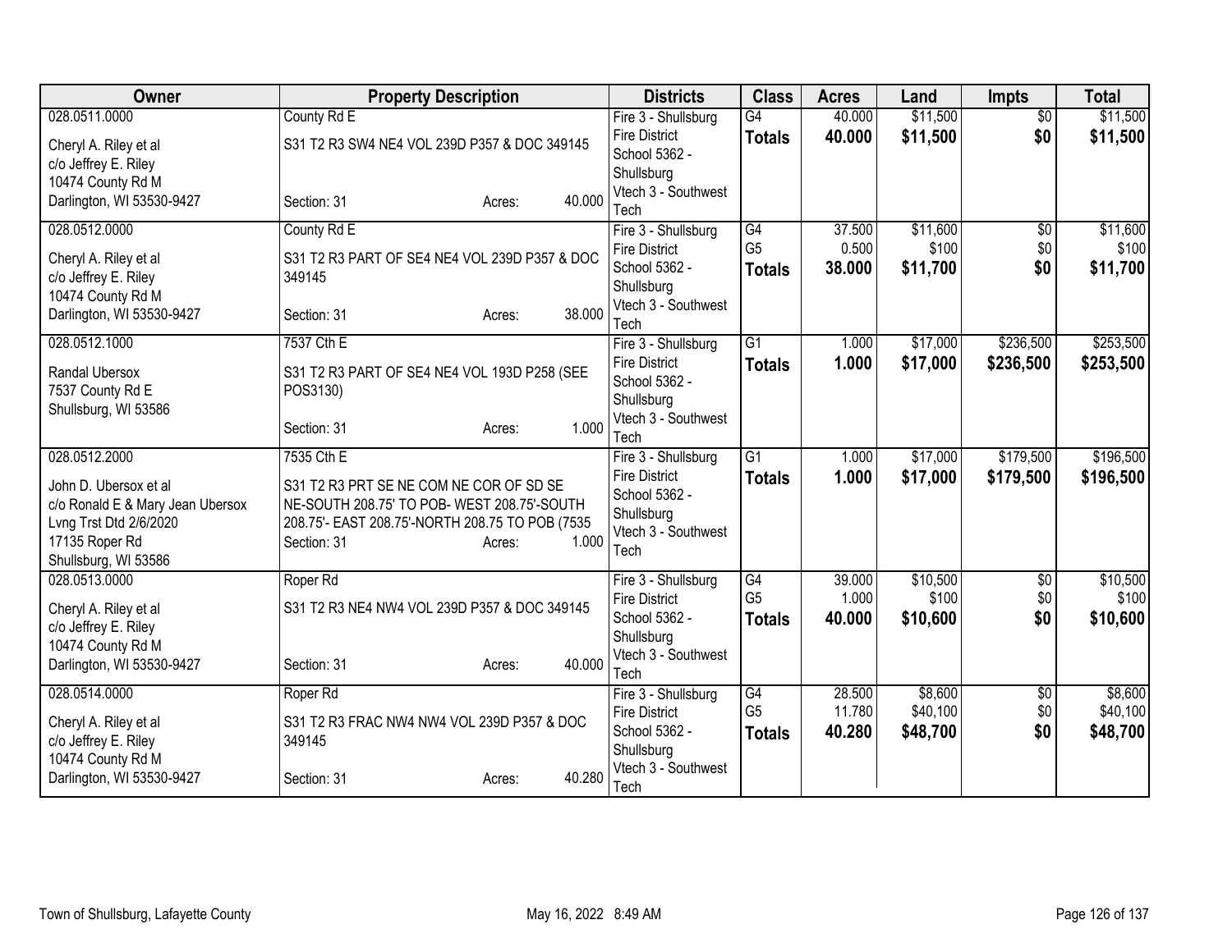| Owner | Property Description | Districts | Class | Acres | Land | Impts | Total |
|---|---|---|---|---|---|---|---|
| 028.0511.0000<br>Cheryl A. Riley et al<br>c/o Jeffrey E. Riley<br>10474 County Rd M<br>Darlington, WI 53530-9427 | County Rd E<br>S31 T2 R3 SW4 NE4 VOL 239D P357 & DOC 349145<br>Section: 31 Acres: 40.000 | Fire 3 - Shullsburg Fire District<br>School 5362 - Shullsburg<br>Vtech 3 - Southwest Tech | G4<br>**Totals** | 40.000<br>**40.000** | \$11,500<br>**\$11,500** | \$0<br>**\$0** | \$11,500<br>**\$11,500** |
| 028.0512.0000<br>Cheryl A. Riley et al<br>c/o Jeffrey E. Riley<br>10474 County Rd M<br>Darlington, WI 53530-9427 | County Rd E<br>S31 T2 R3 PART OF SE4 NE4 VOL 239D P357 & DOC 349145<br>Section: 31 Acres: 38.000 | Fire 3 - Shullsburg Fire District<br>School 5362 - Shullsburg<br>Vtech 3 - Southwest Tech | G4<br>G5<br>**Totals** | 37.500<br>0.500<br>**38.000** | \$11,600<br>\$100<br>**\$11,700** | \$0<br>\$0<br>**\$0** | \$11,600<br>\$100<br>**\$11,700** |
| 028.0512.1000<br>Randal Ubersox<br>7537 County Rd E<br>Shullsburg, WI 53586 | 7537 Cth E<br>S31 T2 R3 PART OF SE4 NE4 VOL 193D P258 (SEE POS3130)<br>Section: 31 Acres: 1.000 | Fire 3 - Shullsburg Fire District<br>School 5362 - Shullsburg<br>Vtech 3 - Southwest Tech | G1<br>**Totals** | 1.000<br>**1.000** | \$17,000<br>**\$17,000** | \$236,500<br>**\$236,500** | \$253,500<br>**\$253,500** |
| 028.0512.2000<br>John D. Ubersox et al<br>c/o Ronald E & Mary Jean Ubersox<br>Lvng Trst Dtd 2/6/2020<br>17135 Roper Rd<br>Shullsburg, WI 53586 | 7535 Cth E<br>S31 T2 R3 PRT SE NE COM NE COR OF SD SE NE-SOUTH 208.75' TO POB- WEST 208.75'-SOUTH 208.75'- EAST 208.75'-NORTH 208.75 TO POB (7535<br>Section: 31 Acres: 1.000 | Fire 3 - Shullsburg Fire District<br>School 5362 - Shullsburg<br>Vtech 3 - Southwest Tech | G1<br>**Totals** | 1.000<br>**1.000** | \$17,000<br>**\$17,000** | \$179,500<br>**\$179,500** | \$196,500<br>**\$196,500** |
| 028.0513.0000<br>Cheryl A. Riley et al<br>c/o Jeffrey E. Riley<br>10474 County Rd M<br>Darlington, WI 53530-9427 | Roper Rd<br>S31 T2 R3 NE4 NW4 VOL 239D P357 & DOC 349145<br>Section: 31 Acres: 40.000 | Fire 3 - Shullsburg Fire District<br>School 5362 - Shullsburg<br>Vtech 3 - Southwest Tech | G4<br>G5<br>**Totals** | 39.000<br>1.000<br>**40.000** | \$10,500<br>\$100<br>**\$10,600** | \$0<br>\$0<br>**\$0** | \$10,500<br>\$100<br>**\$10,600** |
| 028.0514.0000<br>Cheryl A. Riley et al<br>c/o Jeffrey E. Riley<br>10474 County Rd M<br>Darlington, WI 53530-9427 | Roper Rd<br>S31 T2 R3 FRAC NW4 NW4 VOL 239D P357 & DOC 349145<br>Section: 31 Acres: 40.280 | Fire 3 - Shullsburg Fire District<br>School 5362 - Shullsburg<br>Vtech 3 - Southwest Tech | G4<br>G5<br>**Totals** | 28.500<br>11.780<br>**40.280** | \$8,600<br>\$40,100<br>**\$48,700** | \$0<br>\$0<br>**\$0** | \$8,600<br>\$40,100<br>**\$48,700** |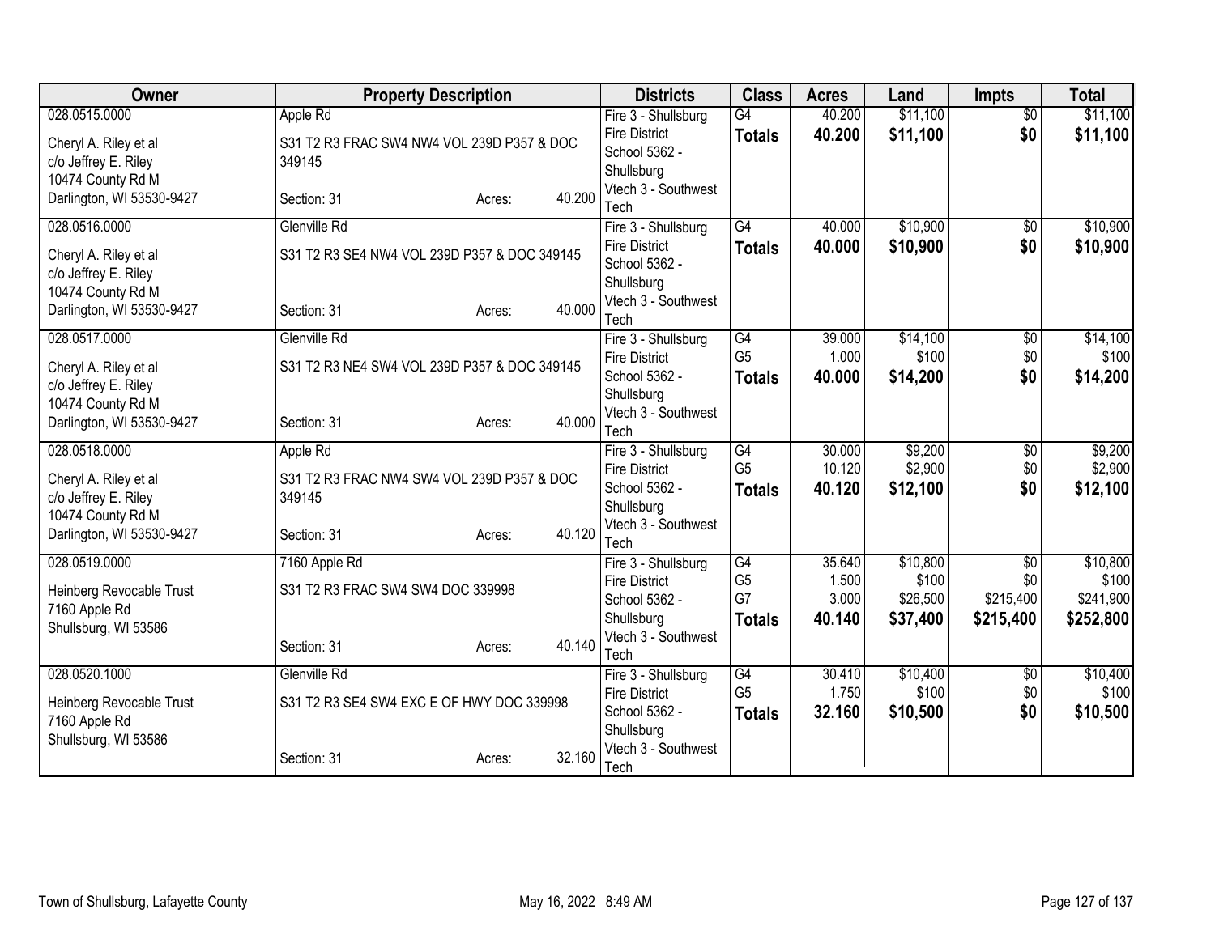| Owner | Property Description | | | Districts | Class | Acres | Land | Impts | Total |
|---|---|---|---|---|---|---|---|---|---|
| 028.0515.0000<br><br>Cheryl A. Riley et al<br>c/o Jeffrey E. Riley<br>10474 County Rd M<br>Darlington, WI 53530-9427 | Apple Rd<br><br>S31 T2 R3 FRAC SW4 NW4 VOL 239D P357 & DOC 349145<br><br>Section: 31 | Acres: | 40.200 | Fire 3 - Shullsburg Fire District<br>School 5362 - Shullsburg<br>Vtech 3 - Southwest Tech | G4<br>**Totals** | 40.200<br>**40.200** | \$11,100<br>**\$11,100** | \$0<br>**\$0** | \$11,100<br>**\$11,100** |
| 028.0516.0000<br><br>Cheryl A. Riley et al<br>c/o Jeffrey E. Riley<br>10474 County Rd M<br>Darlington, WI 53530-9427 | Glenville Rd<br><br>S31 T2 R3 SE4 NW4 VOL 239D P357 & DOC 349145<br><br>Section: 31 | Acres: | 40.000 | Fire 3 - Shullsburg Fire District<br>School 5362 - Shullsburg<br>Vtech 3 - Southwest Tech | G4<br>**Totals** | 40.000<br>**40.000** | \$10,900<br>**\$10,900** | \$0<br>**\$0** | \$10,900<br>**\$10,900** |
| 028.0517.0000<br><br>Cheryl A. Riley et al<br>c/o Jeffrey E. Riley<br>10474 County Rd M<br>Darlington, WI 53530-9427 | Glenville Rd<br><br>S31 T2 R3 NE4 SW4 VOL 239D P357 & DOC 349145<br><br>Section: 31 | Acres: | 40.000 | Fire 3 - Shullsburg Fire District<br>School 5362 - Shullsburg<br>Vtech 3 - Southwest Tech | G4<br>G5<br>**Totals** | 39.000<br>1.000<br>**40.000** | \$14,100<br>\$100<br>**\$14,200** | \$0<br>\$0<br>**\$0** | \$14,100<br>\$100<br>**\$14,200** |
| 028.0518.0000<br><br>Cheryl A. Riley et al<br>c/o Jeffrey E. Riley<br>10474 County Rd M<br>Darlington, WI 53530-9427 | Apple Rd<br><br>S31 T2 R3 FRAC NW4 SW4 VOL 239D P357 & DOC 349145<br><br>Section: 31 | Acres: | 40.120 | Fire 3 - Shullsburg Fire District<br>School 5362 - Shullsburg<br>Vtech 3 - Southwest Tech | G4<br>G5<br>**Totals** | 30.000<br>10.120<br>**40.120** | \$9,200<br>\$2,900<br>**\$12,100** | \$0<br>\$0<br>**\$0** | \$9,200<br>\$2,900<br>**\$12,100** |
| 028.0519.0000<br><br>Heinberg Revocable Trust<br>7160 Apple Rd<br>Shullsburg, WI 53586 | 7160 Apple Rd<br><br>S31 T2 R3 FRAC SW4 SW4 DOC 339998<br><br>Section: 31 | Acres: | 40.140 | Fire 3 - Shullsburg Fire District<br>School 5362 - Shullsburg<br>Vtech 3 - Southwest Tech | G4<br>G5<br>G7<br>**Totals** | 35.640<br>1.500<br>3.000<br>**40.140** | \$10,800<br>\$100<br>\$26,500<br>**\$37,400** | \$0<br>\$0<br>\$215,400<br>**\$215,400** | \$10,800<br>\$100<br>\$241,900<br>**\$252,800** |
| 028.0520.1000<br><br>Heinberg Revocable Trust<br>7160 Apple Rd<br>Shullsburg, WI 53586 | Glenville Rd<br><br>S31 T2 R3 SE4 SW4 EXC E OF HWY DOC 339998<br><br>Section: 31 | Acres: | 32.160 | Fire 3 - Shullsburg Fire District<br>School 5362 - Shullsburg<br>Vtech 3 - Southwest Tech | G4<br>G5<br>**Totals** | 30.410<br>1.750<br>**32.160** | \$10,400<br>\$100<br>**\$10,500** | \$0<br>\$0<br>**\$0** | \$10,400<br>\$100<br>**\$10,500** |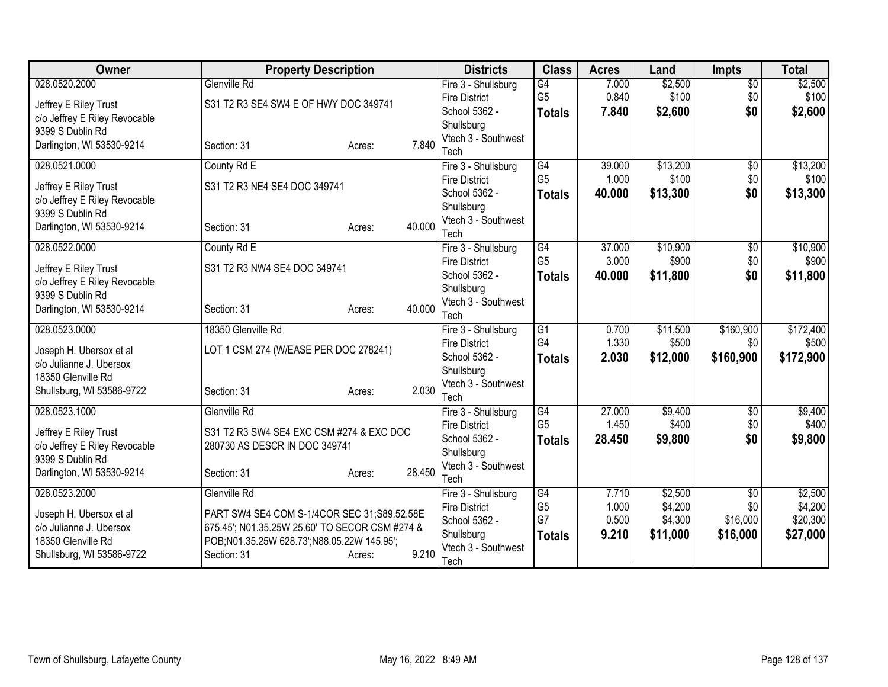| Owner | Property Description | Districts | Class | Acres | Land | Impts | Total |
|---|---|---|---|---|---|---|---|
| 028.0520.2000<br>Jeffrey E Riley Trust<br>c/o Jeffrey E Riley Revocable<br>9399 S Dublin Rd<br>Darlington, WI 53530-9214 | Glenville Rd<br>S31 T2 R3 SE4 SW4 E OF HWY DOC 349741<br>Section: 31 Acres: 7.840 | Fire 3 - Shullsburg Fire District<br>School 5362 - Shullsburg<br>Vtech 3 - Southwest Tech | G4<br>G5<br>**Totals** | 7.000<br>0.840<br>**7.840** | $2,500<br>$100<br>**$2,600** | $0<br>$0<br>**$0** | $2,500<br>$100<br>**$2,600** |
| 028.0521.0000<br>Jeffrey E Riley Trust<br>c/o Jeffrey E Riley Revocable<br>9399 S Dublin Rd<br>Darlington, WI 53530-9214 | County Rd E<br>S31 T2 R3 NE4 SE4 DOC 349741<br>Section: 31 Acres: 40.000 | Fire 3 - Shullsburg Fire District<br>School 5362 - Shullsburg<br>Vtech 3 - Southwest Tech | G4<br>G5<br>**Totals** | 39.000<br>1.000<br>**40.000** | $13,200<br>$100<br>**$13,300** | $0<br>$0<br>**$0** | $13,200<br>$100<br>**$13,300** |
| 028.0522.0000<br>Jeffrey E Riley Trust<br>c/o Jeffrey E Riley Revocable<br>9399 S Dublin Rd<br>Darlington, WI 53530-9214 | County Rd E<br>S31 T2 R3 NW4 SE4 DOC 349741<br>Section: 31 Acres: 40.000 | Fire 3 - Shullsburg Fire District<br>School 5362 - Shullsburg<br>Vtech 3 - Southwest Tech | G4<br>G5<br>**Totals** | 37.000<br>3.000<br>**40.000** | $10,900<br>$900<br>**$11,800** | $0<br>$0<br>**$0** | $10,900<br>$900<br>**$11,800** |
| 028.0523.0000<br>Joseph H. Ubersox et al<br>c/o Julianne J. Ubersox<br>18350 Glenville Rd<br>Shullsburg, WI 53586-9722 | 18350 Glenville Rd<br>LOT 1 CSM 274 (W/EASE PER DOC 278241)<br>Section: 31 Acres: 2.030 | Fire 3 - Shullsburg Fire District<br>School 5362 - Shullsburg<br>Vtech 3 - Southwest Tech | G1<br>G4<br>**Totals** | 0.700<br>1.330<br>**2.030** | $11,500<br>$500<br>**$12,000** | $160,900<br>$0<br>**$160,900** | $172,400<br>$500<br>**$172,900** |
| 028.0523.1000<br>Jeffrey E Riley Trust<br>c/o Jeffrey E Riley Revocable<br>9399 S Dublin Rd<br>Darlington, WI 53530-9214 | Glenville Rd<br>S31 T2 R3 SW4 SE4 EXC CSM #274 & EXC DOC 280730 AS DESCR IN DOC 349741<br>Section: 31 Acres: 28.450 | Fire 3 - Shullsburg Fire District<br>School 5362 - Shullsburg<br>Vtech 3 - Southwest Tech | G4<br>G5<br>**Totals** | 27.000<br>1.450<br>**28.450** | $9,400<br>$400<br>**$9,800** | $0<br>$0<br>**$0** | $9,400<br>$400<br>**$9,800** |
| 028.0523.2000<br>Joseph H. Ubersox et al<br>c/o Julianne J. Ubersox<br>18350 Glenville Rd<br>Shullsburg, WI 53586-9722 | Glenville Rd<br>PART SW4 SE4 COM S-1/4COR SEC 31;S89.52.58E 675.45'; N01.35.25W 25.60' TO SECOR CSM #274 & POB;N01.35.25W 628.73';N88.05.22W 145.95';<br>Section: 31 Acres: 9.210 | Fire 3 - Shullsburg Fire District<br>School 5362 - Shullsburg<br>Vtech 3 - Southwest Tech | G4<br>G5<br>G7<br>**Totals** | 7.710<br>1.000<br>0.500<br>**9.210** | $2,500<br>$4,200<br>$4,300<br>**$11,000** | $0<br>$0<br>$16,000<br>**$16,000** | $2,500<br>$4,200<br>$20,300<br>**$27,000** |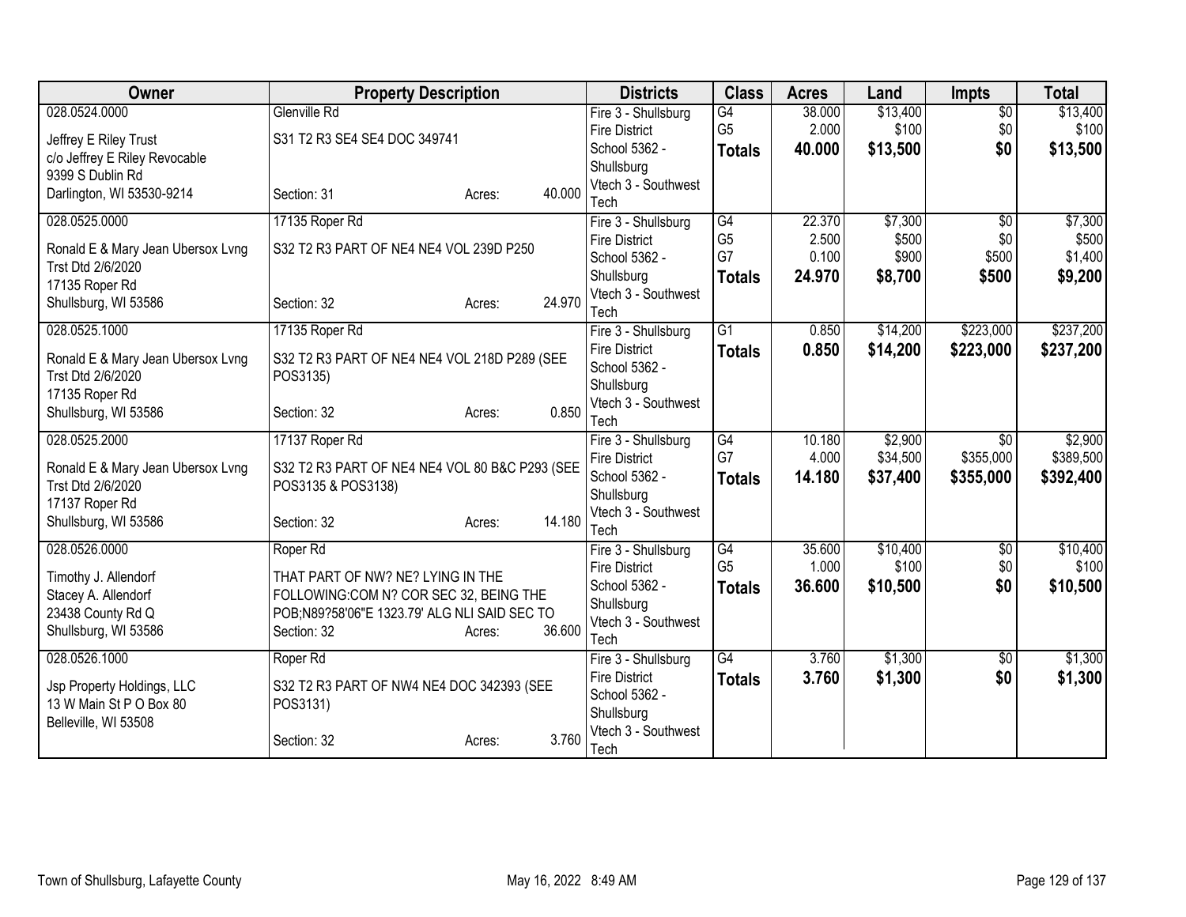| Owner | Property Description | Districts | Class | Acres | Land | Impts | Total |
|---|---|---|---|---|---|---|---|
| 028.0524.0000<br>Jeffrey E Riley Trust<br>c/o Jeffrey E Riley Revocable<br>9399 S Dublin Rd<br>Darlington, WI 53530-9214 | Glenville Rd<br>S31 T2 R3 SE4 SE4 DOC 349741<br>Section: 31 Acres: 40.000 | Fire 3 - Shullsburg Fire District<br>School 5362 - Shullsburg<br>Vtech 3 - Southwest Tech | G4<br>G5<br>**Totals** | 38.000<br>2.000<br>**40.000** | $13,400<br>$100<br>**$13,500** | $0<br>$0<br>**$0** | $13,400<br>$100<br>**$13,500** |
| 028.0525.0000<br>Ronald E & Mary Jean Ubersox Lvng Trst Dtd 2/6/2020<br>17135 Roper Rd<br>Shullsburg, WI 53586 | 17135 Roper Rd<br>S32 T2 R3 PART OF NE4 NE4 VOL 239D P250<br>Section: 32 Acres: 24.970 | Fire 3 - Shullsburg Fire District<br>School 5362 - Shullsburg<br>Vtech 3 - Southwest Tech | G4<br>G5<br>G7<br>**Totals** | 22.370<br>2.500<br>0.100<br>**24.970** | $7,300<br>$500<br>$900<br>**$8,700** | $0<br>$0<br>$500<br>**$500** | $7,300<br>$500<br>$1,400<br>**$9,200** |
| 028.0525.1000<br>Ronald E & Mary Jean Ubersox Lvng Trst Dtd 2/6/2020<br>17135 Roper Rd<br>Shullsburg, WI 53586 | 17135 Roper Rd<br>S32 T2 R3 PART OF NE4 NE4 VOL 218D P289 (SEE POS3135)<br>Section: 32 Acres: 0.850 | Fire 3 - Shullsburg Fire District<br>School 5362 - Shullsburg<br>Vtech 3 - Southwest Tech | G1<br>**Totals** | 0.850<br>**0.850** | $14,200<br>**$14,200** | $223,000<br>**$223,000** | $237,200<br>**$237,200** |
| 028.0525.2000<br>Ronald E & Mary Jean Ubersox Lvng Trst Dtd 2/6/2020<br>17137 Roper Rd<br>Shullsburg, WI 53586 | 17137 Roper Rd<br>S32 T2 R3 PART OF NE4 NE4 VOL 80 B&C P293 (SEE POS3135 & POS3138)<br>Section: 32 Acres: 14.180 | Fire 3 - Shullsburg Fire District<br>School 5362 - Shullsburg<br>Vtech 3 - Southwest Tech | G4<br>G7<br>**Totals** | 10.180<br>4.000<br>**14.180** | $2,900<br>$34,500<br>**$37,400** | $0<br>$355,000<br>**$355,000** | $2,900<br>$389,500<br>**$392,400** |
| 028.0526.0000<br>Timothy J. Allendorf<br>Stacey A. Allendorf<br>23438 County Rd Q<br>Shullsburg, WI 53586 | Roper Rd<br>THAT PART OF NW? NE? LYING IN THE FOLLOWING:COM N? COR SEC 32, BEING THE POB;N89?58'06"E 1323.79' ALG NLI SAID SEC TO<br>Section: 32 Acres: 36.600 | Fire 3 - Shullsburg Fire District<br>School 5362 - Shullsburg<br>Vtech 3 - Southwest Tech | G4<br>G5<br>**Totals** | 35.600<br>1.000<br>**36.600** | $10,400<br>$100<br>**$10,500** | $0<br>$0<br>**$0** | $10,400<br>$100<br>**$10,500** |
| 028.0526.1000<br>Jsp Property Holdings, LLC<br>13 W Main St P O Box 80<br>Belleville, WI 53508 | Roper Rd<br>S32 T2 R3 PART OF NW4 NE4 DOC 342393 (SEE POS3131)<br>Section: 32 Acres: 3.760 | Fire 3 - Shullsburg Fire District<br>School 5362 - Shullsburg<br>Vtech 3 - Southwest Tech | G4<br>**Totals** | 3.760<br>**3.760** | $1,300<br>**$1,300** | $0<br>**$0** | $1,300<br>**$1,300** |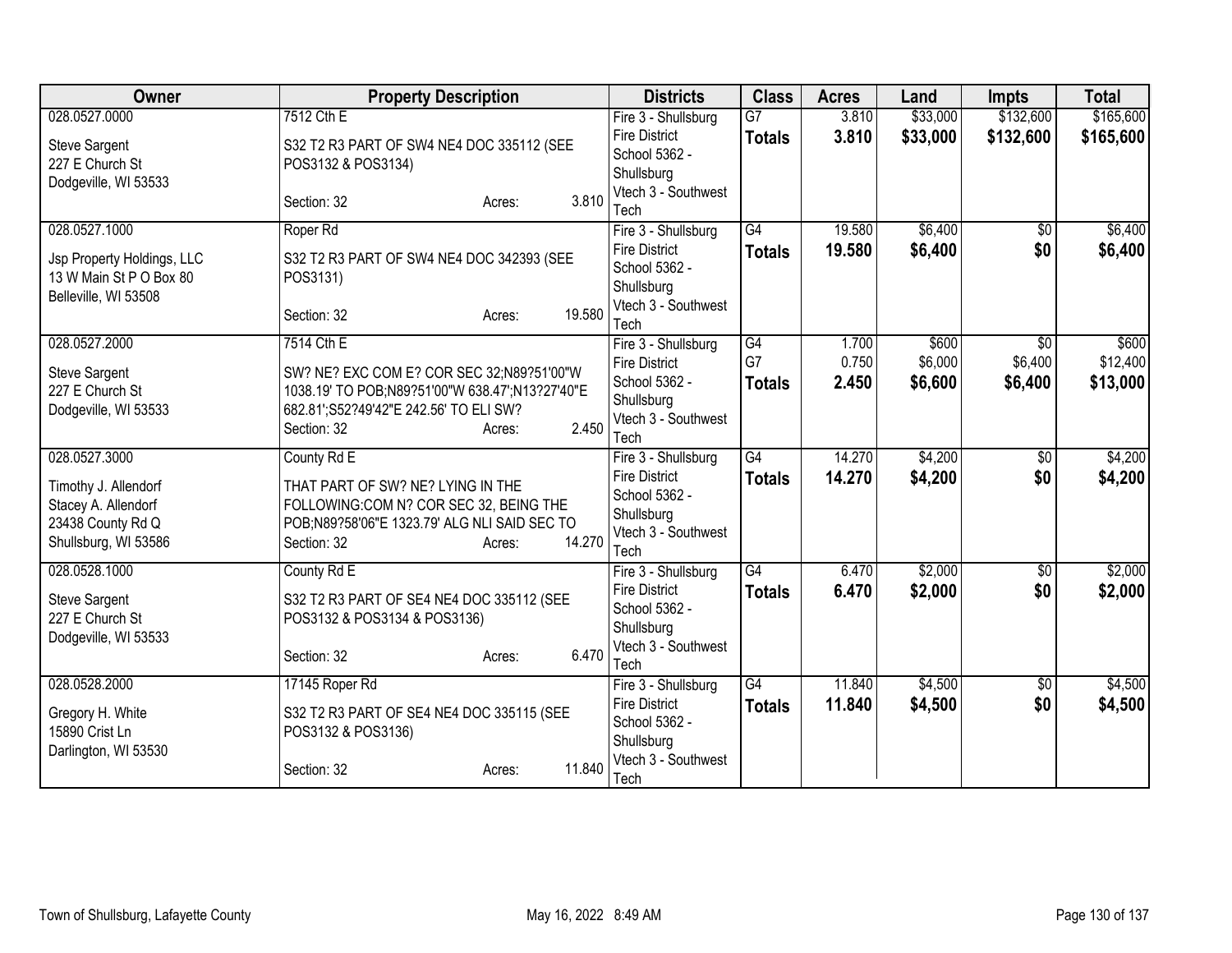| Owner | Property Description | Districts | Class | Acres | Land | Impts | Total |
|---|---|---|---|---|---|---|---|
| 028.0527.0000<br><br>Steve Sargent<br>227 E Church St<br>Dodgeville, WI 53533 | 7512 Cth E<br><br>S32 T2 R3 PART OF SW4 NE4 DOC 335112 (SEE POS3132 & POS3134)<br><br>Section: 32 Acres: 3.810 | Fire 3 - Shullsburg Fire District<br>School 5362 - Shullsburg<br>Vtech 3 - Southwest Tech | G7<br>**Totals** | 3.810<br>**3.810** | $33,000<br>**$33,000** | $132,600<br>**$132,600** | $165,600<br>**$165,600** |
| 028.0527.1000<br><br>Jsp Property Holdings, LLC<br>13 W Main St P O Box 80<br>Belleville, WI 53508 | Roper Rd<br><br>S32 T2 R3 PART OF SW4 NE4 DOC 342393 (SEE POS3131)<br><br>Section: 32 Acres: 19.580 | Fire 3 - Shullsburg Fire District<br>School 5362 - Shullsburg<br>Vtech 3 - Southwest Tech | G4<br>**Totals** | 19.580<br>**19.580** | $6,400<br>**$6,400** | $0<br>**$0** | $6,400<br>**$6,400** |
| 028.0527.2000<br><br>Steve Sargent<br>227 E Church St<br>Dodgeville, WI 53533 | 7514 Cth E<br><br>SW? NE? EXC COM E? COR SEC 32;N89?51'00"W 1038.19' TO POB;N89?51'00"W 638.47';N13?27'40"E 682.81';S52?49'42"E 242.56' TO ELI SW?<br>Section: 32 Acres: 2.450 | Fire 3 - Shullsburg Fire District<br>School 5362 - Shullsburg<br>Vtech 3 - Southwest Tech | G4<br>G7<br>**Totals** | 1.700<br>0.750<br>**2.450** | $600<br>$6,000<br>**$6,600** | $0<br>$6,400<br>**$6,400** | $600<br>$12,400<br>**$13,000** |
| 028.0527.3000<br><br>Timothy J. Allendorf<br>Stacey A. Allendorf<br>23438 County Rd Q<br>Shullsburg, WI 53586 | County Rd E<br><br>THAT PART OF SW? NE? LYING IN THE FOLLOWING:COM N? COR SEC 32, BEING THE POB;N89?58'06"E 1323.79' ALG NLI SAID SEC TO<br>Section: 32 Acres: 14.270 | Fire 3 - Shullsburg Fire District<br>School 5362 - Shullsburg<br>Vtech 3 - Southwest Tech | G4<br>**Totals** | 14.270<br>**14.270** | $4,200<br>**$4,200** | $0<br>**$0** | $4,200<br>**$4,200** |
| 028.0528.1000<br><br>Steve Sargent<br>227 E Church St<br>Dodgeville, WI 53533 | County Rd E<br><br>S32 T2 R3 PART OF SE4 NE4 DOC 335112 (SEE POS3132 & POS3134 & POS3136)<br><br>Section: 32 Acres: 6.470 | Fire 3 - Shullsburg Fire District<br>School 5362 - Shullsburg<br>Vtech 3 - Southwest Tech | G4<br>**Totals** | 6.470<br>**6.470** | $2,000<br>**$2,000** | $0<br>**$0** | $2,000<br>**$2,000** |
| 028.0528.2000<br><br>Gregory H. White<br>15890 Crist Ln<br>Darlington, WI 53530 | 17145 Roper Rd<br><br>S32 T2 R3 PART OF SE4 NE4 DOC 335115 (SEE POS3132 & POS3136)<br><br>Section: 32 Acres: 11.840 | Fire 3 - Shullsburg Fire District<br>School 5362 - Shullsburg<br>Vtech 3 - Southwest Tech | G4<br>**Totals** | 11.840<br>**11.840** | $4,500<br>**$4,500** | $0<br>**$0** | $4,500<br>**$4,500** |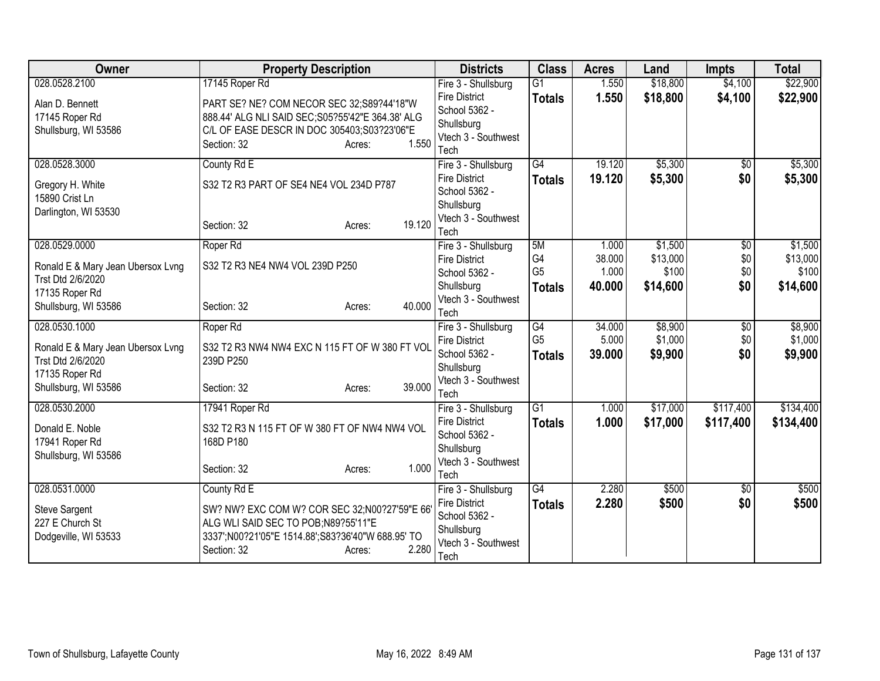| Owner | Property Description | Districts | Class | Acres | Land | Impts | Total |
|---|---|---|---|---|---|---|---|
| 028.0528.2100<br>Alan D. Bennett<br>17145 Roper Rd<br>Shullsburg, WI 53586 | 17145 Roper Rd<br>PART SE? NE? COM NECOR SEC 32;S89?44'18"W 888.44' ALG NLI SAID SEC;S05?55'42"E 364.38' ALG C/L OF EASE DESCR IN DOC 305403;S03?23'06"E<br>Section: 32 Acres: 1.550 | Fire 3 - Shullsburg Fire District<br>School 5362 - Shullsburg<br>Vtech 3 - Southwest Tech | G1<br>**Totals** | 1.550<br>**1.550** | $18,800<br>**$18,800** | $4,100<br>**$4,100** | $22,900<br>**$22,900** |
| 028.0528.3000<br>Gregory H. White<br>15890 Crist Ln<br>Darlington, WI 53530 | County Rd E<br>S32 T2 R3 PART OF SE4 NE4 VOL 234D P787<br>Section: 32 Acres: 19.120 | Fire 3 - Shullsburg Fire District<br>School 5362 - Shullsburg<br>Vtech 3 - Southwest Tech | G4<br>**Totals** | 19.120<br>**19.120** | $5,300<br>**$5,300** | $0<br>**$0** | $5,300<br>**$5,300** |
| 028.0529.0000<br>Ronald E & Mary Jean Ubersox Lvng Trst Dtd 2/6/2020<br>17135 Roper Rd<br>Shullsburg, WI 53586 | Roper Rd<br>S32 T2 R3 NE4 NW4 VOL 239D P250<br>Section: 32 Acres: 40.000 | Fire 3 - Shullsburg Fire District<br>School 5362 - Shullsburg<br>Vtech 3 - Southwest Tech | 5M<br>G4<br>G5<br>**Totals** | 1.000<br>38.000<br>1.000<br>**40.000** | $1,500<br>$13,000<br>$100<br>**$14,600** | $0<br>$0<br>$0<br>**$0** | $1,500<br>$13,000<br>$100<br>**$14,600** |
| 028.0530.1000<br>Ronald E & Mary Jean Ubersox Lvng Trst Dtd 2/6/2020<br>17135 Roper Rd<br>Shullsburg, WI 53586 | Roper Rd<br>S32 T2 R3 NW4 NW4 EXC N 115 FT OF W 380 FT VOL 239D P250<br>Section: 32 Acres: 39.000 | Fire 3 - Shullsburg Fire District<br>School 5362 - Shullsburg<br>Vtech 3 - Southwest Tech | G4<br>G5<br>**Totals** | 34.000<br>5.000<br>**39.000** | $8,900<br>$1,000<br>**$9,900** | $0<br>$0<br>**$0** | $8,900<br>$1,000<br>**$9,900** |
| 028.0530.2000<br>Donald E. Noble<br>17941 Roper Rd<br>Shullsburg, WI 53586 | 17941 Roper Rd<br>S32 T2 R3 N 115 FT OF W 380 FT OF NW4 NW4 VOL 168D P180<br>Section: 32 Acres: 1.000 | Fire 3 - Shullsburg Fire District<br>School 5362 - Shullsburg<br>Vtech 3 - Southwest Tech | G1<br>**Totals** | 1.000<br>**1.000** | $17,000<br>**$17,000** | $117,400<br>**$117,400** | $134,400<br>**$134,400** |
| 028.0531.0000<br>Steve Sargent<br>227 E Church St<br>Dodgeville, WI 53533 | County Rd E<br>SW? NW? EXC COM W? COR SEC 32;N00?27'59"E 66' ALG WLI SAID SEC TO POB;N89?55'11"E 3337';N00?21'05"E 1514.88';S83?36'40"W 688.95' TO<br>Section: 32 Acres: 2.280 | Fire 3 - Shullsburg Fire District<br>School 5362 - Shullsburg<br>Vtech 3 - Southwest Tech | G4<br>**Totals** | 2.280<br>**2.280** | $500<br>**$500** | $0<br>**$0** | $500<br>**$500** |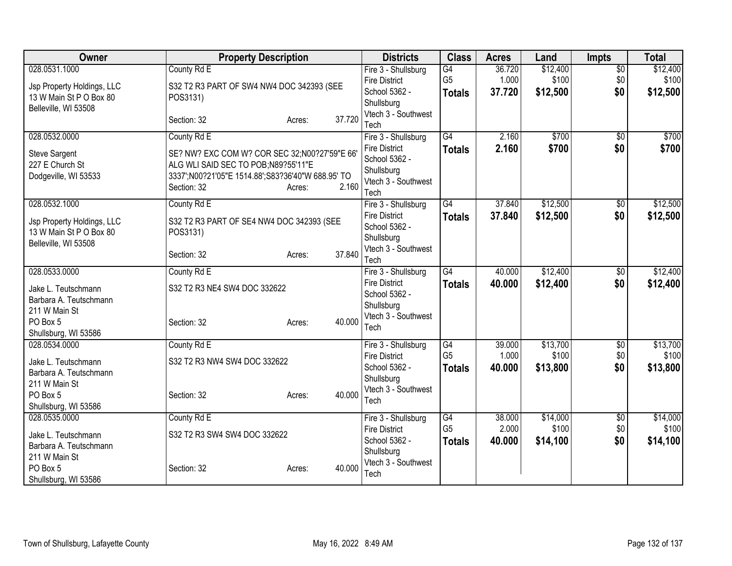| Owner | Property Description | Districts | Class | Acres | Land | Impts | Total |
|---|---|---|---|---|---|---|---|
| 028.0531.1000<br><br>Jsp Property Holdings, LLC<br>13 W Main St P O Box 80<br>Belleville, WI 53508 | County Rd E<br><br>S32 T2 R3 PART OF SW4 NW4 DOC 342393 (SEE POS3131)<br><br>Section: 32 Acres: 37.720 | Fire 3 - Shullsburg Fire District<br>School 5362 - Shullsburg<br>Vtech 3 - Southwest Tech | G4<br>G5<br>**Totals** | 36.720<br>1.000<br>**37.720** | $12,400<br>$100<br>**$12,500** | $0<br>$0<br>**$0** | $12,400<br>$100<br>**$12,500** |
| 028.0532.0000<br><br>Steve Sargent<br>227 E Church St<br>Dodgeville, WI 53533 | County Rd E<br><br>SE? NW? EXC COM W? COR SEC 32;N00?27'59"E 66' ALG WLI SAID SEC TO POB;N89?55'11"E 3337';N00?21'05"E 1514.88';S83?36'40"W 688.95' TO<br>Section: 32 Acres: 2.160 | Fire 3 - Shullsburg Fire District<br>School 5362 - Shullsburg<br>Vtech 3 - Southwest Tech | G4<br>**Totals** | 2.160<br>**2.160** | $700<br>**$700** | $0<br>**$0** | $700<br>**$700** |
| 028.0532.1000<br><br>Jsp Property Holdings, LLC<br>13 W Main St P O Box 80<br>Belleville, WI 53508 | County Rd E<br><br>S32 T2 R3 PART OF SE4 NW4 DOC 342393 (SEE POS3131)<br><br>Section: 32 Acres: 37.840 | Fire 3 - Shullsburg Fire District<br>School 5362 - Shullsburg<br>Vtech 3 - Southwest Tech | G4<br>**Totals** | 37.840<br>**37.840** | $12,500<br>**$12,500** | $0<br>**$0** | $12,500<br>**$12,500** |
| 028.0533.0000<br><br>Jake L. Teutschmann<br>Barbara A. Teutschmann<br>211 W Main St<br>PO Box 5<br>Shullsburg, WI 53586 | County Rd E<br><br>S32 T2 R3 NE4 SW4 DOC 332622<br><br>Section: 32 Acres: 40.000 | Fire 3 - Shullsburg Fire District<br>School 5362 - Shullsburg<br>Vtech 3 - Southwest Tech | G4<br>**Totals** | 40.000<br>**40.000** | $12,400<br>**$12,400** | $0<br>**$0** | $12,400<br>**$12,400** |
| 028.0534.0000<br><br>Jake L. Teutschmann<br>Barbara A. Teutschmann<br>211 W Main St<br>PO Box 5<br>Shullsburg, WI 53586 | County Rd E<br><br>S32 T2 R3 NW4 SW4 DOC 332622<br><br>Section: 32 Acres: 40.000 | Fire 3 - Shullsburg Fire District<br>School 5362 - Shullsburg<br>Vtech 3 - Southwest Tech | G4<br>G5<br>**Totals** | 39.000<br>1.000<br>**40.000** | $13,700<br>$100<br>**$13,800** | $0<br>$0<br>**$0** | $13,700<br>$100<br>**$13,800** |
| 028.0535.0000<br><br>Jake L. Teutschmann<br>Barbara A. Teutschmann<br>211 W Main St<br>PO Box 5<br>Shullsburg, WI 53586 | County Rd E<br><br>S32 T2 R3 SW4 SW4 DOC 332622<br><br>Section: 32 Acres: 40.000 | Fire 3 - Shullsburg Fire District<br>School 5362 - Shullsburg<br>Vtech 3 - Southwest Tech | G4<br>G5<br>**Totals** | 38.000<br>2.000<br>**40.000** | $14,000<br>$100<br>**$14,100** | $0<br>$0<br>**$0** | $14,000<br>$100<br>**$14,100** |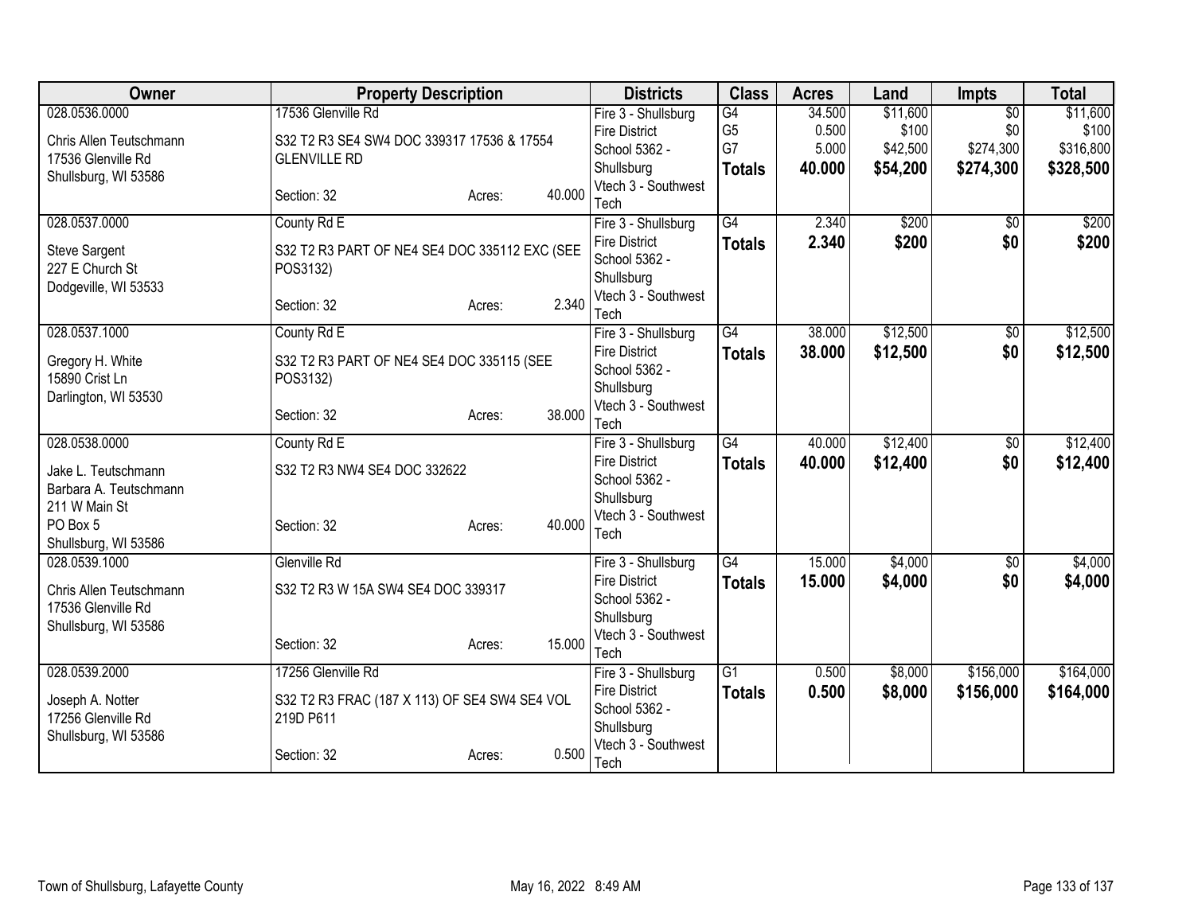| Owner | Property Description | Districts | Class | Acres | Land | Impts | Total |
|---|---|---|---|---|---|---|---|
| 028.0536.0000<br>Chris Allen Teutschmann<br>17536 Glenville Rd<br>Shullsburg, WI 53586 | 17536 Glenville Rd<br>S32 T2 R3 SE4 SW4 DOC 339317 17536 & 17554 GLENVILLE RD<br>Section: 32 Acres: 40.000 | Fire 3 - Shullsburg Fire District<br>School 5362 - Shullsburg<br>Vtech 3 - Southwest Tech | G4<br>G5<br>G7<br>**Totals** | 34.500<br>0.500<br>5.000<br>**40.000** | $11,600<br>$100<br>$42,500<br>**$54,200** | $0<br>$0<br>$274,300<br>**$274,300** | $11,600<br>$100<br>$316,800<br>**$328,500** |
| 028.0537.0000<br>Steve Sargent<br>227 E Church St<br>Dodgeville, WI 53533 | County Rd E<br>S32 T2 R3 PART OF NE4 SE4 DOC 335112 EXC (SEE POS3132)<br>Section: 32 Acres: 2.340 | Fire 3 - Shullsburg Fire District<br>School 5362 - Shullsburg<br>Vtech 3 - Southwest Tech | G4<br>**Totals** | 2.340<br>**2.340** | $200<br>**$200** | $0<br>**$0** | $200<br>**$200** |
| 028.0537.1000<br>Gregory H. White<br>15890 Crist Ln<br>Darlington, WI 53530 | County Rd E<br>S32 T2 R3 PART OF NE4 SE4 DOC 335115 (SEE POS3132)<br>Section: 32 Acres: 38.000 | Fire 3 - Shullsburg Fire District<br>School 5362 - Shullsburg<br>Vtech 3 - Southwest Tech | G4<br>**Totals** | 38.000<br>**38.000** | $12,500<br>**$12,500** | $0<br>**$0** | $12,500<br>**$12,500** |
| 028.0538.0000<br>Jake L. Teutschmann<br>Barbara A. Teutschmann<br>211 W Main St<br>PO Box 5<br>Shullsburg, WI 53586 | County Rd E<br>S32 T2 R3 NW4 SE4 DOC 332622<br>Section: 32 Acres: 40.000 | Fire 3 - Shullsburg Fire District<br>School 5362 - Shullsburg<br>Vtech 3 - Southwest Tech | G4<br>**Totals** | 40.000<br>**40.000** | $12,400<br>**$12,400** | $0<br>**$0** | $12,400<br>**$12,400** |
| 028.0539.1000<br>Chris Allen Teutschmann<br>17536 Glenville Rd<br>Shullsburg, WI 53586 | Glenville Rd<br>S32 T2 R3 W 15A SW4 SE4 DOC 339317<br>Section: 32 Acres: 15.000 | Fire 3 - Shullsburg Fire District<br>School 5362 - Shullsburg<br>Vtech 3 - Southwest Tech | G4<br>**Totals** | 15.000<br>**15.000** | $4,000<br>**$4,000** | $0<br>**$0** | $4,000<br>**$4,000** |
| 028.0539.2000<br>Joseph A. Notter<br>17256 Glenville Rd<br>Shullsburg, WI 53586 | 17256 Glenville Rd<br>S32 T2 R3 FRAC (187 X 113) OF SE4 SW4 SE4 VOL 219D P611<br>Section: 32 Acres: 0.500 | Fire 3 - Shullsburg Fire District<br>School 5362 - Shullsburg<br>Vtech 3 - Southwest Tech | G1<br>**Totals** | 0.500<br>**0.500** | $8,000<br>**$8,000** | $156,000<br>**$156,000** | $164,000<br>**$164,000** |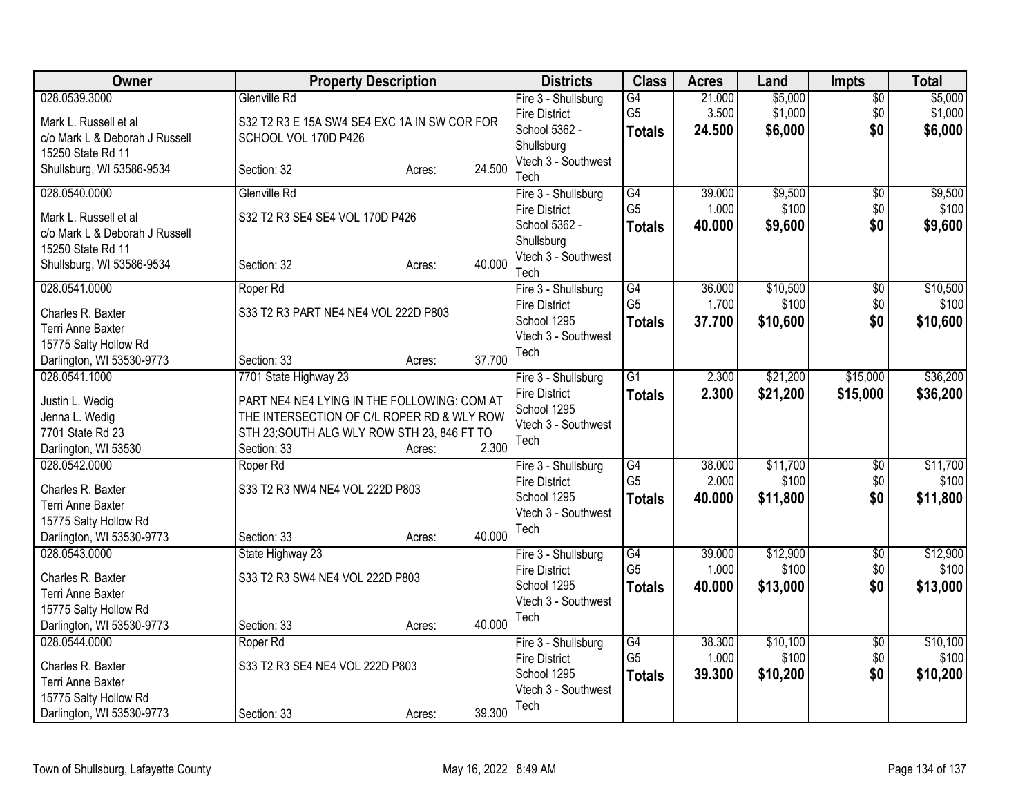| Owner | Property Description | Districts | Class | Acres | Land | Impts | Total |
|---|---|---|---|---|---|---|---|
| 028.0539.3000<br>Mark L. Russell et al<br>c/o Mark L & Deborah J Russell<br>15250 State Rd 11<br>Shullsburg, WI 53586-9534 | Glenville Rd<br>S32 T2 R3 E 15A SW4 SE4 EXC 1A IN SW COR FOR SCHOOL VOL 170D P426<br>Section: 32 Acres: 24.500 | Fire 3 - Shullsburg Fire District<br>School 5362 - Shullsburg<br>Vtech 3 - Southwest Tech | G4<br>G5<br>**Totals** | 21.000<br>3.500<br>**24.500** | $5,000<br>$1,000<br>**$6,000** | $0<br>$0<br>**$0** | $5,000<br>$1,000<br>**$6,000** |
| 028.0540.0000<br>Mark L. Russell et al<br>c/o Mark L & Deborah J Russell<br>15250 State Rd 11<br>Shullsburg, WI 53586-9534 | Glenville Rd<br>S32 T2 R3 SE4 SE4 VOL 170D P426<br>Section: 32 Acres: 40.000 | Fire 3 - Shullsburg Fire District<br>School 5362 - Shullsburg<br>Vtech 3 - Southwest Tech | G4<br>G5<br>**Totals** | 39.000<br>1.000<br>**40.000** | $9,500<br>$100<br>**$9,600** | $0<br>$0<br>**$0** | $9,500<br>$100<br>**$9,600** |
| 028.0541.0000<br>Charles R. Baxter<br>Terri Anne Baxter<br>15775 Salty Hollow Rd<br>Darlington, WI 53530-9773 | Roper Rd<br>S33 T2 R3 PART NE4 NE4 VOL 222D P803<br>Section: 33 Acres: 37.700 | Fire 3 - Shullsburg Fire District<br>School 1295<br>Vtech 3 - Southwest Tech | G4<br>G5<br>**Totals** | 36.000<br>1.700<br>**37.700** | $10,500<br>$100<br>**$10,600** | $0<br>$0<br>**$0** | $10,500<br>$100<br>**$10,600** |
| 028.0541.1000<br>Justin L. Wedig<br>Jenna L. Wedig<br>7701 State Rd 23<br>Darlington, WI 53530 | 7701 State Highway 23<br>PART NE4 NE4 LYING IN THE FOLLOWING: COM AT THE INTERSECTION OF C/L ROPER RD & WLY ROW STH 23;SOUTH ALG WLY ROW STH 23, 846 FT TO<br>Section: 33 Acres: 2.300 | Fire 3 - Shullsburg Fire District<br>School 1295<br>Vtech 3 - Southwest Tech | G1<br>**Totals** | 2.300<br>**2.300** | $21,200<br>**$21,200** | $15,000<br>**$15,000** | $36,200<br>**$36,200** |
| 028.0542.0000<br>Charles R. Baxter<br>Terri Anne Baxter<br>15775 Salty Hollow Rd<br>Darlington, WI 53530-9773 | Roper Rd<br>S33 T2 R3 NW4 NE4 VOL 222D P803<br>Section: 33 Acres: 40.000 | Fire 3 - Shullsburg Fire District<br>School 1295<br>Vtech 3 - Southwest Tech | G4<br>G5<br>**Totals** | 38.000<br>2.000<br>**40.000** | $11,700<br>$100<br>**$11,800** | $0<br>$0<br>**$0** | $11,700<br>$100<br>**$11,800** |
| 028.0543.0000<br>Charles R. Baxter<br>Terri Anne Baxter<br>15775 Salty Hollow Rd<br>Darlington, WI 53530-9773 | State Highway 23<br>S33 T2 R3 SW4 NE4 VOL 222D P803<br>Section: 33 Acres: 40.000 | Fire 3 - Shullsburg Fire District<br>School 1295<br>Vtech 3 - Southwest Tech | G4<br>G5<br>**Totals** | 39.000<br>1.000<br>**40.000** | $12,900<br>$100<br>**$13,000** | $0<br>$0<br>**$0** | $12,900<br>$100<br>**$13,000** |
| 028.0544.0000<br>Charles R. Baxter<br>Terri Anne Baxter<br>15775 Salty Hollow Rd<br>Darlington, WI 53530-9773 | Roper Rd<br>S33 T2 R3 SE4 NE4 VOL 222D P803<br>Section: 33 Acres: 39.300 | Fire 3 - Shullsburg Fire District<br>School 1295<br>Vtech 3 - Southwest Tech | G4<br>G5<br>**Totals** | 38.300<br>1.000<br>**39.300** | $10,100<br>$100<br>**$10,200** | $0<br>$0<br>**$0** | $10,100<br>$100<br>**$10,200** |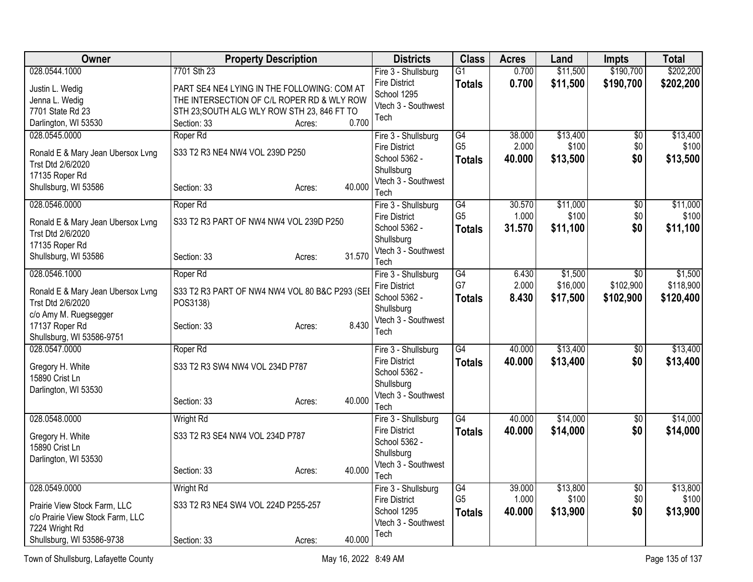| Owner | Property Description | Districts | Class | Acres | Land | Impts | Total |
|---|---|---|---|---|---|---|---|
| 028.0544.1000<br>Justin L. Wedig<br>Jenna L. Wedig<br>7701 State Rd 23<br>Darlington, WI 53530 | 7701 Sth 23<br>PART SE4 NE4 LYING IN THE FOLLOWING: COM AT THE INTERSECTION OF C/L ROPER RD & WLY ROW STH 23;SOUTH ALG WLY ROW STH 23, 846 FT TO<br>Section: 33 Acres: 0.700 | Fire 3 - Shullsburg Fire District<br>School 1295<br>Vtech 3 - Southwest Tech | G1<br>**Totals** | 0.700<br>**0.700** | $11,500<br>**$11,500** | $190,700<br>**$190,700** | $202,200<br>**$202,200** |
| 028.0545.0000<br>Ronald E & Mary Jean Ubersox Lvng Trst Dtd 2/6/2020<br>17135 Roper Rd<br>Shullsburg, WI 53586 | Roper Rd<br>S33 T2 R3 NE4 NW4 VOL 239D P250<br>Section: 33 Acres: 40.000 | Fire 3 - Shullsburg Fire District<br>School 5362 - Shullsburg<br>Vtech 3 - Southwest Tech | G4<br>G5<br>**Totals** | 38.000<br>2.000<br>**40.000** | $13,400<br>$100<br>**$13,500** | $0<br>$0<br>**$0** | $13,400<br>$100<br>**$13,500** |
| 028.0546.0000<br>Ronald E & Mary Jean Ubersox Lvng Trst Dtd 2/6/2020<br>17135 Roper Rd<br>Shullsburg, WI 53586 | Roper Rd<br>S33 T2 R3 PART OF NW4 NW4 VOL 239D P250<br>Section: 33 Acres: 31.570 | Fire 3 - Shullsburg Fire District<br>School 5362 - Shullsburg<br>Vtech 3 - Southwest Tech | G4<br>G5<br>**Totals** | 30.570<br>1.000<br>**31.570** | $11,000<br>$100<br>**$11,100** | $0<br>$0<br>**$0** | $11,000<br>$100<br>**$11,100** |
| 028.0546.1000<br>Ronald E & Mary Jean Ubersox Lvng Trst Dtd 2/6/2020<br>c/o Amy M. Ruegsegger<br>17137 Roper Rd<br>Shullsburg, WI 53586-9751 | Roper Rd<br>S33 T2 R3 PART OF NW4 NW4 VOL 80 B&C P293 (SEE POS3138)<br>Section: 33 Acres: 8.430 | Fire 3 - Shullsburg Fire District<br>School 5362 - Shullsburg<br>Vtech 3 - Southwest Tech | G4<br>G7<br>**Totals** | 6.430<br>2.000<br>**8.430** | $1,500<br>$16,000<br>**$17,500** | $0<br>$102,900<br>**$102,900** | $1,500<br>$118,900<br>**$120,400** |
| 028.0547.0000<br>Gregory H. White<br>15890 Crist Ln<br>Darlington, WI 53530 | Roper Rd<br>S33 T2 R3 SW4 NW4 VOL 234D P787<br>Section: 33 Acres: 40.000 | Fire 3 - Shullsburg Fire District<br>School 5362 - Shullsburg<br>Vtech 3 - Southwest Tech | G4<br>**Totals** | 40.000<br>**40.000** | $13,400<br>**$13,400** | $0<br>**$0** | $13,400<br>**$13,400** |
| 028.0548.0000<br>Gregory H. White<br>15890 Crist Ln<br>Darlington, WI 53530 | Wright Rd<br>S33 T2 R3 SE4 NW4 VOL 234D P787<br>Section: 33 Acres: 40.000 | Fire 3 - Shullsburg Fire District<br>School 5362 - Shullsburg<br>Vtech 3 - Southwest Tech | G4<br>**Totals** | 40.000<br>**40.000** | $14,000<br>**$14,000** | $0<br>**$0** | $14,000<br>**$14,000** |
| 028.0549.0000<br>Prairie View Stock Farm, LLC<br>c/o Prairie View Stock Farm, LLC<br>7224 Wright Rd<br>Shullsburg, WI 53586-9738 | Wright Rd<br>S33 T2 R3 NE4 SW4 VOL 224D P255-257<br>Section: 33 Acres: 40.000 | Fire 3 - Shullsburg Fire District<br>School 1295<br>Vtech 3 - Southwest Tech | G4<br>G5<br>**Totals** | 39.000<br>1.000<br>**40.000** | $13,800<br>$100<br>**$13,900** | $0<br>$0<br>**$0** | $13,800<br>$100<br>**$13,900** |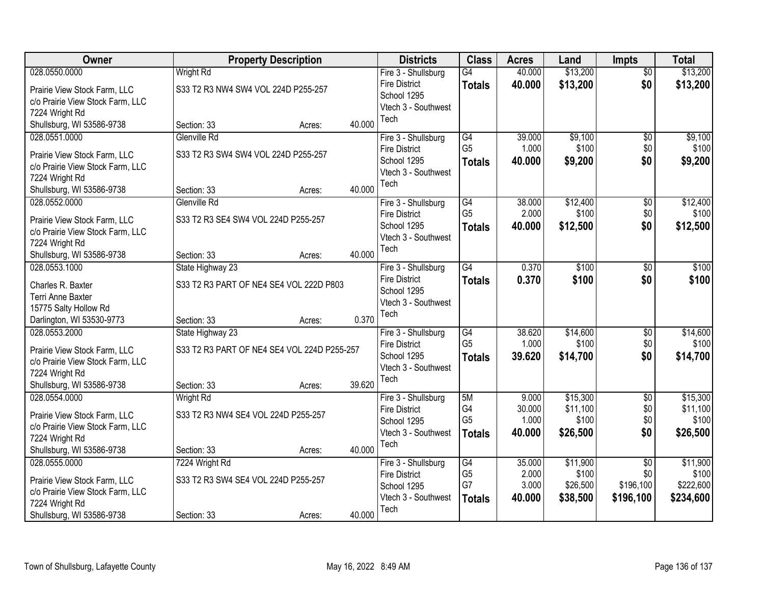| Owner | Property Description | Districts | Class | Acres | Land | Impts | Total |
|---|---|---|---|---|---|---|---|
| 028.0550.0000<br>Prairie View Stock Farm, LLC<br>c/o Prairie View Stock Farm, LLC<br>7224 Wright Rd<br>Shullsburg, WI 53586-9738 | Wright Rd<br>S33 T2 R3 NW4 SW4 VOL 224D P255-257<br>Section: 33 Acres: 40.000 | Fire 3 - Shullsburg Fire District<br>School 1295<br>Vtech 3 - Southwest Tech | G4<br>**Totals** | 40.000<br>**40.000** | $13,200<br>**$13,200** | $0<br>**$0** | $13,200<br>**$13,200** |
| 028.0551.0000<br>Prairie View Stock Farm, LLC<br>c/o Prairie View Stock Farm, LLC<br>7224 Wright Rd<br>Shullsburg, WI 53586-9738 | Glenville Rd<br>S33 T2 R3 SW4 SW4 VOL 224D P255-257<br>Section: 33 Acres: 40.000 | Fire 3 - Shullsburg Fire District<br>School 1295<br>Vtech 3 - Southwest Tech | G4<br>G5<br>**Totals** | 39.000<br>1.000<br>**40.000** | $9,100<br>$100<br>**$9,200** | $0<br>$0<br>**$0** | $9,100<br>$100<br>**$9,200** |
| 028.0552.0000<br>Prairie View Stock Farm, LLC<br>c/o Prairie View Stock Farm, LLC<br>7224 Wright Rd<br>Shullsburg, WI 53586-9738 | Glenville Rd<br>S33 T2 R3 SE4 SW4 VOL 224D P255-257<br>Section: 33 Acres: 40.000 | Fire 3 - Shullsburg Fire District<br>School 1295<br>Vtech 3 - Southwest Tech | G4<br>G5<br>**Totals** | 38.000<br>2.000<br>**40.000** | $12,400<br>$100<br>**$12,500** | $0<br>$0<br>**$0** | $12,400<br>$100<br>**$12,500** |
| 028.0553.1000<br>Charles R. Baxter<br>Terri Anne Baxter<br>15775 Salty Hollow Rd<br>Darlington, WI 53530-9773 | State Highway 23<br>S33 T2 R3 PART OF NE4 SE4 VOL 222D P803<br>Section: 33 Acres: 0.370 | Fire 3 - Shullsburg Fire District<br>School 1295<br>Vtech 3 - Southwest Tech | G4<br>**Totals** | 0.370<br>**0.370** | $100<br>**$100** | $0<br>**$0** | $100<br>**$100** |
| 028.0553.2000<br>Prairie View Stock Farm, LLC<br>c/o Prairie View Stock Farm, LLC<br>7224 Wright Rd<br>Shullsburg, WI 53586-9738 | State Highway 23<br>S33 T2 R3 PART OF NE4 SE4 VOL 224D P255-257<br>Section: 33 Acres: 39.620 | Fire 3 - Shullsburg Fire District<br>School 1295<br>Vtech 3 - Southwest Tech | G4<br>G5<br>**Totals** | 38.620<br>1.000<br>**39.620** | $14,600<br>$100<br>**$14,700** | $0<br>$0<br>**$0** | $14,600<br>$100<br>**$14,700** |
| 028.0554.0000<br>Prairie View Stock Farm, LLC<br>c/o Prairie View Stock Farm, LLC<br>7224 Wright Rd<br>Shullsburg, WI 53586-9738 | Wright Rd<br>S33 T2 R3 NW4 SE4 VOL 224D P255-257<br>Section: 33 Acres: 40.000 | Fire 3 - Shullsburg Fire District<br>School 1295<br>Vtech 3 - Southwest Tech | 5M<br>G4<br>G5<br>**Totals** | 9.000<br>30.000<br>1.000<br>**40.000** | $15,300<br>$11,100<br>$100<br>**$26,500** | $0<br>$0<br>$0<br>**$0** | $15,300<br>$11,100<br>$100<br>**$26,500** |
| 028.0555.0000<br>Prairie View Stock Farm, LLC<br>c/o Prairie View Stock Farm, LLC<br>7224 Wright Rd<br>Shullsburg, WI 53586-9738 | 7224 Wright Rd<br>S33 T2 R3 SW4 SE4 VOL 224D P255-257<br>Section: 33 Acres: 40.000 | Fire 3 - Shullsburg Fire District<br>School 1295<br>Vtech 3 - Southwest Tech | G4<br>G5<br>G7<br>**Totals** | 35.000<br>2.000<br>3.000<br>**40.000** | $11,900<br>$100<br>$26,500<br>**$38,500** | $0<br>$0<br>$196,100<br>**$196,100** | $11,900<br>$100<br>$222,600<br>**$234,600** |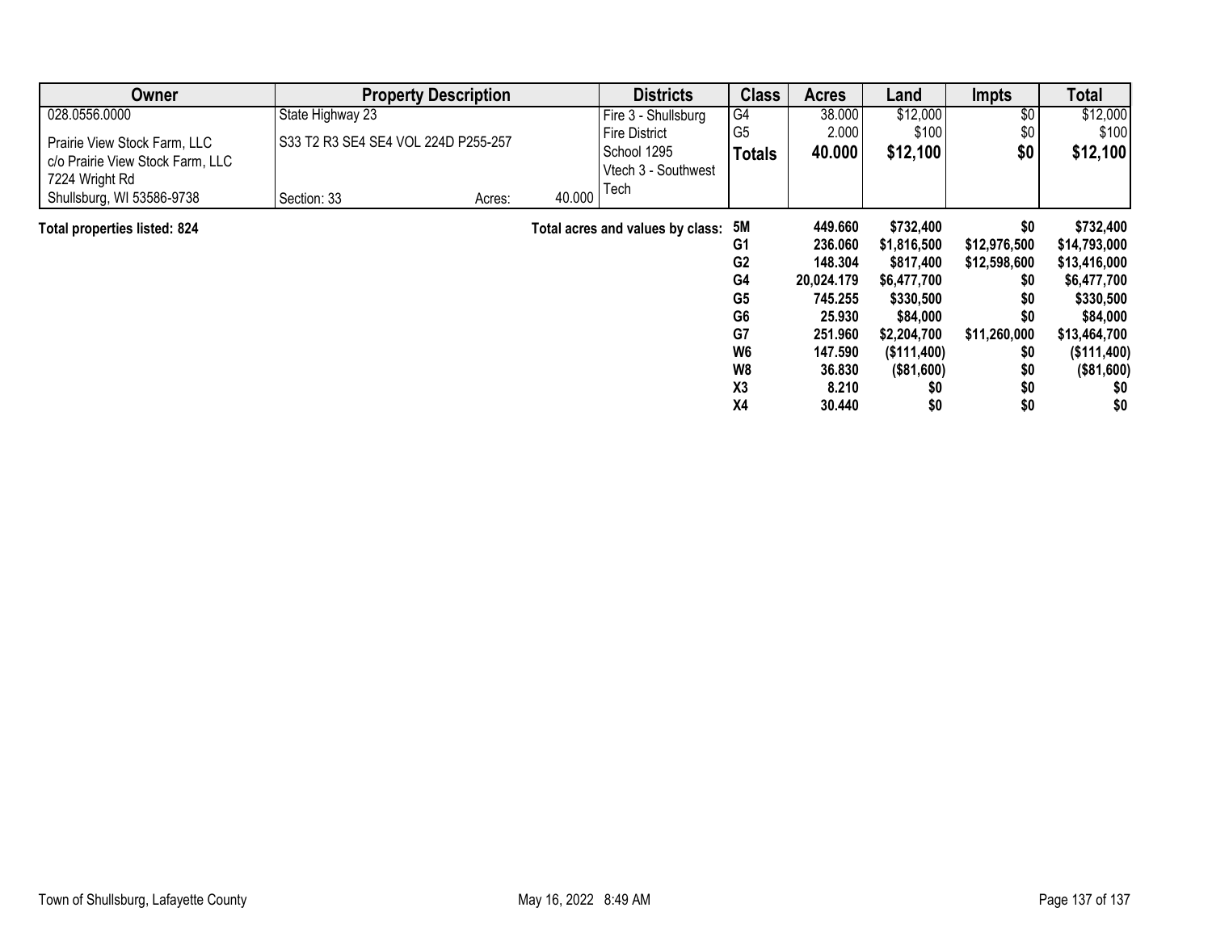| Owner | Property Description | | | Districts | Class | Acres | Land | Impts | Total |
|---|---|---|---|---|---|---|---|---|---|
| 028.0556.0000 | State Highway 23 | | | Fire 3 - Shullsburg | G4 | 38.000 | $12,000 | $0 | $12,000 |
| Prairie View Stock Farm, LLC | S33 T2 R3 SE4 SE4 VOL 224D P255-257 | | | Fire District | G5 | 2.000 | $100 | $0 | $100 |
| c/o Prairie View Stock Farm, LLC | | | | School 1295 | **Totals** | **40.000** | **$12,100** | **$0** | **$12,100** |
| 7224 Wright Rd | | | | Vtech 3 - Southwest | | | | | |
| Shullsburg, WI 53586-9738 | Section: 33 | Acres: | 40.000 | Tech | | | | | |

**Total properties listed: 824**

**Total acres and values by class:**

| Class | Acres | Land | Impts | Total |
|---|---|---|---|---|
| **5M** | **449.660** | **$732,400** | **$0** | **$732,400** |
| **G1** | **236.060** | **$1,816,500** | **$12,976,500** | **$14,793,000** |
| **G2** | **148.304** | **$817,400** | **$12,598,600** | **$13,416,000** |
| **G4** | **20,024.179** | **$6,477,700** | **$0** | **$6,477,700** |
| **G5** | **745.255** | **$330,500** | **$0** | **$330,500** |
| **G6** | **25.930** | **$84,000** | **$0** | **$84,000** |
| **G7** | **251.960** | **$2,204,700** | **$11,260,000** | **$13,464,700** |
| **W6** | **147.590** | **($111,400)** | **$0** | **($111,400)** |
| **W8** | **36.830** | **($81,600)** | **$0** | **($81,600)** |
| **X3** | **8.210** | **$0** | **$0** | **$0** |
| **X4** | **30.440** | **$0** | **$0** | **$0** |